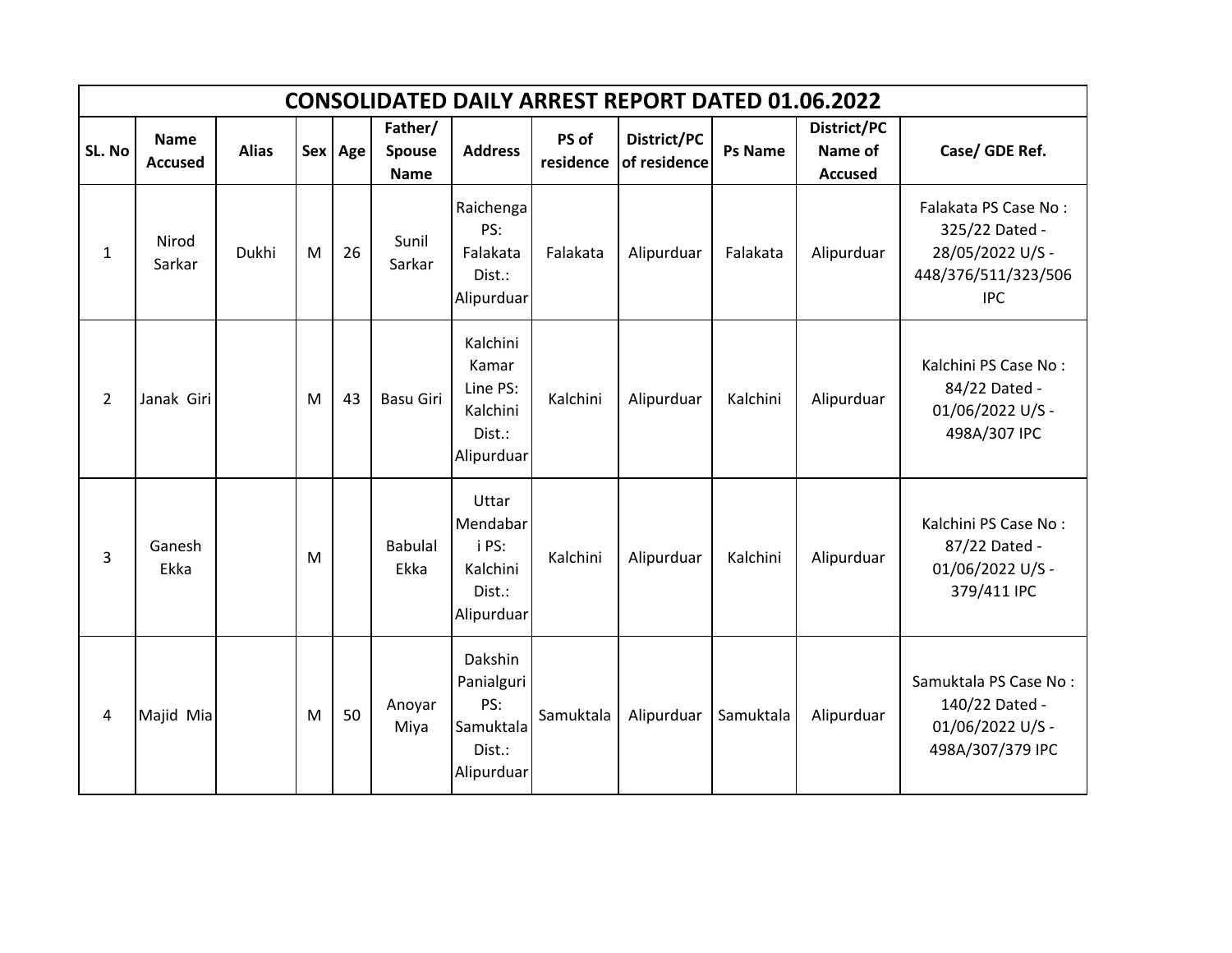| CONSOLIDATED DAILY ARREST REPORT DATED 01.06.2022 | | | | | | | | | | | |
|---|---|---|---|---|---|---|---|---|---|---|---|
| SL. No | Name Accused | Alias | Sex | Age | Father/ Spouse Name | Address | PS of residence | District/PC of residence | Ps Name | District/PC Name of Accused | Case/ GDE Ref. |
| 1 | Nirod Sarkar | Dukhi | M | 26 | Sunil Sarkar | Raichenga PS: Falakata Dist.: Alipurduar | Falakata | Alipurduar | Falakata | Alipurduar | Falakata PS Case No : 325/22 Dated - 28/05/2022 U/S - 448/376/511/323/506 IPC |
| 2 | Janak Giri | | M | 43 | Basu Giri | Kalchini Kamar Line PS: Kalchini Dist.: Alipurduar | Kalchini | Alipurduar | Kalchini | Alipurduar | Kalchini PS Case No : 84/22 Dated - 01/06/2022 U/S - 498A/307 IPC |
| 3 | Ganesh Ekka | | M | | Babulal Ekka | Uttar Mendabari PS: Kalchini Dist.: Alipurduar | Kalchini | Alipurduar | Kalchini | Alipurduar | Kalchini PS Case No : 87/22 Dated - 01/06/2022 U/S - 379/411 IPC |
| 4 | Majid Mia | | M | 50 | Anoyar Miya | Dakshin Panialguri PS: Samuktala Dist.: Alipurduar | Samuktala | Alipurduar | Samuktala | Alipurduar | Samuktala PS Case No : 140/22 Dated - 01/06/2022 U/S - 498A/307/379 IPC |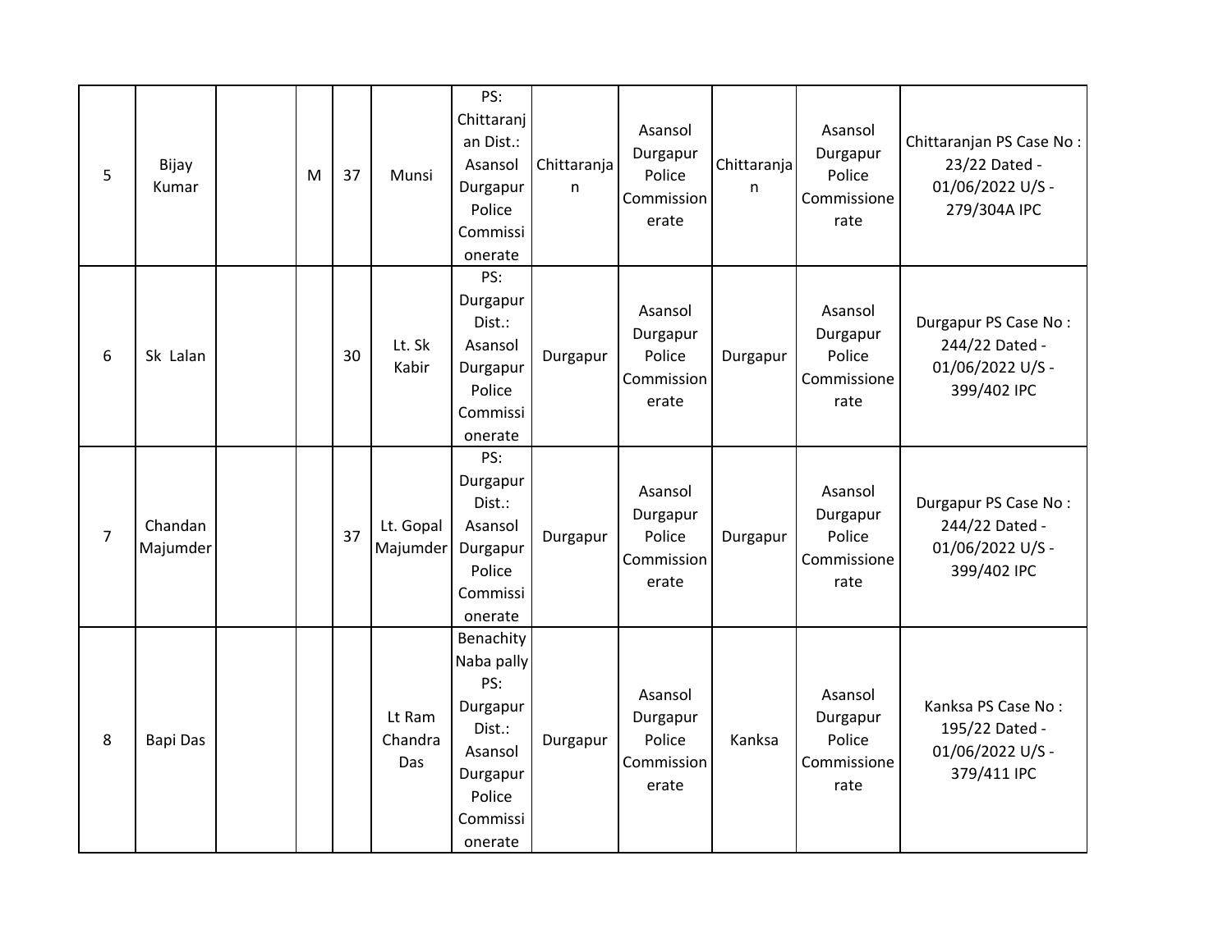| | | | | | | | | | | | |
|---|---|---|---|---|---|---|---|---|---|---|---|
| 5 | Bijay Kumar | | M | 37 | Munsi | PS: Chittaranjan Dist.: Asansol Durgapur Police Commissionerate | Chittaranjan | Asansol Durgapur Police Commissionerate | Chittaranjan | Asansol Durgapur Police Commissionerate | Chittaranjan PS Case No : 23/22 Dated - 01/06/2022 U/S - 279/304A IPC |
| 6 | Sk Lalan | | | 30 | Lt. Sk Kabir | PS: Durgapur Dist.: Asansol Durgapur Police Commissionerate | Durgapur | Asansol Durgapur Police Commissionerate | Durgapur | Asansol Durgapur Police Commissionerate | Durgapur PS Case No : 244/22 Dated - 01/06/2022 U/S - 399/402 IPC |
| 7 | Chandan Majumder | | | 37 | Lt. Gopal Majumder | PS: Durgapur Dist.: Asansol Durgapur Police Commissionerate | Durgapur | Asansol Durgapur Police Commissionerate | Durgapur | Asansol Durgapur Police Commissionerate | Durgapur PS Case No : 244/22 Dated - 01/06/2022 U/S - 399/402 IPC |
| 8 | Bapi Das | | | | Lt Ram Chandra Das | Benachity Naba pally PS: Durgapur Dist.: Asansol Durgapur Police Commissionerate | Durgapur | Asansol Durgapur Police Commissionerate | Kanksa | Asansol Durgapur Police Commissionerate | Kanksa PS Case No : 195/22 Dated - 01/06/2022 U/S - 379/411 IPC |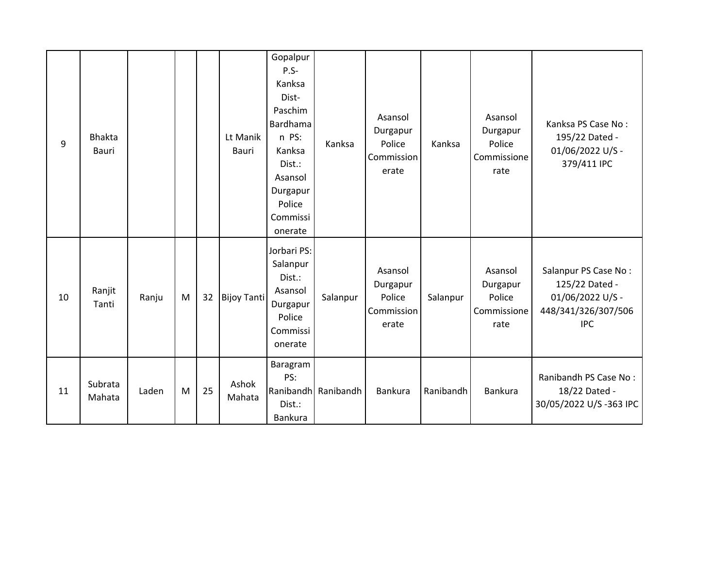| 9 | Bhakta Bauri | | | | Lt Manik Bauri | Gopalpur P.S- Kanksa Dist- Paschim Bardhaman PS: Kanksa Dist.: Asansol Durgapur Police Commissionerate | Kanksa | Asansol Durgapur Police Commissionerate | Kanksa | Asansol Durgapur Police Commissionerate | Kanksa PS Case No : 195/22 Dated - 01/06/2022 U/S - 379/411 IPC |
|---|---|---|---|---|---|---|---|---|---|---|---|
| 10 | Ranjit Tanti | Ranju | M | 32 | Bijoy Tanti | Jorbari PS: Salanpur Dist.: Asansol Durgapur Police Commissionerate | Salanpur | Asansol Durgapur Police Commissionerate | Salanpur | Asansol Durgapur Police Commissionerate | Salanpur PS Case No : 125/22 Dated - 01/06/2022 U/S - 448/341/326/307/506 IPC |
| 11 | Subrata Mahata | Laden | M | 25 | Ashok Mahata | Baragram PS: Ranibandh Dist.: Bankura | Ranibandh | Bankura | Ranibandh | Bankura | Ranibandh PS Case No : 18/22 Dated - 30/05/2022 U/S -363 IPC |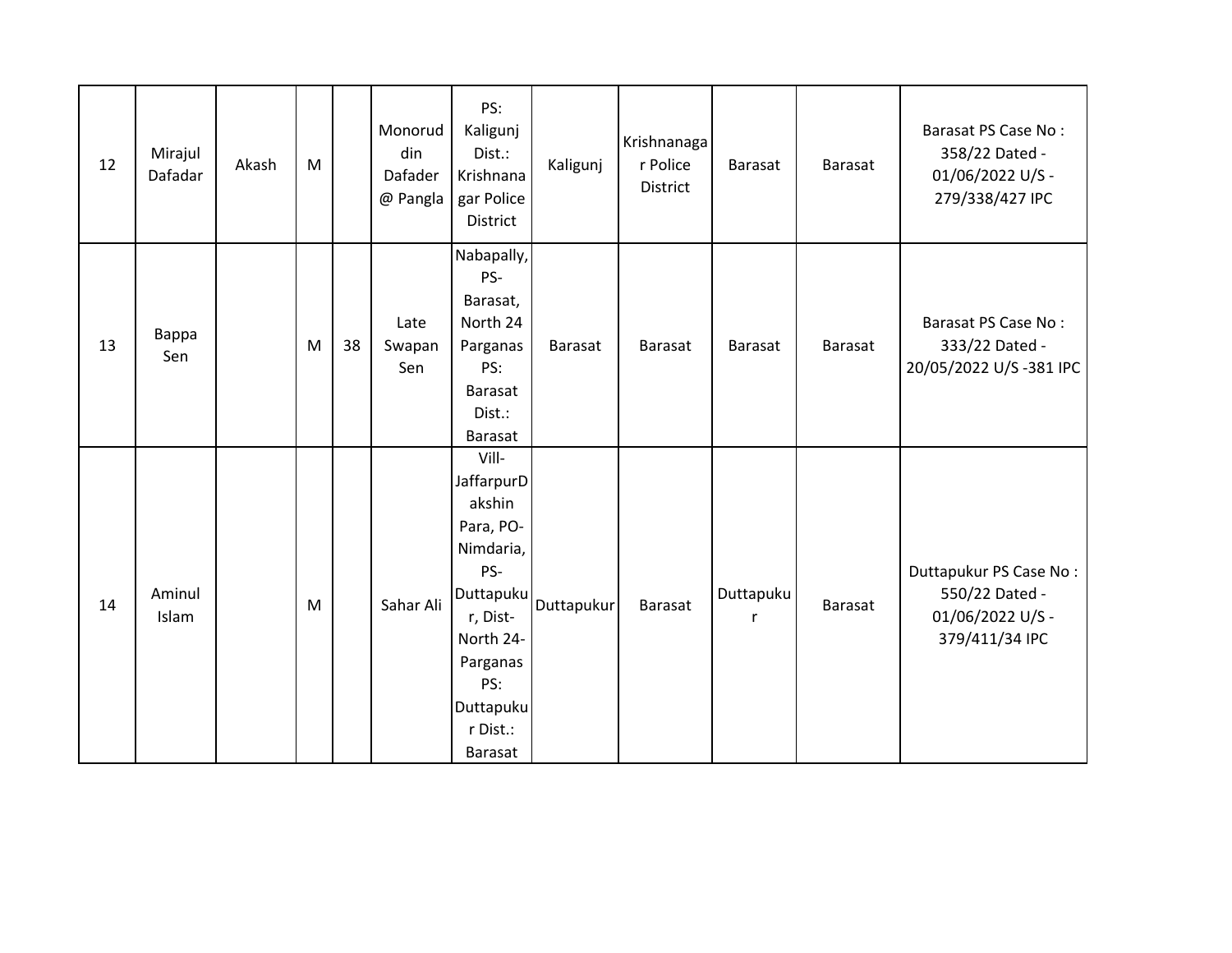| | | | | | | | | | | | |
|---|---|---|---|---|---|---|---|---|---|---|---|
| 12 | Mirajul Dafadar | Akash | M | | Monoruddin Dafader @ Pangla | PS: Kaligunj Dist.: Krishnanagar Police District | Kaligunj | Krishnanagar Police District | Barasat | Barasat | Barasat PS Case No : 358/22 Dated - 01/06/2022 U/S - 279/338/427 IPC |
| 13 | Bappa Sen | | M | 38 | Late Swapan Sen | Nabapally, PS- Barasat, North 24 Parganas PS: Barasat Dist.: Barasat | Barasat | Barasat | Barasat | Barasat | Barasat PS Case No : 333/22 Dated - 20/05/2022 U/S -381 IPC |
| 14 | Aminul Islam | | M | | Sahar Ali | Vill- JaffarpurDakshin Para, PO- Nimdaria, PS- Duttapukur, Dist- North 24- Parganas PS: Duttapukur Dist.: Barasat | Duttapukur | Barasat | Duttapukur | Barasat | Duttapukur PS Case No : 550/22 Dated - 01/06/2022 U/S - 379/411/34 IPC |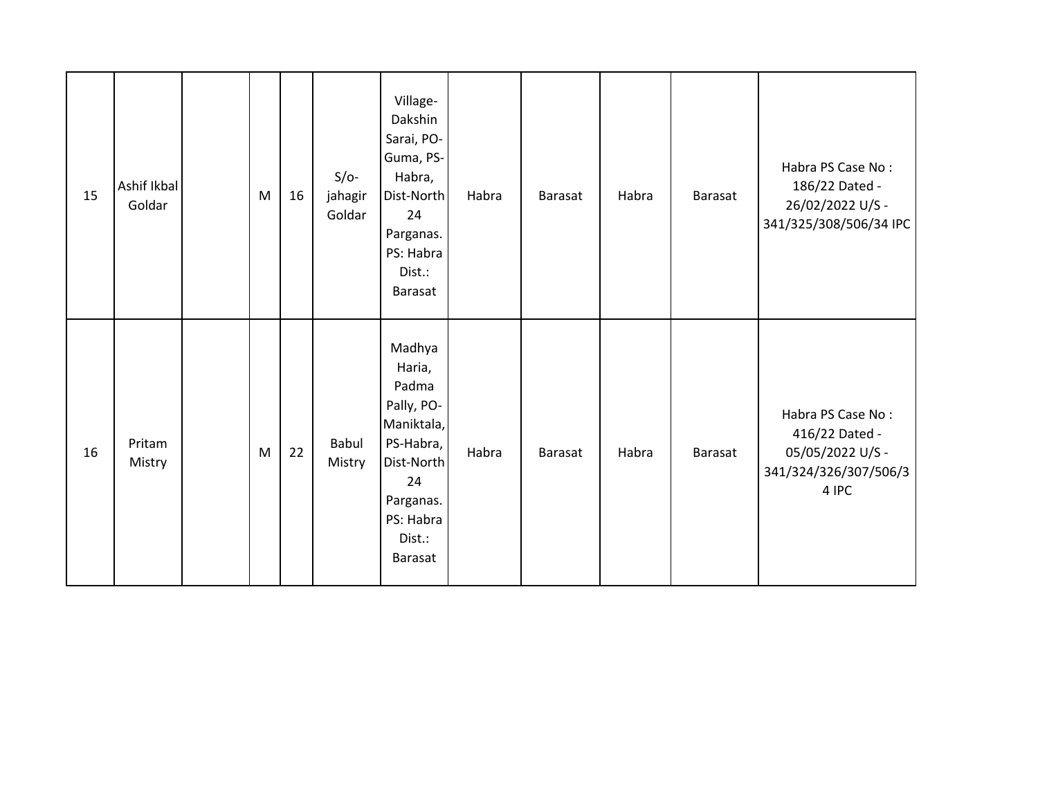|  |  |  |  |  |  |  |  |  |  |  |  |
|---|---|---|---|---|---|---|---|---|---|---|---|
| 15 | Ashif Ikbal Goldar |  | M | 16 | S/o- jahagir Goldar | Village- Dakshin Sarai, PO- Guma, PS- Habra, Dist-North 24 Parganas. PS: Habra Dist.: Barasat | Habra | Barasat | Habra | Barasat | Habra PS Case No : 186/22 Dated - 26/02/2022 U/S - 341/325/308/506/34 IPC |
| 16 | Pritam Mistry |  | M | 22 | Babul Mistry | Madhya Haria, Padma Pally, PO- Maniktala, PS-Habra, Dist-North 24 Parganas. PS: Habra Dist.: Barasat | Habra | Barasat | Habra | Barasat | Habra PS Case No : 416/22 Dated - 05/05/2022 U/S - 341/324/326/307/506/34 IPC |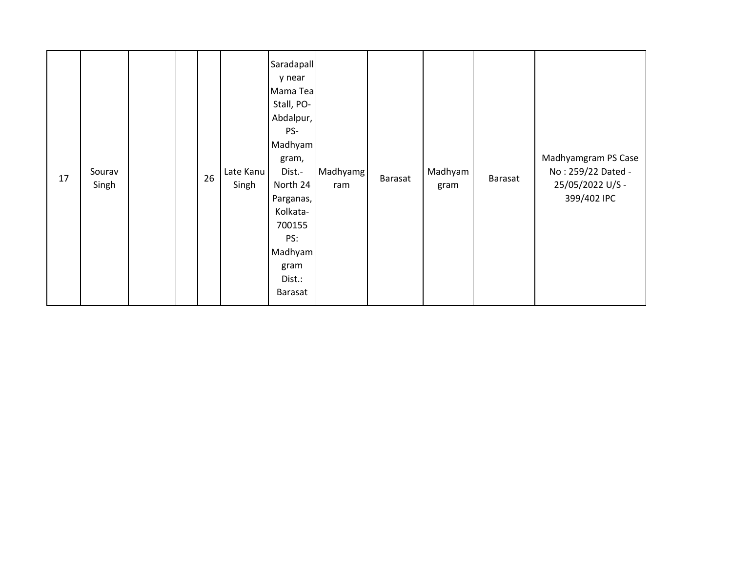| 17 | Sourav Singh | | | 26 | Late Kanu Singh | Saradapally near Mama Tea Stall, PO- Abdalpur, PS- Madhyamgram, Dist.- North 24 Parganas, Kolkata- 700155 PS: Madhyamgram Dist.: Barasat | Madhyamgram | Barasat | Madhyamgram | Barasat | Madhyamgram PS Case No : 259/22 Dated - 25/05/2022 U/S - 399/402 IPC |
|---|---|---|---|---|---|---|---|---|---|---|---|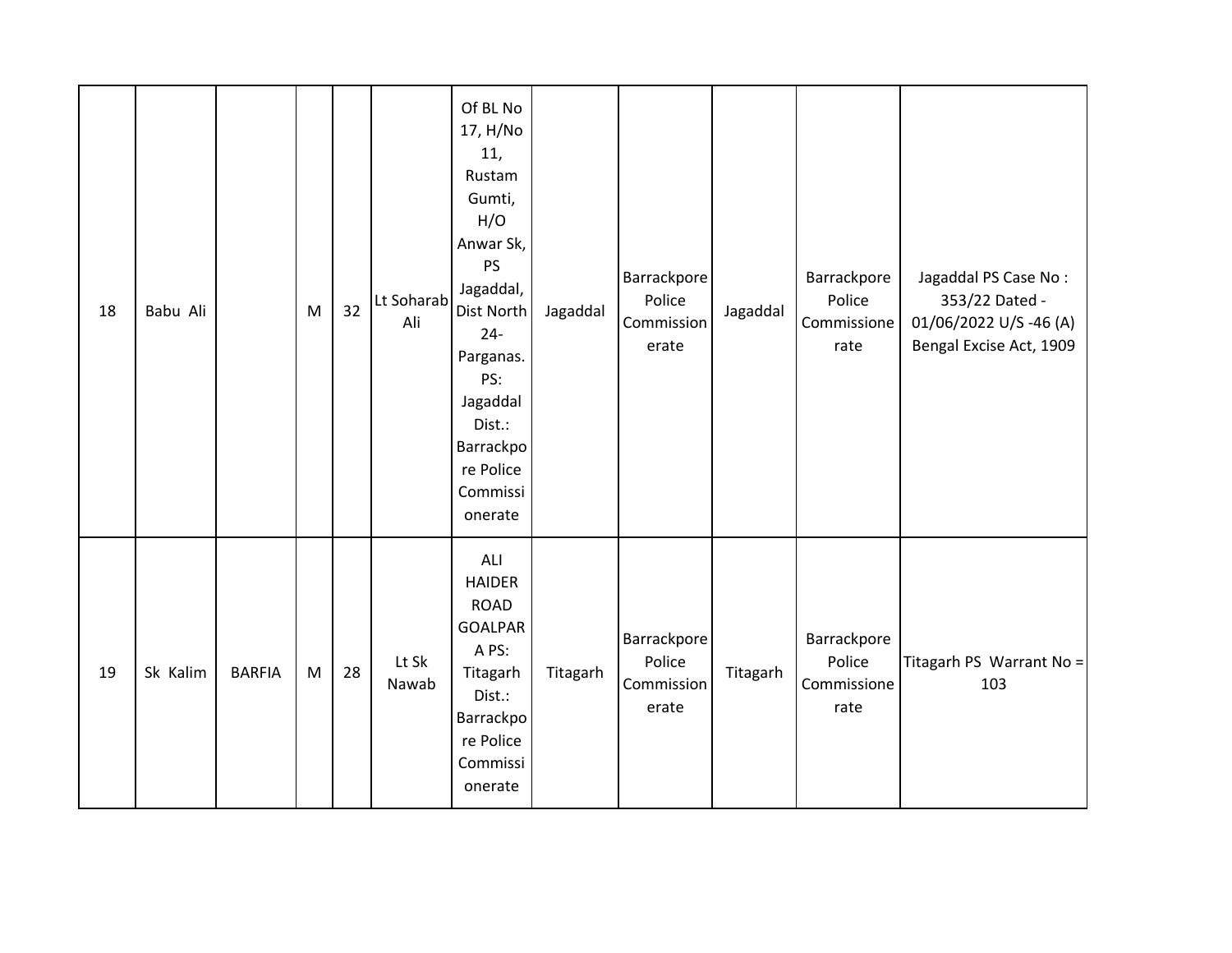| 18 | Babu Ali | | M | 32 | Lt Soharab Ali | Of BL No 17, H/No 11, Rustam Gumti, H/O Anwar Sk, PS Jagaddal, Dist North 24-Parganas. PS: Jagaddal Dist.: Barrackpore Police Commissionerate | Jagaddal | Barrackpore Police Commissionerate | Jagaddal | Barrackpore Police Commissionerate | Jagaddal PS Case No : 353/22 Dated - 01/06/2022 U/S -46 (A) Bengal Excise Act, 1909 |
|---|---|---|---|---|---|---|---|---|---|---|---|
| 19 | Sk Kalim | BARFIA | M | 28 | Lt Sk Nawab | ALI HAIDER ROAD GOALPARA PS: Titagarh Dist.: Barrackpore Police Commissionerate | Titagarh | Barrackpore Police Commissionerate | Titagarh | Barrackpore Police Commissionerate | Titagarh PS Warrant No = 103 |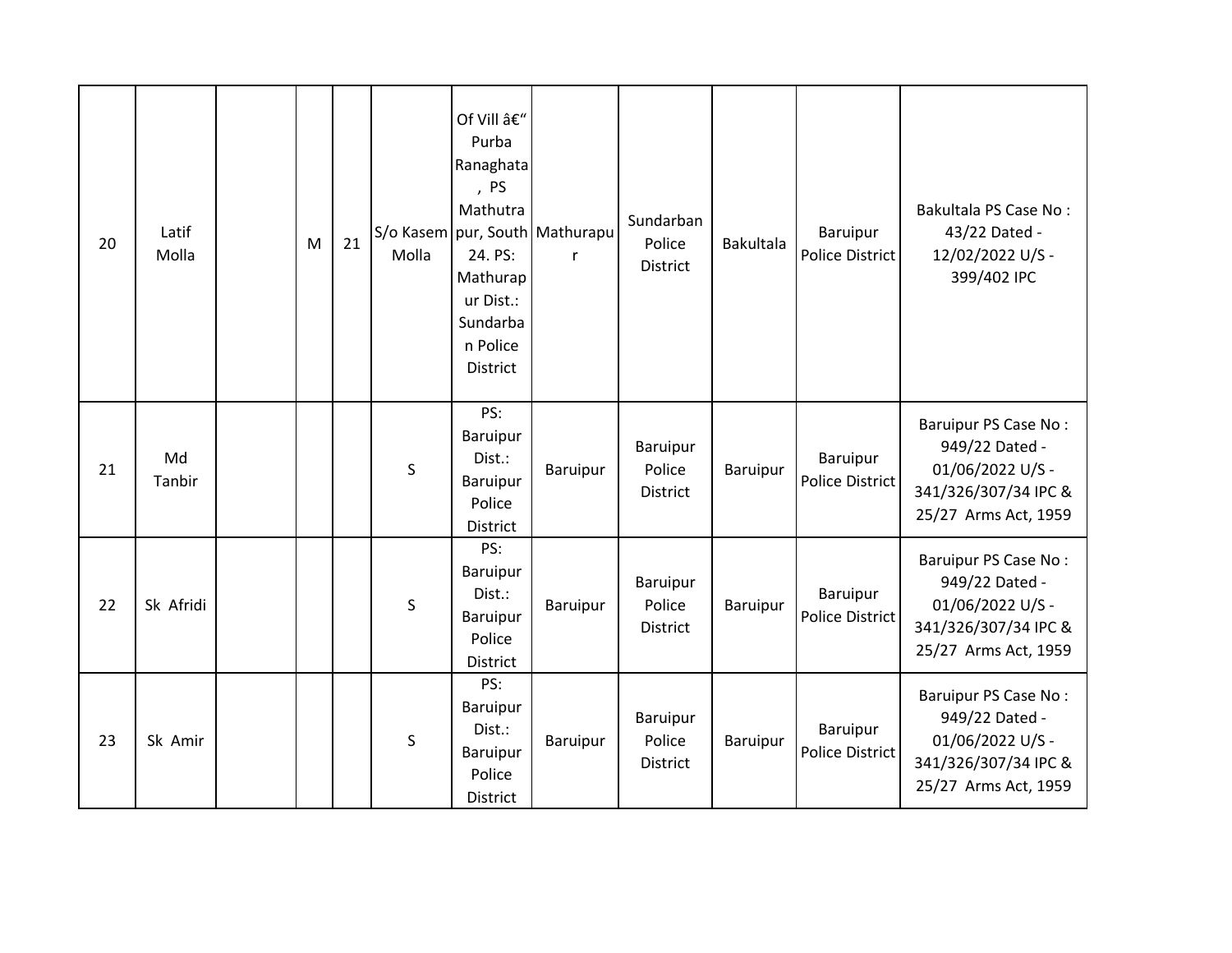| | | | | | | | | | | | |
|---|---|---|---|---|---|---|---|---|---|---|---|
| 20 | Latif Molla | | M | 21 | S/o Kasem Molla | Of Vill â€“ Purba Ranaghata , PS Mathutrapur, South 24. PS: Mathurapur Dist.: Sundarban Police District | Mathurapur | Sundarban Police District | Bakultala | Baruipur Police District | Bakultala PS Case No : 43/22 Dated - 12/02/2022 U/S - 399/402 IPC |
| 21 | Md Tanbir | | | | S | PS: Baruipur Dist.: Baruipur Police District | Baruipur | Baruipur Police District | Baruipur | Baruipur Police District | Baruipur PS Case No : 949/22 Dated - 01/06/2022 U/S - 341/326/307/34 IPC & 25/27 Arms Act, 1959 |
| 22 | Sk Afridi | | | | S | PS: Baruipur Dist.: Baruipur Police District | Baruipur | Baruipur Police District | Baruipur | Baruipur Police District | Baruipur PS Case No : 949/22 Dated - 01/06/2022 U/S - 341/326/307/34 IPC & 25/27 Arms Act, 1959 |
| 23 | Sk Amir | | | | S | PS: Baruipur Dist.: Baruipur Police District | Baruipur | Baruipur Police District | Baruipur | Baruipur Police District | Baruipur PS Case No : 949/22 Dated - 01/06/2022 U/S - 341/326/307/34 IPC & 25/27 Arms Act, 1959 |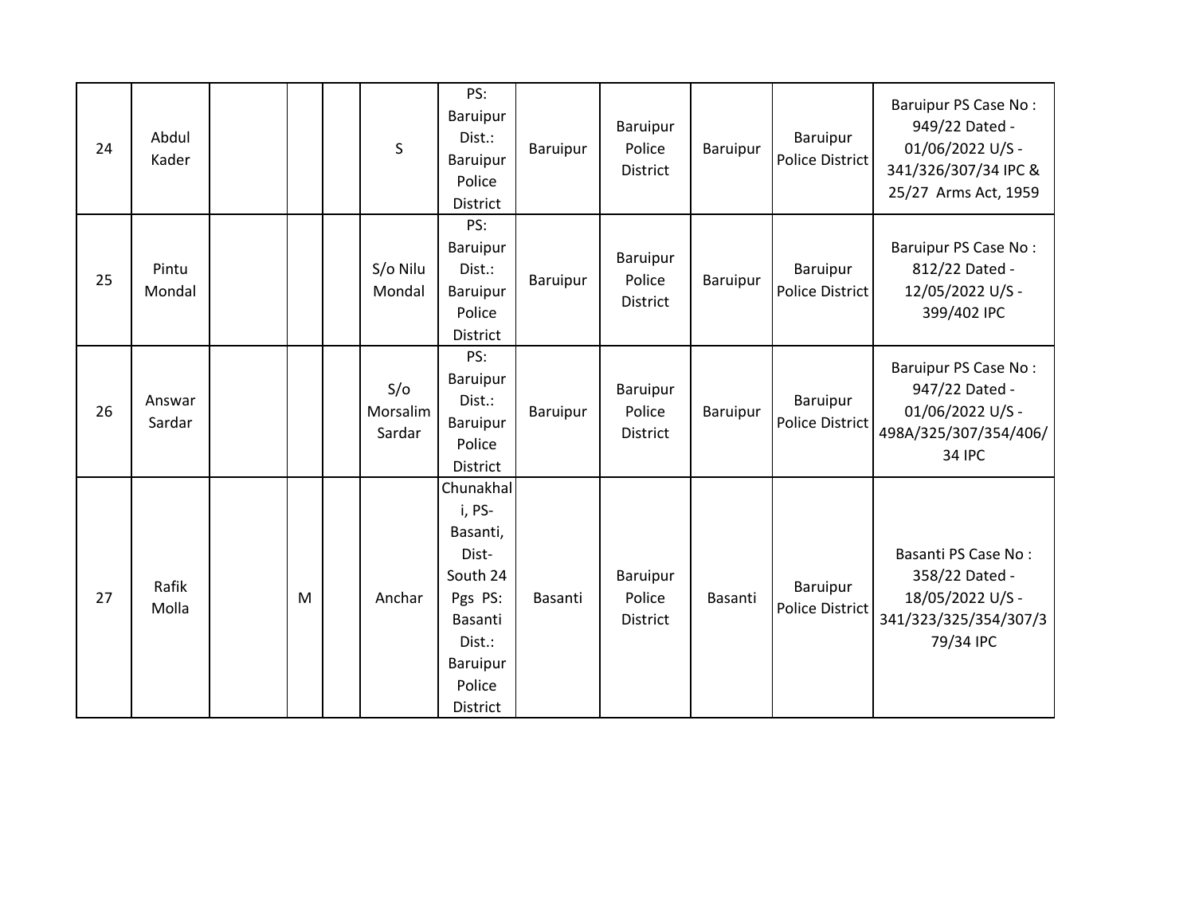| 24 | Abdul Kader | | | | S | PS: Baruipur Dist.: Baruipur Police District | Baruipur | Baruipur Police District | Baruipur | Baruipur Police District | Baruipur PS Case No : 949/22 Dated - 01/06/2022 U/S - 341/326/307/34 IPC & 25/27 Arms Act, 1959 |
|---|---|---|---|---|---|---|---|---|---|---|---|
| 25 | Pintu Mondal | | | | S/o Nilu Mondal | PS: Baruipur Dist.: Baruipur Police District | Baruipur | Baruipur Police District | Baruipur | Baruipur Police District | Baruipur PS Case No : 812/22 Dated - 12/05/2022 U/S - 399/402 IPC |
| 26 | Answar Sardar | | | | S/o Morsalim Sardar | PS: Baruipur Dist.: Baruipur Police District | Baruipur | Baruipur Police District | Baruipur | Baruipur Police District | Baruipur PS Case No : 947/22 Dated - 01/06/2022 U/S - 498A/325/307/354/406/34 IPC |
| 27 | Rafik Molla | | M | | Anchar | Chunakhali, PS- Basanti, Dist- South 24 Pgs PS: Basanti Dist.: Baruipur Police District | Basanti | Baruipur Police District | Basanti | Baruipur Police District | Basanti PS Case No : 358/22 Dated - 18/05/2022 U/S - 341/323/325/354/307/379/34 IPC |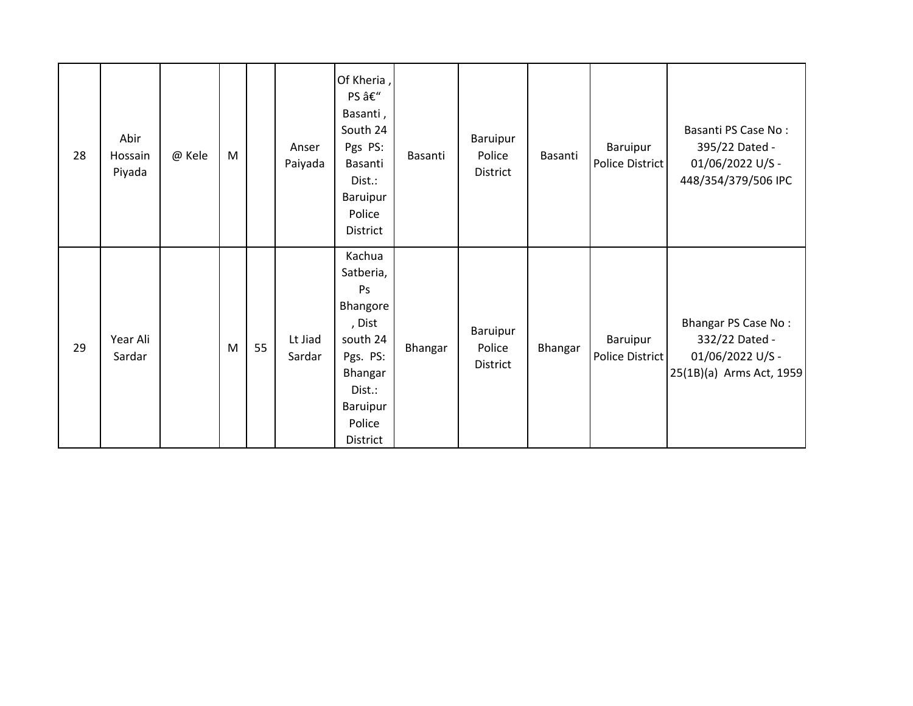| | | | | | | | | | | | |
|---|---|---|---|---|---|---|---|---|---|---|---|
| 28 | Abir Hossain Piyada | @ Kele | M | | Anser Paiyada | Of Kheria , PS â€“ Basanti , South 24 Pgs PS: Basanti Dist.: Baruipur Police District | Basanti | Baruipur Police District | Basanti | Baruipur Police District | Basanti PS Case No : 395/22 Dated - 01/06/2022 U/S - 448/354/379/506 IPC |
| 29 | Year Ali Sardar | | M | 55 | Lt Jiad Sardar | Kachua Satberia, Ps Bhangore , Dist south 24 Pgs. PS: Bhangar Dist.: Baruipur Police District | Bhangar | Baruipur Police District | Bhangar | Baruipur Police District | Bhangar PS Case No : 332/22 Dated - 01/06/2022 U/S - 25(1B)(a) Arms Act, 1959 |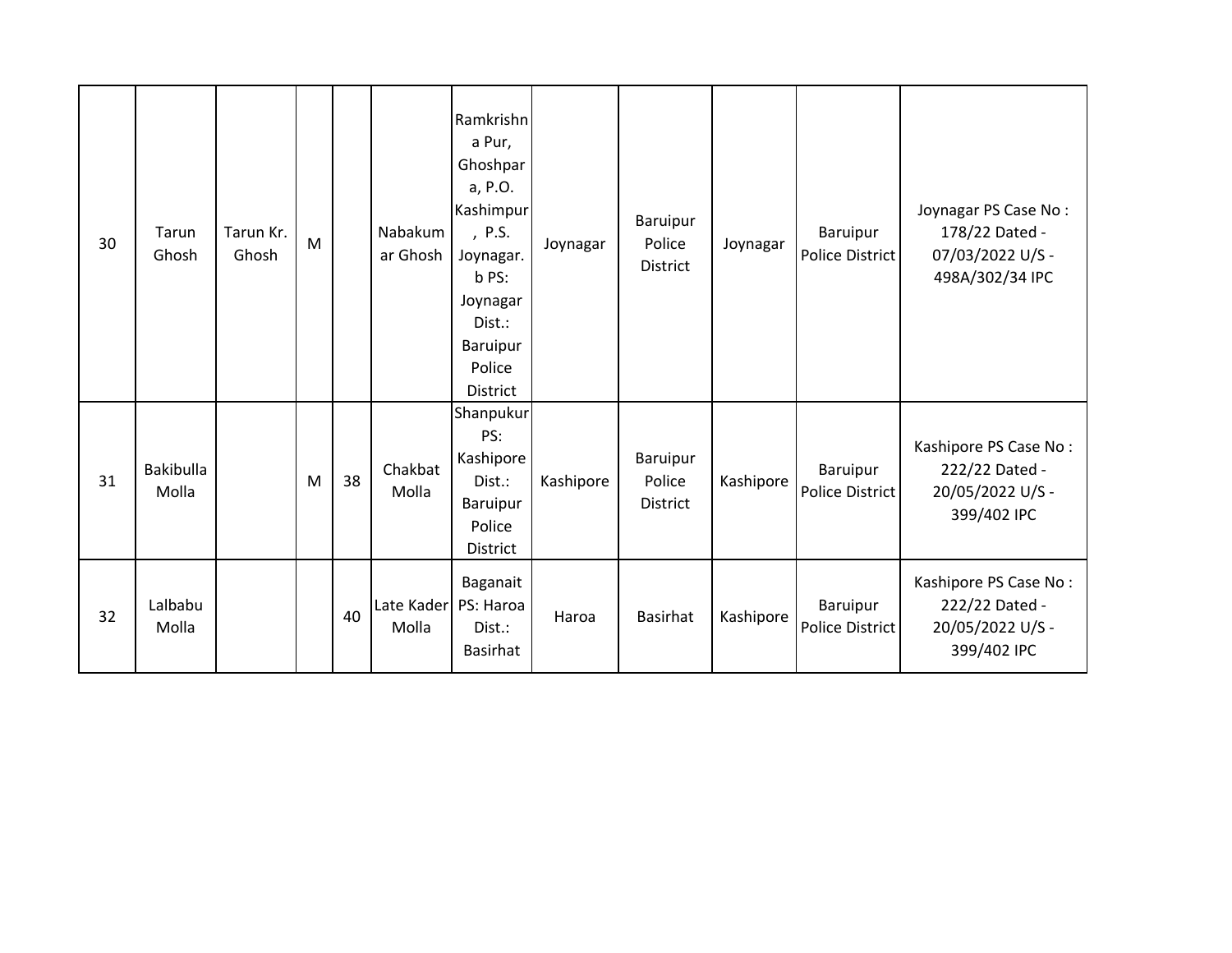| 30 | Tarun Ghosh | Tarun Kr. Ghosh | M | | Nabakumar Ghosh | Ramkrishna Pur, Ghoshpara, P.O. Kashimpur , P.S. Joynagar. b PS: Joynagar Dist.: Baruipur Police District | Joynagar | Baruipur Police District | Joynagar | Baruipur Police District | Joynagar PS Case No : 178/22 Dated - 07/03/2022 U/S - 498A/302/34 IPC |
|---|---|---|---|---|---|---|---|---|---|---|---|
| 31 | Bakibulla Molla | | M | 38 | Chakbat Molla | Shanpukur PS: Kashipore Dist.: Baruipur Police District | Kashipore | Baruipur Police District | Kashipore | Baruipur Police District | Kashipore PS Case No : 222/22 Dated - 20/05/2022 U/S - 399/402 IPC |
| 32 | Lalbabu Molla | | | 40 | Late Kader Molla | Baganait PS: Haroa Dist.: Basirhat | Haroa | Basirhat | Kashipore | Baruipur Police District | Kashipore PS Case No : 222/22 Dated - 20/05/2022 U/S - 399/402 IPC |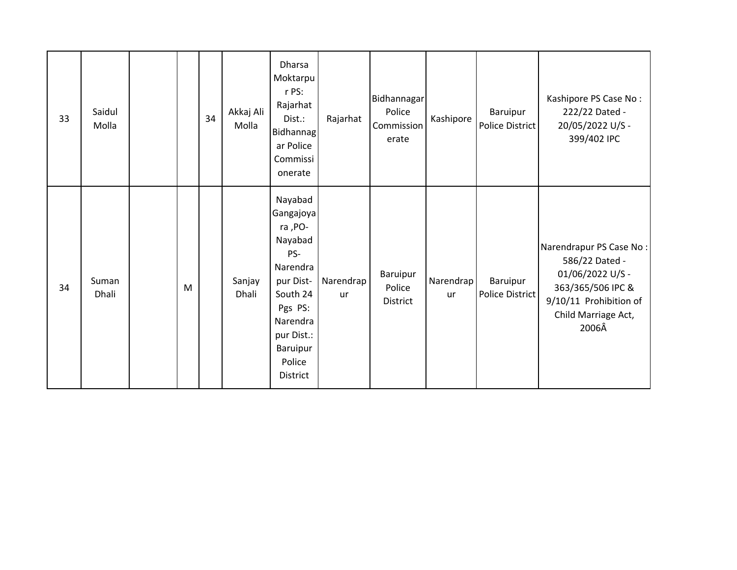| | | | | | | | | | | | |
|---|---|---|---|---|---|---|---|---|---|---|---|
| 33 | Saidul Molla | | | 34 | Akkaj Ali Molla | Dharsa Moktarpur PS: Rajarhat Dist.: Bidhannagar Police Commissionerate | Rajarhat | Bidhannagar Police Commissionerate | Kashipore | Baruipur Police District | Kashipore PS Case No : 222/22 Dated - 20/05/2022 U/S - 399/402 IPC |
| 34 | Suman Dhali | | M | | Sanjay Dhali | Nayabad Gangajoyara ,PO- Nayabad PS- Narendrapur Dist- South 24 Pgs PS: Narendrapur Dist.: Baruipur Police District | Narendrapur | Baruipur Police District | Narendrapur | Baruipur Police District | Narendrapur PS Case No : 586/22 Dated - 01/06/2022 U/S - 363/365/506 IPC & 9/10/11 Prohibition of Child Marriage Act, 2006Â |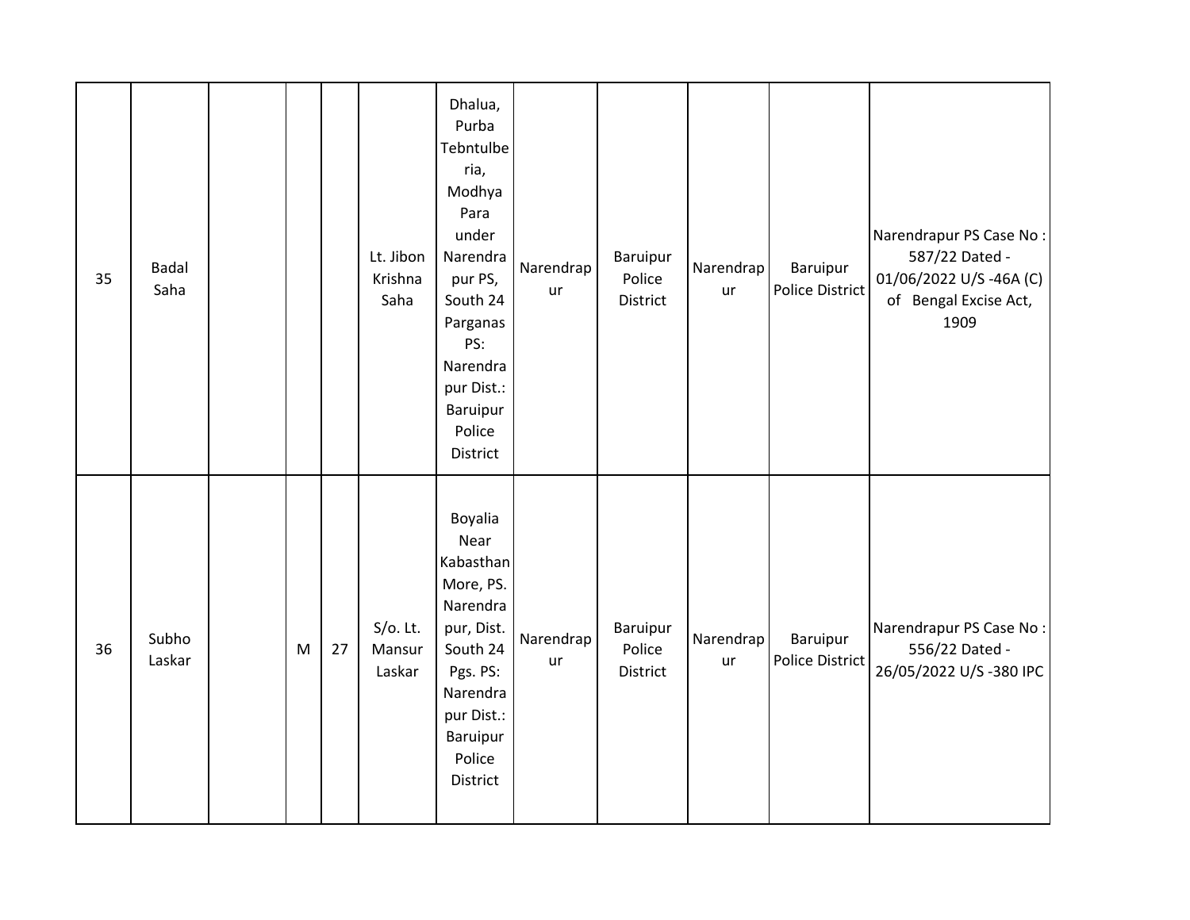| | | | | | | | | | | | |
|---|---|---|---|---|---|---|---|---|---|---|---|
| 35 | Badal Saha | | | | Lt. Jibon Krishna Saha | Dhalua, Purba Tebntulberia, Modhya Para under Narendrapur PS, South 24 Parganas PS: Narendrapur Dist.: Baruipur Police District | Narendrapur | Baruipur Police District | Narendrapur | Baruipur Police District | Narendrapur PS Case No : 587/22 Dated - 01/06/2022 U/S -46A (C) of Bengal Excise Act, 1909 |
| 36 | Subho Laskar | | M | 27 | S/o. Lt. Mansur Laskar | Boyalia Near Kabasthan More, PS. Narendrapur, Dist. South 24 Pgs. PS: Narendrapur Dist.: Baruipur Police District | Narendrapur | Baruipur Police District | Narendrapur | Baruipur Police District | Narendrapur PS Case No : 556/22 Dated - 26/05/2022 U/S -380 IPC |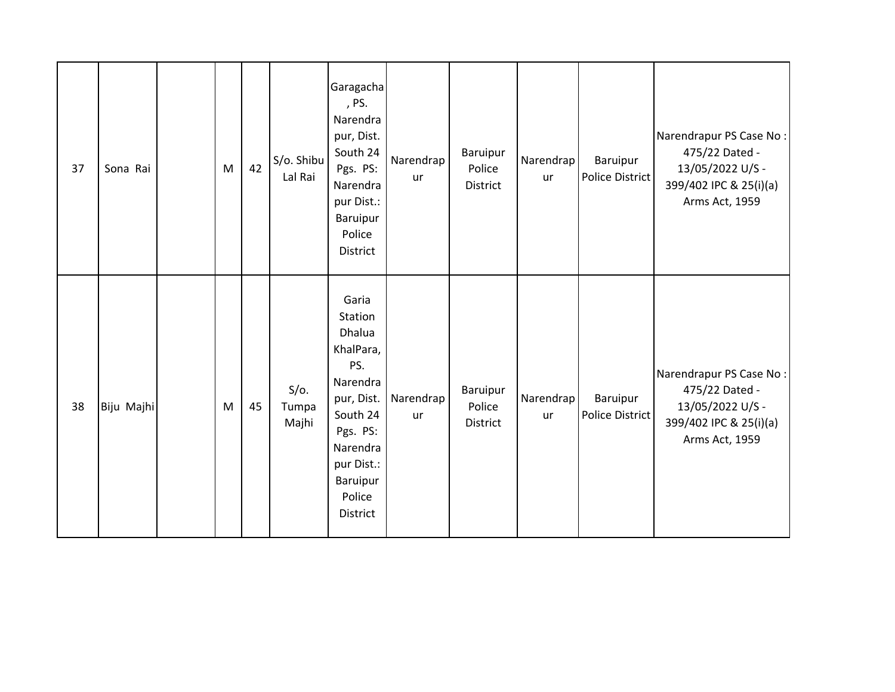| 37 | Sona Rai | | M | 42 | S/o. Shibu Lal Rai | Garagacha, PS. Narendrapur, Dist. South 24 Pgs. PS: Narendrapur Dist.: Baruipur Police District | Narendrapur | Baruipur Police District | Narendrapur | Baruipur Police District | Narendrapur PS Case No : 475/22 Dated - 13/05/2022 U/S - 399/402 IPC & 25(i)(a) Arms Act, 1959 |
|---|---|---|---|---|---|---|---|---|---|---|---|
| 38 | Biju Majhi | | M | 45 | S/o. Tumpa Majhi | Garia Station Dhalua KhalPara, PS. Narendrapur, Dist. South 24 Pgs. PS: Narendrapur Dist.: Baruipur Police District | Narendrapur | Baruipur Police District | Narendrapur | Baruipur Police District | Narendrapur PS Case No : 475/22 Dated - 13/05/2022 U/S - 399/402 IPC & 25(i)(a) Arms Act, 1959 |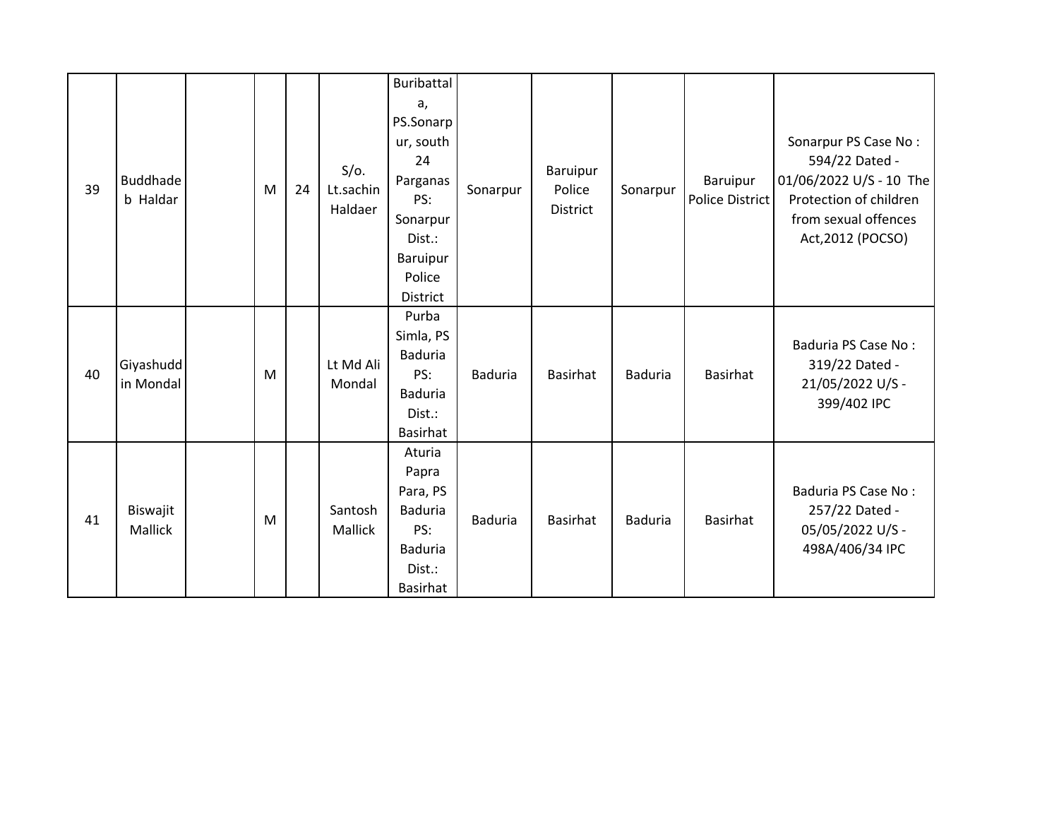| | | | | | | | | | | | |
|---|---|---|---|---|---|---|---|---|---|---|---|
| 39 | Buddhadeb Haldar | | M | 24 | S/o. Lt.sachin Haldaer | Buribattala, PS.Sonarpur, south 24 Parganas PS: Sonarpur Dist.: Baruipur Police District | Sonarpur | Baruipur Police District | Sonarpur | Baruipur Police District | Sonarpur PS Case No : 594/22 Dated - 01/06/2022 U/S - 10 The Protection of children from sexual offences Act,2012 (POCSO) |
| 40 | Giyashuddin Mondal | | M | | Lt Md Ali Mondal | Purba Simla, PS Baduria PS: Baduria Dist.: Basirhat | Baduria | Basirhat | Baduria | Basirhat | Baduria PS Case No : 319/22 Dated - 21/05/2022 U/S - 399/402 IPC |
| 41 | Biswajit Mallick | | M | | Santosh Mallick | Aturia Papra Para, PS Baduria PS: Baduria Dist.: Basirhat | Baduria | Basirhat | Baduria | Basirhat | Baduria PS Case No : 257/22 Dated - 05/05/2022 U/S - 498A/406/34 IPC |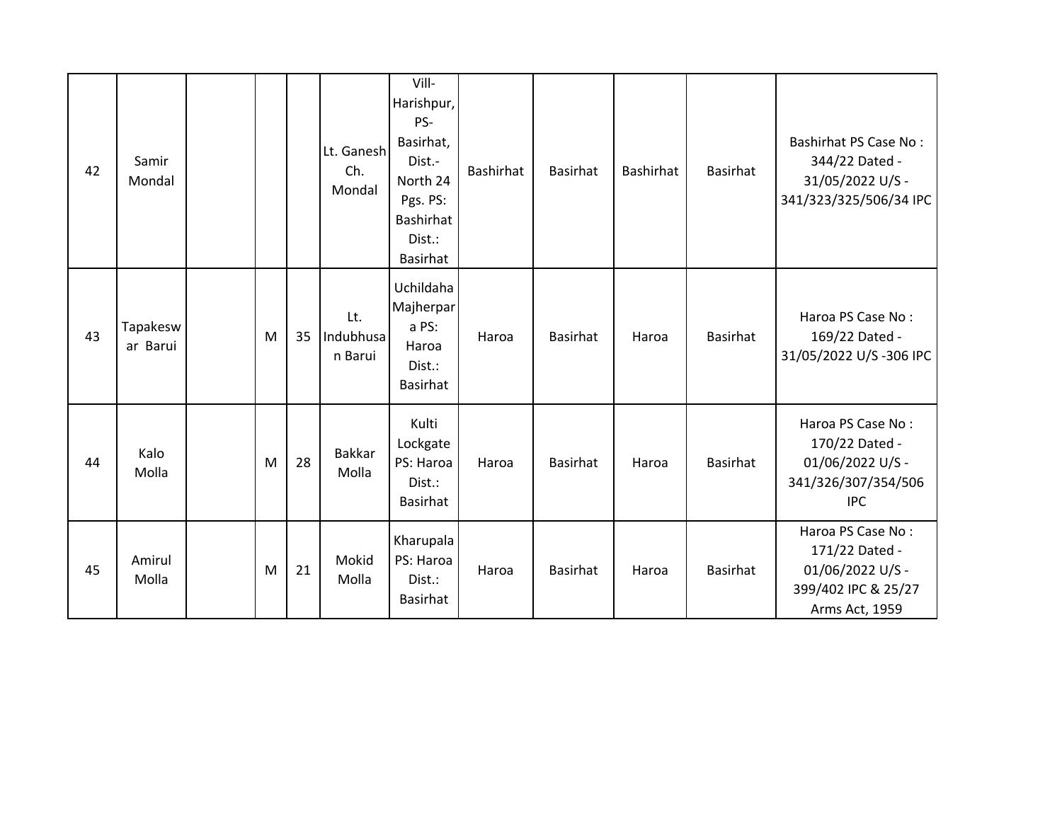| | | | | | | | | | | | |
|---|---|---|---|---|---|---|---|---|---|---|---|
| 42 | Samir Mondal | | | | Lt. Ganesh Ch. Mondal | Vill-Harishpur, PS-Basirhat, Dist.-North 24 Pgs. PS: Bashirhat Dist.: Basirhat | Bashirhat | Basirhat | Bashirhat | Basirhat | Bashirhat PS Case No : 344/22 Dated - 31/05/2022 U/S - 341/323/325/506/34 IPC |
| 43 | Tapakeswar Barui | | M | 35 | Lt. Indubhusan Barui | Uchildaha Majherpara PS: Haroa Dist.: Basirhat | Haroa | Basirhat | Haroa | Basirhat | Haroa PS Case No : 169/22 Dated - 31/05/2022 U/S -306 IPC |
| 44 | Kalo Molla | | M | 28 | Bakkar Molla | Kulti Lockgate PS: Haroa Dist.: Basirhat | Haroa | Basirhat | Haroa | Basirhat | Haroa PS Case No : 170/22 Dated - 01/06/2022 U/S - 341/326/307/354/506 IPC |
| 45 | Amirul Molla | | M | 21 | Mokid Molla | Kharupala PS: Haroa Dist.: Basirhat | Haroa | Basirhat | Haroa | Basirhat | Haroa PS Case No : 171/22 Dated - 01/06/2022 U/S - 399/402 IPC & 25/27 Arms Act, 1959 |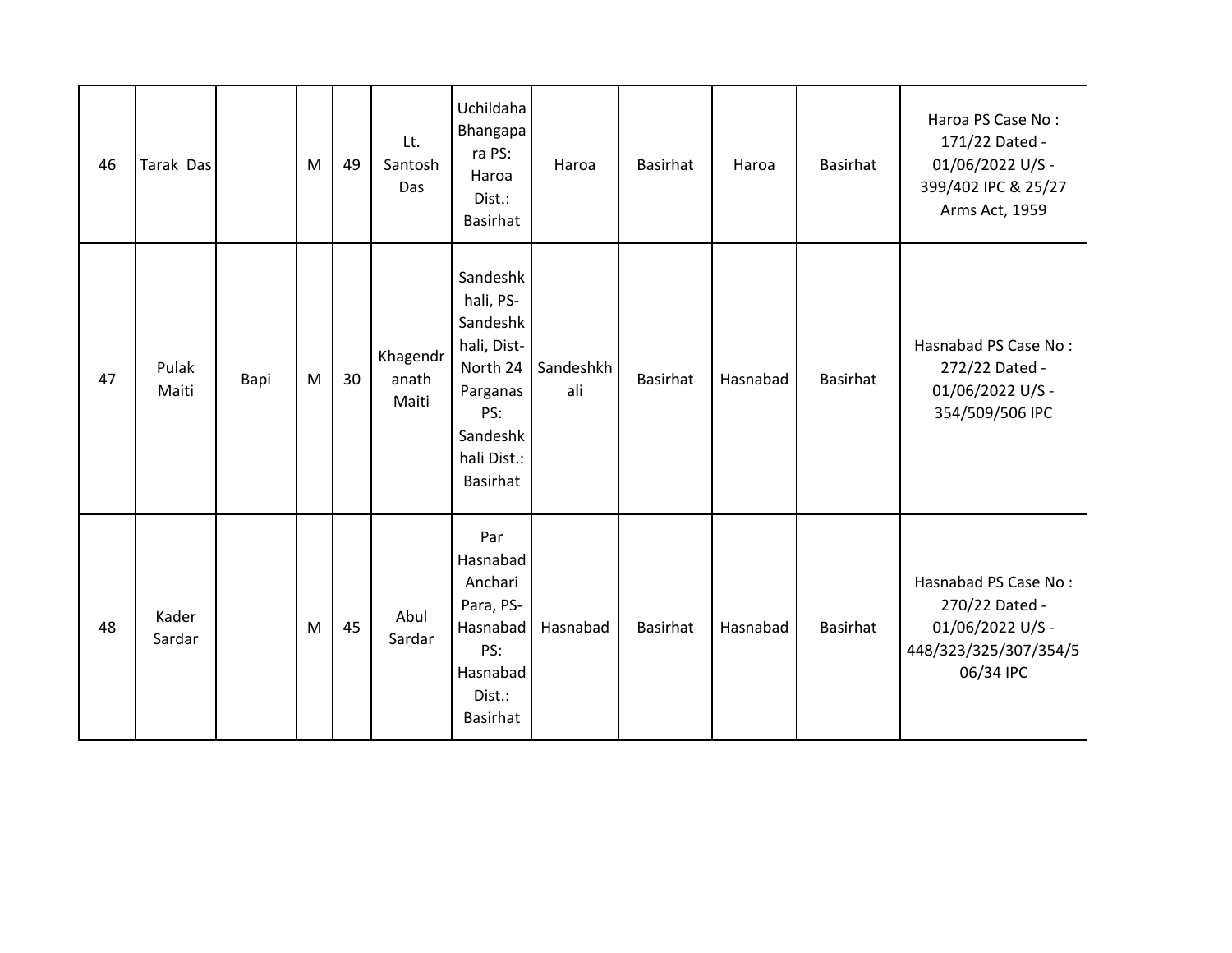| 46 | Tarak Das | | M | 49 | Lt. Santosh Das | Uchildaha Bhangapara PS: Haroa Dist.: Basirhat | Haroa | Basirhat | Haroa | Basirhat | Haroa PS Case No : 171/22 Dated - 01/06/2022 U/S - 399/402 IPC & 25/27 Arms Act, 1959 |
|---|---|---|---|---|---|---|---|---|---|---|---|
| 47 | Pulak Maiti | Bapi | M | 30 | Khagendranath Maiti | Sandeshkhali, PS- Sandeshkhali, Dist- North 24 Parganas PS: Sandeshkhali Dist.: Basirhat | Sandeshkhali | Basirhat | Hasnabad | Basirhat | Hasnabad PS Case No : 272/22 Dated - 01/06/2022 U/S - 354/509/506 IPC |
| 48 | Kader Sardar | | M | 45 | Abul Sardar | Par Hasnabad Anchari Para, PS- Hasnabad PS: Hasnabad Dist.: Basirhat | Hasnabad | Basirhat | Hasnabad | Basirhat | Hasnabad PS Case No : 270/22 Dated - 01/06/2022 U/S - 448/323/325/307/354/506/34 IPC |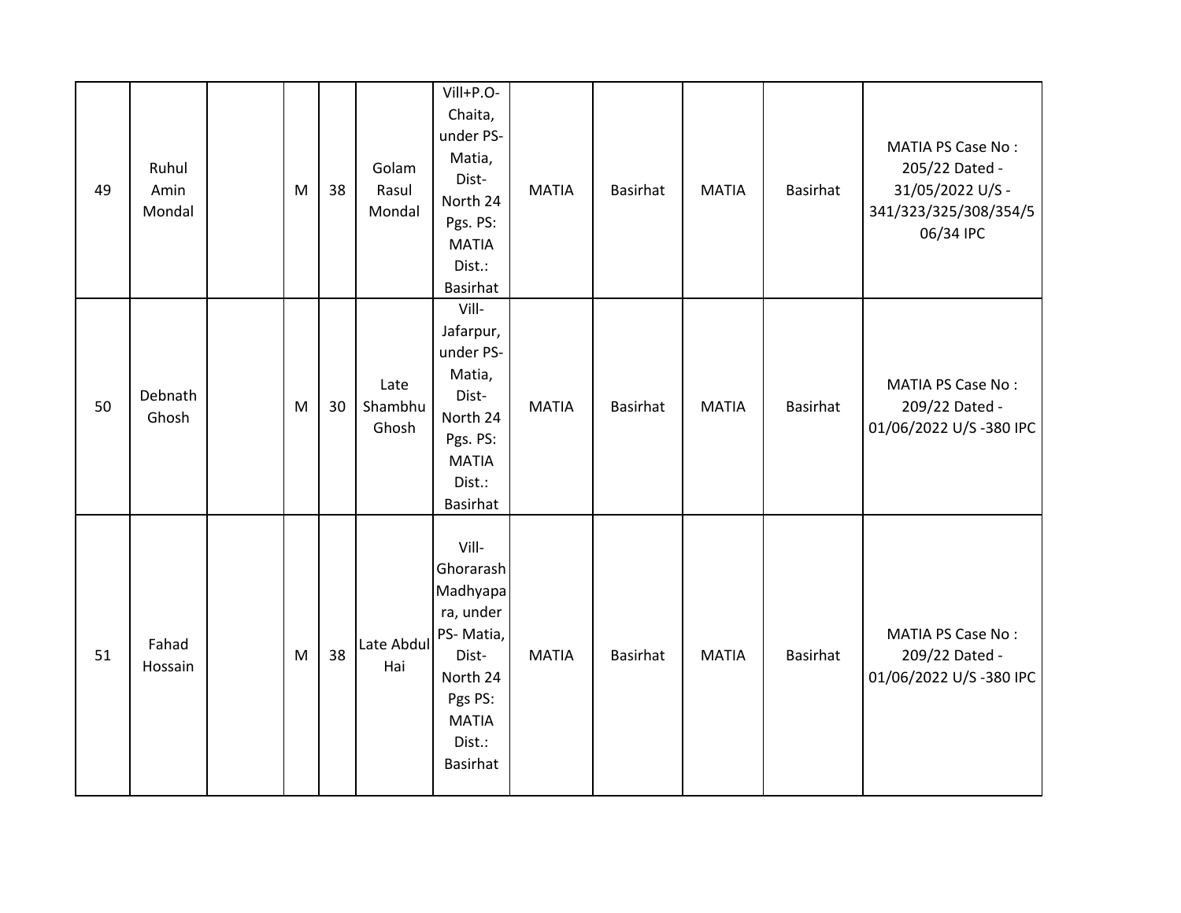| 49 | Ruhul Amin Mondal | | M | 38 | Golam Rasul Mondal | Vill+P.O- Chaita, under PS- Matia, Dist- North 24 Pgs. PS: MATIA Dist.: Basirhat | MATIA | Basirhat | MATIA | Basirhat | MATIA PS Case No : 205/22 Dated - 31/05/2022 U/S - 341/323/325/308/354/506/34 IPC |
|---|---|---|---|---|---|---|---|---|---|---|---|
| 50 | Debnath Ghosh | | M | 30 | Late Shambhu Ghosh | Vill- Jafarpur, under PS- Matia, Dist- North 24 Pgs. PS: MATIA Dist.: Basirhat | MATIA | Basirhat | MATIA | Basirhat | MATIA PS Case No : 209/22 Dated - 01/06/2022 U/S -380 IPC |
| 51 | Fahad Hossain | | M | 38 | Late Abdul Hai | Vill- Ghorarash Madhyapara, under PS- Matia, Dist- North 24 Pgs PS: MATIA Dist.: Basirhat | MATIA | Basirhat | MATIA | Basirhat | MATIA PS Case No : 209/22 Dated - 01/06/2022 U/S -380 IPC |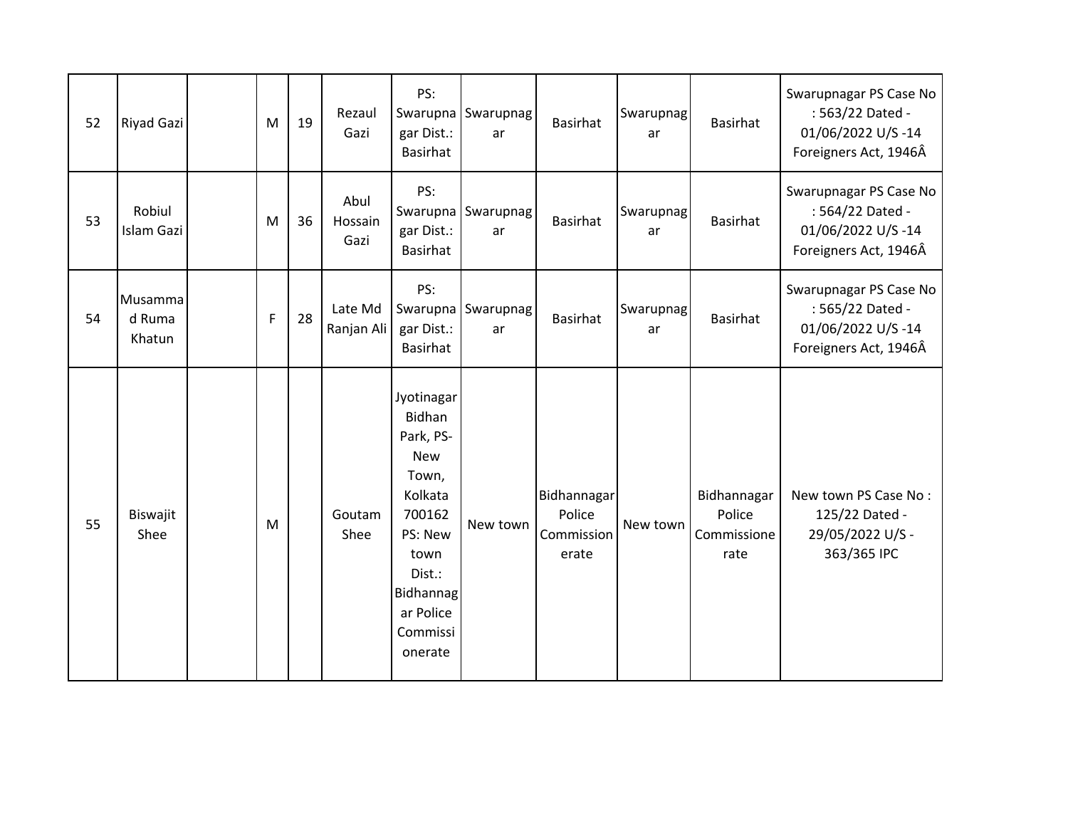| 52 | Riyad Gazi | | M | 19 | Rezaul Gazi | PS: Swarupnagar Dist.: Basirhat | Swarupnagar | Basirhat | Swarupnagar | Basirhat | Swarupnagar PS Case No : 563/22 Dated - 01/06/2022 U/S -14 Foreigners Act, 1946Â |
|---|---|---|---|---|---|---|---|---|---|---|---|
| 53 | Robiul Islam Gazi | | M | 36 | Abul Hossain Gazi | PS: Swarupnagar Dist.: Basirhat | Swarupnagar | Basirhat | Swarupnagar | Basirhat | Swarupnagar PS Case No : 564/22 Dated - 01/06/2022 U/S -14 Foreigners Act, 1946Â |
| 54 | Musammad Ruma Khatun | | F | 28 | Late Md Ranjan Ali | PS: Swarupnagar Dist.: Basirhat | Swarupnagar | Basirhat | Swarupnagar | Basirhat | Swarupnagar PS Case No : 565/22 Dated - 01/06/2022 U/S -14 Foreigners Act, 1946Â |
| 55 | Biswajit Shee | | M | | Goutam Shee | Jyotinagar Bidhan Park, PS- New Town, Kolkata 700162 PS: New town Dist.: Bidhannagar Police Commissionerate | New town | Bidhannagar Police Commissionerate | New town | Bidhannagar Police Commissionerate | New town PS Case No : 125/22 Dated - 29/05/2022 U/S - 363/365 IPC |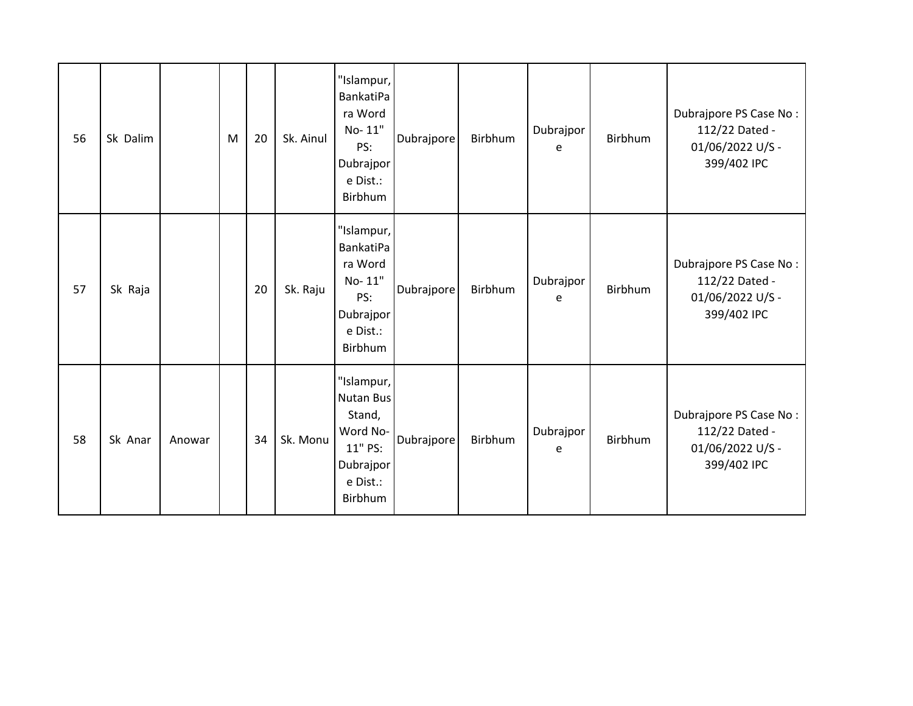| | | | | | | | | | | | |
|---|---|---|---|---|---|---|---|---|---|---|---|
| 56 | Sk Dalim | | M | 20 | Sk. Ainul | "Islampur, BankatiPara Word No- 11" PS: Dubrajpore Dist.: Birbhum | Dubrajpore | Birbhum | Dubrajpore | Birbhum | Dubrajpore PS Case No : 112/22 Dated - 01/06/2022 U/S - 399/402 IPC |
| 57 | Sk Raja | | | 20 | Sk. Raju | "Islampur, BankatiPara Word No- 11" PS: Dubrajpore Dist.: Birbhum | Dubrajpore | Birbhum | Dubrajpore | Birbhum | Dubrajpore PS Case No : 112/22 Dated - 01/06/2022 U/S - 399/402 IPC |
| 58 | Sk Anar | Anowar | | 34 | Sk. Monu | "Islampur, Nutan Bus Stand, Word No- 11" PS: Dubrajpore Dist.: Birbhum | Dubrajpore | Birbhum | Dubrajpore | Birbhum | Dubrajpore PS Case No : 112/22 Dated - 01/06/2022 U/S - 399/402 IPC |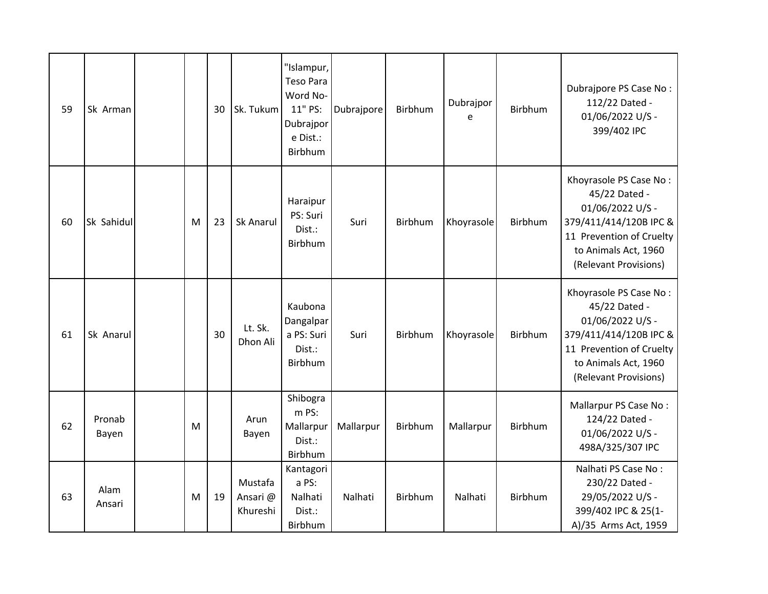| 59 | Sk Arman | | | 30 | Sk. Tukum | "Islampur, Teso Para Word No-11" PS: Dubrajpore Dist.: Birbhum | Dubrajpore | Birbhum | Dubrajpore | Birbhum | Dubrajpore PS Case No : 112/22 Dated - 01/06/2022 U/S - 399/402 IPC |
|---|---|---|---|---|---|---|---|---|---|---|---|
| 60 | Sk Sahidul | | M | 23 | Sk Anarul | Haraipur PS: Suri Dist.: Birbhum | Suri | Birbhum | Khoyrasole | Birbhum | Khoyrasole PS Case No : 45/22 Dated - 01/06/2022 U/S - 379/411/414/120B IPC & 11 Prevention of Cruelty to Animals Act, 1960 (Relevant Provisions) |
| 61 | Sk Anarul | | | 30 | Lt. Sk. Dhon Ali | Kaubona Dangalpara PS: Suri Dist.: Birbhum | Suri | Birbhum | Khoyrasole | Birbhum | Khoyrasole PS Case No : 45/22 Dated - 01/06/2022 U/S - 379/411/414/120B IPC & 11 Prevention of Cruelty to Animals Act, 1960 (Relevant Provisions) |
| 62 | Pronab Bayen | | M | | Arun Bayen | Shibogram PS: Mallarpur Dist.: Birbhum | Mallarpur | Birbhum | Mallarpur | Birbhum | Mallarpur PS Case No : 124/22 Dated - 01/06/2022 U/S - 498A/325/307 IPC |
| 63 | Alam Ansari | | M | 19 | Mustafa Ansari @ Khureshi | Kantagoria PS: Nalhati Dist.: Birbhum | Nalhati | Birbhum | Nalhati | Birbhum | Nalhati PS Case No : 230/22 Dated - 29/05/2022 U/S - 399/402 IPC & 25(1-A)/35 Arms Act, 1959 |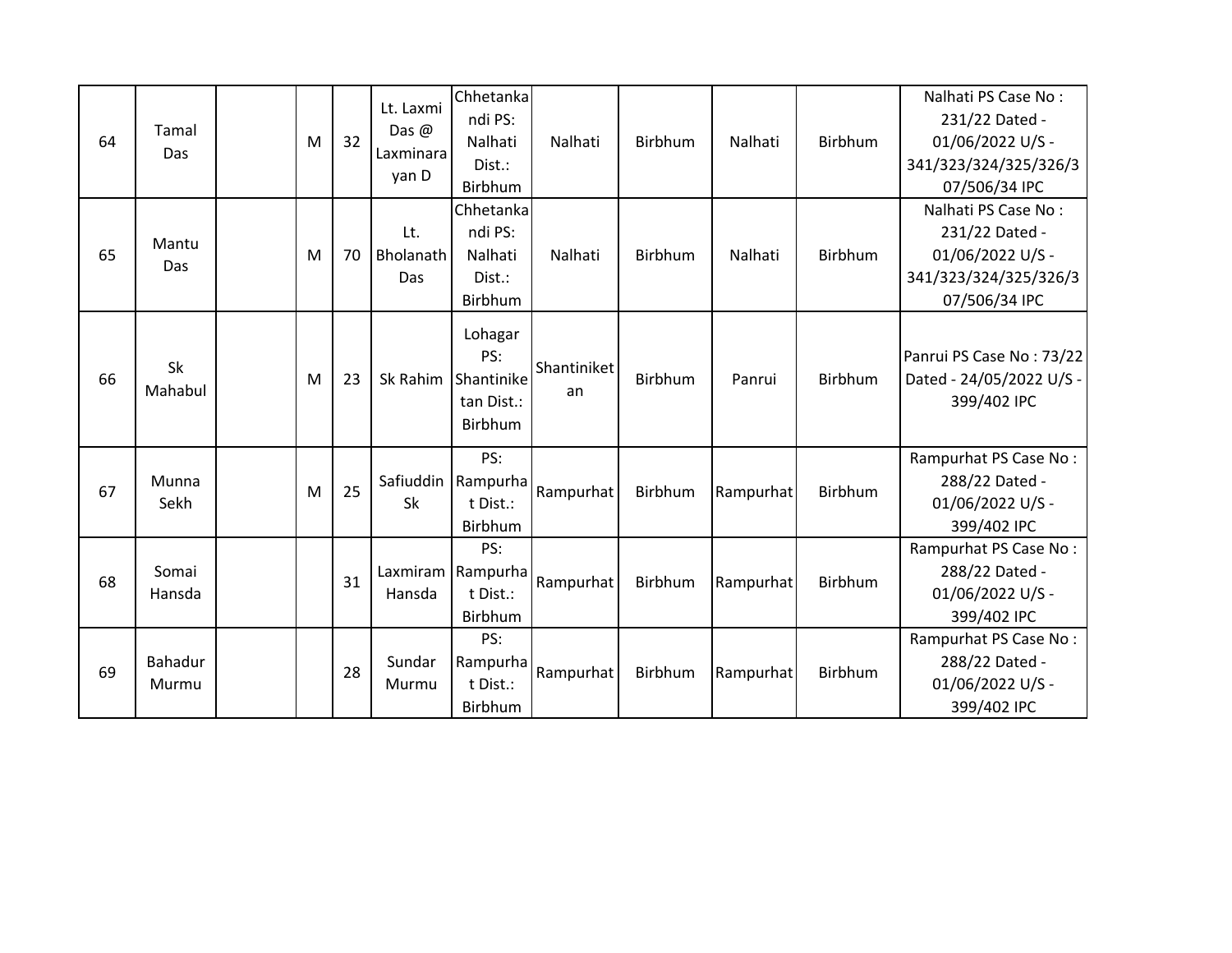| 64 | Tamal Das | | M | 32 | Lt. Laxmi Das @ Laxminarayan D | Chhetankandi PS: Nalhati Dist.: Birbhum | Nalhati | Birbhum | Nalhati | Birbhum | Nalhati PS Case No : 231/22 Dated - 01/06/2022 U/S - 341/323/324/325/326/307/506/34 IPC |
|---|---|---|---|---|---|---|---|---|---|---|---|
| 65 | Mantu Das | | M | 70 | Lt. Bholanath Das | Chhetankandi PS: Nalhati Dist.: Birbhum | Nalhati | Birbhum | Nalhati | Birbhum | Nalhati PS Case No : 231/22 Dated - 01/06/2022 U/S - 341/323/324/325/326/307/506/34 IPC |
| 66 | Sk Mahabul | | M | 23 | Sk Rahim | Lohagar PS: Shantiniketan Dist.: Birbhum | Shantiniketan | Birbhum | Panrui | Birbhum | Panrui PS Case No : 73/22 Dated - 24/05/2022 U/S - 399/402 IPC |
| 67 | Munna Sekh | | M | 25 | Safiuddin Sk | PS: Rampurhat Dist.: Birbhum | Rampurhat | Birbhum | Rampurhat | Birbhum | Rampurhat PS Case No : 288/22 Dated - 01/06/2022 U/S - 399/402 IPC |
| 68 | Somai Hansda | | | 31 | Laxmiram Hansda | PS: Rampurhat Dist.: Birbhum | Rampurhat | Birbhum | Rampurhat | Birbhum | Rampurhat PS Case No : 288/22 Dated - 01/06/2022 U/S - 399/402 IPC |
| 69 | Bahadur Murmu | | | 28 | Sundar Murmu | PS: Rampurhat Dist.: Birbhum | Rampurhat | Birbhum | Rampurhat | Birbhum | Rampurhat PS Case No : 288/22 Dated - 01/06/2022 U/S - 399/402 IPC |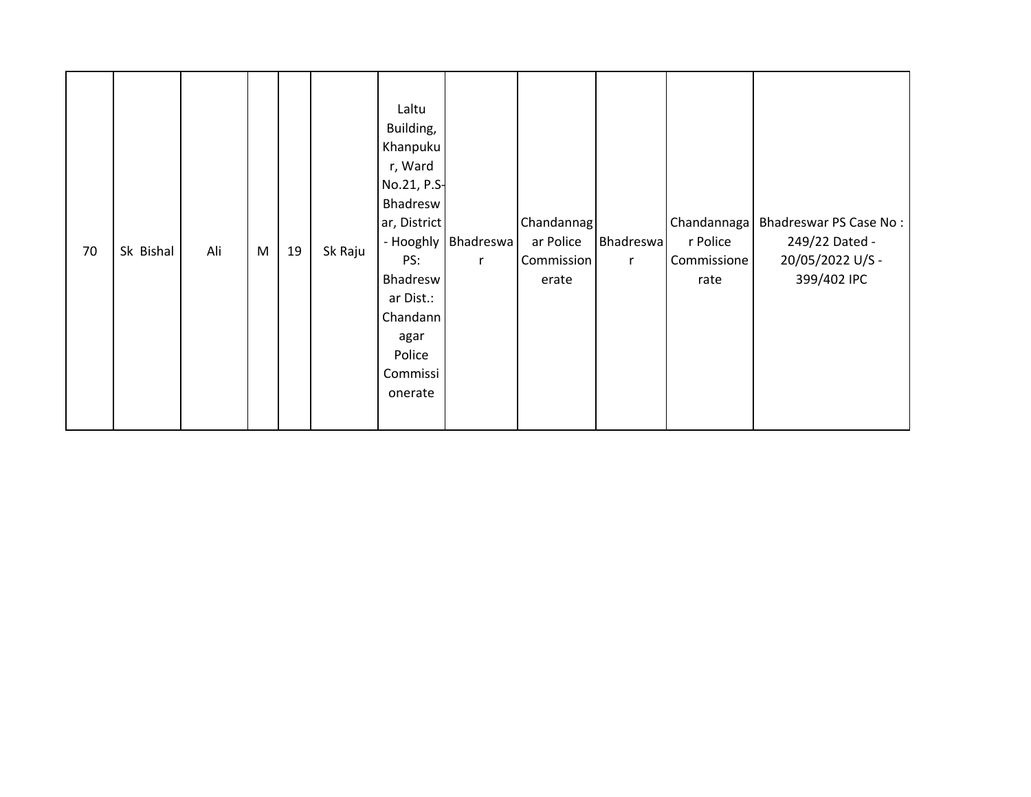| 70 | Sk Bishal | Ali | M | 19 | Sk Raju | Laltu Building, Khanpukur, Ward No.21, P.S-Bhadreswar, District - Hooghly PS: Bhadreswar Dist.: Chandannagar Police Commissionerate | Bhadreswar | Chandannagar Police Commissionerate | Bhadreswar | Chandannagar Police Commissionerate | Bhadreswar PS Case No : 249/22 Dated - 20/05/2022 U/S - 399/402 IPC |
|---|---|---|---|---|---|---|---|---|---|---|---|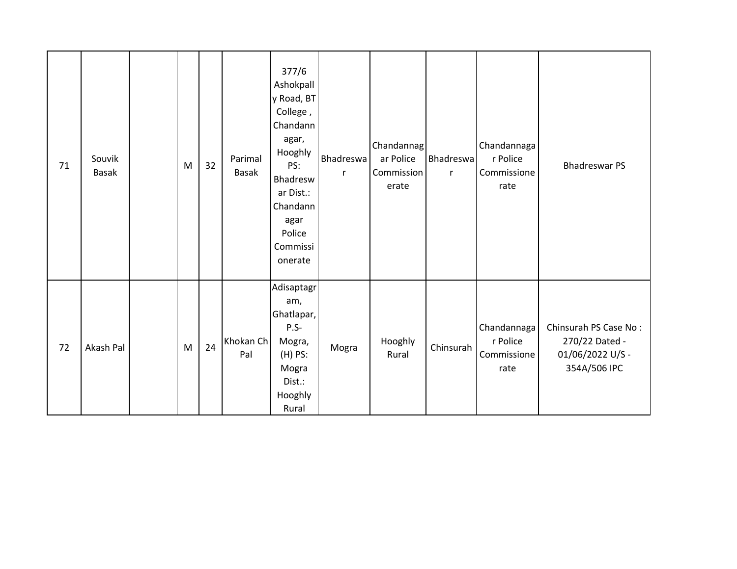| | | | | | | | | | | | |
|---|---|---|---|---|---|---|---|---|---|---|---|
| 71 | Souvik Basak | | M | 32 | Parimal Basak | 377/6 Ashokpally Road, BT College , Chandannagar, Hooghly PS: Bhadreswar Dist.: Chandannagar Police Commissionerate | Bhadreswar | Chandannagar Police Commissionerate | Bhadreswar | Chandannagar Police Commissionerate | Bhadreswar PS |
| 72 | Akash Pal | | M | 24 | Khokan Ch Pal | Adisaptagram, Ghatlapar, P.S- Mogra, (H) PS: Mogra Dist.: Hooghly Rural | Mogra | Hooghly Rural | Chinsurah | Chandannagar Police Commissionerate | Chinsurah PS Case No : 270/22 Dated - 01/06/2022 U/S - 354A/506 IPC |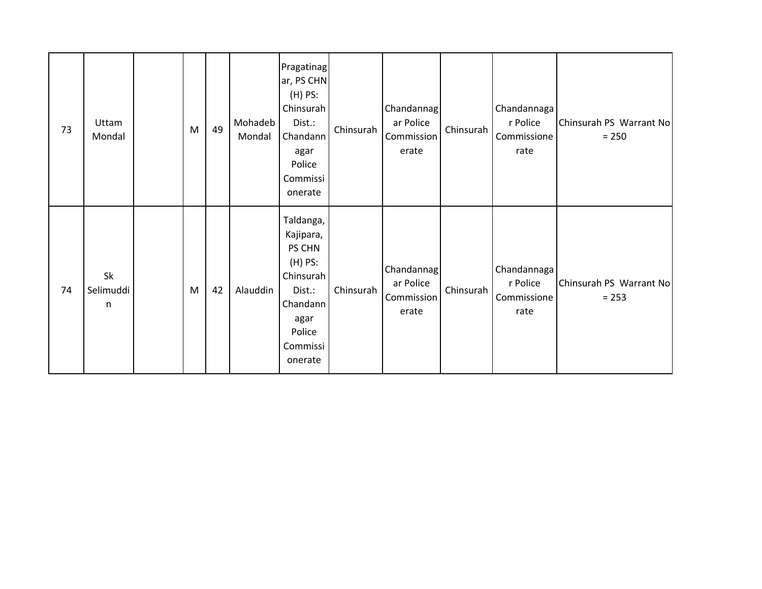| 73 | Uttam Mondal | | M | 49 | Mohadeb Mondal | Pragatinagar, PS CHN (H) PS: Chinsurah Dist.: Chandannagar Police Commissionerate | Chinsurah | Chandannagar Police Commissionerate | Chinsurah | Chandannagar Police Commissionerate | Chinsurah PS Warrant No = 250 |
|---|---|---|---|---|---|---|---|---|---|---|---|
| 74 | Sk Selimuddin | | M | 42 | Alauddin | Taldanga, Kajipara, PS CHN (H) PS: Chinsurah Dist.: Chandannagar Police Commissionerate | Chinsurah | Chandannagar Police Commissionerate | Chinsurah | Chandannagar Police Commissionerate | Chinsurah PS Warrant No = 253 |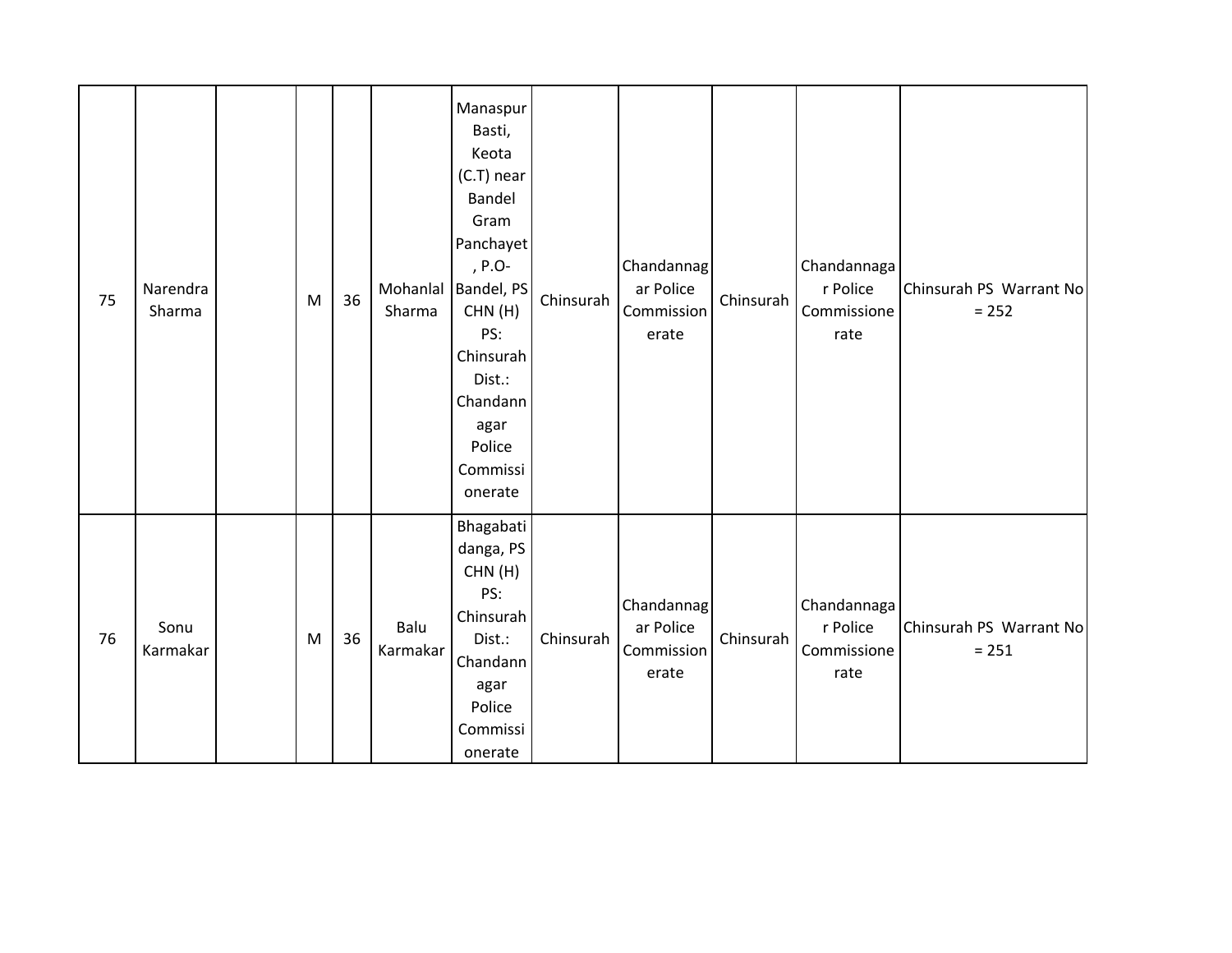| | | | | | | | | | | | |
|---|---|---|---|---|---|---|---|---|---|---|---|
| 75 | Narendra Sharma | | M | 36 | Mohanlal Sharma | Manaspur Basti, Keota (C.T) near Bandel Gram Panchayet, P.O- Bandel, PS CHN (H) PS: Chinsurah Dist.: Chandannagar Police Commissionerate | Chinsurah | Chandannagar Police Commissionerate | Chinsurah | Chandannagar Police Commissionerate | Chinsurah PS Warrant No = 252 |
| 76 | Sonu Karmakar | | M | 36 | Balu Karmakar | Bhagabatidanga, PS CHN (H) PS: Chinsurah Dist.: Chandannagar Police Commissionerate | Chinsurah | Chandannagar Police Commissionerate | Chinsurah | Chandannagar Police Commissionerate | Chinsurah PS Warrant No = 251 |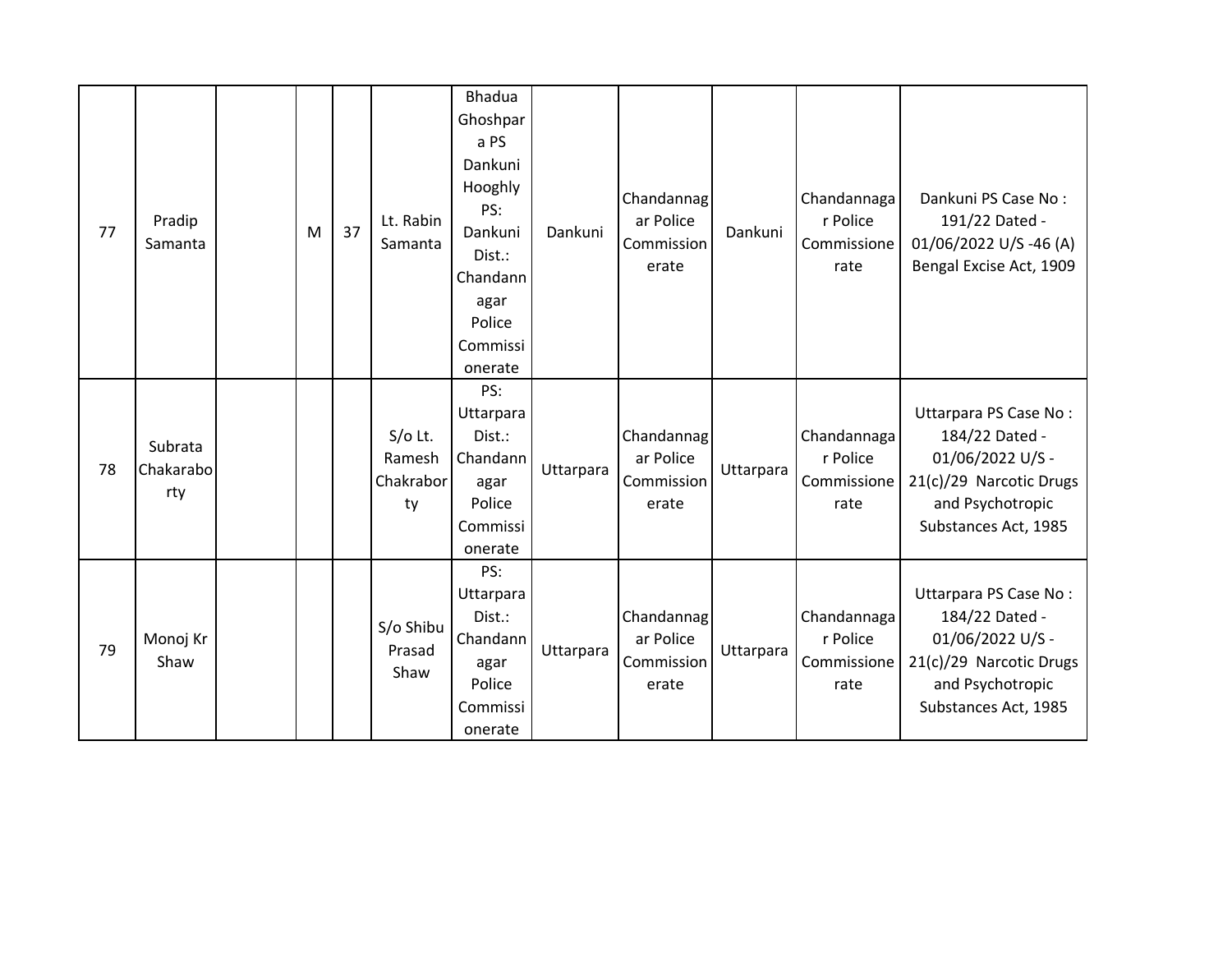| 77 | Pradip Samanta | | M | 37 | Lt. Rabin Samanta | Bhadua Ghoshpara PS Dankuni Hooghly PS: Dankuni Dist.: Chandannagar Police Commissionerate | Dankuni | Chandannagar Police Commissionerate | Dankuni | Chandannagar Police Commissionerate | Dankuni PS Case No : 191/22 Dated - 01/06/2022 U/S -46 (A) Bengal Excise Act, 1909 |
|---|---|---|---|---|---|---|---|---|---|---|---|
| 78 | Subrata Chakaraborty | | | | S/o Lt. Ramesh Chakraborty | PS: Uttarpara Dist.: Chandannagar Police Commissionerate | Uttarpara | Chandannagar Police Commissionerate | Uttarpara | Chandannagar Police Commissionerate | Uttarpara PS Case No : 184/22 Dated - 01/06/2022 U/S - 21(c)/29 Narcotic Drugs and Psychotropic Substances Act, 1985 |
| 79 | Monoj Kr Shaw | | | | S/o Shibu Prasad Shaw | PS: Uttarpara Dist.: Chandannagar Police Commissionerate | Uttarpara | Chandannagar Police Commissionerate | Uttarpara | Chandannagar Police Commissionerate | Uttarpara PS Case No : 184/22 Dated - 01/06/2022 U/S - 21(c)/29 Narcotic Drugs and Psychotropic Substances Act, 1985 |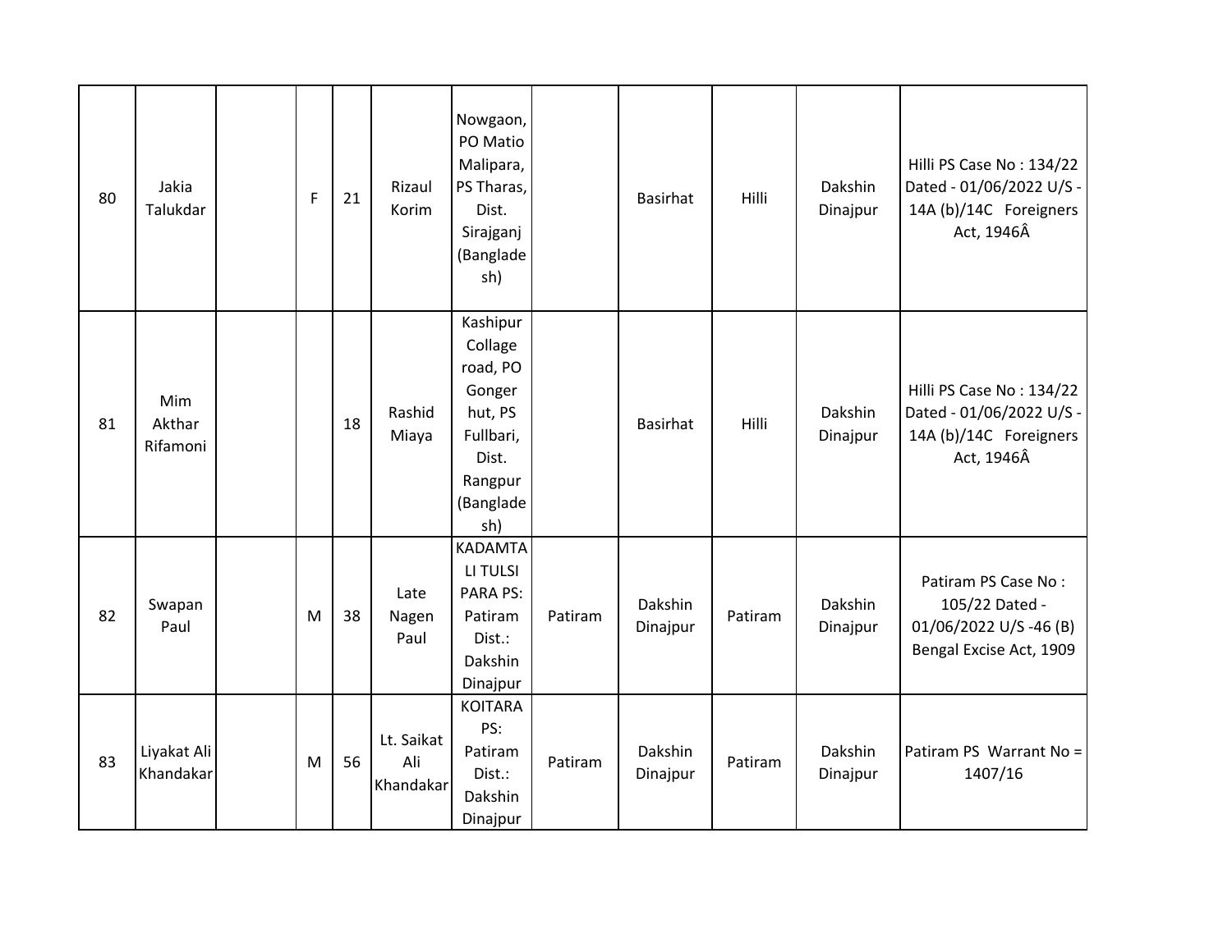| | | | | | | | | | | | |
|---|---|---|---|---|---|---|---|---|---|---|---|
| 80 | Jakia Talukdar | | F | 21 | Rizaul Korim | Nowgaon, PO Matio Malipara, PS Tharas, Dist. Sirajganj (Bangladesh) | | Basirhat | Hilli | Dakshin Dinajpur | Hilli PS Case No : 134/22 Dated - 01/06/2022 U/S - 14A (b)/14C Foreigners Act, 1946Â |
| 81 | Mim Akthar Rifamoni | | | 18 | Rashid Miaya | Kashipur Collage road, PO Gonger hut, PS Fullbari, Dist. Rangpur (Bangladesh) | | Basirhat | Hilli | Dakshin Dinajpur | Hilli PS Case No : 134/22 Dated - 01/06/2022 U/S - 14A (b)/14C Foreigners Act, 1946Â |
| 82 | Swapan Paul | | M | 38 | Late Nagen Paul | KADAMTALI TULSI PARA PS: Patiram Dist.: Dakshin Dinajpur | Patiram | Dakshin Dinajpur | Patiram | Dakshin Dinajpur | Patiram PS Case No : 105/22 Dated - 01/06/2022 U/S -46 (B) Bengal Excise Act, 1909 |
| 83 | Liyakat Ali Khandakar | | M | 56 | Lt. Saikat Ali Khandakar | KOITARA PS: Patiram Dist.: Dakshin Dinajpur | Patiram | Dakshin Dinajpur | Patiram | Dakshin Dinajpur | Patiram PS Warrant No = 1407/16 |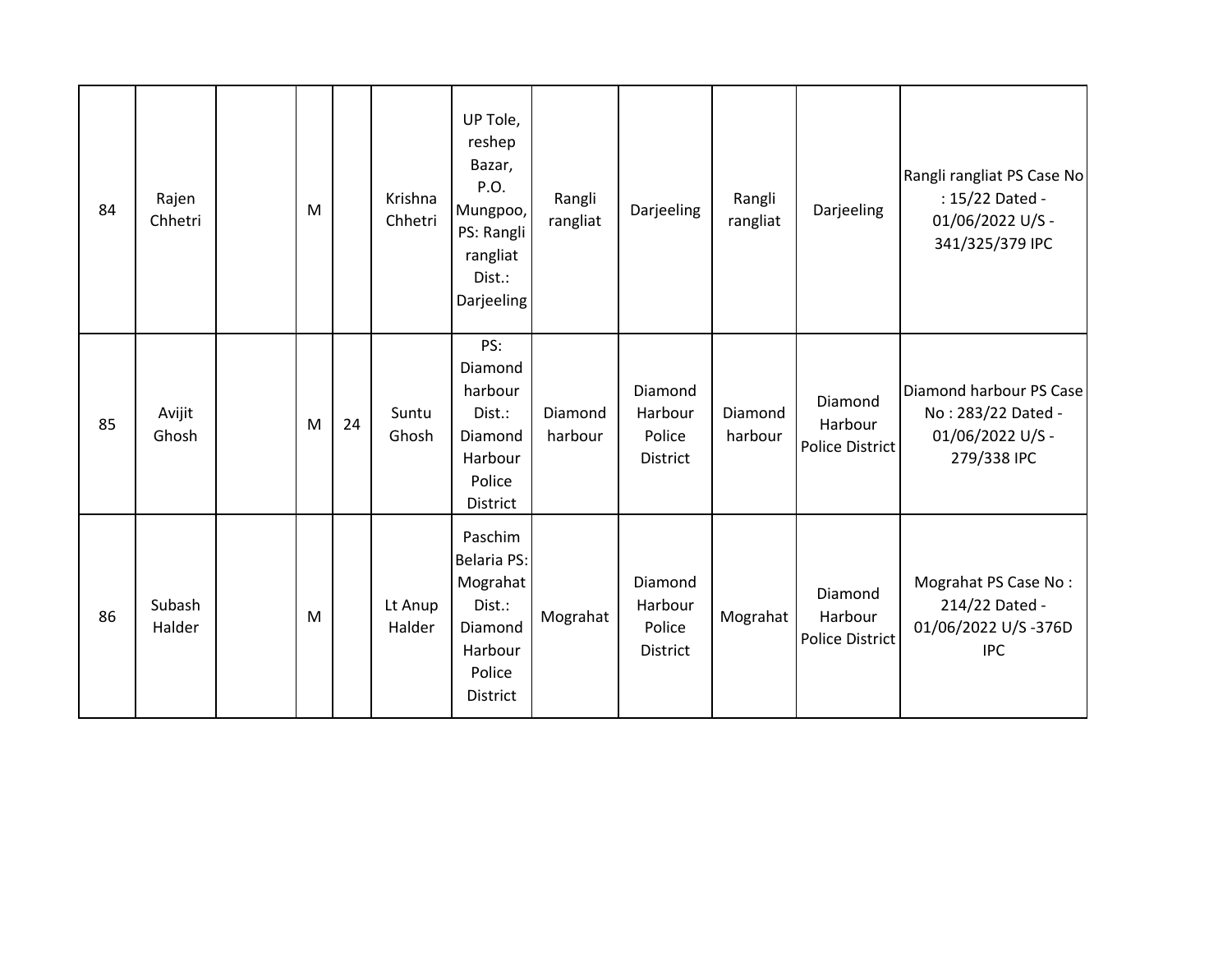| | | | | | | | | | | | |
|---|---|---|---|---|---|---|---|---|---|---|---|
| 84 | Rajen Chhetri | | M | | Krishna Chhetri | UP Tole, reshep Bazar, P.O. Mungpoo, PS: Rangli rangliat Dist.: Darjeeling | Rangli rangliat | Darjeeling | Rangli rangliat | Darjeeling | Rangli rangliat PS Case No : 15/22 Dated - 01/06/2022 U/S - 341/325/379 IPC |
| 85 | Avijit Ghosh | | M | 24 | Suntu Ghosh | PS: Diamond harbour Dist.: Diamond Harbour Police District | Diamond harbour | Diamond Harbour Police District | Diamond harbour | Diamond Harbour Police District | Diamond harbour PS Case No : 283/22 Dated - 01/06/2022 U/S - 279/338 IPC |
| 86 | Subash Halder | | M | | Lt Anup Halder | Paschim Belaria PS: Mograhat Dist.: Diamond Harbour Police District | Mograhat | Diamond Harbour Police District | Mograhat | Diamond Harbour Police District | Mograhat PS Case No : 214/22 Dated - 01/06/2022 U/S -376D IPC |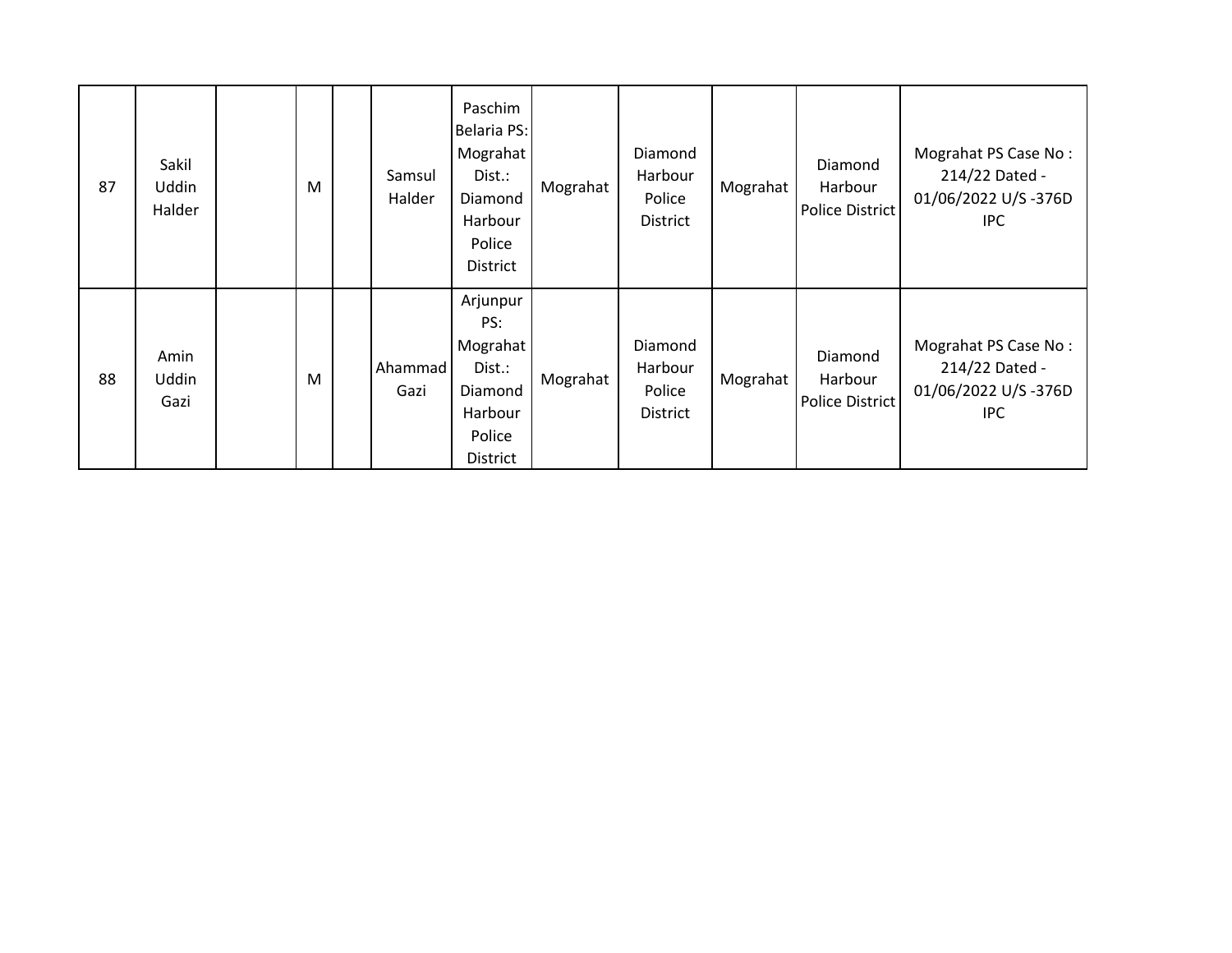| 87 | Sakil Uddin Halder | | M | | Samsul Halder | Paschim Belaria PS: Mograhat Dist.: Diamond Harbour Police District | Mograhat | Diamond Harbour Police District | Mograhat | Diamond Harbour Police District | Mograhat PS Case No : 214/22 Dated - 01/06/2022 U/S -376D IPC |
|---|---|---|---|---|---|---|---|---|---|---|---|
| 88 | Amin Uddin Gazi | | M | | Ahammad Gazi | Arjunpur PS: Mograhat Dist.: Diamond Harbour Police District | Mograhat | Diamond Harbour Police District | Mograhat | Diamond Harbour Police District | Mograhat PS Case No : 214/22 Dated - 01/06/2022 U/S -376D IPC |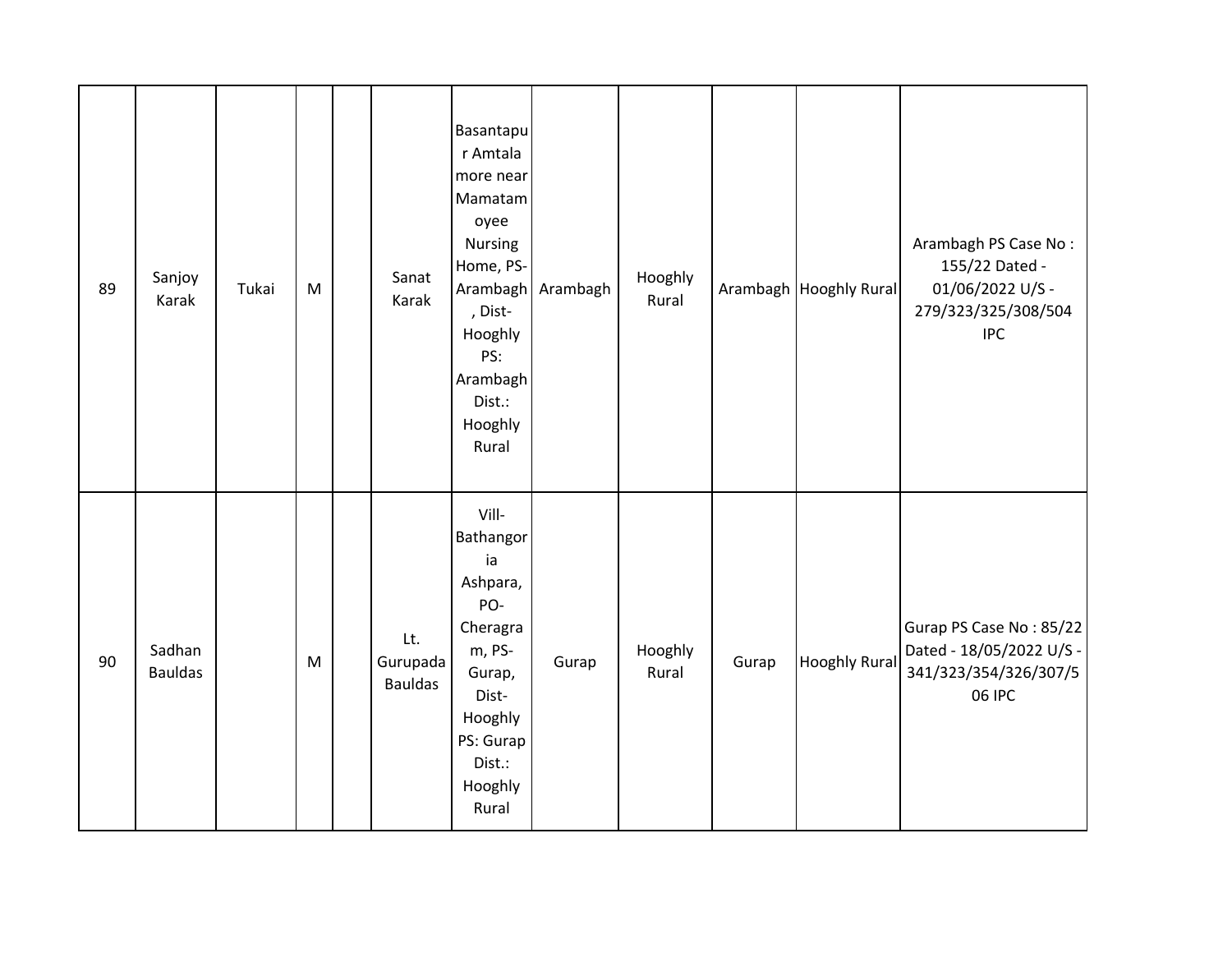| 89 | Sanjoy Karak | Tukai | M | | Sanat Karak | Basantapur Amtala more near Mamatamoyee Nursing Home, PS-Arambagh, Dist-Hooghly PS: Arambagh Dist.: Hooghly Rural | Arambagh | Hooghly Rural | Arambagh | Hooghly Rural | Arambagh PS Case No : 155/22 Dated - 01/06/2022 U/S - 279/323/325/308/504 IPC |
|---|---|---|---|---|---|---|---|---|---|---|---|
| 90 | Sadhan Bauldas | | M | | Lt. Gurupada Bauldas | Vill-Bathangoria Ashpara, PO-Cheragram, PS-Gurap, Dist-Hooghly PS: Gurap Dist.: Hooghly Rural | Gurap | Hooghly Rural | Gurap | Hooghly Rural | Gurap PS Case No : 85/22 Dated - 18/05/2022 U/S - 341/323/354/326/307/506 IPC |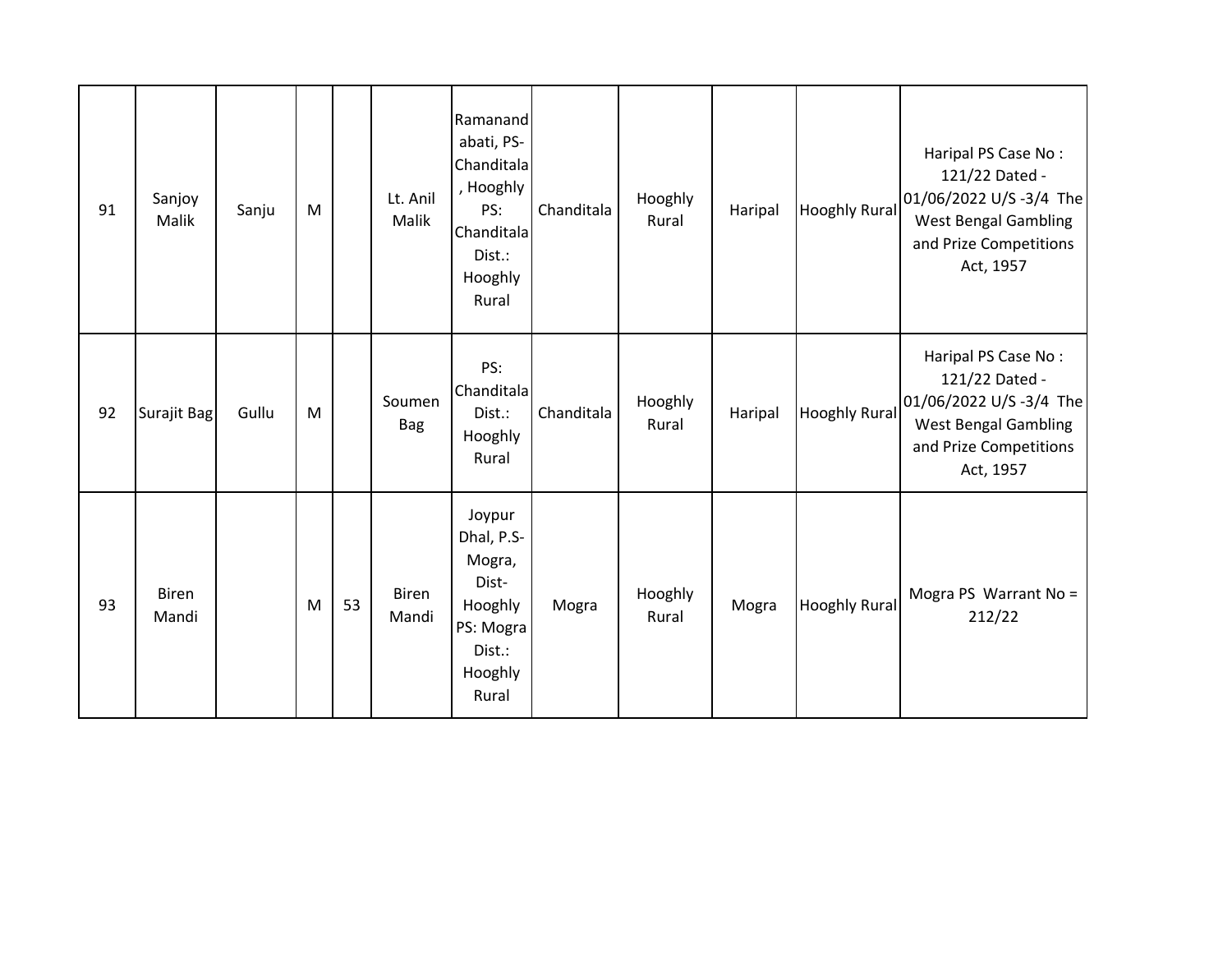| 91 | Sanjoy Malik | Sanju | M | | Lt. Anil Malik | Ramanandabati, PS-Chanditala, Hooghly PS: Chanditala Dist.: Hooghly Rural | Chanditala | Hooghly Rural | Haripal | Hooghly Rural | Haripal PS Case No : 121/22 Dated - 01/06/2022 U/S -3/4 The West Bengal Gambling and Prize Competitions Act, 1957 |
|---|---|---|---|---|---|---|---|---|---|---|---|
| 92 | Surajit Bag | Gullu | M | | Soumen Bag | PS: Chanditala Dist.: Hooghly Rural | Chanditala | Hooghly Rural | Haripal | Hooghly Rural | Haripal PS Case No : 121/22 Dated - 01/06/2022 U/S -3/4 The West Bengal Gambling and Prize Competitions Act, 1957 |
| 93 | Biren Mandi | | M | 53 | Biren Mandi | Joypur Dhal, P.S-Mogra, Dist-Hooghly PS: Mogra Dist.: Hooghly Rural | Mogra | Hooghly Rural | Mogra | Hooghly Rural | Mogra PS Warrant No = 212/22 |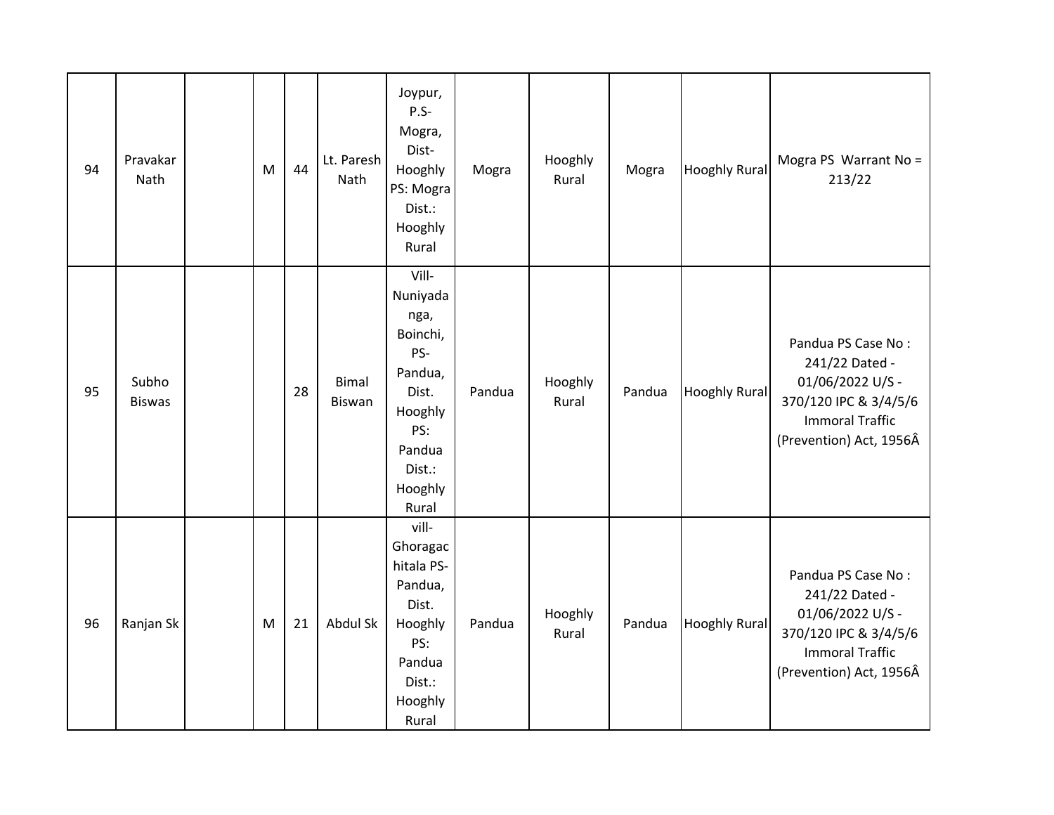| 94 | Pravakar Nath | | M | 44 | Lt. Paresh Nath | Joypur, P.S- Mogra, Dist- Hooghly PS: Mogra Dist.: Hooghly Rural | Mogra | Hooghly Rural | Mogra | Hooghly Rural | Mogra PS Warrant No = 213/22 |
|---|---|---|---|---|---|---|---|---|---|---|---|
| 95 | Subho Biswas | | | 28 | Bimal Biswan | Vill- Nuniyadanga, Boinchi, PS- Pandua, Dist. Hooghly PS: Pandua Dist.: Hooghly Rural | Pandua | Hooghly Rural | Pandua | Hooghly Rural | Pandua PS Case No : 241/22 Dated - 01/06/2022 U/S - 370/120 IPC & 3/4/5/6 Immoral Traffic (Prevention) Act, 1956Â |
| 96 | Ranjan Sk | | M | 21 | Abdul Sk | vill- Ghoragachitala PS- Pandua, Dist. Hooghly PS: Pandua Dist.: Hooghly Rural | Pandua | Hooghly Rural | Pandua | Hooghly Rural | Pandua PS Case No : 241/22 Dated - 01/06/2022 U/S - 370/120 IPC & 3/4/5/6 Immoral Traffic (Prevention) Act, 1956Â |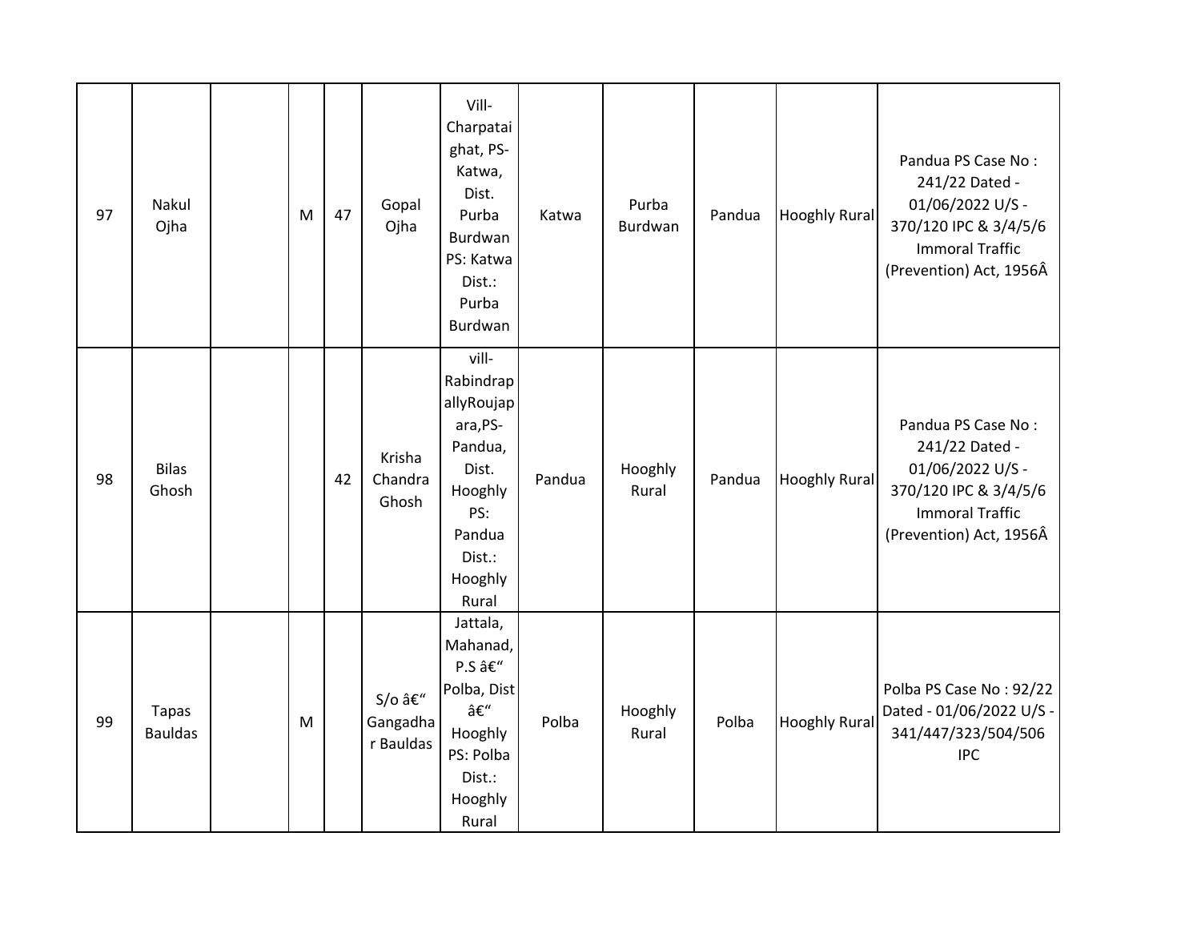| 97 | Nakul Ojha | | M | 47 | Gopal Ojha | Vill-Charpataighat, PS-Katwa, Dist. Purba Burdwan PS: Katwa Dist.: Purba Burdwan | Katwa | Purba Burdwan | Pandua | Hooghly Rural | Pandua PS Case No : 241/22 Dated - 01/06/2022 U/S - 370/120 IPC & 3/4/5/6 Immoral Traffic (Prevention) Act, 1956Â |
|---|---|---|---|---|---|---|---|---|---|---|---|
| 98 | Bilas Ghosh | | | 42 | Krisha Chandra Ghosh | vill-RabindrapallyRoujapara,PS-Pandua, Dist. Hooghly PS: Pandua Dist.: Hooghly Rural | Pandua | Hooghly Rural | Pandua | Hooghly Rural | Pandua PS Case No : 241/22 Dated - 01/06/2022 U/S - 370/120 IPC & 3/4/5/6 Immoral Traffic (Prevention) Act, 1956Â |
| 99 | Tapas Bauldas | | M | | S/o â€" Gangadhar Bauldas | Jattala, Mahanad, P.S â€" Polba, Dist â€" Hooghly PS: Polba Dist.: Hooghly Rural | Polba | Hooghly Rural | Polba | Hooghly Rural | Polba PS Case No : 92/22 Dated - 01/06/2022 U/S - 341/447/323/504/506 IPC |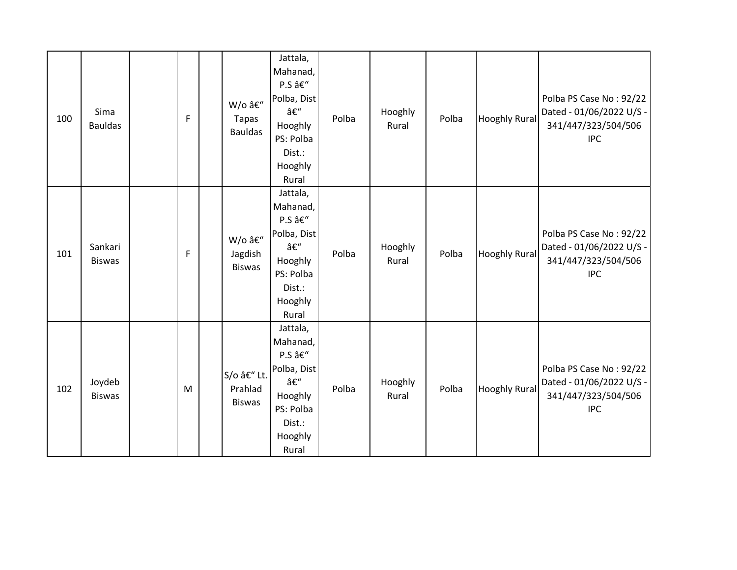| 100 | Sima Bauldas | | F | | W/o â€“ Tapas Bauldas | Jattala, Mahanad, P.S â€“ Polba, Dist â€“ Hooghly PS: Polba Dist.: Hooghly Rural | Polba | Hooghly Rural | Polba | Hooghly Rural | Polba PS Case No : 92/22 Dated - 01/06/2022 U/S - 341/447/323/504/506 IPC |
|---|---|---|---|---|---|---|---|---|---|---|---|
| 101 | Sankari Biswas | | F | | W/o â€“ Jagdish Biswas | Jattala, Mahanad, P.S â€“ Polba, Dist â€“ Hooghly PS: Polba Dist.: Hooghly Rural | Polba | Hooghly Rural | Polba | Hooghly Rural | Polba PS Case No : 92/22 Dated - 01/06/2022 U/S - 341/447/323/504/506 IPC |
| 102 | Joydeb Biswas | | M | | S/o â€“ Lt. Prahlad Biswas | Jattala, Mahanad, P.S â€“ Polba, Dist â€“ Hooghly PS: Polba Dist.: Hooghly Rural | Polba | Hooghly Rural | Polba | Hooghly Rural | Polba PS Case No : 92/22 Dated - 01/06/2022 U/S - 341/447/323/504/506 IPC |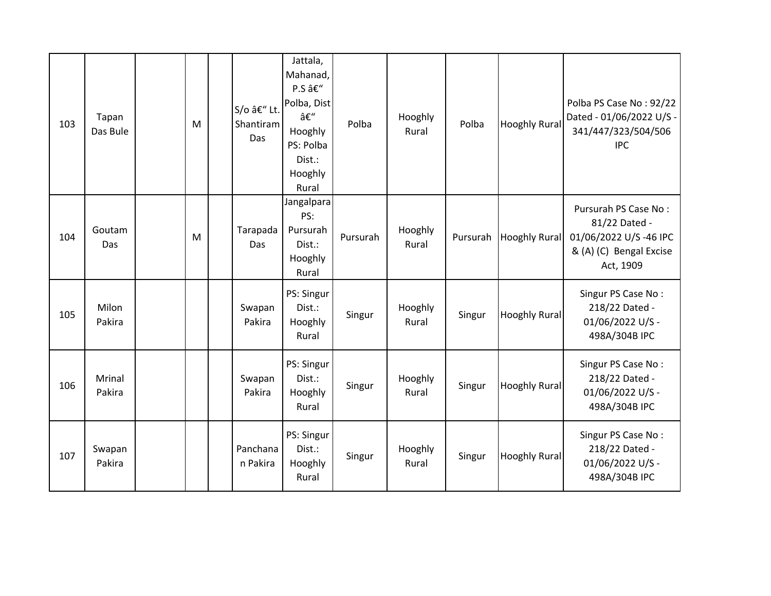| | | | | | | | | | | | |
|---|---|---|---|---|---|---|---|---|---|---|---|
| 103 | Tapan Das Bule | | M | | S/o â€" Lt. Shantiram Das | Jattala, Mahanad, P.S â€" Polba, Dist â€" Hooghly PS: Polba Dist.: Hooghly Rural | Polba | Hooghly Rural | Polba | Hooghly Rural | Polba PS Case No : 92/22 Dated - 01/06/2022 U/S - 341/447/323/504/506 IPC |
| 104 | Goutam Das | | M | | Tarapada Das | Jangalpara PS: Pursurah Dist.: Hooghly Rural | Pursurah | Hooghly Rural | Pursurah | Hooghly Rural | Pursurah PS Case No : 81/22 Dated - 01/06/2022 U/S -46 IPC & (A) (C) Bengal Excise Act, 1909 |
| 105 | Milon Pakira | | | | Swapan Pakira | PS: Singur Dist.: Hooghly Rural | Singur | Hooghly Rural | Singur | Hooghly Rural | Singur PS Case No : 218/22 Dated - 01/06/2022 U/S - 498A/304B IPC |
| 106 | Mrinal Pakira | | | | Swapan Pakira | PS: Singur Dist.: Hooghly Rural | Singur | Hooghly Rural | Singur | Hooghly Rural | Singur PS Case No : 218/22 Dated - 01/06/2022 U/S - 498A/304B IPC |
| 107 | Swapan Pakira | | | | Panchanan Pakira | PS: Singur Dist.: Hooghly Rural | Singur | Hooghly Rural | Singur | Hooghly Rural | Singur PS Case No : 218/22 Dated - 01/06/2022 U/S - 498A/304B IPC |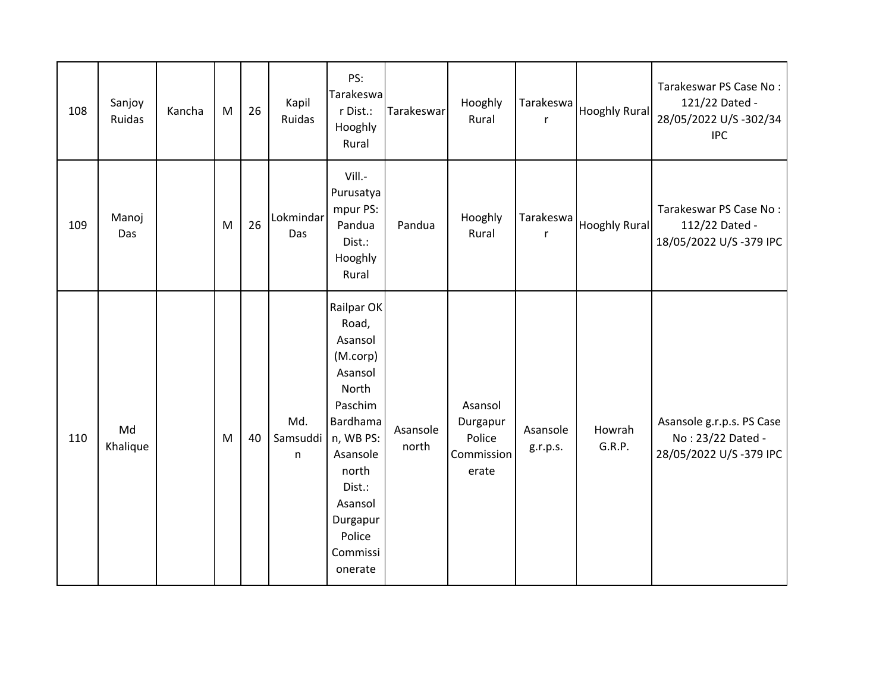| 108 | Sanjoy Ruidas | Kancha | M | 26 | Kapil Ruidas | PS: Tarakeswar Dist.: Hooghly Rural | Tarakeswar | Hooghly Rural | Tarakeswar | Hooghly Rural | Tarakeswar PS Case No : 121/22 Dated - 28/05/2022 U/S -302/34 IPC |
|---|---|---|---|---|---|---|---|---|---|---|---|
| 109 | Manoj Das | | M | 26 | Lokmindar Das | Vill.- Purusatyampur PS: Pandua Dist.: Hooghly Rural | Pandua | Hooghly Rural | Tarakeswar | Hooghly Rural | Tarakeswar PS Case No : 112/22 Dated - 18/05/2022 U/S -379 IPC |
| 110 | Md Khalique | | M | 40 | Md. Samsuddin | Railpar OK Road, Asansol (M.corp) Asansol North Paschim Bardhaman, WB PS: Asansole north Dist.: Asansol Durgapur Police Commissionerate | Asansole north | Asansol Durgapur Police Commissionerate | Asansole g.r.p.s. | Howrah G.R.P. | Asansole g.r.p.s. PS Case No : 23/22 Dated - 28/05/2022 U/S -379 IPC |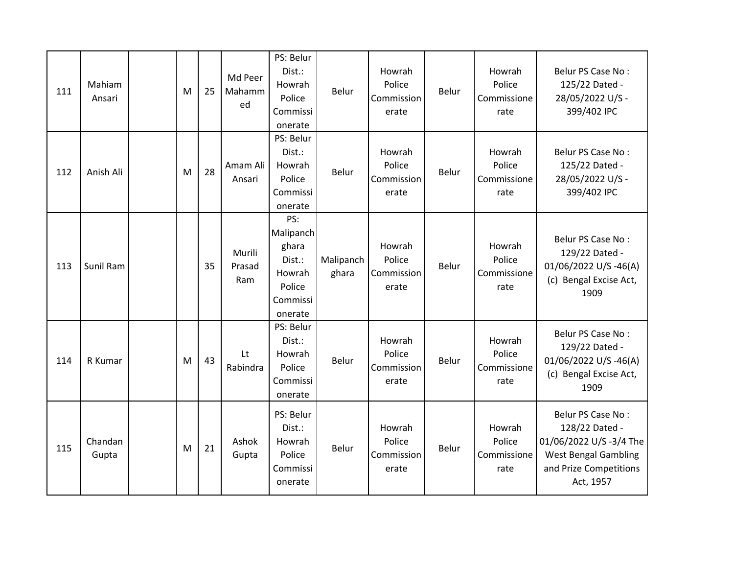| 111 | Mahiam Ansari | | M | 25 | Md Peer Mahammed | PS: Belur Dist.: Howrah Police Commissionerate | Belur | Howrah Police Commissionerate | Belur | Howrah Police Commissionerate | Belur PS Case No : 125/22 Dated - 28/05/2022 U/S - 399/402 IPC |
|---|---|---|---|---|---|---|---|---|---|---|---|
| 112 | Anish Ali | | M | 28 | Amam Ali Ansari | PS: Belur Dist.: Howrah Police Commissionerate | Belur | Howrah Police Commissionerate | Belur | Howrah Police Commissionerate | Belur PS Case No : 125/22 Dated - 28/05/2022 U/S - 399/402 IPC |
| 113 | Sunil Ram | | | 35 | Murili Prasad Ram | PS: Malipanchghara Dist.: Howrah Police Commissionerate | Malipanchghara | Howrah Police Commissionerate | Belur | Howrah Police Commissionerate | Belur PS Case No : 129/22 Dated - 01/06/2022 U/S -46(A) (c) Bengal Excise Act, 1909 |
| 114 | R Kumar | | M | 43 | Lt Rabindra | PS: Belur Dist.: Howrah Police Commissionerate | Belur | Howrah Police Commissionerate | Belur | Howrah Police Commissionerate | Belur PS Case No : 129/22 Dated - 01/06/2022 U/S -46(A) (c) Bengal Excise Act, 1909 |
| 115 | Chandan Gupta | | M | 21 | Ashok Gupta | PS: Belur Dist.: Howrah Police Commissionerate | Belur | Howrah Police Commissionerate | Belur | Howrah Police Commissionerate | Belur PS Case No : 128/22 Dated - 01/06/2022 U/S -3/4 The West Bengal Gambling and Prize Competitions Act, 1957 |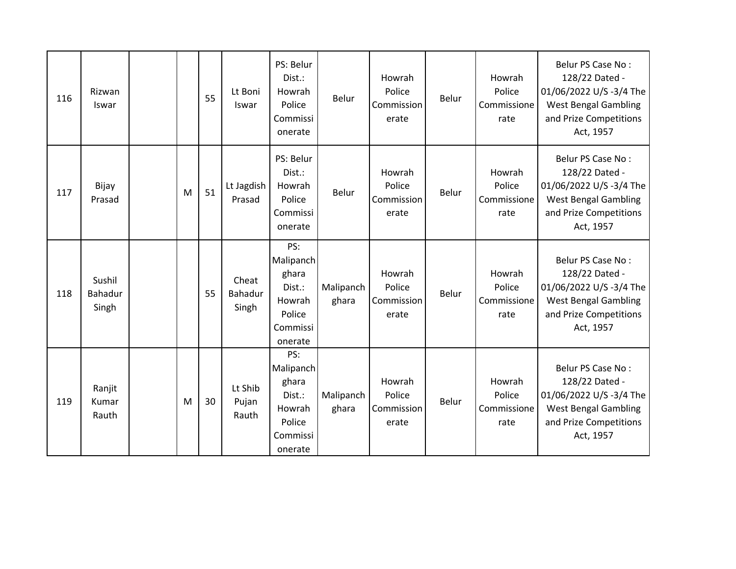| 116 | Rizwan Iswar | | | 55 | Lt Boni Iswar | PS: Belur Dist.: Howrah Police Commissionerate | Belur | Howrah Police Commissionerate | Belur | Howrah Police Commissionerate | Belur PS Case No : 128/22 Dated - 01/06/2022 U/S -3/4 The West Bengal Gambling and Prize Competitions Act, 1957 |
|---|---|---|---|---|---|---|---|---|---|---|---|
| 117 | Bijay Prasad | | M | 51 | Lt Jagdish Prasad | PS: Belur Dist.: Howrah Police Commissionerate | Belur | Howrah Police Commissionerate | Belur | Howrah Police Commissionerate | Belur PS Case No : 128/22 Dated - 01/06/2022 U/S -3/4 The West Bengal Gambling and Prize Competitions Act, 1957 |
| 118 | Sushil Bahadur Singh | | | 55 | Cheat Bahadur Singh | PS: Malipanchghara Dist.: Howrah Police Commissionerate | Malipanchghara | Howrah Police Commissionerate | Belur | Howrah Police Commissionerate | Belur PS Case No : 128/22 Dated - 01/06/2022 U/S -3/4 The West Bengal Gambling and Prize Competitions Act, 1957 |
| 119 | Ranjit Kumar Rauth | | M | 30 | Lt Shib Pujan Rauth | PS: Malipanchghara Dist.: Howrah Police Commissionerate | Malipanchghara | Howrah Police Commissionerate | Belur | Howrah Police Commissionerate | Belur PS Case No : 128/22 Dated - 01/06/2022 U/S -3/4 The West Bengal Gambling and Prize Competitions Act, 1957 |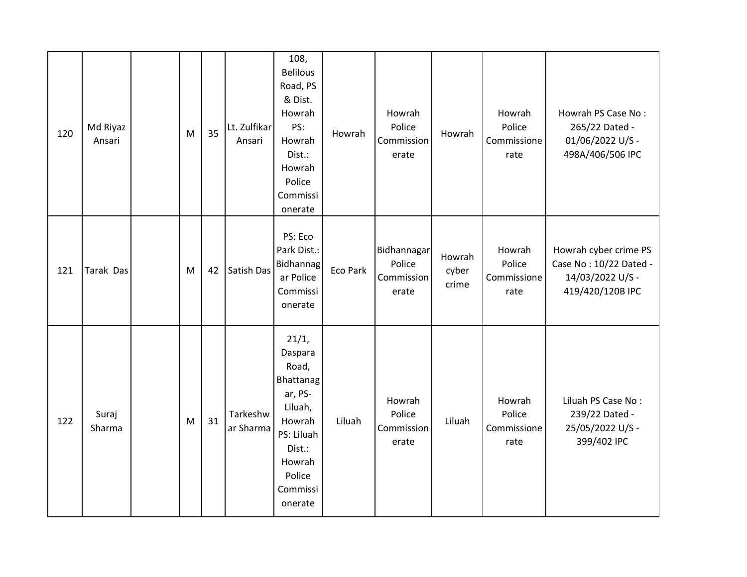| | | | | | | | | | | | |
|---|---|---|---|---|---|---|---|---|---|---|---|
| 120 | Md Riyaz Ansari | | M | 35 | Lt. Zulfikar Ansari | 108, Belilous Road, PS & Dist. Howrah PS: Howrah Dist.: Howrah Police Commissionerate | Howrah | Howrah Police Commissionerate | Howrah | Howrah Police Commissionerate | Howrah PS Case No : 265/22 Dated - 01/06/2022 U/S - 498A/406/506 IPC |
| 121 | Tarak Das | | M | 42 | Satish Das | PS: Eco Park Dist.: Bidhannagar Police Commissionerate | Eco Park | Bidhannagar Police Commissionerate | Howrah cyber crime | Howrah Police Commissionerate | Howrah cyber crime PS Case No : 10/22 Dated - 14/03/2022 U/S - 419/420/120B IPC |
| 122 | Suraj Sharma | | M | 31 | Tarkeshwar Sharma | 21/1, Daspara Road, Bhattanagar, PS- Liluah, Howrah PS: Liluah Dist.: Howrah Police Commissionerate | Liluah | Howrah Police Commissionerate | Liluah | Howrah Police Commissionerate | Liluah PS Case No : 239/22 Dated - 25/05/2022 U/S - 399/402 IPC |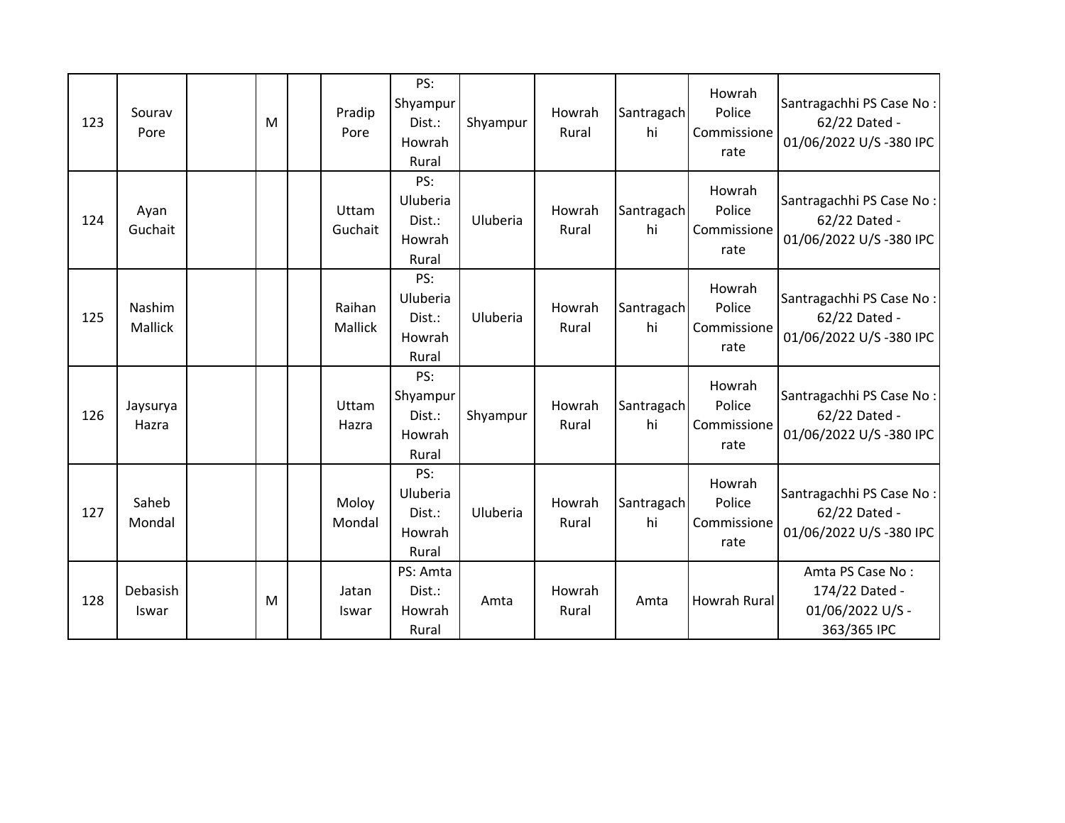| | | | | | | | | | | | |
|---|---|---|---|---|---|---|---|---|---|---|---|
| 123 | Sourav Pore | | M | | Pradip Pore | PS: Shyampur Dist.: Howrah Rural | Shyampur | Howrah Rural | Santragachhi | Howrah Police Commissionerate | Santragachhi PS Case No : 62/22 Dated - 01/06/2022 U/S -380 IPC |
| 124 | Ayan Guchait | | | | Uttam Guchait | PS: Uluberia Dist.: Howrah Rural | Uluberia | Howrah Rural | Santragachhi | Howrah Police Commissionerate | Santragachhi PS Case No : 62/22 Dated - 01/06/2022 U/S -380 IPC |
| 125 | Nashim Mallick | | | | Raihan Mallick | PS: Uluberia Dist.: Howrah Rural | Uluberia | Howrah Rural | Santragachhi | Howrah Police Commissionerate | Santragachhi PS Case No : 62/22 Dated - 01/06/2022 U/S -380 IPC |
| 126 | Jaysurya Hazra | | | | Uttam Hazra | PS: Shyampur Dist.: Howrah Rural | Shyampur | Howrah Rural | Santragachhi | Howrah Police Commissionerate | Santragachhi PS Case No : 62/22 Dated - 01/06/2022 U/S -380 IPC |
| 127 | Saheb Mondal | | | | Moloy Mondal | PS: Uluberia Dist.: Howrah Rural | Uluberia | Howrah Rural | Santragachhi | Howrah Police Commissionerate | Santragachhi PS Case No : 62/22 Dated - 01/06/2022 U/S -380 IPC |
| 128 | Debasish Iswar | | M | | Jatan Iswar | PS: Amta Dist.: Howrah Rural | Amta | Howrah Rural | Amta | Howrah Rural | Amta PS Case No : 174/22 Dated - 01/06/2022 U/S - 363/365 IPC |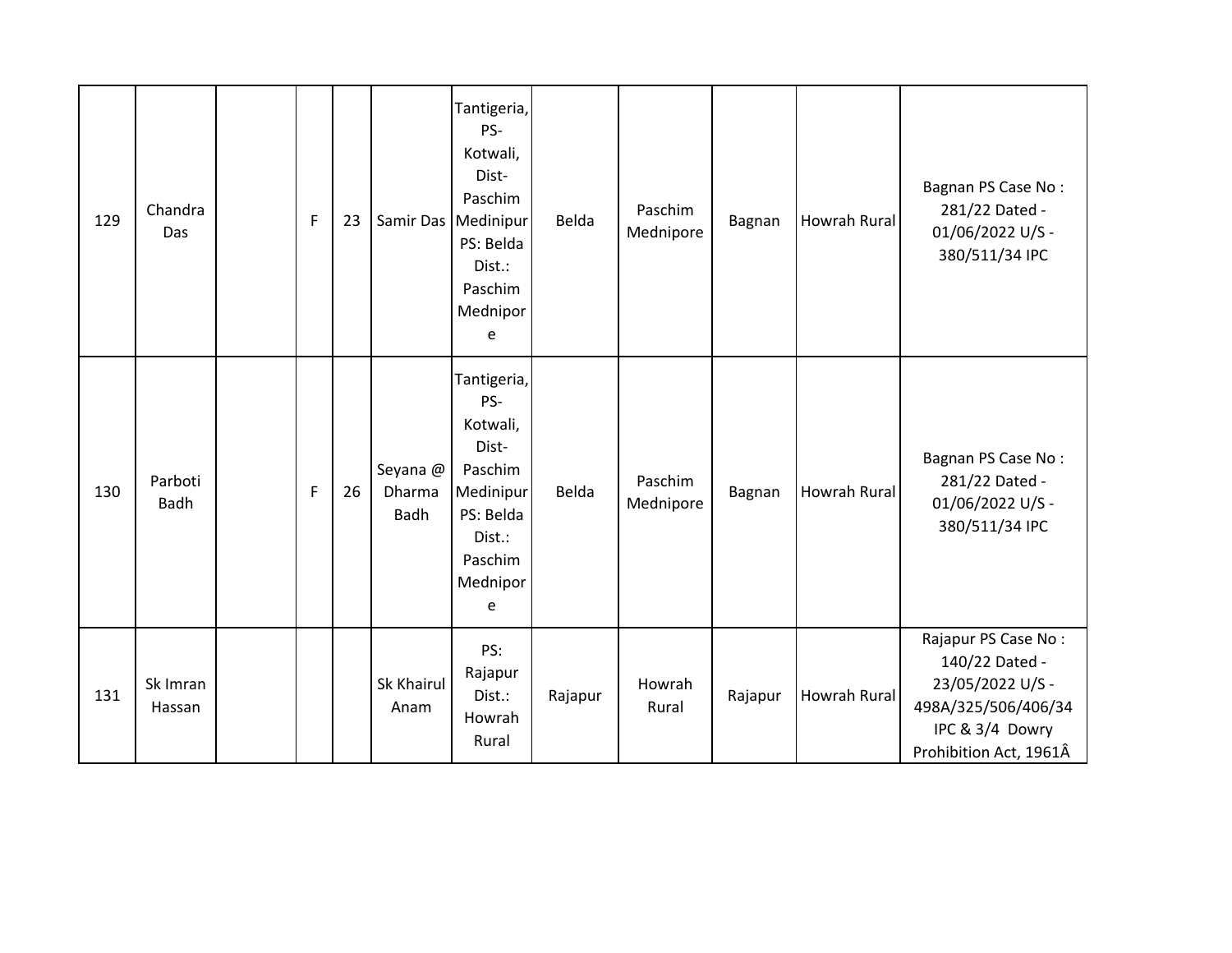| 129 | Chandra Das | | F | 23 | Samir Das | Tantigeria, PS-Kotwali, Dist-Paschim Medinipur PS: Belda Dist.: Paschim Mednipore | Belda | Paschim Mednipore | Bagnan | Howrah Rural | Bagnan PS Case No : 281/22 Dated - 01/06/2022 U/S - 380/511/34 IPC |
|---|---|---|---|---|---|---|---|---|---|---|---|
| 130 | Parboti Badh | | F | 26 | Seyana @ Dharma Badh | Tantigeria, PS-Kotwali, Dist-Paschim Medinipur PS: Belda Dist.: Paschim Mednipore | Belda | Paschim Mednipore | Bagnan | Howrah Rural | Bagnan PS Case No : 281/22 Dated - 01/06/2022 U/S - 380/511/34 IPC |
| 131 | Sk Imran Hassan | | | | Sk Khairul Anam | PS: Rajapur Dist.: Howrah Rural | Rajapur | Howrah Rural | Rajapur | Howrah Rural | Rajapur PS Case No : 140/22 Dated - 23/05/2022 U/S - 498A/325/506/406/34 IPC & 3/4 Dowry Prohibition Act, 1961Â |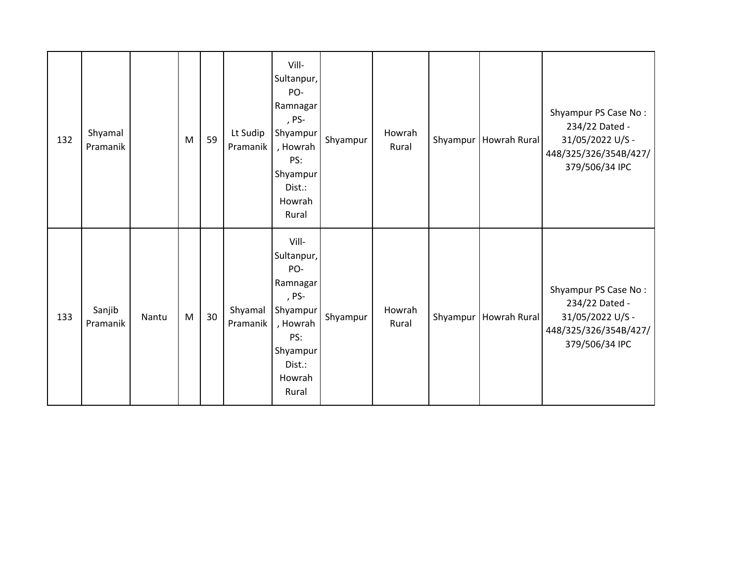| | | | | | | | | | | | |
|---|---|---|---|---|---|---|---|---|---|---|---|
| 132 | Shyamal Pramanik | | M | 59 | Lt Sudip Pramanik | Vill- Sultanpur, PO- Ramnagar , PS- Shyampur , Howrah PS: Shyampur Dist.: Howrah Rural | Shyampur | Howrah Rural | Shyampur | Howrah Rural | Shyampur PS Case No : 234/22 Dated - 31/05/2022 U/S - 448/325/326/354B/427/ 379/506/34 IPC |
| 133 | Sanjib Pramanik | Nantu | M | 30 | Shyamal Pramanik | Vill- Sultanpur, PO- Ramnagar , PS- Shyampur , Howrah PS: Shyampur Dist.: Howrah Rural | Shyampur | Howrah Rural | Shyampur | Howrah Rural | Shyampur PS Case No : 234/22 Dated - 31/05/2022 U/S - 448/325/326/354B/427/ 379/506/34 IPC |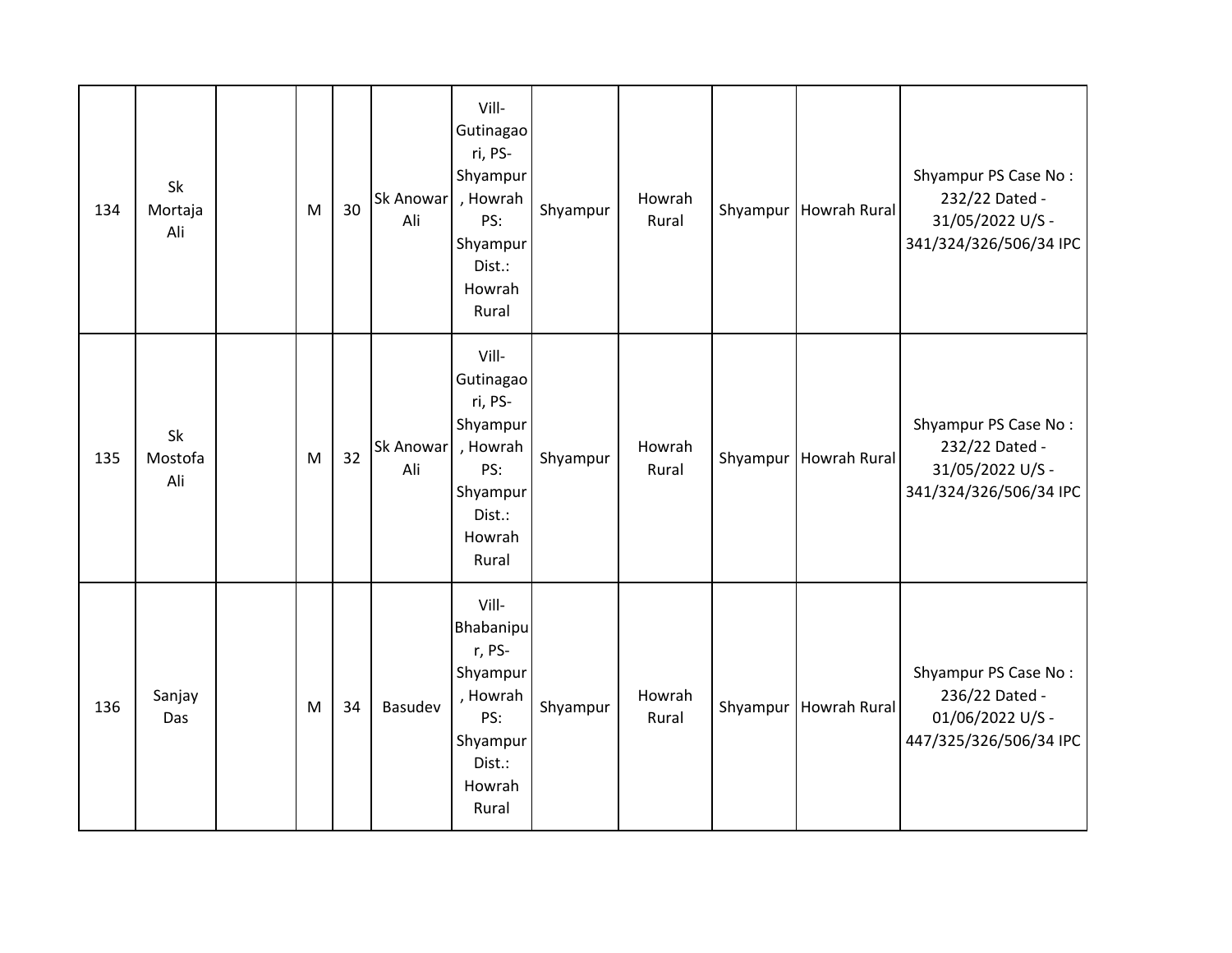| | | | | | | | | | | | |
|---|---|---|---|---|---|---|---|---|---|---|---|
| 134 | Sk Mortaja Ali | | M | 30 | Sk Anowar Ali | Vill-Gutinagaori, PS-Shyampur, Howrah PS: Shyampur Dist.: Howrah Rural | Shyampur | Howrah Rural | Shyampur | Howrah Rural | Shyampur PS Case No : 232/22 Dated - 31/05/2022 U/S - 341/324/326/506/34 IPC |
| 135 | Sk Mostofa Ali | | M | 32 | Sk Anowar Ali | Vill-Gutinagaori, PS-Shyampur, Howrah PS: Shyampur Dist.: Howrah Rural | Shyampur | Howrah Rural | Shyampur | Howrah Rural | Shyampur PS Case No : 232/22 Dated - 31/05/2022 U/S - 341/324/326/506/34 IPC |
| 136 | Sanjay Das | | M | 34 | Basudev | Vill-Bhabanipur, PS-Shyampur, Howrah PS: Shyampur Dist.: Howrah Rural | Shyampur | Howrah Rural | Shyampur | Howrah Rural | Shyampur PS Case No : 236/22 Dated - 01/06/2022 U/S - 447/325/326/506/34 IPC |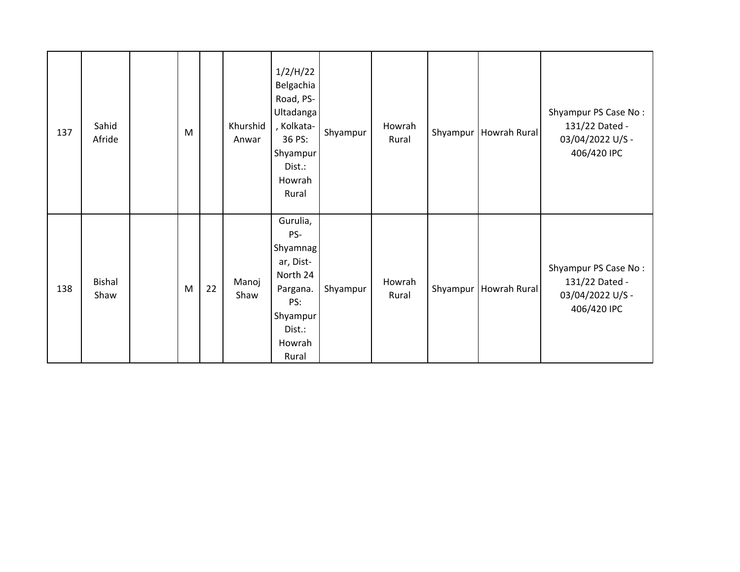| 137 | Sahid Afride | | M | | Khurshid Anwar | 1/2/H/22 Belgachia Road, PS-Ultadanga, Kolkata-36 PS: Shyampur Dist.: Howrah Rural | Shyampur | Howrah Rural | Shyampur | Howrah Rural | Shyampur PS Case No : 131/22 Dated - 03/04/2022 U/S - 406/420 IPC |
|---|---|---|---|---|---|---|---|---|---|---|---|
| 138 | Bishal Shaw | | M | 22 | Manoj Shaw | Gurulia, PS-Shyamnagar, Dist-North 24 Pargana. PS: Shyampur Dist.: Howrah Rural | Shyampur | Howrah Rural | Shyampur | Howrah Rural | Shyampur PS Case No : 131/22 Dated - 03/04/2022 U/S - 406/420 IPC |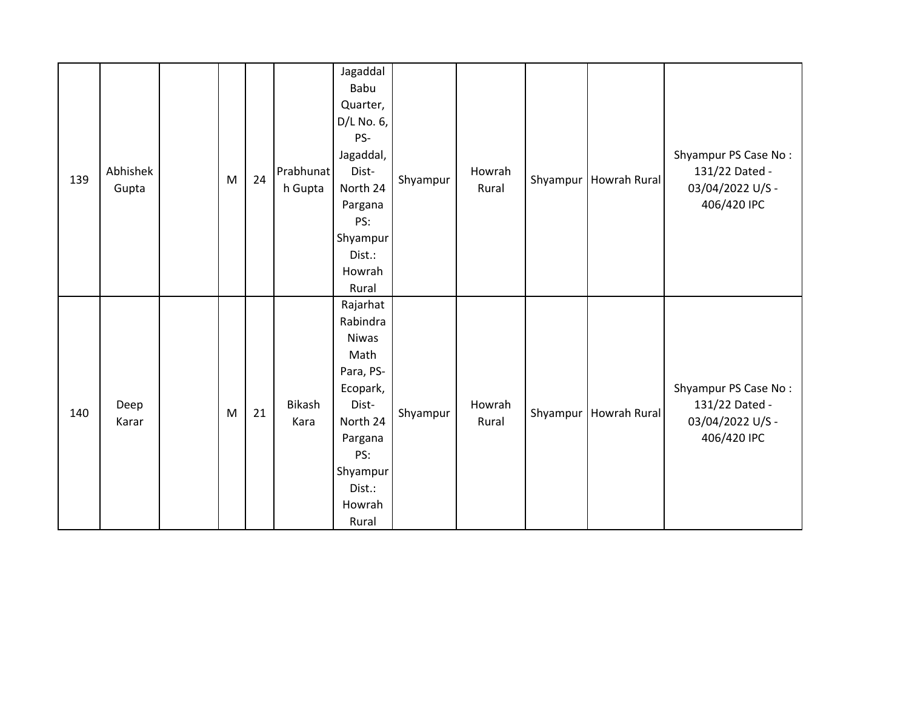| 139 | Abhishek Gupta | | M | 24 | Prabhunath Gupta | Jagaddal Babu Quarter, D/L No. 6, PS- Jagaddal, Dist- North 24 Pargana PS: Shyampur Dist.: Howrah Rural | Shyampur | Howrah Rural | Shyampur | Howrah Rural | Shyampur PS Case No : 131/22 Dated - 03/04/2022 U/S - 406/420 IPC |
|---|---|---|---|---|---|---|---|---|---|---|---|
| 140 | Deep Karar | | M | 21 | Bikash Kara | Rajarhat Rabindra Niwas Math Para, PS- Ecopark, Dist- North 24 Pargana PS: Shyampur Dist.: Howrah Rural | Shyampur | Howrah Rural | Shyampur | Howrah Rural | Shyampur PS Case No : 131/22 Dated - 03/04/2022 U/S - 406/420 IPC |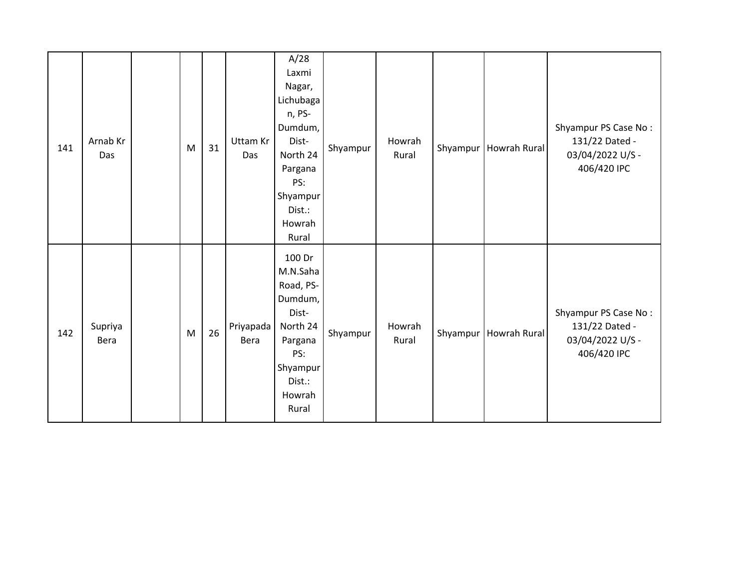| | | | | | | | | | | | |
|---|---|---|---|---|---|---|---|---|---|---|---|
| 141 | Arnab Kr Das | | M | 31 | Uttam Kr Das | A/28 Laxmi Nagar, Lichubagan, PS- Dumdum, Dist- North 24 Pargana PS: Shyampur Dist.: Howrah Rural | Shyampur | Howrah Rural | Shyampur | Howrah Rural | Shyampur PS Case No : 131/22 Dated - 03/04/2022 U/S - 406/420 IPC |
| 142 | Supriya Bera | | M | 26 | Priyapada Bera | 100 Dr M.N.Saha Road, PS- Dumdum, Dist- North 24 Pargana PS: Shyampur Dist.: Howrah Rural | Shyampur | Howrah Rural | Shyampur | Howrah Rural | Shyampur PS Case No : 131/22 Dated - 03/04/2022 U/S - 406/420 IPC |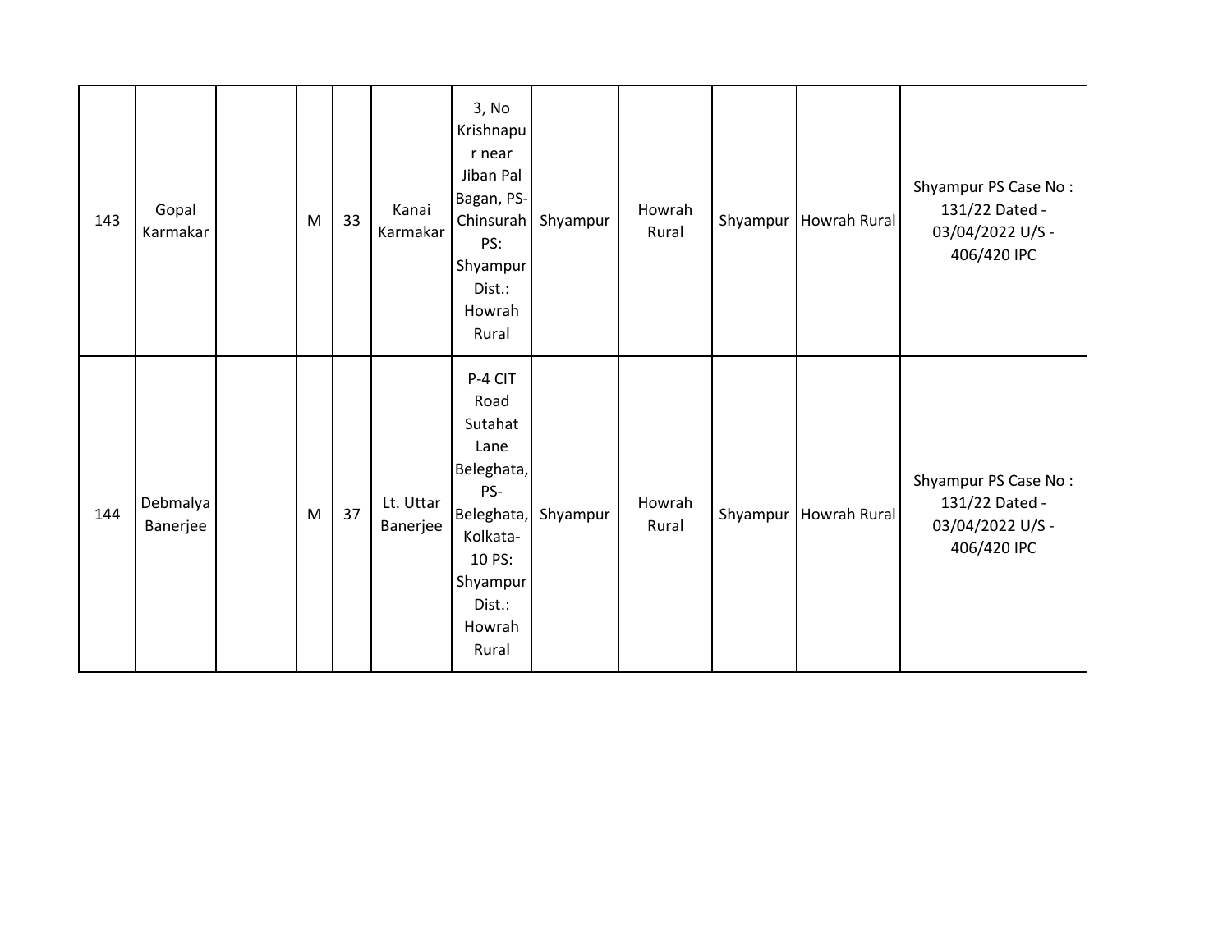| 143 | Gopal Karmakar | | M | 33 | Kanai Karmakar | 3, No Krishnapur near Jiban Pal Bagan, PS-Chinsurah PS: Shyampur Dist.: Howrah Rural | Shyampur | Howrah Rural | Shyampur | Howrah Rural | Shyampur PS Case No : 131/22 Dated - 03/04/2022 U/S - 406/420 IPC |
|---|---|---|---|---|---|---|---|---|---|---|---|
| 144 | Debmalya Banerjee | | M | 37 | Lt. Uttar Banerjee | P-4 CIT Road Sutahat Lane Beleghata, PS-Beleghata, Kolkata-10 PS: Shyampur Dist.: Howrah Rural | Shyampur | Howrah Rural | Shyampur | Howrah Rural | Shyampur PS Case No : 131/22 Dated - 03/04/2022 U/S - 406/420 IPC |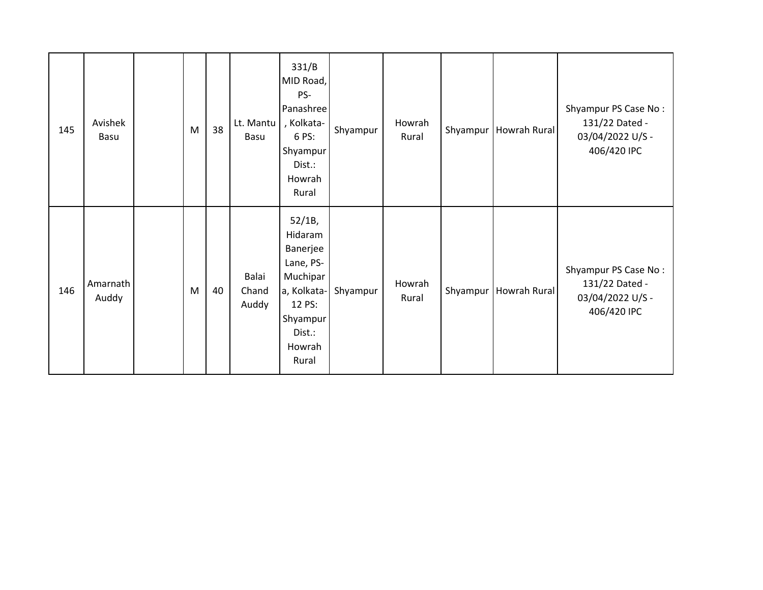| | | | | | | | | | | | |
|---|---|---|---|---|---|---|---|---|---|---|---|
| 145 | Avishek Basu | | M | 38 | Lt. Mantu Basu | 331/B MID Road, PS- Panashree, Kolkata- 6 PS: Shyampur Dist.: Howrah Rural | Shyampur | Howrah Rural | Shyampur | Howrah Rural | Shyampur PS Case No : 131/22 Dated - 03/04/2022 U/S - 406/420 IPC |
| 146 | Amarnath Auddy | | M | 40 | Balai Chand Auddy | 52/1B, Hidaram Banerjee Lane, PS- Muchipara, Kolkata- 12 PS: Shyampur Dist.: Howrah Rural | Shyampur | Howrah Rural | Shyampur | Howrah Rural | Shyampur PS Case No : 131/22 Dated - 03/04/2022 U/S - 406/420 IPC |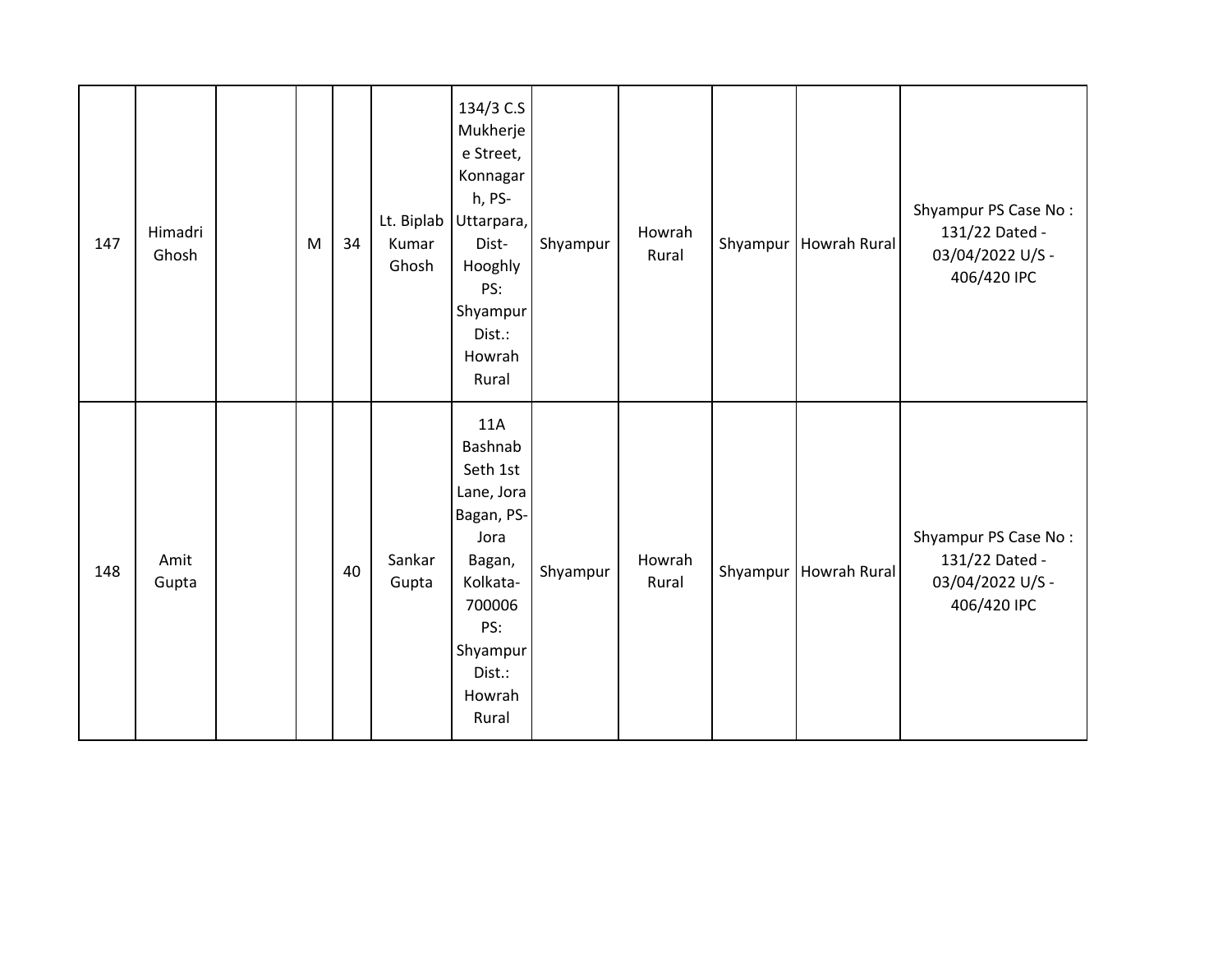| | | | | | | | | | | | |
|---|---|---|---|---|---|---|---|---|---|---|---|
| 147 | Himadri Ghosh | | M | 34 | Lt. Biplab Kumar Ghosh | 134/3 C.S Mukherje e Street, Konnagar h, PS- Uttarpara, Dist- Hooghly PS: Shyampur Dist.: Howrah Rural | Shyampur | Howrah Rural | Shyampur | Howrah Rural | Shyampur PS Case No : 131/22 Dated - 03/04/2022 U/S - 406/420 IPC |
| 148 | Amit Gupta | | | 40 | Sankar Gupta | 11A Bashnab Seth 1st Lane, Jora Bagan, PS- Jora Bagan, Kolkata- 700006 PS: Shyampur Dist.: Howrah Rural | Shyampur | Howrah Rural | Shyampur | Howrah Rural | Shyampur PS Case No : 131/22 Dated - 03/04/2022 U/S - 406/420 IPC |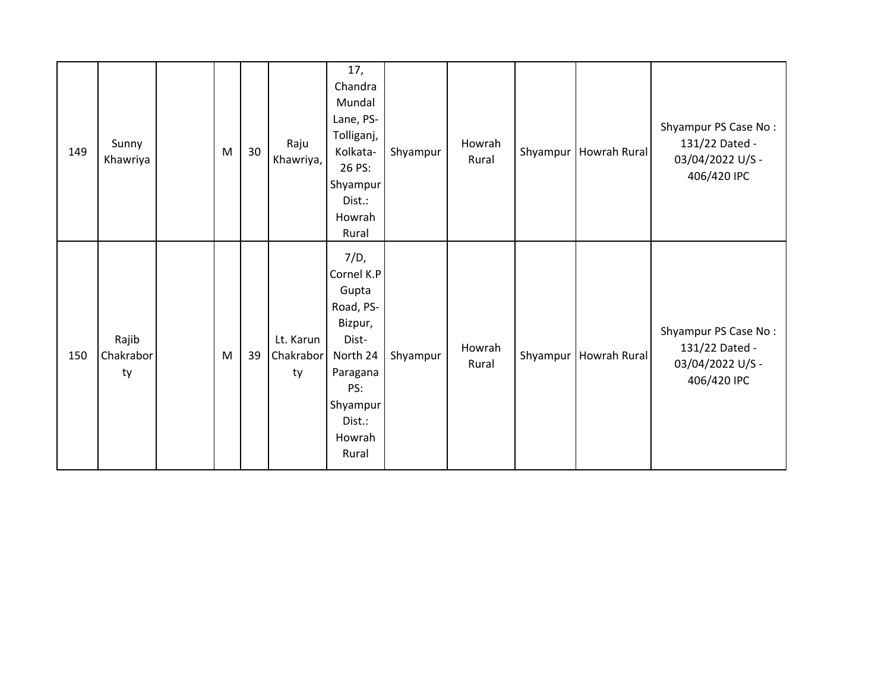| | | | | | | | | | | | |
|---|---|---|---|---|---|---|---|---|---|---|---|
| 149 | Sunny Khawriya | | M | 30 | Raju Khawriya, | 17, Chandra Mundal Lane, PS-Tolliganj, Kolkata-26 PS: Shyampur Dist.: Howrah Rural | Shyampur | Howrah Rural | Shyampur | Howrah Rural | Shyampur PS Case No : 131/22 Dated - 03/04/2022 U/S - 406/420 IPC |
| 150 | Rajib Chakraborty | | M | 39 | Lt. Karun Chakraborty | 7/D, Cornel K.P Gupta Road, PS-Bizpur, Dist-North 24 Paragana PS: Shyampur Dist.: Howrah Rural | Shyampur | Howrah Rural | Shyampur | Howrah Rural | Shyampur PS Case No : 131/22 Dated - 03/04/2022 U/S - 406/420 IPC |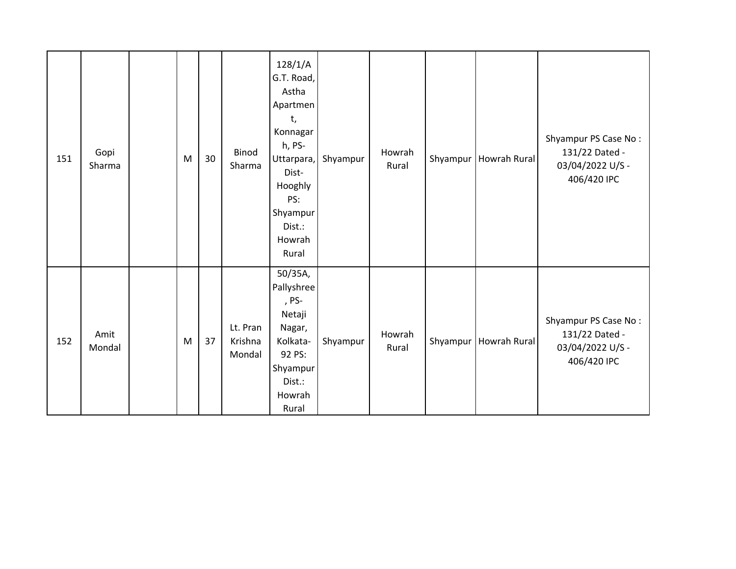| | | | | | | | | | | | |
|---|---|---|---|---|---|---|---|---|---|---|---|
| 151 | Gopi Sharma | | M | 30 | Binod Sharma | 128/1/A G.T. Road, Astha Apartment, Konnagarh, PS-Uttarpara, Dist-Hooghly PS: Shyampur Dist.: Howrah Rural | Shyampur | Howrah Rural | Shyampur | Howrah Rural | Shyampur PS Case No : 131/22 Dated - 03/04/2022 U/S - 406/420 IPC |
| 152 | Amit Mondal | | M | 37 | Lt. Pran Krishna Mondal | 50/35A, Pallyshree, PS-Netaji Nagar, Kolkata-92 PS: Shyampur Dist.: Howrah Rural | Shyampur | Howrah Rural | Shyampur | Howrah Rural | Shyampur PS Case No : 131/22 Dated - 03/04/2022 U/S - 406/420 IPC |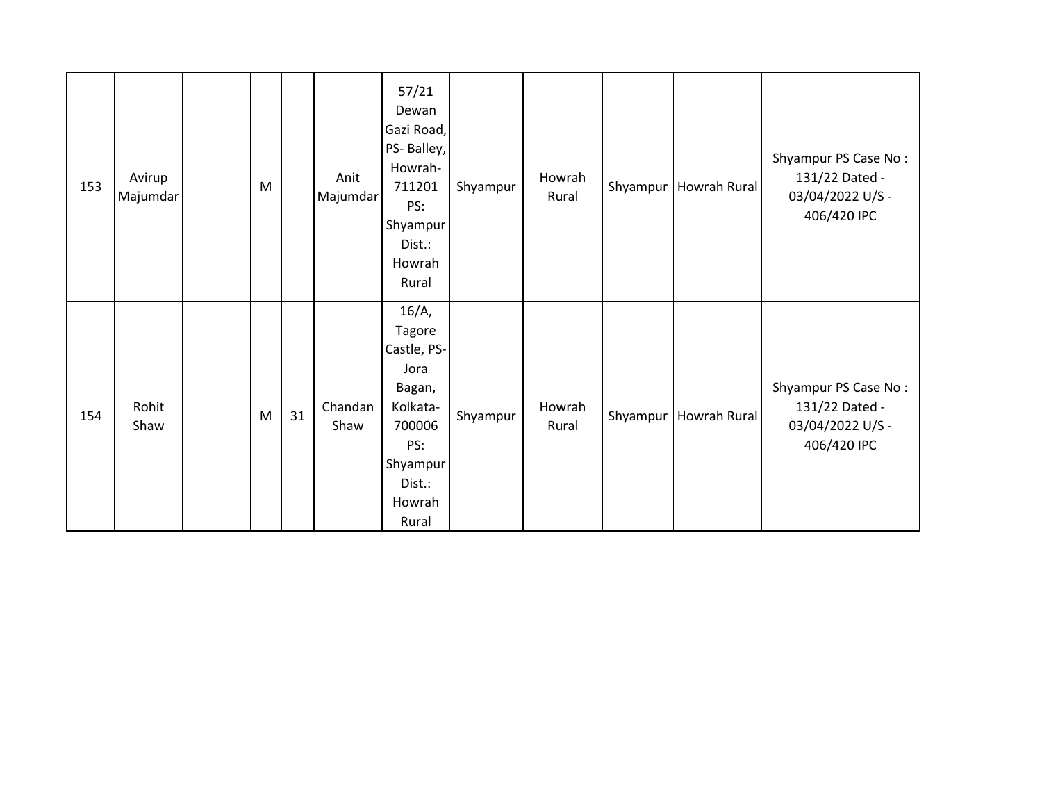| | | | | | | | | | | | |
|---|---|---|---|---|---|---|---|---|---|---|---|
| 153 | Avirup Majumdar | | M | | Anit Majumdar | 57/21 Dewan Gazi Road, PS- Balley, Howrah-711201 PS: Shyampur Dist.: Howrah Rural | Shyampur | Howrah Rural | Shyampur | Howrah Rural | Shyampur PS Case No : 131/22 Dated - 03/04/2022 U/S - 406/420 IPC |
| 154 | Rohit Shaw | | M | 31 | Chandan Shaw | 16/A, Tagore Castle, PS- Jora Bagan, Kolkata-700006 PS: Shyampur Dist.: Howrah Rural | Shyampur | Howrah Rural | Shyampur | Howrah Rural | Shyampur PS Case No : 131/22 Dated - 03/04/2022 U/S - 406/420 IPC |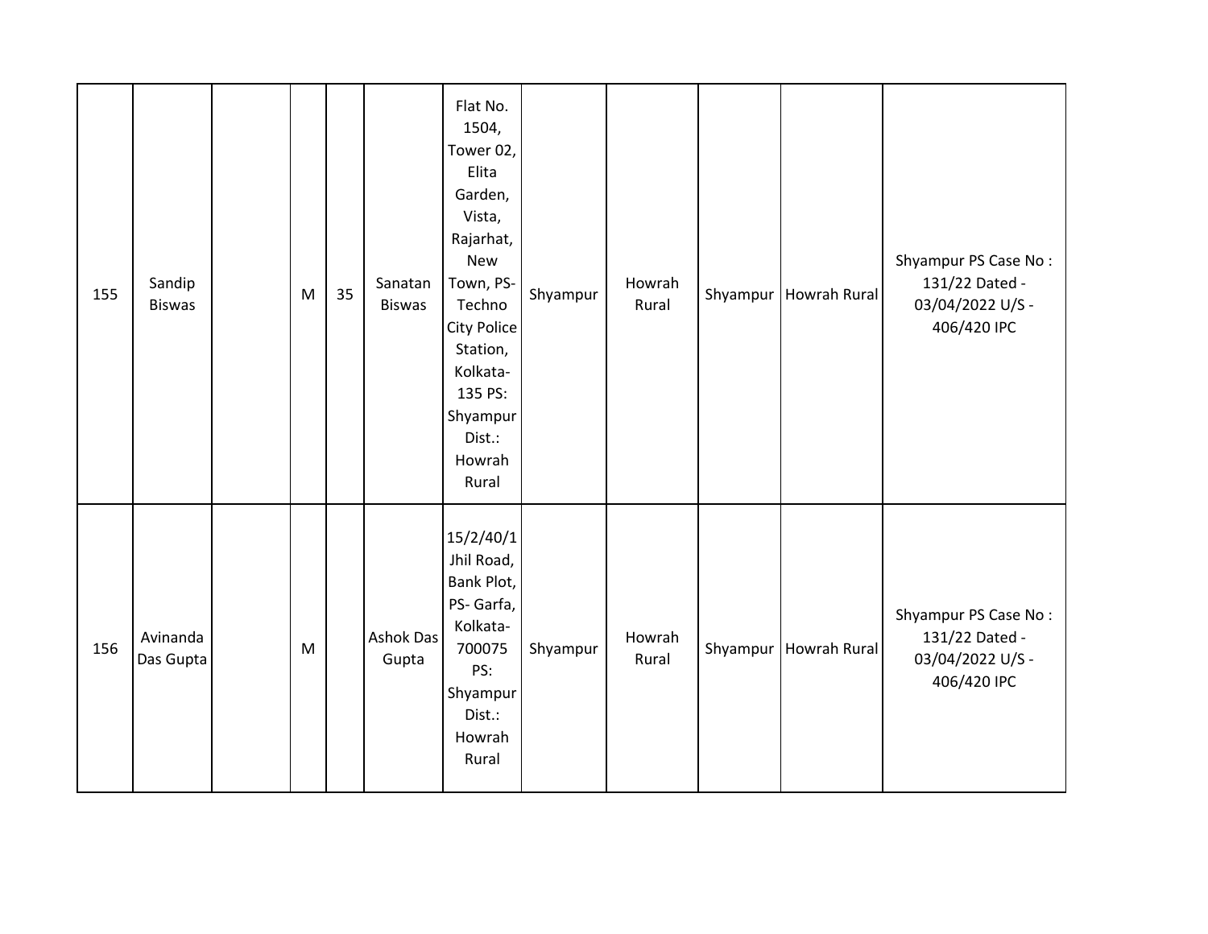| | | | | | | | | | | | |
|---|---|---|---|---|---|---|---|---|---|---|---|
| 155 | Sandip Biswas | | M | 35 | Sanatan Biswas | Flat No. 1504, Tower 02, Elita Garden, Vista, Rajarhat, New Town, PS- Techno City Police Station, Kolkata-135 PS: Shyampur Dist.: Howrah Rural | Shyampur | Howrah Rural | Shyampur | Howrah Rural | Shyampur PS Case No : 131/22 Dated - 03/04/2022 U/S - 406/420 IPC |
| 156 | Avinanda Das Gupta | | M | | Ashok Das Gupta | 15/2/40/1 Jhil Road, Bank Plot, PS- Garfa, Kolkata-700075 PS: Shyampur Dist.: Howrah Rural | Shyampur | Howrah Rural | Shyampur | Howrah Rural | Shyampur PS Case No : 131/22 Dated - 03/04/2022 U/S - 406/420 IPC |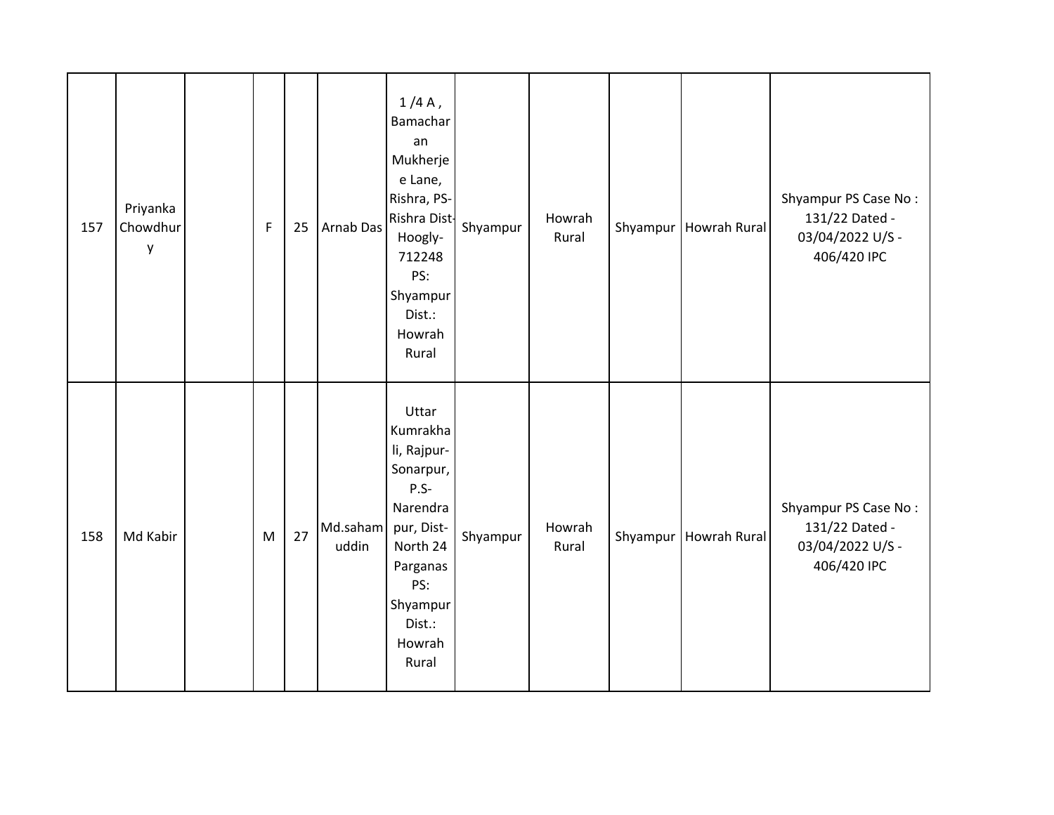| | | | | | | | | | | | |
|---|---|---|---|---|---|---|---|---|---|---|---|
| 157 | Priyanka Chowdhury | | F | 25 | Arnab Das | 1 /4 A , Bamacharan Mukherjee Lane, Rishra, PS-Rishra Dist-Hoogly-712248 PS: Shyampur Dist.: Howrah Rural | Shyampur | Howrah Rural | Shyampur | Howrah Rural | Shyampur PS Case No : 131/22 Dated - 03/04/2022 U/S - 406/420 IPC |
| 158 | Md Kabir | | M | 27 | Md.sahamuddin | Uttar Kumrakhali, Rajpur-Sonarpur, P.S-Narendrapur, Dist-North 24 Parganas PS: Shyampur Dist.: Howrah Rural | Shyampur | Howrah Rural | Shyampur | Howrah Rural | Shyampur PS Case No : 131/22 Dated - 03/04/2022 U/S - 406/420 IPC |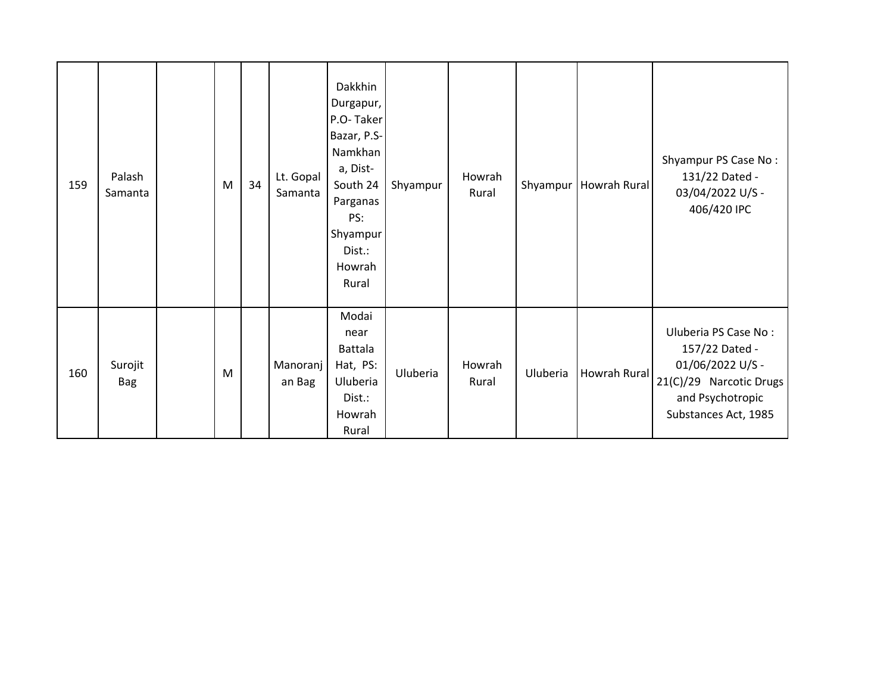| | | | | | | | | | | | |
|---|---|---|---|---|---|---|---|---|---|---|---|
| 159 | Palash Samanta | | M | 34 | Lt. Gopal Samanta | Dakkhin Durgapur, P.O- Taker Bazar, P.S- Namkhana, Dist- South 24 Parganas PS: Shyampur Dist.: Howrah Rural | Shyampur | Howrah Rural | Shyampur | Howrah Rural | Shyampur PS Case No : 131/22 Dated - 03/04/2022 U/S - 406/420 IPC |
| 160 | Surojit Bag | | M | | Manoranjan Bag | Modai near Battala Hat, PS: Uluberia Dist.: Howrah Rural | Uluberia | Howrah Rural | Uluberia | Howrah Rural | Uluberia PS Case No : 157/22 Dated - 01/06/2022 U/S - 21(C)/29 Narcotic Drugs and Psychotropic Substances Act, 1985 |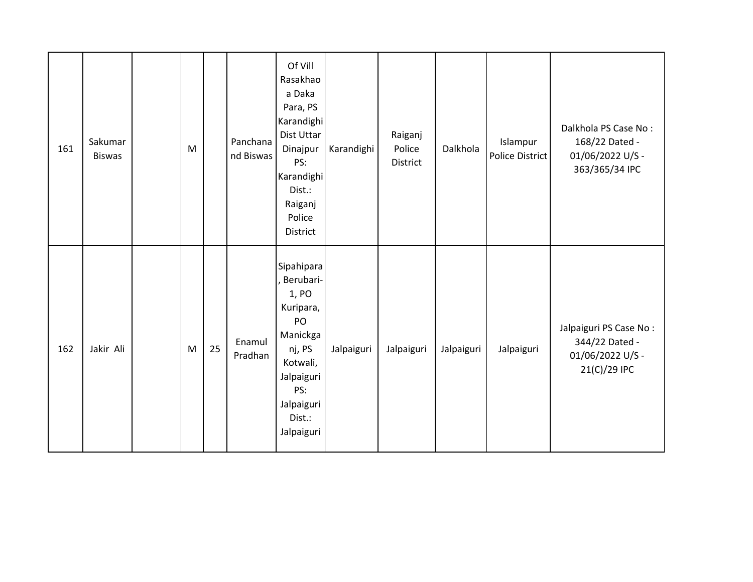| 161 | Sakumar Biswas | | M | | Panchanand Biswas | Of Vill Rasakhaoa Daka Para, PS Karandighi Dist Uttar Dinajpur PS: Karandighi Dist.: Raiganj Police District | Karandighi | Raiganj Police District | Dalkhola | Islampur Police District | Dalkhola PS Case No : 168/22 Dated - 01/06/2022 U/S - 363/365/34 IPC |
|---|---|---|---|---|---|---|---|---|---|---|---|
| 162 | Jakir Ali | | M | 25 | Enamul Pradhan | Sipahipara, Berubari-1, PO Kuripara, PO Manickganj, PS Kotwali, Jalpaiguri PS: Jalpaiguri Dist.: Jalpaiguri | Jalpaiguri | Jalpaiguri | Jalpaiguri | Jalpaiguri | Jalpaiguri PS Case No : 344/22 Dated - 01/06/2022 U/S - 21(C)/29 IPC |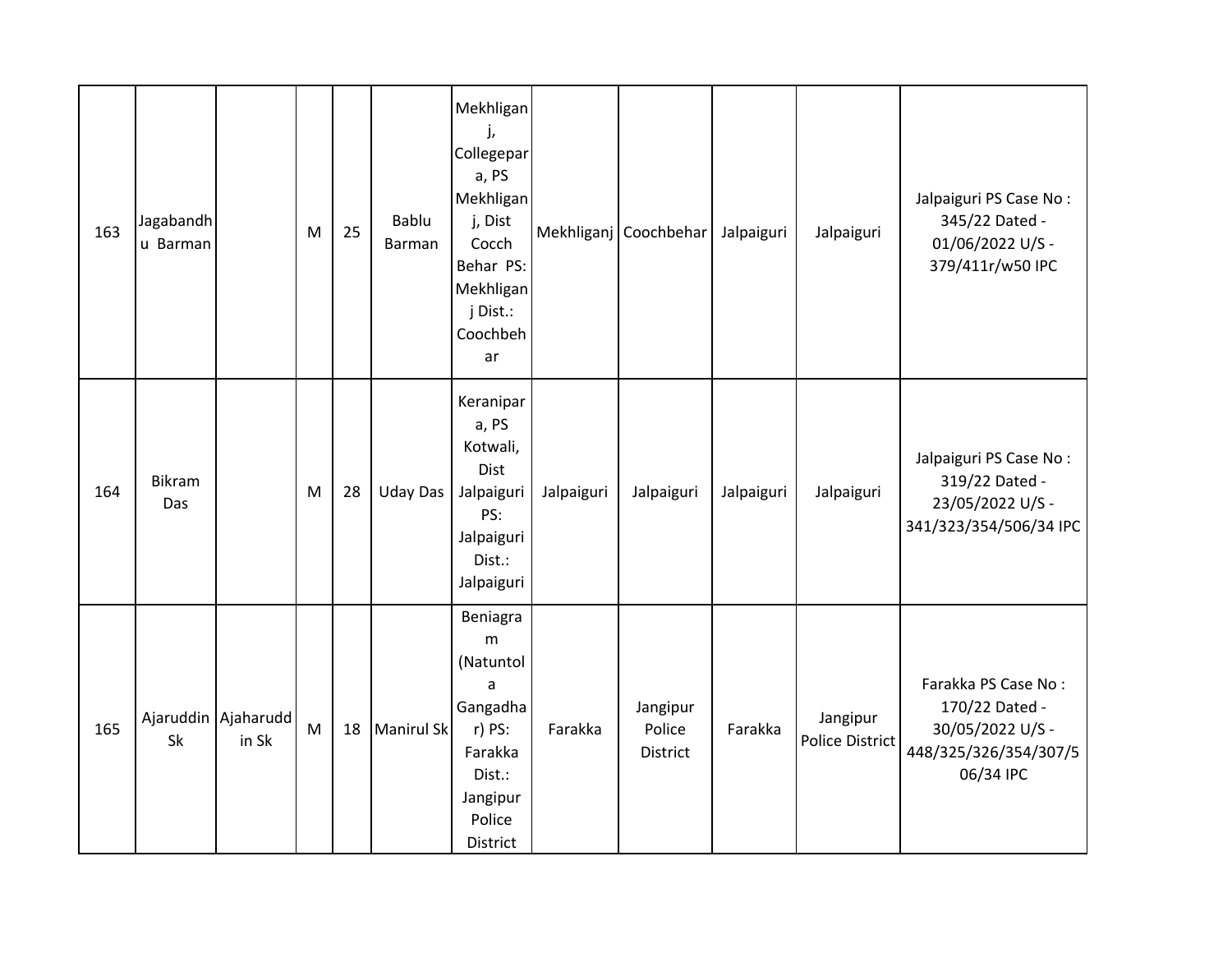| 163 | Jagabandhu Barman | | M | 25 | Bablu Barman | Mekhliganj, Collegepara, PS Mekhliganj, Dist Cocch Behar PS: Mekhliganj Dist.: Coochbehar | Mekhliganj | Coochbehar | Jalpaiguri | Jalpaiguri | Jalpaiguri PS Case No : 345/22 Dated - 01/06/2022 U/S - 379/411r/w50 IPC |
|---|---|---|---|---|---|---|---|---|---|---|---|
| 164 | Bikram Das | | M | 28 | Uday Das | Keranipara, PS Kotwali, Dist Jalpaiguri PS: Jalpaiguri Dist.: Jalpaiguri | Jalpaiguri | Jalpaiguri | Jalpaiguri | Jalpaiguri | Jalpaiguri PS Case No : 319/22 Dated - 23/05/2022 U/S - 341/323/354/506/34 IPC |
| 165 | Ajaruddin Sk | Ajaharuddin Sk | M | 18 | Manirul Sk | Beniagram (Natuntola Gangadhar) PS: Farakka Dist.: Jangipur Police District | Farakka | Jangipur Police District | Farakka | Jangipur Police District | Farakka PS Case No : 170/22 Dated - 30/05/2022 U/S - 448/325/326/354/307/506/34 IPC |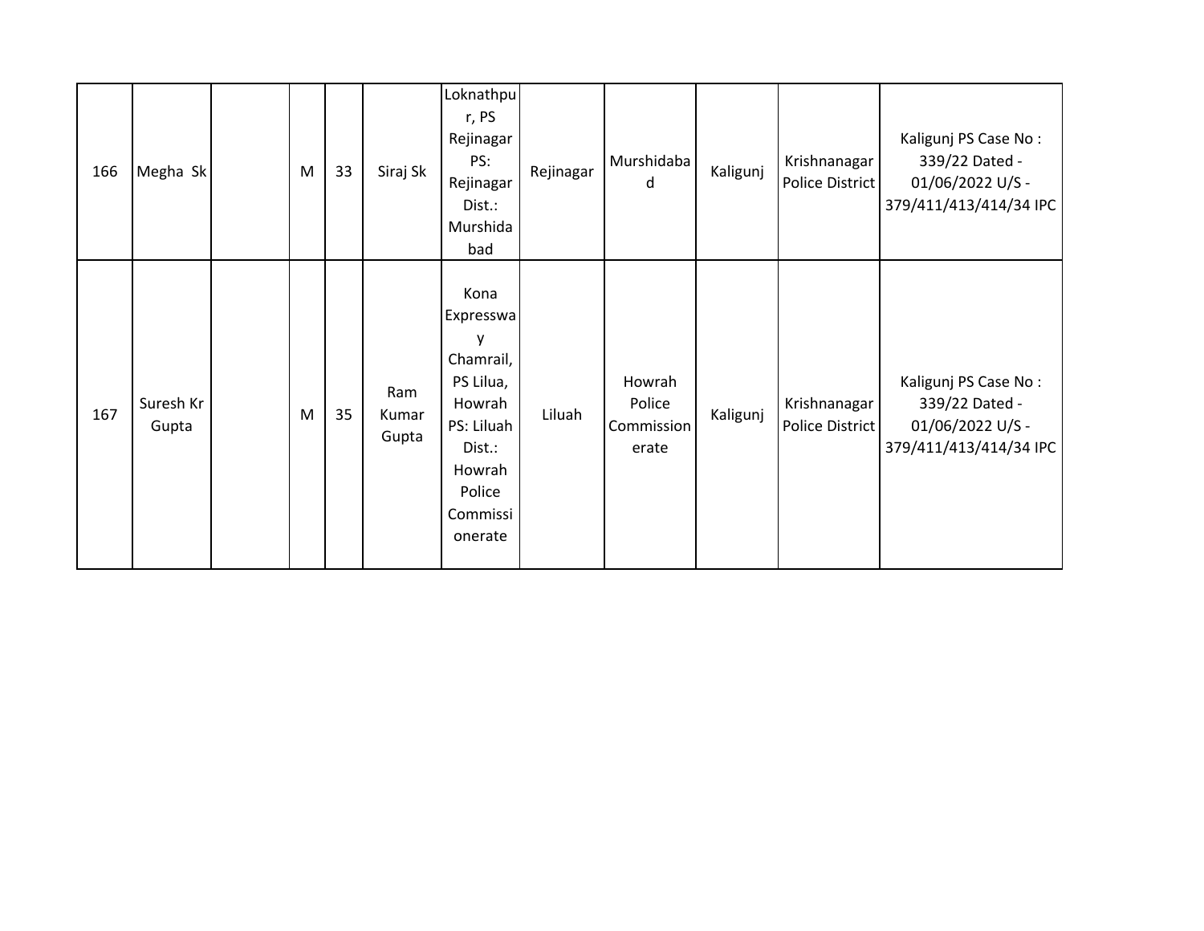| 166 | Megha Sk | | M | 33 | Siraj Sk | Loknathpur, PS Rejinagar PS: Rejinagar Dist.: Murshidabad | Rejinagar | Murshidabad | Kaligunj | Krishnanagar Police District | Kaligunj PS Case No : 339/22 Dated - 01/06/2022 U/S - 379/411/413/414/34 IPC |
|---|---|---|---|---|---|---|---|---|---|---|---|
| 167 | Suresh Kr Gupta | | M | 35 | Ram Kumar Gupta | Kona Expressway Chamrail, PS Lilua, Howrah PS: Liluah Dist.: Howrah Police Commissionerate | Liluah | Howrah Police Commissionerate | Kaligunj | Krishnanagar Police District | Kaligunj PS Case No : 339/22 Dated - 01/06/2022 U/S - 379/411/413/414/34 IPC |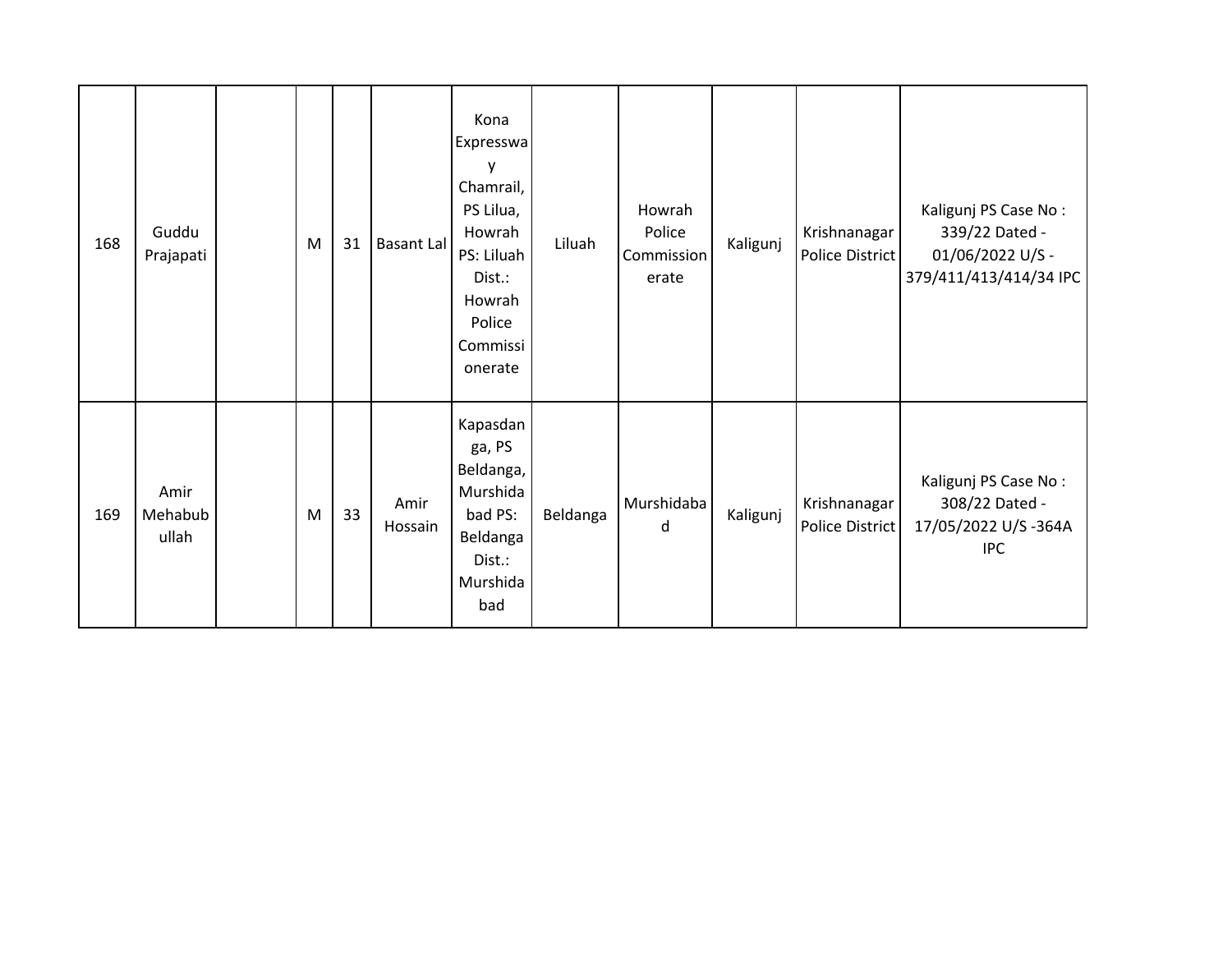| 168 | Guddu Prajapati | | M | 31 | Basant Lal | Kona Expressway Chamrail, PS Lilua, Howrah PS: Liluah Dist.: Howrah Police Commissionerate | Liluah | Howrah Police Commissionerate | Kaligunj | Krishnanagar Police District | Kaligunj PS Case No : 339/22 Dated - 01/06/2022 U/S - 379/411/413/414/34 IPC |
|---|---|---|---|---|---|---|---|---|---|---|---|
| 169 | Amir Mehabubullah | | M | 33 | Amir Hossain | Kapasdanga, PS Beldanga, Murshidabad PS: Beldanga Dist.: Murshidabad | Beldanga | Murshidabad | Kaligunj | Krishnanagar Police District | Kaligunj PS Case No : 308/22 Dated - 17/05/2022 U/S -364A IPC |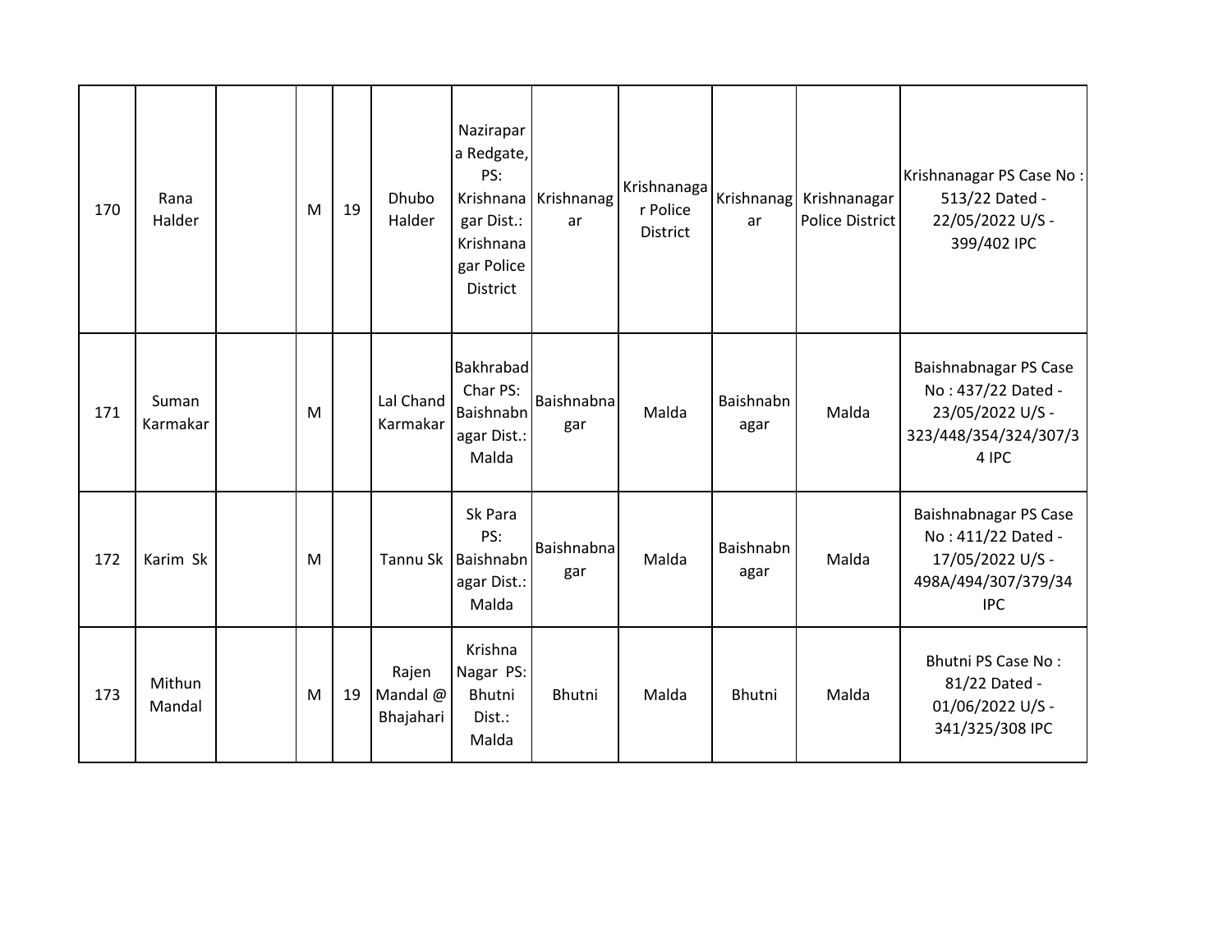| | | | | | | | | | | | |
|---|---|---|---|---|---|---|---|---|---|---|---|
| 170 | Rana Halder | | M | 19 | Dhubo Halder | Nazirapara Redgate, PS: Krishnanagar Dist.: Krishnanagar Police District | Krishnanagar | Krishnanagar Police District | Krishnanagar | Krishnanagar Police District | Krishnanagar PS Case No : 513/22 Dated - 22/05/2022 U/S - 399/402 IPC |
| 171 | Suman Karmakar | | M | | Lal Chand Karmakar | Bakhrabad Char PS: Baishnabnagar Dist.: Malda | Baishnabnagar | Malda | Baishnabnagar | Malda | Baishnabnagar PS Case No : 437/22 Dated - 23/05/2022 U/S - 323/448/354/324/307/34 IPC |
| 172 | Karim Sk | | M | | Tannu Sk | Sk Para PS: Baishnabnagar Dist.: Malda | Baishnabnagar | Malda | Baishnabnagar | Malda | Baishnabnagar PS Case No : 411/22 Dated - 17/05/2022 U/S - 498A/494/307/379/34 IPC |
| 173 | Mithun Mandal | | M | 19 | Rajen Mandal @ Bhajahari | Krishna Nagar PS: Bhutni Dist.: Malda | Bhutni | Malda | Bhutni | Malda | Bhutni PS Case No : 81/22 Dated - 01/06/2022 U/S - 341/325/308 IPC |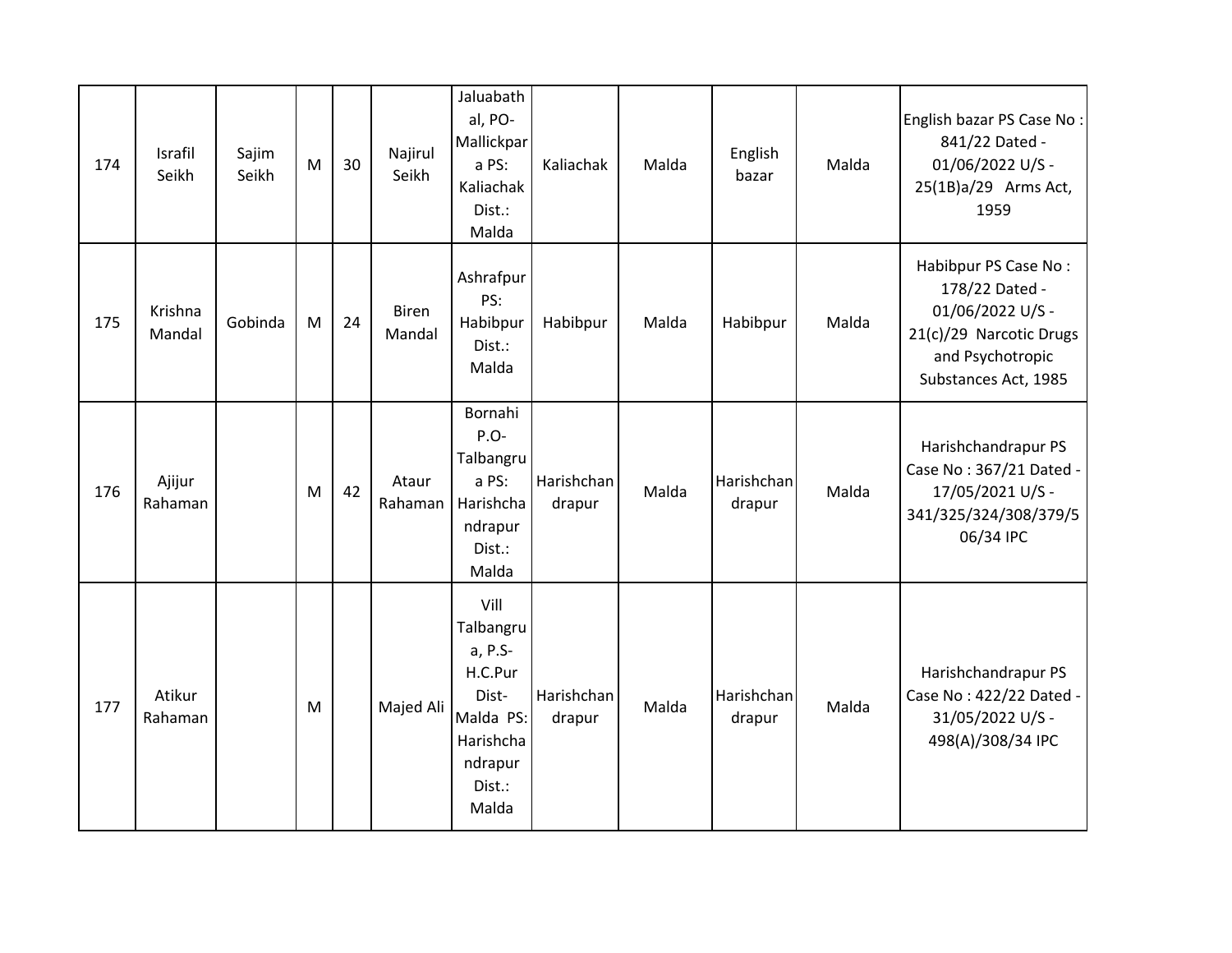| 174 | Israfil Seikh | Sajim Seikh | M | 30 | Najirul Seikh | Jaluabathal, PO-Mallickpara PS: Kaliachak Dist.: Malda | Kaliachak | Malda | English bazar | Malda | English bazar PS Case No : 841/22 Dated - 01/06/2022 U/S - 25(1B)a/29 Arms Act, 1959 |
|---|---|---|---|---|---|---|---|---|---|---|---|
| 175 | Krishna Mandal | Gobinda | M | 24 | Biren Mandal | Ashrafpur PS: Habibpur Dist.: Malda | Habibpur | Malda | Habibpur | Malda | Habibpur PS Case No : 178/22 Dated - 01/06/2022 U/S - 21(c)/29 Narcotic Drugs and Psychotropic Substances Act, 1985 |
| 176 | Ajijur Rahaman | | M | 42 | Ataur Rahaman | Bornahi P.O-Talbangrua PS: Harishchandrapur Dist.: Malda | Harishchandrapur | Malda | Harishchandrapur | Malda | Harishchandrapur PS Case No : 367/21 Dated - 17/05/2021 U/S - 341/325/324/308/379/506/34 IPC |
| 177 | Atikur Rahaman | | M | | Majed Ali | Vill Talbangrua, P.S-H.C.Pur Dist-Malda PS: Harishchandrapur Dist.: Malda | Harishchandrapur | Malda | Harishchandrapur | Malda | Harishchandrapur PS Case No : 422/22 Dated - 31/05/2022 U/S - 498(A)/308/34 IPC |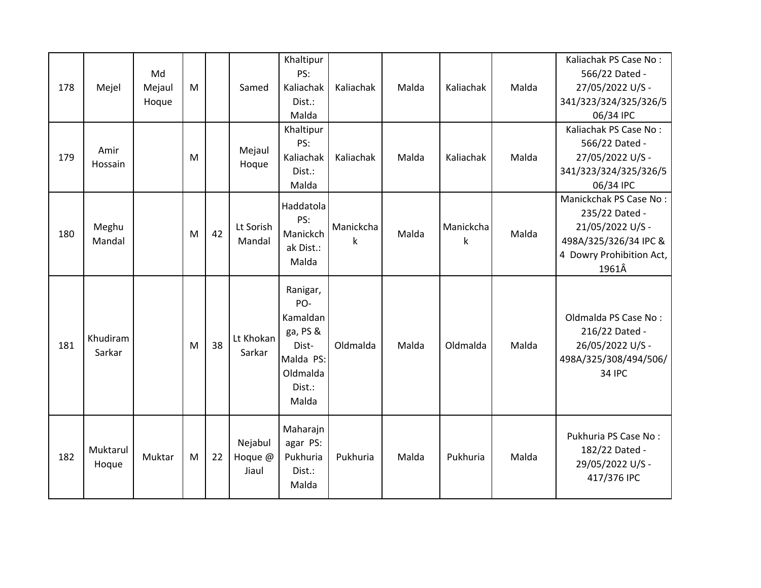| | | | | | | | | | | | |
|---|---|---|---|---|---|---|---|---|---|---|---|
| 178 | Mejel | Md Mejaul Hoque | M | | Samed | Khaltipur PS: Kaliachak Dist.: Malda | Kaliachak | Malda | Kaliachak | Malda | Kaliachak PS Case No : 566/22 Dated - 27/05/2022 U/S - 341/323/324/325/326/506/34 IPC |
| 179 | Amir Hossain | | M | | Mejaul Hoque | Khaltipur PS: Kaliachak Dist.: Malda | Kaliachak | Malda | Kaliachak | Malda | Kaliachak PS Case No : 566/22 Dated - 27/05/2022 U/S - 341/323/324/325/326/506/34 IPC |
| 180 | Meghu Mandal | | M | 42 | Lt Sorish Mandal | Haddatola PS: Manickchak Dist.: Malda | Manickchak | Malda | Manickchak | Malda | Manickchak PS Case No : 235/22 Dated - 21/05/2022 U/S - 498A/325/326/34 IPC & 4 Dowry Prohibition Act, 1961Â |
| 181 | Khudiram Sarkar | | M | 38 | Lt Khokan Sarkar | Ranigar, PO-Kamaldanga, PS & Dist-Malda PS: Oldmalda Dist.: Malda | Oldmalda | Malda | Oldmalda | Malda | Oldmalda PS Case No : 216/22 Dated - 26/05/2022 U/S - 498A/325/308/494/506/34 IPC |
| 182 | Muktarul Hoque | Muktar | M | 22 | Nejabul Hoque @ Jiaul | Maharajnagar PS: Pukhuria Dist.: Malda | Pukhuria | Malda | Pukhuria | Malda | Pukhuria PS Case No : 182/22 Dated - 29/05/2022 U/S - 417/376 IPC |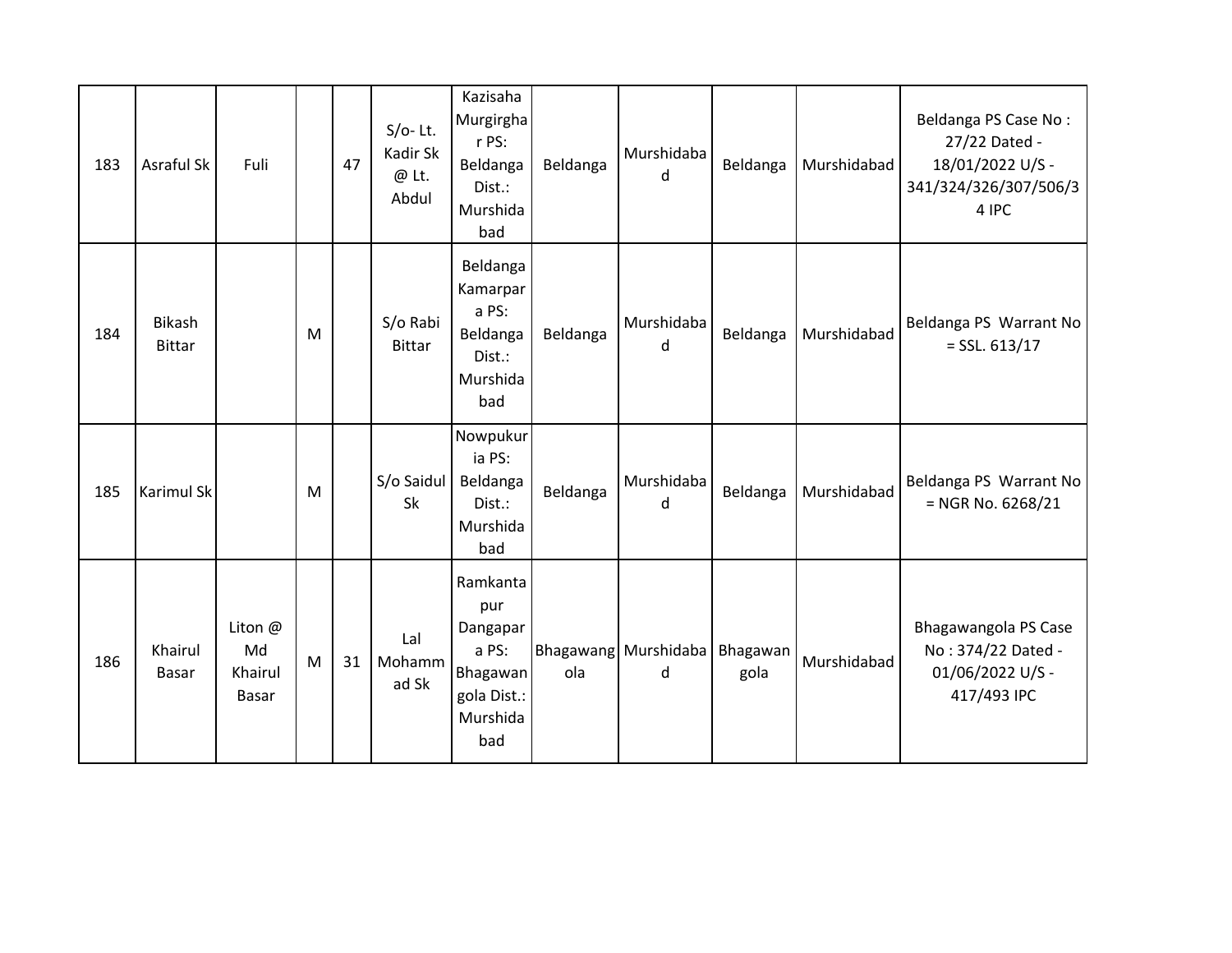| 183 | Asraful Sk | Fuli | | 47 | S/o- Lt. Kadir Sk @ Lt. Abdul | Kazisaha Murgirghar PS: Beldanga Dist.: Murshidabad | Beldanga | Murshidabad | Beldanga | Murshidabad | Beldanga PS Case No : 27/22 Dated - 18/01/2022 U/S - 341/324/326/307/506/34 IPC |
|---|---|---|---|---|---|---|---|---|---|---|---|
| 184 | Bikash Bittar | | M | | S/o Rabi Bittar | Beldanga Kamarpara PS: Beldanga Dist.: Murshidabad | Beldanga | Murshidabad | Beldanga | Murshidabad | Beldanga PS Warrant No = SSL. 613/17 |
| 185 | Karimul Sk | | M | | S/o Saidul Sk | Nowpukuria PS: Beldanga Dist.: Murshidabad | Beldanga | Murshidabad | Beldanga | Murshidabad | Beldanga PS Warrant No = NGR No. 6268/21 |
| 186 | Khairul Basar | Liton @ Md Khairul Basar | M | 31 | Lal Mohammad Sk | Ramkantapur Dangapara PS: Bhagawangola Dist.: Murshidabad | Bhagawangola | Murshidabad | Bhagawangola | Murshidabad | Bhagawangola PS Case No : 374/22 Dated - 01/06/2022 U/S - 417/493 IPC |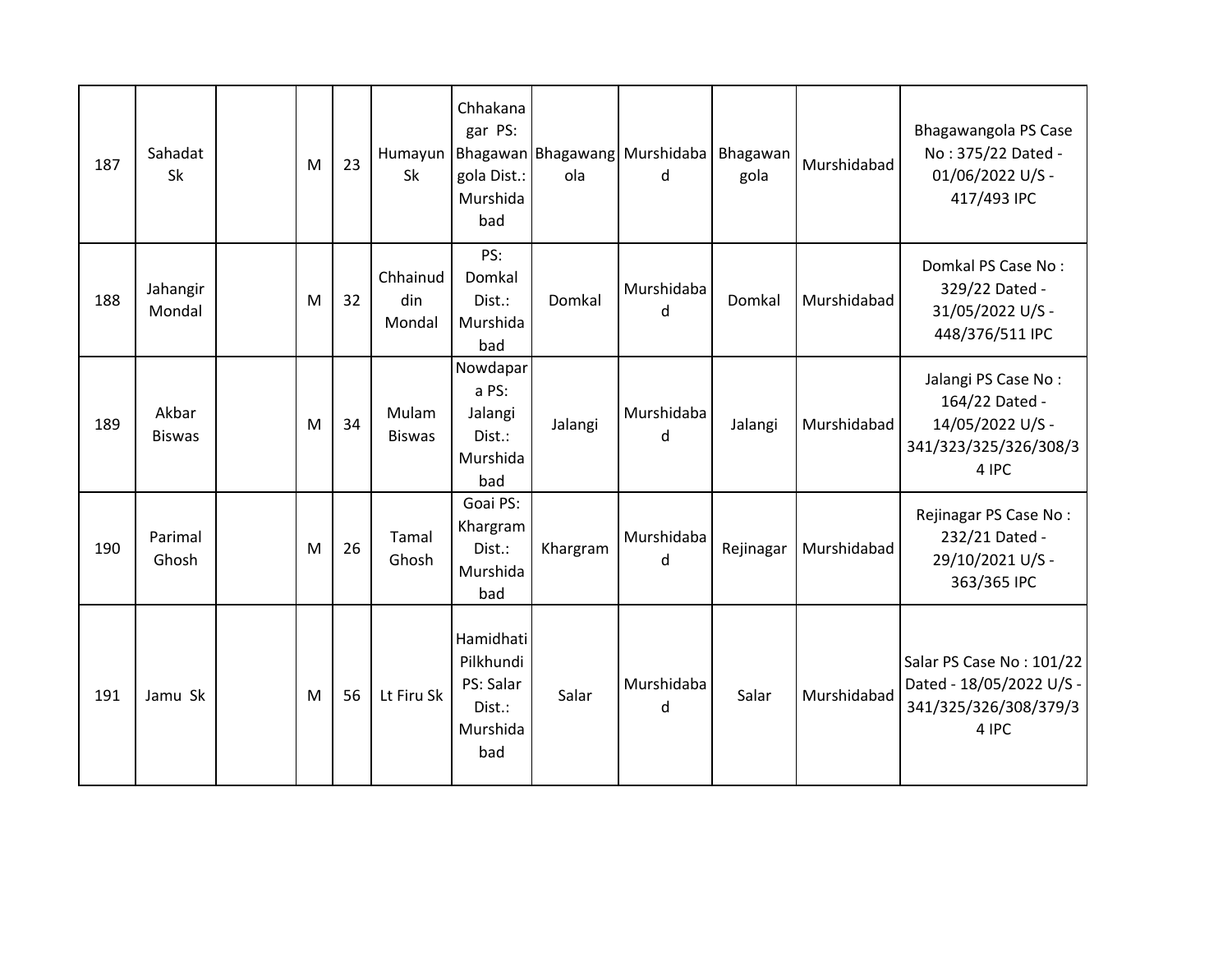| 187 | Sahadat Sk | | M | 23 | Humayun Sk | Chhakanagar PS: Bhagawangola Dist.: Murshidabad | Bhagawangola | Murshidabad | Bhagawangola | Murshidabad | Bhagawangola PS Case No : 375/22 Dated - 01/06/2022 U/S - 417/493 IPC |
|---|---|---|---|---|---|---|---|---|---|---|---|
| 188 | Jahangir Mondal | | M | 32 | Chhainuddin Mondal | PS: Domkal Dist.: Murshidabad | Domkal | Murshidabad | Domkal | Murshidabad | Domkal PS Case No : 329/22 Dated - 31/05/2022 U/S - 448/376/511 IPC |
| 189 | Akbar Biswas | | M | 34 | Mulam Biswas | Nowdapara PS: Jalangi Dist.: Murshidabad | Jalangi | Murshidabad | Jalangi | Murshidabad | Jalangi PS Case No : 164/22 Dated - 14/05/2022 U/S - 341/323/325/326/308/34 IPC |
| 190 | Parimal Ghosh | | M | 26 | Tamal Ghosh | Goai PS: Khargram Dist.: Murshidabad | Khargram | Murshidabad | Rejinagar | Murshidabad | Rejinagar PS Case No : 232/21 Dated - 29/10/2021 U/S - 363/365 IPC |
| 191 | Jamu Sk | | M | 56 | Lt Firu Sk | Hamidhati Pilkhundi PS: Salar Dist.: Murshidabad | Salar | Murshidabad | Salar | Murshidabad | Salar PS Case No : 101/22 Dated - 18/05/2022 U/S - 341/325/326/308/379/34 IPC |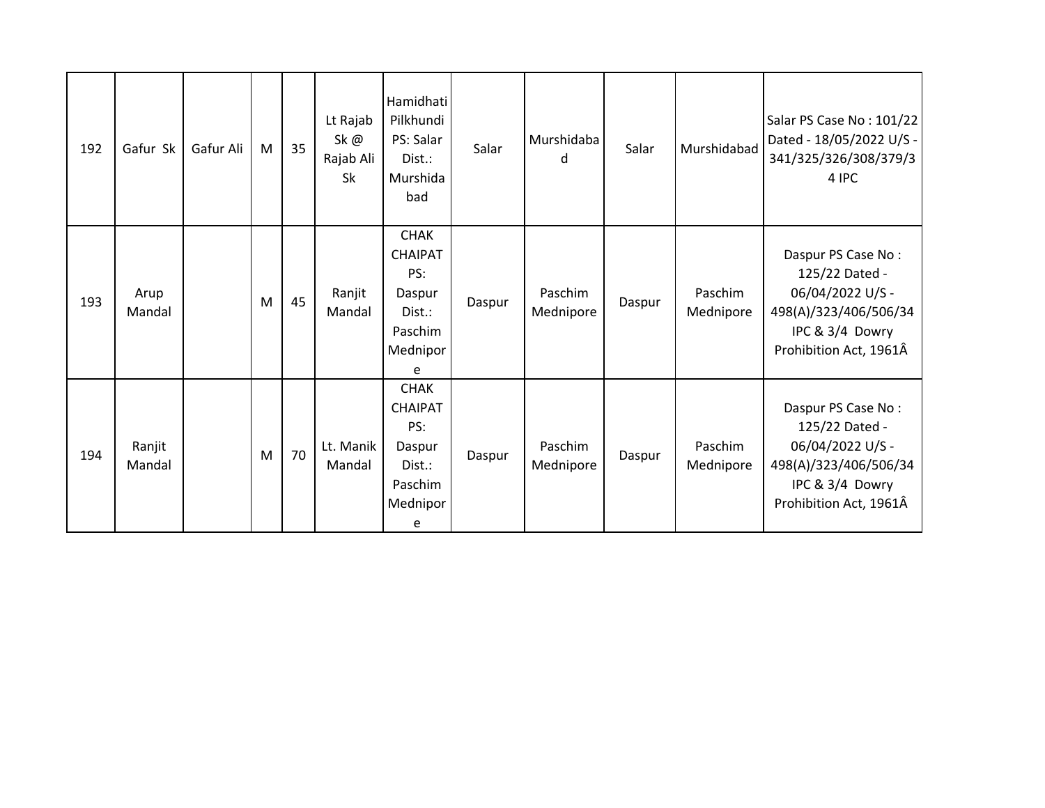| 192 | Gafur Sk | Gafur Ali | M | 35 | Lt Rajab Sk @ Rajab Ali Sk | Hamidhati Pilkhundi PS: Salar Dist.: Murshidabad | Salar | Murshidabad | Salar | Murshidabad | Salar PS Case No : 101/22 Dated - 18/05/2022 U/S - 341/325/326/308/379/34 IPC |
|---|---|---|---|---|---|---|---|---|---|---|---|
| 193 | Arup Mandal | | M | 45 | Ranjit Mandal | CHAK CHAIPAT PS: Daspur Dist.: Paschim Mednipore | Daspur | Paschim Mednipore | Daspur | Paschim Mednipore | Daspur PS Case No : 125/22 Dated - 06/04/2022 U/S - 498(A)/323/406/506/34 IPC & 3/4 Dowry Prohibition Act, 1961Â |
| 194 | Ranjit Mandal | | M | 70 | Lt. Manik Mandal | CHAK CHAIPAT PS: Daspur Dist.: Paschim Mednipore | Daspur | Paschim Mednipore | Daspur | Paschim Mednipore | Daspur PS Case No : 125/22 Dated - 06/04/2022 U/S - 498(A)/323/406/506/34 IPC & 3/4 Dowry Prohibition Act, 1961Â |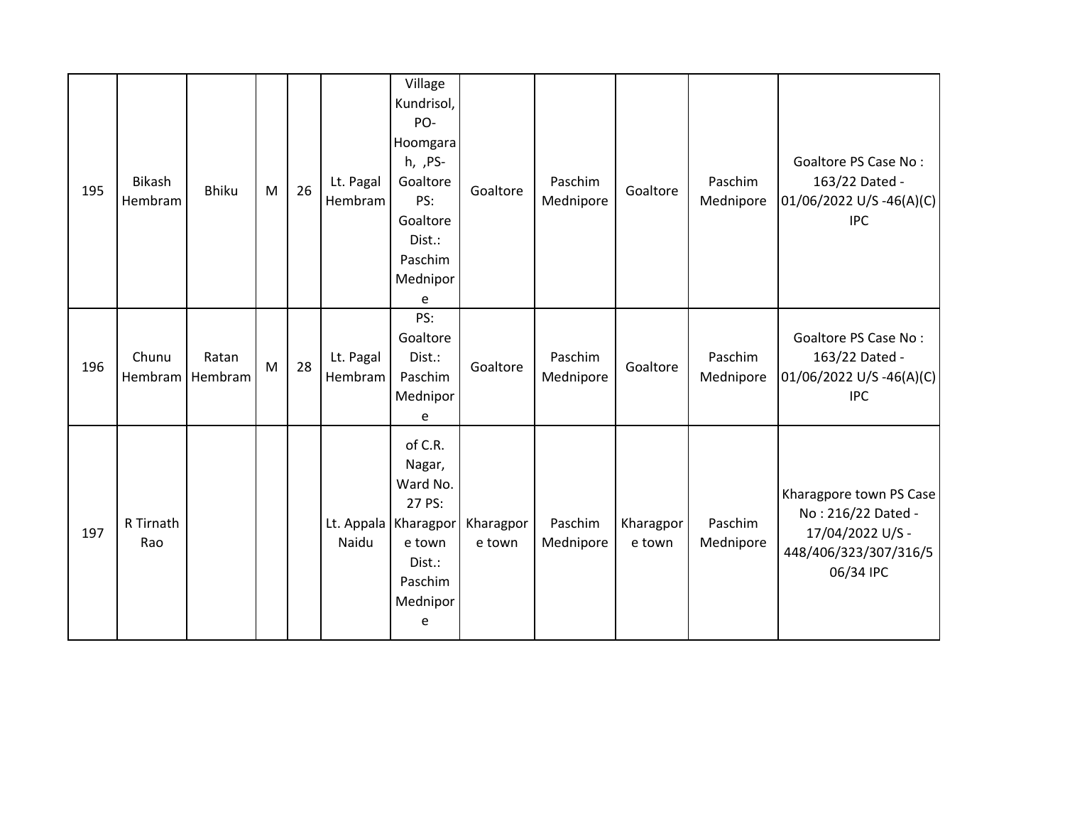| 195 | Bikash Hembram | Bhiku | M | 26 | Lt. Pagal Hembram | Village Kundrisol, PO- Hoomgarah, ,PS- Goaltore PS: Goaltore Dist.: Paschim Mednipore | Goaltore | Paschim Mednipore | Goaltore | Paschim Mednipore | Goaltore PS Case No : 163/22 Dated - 01/06/2022 U/S -46(A)(C) IPC |
|---|---|---|---|---|---|---|---|---|---|---|---|
| 196 | Chunu Hembram | Ratan Hembram | M | 28 | Lt. Pagal Hembram | PS: Goaltore Dist.: Paschim Mednipore | Goaltore | Paschim Mednipore | Goaltore | Paschim Mednipore | Goaltore PS Case No : 163/22 Dated - 01/06/2022 U/S -46(A)(C) IPC |
| 197 | R Tirnath Rao | | | | Lt. Appala Naidu | of C.R. Nagar, Ward No. 27 PS: Kharagpore town Dist.: Paschim Mednipore | Kharagpore town | Paschim Mednipore | Kharagpore town | Paschim Mednipore | Kharagpore town PS Case No : 216/22 Dated - 17/04/2022 U/S - 448/406/323/307/316/506/34 IPC |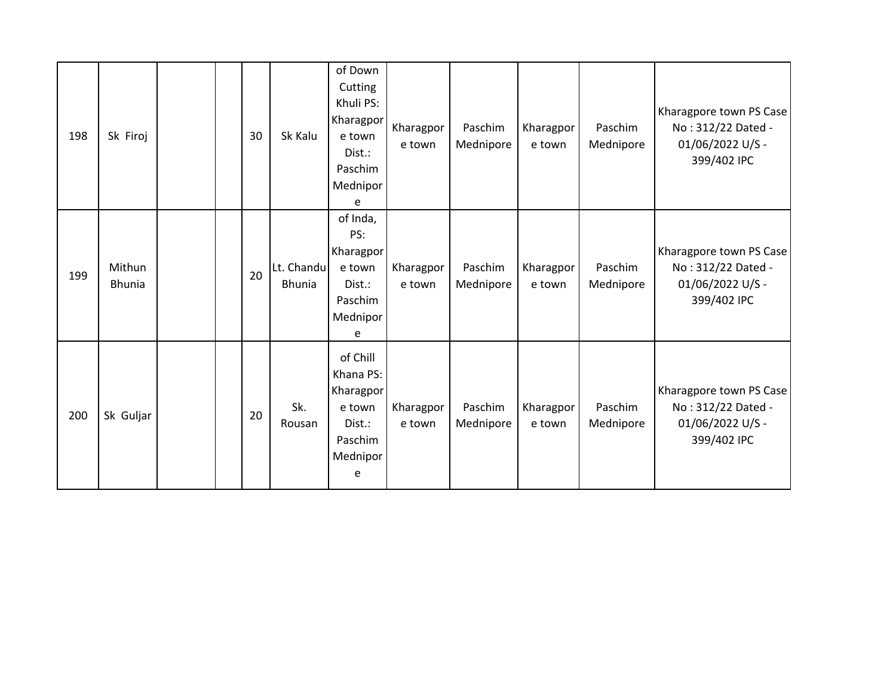| | | | | | | | | | | | |
|---|---|---|---|---|---|---|---|---|---|---|---|
| 198 | Sk Firoj | | | 30 | Sk Kalu | of Down Cutting Khuli PS: Kharagpore town Dist.: Paschim Mednipore | Kharagpore town | Paschim Mednipore | Kharagpore town | Paschim Mednipore | Kharagpore town PS Case No : 312/22 Dated - 01/06/2022 U/S - 399/402 IPC |
| 199 | Mithun Bhunia | | | 20 | Lt. Chandu Bhunia | of Inda, PS: Kharagpore town Dist.: Paschim Mednipore | Kharagpore town | Paschim Mednipore | Kharagpore town | Paschim Mednipore | Kharagpore town PS Case No : 312/22 Dated - 01/06/2022 U/S - 399/402 IPC |
| 200 | Sk Guljar | | | 20 | Sk. Rousan | of Chill Khana PS: Kharagpore town Dist.: Paschim Mednipore | Kharagpore town | Paschim Mednipore | Kharagpore town | Paschim Mednipore | Kharagpore town PS Case No : 312/22 Dated - 01/06/2022 U/S - 399/402 IPC |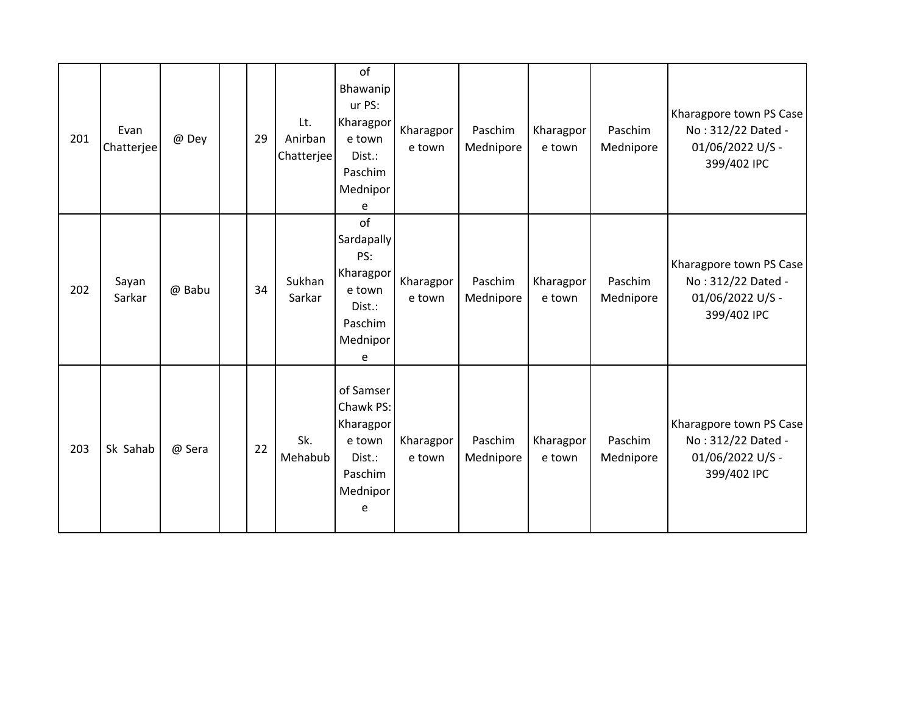| 201 | Evan Chatterjee | @ Dey | | 29 | Lt. Anirban Chatterjee | of Bhawanipur PS: Kharagpore town Dist.: Paschim Mednipore | Kharagpore town | Paschim Mednipore | Kharagpore town | Paschim Mednipore | Kharagpore town PS Case No : 312/22 Dated - 01/06/2022 U/S - 399/402 IPC |
|---|---|---|---|---|---|---|---|---|---|---|---|
| 202 | Sayan Sarkar | @ Babu | | 34 | Sukhan Sarkar | of Sardapally PS: Kharagpore town Dist.: Paschim Mednipore | Kharagpore town | Paschim Mednipore | Kharagpore town | Paschim Mednipore | Kharagpore town PS Case No : 312/22 Dated - 01/06/2022 U/S - 399/402 IPC |
| 203 | Sk Sahab | @ Sera | | 22 | Sk. Mehabub | of Samser Chawk PS: Kharagpore town Dist.: Paschim Mednipore | Kharagpore town | Paschim Mednipore | Kharagpore town | Paschim Mednipore | Kharagpore town PS Case No : 312/22 Dated - 01/06/2022 U/S - 399/402 IPC |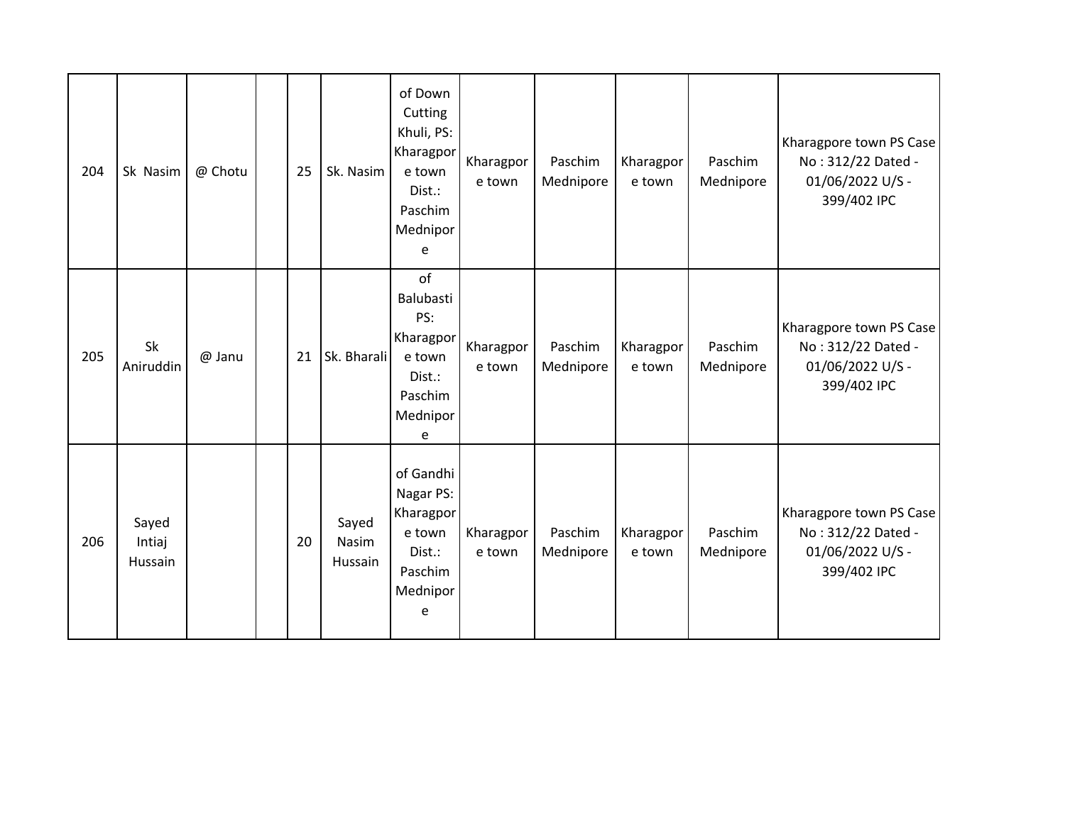| 204 | Sk Nasim | @ Chotu | | 25 | Sk. Nasim | of Down Cutting Khuli, PS: Kharagpore town Dist.: Paschim Mednipore | Kharagpore town | Paschim Mednipore | Kharagpore town | Paschim Mednipore | Kharagpore town PS Case No : 312/22 Dated - 01/06/2022 U/S - 399/402 IPC |
|---|---|---|---|---|---|---|---|---|---|---|---|
| 205 | Sk Aniruddin | @ Janu | | 21 | Sk. Bharali | of Balubasti PS: Kharagpore town Dist.: Paschim Mednipore | Kharagpore town | Paschim Mednipore | Kharagpore town | Paschim Mednipore | Kharagpore town PS Case No : 312/22 Dated - 01/06/2022 U/S - 399/402 IPC |
| 206 | Sayed Intiaj Hussain | | | 20 | Sayed Nasim Hussain | of Gandhi Nagar PS: Kharagpore town Dist.: Paschim Mednipore | Kharagpore town | Paschim Mednipore | Kharagpore town | Paschim Mednipore | Kharagpore town PS Case No : 312/22 Dated - 01/06/2022 U/S - 399/402 IPC |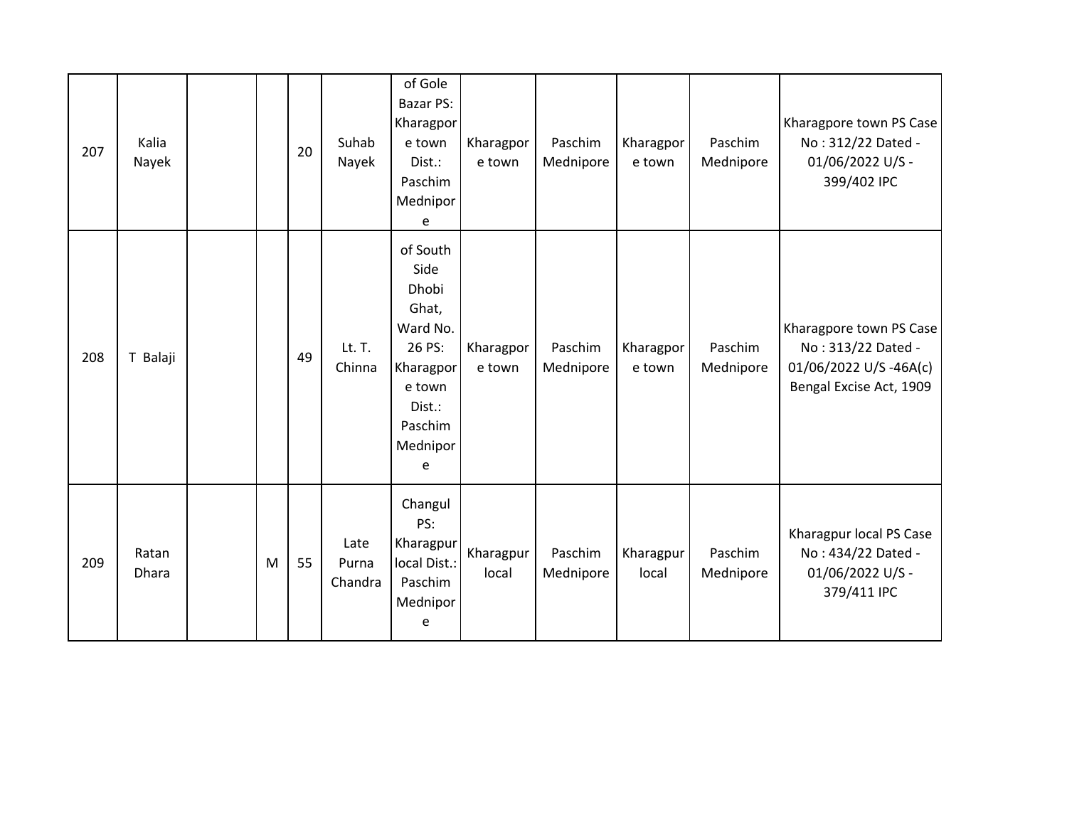| 207 | Kalia Nayek | | | 20 | Suhab Nayek | of Gole Bazar PS: Kharagpore town Dist.: Paschim Mednipore | Kharagpore town | Paschim Mednipore | Kharagpore town | Paschim Mednipore | Kharagpore town PS Case No : 312/22 Dated - 01/06/2022 U/S - 399/402 IPC |
|---|---|---|---|---|---|---|---|---|---|---|---|
| 208 | T Balaji | | | 49 | Lt. T. Chinna | of South Side Dhobi Ghat, Ward No. 26 PS: Kharagpore town Dist.: Paschim Mednipore | Kharagpore town | Paschim Mednipore | Kharagpore town | Paschim Mednipore | Kharagpore town PS Case No : 313/22 Dated - 01/06/2022 U/S -46A(c) Bengal Excise Act, 1909 |
| 209 | Ratan Dhara | | M | 55 | Late Purna Chandra | Changul PS: Kharagpur local Dist.: Paschim Mednipore | Kharagpur local | Paschim Mednipore | Kharagpur local | Paschim Mednipore | Kharagpur local PS Case No : 434/22 Dated - 01/06/2022 U/S - 379/411 IPC |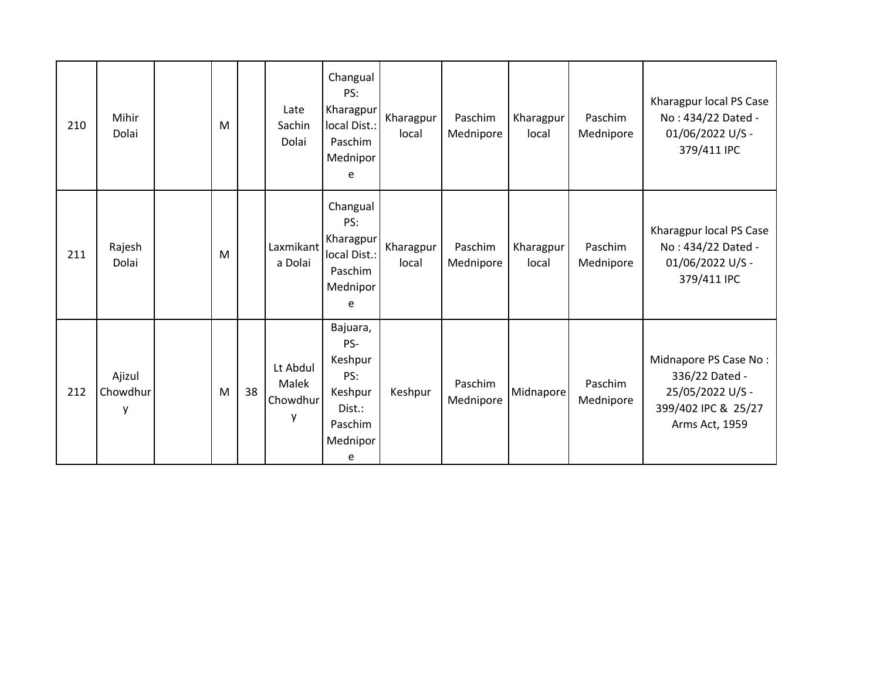| 210 | Mihir Dolai | | M | | Late Sachin Dolai | Changual PS: Kharagpur local Dist.: Paschim Mednipore | Kharagpur local | Paschim Mednipore | Kharagpur local | Paschim Mednipore | Kharagpur local PS Case No : 434/22 Dated - 01/06/2022 U/S - 379/411 IPC |
|---|---|---|---|---|---|---|---|---|---|---|---|
| 211 | Rajesh Dolai | | M | | Laxmikanta Dolai | Changual PS: Kharagpur local Dist.: Paschim Mednipore | Kharagpur local | Paschim Mednipore | Kharagpur local | Paschim Mednipore | Kharagpur local PS Case No : 434/22 Dated - 01/06/2022 U/S - 379/411 IPC |
| 212 | Ajizul Chowdhury | | M | 38 | Lt Abdul Malek Chowdhury | Bajuara, PS-Keshpur PS: Keshpur Dist.: Paschim Mednipore | Keshpur | Paschim Mednipore | Midnapore | Paschim Mednipore | Midnapore PS Case No : 336/22 Dated - 25/05/2022 U/S - 399/402 IPC & 25/27 Arms Act, 1959 |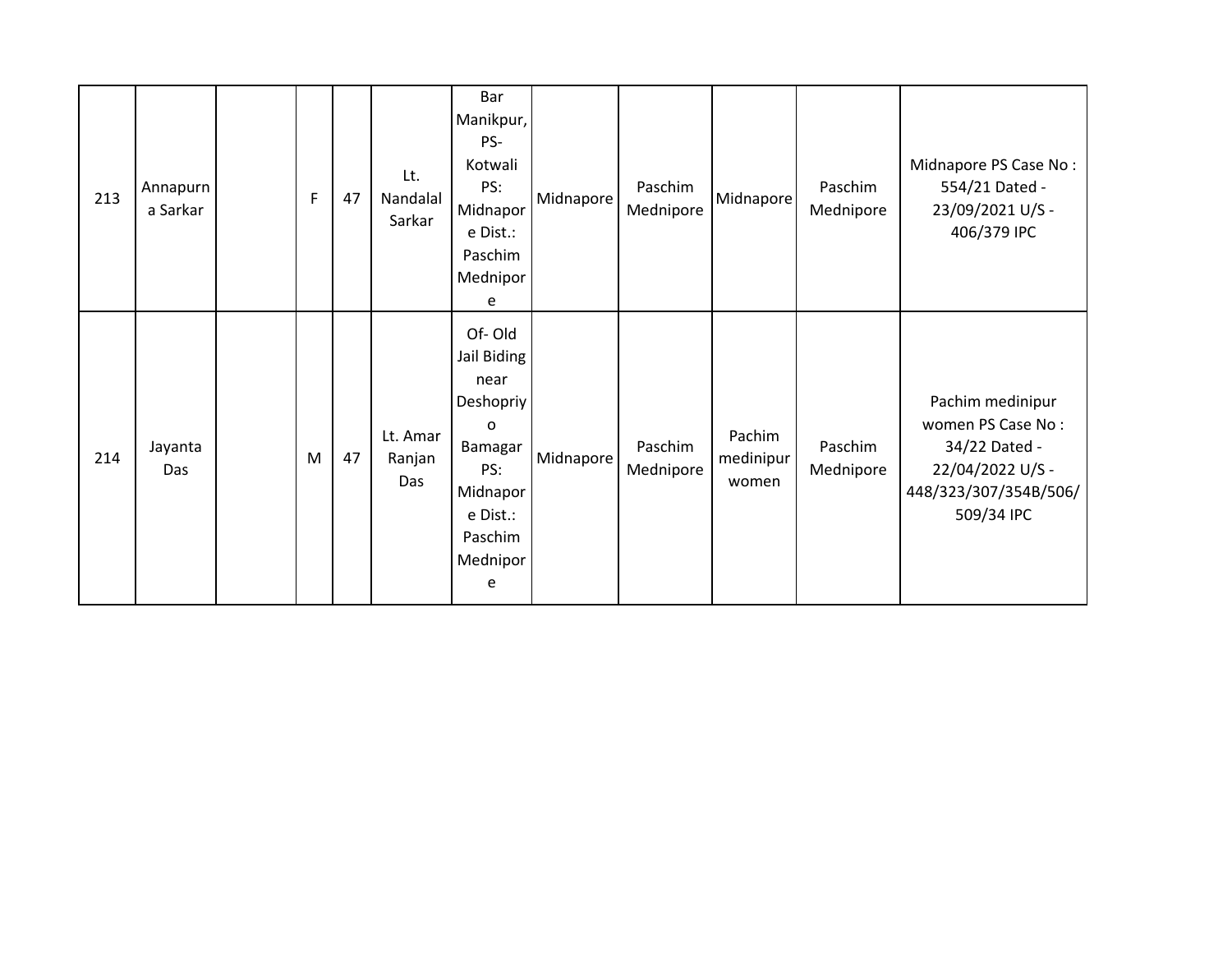| | | | | | | | | | | | |
|---|---|---|---|---|---|---|---|---|---|---|---|
| 213 | Annapurna Sarkar | | F | 47 | Lt. Nandalal Sarkar | Bar Manikpur, PS- Kotwali PS: Midnapore Dist.: Paschim Mednipore | Midnapore | Paschim Mednipore | Midnapore | Paschim Mednipore | Midnapore PS Case No : 554/21 Dated - 23/09/2021 U/S - 406/379 IPC |
| 214 | Jayanta Das | | M | 47 | Lt. Amar Ranjan Das | Of- Old Jail Biding near Deshopriyo Bamagar PS: Midnapore Dist.: Paschim Mednipore | Midnapore | Paschim Mednipore | Pachim medinipur women | Paschim Mednipore | Pachim medinipur women PS Case No : 34/22 Dated - 22/04/2022 U/S - 448/323/307/354B/506/509/34 IPC |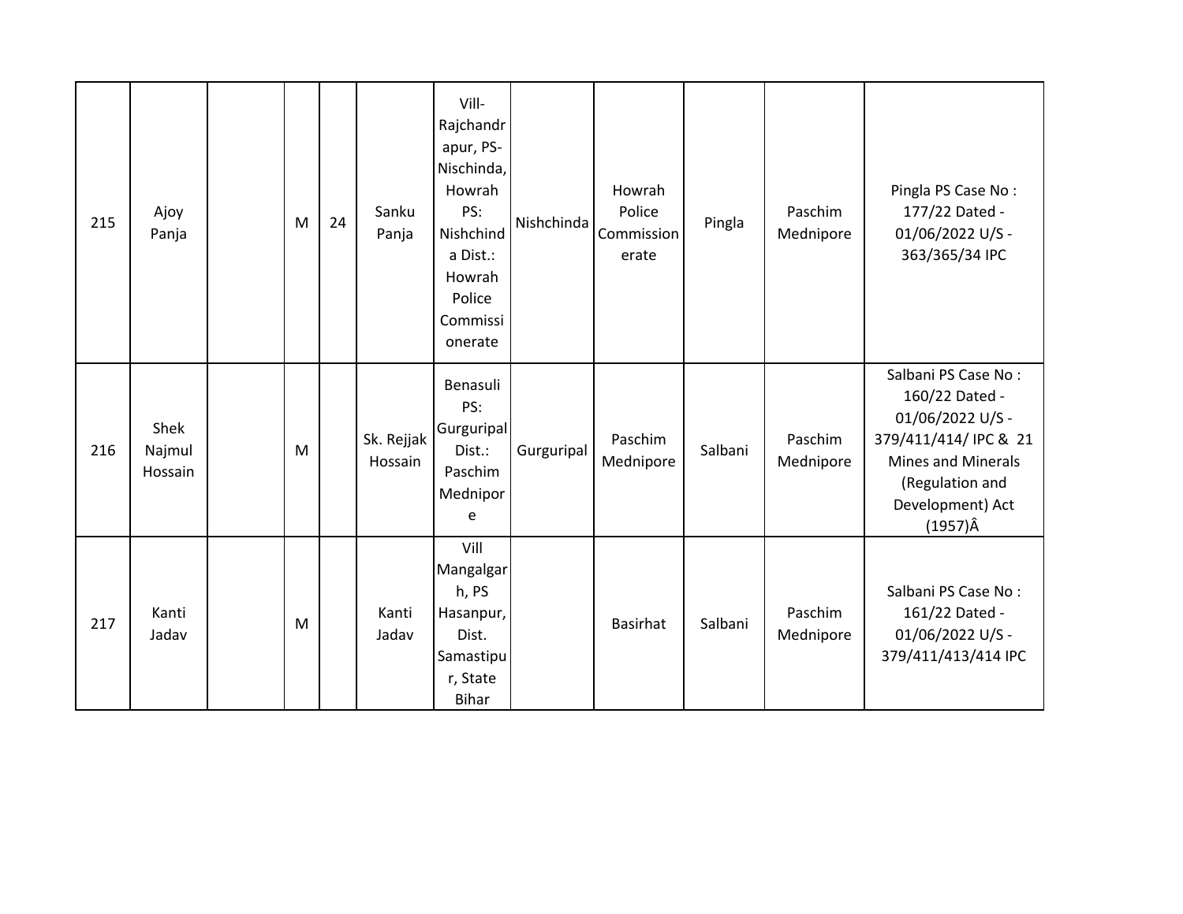| 215 | Ajoy Panja | | M | 24 | Sanku Panja | Vill-Rajchandrapur, PS-Nischinda, Howrah PS: Nishchinda Dist.: Howrah Police Commissionerate | Nishchinda | Howrah Police Commissionerate | Pingla | Paschim Mednipore | Pingla PS Case No : 177/22 Dated - 01/06/2022 U/S - 363/365/34 IPC |
|---|---|---|---|---|---|---|---|---|---|---|---|
| 216 | Shek Najmul Hossain | | M | | Sk. Rejjak Hossain | Benasuli PS: Gurguripal Dist.: Paschim Mednipore | Gurguripal | Paschim Mednipore | Salbani | Paschim Mednipore | Salbani PS Case No : 160/22 Dated - 01/06/2022 U/S - 379/411/414/ IPC & 21 Mines and Minerals (Regulation and Development) Act (1957)Â |
| 217 | Kanti Jadav | | M | | Kanti Jadav | Vill Mangalgarh, PS Hasanpur, Dist. Samastipur, State Bihar | | Basirhat | Salbani | Paschim Mednipore | Salbani PS Case No : 161/22 Dated - 01/06/2022 U/S - 379/411/413/414 IPC |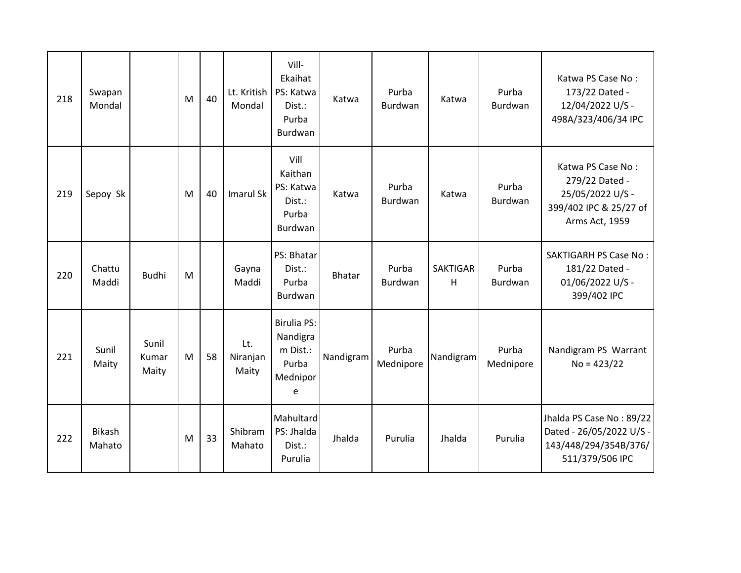| 218 | Swapan Mondal | | M | 40 | Lt. Kritish Mondal | Vill- Ekaihat PS: Katwa Dist.: Purba Burdwan | Katwa | Purba Burdwan | Katwa | Purba Burdwan | Katwa PS Case No : 173/22 Dated - 12/04/2022 U/S - 498A/323/406/34 IPC |
|---|---|---|---|---|---|---|---|---|---|---|---|
| 219 | Sepoy Sk | | M | 40 | Imarul Sk | Vill Kaithan PS: Katwa Dist.: Purba Burdwan | Katwa | Purba Burdwan | Katwa | Purba Burdwan | Katwa PS Case No : 279/22 Dated - 25/05/2022 U/S - 399/402 IPC & 25/27 of Arms Act, 1959 |
| 220 | Chattu Maddi | Budhi | M | | Gayna Maddi | PS: Bhatar Dist.: Purba Burdwan | Bhatar | Purba Burdwan | SAKTIGARH | Purba Burdwan | SAKTIGARH PS Case No : 181/22 Dated - 01/06/2022 U/S - 399/402 IPC |
| 221 | Sunil Maity | Sunil Kumar Maity | M | 58 | Lt. Niranjan Maity | Birulia PS: Nandigram Dist.: Purba Mednipore | Nandigram | Purba Mednipore | Nandigram | Purba Mednipore | Nandigram PS Warrant No = 423/22 |
| 222 | Bikash Mahato | | M | 33 | Shibram Mahato | Mahultard PS: Jhalda Dist.: Purulia | Jhalda | Purulia | Jhalda | Purulia | Jhalda PS Case No : 89/22 Dated - 26/05/2022 U/S - 143/448/294/354B/376/511/379/506 IPC |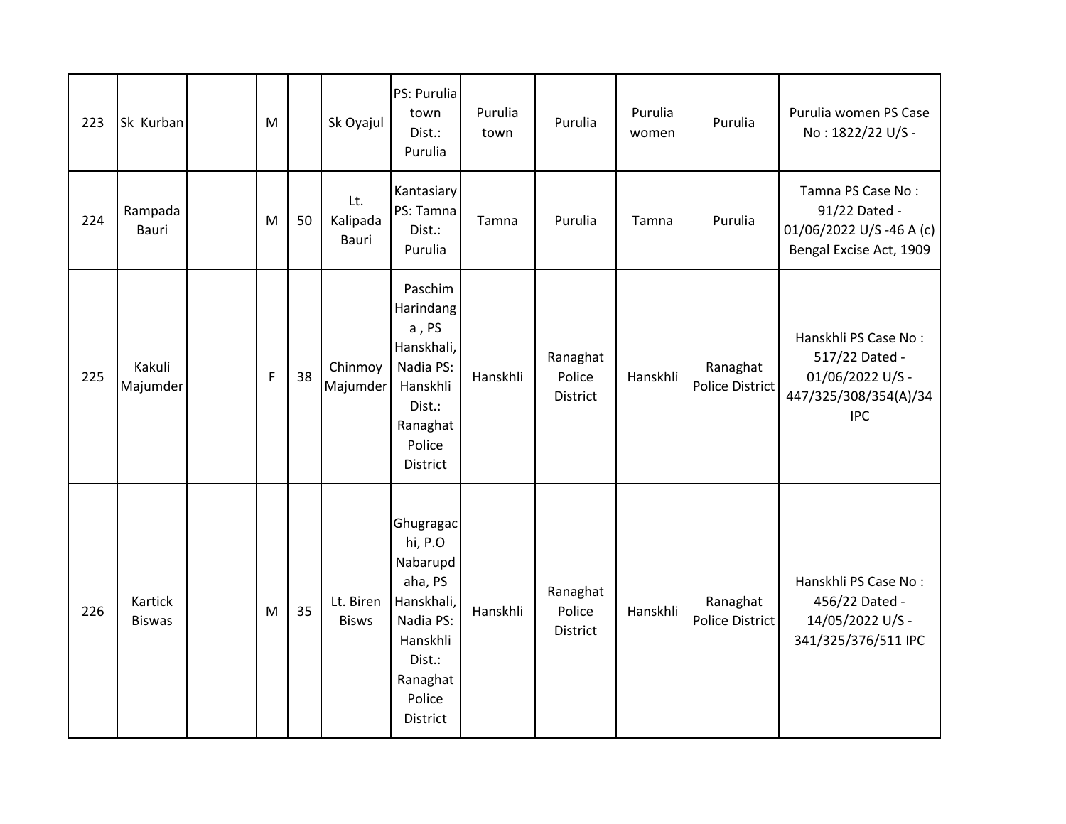| 223 | Sk Kurban | | M | | Sk Oyajul | PS: Purulia town Dist.: Purulia | Purulia town | Purulia | Purulia women | Purulia | Purulia women PS Case No : 1822/22 U/S - |
|---|---|---|---|---|---|---|---|---|---|---|---|
| 224 | Rampada Bauri | | M | 50 | Lt. Kalipada Bauri | Kantasiary PS: Tamna Dist.: Purulia | Tamna | Purulia | Tamna | Purulia | Tamna PS Case No : 91/22 Dated - 01/06/2022 U/S -46 A (c) Bengal Excise Act, 1909 |
| 225 | Kakuli Majumder | | F | 38 | Chinmoy Majumder | Paschim Harindanga , PS Hanskhali, Nadia PS: Hanskhli Dist.: Ranaghat Police District | Hanskhli | Ranaghat Police District | Hanskhli | Ranaghat Police District | Hanskhli PS Case No : 517/22 Dated - 01/06/2022 U/S - 447/325/308/354(A)/34 IPC |
| 226 | Kartick Biswas | | M | 35 | Lt. Biren Bisws | Ghugragachi, P.O Nabarupdaha, PS Hanskhali, Nadia PS: Hanskhli Dist.: Ranaghat Police District | Hanskhli | Ranaghat Police District | Hanskhli | Ranaghat Police District | Hanskhli PS Case No : 456/22 Dated - 14/05/2022 U/S - 341/325/376/511 IPC |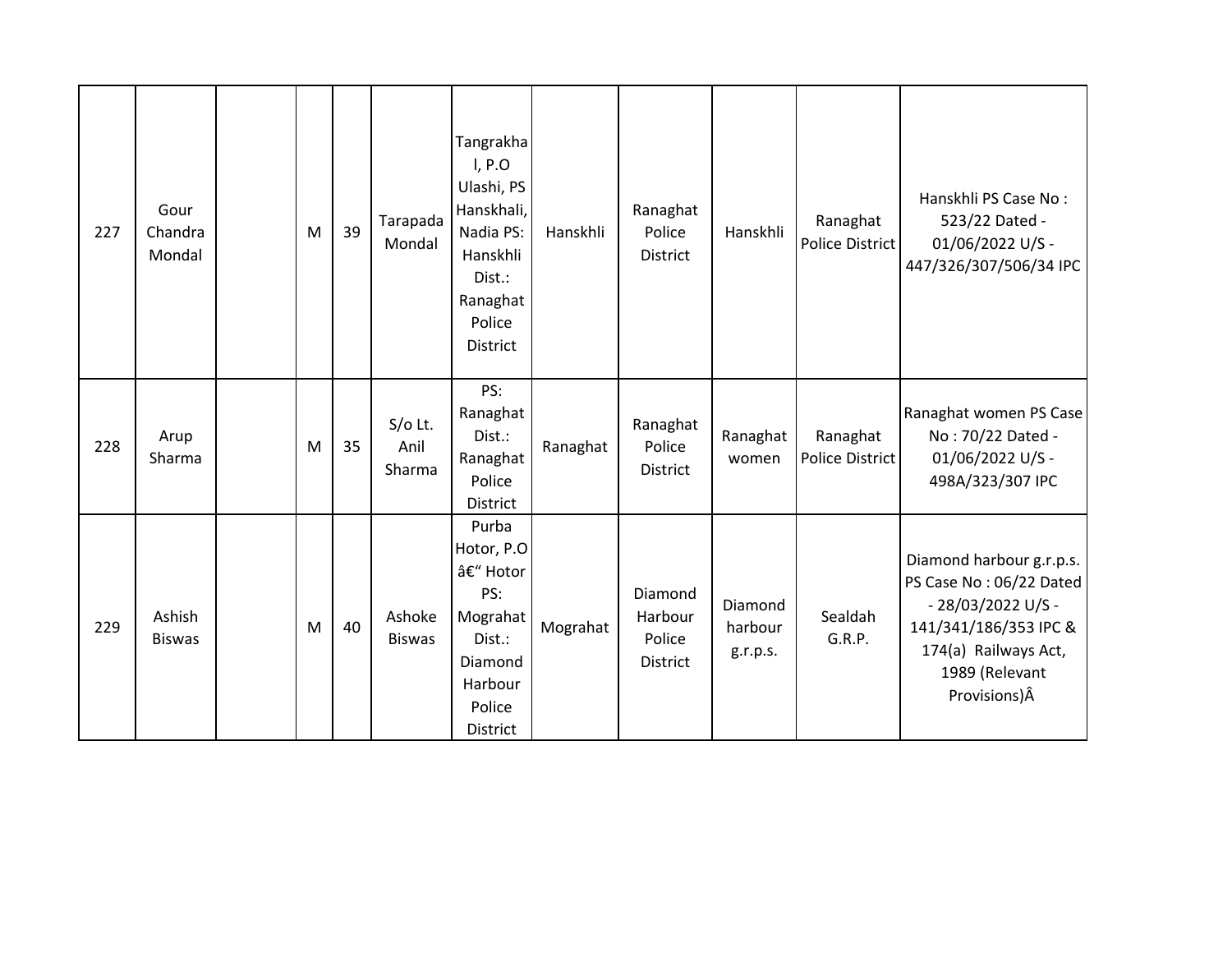| 227 | Gour Chandra Mondal | | M | 39 | Tarapada Mondal | Tangrakhal, P.O Ulashi, PS Hanskhali, Nadia PS: Hanskhli Dist.: Ranaghat Police District | Hanskhli | Ranaghat Police District | Hanskhli | Ranaghat Police District | Hanskhli PS Case No : 523/22 Dated - 01/06/2022 U/S - 447/326/307/506/34 IPC |
|---|---|---|---|---|---|---|---|---|---|---|---|
| 228 | Arup Sharma | | M | 35 | S/o Lt. Anil Sharma | PS: Ranaghat Dist.: Ranaghat Police District | Ranaghat | Ranaghat Police District | Ranaghat women | Ranaghat Police District | Ranaghat women PS Case No : 70/22 Dated - 01/06/2022 U/S - 498A/323/307 IPC |
| 229 | Ashish Biswas | | M | 40 | Ashoke Biswas | Purba Hotor, P.O â€“ Hotor PS: Mograhat Dist.: Diamond Harbour Police District | Mograhat | Diamond Harbour Police District | Diamond harbour g.r.p.s. | Sealdah G.R.P. | Diamond harbour g.r.p.s. PS Case No : 06/22 Dated - 28/03/2022 U/S - 141/341/186/353 IPC & 174(a) Railways Act, 1989 (Relevant Provisions)Â |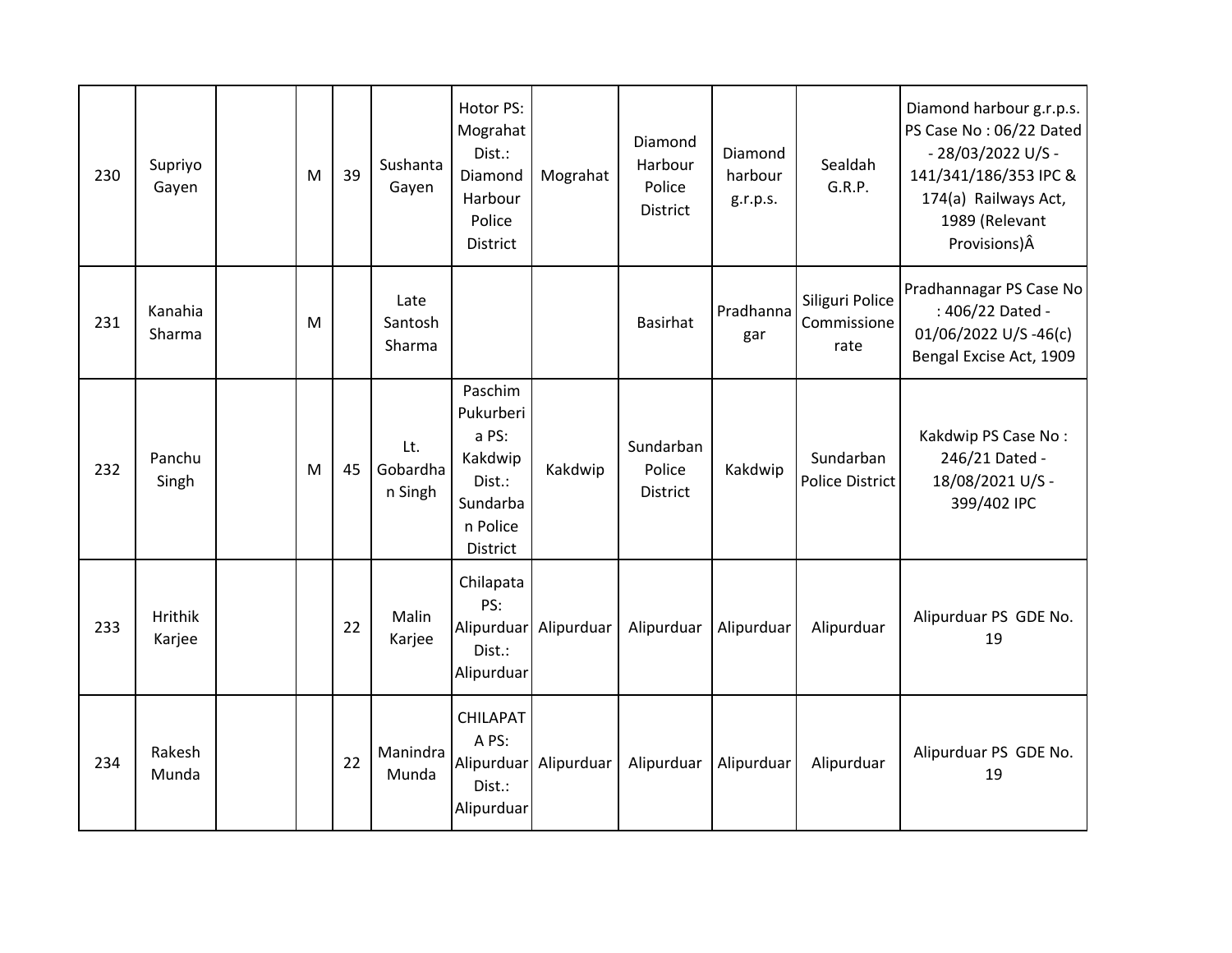| 230 | Supriyo Gayen | | M | 39 | Sushanta Gayen | Hotor PS: Mograhat Dist.: Diamond Harbour Police District | Mograhat | Diamond Harbour Police District | Diamond harbour g.r.p.s. | Sealdah G.R.P. | Diamond harbour g.r.p.s. PS Case No : 06/22 Dated - 28/03/2022 U/S - 141/341/186/353 IPC & 174(a) Railways Act, 1989 (Relevant Provisions)Â |
|---|---|---|---|---|---|---|---|---|---|---|---|
| 231 | Kanahia Sharma | | M | | Late Santosh Sharma | | | Basirhat | Pradhannagar | Siliguri Police Commissionerate | Pradhannagar PS Case No : 406/22 Dated - 01/06/2022 U/S -46(c) Bengal Excise Act, 1909 |
| 232 | Panchu Singh | | M | 45 | Lt. Gobardhan Singh | Paschim Pukurberia PS: Kakdwip Dist.: Sundarban Police District | Kakdwip | Sundarban Police District | Kakdwip | Sundarban Police District | Kakdwip PS Case No : 246/21 Dated - 18/08/2021 U/S - 399/402 IPC |
| 233 | Hrithik Karjee | | | 22 | Malin Karjee | Chilapata PS: Alipurduar Dist.: Alipurduar | Alipurduar | Alipurduar | Alipurduar | Alipurduar | Alipurduar PS GDE No. 19 |
| 234 | Rakesh Munda | | | 22 | Manindra Munda | CHILAPATA PS: Alipurduar Dist.: Alipurduar | Alipurduar | Alipurduar | Alipurduar | Alipurduar | Alipurduar PS GDE No. 19 |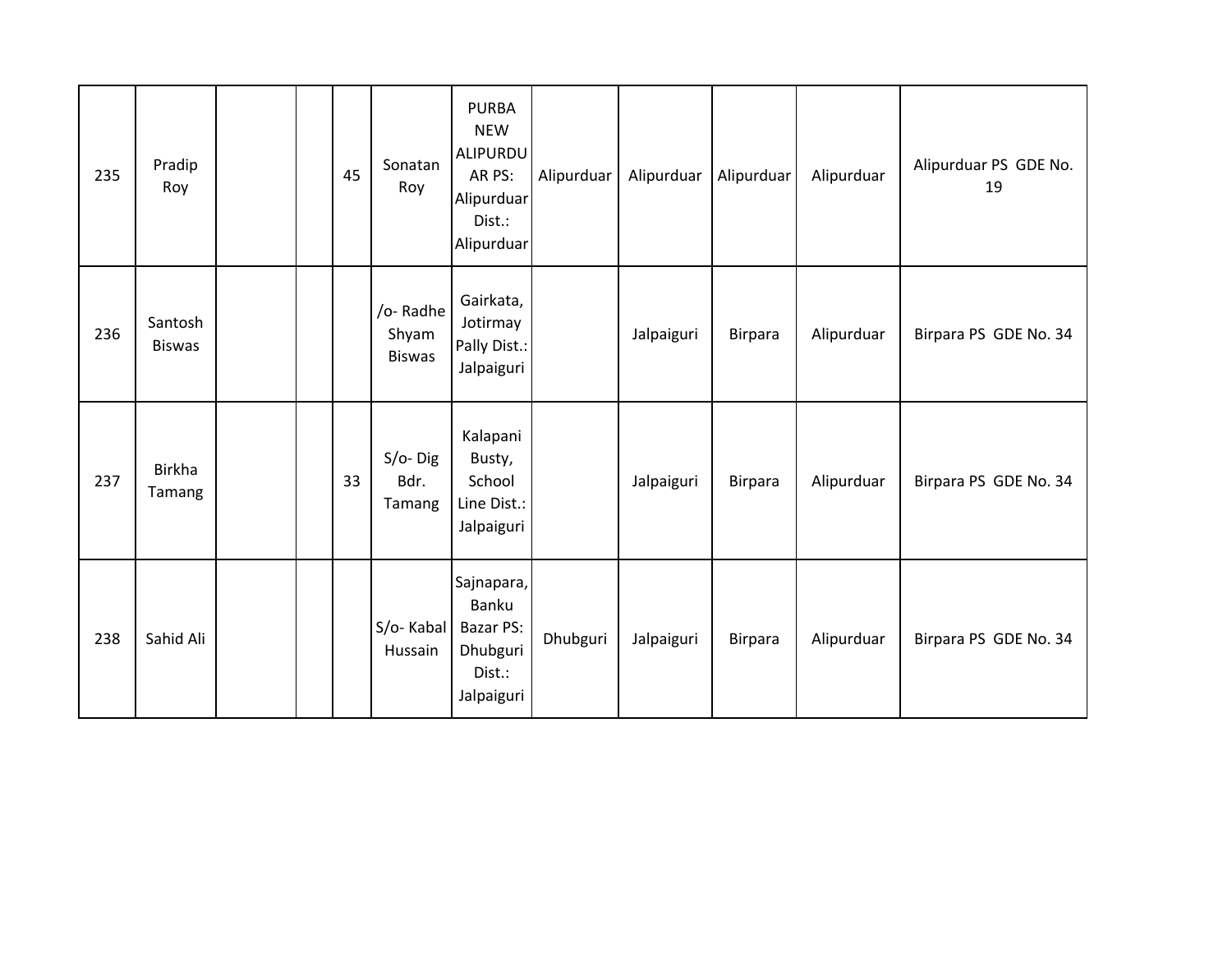| 235 | Pradip Roy | | | 45 | Sonatan Roy | PURBA NEW ALIPURDUAR PS: Alipurduar Dist.: Alipurduar | Alipurduar | Alipurduar | Alipurduar | Alipurduar | Alipurduar PS GDE No. 19 |
|---|---|---|---|---|---|---|---|---|---|---|---|
| 236 | Santosh Biswas | | | | /o- Radhe Shyam Biswas | Gairkata, Jotirmay Pally Dist.: Jalpaiguri | | Jalpaiguri | Birpara | Alipurduar | Birpara PS GDE No. 34 |
| 237 | Birkha Tamang | | | 33 | S/o- Dig Bdr. Tamang | Kalapani Busty, School Line Dist.: Jalpaiguri | | Jalpaiguri | Birpara | Alipurduar | Birpara PS GDE No. 34 |
| 238 | Sahid Ali | | | | S/o- Kabal Hussain | Sajnapara, Banku Bazar PS: Dhubguri Dist.: Jalpaiguri | Dhubguri | Jalpaiguri | Birpara | Alipurduar | Birpara PS GDE No. 34 |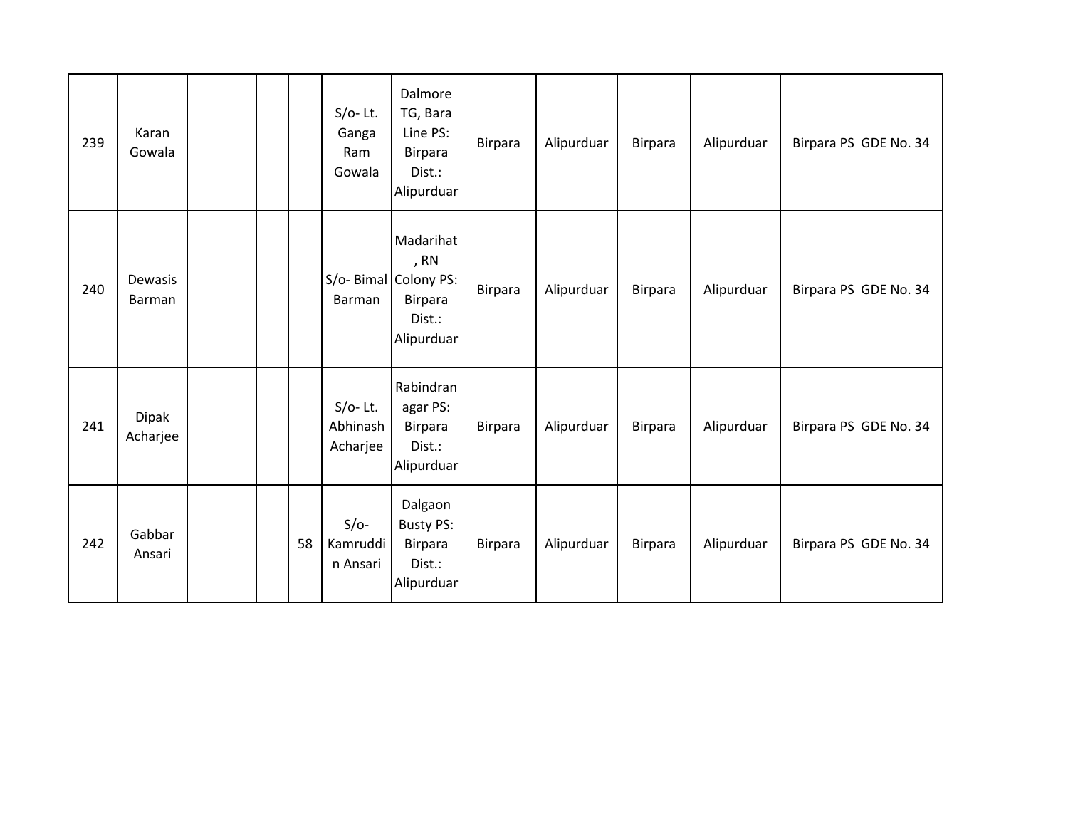| 239 | Karan Gowala | | | | S/o- Lt. Ganga Ram Gowala | Dalmore TG, Bara Line PS: Birpara Dist.: Alipurduar | Birpara | Alipurduar | Birpara | Alipurduar | Birpara PS GDE No. 34 |
|---|---|---|---|---|---|---|---|---|---|---|---|
| 240 | Dewasis Barman | | | | S/o- Bimal Barman | Madarihat, RN Colony PS: Birpara Dist.: Alipurduar | Birpara | Alipurduar | Birpara | Alipurduar | Birpara PS GDE No. 34 |
| 241 | Dipak Acharjee | | | | S/o- Lt. Abhinash Acharjee | Rabindranagar PS: Birpara Dist.: Alipurduar | Birpara | Alipurduar | Birpara | Alipurduar | Birpara PS GDE No. 34 |
| 242 | Gabbar Ansari | | | 58 | S/o- Kamruddin Ansari | Dalgaon Busty PS: Birpara Dist.: Alipurduar | Birpara | Alipurduar | Birpara | Alipurduar | Birpara PS GDE No. 34 |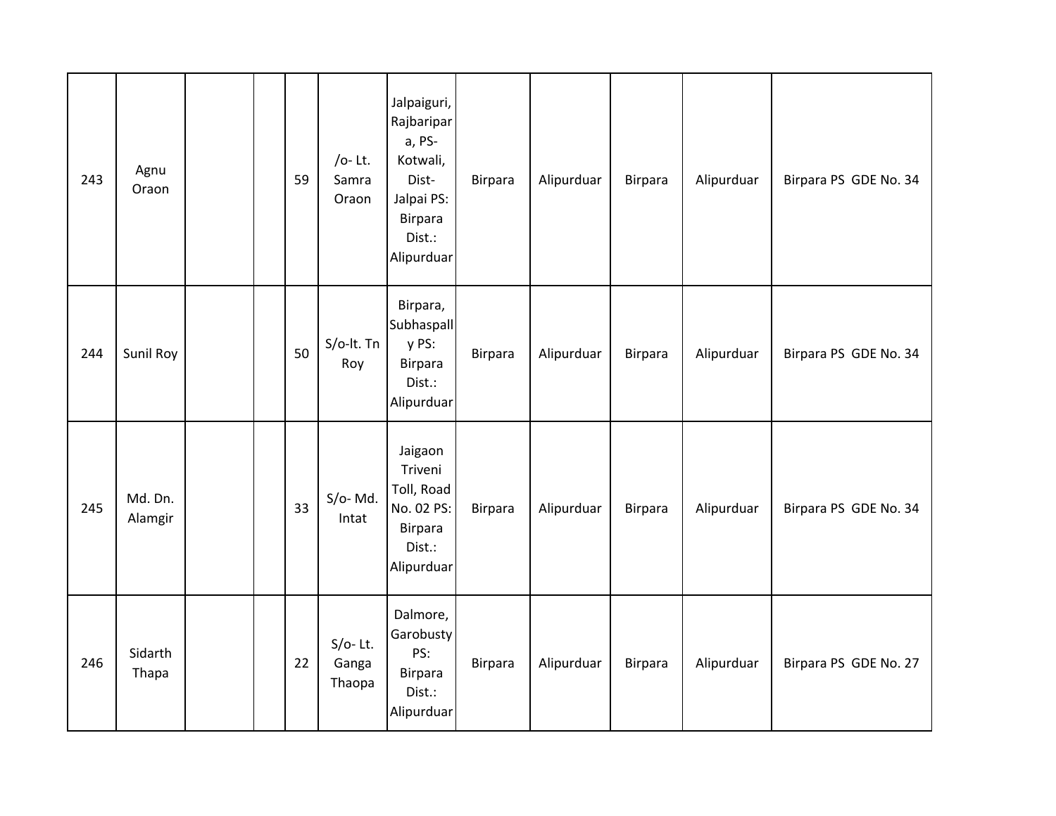| | | | | | | | | | | | |
|---|---|---|---|---|---|---|---|---|---|---|---|
| 243 | Agnu Oraon | | | 59 | /o- Lt. Samra Oraon | Jalpaiguri, Rajbaripara, PS-Kotwali, Dist-Jalpai PS: Birpara Dist.: Alipurduar | Birpara | Alipurduar | Birpara | Alipurduar | Birpara PS GDE No. 34 |
| 244 | Sunil Roy | | | 50 | S/o-lt. Tn Roy | Birpara, Subhaspally PS: Birpara Dist.: Alipurduar | Birpara | Alipurduar | Birpara | Alipurduar | Birpara PS GDE No. 34 |
| 245 | Md. Dn. Alamgir | | | 33 | S/o- Md. Intat | Jaigaon Triveni Toll, Road No. 02 PS: Birpara Dist.: Alipurduar | Birpara | Alipurduar | Birpara | Alipurduar | Birpara PS GDE No. 34 |
| 246 | Sidarth Thapa | | | 22 | S/o- Lt. Ganga Thaopa | Dalmore, Garobusty PS: Birpara Dist.: Alipurduar | Birpara | Alipurduar | Birpara | Alipurduar | Birpara PS GDE No. 27 |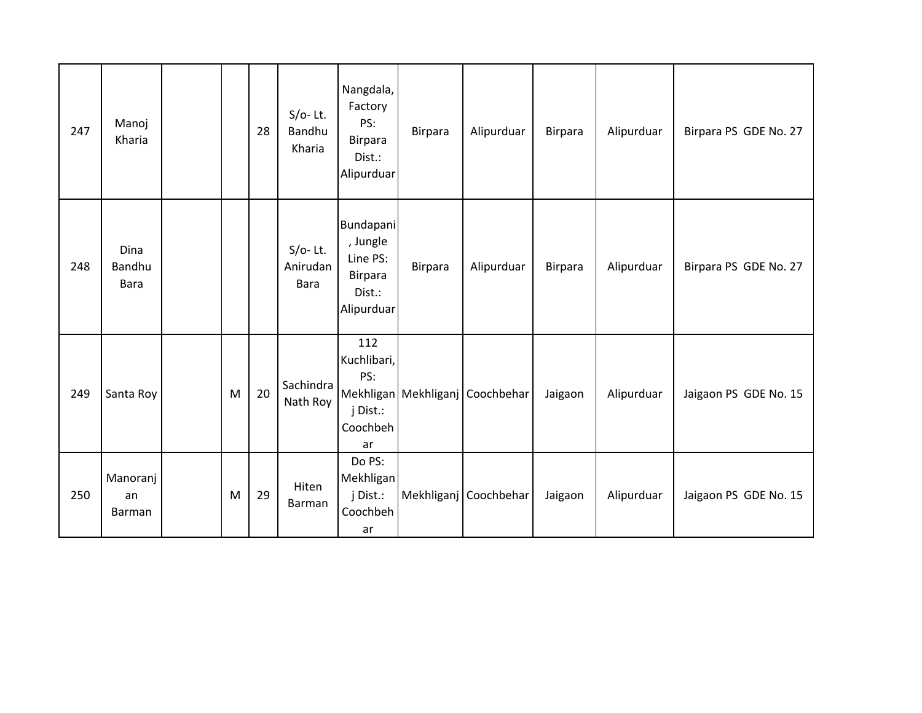| | | | | | | | | | | | |
|---|---|---|---|---|---|---|---|---|---|---|---|
| 247 | Manoj Kharia | | | 28 | S/o- Lt. Bandhu Kharia | Nangdala, Factory PS: Birpara Dist.: Alipurduar | Birpara | Alipurduar | Birpara | Alipurduar | Birpara PS GDE No. 27 |
| 248 | Dina Bandhu Bara | | | | S/o- Lt. Anirudan Bara | Bundapani, Jungle Line PS: Birpara Dist.: Alipurduar | Birpara | Alipurduar | Birpara | Alipurduar | Birpara PS GDE No. 27 |
| 249 | Santa Roy | | M | 20 | Sachindra Nath Roy | 112 Kuchlibari, PS: Mekhliganj Dist.: Coochbehar | Mekhliganj | Coochbehar | Jaigaon | Alipurduar | Jaigaon PS GDE No. 15 |
| 250 | Manoranjan Barman | | M | 29 | Hiten Barman | Do PS: Mekhliganj Dist.: Coochbehar | Mekhliganj | Coochbehar | Jaigaon | Alipurduar | Jaigaon PS GDE No. 15 |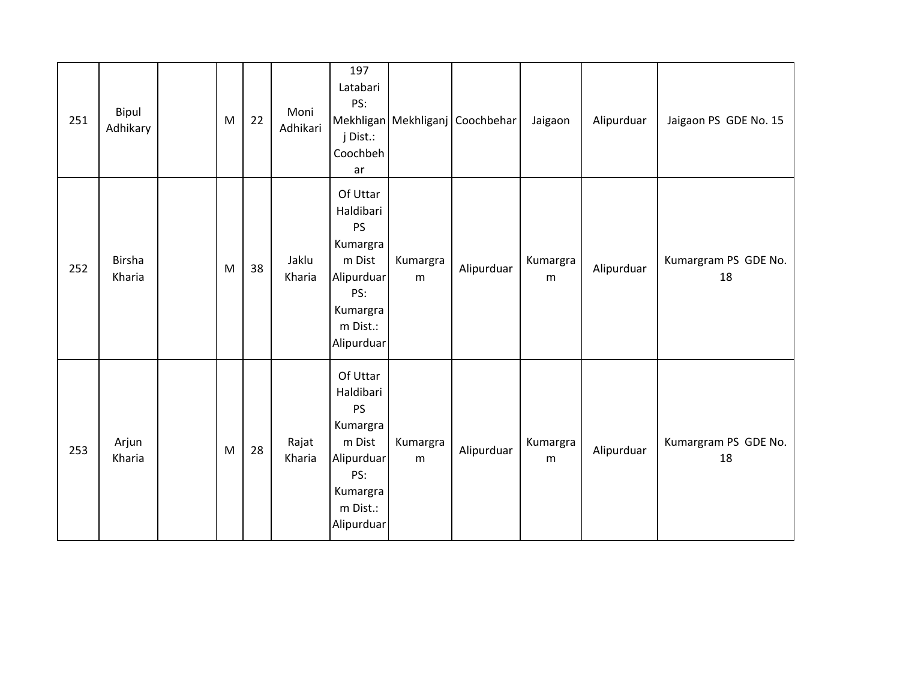| | | | | | | | | | | | |
|---|---|---|---|---|---|---|---|---|---|---|---|
| 251 | Bipul Adhikary | | M | 22 | Moni Adhikari | 197 Latabari PS: Mekhliganj Dist.: Coochbehar | Mekhliganj | Coochbehar | Jaigaon | Alipurduar | Jaigaon PS GDE No. 15 |
| 252 | Birsha Kharia | | M | 38 | Jaklu Kharia | Of Uttar Haldibari PS Kumargram Dist Alipurduar PS: Kumargram Dist.: Alipurduar | Kumargram | Alipurduar | Kumargram | Alipurduar | Kumargram PS GDE No. 18 |
| 253 | Arjun Kharia | | M | 28 | Rajat Kharia | Of Uttar Haldibari PS Kumargram Dist Alipurduar PS: Kumargram Dist.: Alipurduar | Kumargram | Alipurduar | Kumargram | Alipurduar | Kumargram PS GDE No. 18 |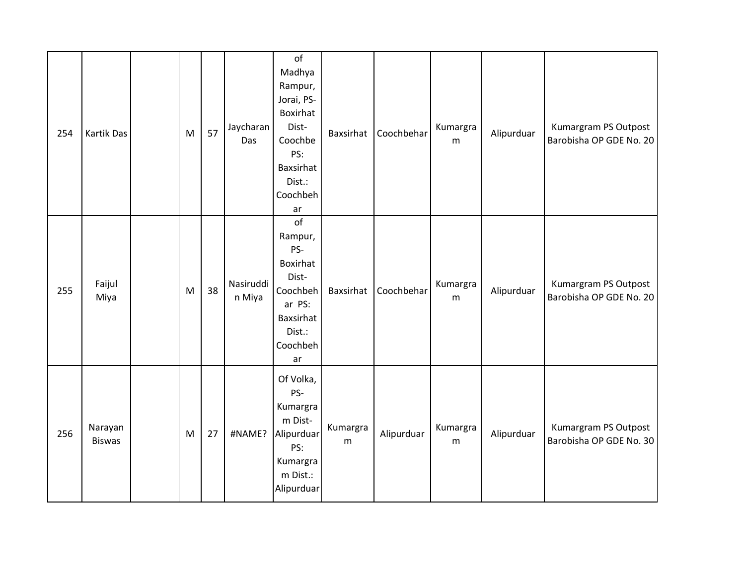| 254 | Kartik Das | | M | 57 | Jaycharan Das | of Madhya Rampur, Jorai, PS- Boxirhat Dist- Coochbe PS: Baxsirhat Dist.: Coochbehar | Baxsirhat | Coochbehar | Kumargram | Alipurduar | Kumargram PS Outpost Barobisha OP GDE No. 20 |
|---|---|---|---|---|---|---|---|---|---|---|---|
| 255 | Faijul Miya | | M | 38 | Nasiruddin Miya | of Rampur, PS- Boxirhat Dist- Coochbehar PS: Baxsirhat Dist.: Coochbehar | Baxsirhat | Coochbehar | Kumargram | Alipurduar | Kumargram PS Outpost Barobisha OP GDE No. 20 |
| 256 | Narayan Biswas | | M | 27 | #NAME? | Of Volka, PS- Kumargram Dist- Alipurduar PS: Kumargram Dist.: Alipurduar | Kumargram | Alipurduar | Kumargram | Alipurduar | Kumargram PS Outpost Barobisha OP GDE No. 30 |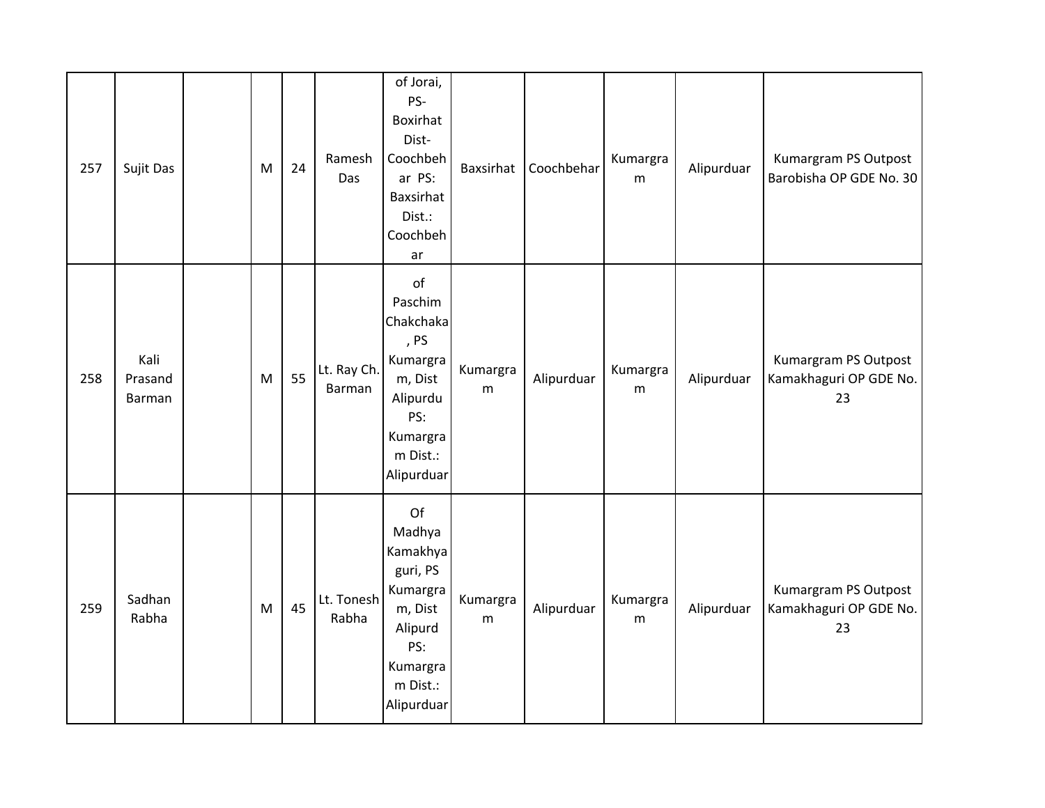| 257 | Sujit Das | | M | 24 | Ramesh Das | of Jorai, PS- Boxirhat Dist- Coochbehar PS: Baxsirhat Dist.: Coochbehar | Baxsirhat | Coochbehar | Kumargram | Alipurduar | Kumargram PS Outpost Barobisha OP GDE No. 30 |
|---|---|---|---|---|---|---|---|---|---|---|---|
| 258 | Kali Prasand Barman | | M | 55 | Lt. Ray Ch. Barman | of Paschim Chakchaka, PS Kumargram, Dist Alipurdu PS: Kumargram Dist.: Alipurduar | Kumargram | Alipurduar | Kumargram | Alipurduar | Kumargram PS Outpost Kamakhaguri OP GDE No. 23 |
| 259 | Sadhan Rabha | | M | 45 | Lt. Tonesh Rabha | Of Madhya Kamakhyaguri, PS Kumargram, Dist Alipurd PS: Kumargram Dist.: Alipurduar | Kumargram | Alipurduar | Kumargram | Alipurduar | Kumargram PS Outpost Kamakhaguri OP GDE No. 23 |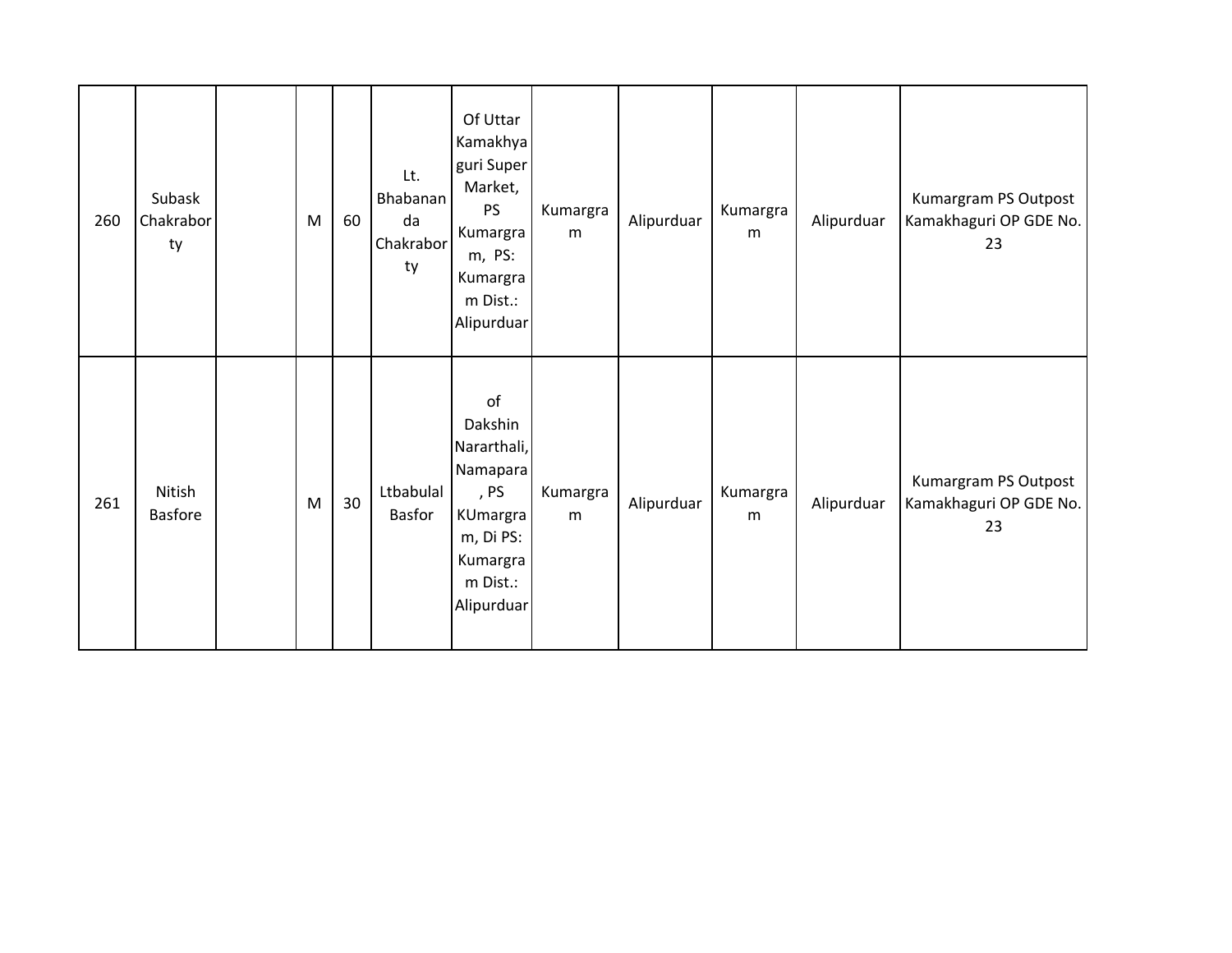| | | | | | | | | | | | |
|---|---|---|---|---|---|---|---|---|---|---|---|
| 260 | Subask Chakraborty | | M | 60 | Lt. Bhabananda Chakraborty | Of Uttar Kamakhyaguri Super Market, PS Kumargram, PS: Kumargram Dist.: Alipurduar | Kumargram | Alipurduar | Kumargram | Alipurduar | Kumargram PS Outpost Kamakhaguri OP GDE No. 23 |
| 261 | Nitish Basfore | | M | 30 | Ltbabulal Basfor | of Dakshin Nararthali, Namapara, PS KUmargram, Di PS: Kumargram Dist.: Alipurduar | Kumargram | Alipurduar | Kumargram | Alipurduar | Kumargram PS Outpost Kamakhaguri OP GDE No. 23 |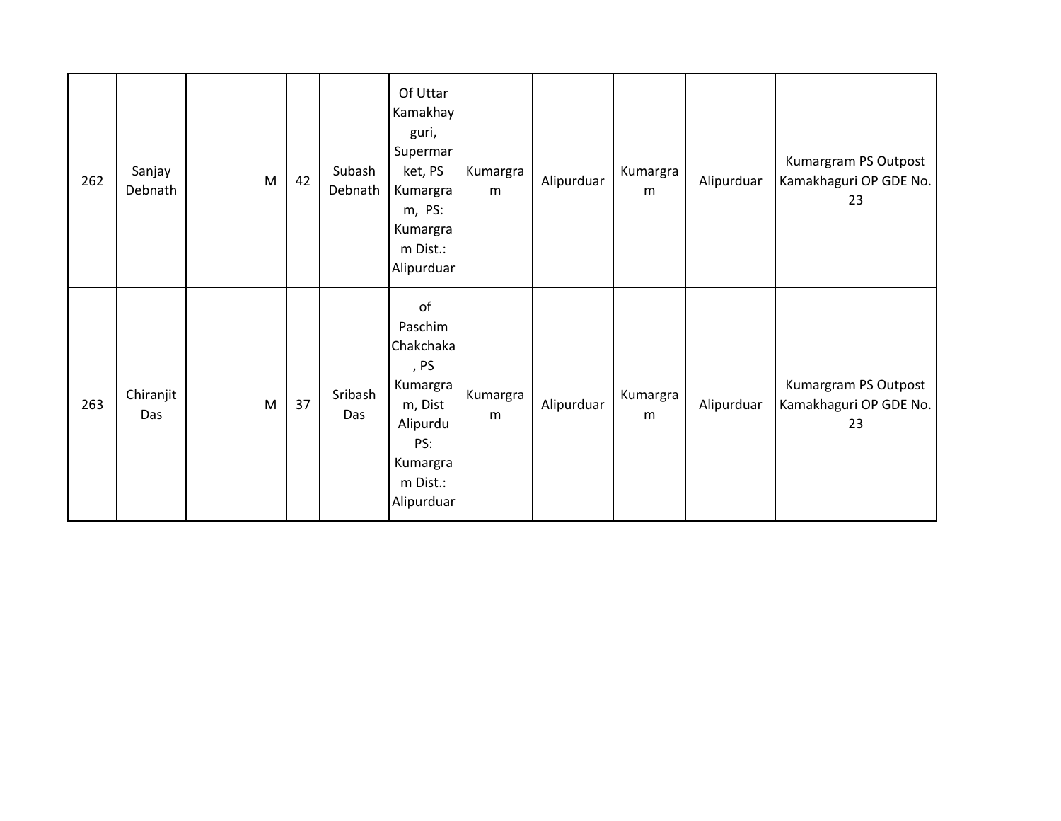| | | | | | | | | | | | |
|---|---|---|---|---|---|---|---|---|---|---|---|
| 262 | Sanjay Debnath | | M | 42 | Subash Debnath | Of Uttar Kamakhayguri, Supermarket, PS Kumargram, PS: Kumargram Dist.: Alipurduar | Kumargram | Alipurduar | Kumargram | Alipurduar | Kumargram PS Outpost Kamakhaguri OP GDE No. 23 |
| 263 | Chiranjit Das | | M | 37 | Sribash Das | of Paschim Chakchaka, PS Kumargram, Dist Alipurdu PS: Kumargram Dist.: Alipurduar | Kumargram | Alipurduar | Kumargram | Alipurduar | Kumargram PS Outpost Kamakhaguri OP GDE No. 23 |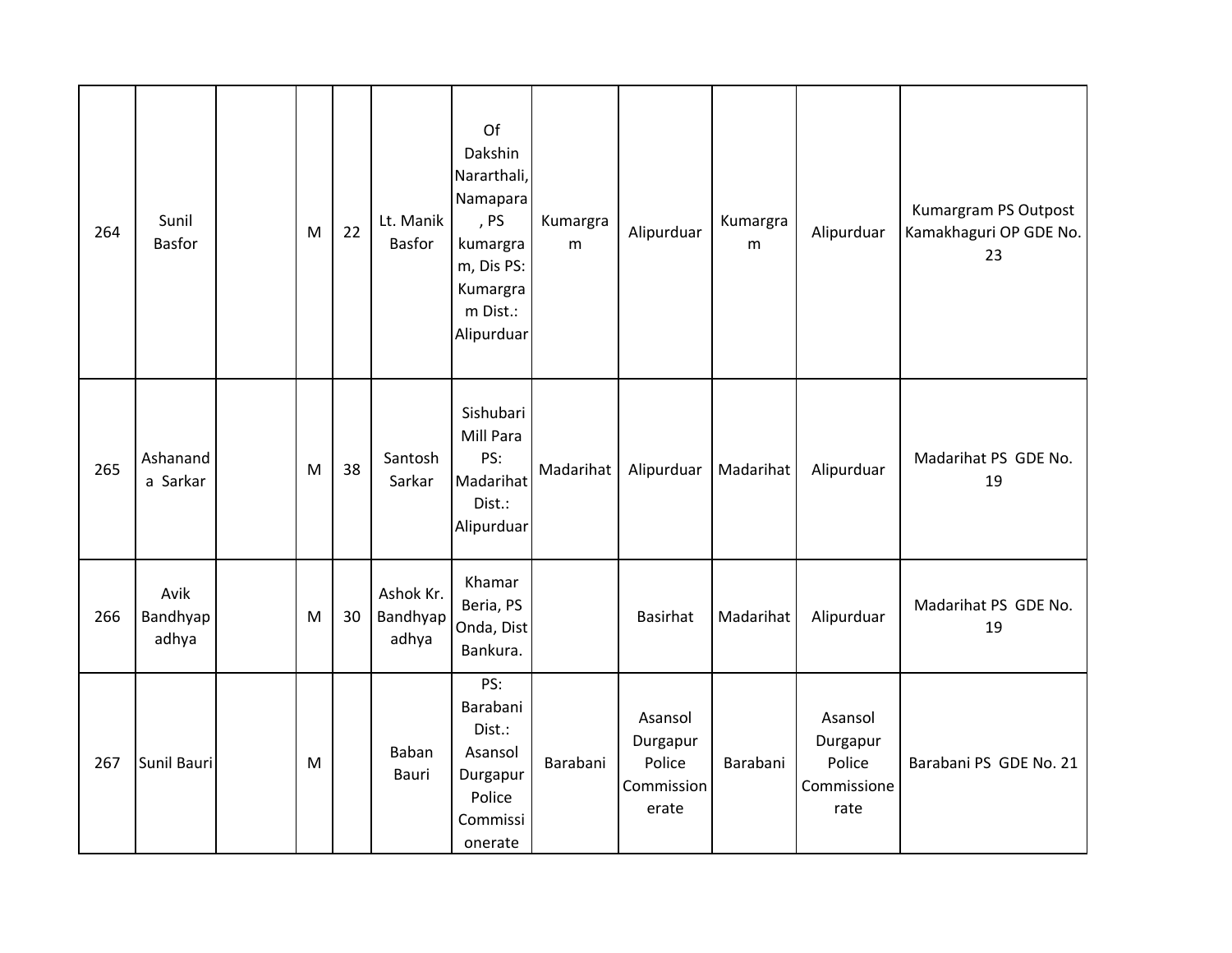| 264 | Sunil Basfor | | M | 22 | Lt. Manik Basfor | Of Dakshin Nararthali, Namapara , PS kumargram, Dis PS: Kumargram Dist.: Alipurduar | Kumargram | Alipurduar | Kumargram | Alipurduar | Kumargram PS Outpost Kamakhaguri OP GDE No. 23 |
|---|---|---|---|---|---|---|---|---|---|---|---|
| 265 | Ashananda Sarkar | | M | 38 | Santosh Sarkar | Sishubari Mill Para PS: Madarihat Dist.: Alipurduar | Madarihat | Alipurduar | Madarihat | Alipurduar | Madarihat PS GDE No. 19 |
| 266 | Avik Bandhyapadhya | | M | 30 | Ashok Kr. Bandhyapadhya | Khamar Beria, PS Onda, Dist Bankura. | | Basirhat | Madarihat | Alipurduar | Madarihat PS GDE No. 19 |
| 267 | Sunil Bauri | | M | | Baban Bauri | PS: Barabani Dist.: Asansol Durgapur Police Commissionerate | Barabani | Asansol Durgapur Police Commissionerate | Barabani | Asansol Durgapur Police Commissionerate | Barabani PS GDE No. 21 |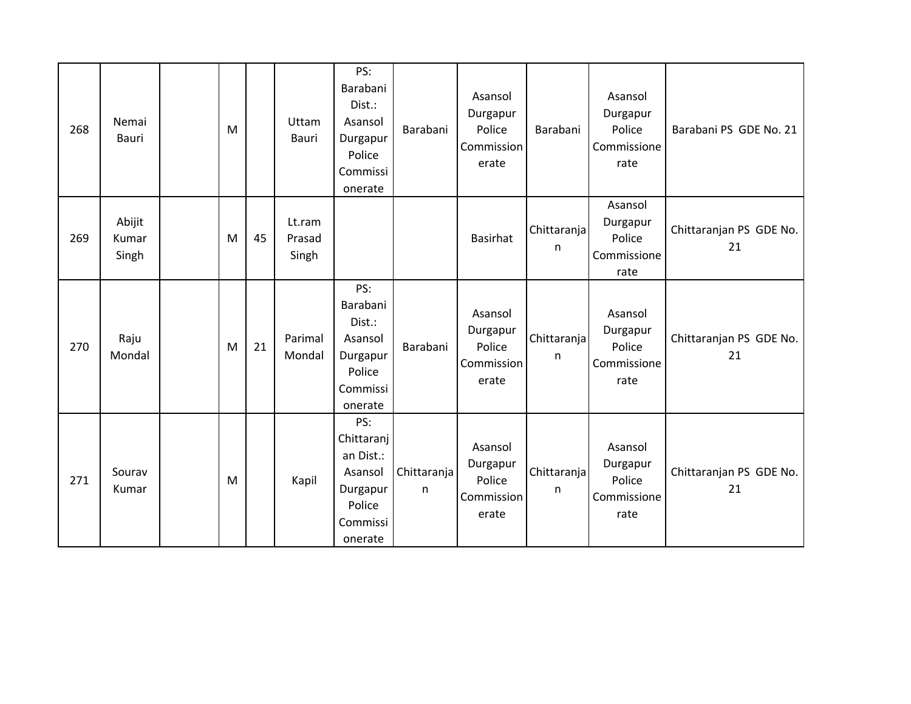| | | | | | | | | | | | |
|---|---|---|---|---|---|---|---|---|---|---|---|
| 268 | Nemai Bauri | | M | | Uttam Bauri | PS: Barabani Dist.: Asansol Durgapur Police Commissionerate | Barabani | Asansol Durgapur Police Commissionerate | Barabani | Asansol Durgapur Police Commissionerate | Barabani PS GDE No. 21 |
| 269 | Abijit Kumar Singh | | M | 45 | Lt.ram Prasad Singh | | | Basirhat | Chittaranjan | Asansol Durgapur Police Commissionerate | Chittaranjan PS GDE No. 21 |
| 270 | Raju Mondal | | M | 21 | Parimal Mondal | PS: Barabani Dist.: Asansol Durgapur Police Commissionerate | Barabani | Asansol Durgapur Police Commissionerate | Chittaranjan | Asansol Durgapur Police Commissionerate | Chittaranjan PS GDE No. 21 |
| 271 | Sourav Kumar | | M | | Kapil | PS: Chittaranjan Dist.: Asansol Durgapur Police Commissionerate | Chittaranjan | Asansol Durgapur Police Commissionerate | Chittaranjan | Asansol Durgapur Police Commissionerate | Chittaranjan PS GDE No. 21 |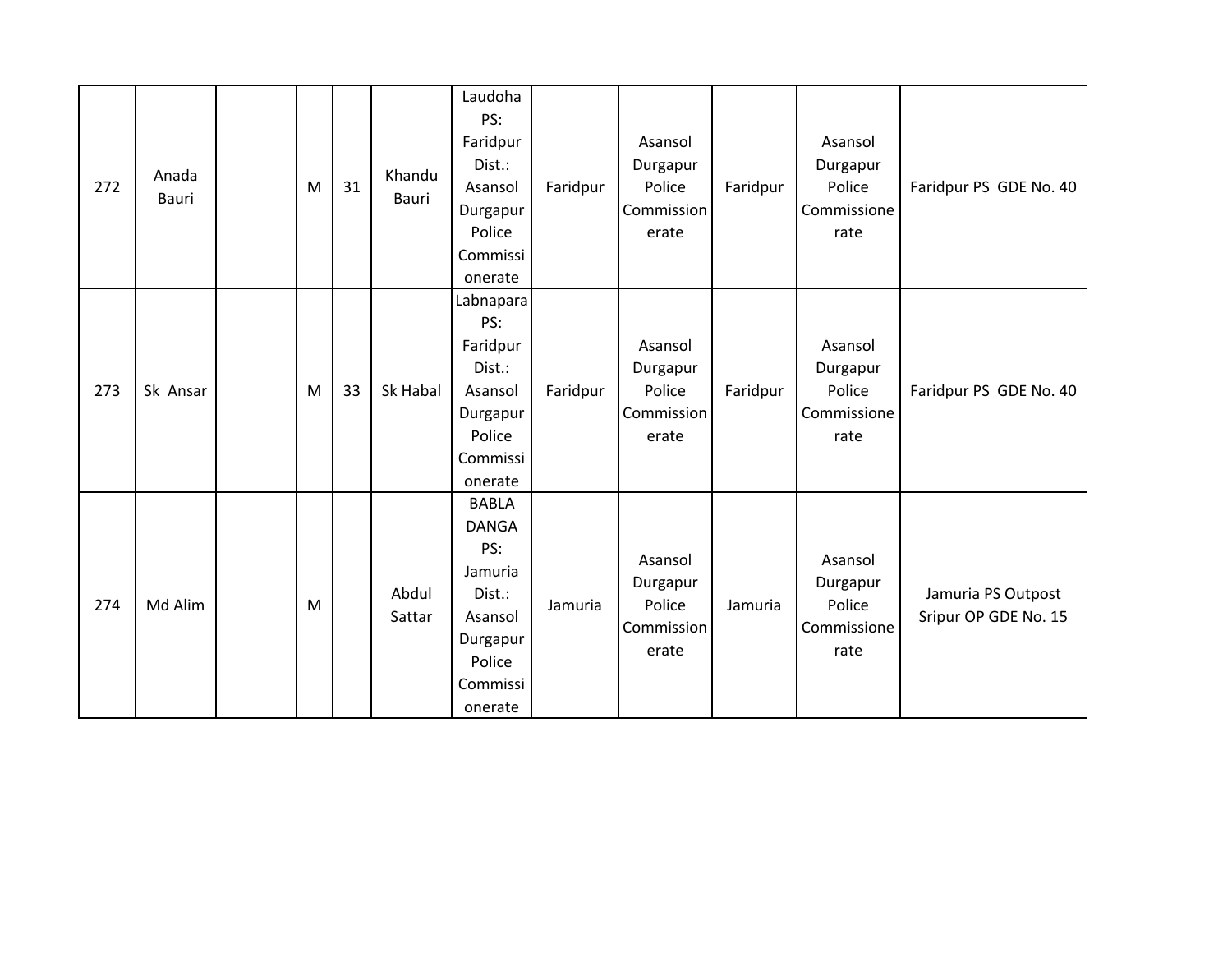| | | | | | | | | | | |
|---|---|---|---|---|---|---|---|---|---|---|
| 272 | Anada Bauri | | M | 31 | Khandu Bauri | Laudoha PS: Faridpur Dist.: Asansol Durgapur Police Commissionerate | Faridpur | Asansol Durgapur Police Commissionerate | Faridpur | Asansol Durgapur Police Commissionerate | Faridpur PS GDE No. 40 |
| 273 | Sk Ansar | | M | 33 | Sk Habal | Labnapara PS: Faridpur Dist.: Asansol Durgapur Police Commissionerate | Faridpur | Asansol Durgapur Police Commissionerate | Faridpur | Asansol Durgapur Police Commissionerate | Faridpur PS GDE No. 40 |
| 274 | Md Alim | | M | | Abdul Sattar | BABLA DANGA PS: Jamuria Dist.: Asansol Durgapur Police Commissionerate | Jamuria | Asansol Durgapur Police Commissionerate | Jamuria | Asansol Durgapur Police Commissionerate | Jamuria PS Outpost Sripur OP GDE No. 15 |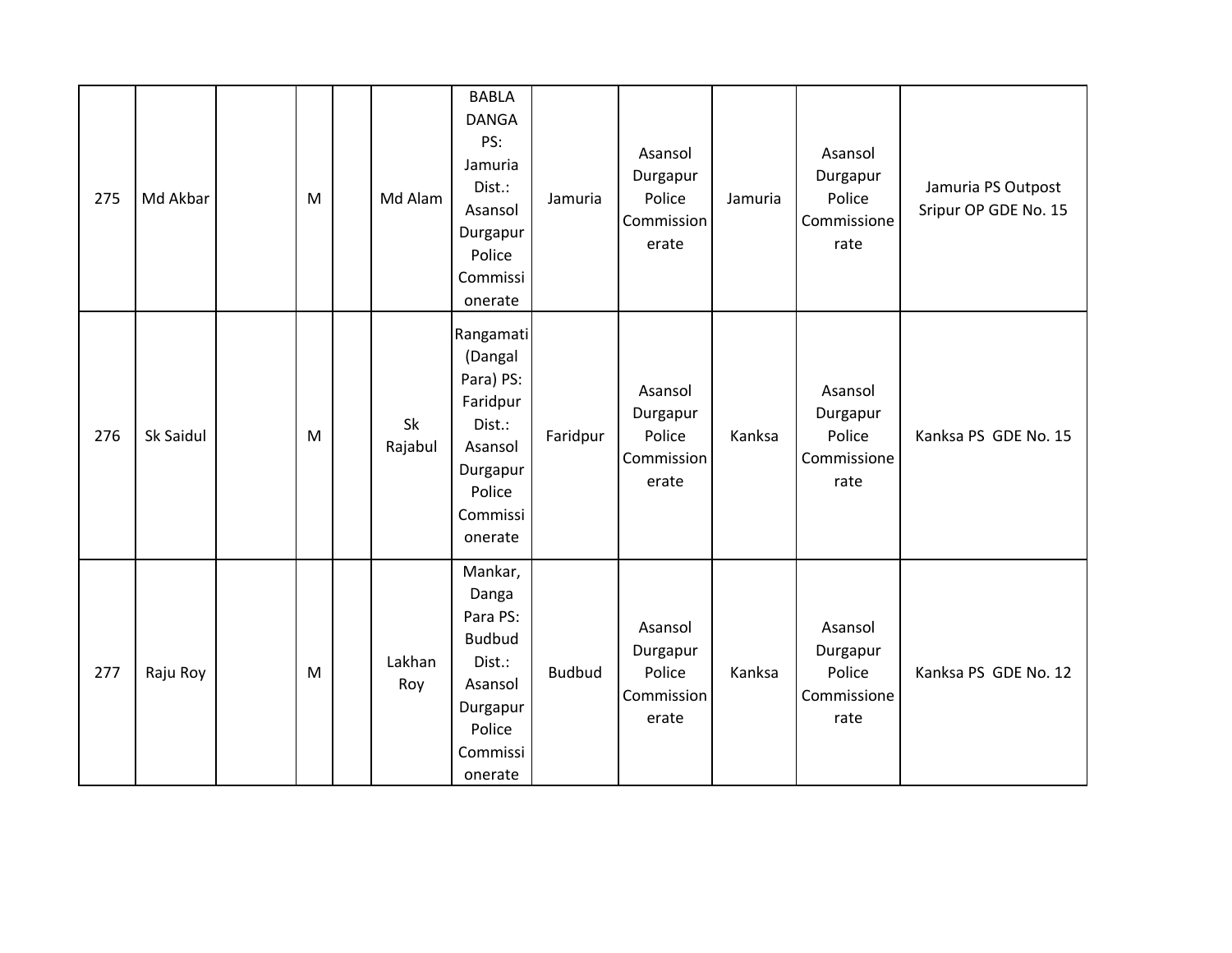| | | | | | | | | | | | |
|---|---|---|---|---|---|---|---|---|---|---|---|
| 275 | Md Akbar | | M | | Md Alam | BABLA DANGA PS: Jamuria Dist.: Asansol Durgapur Police Commissionerate | Jamuria | Asansol Durgapur Police Commissionerate | Jamuria | Asansol Durgapur Police Commissionerate | Jamuria PS Outpost Sripur OP GDE No. 15 |
| 276 | Sk Saidul | | M | | Sk Rajabul | Rangamati (Dangal Para) PS: Faridpur Dist.: Asansol Durgapur Police Commissionerate | Faridpur | Asansol Durgapur Police Commissionerate | Kanksa | Asansol Durgapur Police Commissionerate | Kanksa PS GDE No. 15 |
| 277 | Raju Roy | | M | | Lakhan Roy | Mankar, Danga Para PS: Budbud Dist.: Asansol Durgapur Police Commissionerate | Budbud | Asansol Durgapur Police Commissionerate | Kanksa | Asansol Durgapur Police Commissionerate | Kanksa PS GDE No. 12 |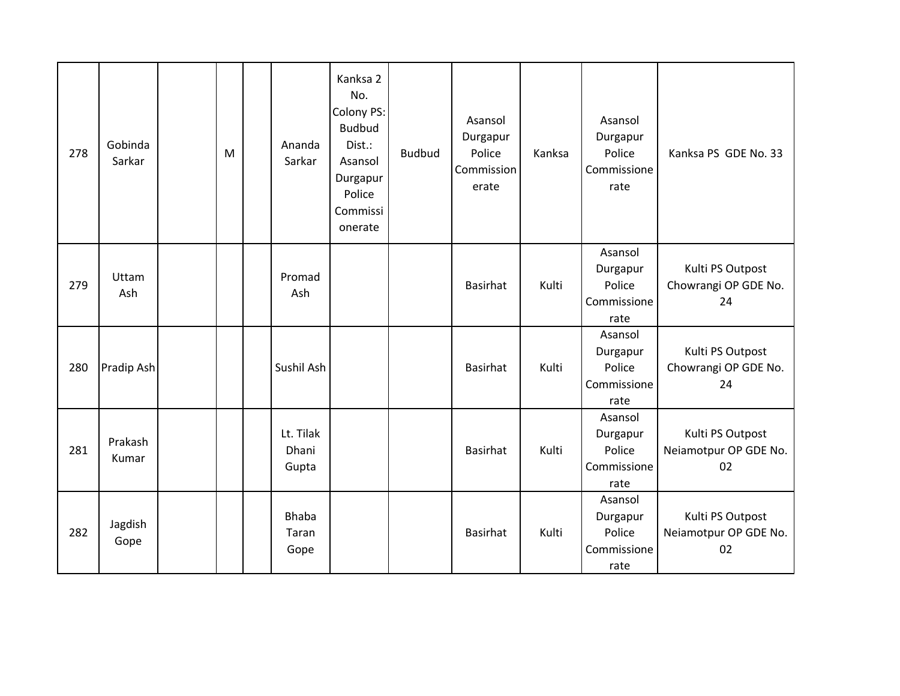| 278 | Gobinda Sarkar | | M | | Ananda Sarkar | Kanksa 2 No. Colony PS: Budbud Dist.: Asansol Durgapur Police Commissionerate | Budbud | Asansol Durgapur Police Commissionerate | Kanksa | Asansol Durgapur Police Commissionerate | Kanksa PS GDE No. 33 |
|---|---|---|---|---|---|---|---|---|---|---|---|
| 279 | Uttam Ash | | | | Promad Ash | | | Basirhat | Kulti | Asansol Durgapur Police Commissionerate | Kulti PS Outpost Chowrangi OP GDE No. 24 |
| 280 | Pradip Ash | | | | Sushil Ash | | | Basirhat | Kulti | Asansol Durgapur Police Commissionerate | Kulti PS Outpost Chowrangi OP GDE No. 24 |
| 281 | Prakash Kumar | | | | Lt. Tilak Dhani Gupta | | | Basirhat | Kulti | Asansol Durgapur Police Commissionerate | Kulti PS Outpost Neiamotpur OP GDE No. 02 |
| 282 | Jagdish Gope | | | | Bhaba Taran Gope | | | Basirhat | Kulti | Asansol Durgapur Police Commissionerate | Kulti PS Outpost Neiamotpur OP GDE No. 02 |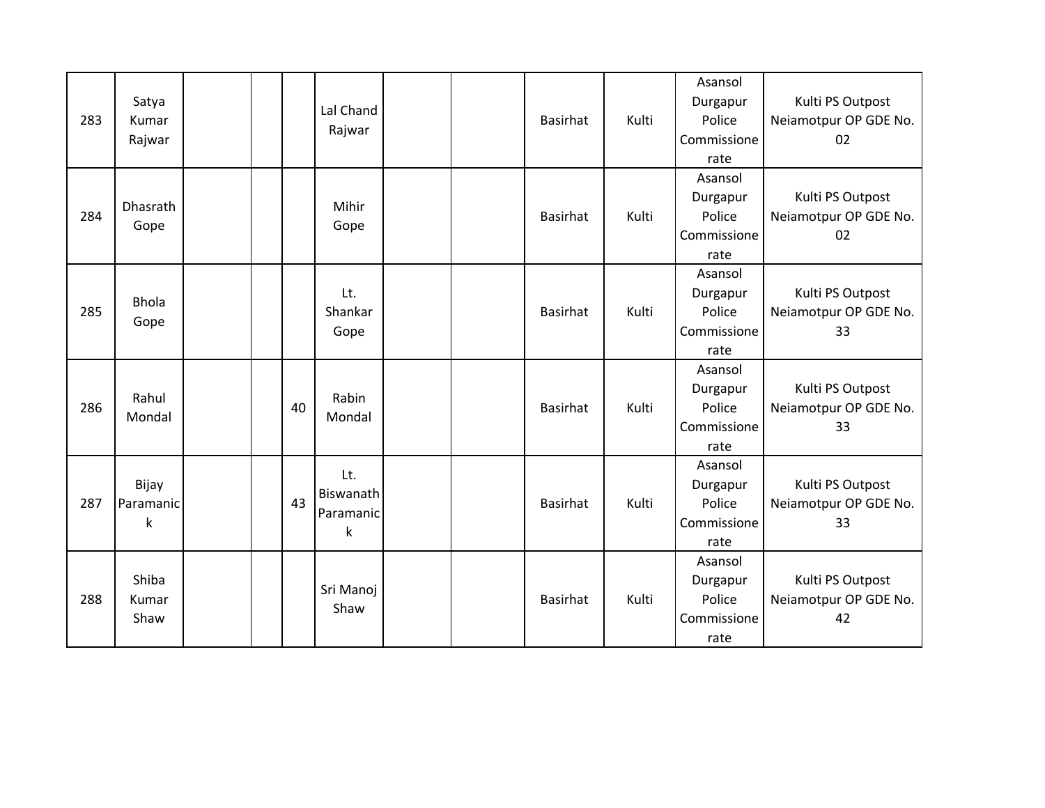| | | | | | | | | | | | |
|---|---|---|---|---|---|---|---|---|---|---|---|
| 283 | Satya Kumar Rajwar | | | | Lal Chand Rajwar | | | Basirhat | Kulti | Asansol Durgapur Police Commissionerate | Kulti PS Outpost Neiamotpur OP GDE No. 02 |
| 284 | Dhasrath Gope | | | | Mihir Gope | | | Basirhat | Kulti | Asansol Durgapur Police Commissionerate | Kulti PS Outpost Neiamotpur OP GDE No. 02 |
| 285 | Bhola Gope | | | | Lt. Shankar Gope | | | Basirhat | Kulti | Asansol Durgapur Police Commissionerate | Kulti PS Outpost Neiamotpur OP GDE No. 33 |
| 286 | Rahul Mondal | | | 40 | Rabin Mondal | | | Basirhat | Kulti | Asansol Durgapur Police Commissionerate | Kulti PS Outpost Neiamotpur OP GDE No. 33 |
| 287 | Bijay Paramanick | | | 43 | Lt. Biswanath Paramanick | | | Basirhat | Kulti | Asansol Durgapur Police Commissionerate | Kulti PS Outpost Neiamotpur OP GDE No. 33 |
| 288 | Shiba Kumar Shaw | | | | Sri Manoj Shaw | | | Basirhat | Kulti | Asansol Durgapur Police Commissionerate | Kulti PS Outpost Neiamotpur OP GDE No. 42 |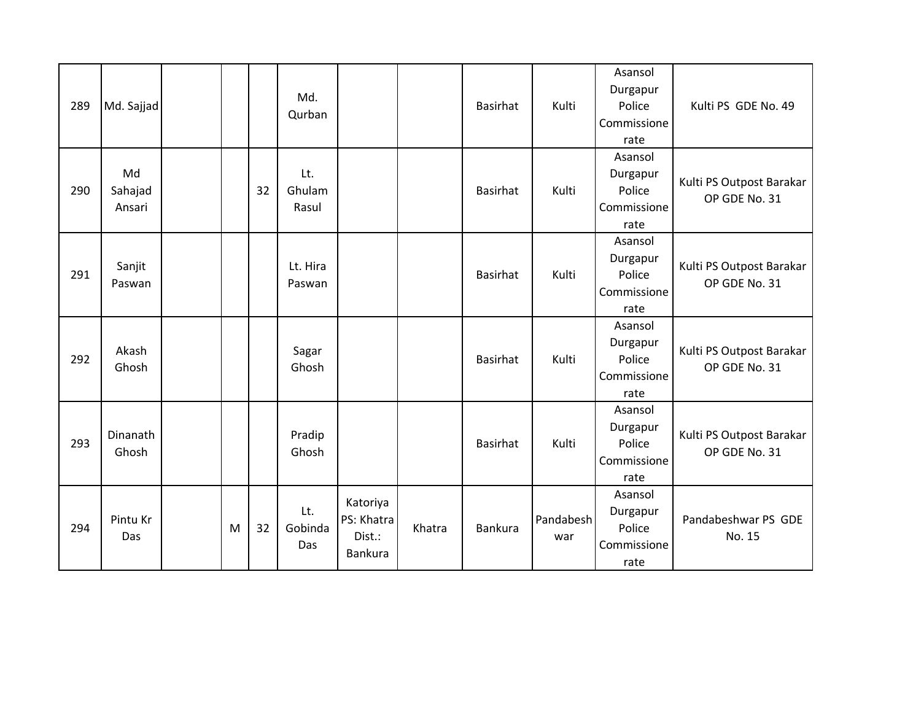| 289 | Md. Sajjad | | | | Md. Qurban | | | Basirhat | Kulti | Asansol Durgapur Police Commissionerate | Kulti PS GDE No. 49 |
|---|---|---|---|---|---|---|---|---|---|---|---|
| 290 | Md Sahajad Ansari | | | 32 | Lt. Ghulam Rasul | | | Basirhat | Kulti | Asansol Durgapur Police Commissionerate | Kulti PS Outpost Barakar OP GDE No. 31 |
| 291 | Sanjit Paswan | | | | Lt. Hira Paswan | | | Basirhat | Kulti | Asansol Durgapur Police Commissionerate | Kulti PS Outpost Barakar OP GDE No. 31 |
| 292 | Akash Ghosh | | | | Sagar Ghosh | | | Basirhat | Kulti | Asansol Durgapur Police Commissionerate | Kulti PS Outpost Barakar OP GDE No. 31 |
| 293 | Dinanath Ghosh | | | | Pradip Ghosh | | | Basirhat | Kulti | Asansol Durgapur Police Commissionerate | Kulti PS Outpost Barakar OP GDE No. 31 |
| 294 | Pintu Kr Das | | M | 32 | Lt. Gobinda Das | Katoriya PS: Khatra Dist.: Bankura | Khatra | Bankura | Pandabeshwar | Asansol Durgapur Police Commissionerate | Pandabeshwar PS GDE No. 15 |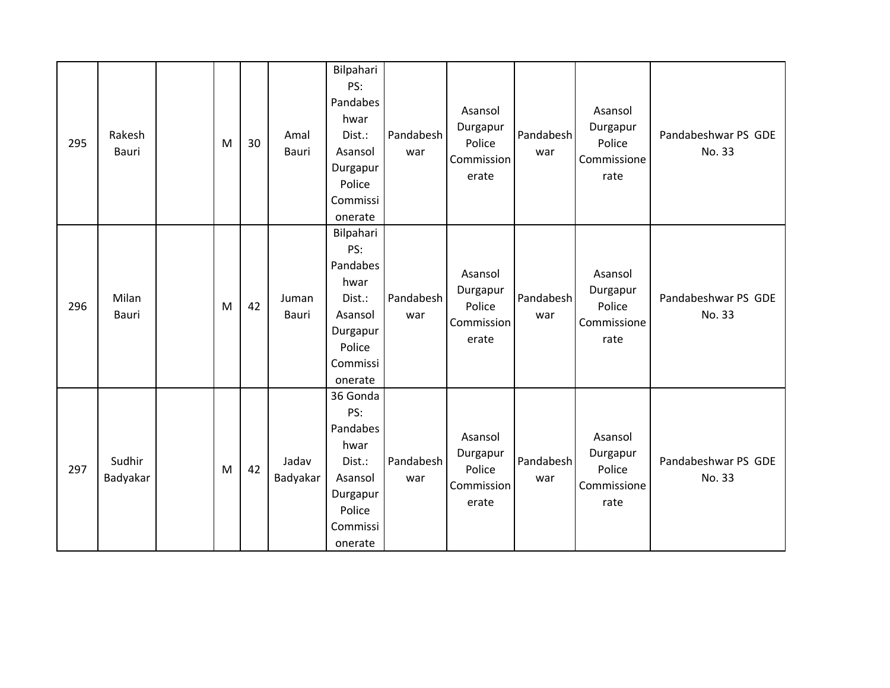| 295 | Rakesh Bauri | | M | 30 | Amal Bauri | Bilpahari PS: Pandabeshwar Dist.: Asansol Durgapur Police Commissionerate | Pandabeshwar | Asansol Durgapur Police Commissionerate | Pandabeshwar | Asansol Durgapur Police Commissionerate | Pandabeshwar PS GDE No. 33 |
|---|---|---|---|---|---|---|---|---|---|---|---|
| 296 | Milan Bauri | | M | 42 | Juman Bauri | Bilpahari PS: Pandabeshwar Dist.: Asansol Durgapur Police Commissionerate | Pandabeshwar | Asansol Durgapur Police Commissionerate | Pandabeshwar | Asansol Durgapur Police Commissionerate | Pandabeshwar PS GDE No. 33 |
| 297 | Sudhir Badyakar | | M | 42 | Jadav Badyakar | 36 Gonda PS: Pandabeshwar Dist.: Asansol Durgapur Police Commissionerate | Pandabeshwar | Asansol Durgapur Police Commissionerate | Pandabeshwar | Asansol Durgapur Police Commissionerate | Pandabeshwar PS GDE No. 33 |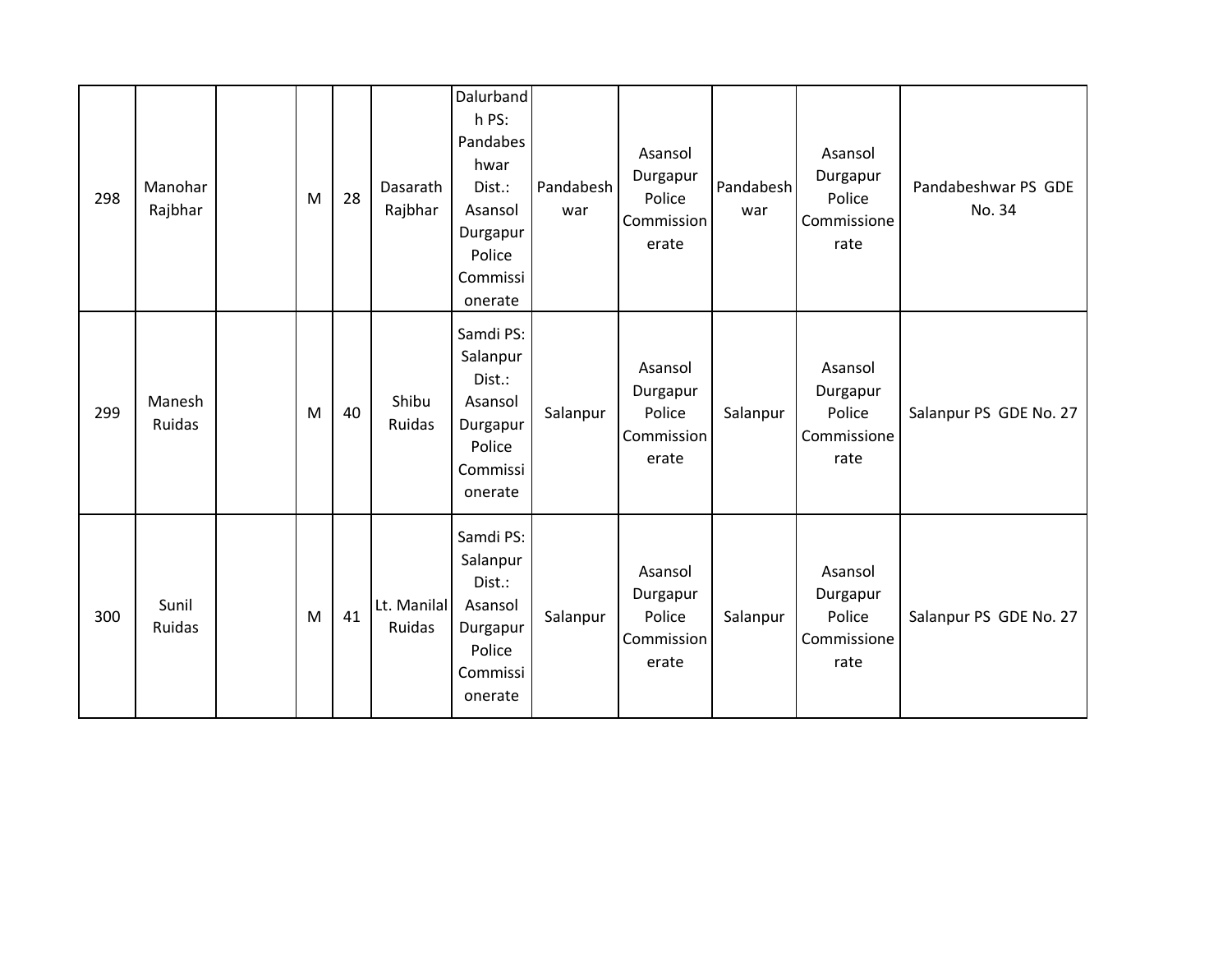| | | | | | | | | | | | |
|---|---|---|---|---|---|---|---|---|---|---|---|
| 298 | Manohar Rajbhar | | M | 28 | Dasarath Rajbhar | Dalurbandh PS: Pandabeshwar Dist.: Asansol Durgapur Police Commissionerate | Pandabeshwar | Asansol Durgapur Police Commissionerate | Pandabeshwar | Asansol Durgapur Police Commissionerate | Pandabeshwar PS GDE No. 34 |
| 299 | Manesh Ruidas | | M | 40 | Shibu Ruidas | Samdi PS: Salanpur Dist.: Asansol Durgapur Police Commissionerate | Salanpur | Asansol Durgapur Police Commissionerate | Salanpur | Asansol Durgapur Police Commissionerate | Salanpur PS GDE No. 27 |
| 300 | Sunil Ruidas | | M | 41 | Lt. Manilal Ruidas | Samdi PS: Salanpur Dist.: Asansol Durgapur Police Commissionerate | Salanpur | Asansol Durgapur Police Commissionerate | Salanpur | Asansol Durgapur Police Commissionerate | Salanpur PS GDE No. 27 |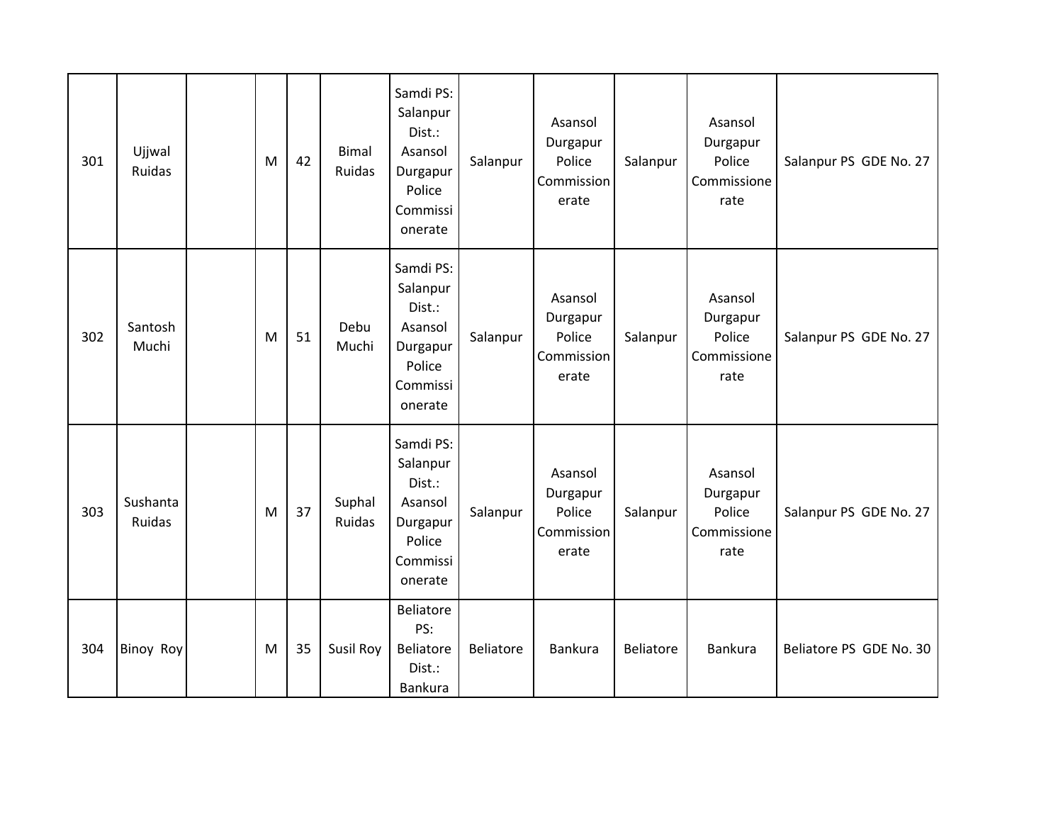| | | | | | | | | | | | |
|---|---|---|---|---|---|---|---|---|---|---|---|
| 301 | Ujjwal Ruidas | | M | 42 | Bimal Ruidas | Samdi PS: Salanpur Dist.: Asansol Durgapur Police Commissionerate | Salanpur | Asansol Durgapur Police Commissionerate | Salanpur | Asansol Durgapur Police Commissionerate | Salanpur PS GDE No. 27 |
| 302 | Santosh Muchi | | M | 51 | Debu Muchi | Samdi PS: Salanpur Dist.: Asansol Durgapur Police Commissionerate | Salanpur | Asansol Durgapur Police Commissionerate | Salanpur | Asansol Durgapur Police Commissionerate | Salanpur PS GDE No. 27 |
| 303 | Sushanta Ruidas | | M | 37 | Suphal Ruidas | Samdi PS: Salanpur Dist.: Asansol Durgapur Police Commissionerate | Salanpur | Asansol Durgapur Police Commissionerate | Salanpur | Asansol Durgapur Police Commissionerate | Salanpur PS GDE No. 27 |
| 304 | Binoy Roy | | M | 35 | Susil Roy | Beliatore PS: Beliatore Dist.: Bankura | Beliatore | Bankura | Beliatore | Bankura | Beliatore PS GDE No. 30 |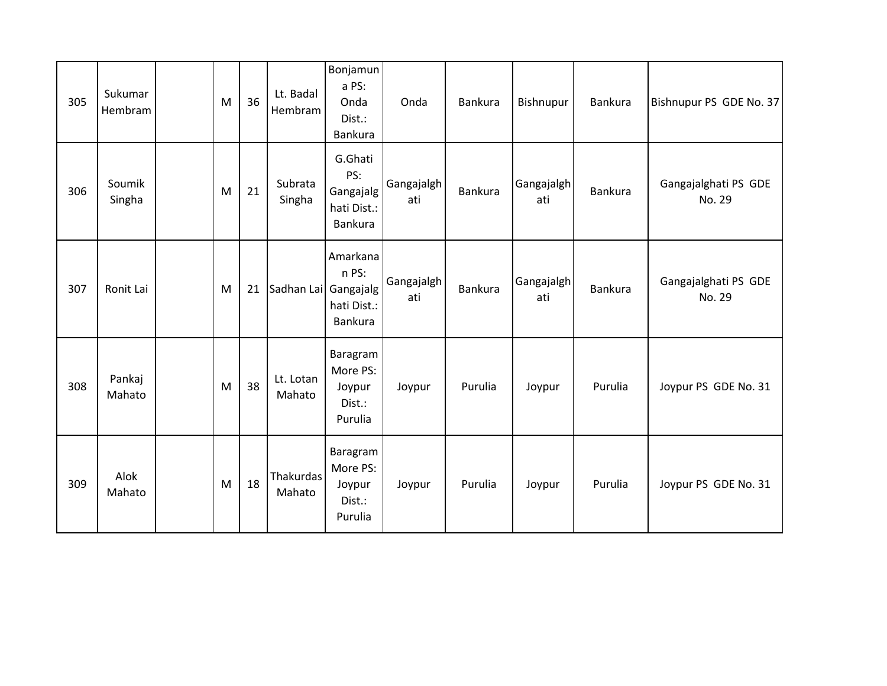| | | | | | | | | | | | |
|---|---|---|---|---|---|---|---|---|---|---|---|
| 305 | Sukumar Hembram | | M | 36 | Lt. Badal Hembram | Bonjamuna PS: Onda Dist.: Bankura | Onda | Bankura | Bishnupur | Bankura | Bishnupur PS GDE No. 37 |
| 306 | Soumik Singha | | M | 21 | Subrata Singha | G.Ghati PS: Gangajalghati Dist.: Bankura | Gangajalghati | Bankura | Gangajalghati | Bankura | Gangajalghati PS GDE No. 29 |
| 307 | Ronit Lai | | M | 21 | Sadhan Lai | Amarkanan PS: Gangajalghati Dist.: Bankura | Gangajalghati | Bankura | Gangajalghati | Bankura | Gangajalghati PS GDE No. 29 |
| 308 | Pankaj Mahato | | M | 38 | Lt. Lotan Mahato | Baragram More PS: Joypur Dist.: Purulia | Joypur | Purulia | Joypur | Purulia | Joypur PS GDE No. 31 |
| 309 | Alok Mahato | | M | 18 | Thakurdas Mahato | Baragram More PS: Joypur Dist.: Purulia | Joypur | Purulia | Joypur | Purulia | Joypur PS GDE No. 31 |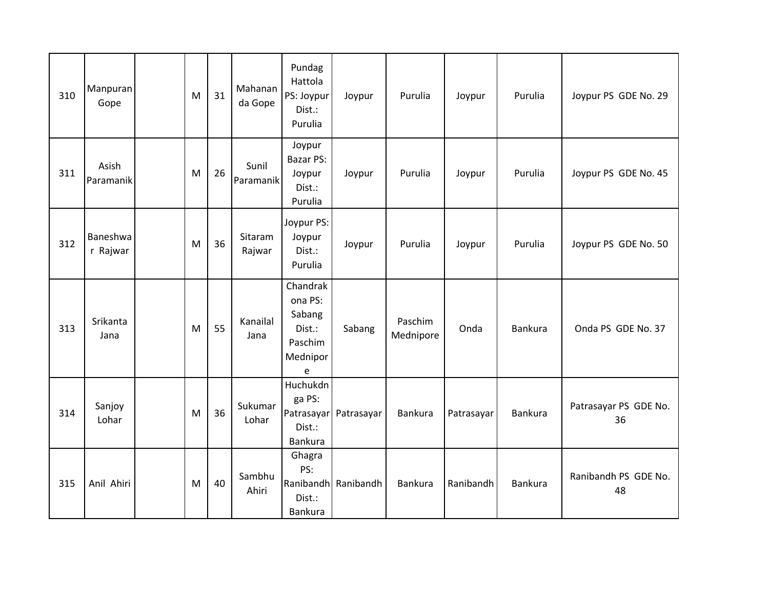| 310 | Manpuran Gope | | M | 31 | Mahananda Gope | Pundag Hattola PS: Joypur Dist.: Purulia | Joypur | Purulia | Joypur | Purulia | Joypur PS GDE No. 29 |
|---|---|---|---|---|---|---|---|---|---|---|---|
| 311 | Asish Paramanik | | M | 26 | Sunil Paramanik | Joypur Bazar PS: Joypur Dist.: Purulia | Joypur | Purulia | Joypur | Purulia | Joypur PS GDE No. 45 |
| 312 | Baneshwar Rajwar | | M | 36 | Sitaram Rajwar | Joypur PS: Joypur Dist.: Purulia | Joypur | Purulia | Joypur | Purulia | Joypur PS GDE No. 50 |
| 313 | Srikanta Jana | | M | 55 | Kanailal Jana | Chandrakona PS: Sabang Dist.: Paschim Mednipore | Sabang | Paschim Mednipore | Onda | Bankura | Onda PS GDE No. 37 |
| 314 | Sanjoy Lohar | | M | 36 | Sukumar Lohar | Huchukdnga PS: Patrasayar Dist.: Bankura | Patrasayar | Bankura | Patrasayar | Bankura | Patrasayar PS GDE No. 36 |
| 315 | Anil Ahiri | | M | 40 | Sambhu Ahiri | Ghagra PS: Ranibandh Dist.: Bankura | Ranibandh | Bankura | Ranibandh | Bankura | Ranibandh PS GDE No. 48 |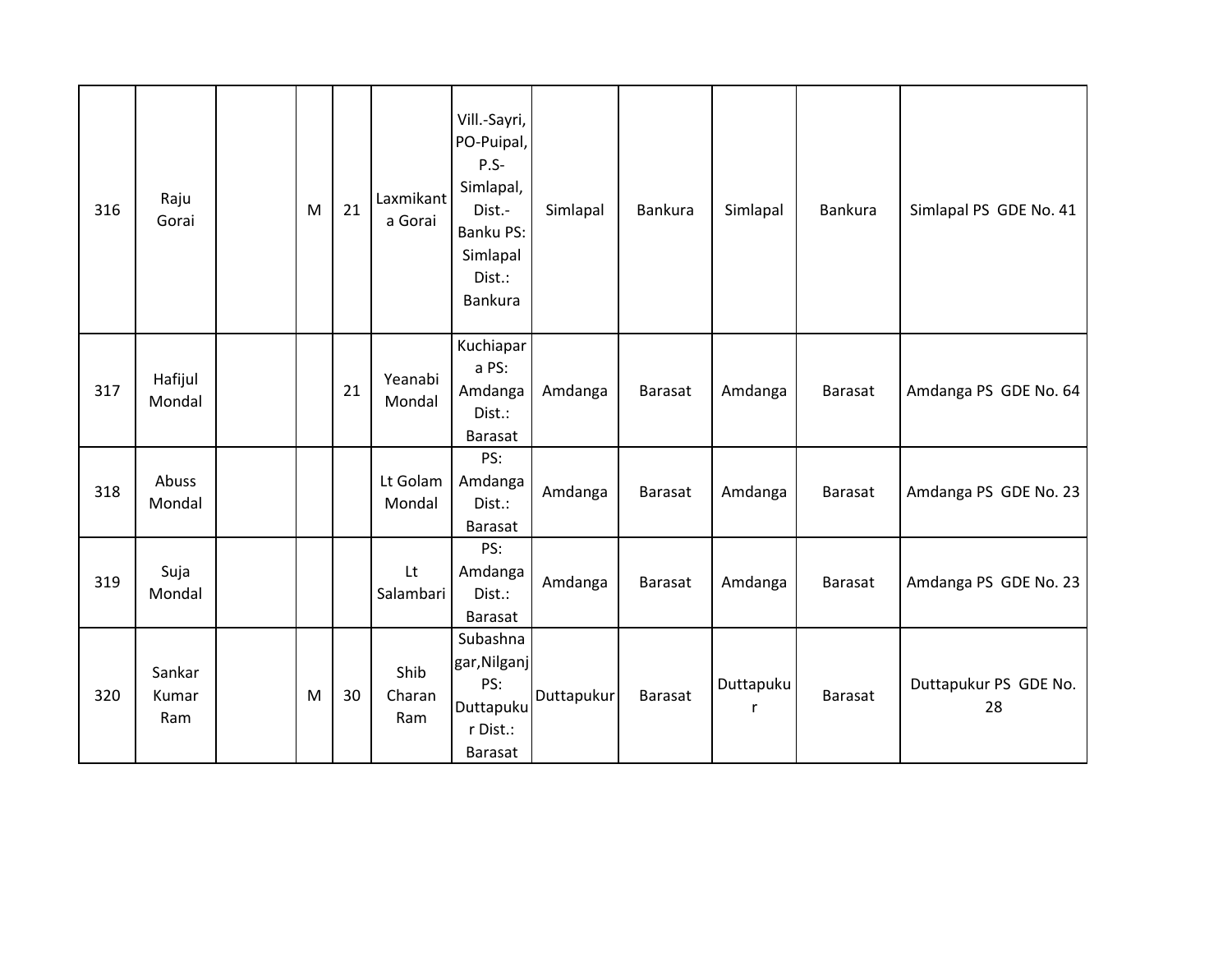| 316 | Raju Gorai | | M | 21 | Laxmikanta Gorai | Vill.-Sayri, PO-Puipal, P.S-Simlapal, Dist.-Banku PS: Simlapal Dist.: Bankura | Simlapal | Bankura | Simlapal | Bankura | Simlapal PS GDE No. 41 |
|---|---|---|---|---|---|---|---|---|---|---|---|
| 317 | Hafijul Mondal | | | 21 | Yeanabi Mondal | Kuchiapara PS: Amdanga Dist.: Barasat | Amdanga | Barasat | Amdanga | Barasat | Amdanga PS GDE No. 64 |
| 318 | Abuss Mondal | | | | Lt Golam Mondal | PS: Amdanga Dist.: Barasat | Amdanga | Barasat | Amdanga | Barasat | Amdanga PS GDE No. 23 |
| 319 | Suja Mondal | | | | Lt Salambari | PS: Amdanga Dist.: Barasat | Amdanga | Barasat | Amdanga | Barasat | Amdanga PS GDE No. 23 |
| 320 | Sankar Kumar Ram | | M | 30 | Shib Charan Ram | Subashnagar,Nilganj PS: Duttapukur Dist.: Barasat | Duttapukur | Barasat | Duttapukur | Barasat | Duttapukur PS GDE No. 28 |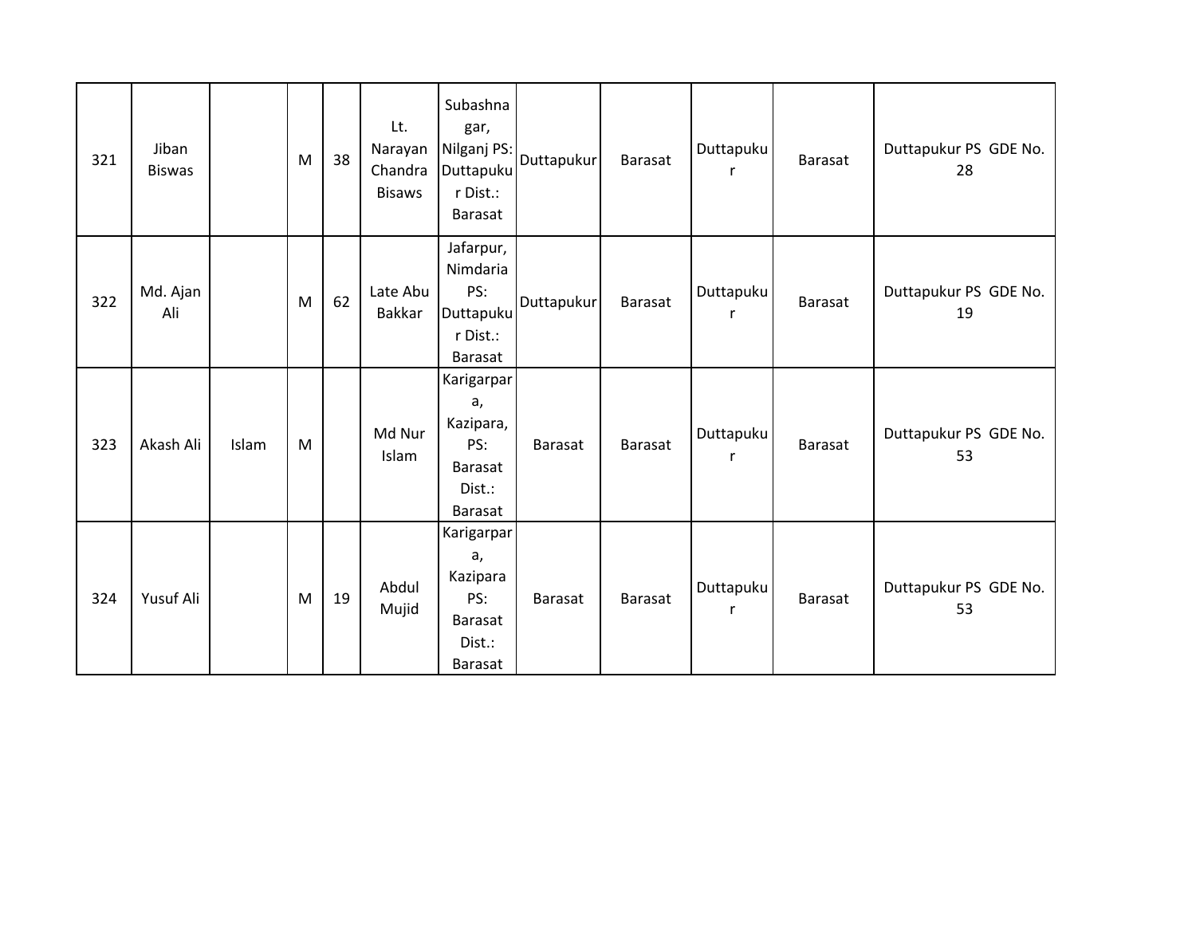| 321 | Jiban Biswas | | M | 38 | Lt. Narayan Chandra Bisaws | Subashnagar, Nilganj PS: Duttapukur Dist.: Barasat | Duttapukur | Barasat | Duttapukur | Barasat | Duttapukur PS GDE No. 28 |
|---|---|---|---|---|---|---|---|---|---|---|---|
| 322 | Md. Ajan Ali | | M | 62 | Late Abu Bakkar | Jafarpur, Nimdaria PS: Duttapukur Dist.: Barasat | Duttapukur | Barasat | Duttapukur | Barasat | Duttapukur PS GDE No. 19 |
| 323 | Akash Ali | Islam | M | | Md Nur Islam | Karigarpara, Kazipara, PS: Barasat Dist.: Barasat | Barasat | Barasat | Duttapukur | Barasat | Duttapukur PS GDE No. 53 |
| 324 | Yusuf Ali | | M | 19 | Abdul Mujid | Karigarpara, Kazipara PS: Barasat Dist.: Barasat | Barasat | Barasat | Duttapukur | Barasat | Duttapukur PS GDE No. 53 |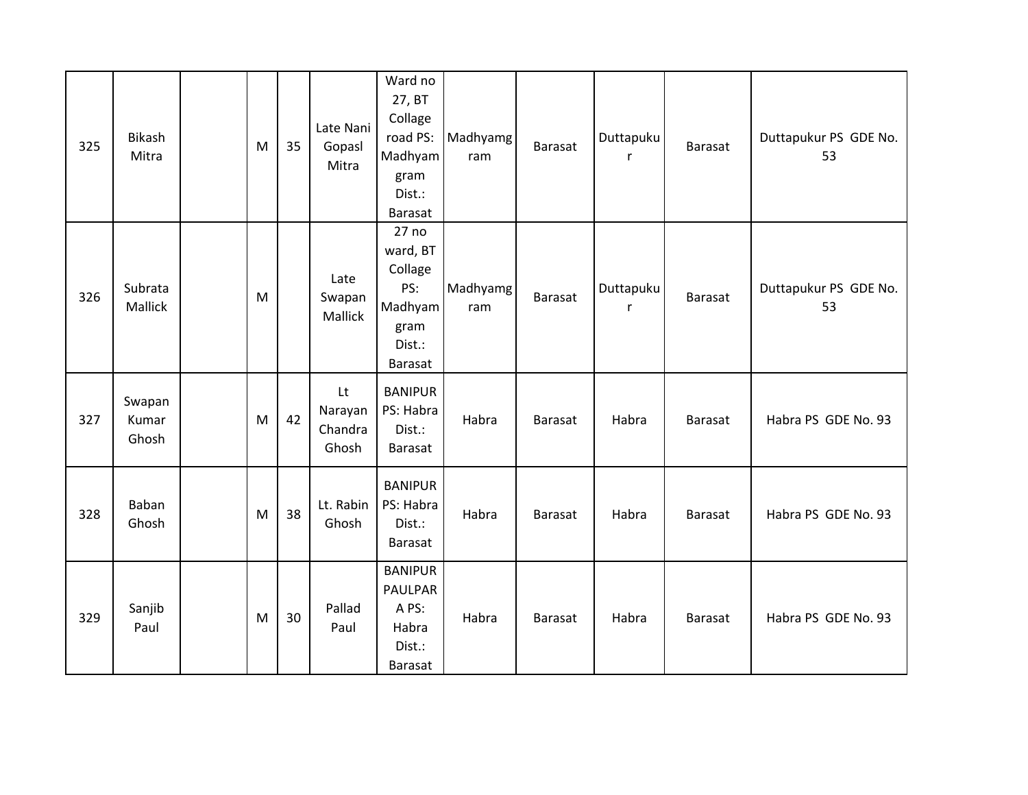| | | | | | | | | | | | |
|---|---|---|---|---|---|---|---|---|---|---|---|
| 325 | Bikash Mitra | | M | 35 | Late Nani Gopasl Mitra | Ward no 27, BT Collage road PS: Madhyamgram Dist.: Barasat | Madhyamgram | Barasat | Duttapukur | Barasat | Duttapukur PS GDE No. 53 |
| 326 | Subrata Mallick | | M | | Late Swapan Mallick | 27 no ward, BT Collage PS: Madhyamgram Dist.: Barasat | Madhyamgram | Barasat | Duttapukur | Barasat | Duttapukur PS GDE No. 53 |
| 327 | Swapan Kumar Ghosh | | M | 42 | Lt Narayan Chandra Ghosh | BANIPUR PS: Habra Dist.: Barasat | Habra | Barasat | Habra | Barasat | Habra PS GDE No. 93 |
| 328 | Baban Ghosh | | M | 38 | Lt. Rabin Ghosh | BANIPUR PS: Habra Dist.: Barasat | Habra | Barasat | Habra | Barasat | Habra PS GDE No. 93 |
| 329 | Sanjib Paul | | M | 30 | Pallad Paul | BANIPUR PAULPARA PS: Habra Dist.: Barasat | Habra | Barasat | Habra | Barasat | Habra PS GDE No. 93 |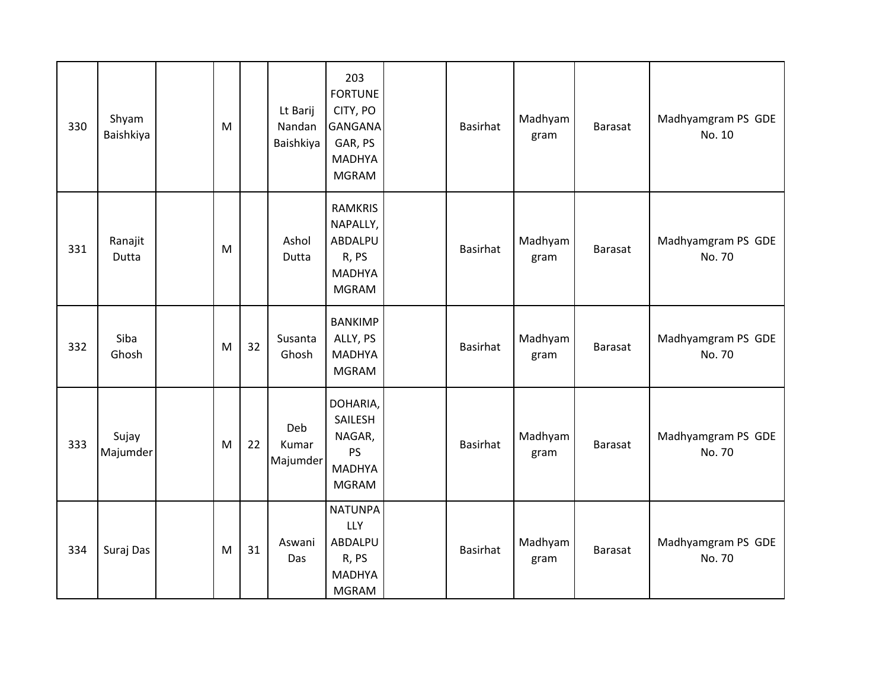| 330 | Shyam Baishkiya | | M | | Lt Barij Nandan Baishkiya | 203 FORTUNE CITY, PO GANGANAGAR, PS MADHYAMGRAM | | Basirhat | Madhyamgram | Barasat | Madhyamgram PS GDE No. 10 |
|---|---|---|---|---|---|---|---|---|---|---|---|
| 331 | Ranajit Dutta | | M | | Ashol Dutta | RAMKRISNAPALLY, ABDALPUR, PS MADHYAMGRAM | | Basirhat | Madhyamgram | Barasat | Madhyamgram PS GDE No. 70 |
| 332 | Siba Ghosh | | M | 32 | Susanta Ghosh | BANKIMPALLY, PS MADHYAMGRAM | | Basirhat | Madhyamgram | Barasat | Madhyamgram PS GDE No. 70 |
| 333 | Sujay Majumder | | M | 22 | Deb Kumar Majumder | DOHARIA, SAILESH NAGAR, PS MADHYAMGRAM | | Basirhat | Madhyamgram | Barasat | Madhyamgram PS GDE No. 70 |
| 334 | Suraj Das | | M | 31 | Aswani Das | NATUNPALLY ABDALPUR, PS MADHYAMGRAM | | Basirhat | Madhyamgram | Barasat | Madhyamgram PS GDE No. 70 |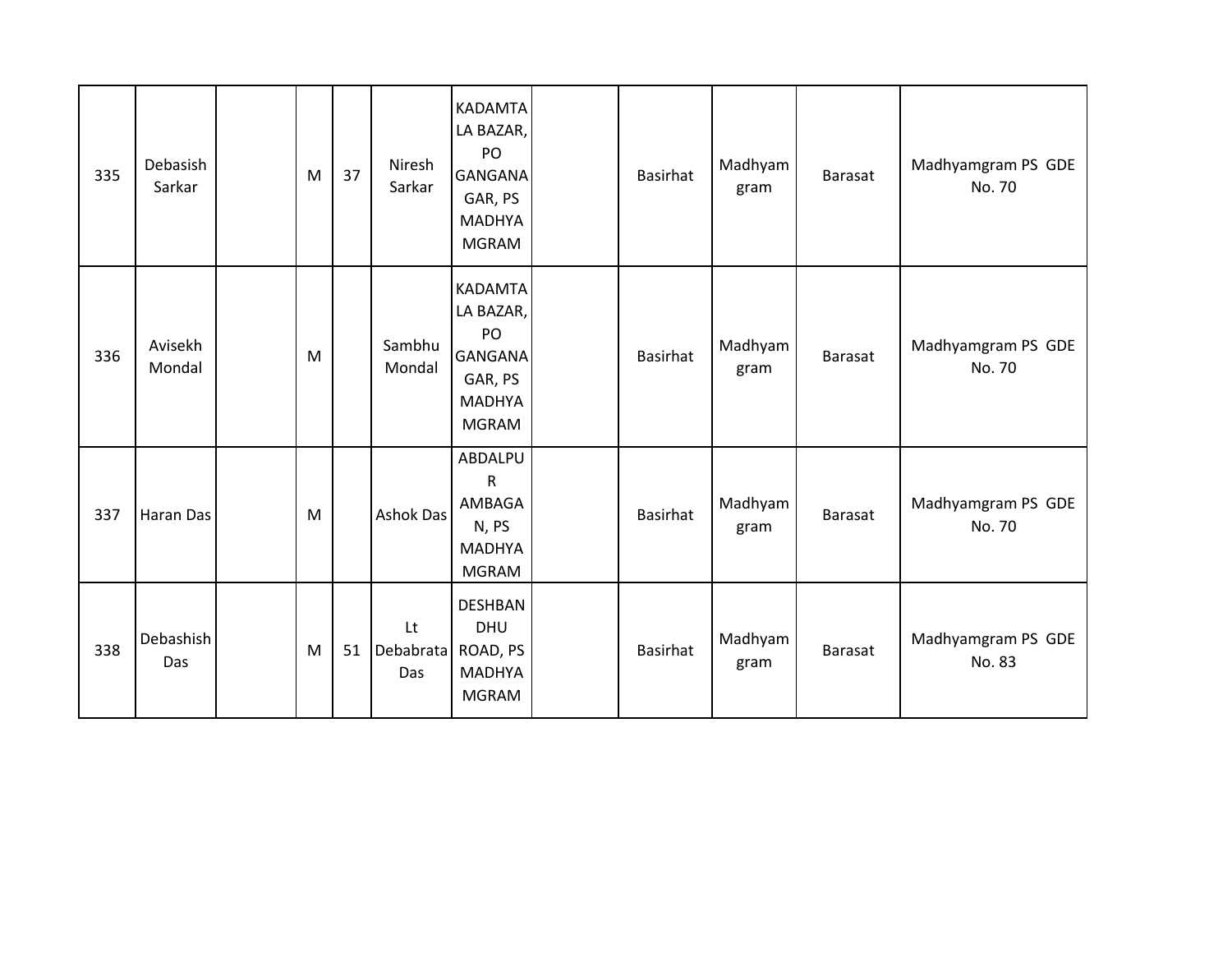| 335 | Debasish Sarkar | | M | 37 | Niresh Sarkar | KADAMTALA BAZAR, PO GANGANAGAR, PS MADHYAMGRAM | | Basirhat | Madhyamgram | Barasat | Madhyamgram PS GDE No. 70 |
|---|---|---|---|---|---|---|---|---|---|---|---|
| 336 | Avisekh Mondal | | M | | Sambhu Mondal | KADAMTALA BAZAR, PO GANGANAGAR, PS MADHYAMGRAM | | Basirhat | Madhyamgram | Barasat | Madhyamgram PS GDE No. 70 |
| 337 | Haran Das | | M | | Ashok Das | ABDALPUR AMBAGAN, PS MADHYAMGRAM | | Basirhat | Madhyamgram | Barasat | Madhyamgram PS GDE No. 70 |
| 338 | Debashish Das | | M | 51 | Lt Debabrata Das | DESHBANDHU ROAD, PS MADHYAMGRAM | | Basirhat | Madhyamgram | Barasat | Madhyamgram PS GDE No. 83 |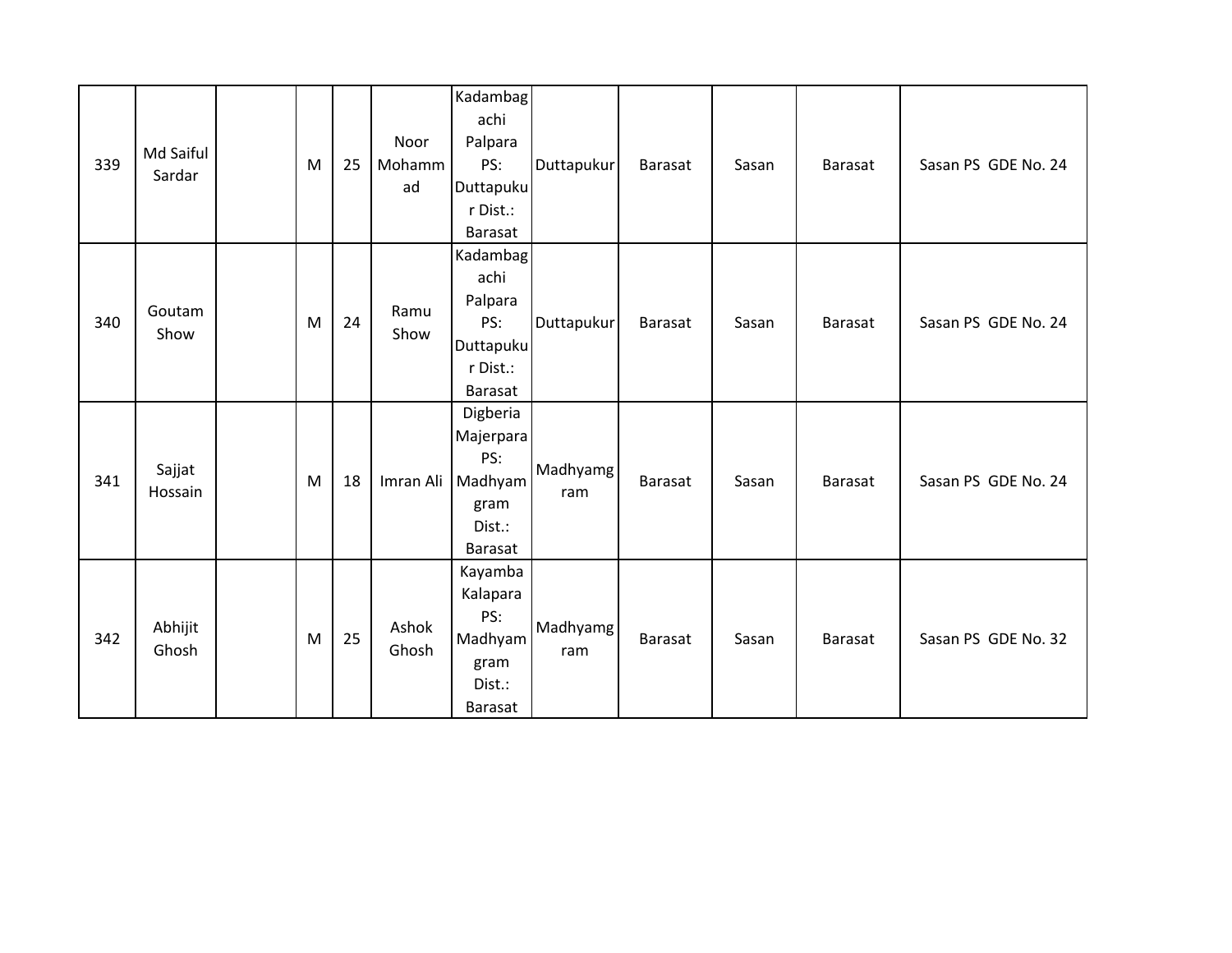| | | | | | | | | | | | |
|---|---|---|---|---|---|---|---|---|---|---|---|
| 339 | Md Saiful Sardar | | M | 25 | Noor Mohammad | Kadambagachi Palpara PS: Duttapukur Dist.: Barasat | Duttapukur | Barasat | Sasan | Barasat | Sasan PS GDE No. 24 |
| 340 | Goutam Show | | M | 24 | Ramu Show | Kadambagachi Palpara PS: Duttapukur Dist.: Barasat | Duttapukur | Barasat | Sasan | Barasat | Sasan PS GDE No. 24 |
| 341 | Sajjat Hossain | | M | 18 | Imran Ali | Digberia Majerpara PS: Madhyamgram Dist.: Barasat | Madhyamgram | Barasat | Sasan | Barasat | Sasan PS GDE No. 24 |
| 342 | Abhijit Ghosh | | M | 25 | Ashok Ghosh | Kayamba Kalapara PS: Madhyamgram Dist.: Barasat | Madhyamgram | Barasat | Sasan | Barasat | Sasan PS GDE No. 32 |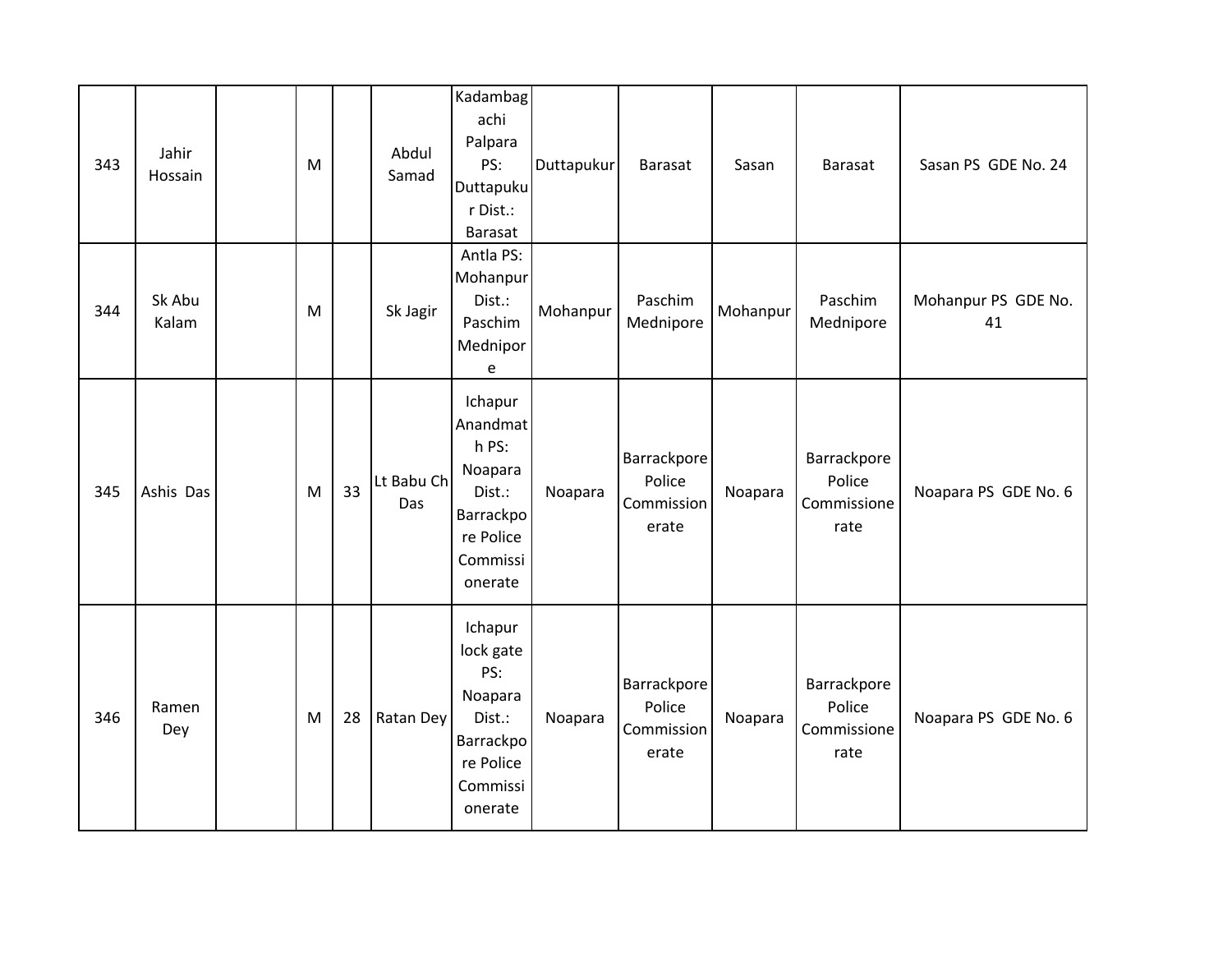| | | | | | | | | | | | |
|---|---|---|---|---|---|---|---|---|---|---|---|
| 343 | Jahir Hossain | | M | | Abdul Samad | Kadambagachi Palpara PS: Duttapukur Dist.: Barasat | Duttapukur | Barasat | Sasan | Barasat | Sasan PS GDE No. 24 |
| 344 | Sk Abu Kalam | | M | | Sk Jagir | Antla PS: Mohanpur Dist.: Paschim Mednipore | Mohanpur | Paschim Mednipore | Mohanpur | Paschim Mednipore | Mohanpur PS GDE No. 41 |
| 345 | Ashis Das | | M | 33 | Lt Babu Ch Das | Ichapur Anandmath PS: Noapara Dist.: Barrackpore Police Commissionerate | Noapara | Barrackpore Police Commissionerate | Noapara | Barrackpore Police Commissionerate | Noapara PS GDE No. 6 |
| 346 | Ramen Dey | | M | 28 | Ratan Dey | Ichapur lock gate PS: Noapara Dist.: Barrackpore Police Commissionerate | Noapara | Barrackpore Police Commissionerate | Noapara | Barrackpore Police Commissionerate | Noapara PS GDE No. 6 |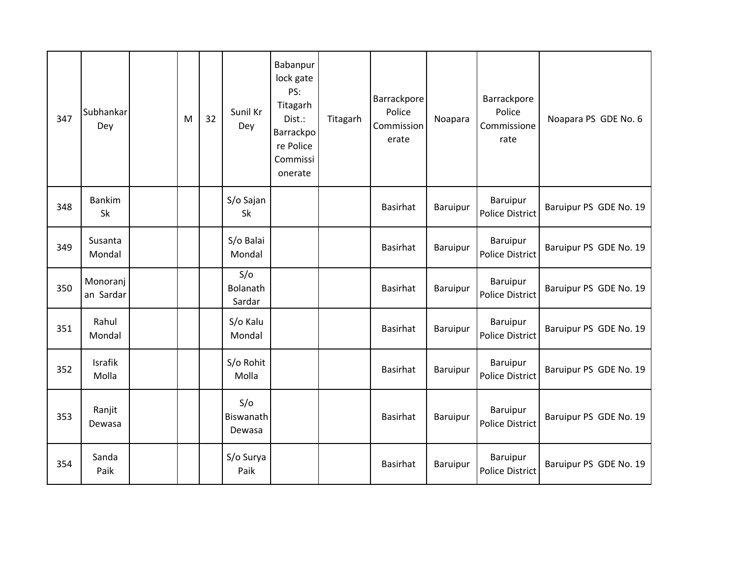| | | | | | | | | | | | |
|---|---|---|---|---|---|---|---|---|---|---|---|
| 347 | Subhankar Dey | | M | 32 | Sunil Kr Dey | Babanpur lock gate PS: Titagarh Dist.: Barrackpore Police Commissionerate | Titagarh | Barrackpore Police Commissionerate | Noapara | Barrackpore Police Commissionerate | Noapara PS GDE No. 6 |
| 348 | Bankim Sk | | | | S/o Sajan Sk | | | Basirhat | Baruipur | Baruipur Police District | Baruipur PS GDE No. 19 |
| 349 | Susanta Mondal | | | | S/o Balai Mondal | | | Basirhat | Baruipur | Baruipur Police District | Baruipur PS GDE No. 19 |
| 350 | Monoranjan Sardar | | | | S/o Bolanath Sardar | | | Basirhat | Baruipur | Baruipur Police District | Baruipur PS GDE No. 19 |
| 351 | Rahul Mondal | | | | S/o Kalu Mondal | | | Basirhat | Baruipur | Baruipur Police District | Baruipur PS GDE No. 19 |
| 352 | Israfik Molla | | | | S/o Rohit Molla | | | Basirhat | Baruipur | Baruipur Police District | Baruipur PS GDE No. 19 |
| 353 | Ranjit Dewasa | | | | S/o Biswanath Dewasa | | | Basirhat | Baruipur | Baruipur Police District | Baruipur PS GDE No. 19 |
| 354 | Sanda Paik | | | | S/o Surya Paik | | | Basirhat | Baruipur | Baruipur Police District | Baruipur PS GDE No. 19 |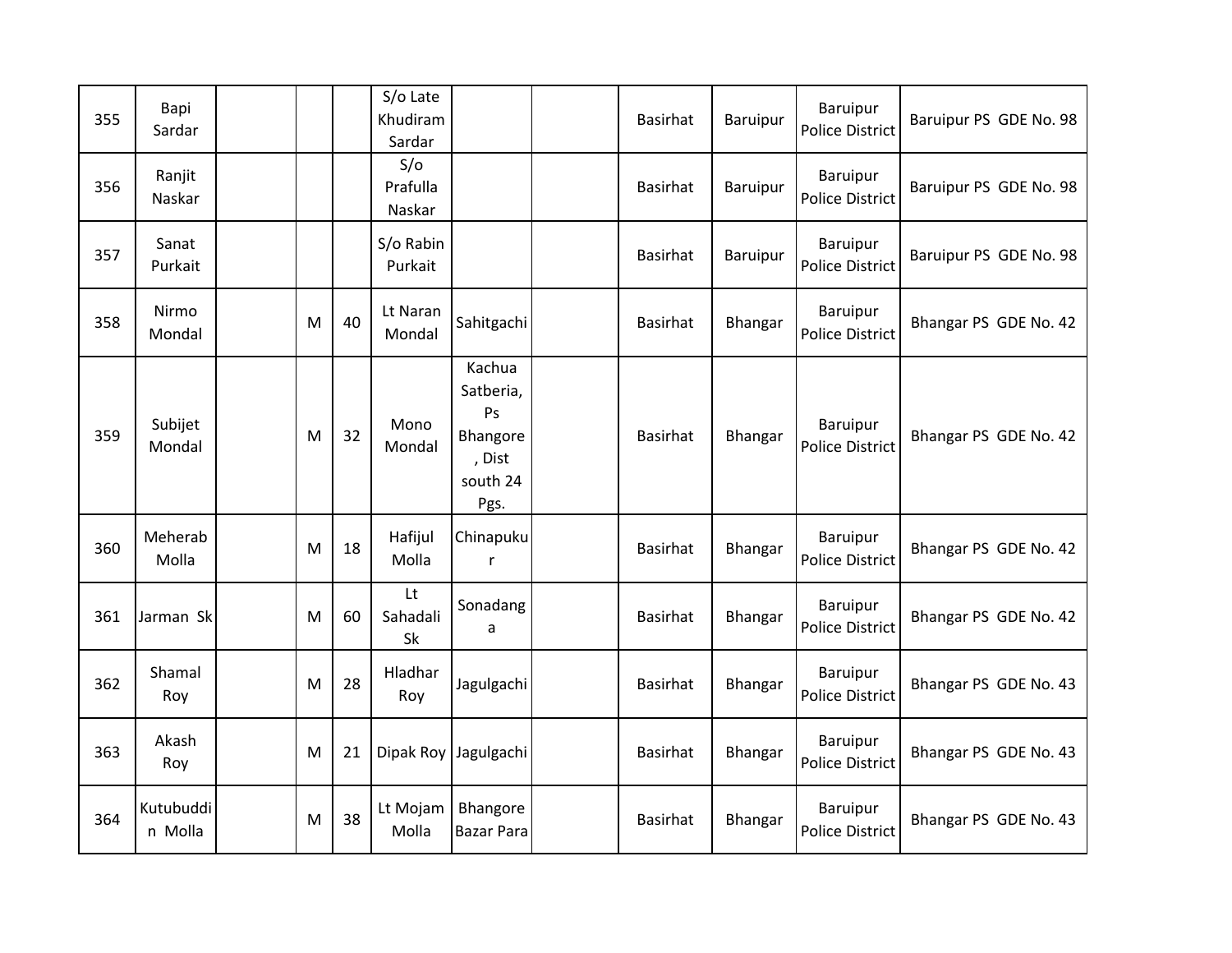| 355 | Bapi Sardar | | | | S/o Late Khudiram Sardar | | | Basirhat | Baruipur | Baruipur Police District | Baruipur PS GDE No. 98 |
|---|---|---|---|---|---|---|---|---|---|---|---|
| 356 | Ranjit Naskar | | | | S/o Prafulla Naskar | | | Basirhat | Baruipur | Baruipur Police District | Baruipur PS GDE No. 98 |
| 357 | Sanat Purkait | | | | S/o Rabin Purkait | | | Basirhat | Baruipur | Baruipur Police District | Baruipur PS GDE No. 98 |
| 358 | Nirmo Mondal | | M | 40 | Lt Naran Mondal | Sahitgachi | | Basirhat | Bhangar | Baruipur Police District | Bhangar PS GDE No. 42 |
| 359 | Subijet Mondal | | M | 32 | Mono Mondal | Kachua Satberia, Ps Bhangore , Dist south 24 Pgs. | | Basirhat | Bhangar | Baruipur Police District | Bhangar PS GDE No. 42 |
| 360 | Meherab Molla | | M | 18 | Hafijul Molla | Chinapukur | | Basirhat | Bhangar | Baruipur Police District | Bhangar PS GDE No. 42 |
| 361 | Jarman Sk | | M | 60 | Lt Sahadali Sk | Sonadanga | | Basirhat | Bhangar | Baruipur Police District | Bhangar PS GDE No. 42 |
| 362 | Shamal Roy | | M | 28 | Hladhar Roy | Jagulgachi | | Basirhat | Bhangar | Baruipur Police District | Bhangar PS GDE No. 43 |
| 363 | Akash Roy | | M | 21 | Dipak Roy | Jagulgachi | | Basirhat | Bhangar | Baruipur Police District | Bhangar PS GDE No. 43 |
| 364 | Kutubuddin Molla | | M | 38 | Lt Mojam Molla | Bhangore Bazar Para | | Basirhat | Bhangar | Baruipur Police District | Bhangar PS GDE No. 43 |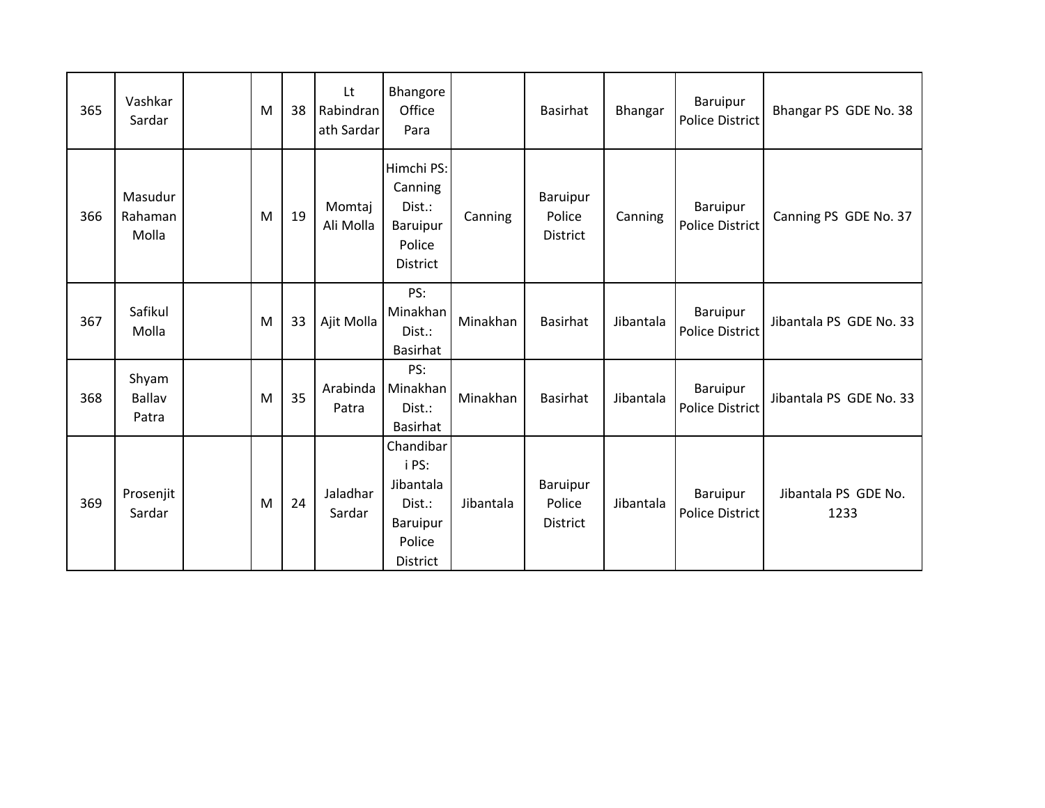| | | | | | | | | | | | |
|---|---|---|---|---|---|---|---|---|---|---|---|
| 365 | Vashkar Sardar | | M | 38 | Lt Rabindranath Sardar | Bhangore Office Para | | Basirhat | Bhangar | Baruipur Police District | Bhangar PS GDE No. 38 |
| 366 | Masudur Rahaman Molla | | M | 19 | Momtaj Ali Molla | Himchi PS: Canning Dist.: Baruipur Police District | Canning | Baruipur Police District | Canning | Baruipur Police District | Canning PS GDE No. 37 |
| 367 | Safikul Molla | | M | 33 | Ajit Molla | PS: Minakhan Dist.: Basirhat | Minakhan | Basirhat | Jibantala | Baruipur Police District | Jibantala PS GDE No. 33 |
| 368 | Shyam Ballav Patra | | M | 35 | Arabinda Patra | PS: Minakhan Dist.: Basirhat | Minakhan | Basirhat | Jibantala | Baruipur Police District | Jibantala PS GDE No. 33 |
| 369 | Prosenjit Sardar | | M | 24 | Jaladhar Sardar | Chandibari PS: Jibantala Dist.: Baruipur Police District | Jibantala | Baruipur Police District | Jibantala | Baruipur Police District | Jibantala PS GDE No. 1233 |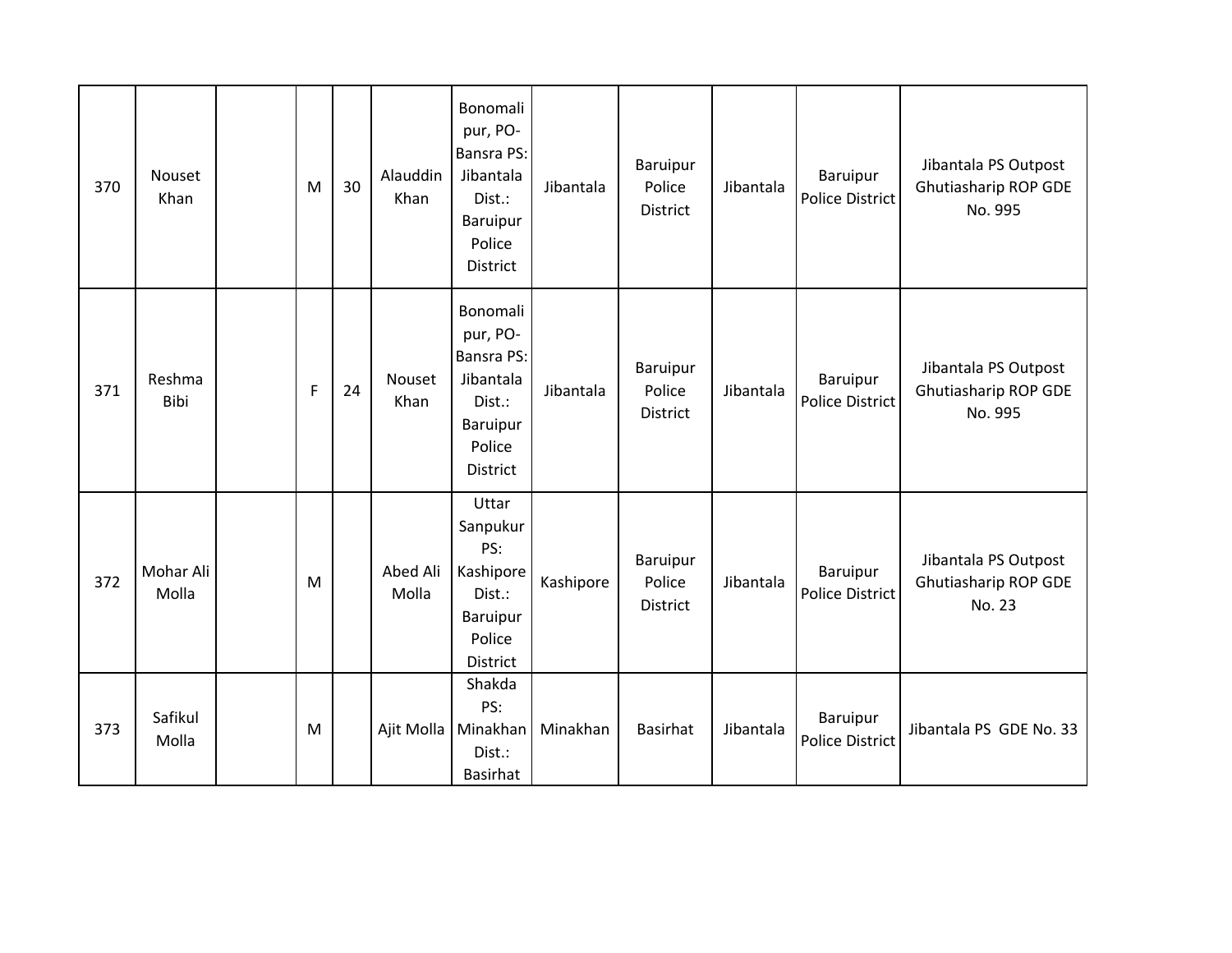| | | | | | | | | | | | |
|---|---|---|---|---|---|---|---|---|---|---|---|
| 370 | Nouset Khan | | M | 30 | Alauddin Khan | Bonomalipur, PO-Bansra PS: Jibantala Dist.: Baruipur Police District | Jibantala | Baruipur Police District | Jibantala | Baruipur Police District | Jibantala PS Outpost Ghutiasharip ROP GDE No. 995 |
| 371 | Reshma Bibi | | F | 24 | Nouset Khan | Bonomalipur, PO-Bansra PS: Jibantala Dist.: Baruipur Police District | Jibantala | Baruipur Police District | Jibantala | Baruipur Police District | Jibantala PS Outpost Ghutiasharip ROP GDE No. 995 |
| 372 | Mohar Ali Molla | | M | | Abed Ali Molla | Uttar Sanpukur PS: Kashipore Dist.: Baruipur Police District | Kashipore | Baruipur Police District | Jibantala | Baruipur Police District | Jibantala PS Outpost Ghutiasharip ROP GDE No. 23 |
| 373 | Safikul Molla | | M | | Ajit Molla | Shakda PS: Minakhan Dist.: Basirhat | Minakhan | Basirhat | Jibantala | Baruipur Police District | Jibantala PS GDE No. 33 |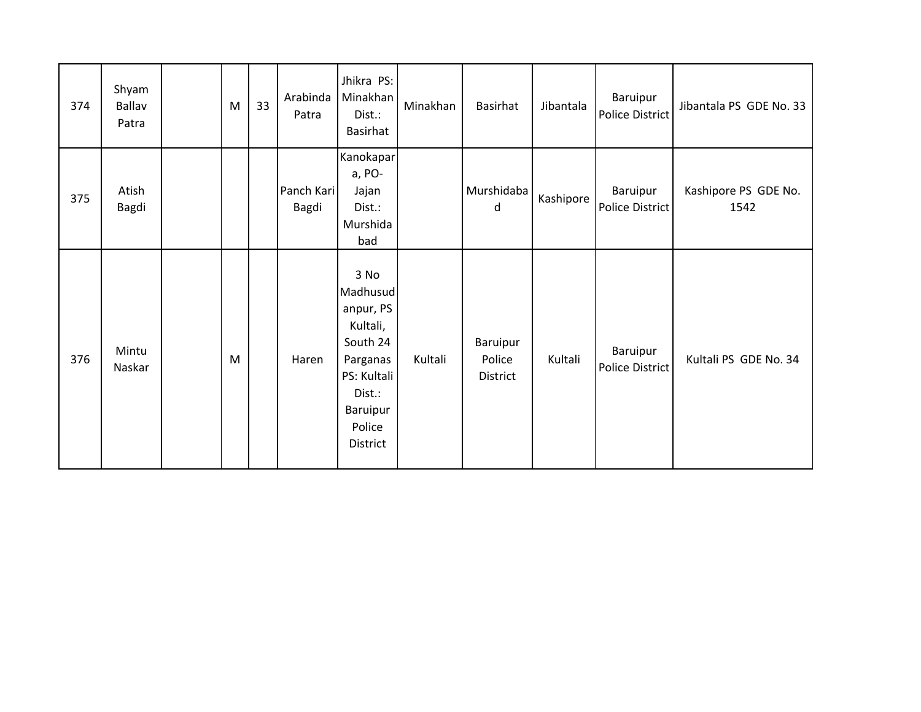| 374 | Shyam Ballav Patra | | M | 33 | Arabinda Patra | Jhikra PS: Minakhan Dist.: Basirhat | Minakhan | Basirhat | Jibantala | Baruipur Police District | Jibantala PS GDE No. 33 |
|---|---|---|---|---|---|---|---|---|---|---|---|
| 375 | Atish Bagdi | | | | Panch Kari Bagdi | Kanokapara, PO-Jajan Dist.: Murshidabad | | Murshidabad | Kashipore | Baruipur Police District | Kashipore PS GDE No. 1542 |
| 376 | Mintu Naskar | | M | | Haren | 3 No Madhusudanpur, PS Kultali, South 24 Parganas PS: Kultali Dist.: Baruipur Police District | Kultali | Baruipur Police District | Kultali | Baruipur Police District | Kultali PS GDE No. 34 |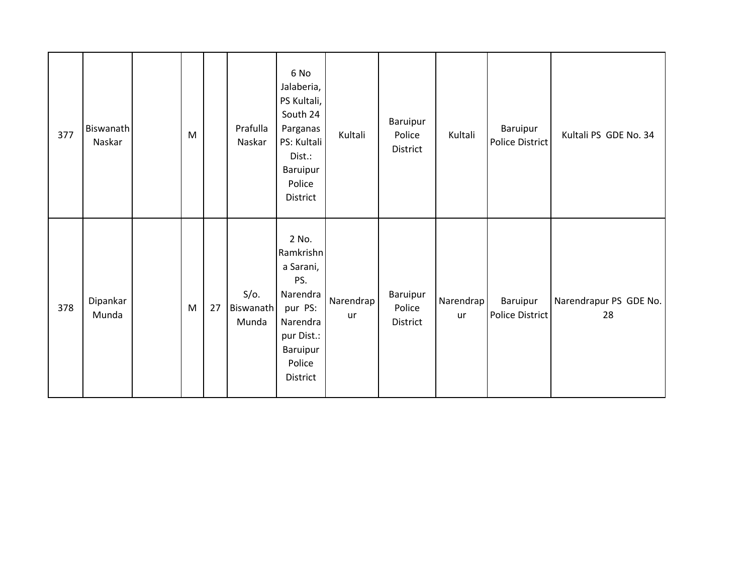| | | | | | | | | | | | |
|---|---|---|---|---|---|---|---|---|---|---|---|
| 377 | Biswanath Naskar | | M | | Prafulla Naskar | 6 No Jalaberia, PS Kultali, South 24 Parganas PS: Kultali Dist.: Baruipur Police District | Kultali | Baruipur Police District | Kultali | Baruipur Police District | Kultali PS GDE No. 34 |
| 378 | Dipankar Munda | | M | 27 | S/o. Biswanath Munda | 2 No. Ramkrishna Sarani, PS. Narendrapur PS: Narendrapur Dist.: Baruipur Police District | Narendrapur | Baruipur Police District | Narendrapur | Baruipur Police District | Narendrapur PS GDE No. 28 |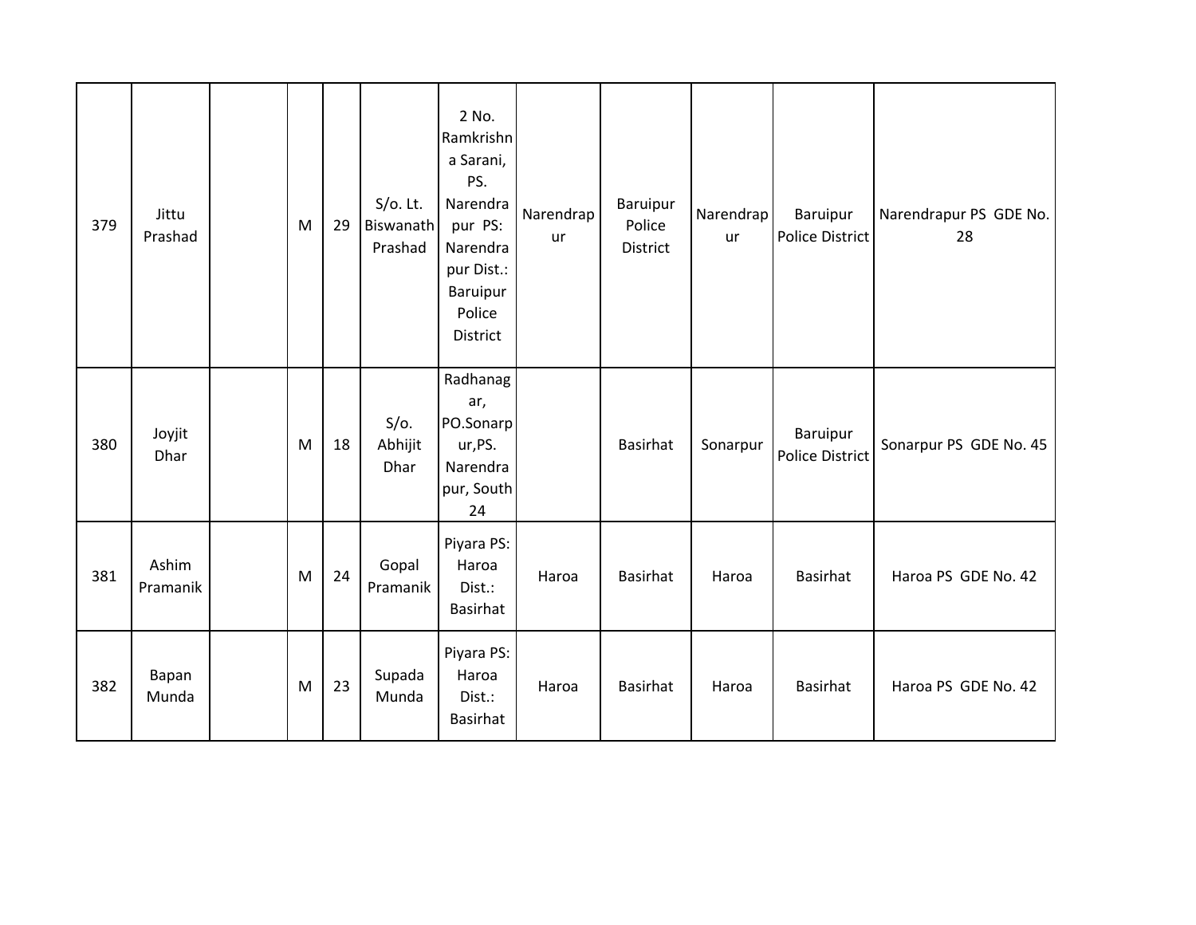| | | | | | | | | | | | |
|---|---|---|---|---|---|---|---|---|---|---|---|
| 379 | Jittu Prashad | | M | 29 | S/o. Lt. Biswanath Prashad | 2 No. Ramkrishna Sarani, PS. Narendrapur PS: Narendrapur Dist.: Baruipur Police District | Narendrapur | Baruipur Police District | Narendrapur | Baruipur Police District | Narendrapur PS GDE No. 28 |
| 380 | Joyjit Dhar | | M | 18 | S/o. Abhijit Dhar | Radhanagar, PO.Sonarpur,PS. Narendrapur, South 24 | | Basirhat | Sonarpur | Baruipur Police District | Sonarpur PS GDE No. 45 |
| 381 | Ashim Pramanik | | M | 24 | Gopal Pramanik | Piyara PS: Haroa Dist.: Basirhat | Haroa | Basirhat | Haroa | Basirhat | Haroa PS GDE No. 42 |
| 382 | Bapan Munda | | M | 23 | Supada Munda | Piyara PS: Haroa Dist.: Basirhat | Haroa | Basirhat | Haroa | Basirhat | Haroa PS GDE No. 42 |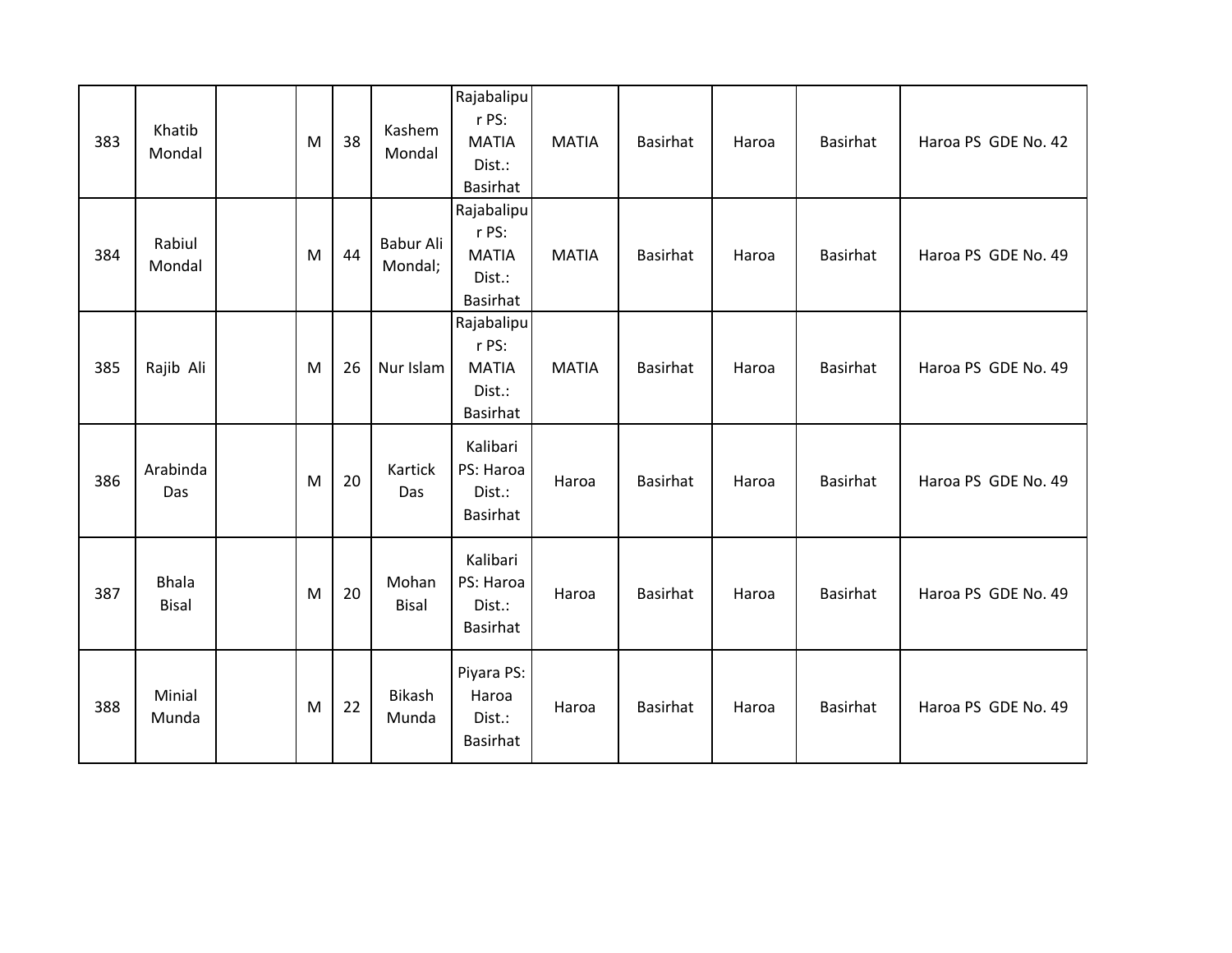| 383 | Khatib Mondal | | M | 38 | Kashem Mondal | Rajabalipur PS: MATIA Dist.: Basirhat | MATIA | Basirhat | Haroa | Basirhat | Haroa PS GDE No. 42 |
|---|---|---|---|---|---|---|---|---|---|---|---|
| 384 | Rabiul Mondal | | M | 44 | Babur Ali Mondal; | Rajabalipur PS: MATIA Dist.: Basirhat | MATIA | Basirhat | Haroa | Basirhat | Haroa PS GDE No. 49 |
| 385 | Rajib Ali | | M | 26 | Nur Islam | Rajabalipur PS: MATIA Dist.: Basirhat | MATIA | Basirhat | Haroa | Basirhat | Haroa PS GDE No. 49 |
| 386 | Arabinda Das | | M | 20 | Kartick Das | Kalibari PS: Haroa Dist.: Basirhat | Haroa | Basirhat | Haroa | Basirhat | Haroa PS GDE No. 49 |
| 387 | Bhala Bisal | | M | 20 | Mohan Bisal | Kalibari PS: Haroa Dist.: Basirhat | Haroa | Basirhat | Haroa | Basirhat | Haroa PS GDE No. 49 |
| 388 | Minial Munda | | M | 22 | Bikash Munda | Piyara PS: Haroa Dist.: Basirhat | Haroa | Basirhat | Haroa | Basirhat | Haroa PS GDE No. 49 |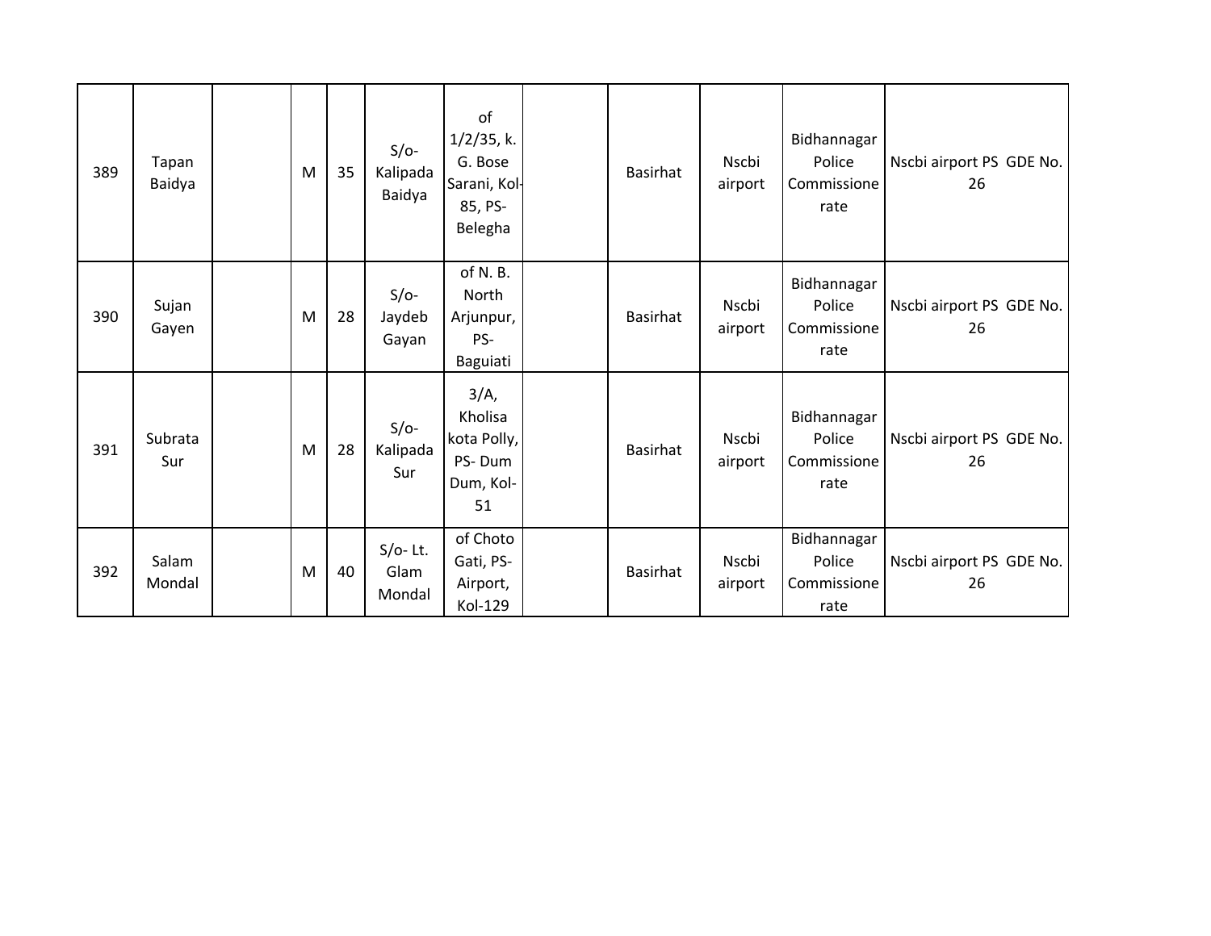| | | | | | | | | | | | |
|---|---|---|---|---|---|---|---|---|---|---|---|
| 389 | Tapan Baidya | | M | 35 | S/o- Kalipada Baidya | of 1/2/35, k. G. Bose Sarani, Kol-85, PS- Belegha | | Basirhat | Nscbi airport | Bidhannagar Police Commissionerate | Nscbi airport PS GDE No. 26 |
| 390 | Sujan Gayen | | M | 28 | S/o- Jaydeb Gayan | of N. B. North Arjunpur, PS- Baguiati | | Basirhat | Nscbi airport | Bidhannagar Police Commissionerate | Nscbi airport PS GDE No. 26 |
| 391 | Subrata Sur | | M | 28 | S/o- Kalipada Sur | 3/A, Kholisa kota Polly, PS- Dum Dum, Kol-51 | | Basirhat | Nscbi airport | Bidhannagar Police Commissionerate | Nscbi airport PS GDE No. 26 |
| 392 | Salam Mondal | | M | 40 | S/o- Lt. Glam Mondal | of Choto Gati, PS- Airport, Kol-129 | | Basirhat | Nscbi airport | Bidhannagar Police Commissionerate | Nscbi airport PS GDE No. 26 |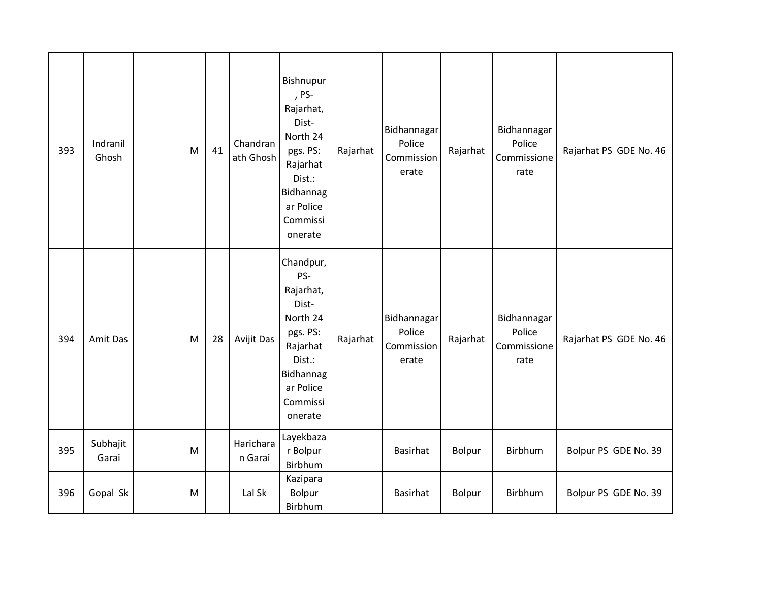| 393 | Indranil Ghosh | | M | 41 | Chandranath Ghosh | Bishnupur, PS-Rajarhat, Dist-North 24 pgs. PS: Rajarhat Dist.: Bidhannagar Police Commissionerate | Rajarhat | Bidhannagar Police Commissionerate | Rajarhat | Bidhannagar Police Commissionerate | Rajarhat PS GDE No. 46 |
|---|---|---|---|---|---|---|---|---|---|---|---|
| 394 | Amit Das | | M | 28 | Avijit Das | Chandpur, PS-Rajarhat, Dist-North 24 pgs. PS: Rajarhat Dist.: Bidhannagar Police Commissionerate | Rajarhat | Bidhannagar Police Commissionerate | Rajarhat | Bidhannagar Police Commissionerate | Rajarhat PS GDE No. 46 |
| 395 | Subhajit Garai | | M | | Haricharan Garai | Layekbazar Bolpur Birbhum | | Basirhat | Bolpur | Birbhum | Bolpur PS GDE No. 39 |
| 396 | Gopal Sk | | M | | Lal Sk | Kazipara Bolpur Birbhum | | Basirhat | Bolpur | Birbhum | Bolpur PS GDE No. 39 |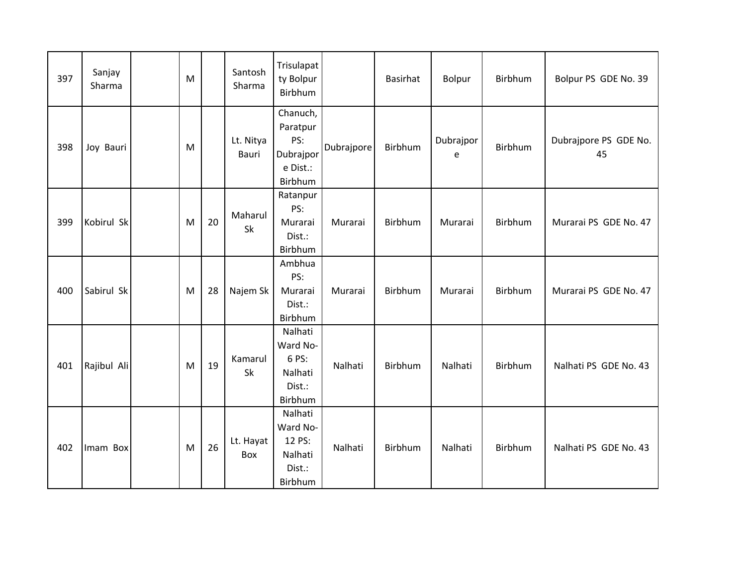| 397 | Sanjay Sharma | | M | | Santosh Sharma | Trisulapatty Bolpur Birbhum | | Basirhat | Bolpur | Birbhum | Bolpur PS GDE No. 39 |
|---|---|---|---|---|---|---|---|---|---|---|---|
| 398 | Joy Bauri | | M | | Lt. Nitya Bauri | Chanuch, Paratpur PS: Dubrajpore Dist.: Birbhum | Dubrajpore | Birbhum | Dubrajpore | Birbhum | Dubrajpore PS GDE No. 45 |
| 399 | Kobirul Sk | | M | 20 | Maharul Sk | Ratanpur PS: Murarai Dist.: Birbhum | Murarai | Birbhum | Murarai | Birbhum | Murarai PS GDE No. 47 |
| 400 | Sabirul Sk | | M | 28 | Najem Sk | Ambhua PS: Murarai Dist.: Birbhum | Murarai | Birbhum | Murarai | Birbhum | Murarai PS GDE No. 47 |
| 401 | Rajibul Ali | | M | 19 | Kamarul Sk | Nalhati Ward No-6 PS: Nalhati Dist.: Birbhum | Nalhati | Birbhum | Nalhati | Birbhum | Nalhati PS GDE No. 43 |
| 402 | Imam Box | | M | 26 | Lt. Hayat Box | Nalhati Ward No-12 PS: Nalhati Dist.: Birbhum | Nalhati | Birbhum | Nalhati | Birbhum | Nalhati PS GDE No. 43 |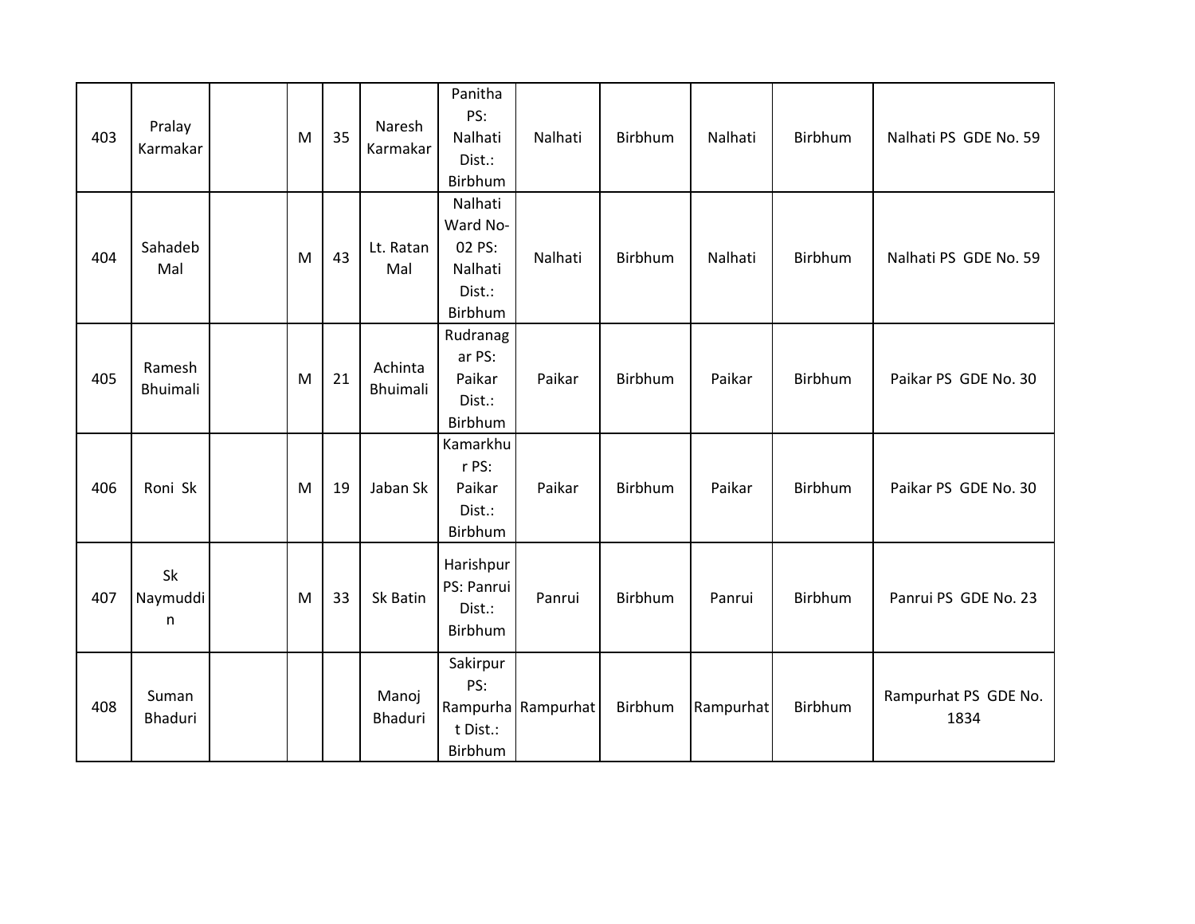| | | | | | | | | | | | |
|---|---|---|---|---|---|---|---|---|---|---|---|
| 403 | Pralay Karmakar | | M | 35 | Naresh Karmakar | Panitha PS: Nalhati Dist.: Birbhum | Nalhati | Birbhum | Nalhati | Birbhum | Nalhati PS GDE No. 59 |
| 404 | Sahadeb Mal | | M | 43 | Lt. Ratan Mal | Nalhati Ward No-02 PS: Nalhati Dist.: Birbhum | Nalhati | Birbhum | Nalhati | Birbhum | Nalhati PS GDE No. 59 |
| 405 | Ramesh Bhuimali | | M | 21 | Achinta Bhuimali | Rudranagar PS: Paikar Dist.: Birbhum | Paikar | Birbhum | Paikar | Birbhum | Paikar PS GDE No. 30 |
| 406 | Roni Sk | | M | 19 | Jaban Sk | Kamarkhur PS: Paikar Dist.: Birbhum | Paikar | Birbhum | Paikar | Birbhum | Paikar PS GDE No. 30 |
| 407 | Sk Naymuddin | | M | 33 | Sk Batin | Harishpur PS: Panrui Dist.: Birbhum | Panrui | Birbhum | Panrui | Birbhum | Panrui PS GDE No. 23 |
| 408 | Suman Bhaduri | | | | Manoj Bhaduri | Sakirpur PS: Rampurhat Dist.: Birbhum | Rampurhat | Birbhum | Rampurhat | Birbhum | Rampurhat PS GDE No. 1834 |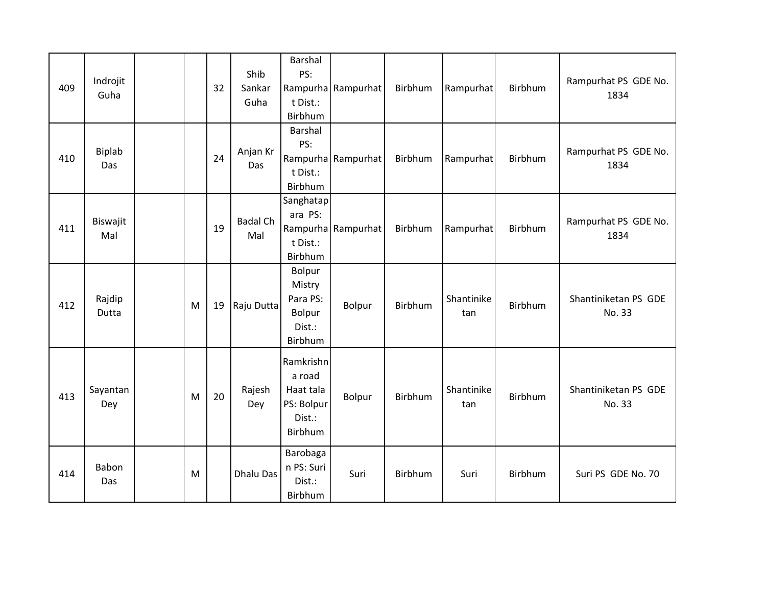| | | | | | | | | | | | |
|---|---|---|---|---|---|---|---|---|---|---|---|
| 409 | Indrojit Guha | | | 32 | Shib Sankar Guha | Barshal PS: Rampurhat Dist.: Birbhum | Rampurhat | Birbhum | Rampurhat | Birbhum | Rampurhat PS GDE No. 1834 |
| 410 | Biplab Das | | | 24 | Anjan Kr Das | Barshal PS: Rampurhat Dist.: Birbhum | Rampurhat | Birbhum | Rampurhat | Birbhum | Rampurhat PS GDE No. 1834 |
| 411 | Biswajit Mal | | | 19 | Badal Ch Mal | Sanghatapara PS: Rampurhat Dist.: Birbhum | Rampurhat | Birbhum | Rampurhat | Birbhum | Rampurhat PS GDE No. 1834 |
| 412 | Rajdip Dutta | | M | 19 | Raju Dutta | Bolpur Mistry Para PS: Bolpur Dist.: Birbhum | Bolpur | Birbhum | Shantiniketan | Birbhum | Shantiniketan PS GDE No. 33 |
| 413 | Sayantan Dey | | M | 20 | Rajesh Dey | Ramkrishna road Haat tala PS: Bolpur Dist.: Birbhum | Bolpur | Birbhum | Shantiniketan | Birbhum | Shantiniketan PS GDE No. 33 |
| 414 | Babon Das | | M | | Dhalu Das | Barobagan PS: Suri Dist.: Birbhum | Suri | Birbhum | Suri | Birbhum | Suri PS GDE No. 70 |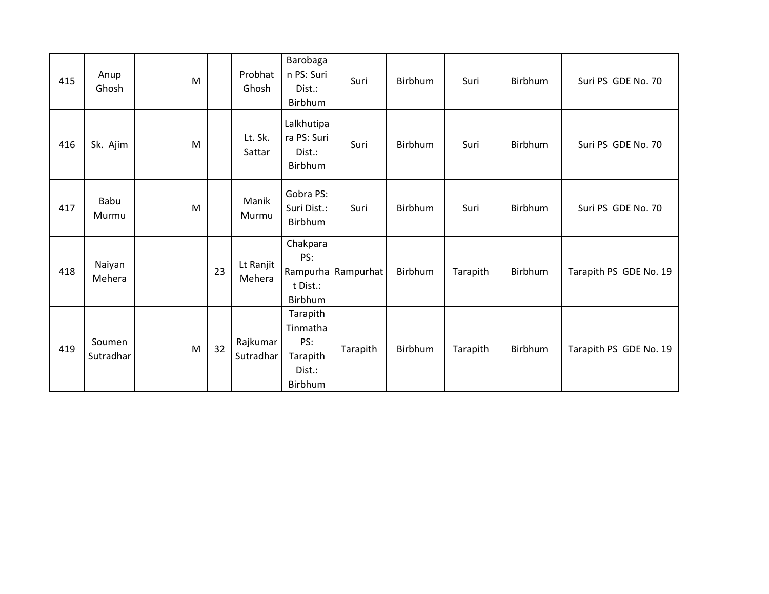| | | | | | | | | | | | |
|---|---|---|---|---|---|---|---|---|---|---|---|
| 415 | Anup Ghosh | | M | | Probhat Ghosh | Barobagan PS: Suri Dist.: Birbhum | Suri | Birbhum | Suri | Birbhum | Suri PS GDE No. 70 |
| 416 | Sk. Ajim | | M | | Lt. Sk. Sattar | Lalkhutipara PS: Suri Dist.: Birbhum | Suri | Birbhum | Suri | Birbhum | Suri PS GDE No. 70 |
| 417 | Babu Murmu | | M | | Manik Murmu | Gobra PS: Suri Dist.: Birbhum | Suri | Birbhum | Suri | Birbhum | Suri PS GDE No. 70 |
| 418 | Naiyan Mehera | | | 23 | Lt Ranjit Mehera | Chakpara PS: Rampurhat Dist.: Birbhum | Rampurhat | Birbhum | Tarapith | Birbhum | Tarapith PS GDE No. 19 |
| 419 | Soumen Sutradhar | | M | 32 | Rajkumar Sutradhar | Tarapith Tinmatha PS: Tarapith Dist.: Birbhum | Tarapith | Birbhum | Tarapith | Birbhum | Tarapith PS GDE No. 19 |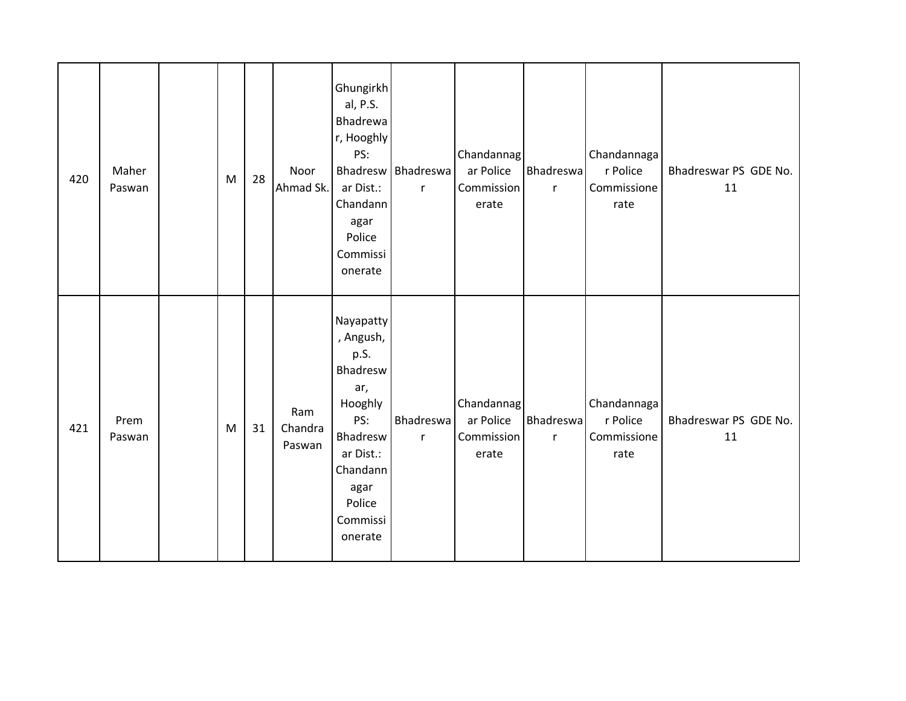| | | | | | | | | | | | |
|---|---|---|---|---|---|---|---|---|---|---|---|
| 420 | Maher Paswan | | M | 28 | Noor Ahmad Sk. | Ghungirkhal, P.S. Bhadrewar, Hooghly PS: Bhadreswar Dist.: Chandannagar Police Commissionerate | Bhadreswar | Chandannagar Police Commissionerate | Bhadreswar | Chandannagar Police Commissionerate | Bhadreswar PS GDE No. 11 |
| 421 | Prem Paswan | | M | 31 | Ram Chandra Paswan | Nayapatty, Angush, p.S. Bhadreswar, Hooghly PS: Bhadreswar Dist.: Chandannagar Police Commissionerate | Bhadreswar | Chandannagar Police Commissionerate | Bhadreswar | Chandannagar Police Commissionerate | Bhadreswar PS GDE No. 11 |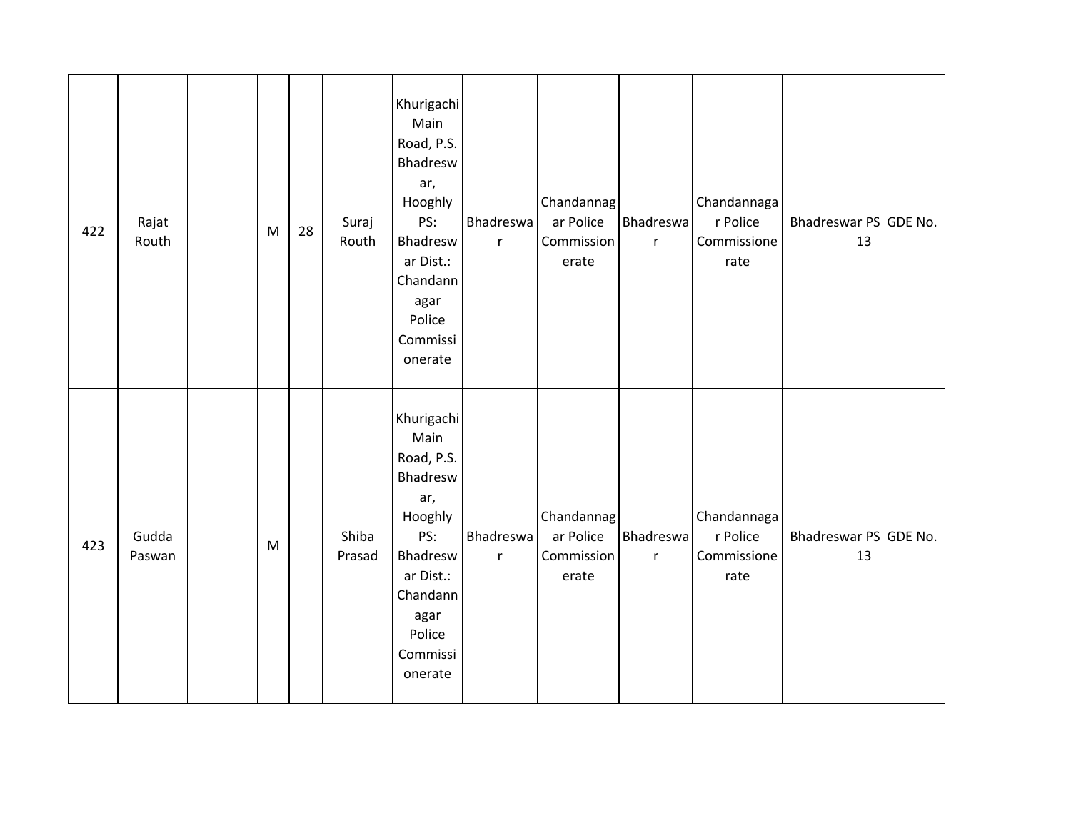| | | | | | | | | | | | |
|---|---|---|---|---|---|---|---|---|---|---|---|
| 422 | Rajat Routh | | M | 28 | Suraj Routh | Khurigachi Main Road, P.S. Bhadreswar, Hooghly PS: Bhadreswar Dist.: Chandannagar Police Commissionerate | Bhadreswar | Chandannagar Police Commissionerate | Bhadreswar | Chandannagar Police Commissionerate | Bhadreswar PS GDE No. 13 |
| 423 | Gudda Paswan | | M | | Shiba Prasad | Khurigachi Main Road, P.S. Bhadreswar, Hooghly PS: Bhadreswar Dist.: Chandannagar Police Commissionerate | Bhadreswar | Chandannagar Police Commissionerate | Bhadreswar | Chandannagar Police Commissionerate | Bhadreswar PS GDE No. 13 |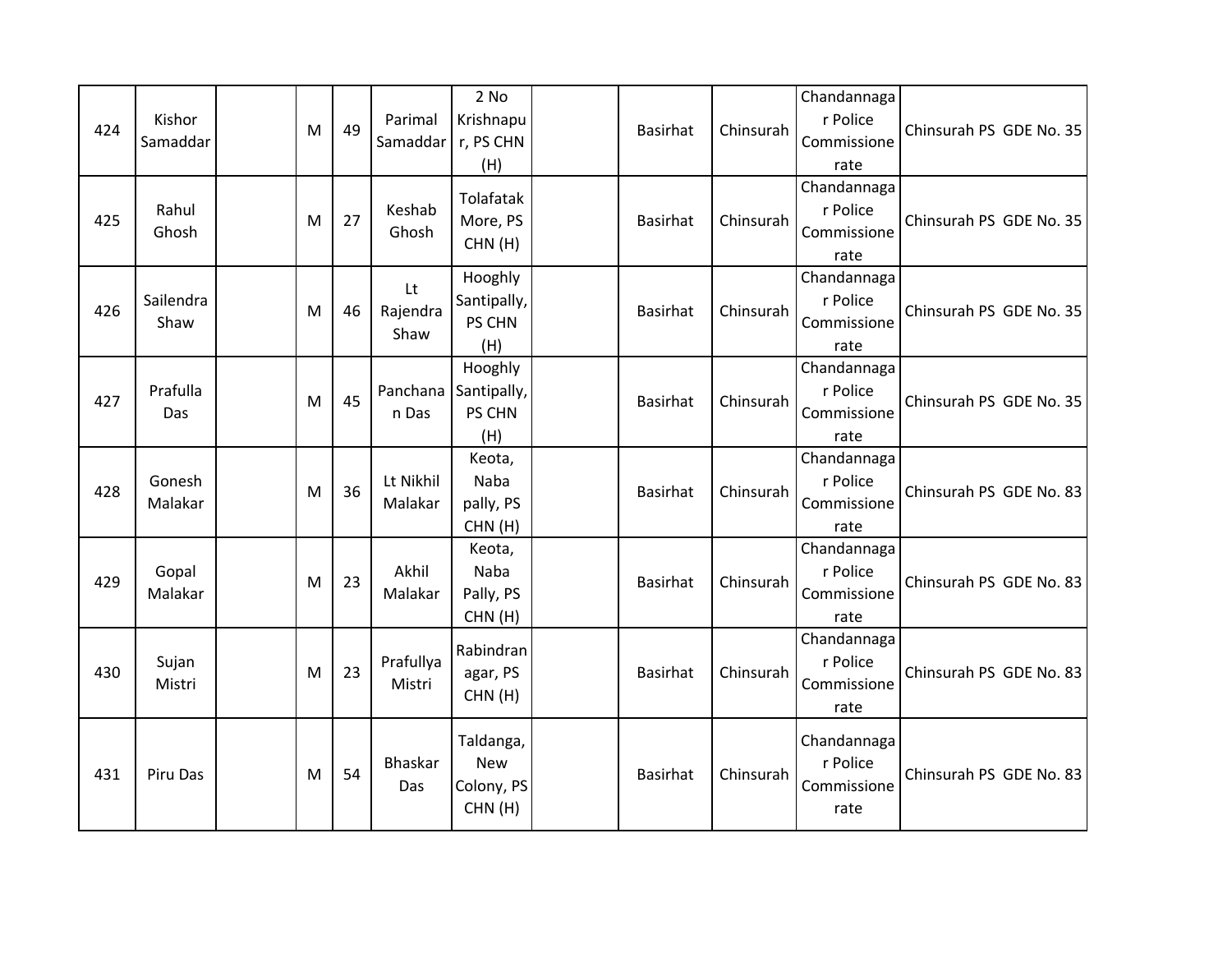| 424 | Kishor Samaddar | | M | 49 | Parimal Samaddar | 2 No Krishnapur, PS CHN (H) | | Basirhat | Chinsurah | Chandannagar Police Commissionerate | Chinsurah PS GDE No. 35 |
|---|---|---|---|---|---|---|---|---|---|---|---|
| 425 | Rahul Ghosh | | M | 27 | Keshab Ghosh | Tolafatak More, PS CHN (H) | | Basirhat | Chinsurah | Chandannagar Police Commissionerate | Chinsurah PS GDE No. 35 |
| 426 | Sailendra Shaw | | M | 46 | Lt Rajendra Shaw | Hooghly Santipally, PS CHN (H) | | Basirhat | Chinsurah | Chandannagar Police Commissionerate | Chinsurah PS GDE No. 35 |
| 427 | Prafulla Das | | M | 45 | Panchanan Das | Hooghly Santipally, PS CHN (H) | | Basirhat | Chinsurah | Chandannagar Police Commissionerate | Chinsurah PS GDE No. 35 |
| 428 | Gonesh Malakar | | M | 36 | Lt Nikhil Malakar | Keota, Naba pally, PS CHN (H) | | Basirhat | Chinsurah | Chandannagar Police Commissionerate | Chinsurah PS GDE No. 83 |
| 429 | Gopal Malakar | | M | 23 | Akhil Malakar | Keota, Naba Pally, PS CHN (H) | | Basirhat | Chinsurah | Chandannagar Police Commissionerate | Chinsurah PS GDE No. 83 |
| 430 | Sujan Mistri | | M | 23 | Prafullya Mistri | Rabindranagar, PS CHN (H) | | Basirhat | Chinsurah | Chandannagar Police Commissionerate | Chinsurah PS GDE No. 83 |
| 431 | Piru Das | | M | 54 | Bhaskar Das | Taldanga, New Colony, PS CHN (H) | | Basirhat | Chinsurah | Chandannagar Police Commissionerate | Chinsurah PS GDE No. 83 |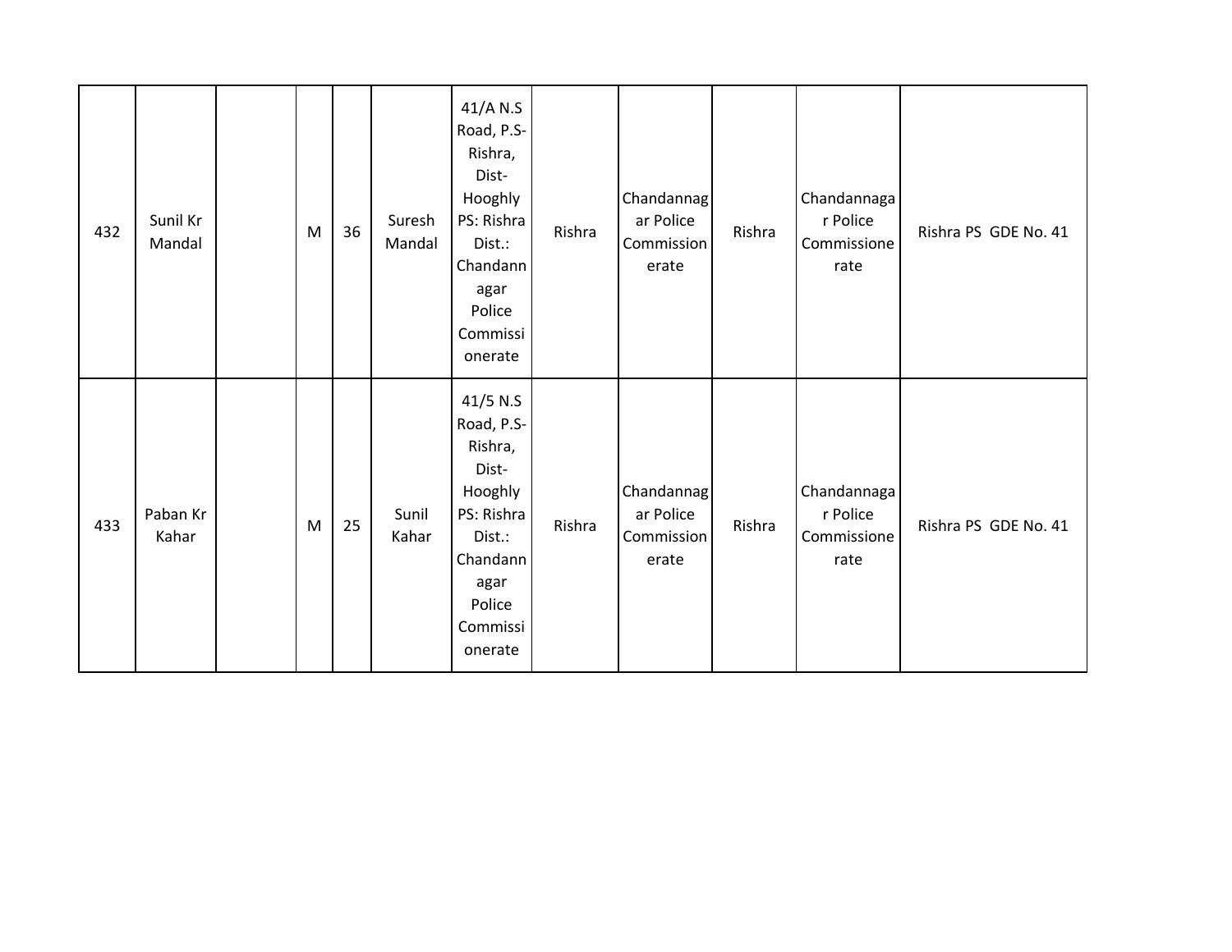| | | | | | | | | | | | |
|---|---|---|---|---|---|---|---|---|---|---|---|
| 432 | Sunil Kr Mandal | | M | 36 | Suresh Mandal | 41/A N.S Road, P.S-Rishra, Dist-Hooghly PS: Rishra Dist.: Chandannagar Police Commissionerate | Rishra | Chandannagar Police Commissionerate | Rishra | Chandannagar Police Commissionerate | Rishra PS GDE No. 41 |
| 433 | Paban Kr Kahar | | M | 25 | Sunil Kahar | 41/5 N.S Road, P.S-Rishra, Dist-Hooghly PS: Rishra Dist.: Chandannagar Police Commissionerate | Rishra | Chandannagar Police Commissionerate | Rishra | Chandannagar Police Commissionerate | Rishra PS GDE No. 41 |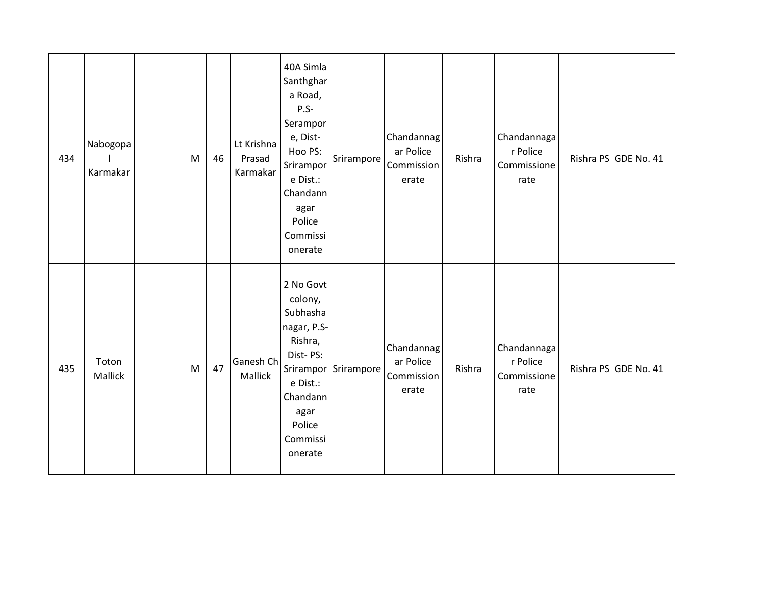| | | | | | | | | | | | |
|---|---|---|---|---|---|---|---|---|---|---|---|
| 434 | Nabogopal Karmakar | | M | 46 | Lt Krishna Prasad Karmakar | 40A Simla Santhghara Road, P.S- Serampore, Dist- Hoo PS: Srirampore Dist.: Chandannagar Police Commissionerate | Srirampore | Chandannagar Police Commissionerate | Rishra | Chandannagar Police Commissionerate | Rishra PS GDE No. 41 |
| 435 | Toton Mallick | | M | 47 | Ganesh Ch Mallick | 2 No Govt colony, Subhashanagar, P.S- Rishra, Dist- PS: Srirampore Dist.: Chandannagar Police Commissionerate | Srirampore | Chandannagar Police Commissionerate | Rishra | Chandannagar Police Commissionerate | Rishra PS GDE No. 41 |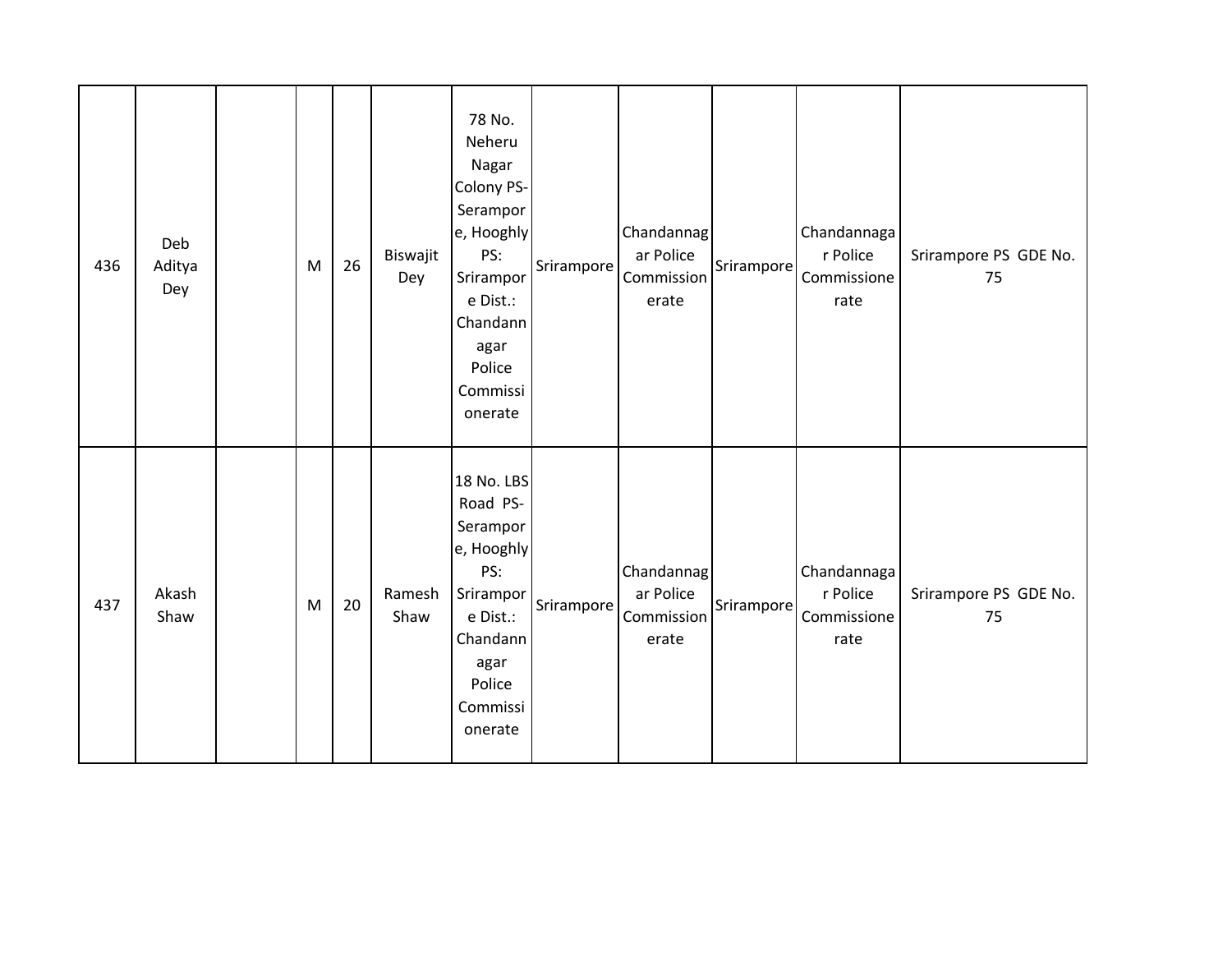| | | | | | | | | | | | |
|---|---|---|---|---|---|---|---|---|---|---|---|
| 436 | Deb Aditya Dey | | M | 26 | Biswajit Dey | 78 No. Neheru Nagar Colony PS-Serampore, Hooghly PS: Srirampore Dist.: Chandannagar Police Commissionerate | Srirampore | Chandannagar Police Commissionerate | Srirampore | Chandannagar Police Commissionerate | Srirampore PS GDE No. 75 |
| 437 | Akash Shaw | | M | 20 | Ramesh Shaw | 18 No. LBS Road PS-Serampore, Hooghly PS: Srirampore Dist.: Chandannagar Police Commissionerate | Srirampore | Chandannagar Police Commissionerate | Srirampore | Chandannagar Police Commissionerate | Srirampore PS GDE No. 75 |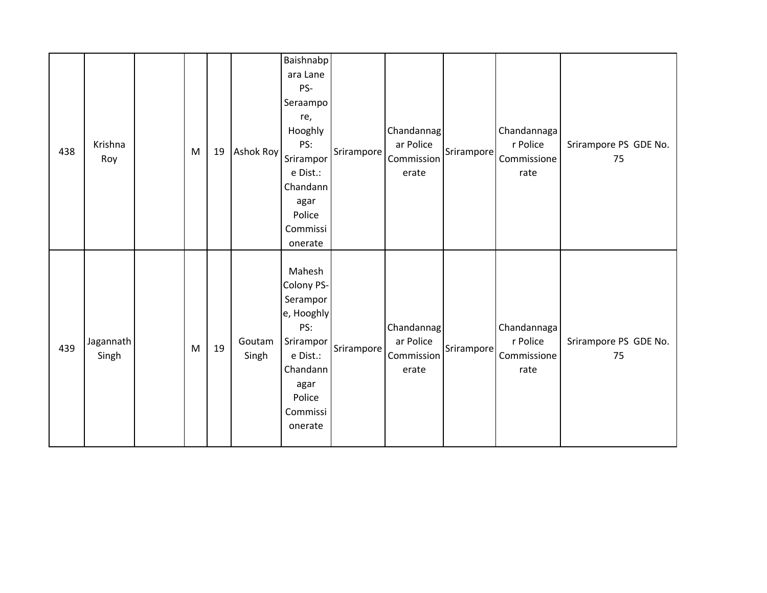| | | | | | | | | | | | |
|---|---|---|---|---|---|---|---|---|---|---|---|
| 438 | Krishna Roy | | M | 19 | Ashok Roy | Baishnabpara Lane PS- Seraampore, Hooghly PS: Srirampore Dist.: Chandannagar Police Commissionerate | Srirampore | Chandannagar Police Commissionerate | Srirampore | Chandannagar Police Commissionerate | Srirampore PS GDE No. 75 |
| 439 | Jagannath Singh | | M | 19 | Goutam Singh | Mahesh Colony PS- Serampore, Hooghly PS: Srirampore Dist.: Chandannagar Police Commissionerate | Srirampore | Chandannagar Police Commissionerate | Srirampore | Chandannagar Police Commissionerate | Srirampore PS GDE No. 75 |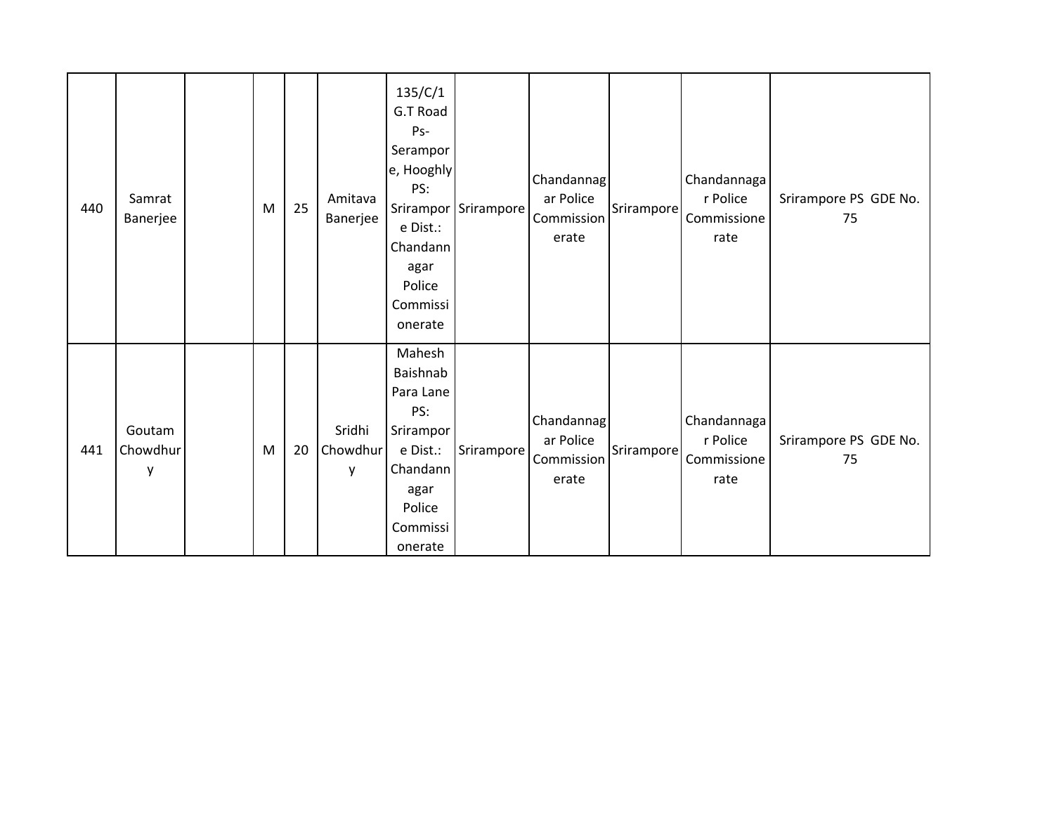| 440 | Samrat Banerjee | | M | 25 | Amitava Banerjee | 135/C/1 G.T Road Ps- Serampore, Hooghly PS: Srirampore Dist.: Chandannagar Police Commissionerate | Srirampore | Chandannagar Police Commissionerate | Srirampore | Chandannagar Police Commissionerate | Srirampore PS GDE No. 75 |
|---|---|---|---|---|---|---|---|---|---|---|---|
| 441 | Goutam Chowdhury | | M | 20 | Sridhi Chowdhury | Mahesh Baishnab Para Lane PS: Srirampore Dist.: Chandannagar Police Commissionerate | Srirampore | Chandannagar Police Commissionerate | Srirampore | Chandannagar Police Commissionerate | Srirampore PS GDE No. 75 |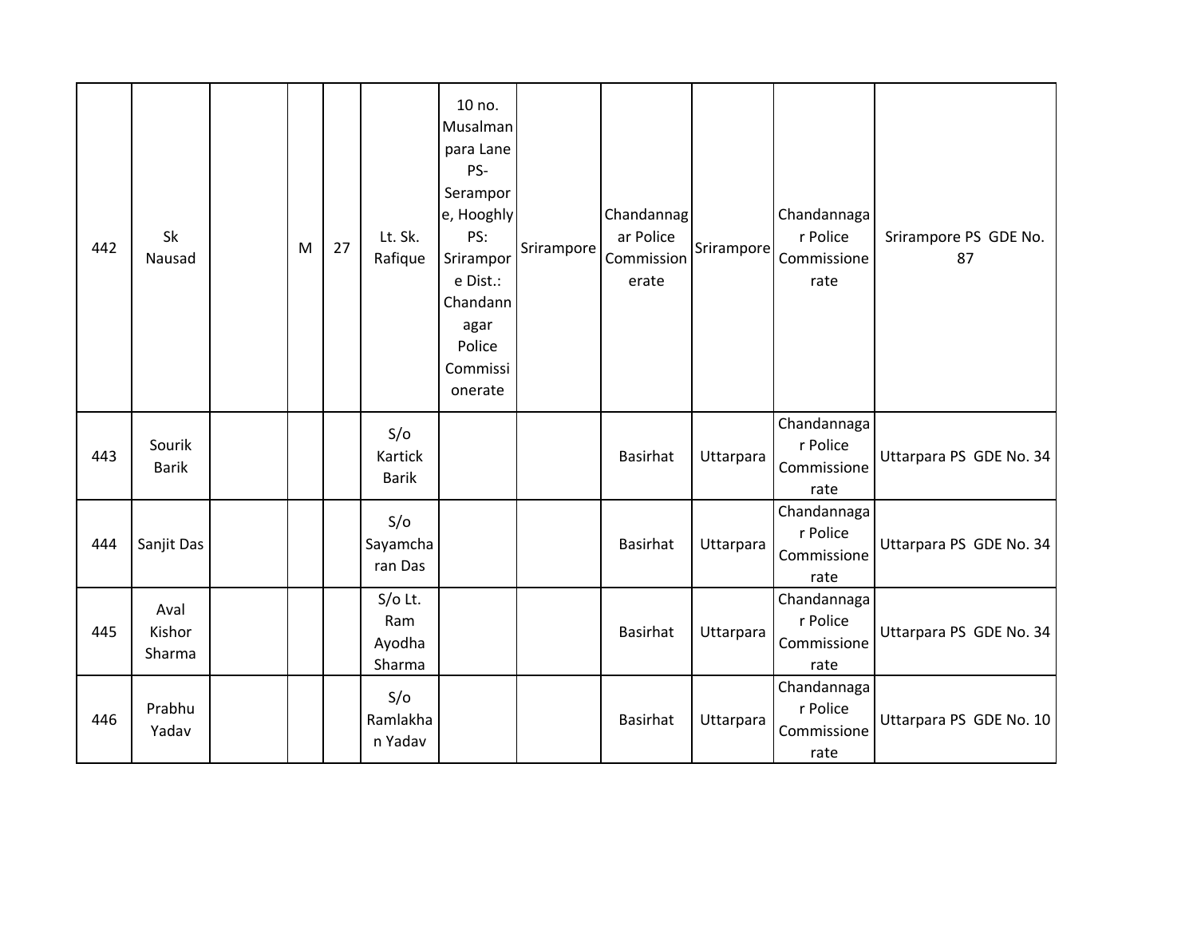| 442 | Sk Nausad | | M | 27 | Lt. Sk. Rafique | 10 no. Musalman para Lane PS- Serampore, Hooghly PS: Srirampore Dist.: Chandannagar Police Commissionerate | Srirampore | Chandannagar Police Commissionerate | Srirampore | Chandannagar Police Commissionerate | Srirampore PS GDE No. 87 |
|---|---|---|---|---|---|---|---|---|---|---|---|
| 443 | Sourik Barik | | | | S/o Kartick Barik | | | Basirhat | Uttarpara | Chandannagar Police Commissionerate | Uttarpara PS GDE No. 34 |
| 444 | Sanjit Das | | | | S/o Sayamcharan Das | | | Basirhat | Uttarpara | Chandannagar Police Commissionerate | Uttarpara PS GDE No. 34 |
| 445 | Aval Kishor Sharma | | | | S/o Lt. Ram Ayodha Sharma | | | Basirhat | Uttarpara | Chandannagar Police Commissionerate | Uttarpara PS GDE No. 34 |
| 446 | Prabhu Yadav | | | | S/o Ramlakhan Yadav | | | Basirhat | Uttarpara | Chandannagar Police Commissionerate | Uttarpara PS GDE No. 10 |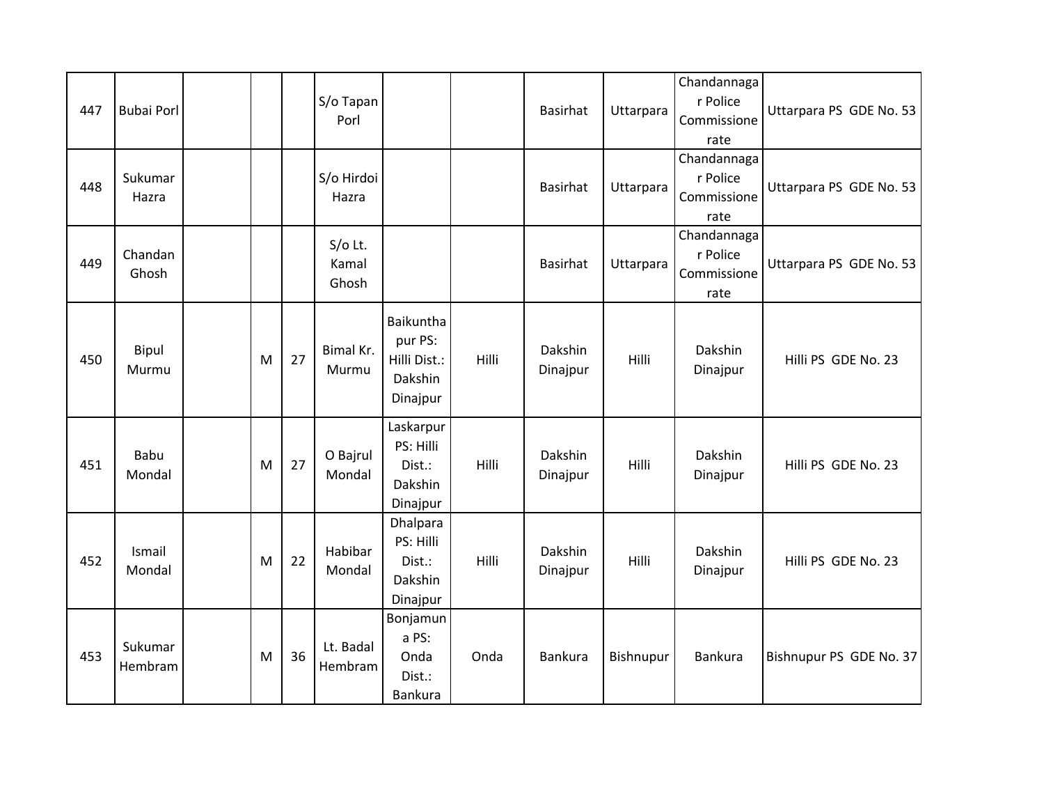| 447 | Bubai Porl | | | | S/o Tapan Porl | | | Basirhat | Uttarpara | Chandannagar Police Commissionerate | Uttarpara PS GDE No. 53 |
|---|---|---|---|---|---|---|---|---|---|---|---|
| 448 | Sukumar Hazra | | | | S/o Hirdoi Hazra | | | Basirhat | Uttarpara | Chandannagar Police Commissionerate | Uttarpara PS GDE No. 53 |
| 449 | Chandan Ghosh | | | | S/o Lt. Kamal Ghosh | | | Basirhat | Uttarpara | Chandannagar Police Commissionerate | Uttarpara PS GDE No. 53 |
| 450 | Bipul Murmu | | M | 27 | Bimal Kr. Murmu | Baikunthapur PS: Hilli Dist.: Dakshin Dinajpur | Hilli | Dakshin Dinajpur | Hilli | Dakshin Dinajpur | Hilli PS GDE No. 23 |
| 451 | Babu Mondal | | M | 27 | O Bajrul Mondal | Laskarpur PS: Hilli Dist.: Dakshin Dinajpur | Hilli | Dakshin Dinajpur | Hilli | Dakshin Dinajpur | Hilli PS GDE No. 23 |
| 452 | Ismail Mondal | | M | 22 | Habibar Mondal | Dhalpara PS: Hilli Dist.: Dakshin Dinajpur | Hilli | Dakshin Dinajpur | Hilli | Dakshin Dinajpur | Hilli PS GDE No. 23 |
| 453 | Sukumar Hembram | | M | 36 | Lt. Badal Hembram | Bonjamuna PS: Onda Dist.: Bankura | Onda | Bankura | Bishnupur | Bankura | Bishnupur PS GDE No. 37 |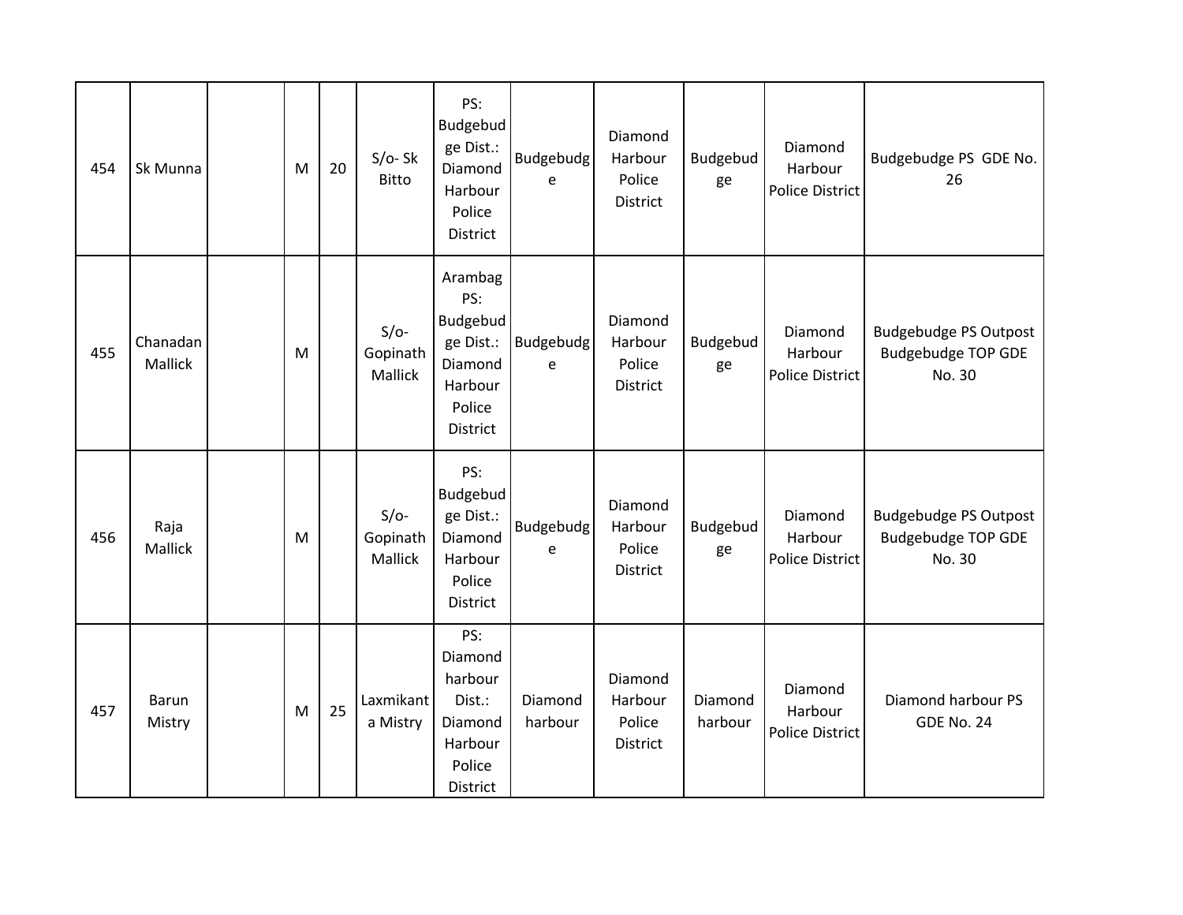| 454 | Sk Munna | | M | 20 | S/o- Sk Bitto | PS: Budgebudge Dist.: Diamond Harbour Police District | Budgebudge | Diamond Harbour Police District | Budgebudge | Diamond Harbour Police District | Budgebudge PS GDE No. 26 |
|---|---|---|---|---|---|---|---|---|---|---|---|
| 455 | Chanadan Mallick | | M | | S/o- Gopinath Mallick | Arambag PS: Budgebudge Dist.: Diamond Harbour Police District | Budgebudge | Diamond Harbour Police District | Budgebudge | Diamond Harbour Police District | Budgebudge PS Outpost Budgebudge TOP GDE No. 30 |
| 456 | Raja Mallick | | M | | S/o- Gopinath Mallick | PS: Budgebudge Dist.: Diamond Harbour Police District | Budgebudge | Diamond Harbour Police District | Budgebudge | Diamond Harbour Police District | Budgebudge PS Outpost Budgebudge TOP GDE No. 30 |
| 457 | Barun Mistry | | M | 25 | Laxmikanta Mistry | PS: Diamond harbour Dist.: Diamond Harbour Police District | Diamond harbour | Diamond Harbour Police District | Diamond harbour | Diamond Harbour Police District | Diamond harbour PS GDE No. 24 |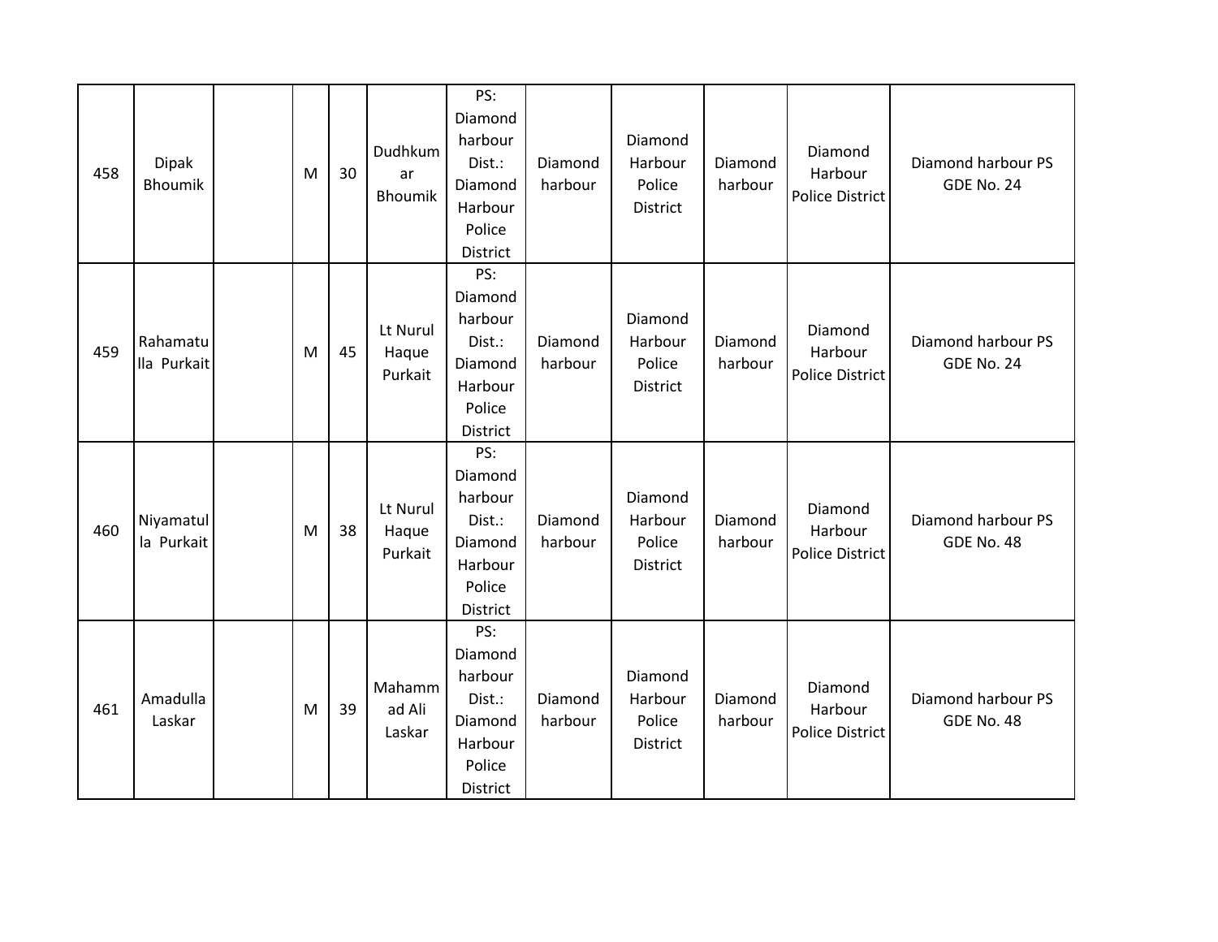| 458 | Dipak Bhoumik | | M | 30 | Dudhkumar Bhoumik | PS: Diamond harbour Dist.: Diamond Harbour Police District | Diamond harbour | Diamond Harbour Police District | Diamond harbour | Diamond Harbour Police District | Diamond harbour PS GDE No. 24 |
|---|---|---|---|---|---|---|---|---|---|---|---|
| 459 | Rahamatulla Purkait | | M | 45 | Lt Nurul Haque Purkait | PS: Diamond harbour Dist.: Diamond Harbour Police District | Diamond harbour | Diamond Harbour Police District | Diamond harbour | Diamond Harbour Police District | Diamond harbour PS GDE No. 24 |
| 460 | Niyamatulla Purkait | | M | 38 | Lt Nurul Haque Purkait | PS: Diamond harbour Dist.: Diamond Harbour Police District | Diamond harbour | Diamond Harbour Police District | Diamond harbour | Diamond Harbour Police District | Diamond harbour PS GDE No. 48 |
| 461 | Amadulla Laskar | | M | 39 | Mahammad Ali Laskar | PS: Diamond harbour Dist.: Diamond Harbour Police District | Diamond harbour | Diamond Harbour Police District | Diamond harbour | Diamond Harbour Police District | Diamond harbour PS GDE No. 48 |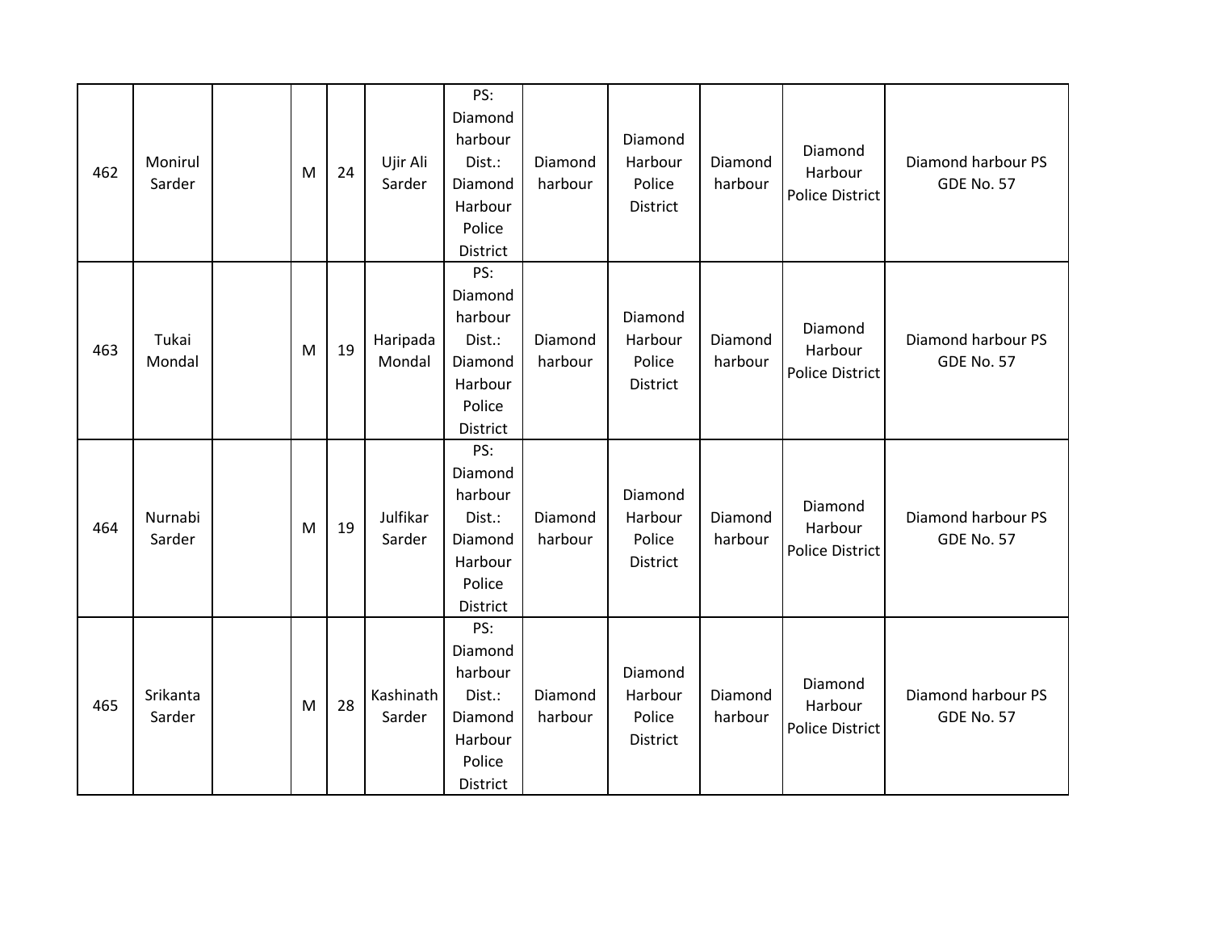| 462 | Monirul Sarder | | M | 24 | Ujir Ali Sarder | PS: Diamond harbour Dist.: Diamond Harbour Police District | Diamond harbour | Diamond Harbour Police District | Diamond harbour | Diamond Harbour Police District | Diamond harbour PS GDE No. 57 |
|---|---|---|---|---|---|---|---|---|---|---|---|
| 463 | Tukai Mondal | | M | 19 | Haripada Mondal | PS: Diamond harbour Dist.: Diamond Harbour Police District | Diamond harbour | Diamond Harbour Police District | Diamond harbour | Diamond Harbour Police District | Diamond harbour PS GDE No. 57 |
| 464 | Nurnabi Sarder | | M | 19 | Julfikar Sarder | PS: Diamond harbour Dist.: Diamond Harbour Police District | Diamond harbour | Diamond Harbour Police District | Diamond harbour | Diamond Harbour Police District | Diamond harbour PS GDE No. 57 |
| 465 | Srikanta Sarder | | M | 28 | Kashinath Sarder | PS: Diamond harbour Dist.: Diamond Harbour Police District | Diamond harbour | Diamond Harbour Police District | Diamond harbour | Diamond Harbour Police District | Diamond harbour PS GDE No. 57 |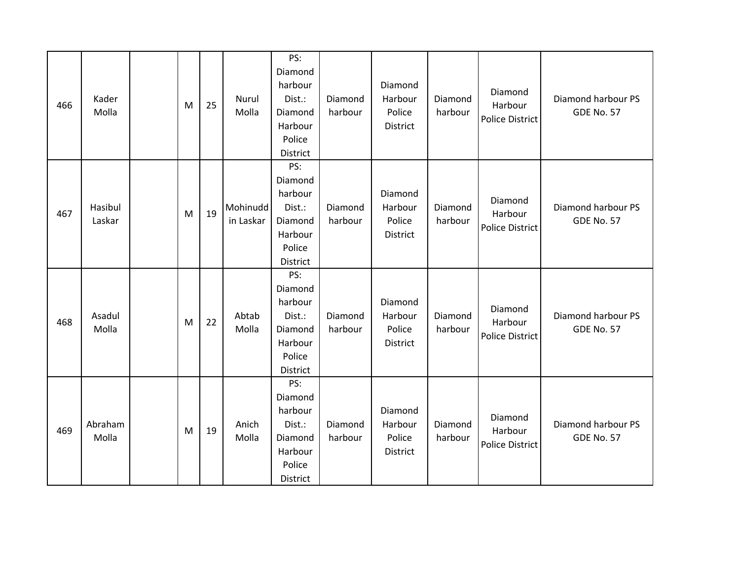| | | | | | | | | | | | |
|---|---|---|---|---|---|---|---|---|---|---|---|
| 466 | Kader Molla | | M | 25 | Nurul Molla | PS: Diamond harbour Dist.: Diamond Harbour Police District | Diamond harbour | Diamond Harbour Police District | Diamond harbour | Diamond Harbour Police District | Diamond harbour PS GDE No. 57 |
| 467 | Hasibul Laskar | | M | 19 | Mohinuddin Laskar | PS: Diamond harbour Dist.: Diamond Harbour Police District | Diamond harbour | Diamond Harbour Police District | Diamond harbour | Diamond Harbour Police District | Diamond harbour PS GDE No. 57 |
| 468 | Asadul Molla | | M | 22 | Abtab Molla | PS: Diamond harbour Dist.: Diamond Harbour Police District | Diamond harbour | Diamond Harbour Police District | Diamond harbour | Diamond Harbour Police District | Diamond harbour PS GDE No. 57 |
| 469 | Abraham Molla | | M | 19 | Anich Molla | PS: Diamond harbour Dist.: Diamond Harbour Police District | Diamond harbour | Diamond Harbour Police District | Diamond harbour | Diamond Harbour Police District | Diamond harbour PS GDE No. 57 |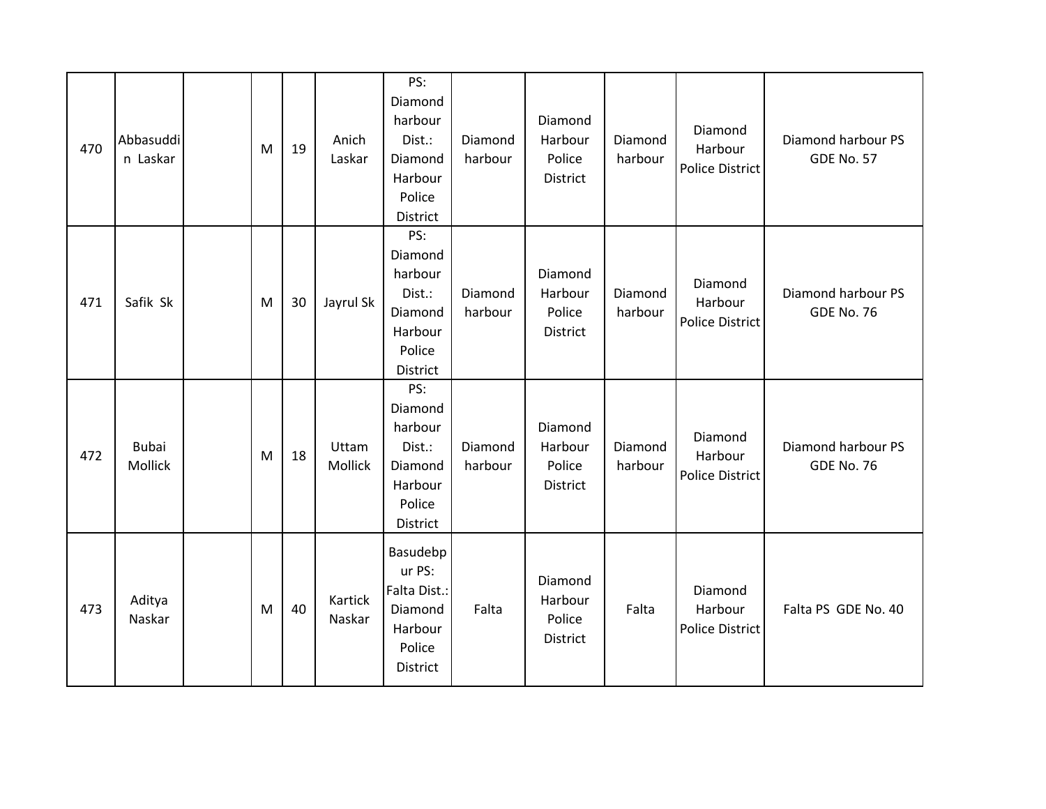| 470 | Abbasuddin Laskar | | M | 19 | Anich Laskar | PS: Diamond harbour Dist.: Diamond Harbour Police District | Diamond harbour | Diamond Harbour Police District | Diamond harbour | Diamond Harbour Police District | Diamond harbour PS GDE No. 57 |
|---|---|---|---|---|---|---|---|---|---|---|---|
| 471 | Safik Sk | | M | 30 | Jayrul Sk | PS: Diamond harbour Dist.: Diamond Harbour Police District | Diamond harbour | Diamond Harbour Police District | Diamond harbour | Diamond Harbour Police District | Diamond harbour PS GDE No. 76 |
| 472 | Bubai Mollick | | M | 18 | Uttam Mollick | PS: Diamond harbour Dist.: Diamond Harbour Police District | Diamond harbour | Diamond Harbour Police District | Diamond harbour | Diamond Harbour Police District | Diamond harbour PS GDE No. 76 |
| 473 | Aditya Naskar | | M | 40 | Kartick Naskar | Basudebpur PS: Falta Dist.: Diamond Harbour Police District | Falta | Diamond Harbour Police District | Falta | Diamond Harbour Police District | Falta PS GDE No. 40 |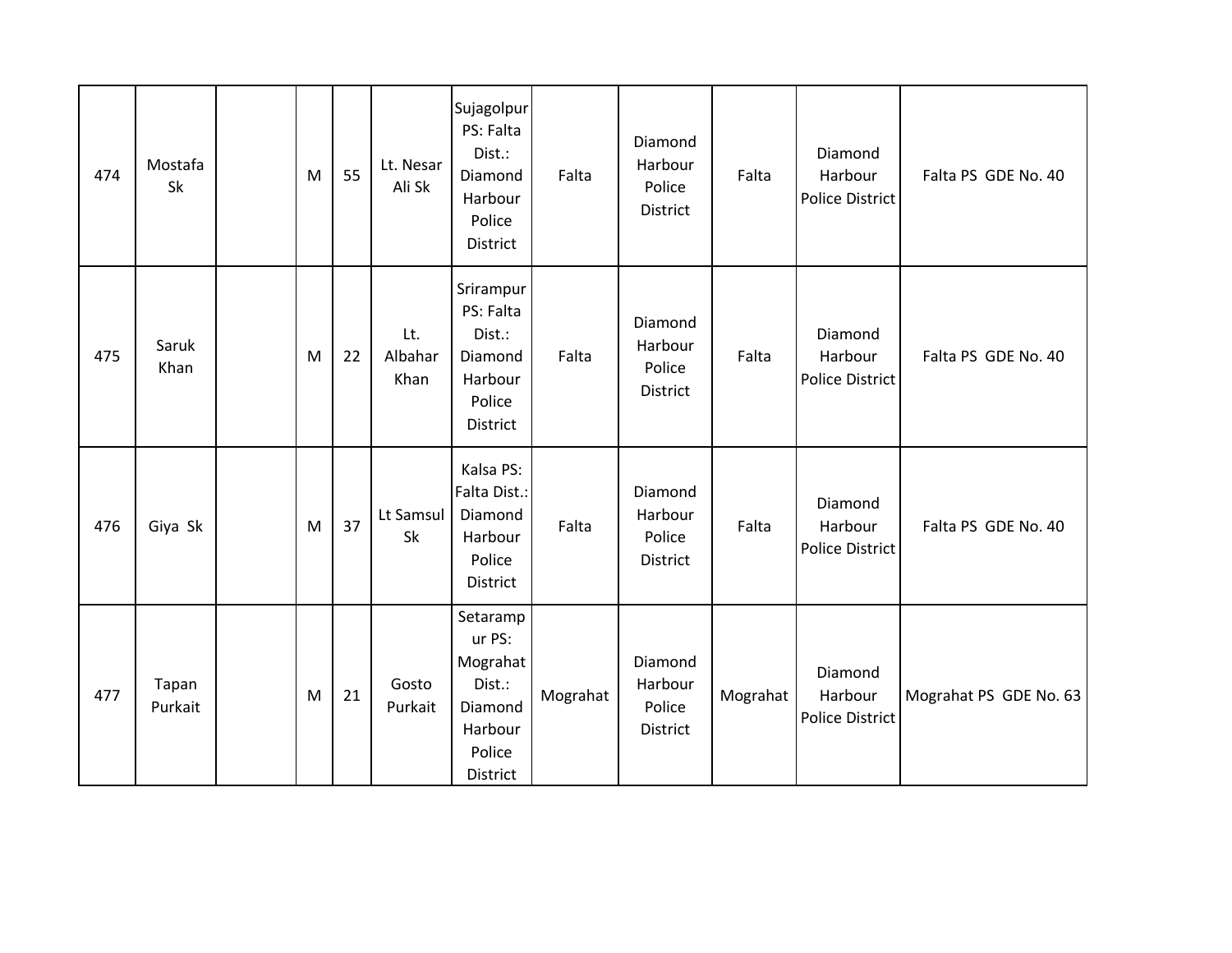| | | | | | | | | | | | |
|---|---|---|---|---|---|---|---|---|---|---|---|
| 474 | Mostafa Sk | | M | 55 | Lt. Nesar Ali Sk | Sujagolpur PS: Falta Dist.: Diamond Harbour Police District | Falta | Diamond Harbour Police District | Falta | Diamond Harbour Police District | Falta PS GDE No. 40 |
| 475 | Saruk Khan | | M | 22 | Lt. Albahar Khan | Srirampur PS: Falta Dist.: Diamond Harbour Police District | Falta | Diamond Harbour Police District | Falta | Diamond Harbour Police District | Falta PS GDE No. 40 |
| 476 | Giya Sk | | M | 37 | Lt Samsul Sk | Kalsa PS: Falta Dist.: Diamond Harbour Police District | Falta | Diamond Harbour Police District | Falta | Diamond Harbour Police District | Falta PS GDE No. 40 |
| 477 | Tapan Purkait | | M | 21 | Gosto Purkait | Setarampur PS: Mograhat Dist.: Diamond Harbour Police District | Mograhat | Diamond Harbour Police District | Mograhat | Diamond Harbour Police District | Mograhat PS GDE No. 63 |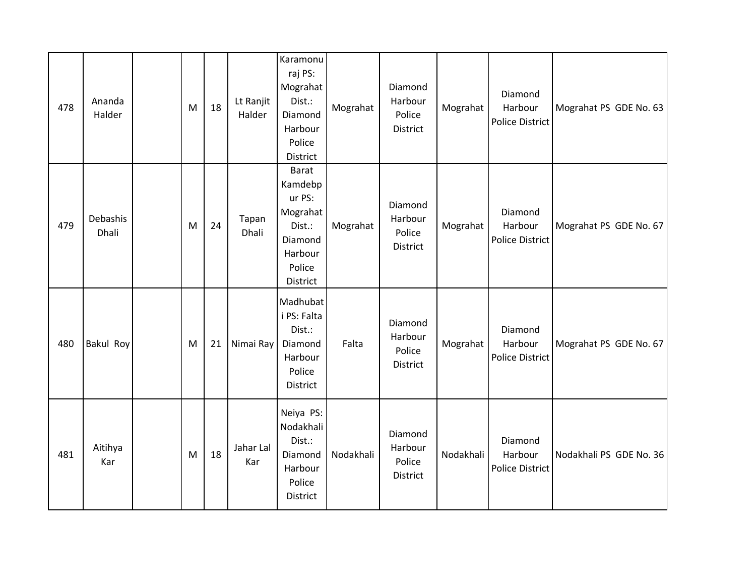| 478 | Ananda Halder | | M | 18 | Lt Ranjit Halder | Karamonuraj PS: Mograhat Dist.: Diamond Harbour Police District | Mograhat | Diamond Harbour Police District | Mograhat | Diamond Harbour Police District | Mograhat PS GDE No. 63 |
|---|---|---|---|---|---|---|---|---|---|---|---|
| 479 | Debashis Dhali | | M | 24 | Tapan Dhali | Barat Kamdebpur PS: Mograhat Dist.: Diamond Harbour Police District | Mograhat | Diamond Harbour Police District | Mograhat | Diamond Harbour Police District | Mograhat PS GDE No. 67 |
| 480 | Bakul Roy | | M | 21 | Nimai Ray | Madhubati PS: Falta Dist.: Diamond Harbour Police District | Falta | Diamond Harbour Police District | Mograhat | Diamond Harbour Police District | Mograhat PS GDE No. 67 |
| 481 | Aitihya Kar | | M | 18 | Jahar Lal Kar | Neiya PS: Nodakhali Dist.: Diamond Harbour Police District | Nodakhali | Diamond Harbour Police District | Nodakhali | Diamond Harbour Police District | Nodakhali PS GDE No. 36 |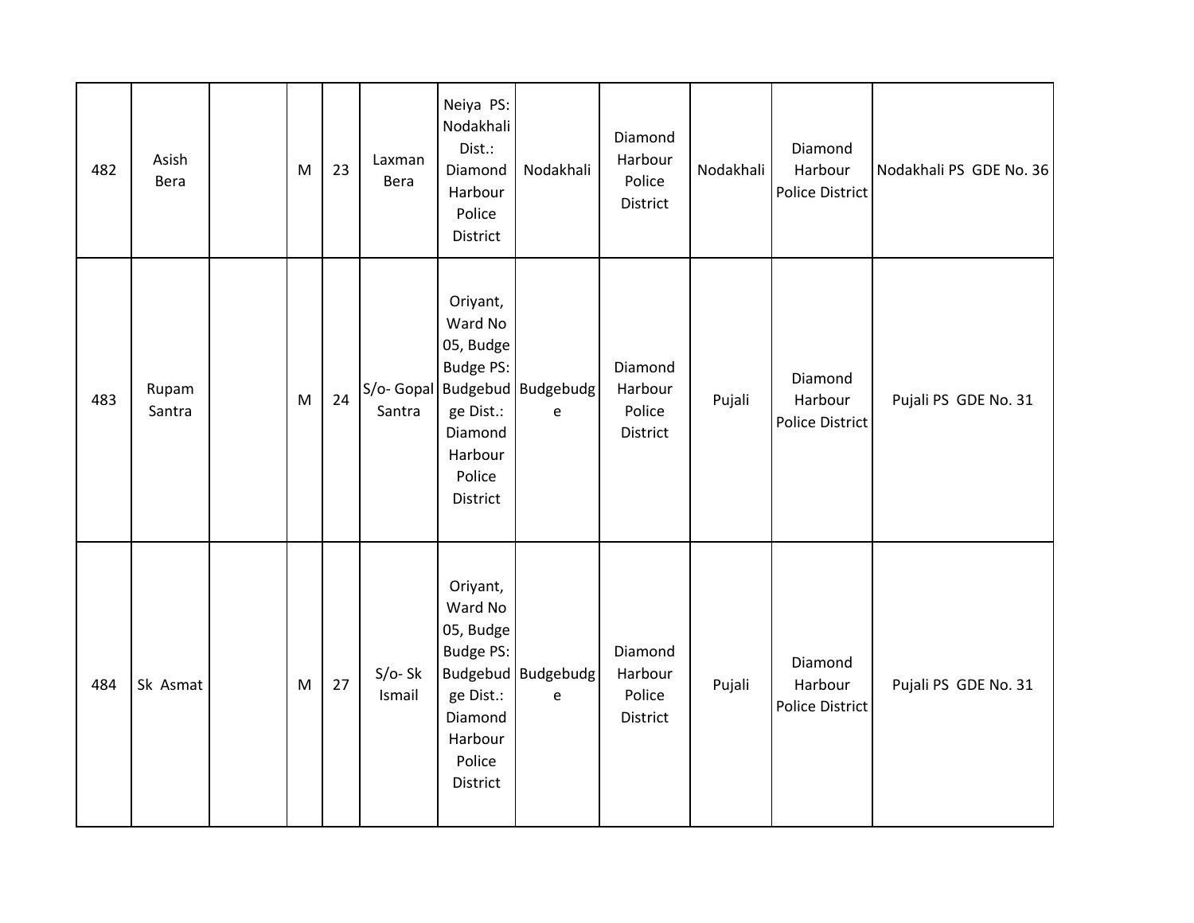| 482 | Asish Bera | | M | 23 | Laxman Bera | Neiya PS: Nodakhali Dist.: Diamond Harbour Police District | Nodakhali | Diamond Harbour Police District | Nodakhali | Diamond Harbour Police District | Nodakhali PS GDE No. 36 |
|---|---|---|---|---|---|---|---|---|---|---|---|
| 483 | Rupam Santra | | M | 24 | S/o- Gopal Santra | Oriyant, Ward No 05, Budge Budge PS: Budgebudge Dist.: Diamond Harbour Police District | Budgebudge | Diamond Harbour Police District | Pujali | Diamond Harbour Police District | Pujali PS GDE No. 31 |
| 484 | Sk Asmat | | M | 27 | S/o- Sk Ismail | Oriyant, Ward No 05, Budge Budge PS: Budgebudge Dist.: Diamond Harbour Police District | Budgebudge | Diamond Harbour Police District | Pujali | Diamond Harbour Police District | Pujali PS GDE No. 31 |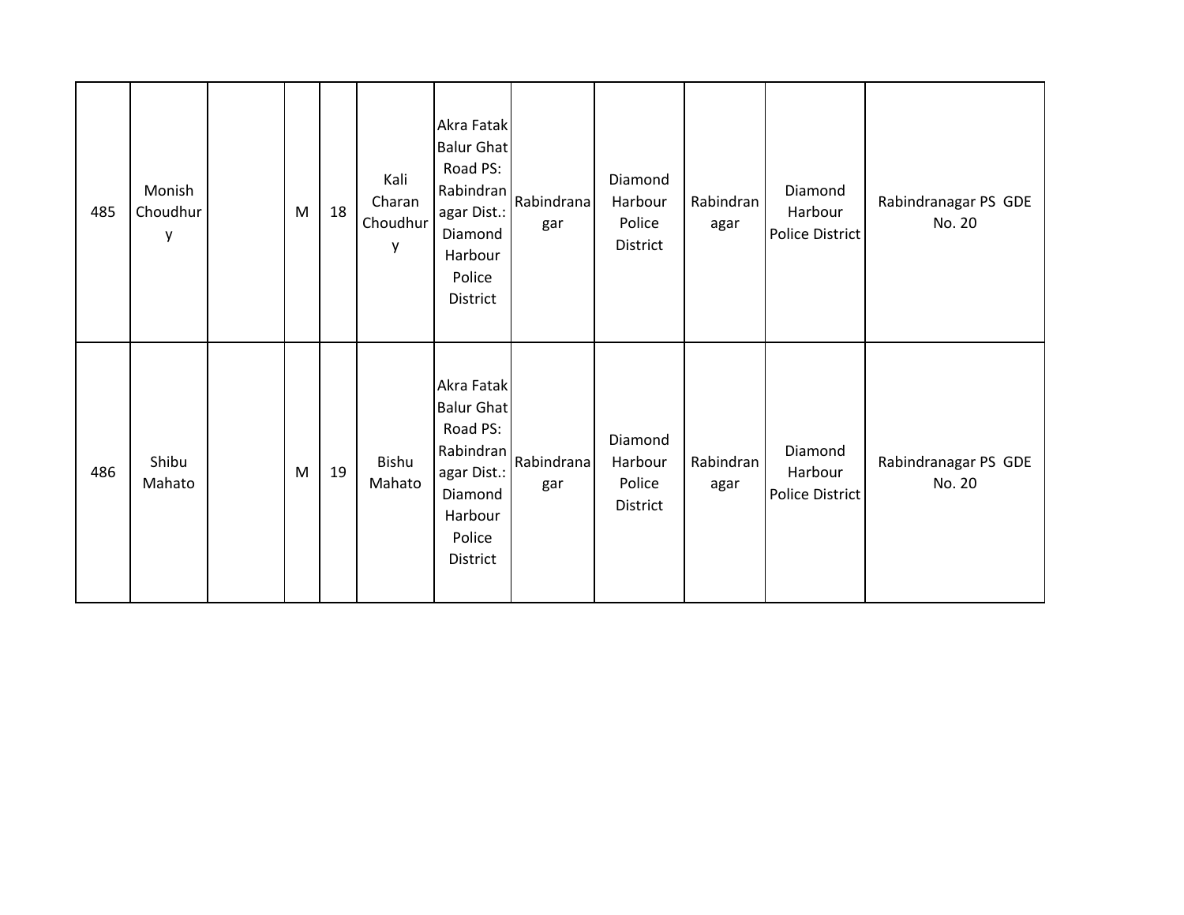| | | | | | | | | | | | |
|---|---|---|---|---|---|---|---|---|---|---|---|
| 485 | Monish Choudhury | | M | 18 | Kali Charan Choudhury | Akra Fatak Balur Ghat Road PS: Rabindranagar Dist.: Diamond Harbour Police District | Rabindranagar | Diamond Harbour Police District | Rabindranagar | Diamond Harbour Police District | Rabindranagar PS GDE No. 20 |
| 486 | Shibu Mahato | | M | 19 | Bishu Mahato | Akra Fatak Balur Ghat Road PS: Rabindranagar Dist.: Diamond Harbour Police District | Rabindranagar | Diamond Harbour Police District | Rabindranagar | Diamond Harbour Police District | Rabindranagar PS GDE No. 20 |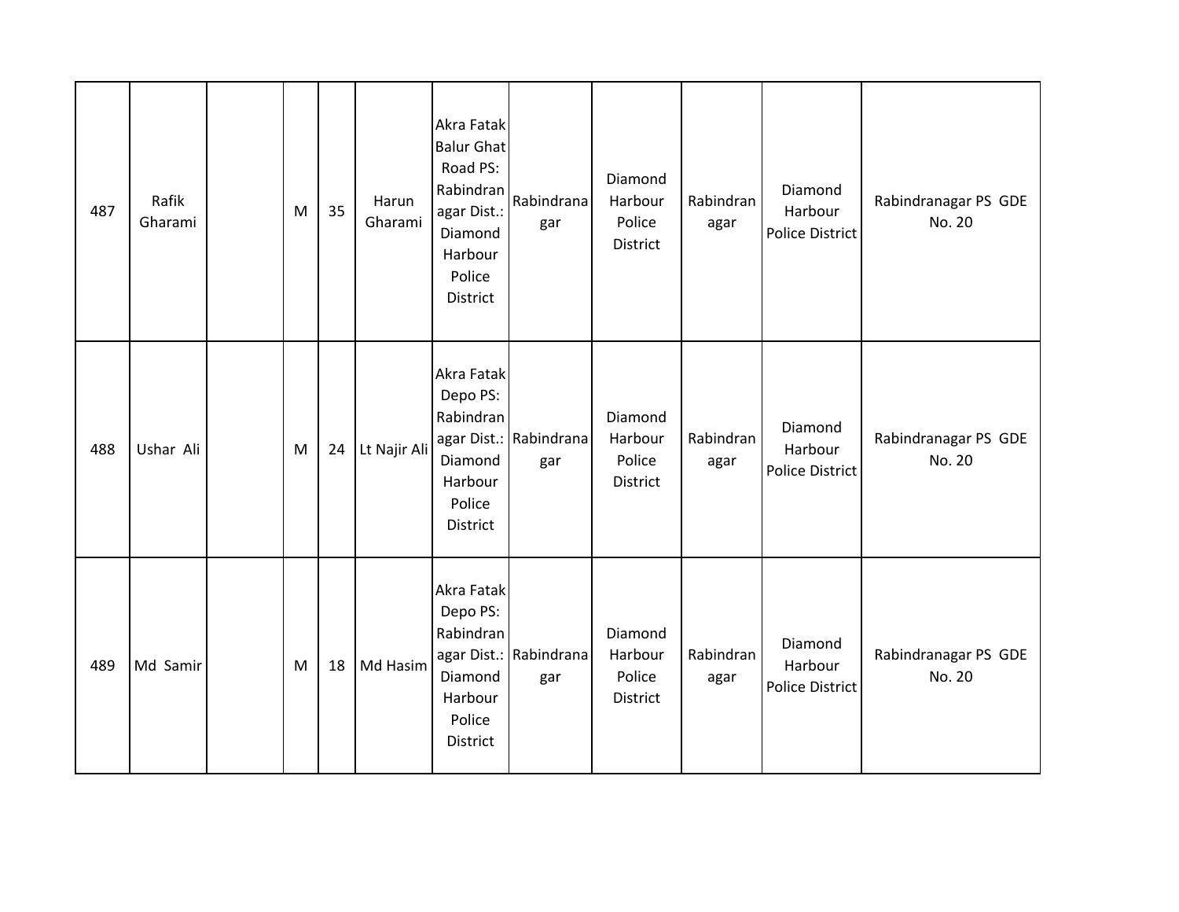| | | | | | | | | | | | |
|---|---|---|---|---|---|---|---|---|---|---|---|
| 487 | Rafik Gharami | | M | 35 | Harun Gharami | Akra Fatak Balur Ghat Road PS: Rabindranagar Dist.: Diamond Harbour Police District | Rabindranagar | Diamond Harbour Police District | Rabindranagar | Diamond Harbour Police District | Rabindranagar PS GDE No. 20 |
| 488 | Ushar Ali | | M | 24 | Lt Najir Ali | Akra Fatak Depo PS: Rabindranagar Dist.: Diamond Harbour Police District | Rabindranagar | Diamond Harbour Police District | Rabindranagar | Diamond Harbour Police District | Rabindranagar PS GDE No. 20 |
| 489 | Md Samir | | M | 18 | Md Hasim | Akra Fatak Depo PS: Rabindranagar Dist.: Diamond Harbour Police District | Rabindranagar | Diamond Harbour Police District | Rabindranagar | Diamond Harbour Police District | Rabindranagar PS GDE No. 20 |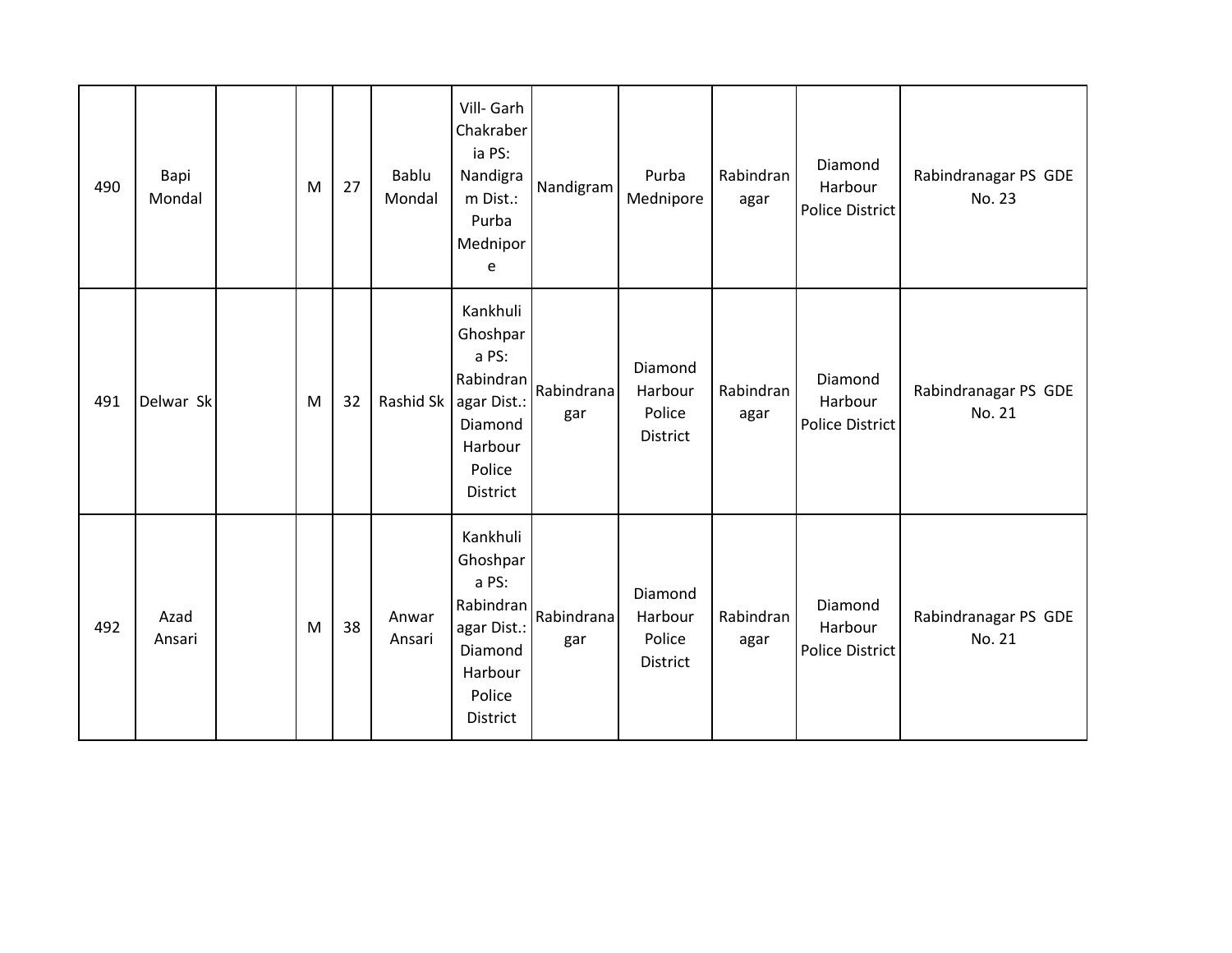| | | | | | | | | | | | |
|---|---|---|---|---|---|---|---|---|---|---|---|
| 490 | Bapi Mondal | | M | 27 | Bablu Mondal | Vill- Garh Chakraberia PS: Nandigram Dist.: Purba Mednipore | Nandigram | Purba Mednipore | Rabindranagar | Diamond Harbour Police District | Rabindranagar PS GDE No. 23 |
| 491 | Delwar Sk | | M | 32 | Rashid Sk | Kankhuli Ghoshpara PS: Rabindranagar Dist.: Diamond Harbour Police District | Rabindranagar | Diamond Harbour Police District | Rabindranagar | Diamond Harbour Police District | Rabindranagar PS GDE No. 21 |
| 492 | Azad Ansari | | M | 38 | Anwar Ansari | Kankhuli Ghoshpara PS: Rabindranagar Dist.: Diamond Harbour Police District | Rabindranagar | Diamond Harbour Police District | Rabindranagar | Diamond Harbour Police District | Rabindranagar PS GDE No. 21 |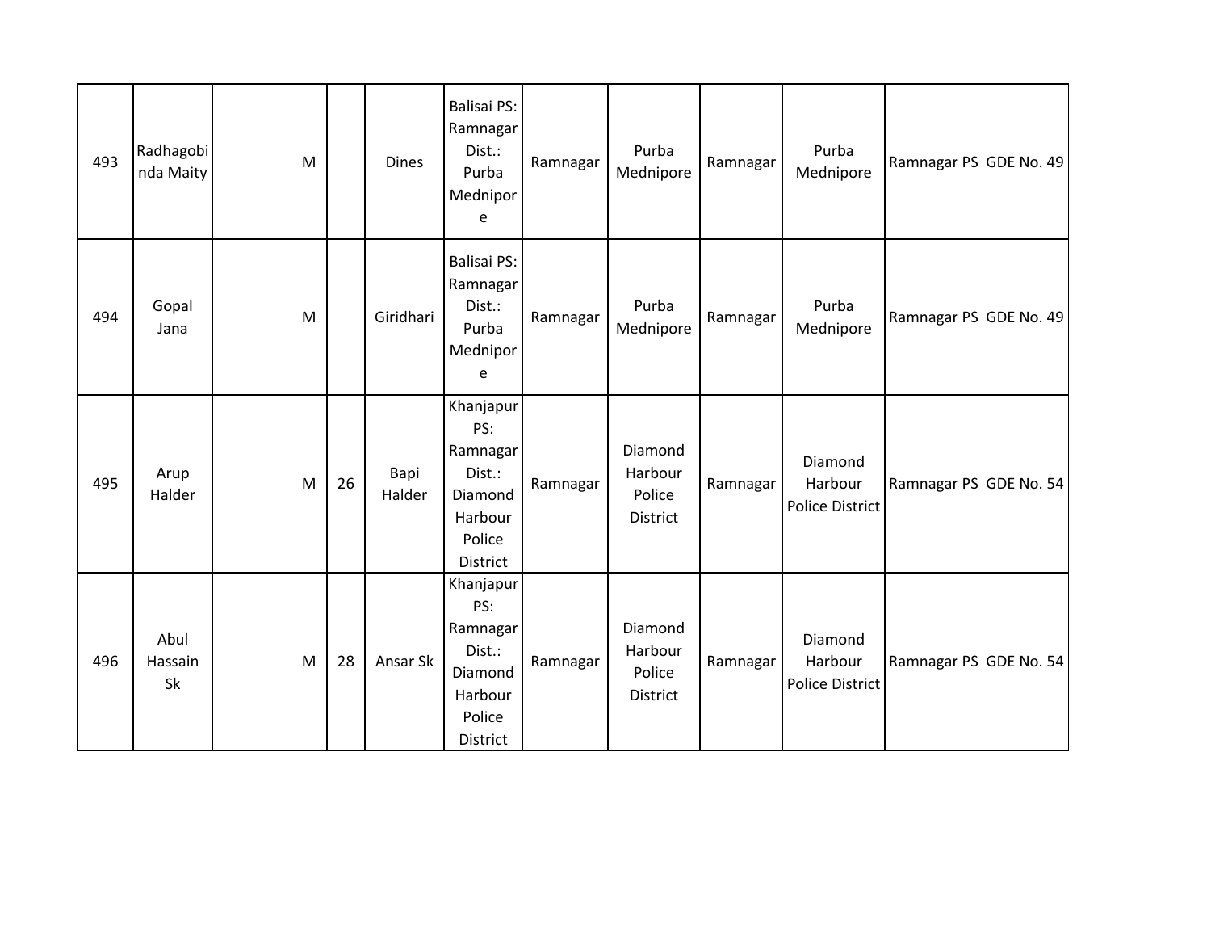| | | | | | | | | | | | |
|---|---|---|---|---|---|---|---|---|---|---|---|
| 493 | Radhagobinda Maity | | M | | Dines | Balisai PS: Ramnagar Dist.: Purba Mednipore | Ramnagar | Purba Mednipore | Ramnagar | Purba Mednipore | Ramnagar PS GDE No. 49 |
| 494 | Gopal Jana | | M | | Giridhari | Balisai PS: Ramnagar Dist.: Purba Mednipore | Ramnagar | Purba Mednipore | Ramnagar | Purba Mednipore | Ramnagar PS GDE No. 49 |
| 495 | Arup Halder | | M | 26 | Bapi Halder | Khanjapur PS: Ramnagar Dist.: Diamond Harbour Police District | Ramnagar | Diamond Harbour Police District | Ramnagar | Diamond Harbour Police District | Ramnagar PS GDE No. 54 |
| 496 | Abul Hassain Sk | | M | 28 | Ansar Sk | Khanjapur PS: Ramnagar Dist.: Diamond Harbour Police District | Ramnagar | Diamond Harbour Police District | Ramnagar | Diamond Harbour Police District | Ramnagar PS GDE No. 54 |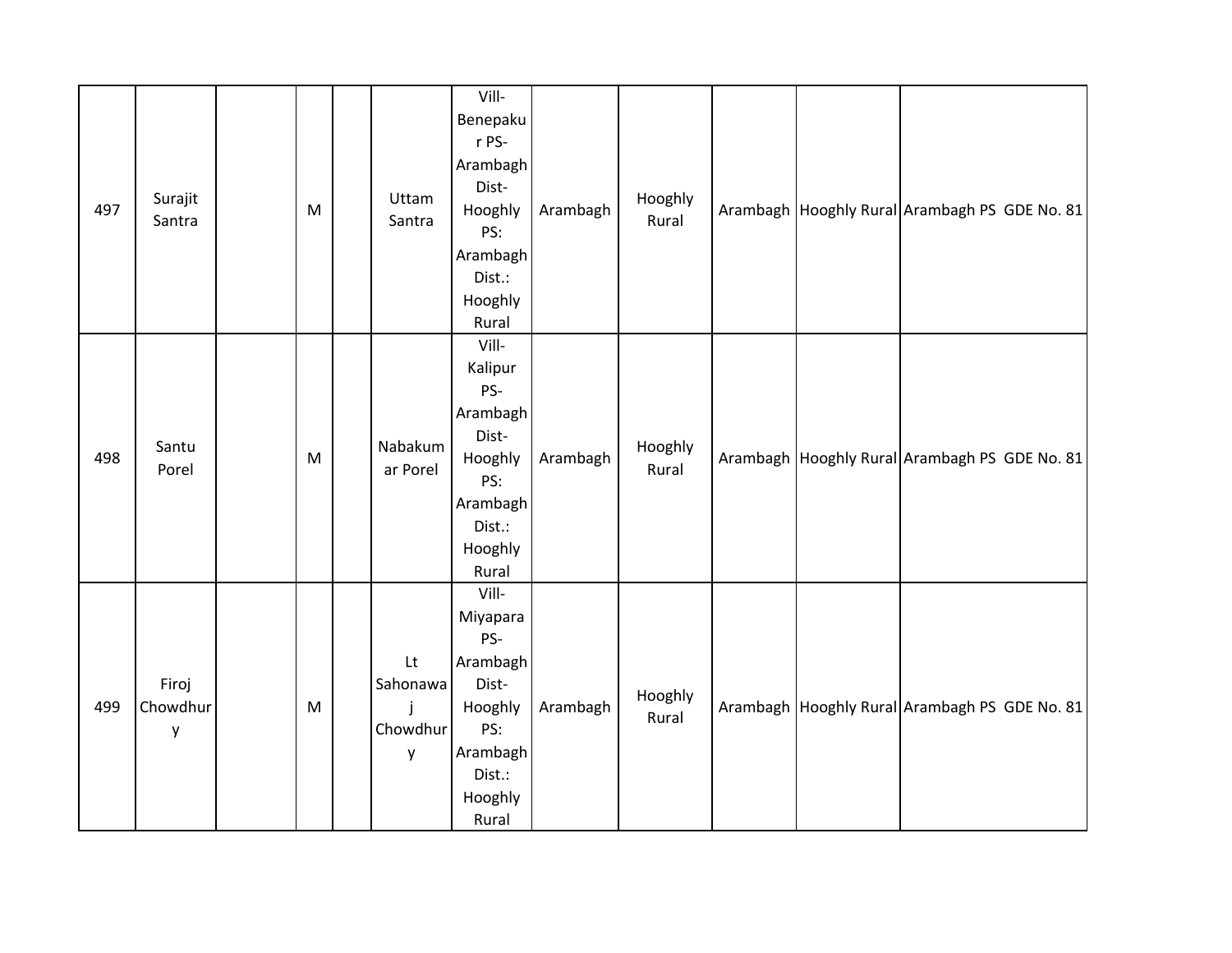| 497 | Surajit Santra | | M | | Uttam Santra | Vill- Benepakur PS- Arambagh Dist- Hooghly PS: Arambagh Dist.: Hooghly Rural | Arambagh | Hooghly Rural | Arambagh | Hooghly Rural | Arambagh PS GDE No. 81 |
|---|---|---|---|---|---|---|---|---|---|---|---|
| 498 | Santu Porel | | M | | Nabakumar Porel | Vill- Kalipur PS- Arambagh Dist- Hooghly PS: Arambagh Dist.: Hooghly Rural | Arambagh | Hooghly Rural | Arambagh | Hooghly Rural | Arambagh PS GDE No. 81 |
| 499 | Firoj Chowdhury | | M | | Lt Sahonawaj Chowdhury | Vill- Miyapara PS- Arambagh Dist- Hooghly PS: Arambagh Dist.: Hooghly Rural | Arambagh | Hooghly Rural | Arambagh | Hooghly Rural | Arambagh PS GDE No. 81 |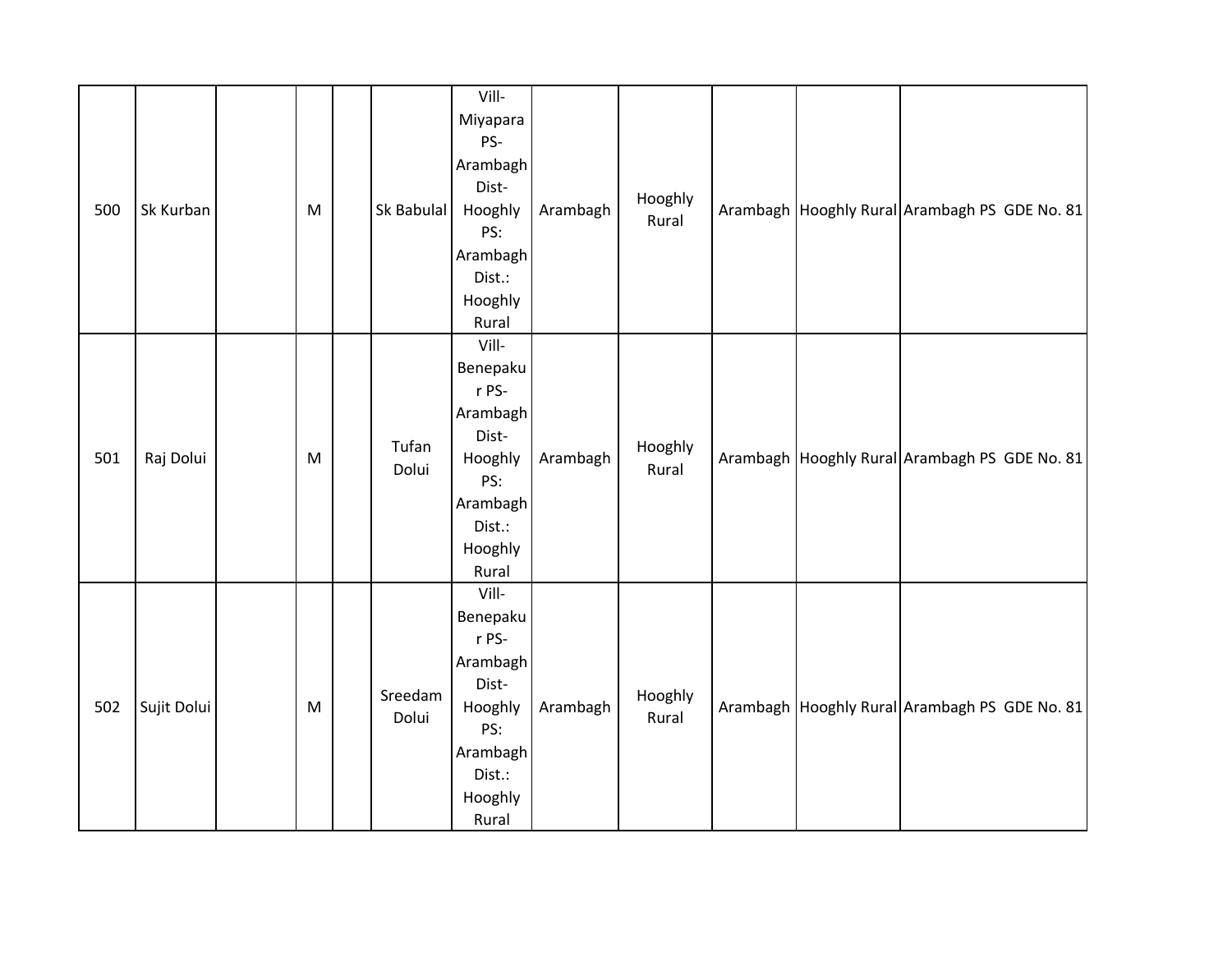| | | | | | | | | | | | |
|---|---|---|---|---|---|---|---|---|---|---|---|
| 500 | Sk Kurban | | M | | Sk Babulal | Vill-Miyapara PS-Arambagh Dist-Hooghly PS: Arambagh Dist.: Hooghly Rural | Arambagh | Hooghly Rural | Arambagh | Hooghly Rural | Arambagh PS GDE No. 81 |
| 501 | Raj Dolui | | M | | Tufan Dolui | Vill-Benepakur PS-Arambagh Dist-Hooghly PS: Arambagh Dist.: Hooghly Rural | Arambagh | Hooghly Rural | Arambagh | Hooghly Rural | Arambagh PS GDE No. 81 |
| 502 | Sujit Dolui | | M | | Sreedam Dolui | Vill-Benepakur PS-Arambagh Dist-Hooghly PS: Arambagh Dist.: Hooghly Rural | Arambagh | Hooghly Rural | Arambagh | Hooghly Rural | Arambagh PS GDE No. 81 |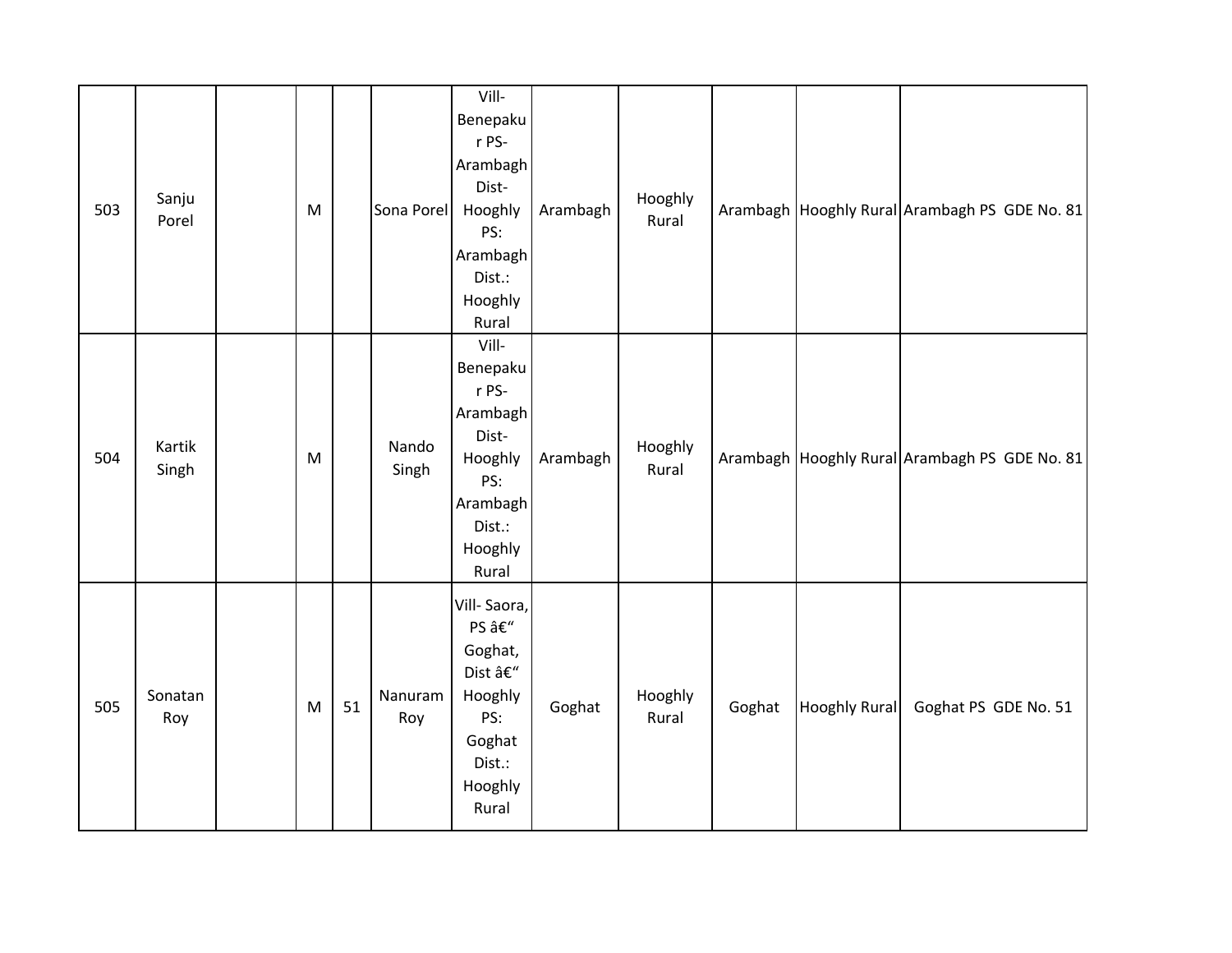| 503 | Sanju Porel | | M | | Sona Porel | Vill- Benepakur PS- Arambagh Dist- Hooghly PS: Arambagh Dist.: Hooghly Rural | Arambagh | Hooghly Rural | Arambagh | Hooghly Rural | Arambagh PS GDE No. 81 |
|---|---|---|---|---|---|---|---|---|---|---|---|
| 504 | Kartik Singh | | M | | Nando Singh | Vill- Benepakur PS- Arambagh Dist- Hooghly PS: Arambagh Dist.: Hooghly Rural | Arambagh | Hooghly Rural | Arambagh | Hooghly Rural | Arambagh PS GDE No. 81 |
| 505 | Sonatan Roy | | M | 51 | Nanuram Roy | Vill- Saora, PS â€" Goghat, Dist â€" Hooghly PS: Goghat Dist.: Hooghly Rural | Goghat | Hooghly Rural | Goghat | Hooghly Rural | Goghat PS GDE No. 51 |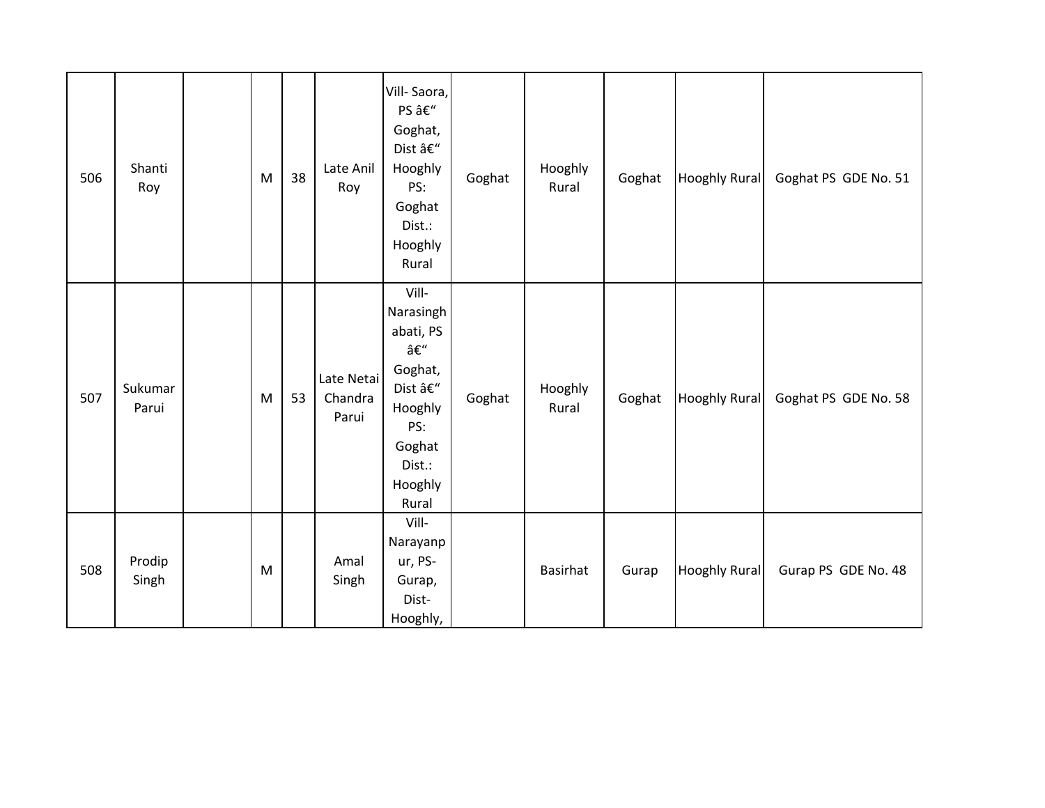| 506 | Shanti Roy | | M | 38 | Late Anil Roy | Vill- Saora, PS â€“ Goghat, Dist â€“ Hooghly PS: Goghat Dist.: Hooghly Rural | Goghat | Hooghly Rural | Goghat | Hooghly Rural | Goghat PS GDE No. 51 |
|---|---|---|---|---|---|---|---|---|---|---|---|
| 507 | Sukumar Parui | | M | 53 | Late Netai Chandra Parui | Vill- Narasinghabati, PS â€“ Goghat, Dist â€“ Hooghly PS: Goghat Dist.: Hooghly Rural | Goghat | Hooghly Rural | Goghat | Hooghly Rural | Goghat PS GDE No. 58 |
| 508 | Prodip Singh | | M | | Amal Singh | Vill- Narayanpur, PS- Gurap, Dist- Hooghly, | | Basirhat | Gurap | Hooghly Rural | Gurap PS GDE No. 48 |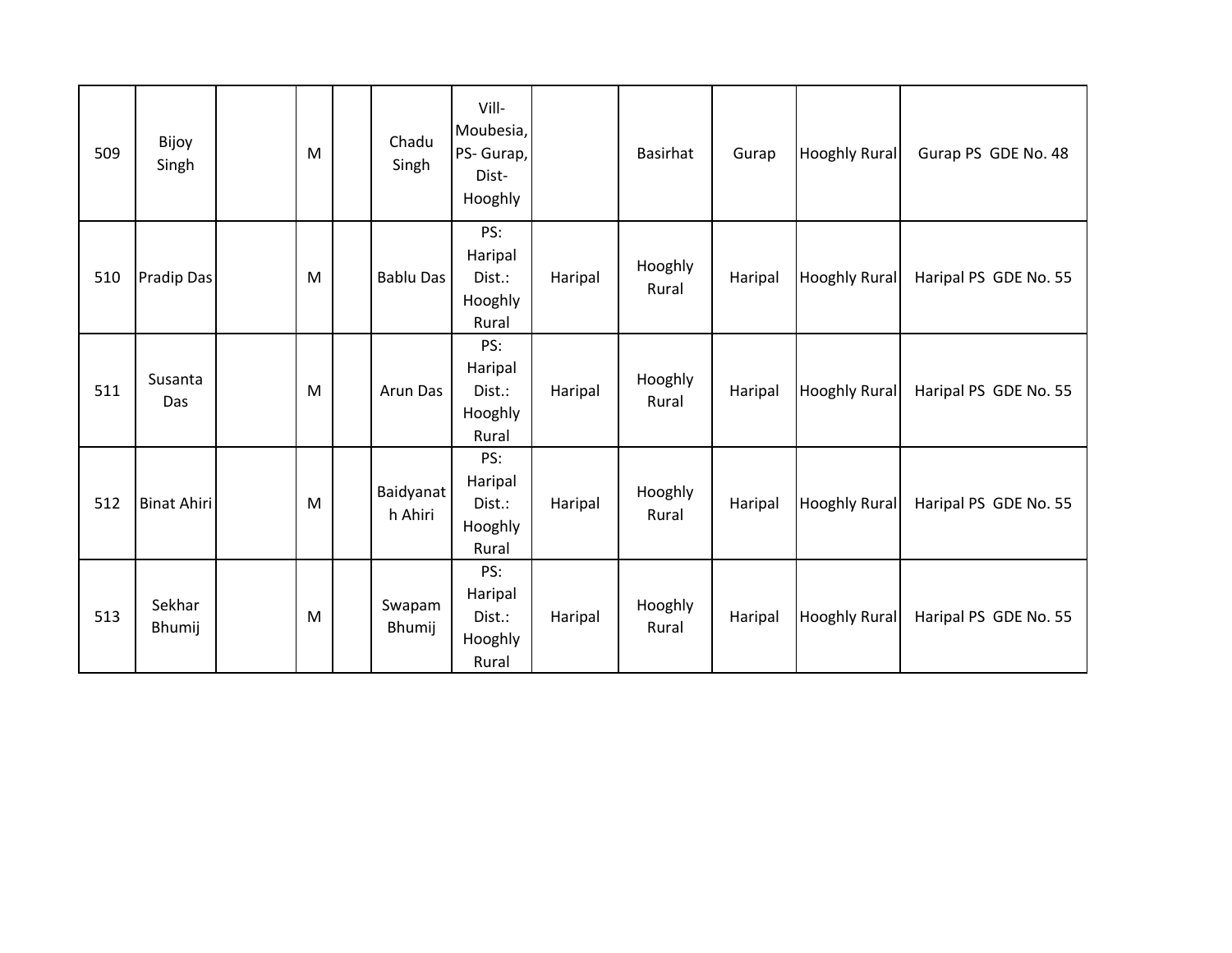| | | | | | | | | | | | |
|---|---|---|---|---|---|---|---|---|---|---|---|
| 509 | Bijoy Singh | | M | | Chadu Singh | Vill-Moubesia, PS- Gurap, Dist-Hooghly | | Basirhat | Gurap | Hooghly Rural | Gurap PS GDE No. 48 |
| 510 | Pradip Das | | M | | Bablu Das | PS: Haripal Dist.: Hooghly Rural | Haripal | Hooghly Rural | Haripal | Hooghly Rural | Haripal PS GDE No. 55 |
| 511 | Susanta Das | | M | | Arun Das | PS: Haripal Dist.: Hooghly Rural | Haripal | Hooghly Rural | Haripal | Hooghly Rural | Haripal PS GDE No. 55 |
| 512 | Binat Ahiri | | M | | Baidyanath Ahiri | PS: Haripal Dist.: Hooghly Rural | Haripal | Hooghly Rural | Haripal | Hooghly Rural | Haripal PS GDE No. 55 |
| 513 | Sekhar Bhumij | | M | | Swapam Bhumij | PS: Haripal Dist.: Hooghly Rural | Haripal | Hooghly Rural | Haripal | Hooghly Rural | Haripal PS GDE No. 55 |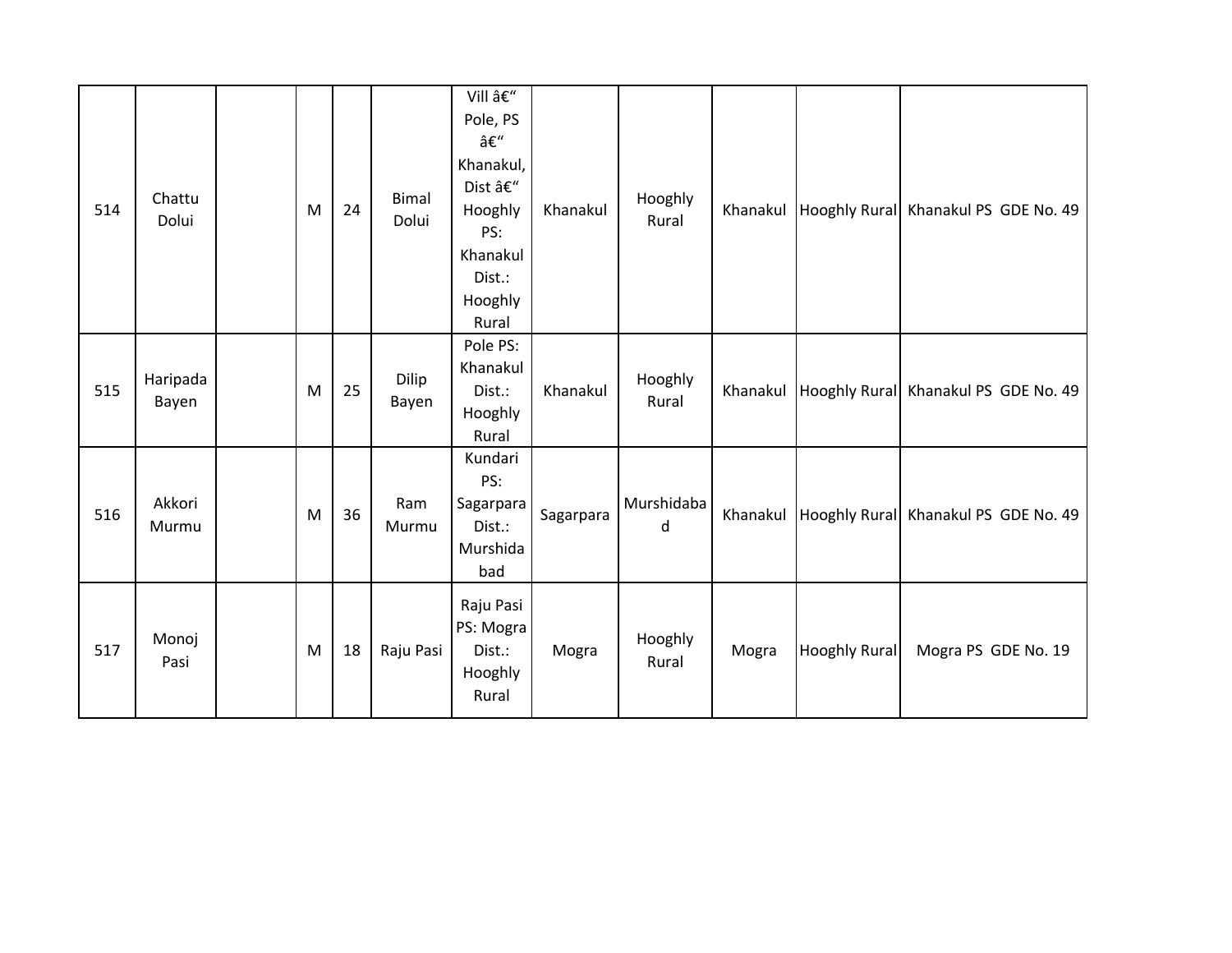| 514 | Chattu Dolui | | M | 24 | Bimal Dolui | Vill â€“ Pole, PS â€“ Khanakul, Dist â€“ Hooghly PS: Khanakul Dist.: Hooghly Rural | Khanakul | Hooghly Rural | Khanakul | Hooghly Rural | Khanakul PS GDE No. 49 |
|---|---|---|---|---|---|---|---|---|---|---|---|
| 515 | Haripada Bayen | | M | 25 | Dilip Bayen | Pole PS: Khanakul Dist.: Hooghly Rural | Khanakul | Hooghly Rural | Khanakul | Hooghly Rural | Khanakul PS GDE No. 49 |
| 516 | Akkori Murmu | | M | 36 | Ram Murmu | Kundari PS: Sagarpara Dist.: Murshidabad | Sagarpara | Murshidabad | Khanakul | Hooghly Rural | Khanakul PS GDE No. 49 |
| 517 | Monoj Pasi | | M | 18 | Raju Pasi | Raju Pasi PS: Mogra Dist.: Hooghly Rural | Mogra | Hooghly Rural | Mogra | Hooghly Rural | Mogra PS GDE No. 19 |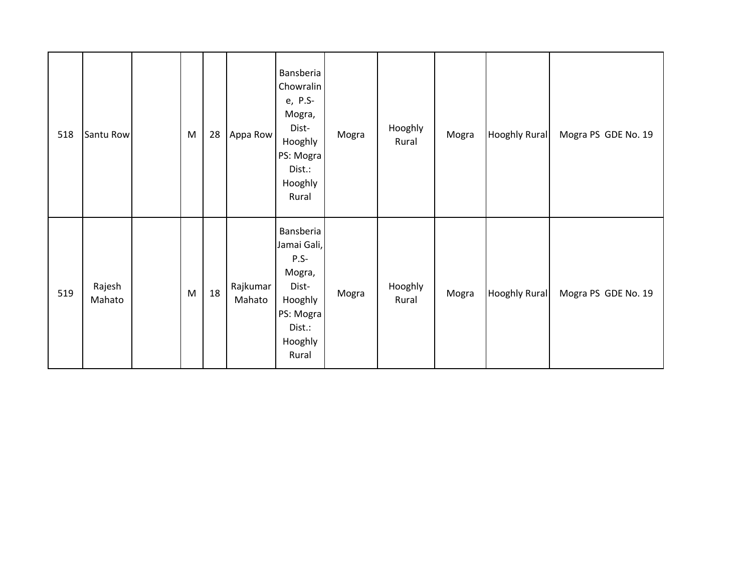| | | | | | | | | | | | |
|---|---|---|---|---|---|---|---|---|---|---|---|
| 518 | Santu Row | | M | 28 | Appa Row | Bansberia Chowraline, P.S- Mogra, Dist- Hooghly PS: Mogra Dist.: Hooghly Rural | Mogra | Hooghly Rural | Mogra | Hooghly Rural | Mogra PS GDE No. 19 |
| 519 | Rajesh Mahato | | M | 18 | Rajkumar Mahato | Bansberia Jamai Gali, P.S- Mogra, Dist- Hooghly PS: Mogra Dist.: Hooghly Rural | Mogra | Hooghly Rural | Mogra | Hooghly Rural | Mogra PS GDE No. 19 |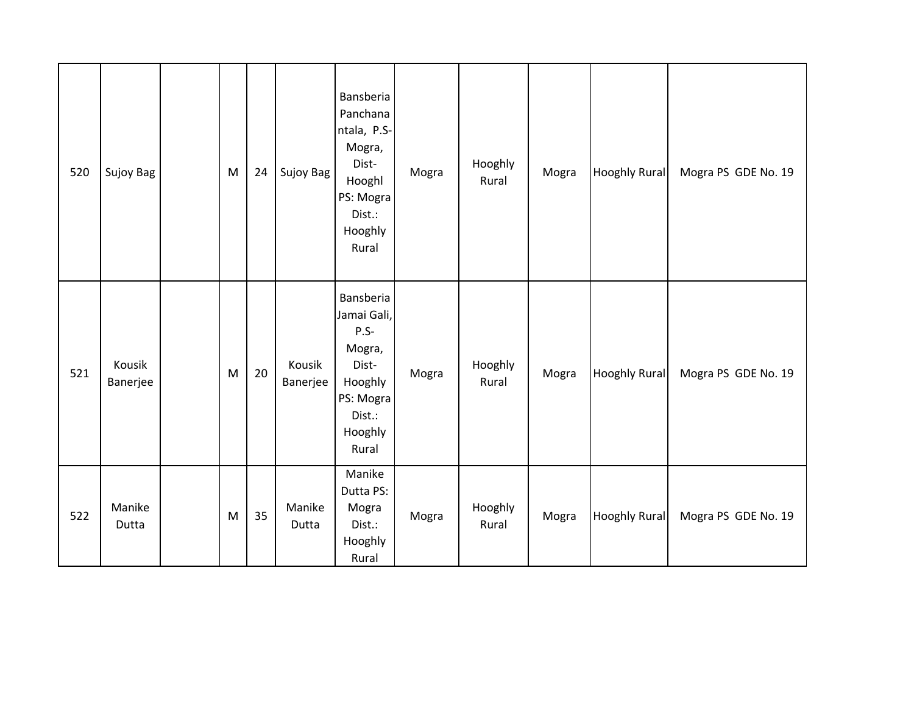| | | | | | | | | | | | |
|---|---|---|---|---|---|---|---|---|---|---|---|
| 520 | Sujoy Bag | | M | 24 | Sujoy Bag | Bansberia Panchanantala, P.S- Mogra, Dist- Hooghl PS: Mogra Dist.: Hooghly Rural | Mogra | Hooghly Rural | Mogra | Hooghly Rural | Mogra PS GDE No. 19 |
| 521 | Kousik Banerjee | | M | 20 | Kousik Banerjee | Bansberia Jamai Gali, P.S- Mogra, Dist- Hooghly PS: Mogra Dist.: Hooghly Rural | Mogra | Hooghly Rural | Mogra | Hooghly Rural | Mogra PS GDE No. 19 |
| 522 | Manike Dutta | | M | 35 | Manike Dutta | Manike Dutta PS: Mogra Dist.: Hooghly Rural | Mogra | Hooghly Rural | Mogra | Hooghly Rural | Mogra PS GDE No. 19 |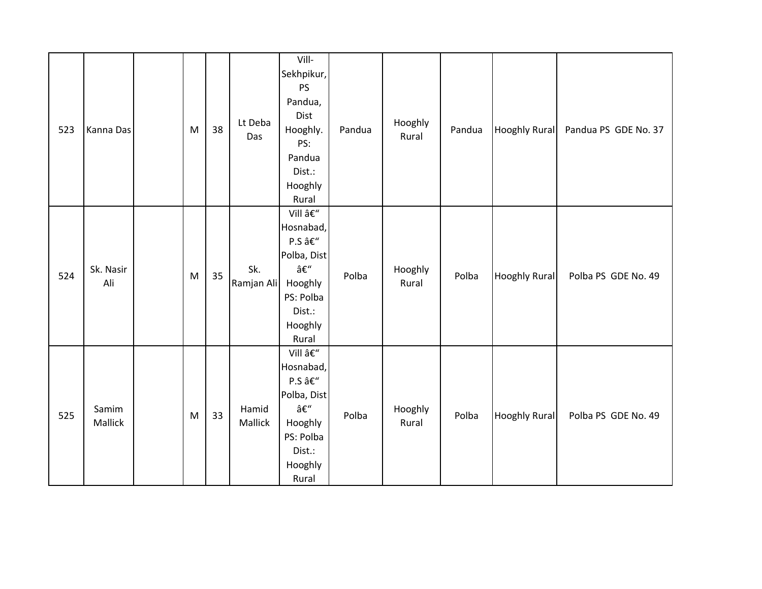| 523 | Kanna Das | | M | 38 | Lt Deba Das | Vill- Sekhpikur, PS Pandua, Dist Hooghly. PS: Pandua Dist.: Hooghly Rural | Pandua | Hooghly Rural | Pandua | Hooghly Rural | Pandua PS GDE No. 37 |
|---|---|---|---|---|---|---|---|---|---|---|---|
| 524 | Sk. Nasir Ali | | M | 35 | Sk. Ramjan Ali | Vill â€“ Hosnabad, P.S â€“ Polba, Dist â€“ Hooghly PS: Polba Dist.: Hooghly Rural | Polba | Hooghly Rural | Polba | Hooghly Rural | Polba PS GDE No. 49 |
| 525 | Samim Mallick | | M | 33 | Hamid Mallick | Vill â€“ Hosnabad, P.S â€“ Polba, Dist â€“ Hooghly PS: Polba Dist.: Hooghly Rural | Polba | Hooghly Rural | Polba | Hooghly Rural | Polba PS GDE No. 49 |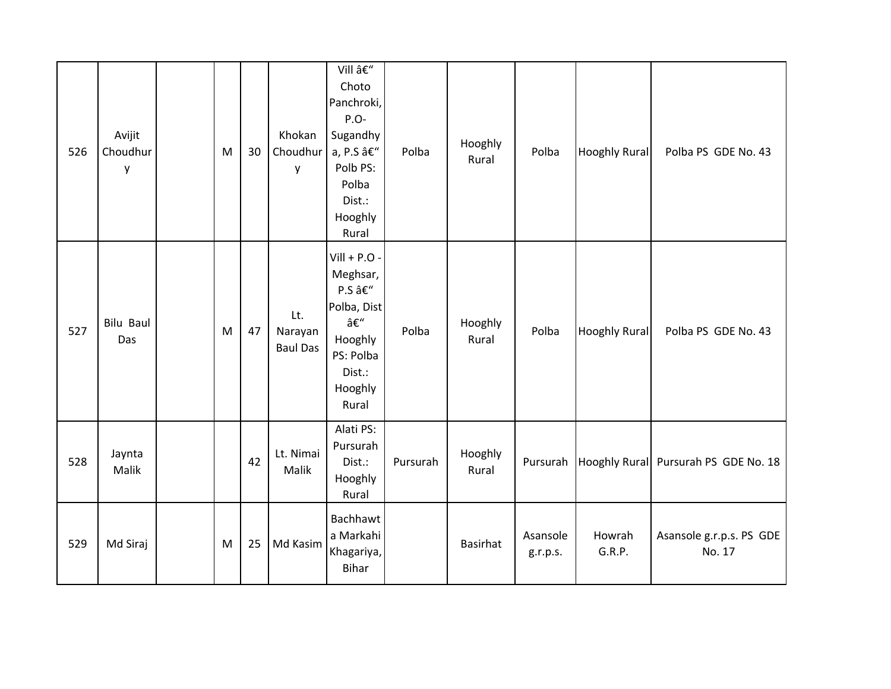| 526 | Avijit Choudhury | | M | 30 | Khokan Choudhury | Vill â€“ Choto Panchroki, P.O- Sugandhya, P.S â€“ Polb PS: Polba Dist.: Hooghly Rural | Polba | Hooghly Rural | Polba | Hooghly Rural | Polba PS GDE No. 43 |
|---|---|---|---|---|---|---|---|---|---|---|---|
| 527 | Bilu Baul Das | | M | 47 | Lt. Narayan Baul Das | Vill + P.O - Meghsar, P.S â€“ Polba, Dist â€“ Hooghly PS: Polba Dist.: Hooghly Rural | Polba | Hooghly Rural | Polba | Hooghly Rural | Polba PS GDE No. 43 |
| 528 | Jaynta Malik | | | 42 | Lt. Nimai Malik | Alati PS: Pursurah Dist.: Hooghly Rural | Pursurah | Hooghly Rural | Pursurah | Hooghly Rural | Pursurah PS GDE No. 18 |
| 529 | Md Siraj | | M | 25 | Md Kasim | Bachhawta Markahi Khagariya, Bihar | | Basirhat | Asansole g.r.p.s. | Howrah G.R.P. | Asansole g.r.p.s. PS GDE No. 17 |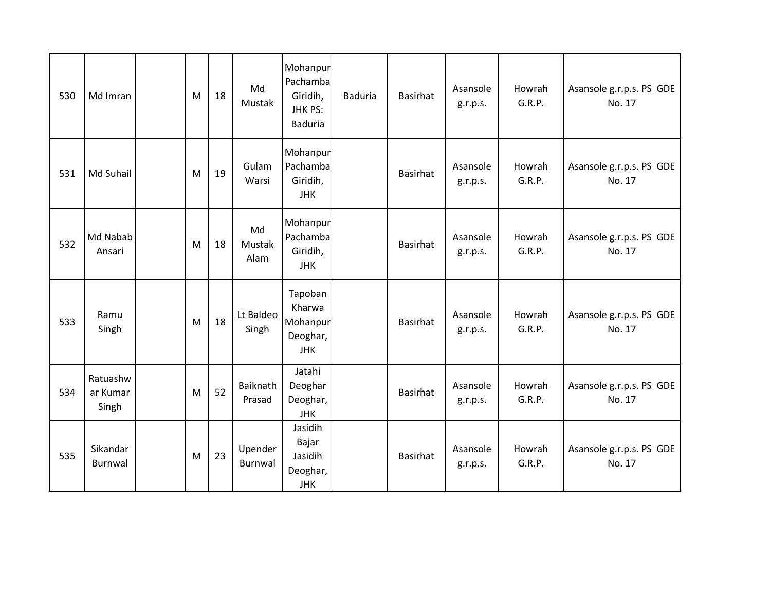| | | | | | | | | | | | |
|---|---|---|---|---|---|---|---|---|---|---|---|
| 530 | Md Imran | | M | 18 | Md Mustak | Mohanpur Pachamba Giridih, JHK PS: Baduria | Baduria | Basirhat | Asansole g.r.p.s. | Howrah G.R.P. | Asansole g.r.p.s. PS GDE No. 17 |
| 531 | Md Suhail | | M | 19 | Gulam Warsi | Mohanpur Pachamba Giridih, JHK | | Basirhat | Asansole g.r.p.s. | Howrah G.R.P. | Asansole g.r.p.s. PS GDE No. 17 |
| 532 | Md Nabab Ansari | | M | 18 | Md Mustak Alam | Mohanpur Pachamba Giridih, JHK | | Basirhat | Asansole g.r.p.s. | Howrah G.R.P. | Asansole g.r.p.s. PS GDE No. 17 |
| 533 | Ramu Singh | | M | 18 | Lt Baldeo Singh | Tapoban Kharwa Mohanpur Deoghar, JHK | | Basirhat | Asansole g.r.p.s. | Howrah G.R.P. | Asansole g.r.p.s. PS GDE No. 17 |
| 534 | Ratuashwar Kumar Singh | | M | 52 | Baiknath Prasad | Jatahi Deoghar Deoghar, JHK | | Basirhat | Asansole g.r.p.s. | Howrah G.R.P. | Asansole g.r.p.s. PS GDE No. 17 |
| 535 | Sikandar Burnwal | | M | 23 | Upender Burnwal | Jasidih Bajar Jasidih Deoghar, JHK | | Basirhat | Asansole g.r.p.s. | Howrah G.R.P. | Asansole g.r.p.s. PS GDE No. 17 |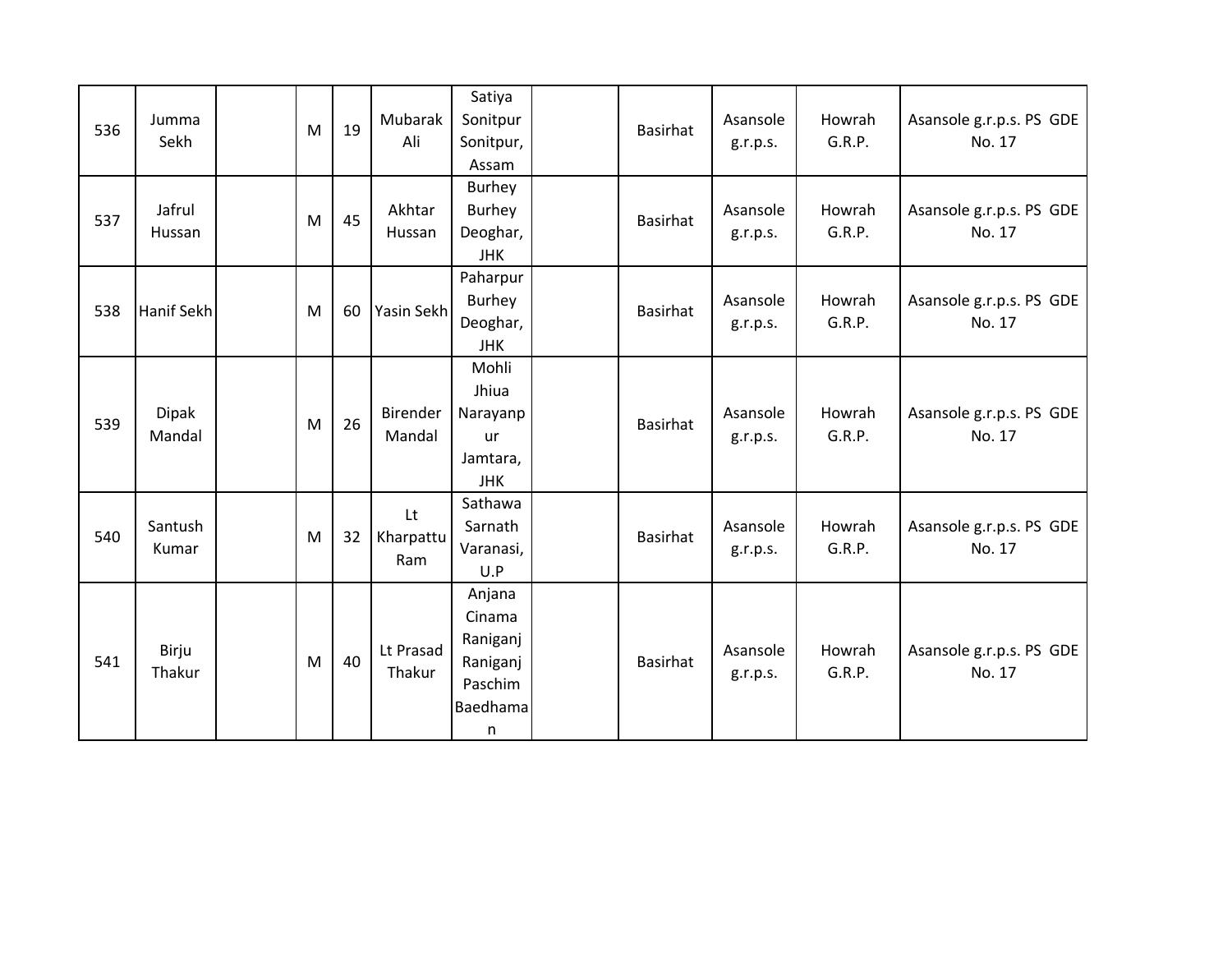| 536 | Jumma Sekh | | M | 19 | Mubarak Ali | Satiya Sonitpur Sonitpur, Assam | | Basirhat | Asansole g.r.p.s. | Howrah G.R.P. | Asansole g.r.p.s. PS GDE No. 17 |
|---|---|---|---|---|---|---|---|---|---|---|---|
| 537 | Jafrul Hussan | | M | 45 | Akhtar Hussan | Burhey Burhey Deoghar, JHK | | Basirhat | Asansole g.r.p.s. | Howrah G.R.P. | Asansole g.r.p.s. PS GDE No. 17 |
| 538 | Hanif Sekh | | M | 60 | Yasin Sekh | Paharpur Burhey Deoghar, JHK | | Basirhat | Asansole g.r.p.s. | Howrah G.R.P. | Asansole g.r.p.s. PS GDE No. 17 |
| 539 | Dipak Mandal | | M | 26 | Birender Mandal | Mohli Jhiua Narayanpur Jamtara, JHK | | Basirhat | Asansole g.r.p.s. | Howrah G.R.P. | Asansole g.r.p.s. PS GDE No. 17 |
| 540 | Santush Kumar | | M | 32 | Lt Kharpattu Ram | Sathawa Sarnath Varanasi, U.P | | Basirhat | Asansole g.r.p.s. | Howrah G.R.P. | Asansole g.r.p.s. PS GDE No. 17 |
| 541 | Birju Thakur | | M | 40 | Lt Prasad Thakur | Anjana Cinama Raniganj Raniganj Paschim Baedhaman | | Basirhat | Asansole g.r.p.s. | Howrah G.R.P. | Asansole g.r.p.s. PS GDE No. 17 |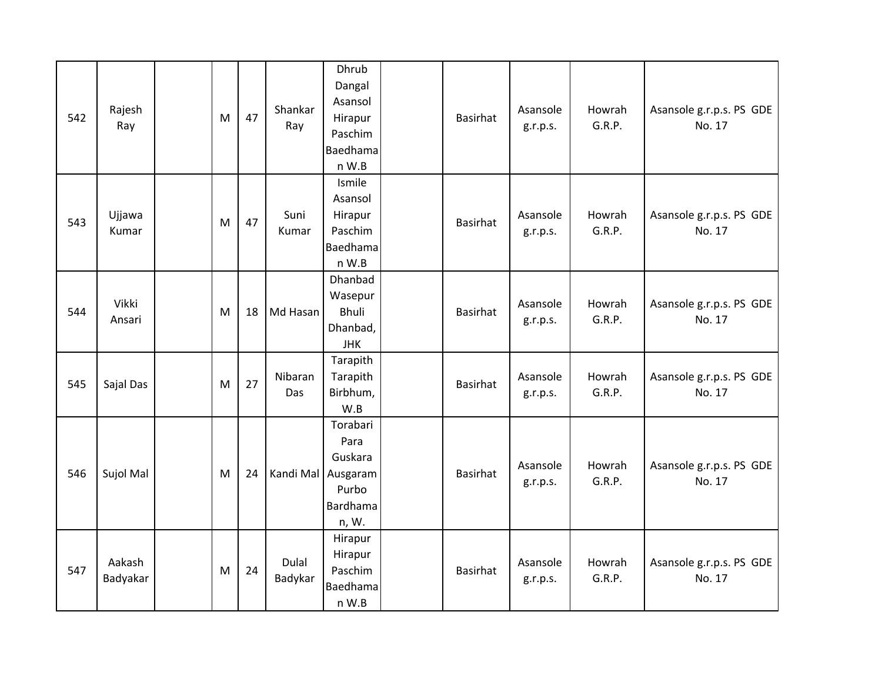| 542 | Rajesh Ray | | M | 47 | Shankar Ray | Dhrub Dangal Asansol Hirapur Paschim Baedhaman W.B | | Basirhat | Asansole g.r.p.s. | Howrah G.R.P. | Asansole g.r.p.s. PS GDE No. 17 |
|---|---|---|---|---|---|---|---|---|---|---|---|
| 543 | Ujjawa Kumar | | M | 47 | Suni Kumar | Ismile Asansol Hirapur Paschim Baedhaman W.B | | Basirhat | Asansole g.r.p.s. | Howrah G.R.P. | Asansole g.r.p.s. PS GDE No. 17 |
| 544 | Vikki Ansari | | M | 18 | Md Hasan | Dhanbad Wasepur Bhuli Dhanbad, JHK | | Basirhat | Asansole g.r.p.s. | Howrah G.R.P. | Asansole g.r.p.s. PS GDE No. 17 |
| 545 | Sajal Das | | M | 27 | Nibaran Das | Tarapith Tarapith Birbhum, W.B | | Basirhat | Asansole g.r.p.s. | Howrah G.R.P. | Asansole g.r.p.s. PS GDE No. 17 |
| 546 | Sujol Mal | | M | 24 | Kandi Mal | Torabari Para Guskara Ausgaram Purbo Bardhaman, W. | | Basirhat | Asansole g.r.p.s. | Howrah G.R.P. | Asansole g.r.p.s. PS GDE No. 17 |
| 547 | Aakash Badyakar | | M | 24 | Dulal Badykar | Hirapur Hirapur Paschim Baedhaman W.B | | Basirhat | Asansole g.r.p.s. | Howrah G.R.P. | Asansole g.r.p.s. PS GDE No. 17 |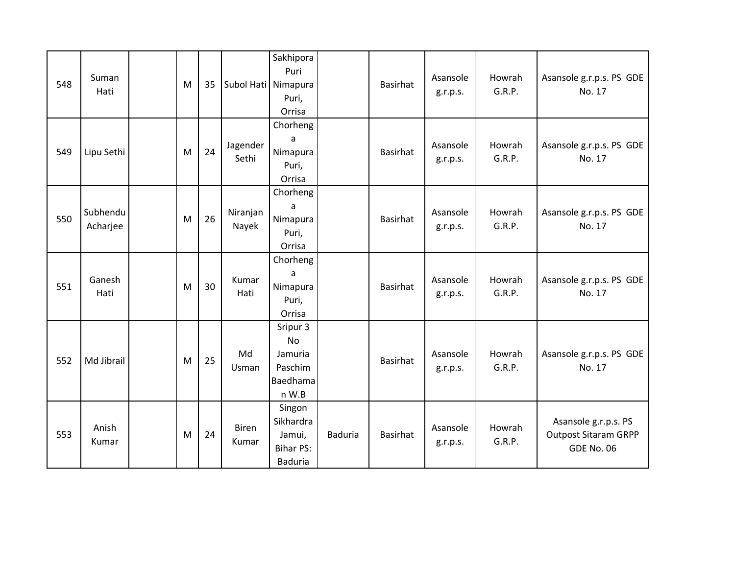| | | | | | | | | | | | |
|---|---|---|---|---|---|---|---|---|---|---|---|
| 548 | Suman Hati | | M | 35 | Subol Hati | Sakhipora Puri Nimapura Puri, Orrisa | | Basirhat | Asansole g.r.p.s. | Howrah G.R.P. | Asansole g.r.p.s. PS GDE No. 17 |
| 549 | Lipu Sethi | | M | 24 | Jagender Sethi | Chorhenga Nimapura Puri, Orrisa | | Basirhat | Asansole g.r.p.s. | Howrah G.R.P. | Asansole g.r.p.s. PS GDE No. 17 |
| 550 | Subhendu Acharjee | | M | 26 | Niranjan Nayek | Chorhenga Nimapura Puri, Orrisa | | Basirhat | Asansole g.r.p.s. | Howrah G.R.P. | Asansole g.r.p.s. PS GDE No. 17 |
| 551 | Ganesh Hati | | M | 30 | Kumar Hati | Chorhenga Nimapura Puri, Orrisa | | Basirhat | Asansole g.r.p.s. | Howrah G.R.P. | Asansole g.r.p.s. PS GDE No. 17 |
| 552 | Md Jibrail | | M | 25 | Md Usman | Sripur 3 No Jamuria Paschim Baedhaman W.B | | Basirhat | Asansole g.r.p.s. | Howrah G.R.P. | Asansole g.r.p.s. PS GDE No. 17 |
| 553 | Anish Kumar | | M | 24 | Biren Kumar | Singon Sikhardra Jamui, Bihar PS: Baduria | Baduria | Basirhat | Asansole g.r.p.s. | Howrah G.R.P. | Asansole g.r.p.s. PS Outpost Sitaram GRPP GDE No. 06 |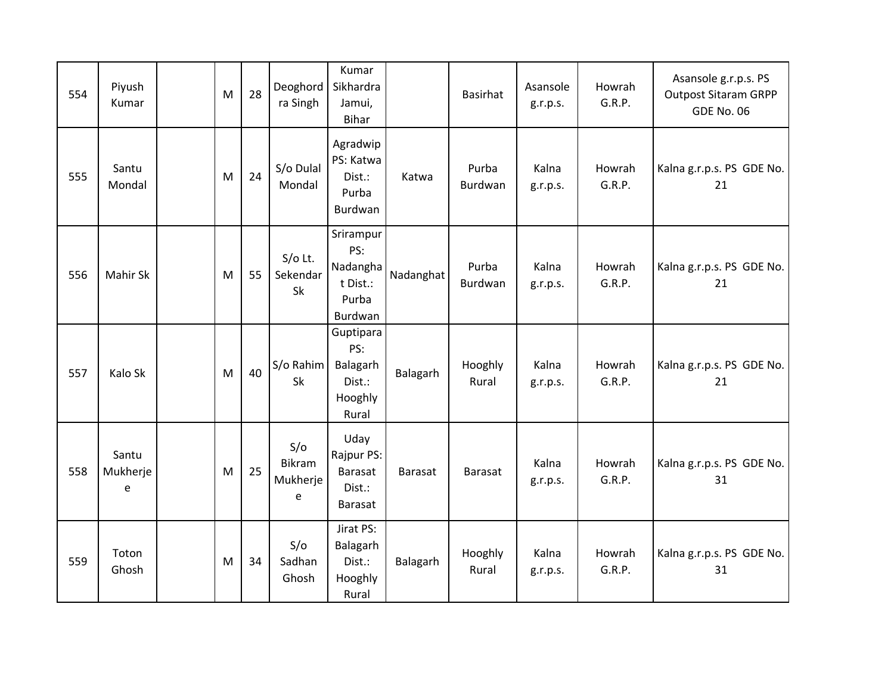| 554 | Piyush Kumar | | M | 28 | Deoghordra Singh | Kumar Sikhardra Jamui, Bihar | | Basirhat | Asansole g.r.p.s. | Howrah G.R.P. | Asansole g.r.p.s. PS Outpost Sitaram GRPP GDE No. 06 |
|---|---|---|---|---|---|---|---|---|---|---|---|
| 555 | Santu Mondal | | M | 24 | S/o Dulal Mondal | Agradwip PS: Katwa Dist.: Purba Burdwan | Katwa | Purba Burdwan | Kalna g.r.p.s. | Howrah G.R.P. | Kalna g.r.p.s. PS GDE No. 21 |
| 556 | Mahir Sk | | M | 55 | S/o Lt. Sekendar Sk | Srirampur PS: Nadanghat Dist.: Purba Burdwan | Nadanghat | Purba Burdwan | Kalna g.r.p.s. | Howrah G.R.P. | Kalna g.r.p.s. PS GDE No. 21 |
| 557 | Kalo Sk | | M | 40 | S/o Rahim Sk | Guptipara PS: Balagarh Dist.: Hooghly Rural | Balagarh | Hooghly Rural | Kalna g.r.p.s. | Howrah G.R.P. | Kalna g.r.p.s. PS GDE No. 21 |
| 558 | Santu Mukherjee | | M | 25 | S/o Bikram Mukherjee | Uday Rajpur PS: Barasat Dist.: Barasat | Barasat | Barasat | Kalna g.r.p.s. | Howrah G.R.P. | Kalna g.r.p.s. PS GDE No. 31 |
| 559 | Toton Ghosh | | M | 34 | S/o Sadhan Ghosh | Jirat PS: Balagarh Dist.: Hooghly Rural | Balagarh | Hooghly Rural | Kalna g.r.p.s. | Howrah G.R.P. | Kalna g.r.p.s. PS GDE No. 31 |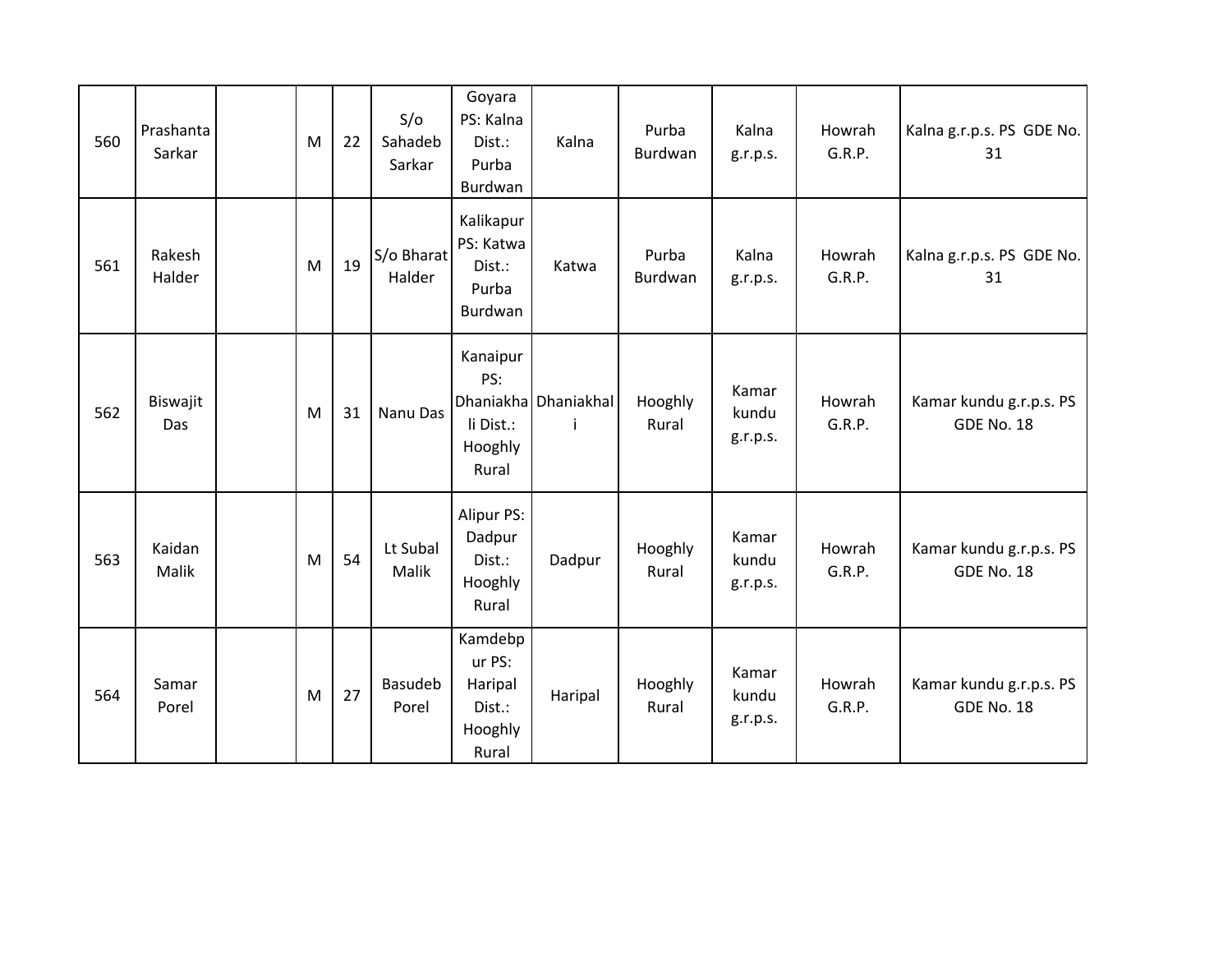| | | | | | | | | | | | |
|---|---|---|---|---|---|---|---|---|---|---|---|
| 560 | Prashanta Sarkar | | M | 22 | S/o Sahadeb Sarkar | Goyara PS: Kalna Dist.: Purba Burdwan | Kalna | Purba Burdwan | Kalna g.r.p.s. | Howrah G.R.P. | Kalna g.r.p.s. PS GDE No. 31 |
| 561 | Rakesh Halder | | M | 19 | S/o Bharat Halder | Kalikapur PS: Katwa Dist.: Purba Burdwan | Katwa | Purba Burdwan | Kalna g.r.p.s. | Howrah G.R.P. | Kalna g.r.p.s. PS GDE No. 31 |
| 562 | Biswajit Das | | M | 31 | Nanu Das | Kanaipur PS: Dhaniakhali Dist.: Hooghly Rural | Dhaniakhali | Hooghly Rural | Kamar kundu g.r.p.s. | Howrah G.R.P. | Kamar kundu g.r.p.s. PS GDE No. 18 |
| 563 | Kaidan Malik | | M | 54 | Lt Subal Malik | Alipur PS: Dadpur Dist.: Hooghly Rural | Dadpur | Hooghly Rural | Kamar kundu g.r.p.s. | Howrah G.R.P. | Kamar kundu g.r.p.s. PS GDE No. 18 |
| 564 | Samar Porel | | M | 27 | Basudeb Porel | Kamdebpur PS: Haripal Dist.: Hooghly Rural | Haripal | Hooghly Rural | Kamar kundu g.r.p.s. | Howrah G.R.P. | Kamar kundu g.r.p.s. PS GDE No. 18 |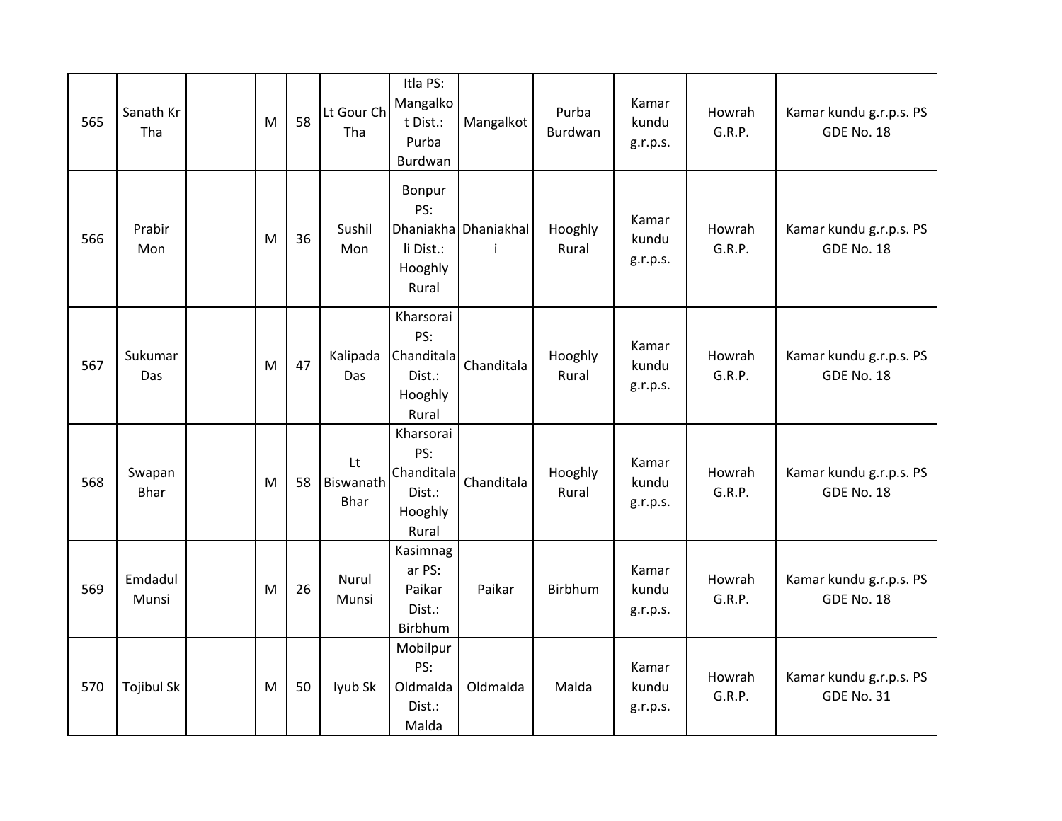| 565 | Sanath Kr Tha | | M | 58 | Lt Gour Ch Tha | Itla PS: Mangalkot Dist.: Purba Burdwan | Mangalkot | Purba Burdwan | Kamar kundu g.r.p.s. | Howrah G.R.P. | Kamar kundu g.r.p.s. PS GDE No. 18 |
|---|---|---|---|---|---|---|---|---|---|---|---|
| 566 | Prabir Mon | | M | 36 | Sushil Mon | Bonpur PS: Dhaniakhali Dist.: Hooghly Rural | Dhaniakhali | Hooghly Rural | Kamar kundu g.r.p.s. | Howrah G.R.P. | Kamar kundu g.r.p.s. PS GDE No. 18 |
| 567 | Sukumar Das | | M | 47 | Kalipada Das | Kharsorai PS: Chanditala Dist.: Hooghly Rural | Chanditala | Hooghly Rural | Kamar kundu g.r.p.s. | Howrah G.R.P. | Kamar kundu g.r.p.s. PS GDE No. 18 |
| 568 | Swapan Bhar | | M | 58 | Lt Biswanath Bhar | Kharsorai PS: Chanditala Dist.: Hooghly Rural | Chanditala | Hooghly Rural | Kamar kundu g.r.p.s. | Howrah G.R.P. | Kamar kundu g.r.p.s. PS GDE No. 18 |
| 569 | Emdadul Munsi | | M | 26 | Nurul Munsi | Kasimnagar PS: Paikar Dist.: Birbhum | Paikar | Birbhum | Kamar kundu g.r.p.s. | Howrah G.R.P. | Kamar kundu g.r.p.s. PS GDE No. 18 |
| 570 | Tojibul Sk | | M | 50 | Iyub Sk | Mobilpur PS: Oldmalda Dist.: Malda | Oldmalda | Malda | Kamar kundu g.r.p.s. | Howrah G.R.P. | Kamar kundu g.r.p.s. PS GDE No. 31 |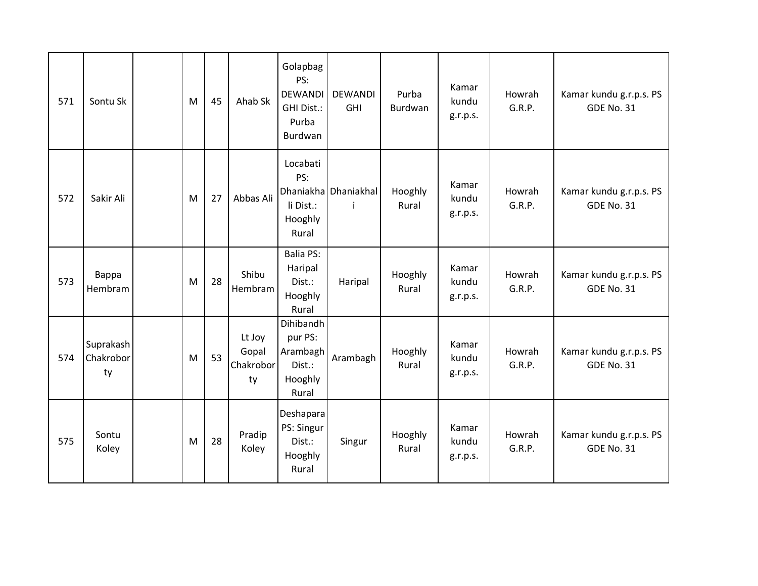| | | | | | | | | | | | |
|---|---|---|---|---|---|---|---|---|---|---|---|
| 571 | Sontu Sk | | M | 45 | Ahab Sk | Golapbag PS: DEWANDI GHI Dist.: Purba Burdwan | DEWANDI GHI | Purba Burdwan | Kamar kundu g.r.p.s. | Howrah G.R.P. | Kamar kundu g.r.p.s. PS GDE No. 31 |
| 572 | Sakir Ali | | M | 27 | Abbas Ali | Locabati PS: Dhaniakhali Dist.: Hooghly Rural | Dhaniakhali | Hooghly Rural | Kamar kundu g.r.p.s. | Howrah G.R.P. | Kamar kundu g.r.p.s. PS GDE No. 31 |
| 573 | Bappa Hembram | | M | 28 | Shibu Hembram | Balia PS: Haripal Dist.: Hooghly Rural | Haripal | Hooghly Rural | Kamar kundu g.r.p.s. | Howrah G.R.P. | Kamar kundu g.r.p.s. PS GDE No. 31 |
| 574 | Suprakash Chakroborty | | M | 53 | Lt Joy Gopal Chakroborty | Dihibandhpur PS: Arambagh Dist.: Hooghly Rural | Arambagh | Hooghly Rural | Kamar kundu g.r.p.s. | Howrah G.R.P. | Kamar kundu g.r.p.s. PS GDE No. 31 |
| 575 | Sontu Koley | | M | 28 | Pradip Koley | Deshapara PS: Singur Dist.: Hooghly Rural | Singur | Hooghly Rural | Kamar kundu g.r.p.s. | Howrah G.R.P. | Kamar kundu g.r.p.s. PS GDE No. 31 |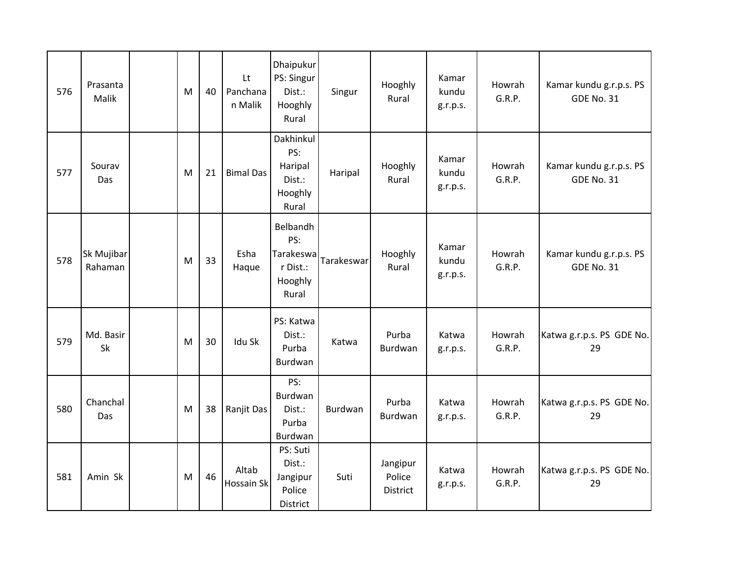| | | | | | | | | | | | |
|---|---|---|---|---|---|---|---|---|---|---|---|
| 576 | Prasanta Malik | | M | 40 | Lt Panchanan Malik | Dhaipukur PS: Singur Dist.: Hooghly Rural | Singur | Hooghly Rural | Kamar kundu g.r.p.s. | Howrah G.R.P. | Kamar kundu g.r.p.s. PS GDE No. 31 |
| 577 | Sourav Das | | M | 21 | Bimal Das | Dakhinkul PS: Haripal Dist.: Hooghly Rural | Haripal | Hooghly Rural | Kamar kundu g.r.p.s. | Howrah G.R.P. | Kamar kundu g.r.p.s. PS GDE No. 31 |
| 578 | Sk Mujibar Rahaman | | M | 33 | Esha Haque | Belbandh PS: Tarakeswar Dist.: Hooghly Rural | Tarakeswar | Hooghly Rural | Kamar kundu g.r.p.s. | Howrah G.R.P. | Kamar kundu g.r.p.s. PS GDE No. 31 |
| 579 | Md. Basir Sk | | M | 30 | Idu Sk | PS: Katwa Dist.: Purba Burdwan | Katwa | Purba Burdwan | Katwa g.r.p.s. | Howrah G.R.P. | Katwa g.r.p.s. PS GDE No. 29 |
| 580 | Chanchal Das | | M | 38 | Ranjit Das | PS: Burdwan Dist.: Purba Burdwan | Burdwan | Purba Burdwan | Katwa g.r.p.s. | Howrah G.R.P. | Katwa g.r.p.s. PS GDE No. 29 |
| 581 | Amin Sk | | M | 46 | Altab Hossain Sk | PS: Suti Dist.: Jangipur Police District | Suti | Jangipur Police District | Katwa g.r.p.s. | Howrah G.R.P. | Katwa g.r.p.s. PS GDE No. 29 |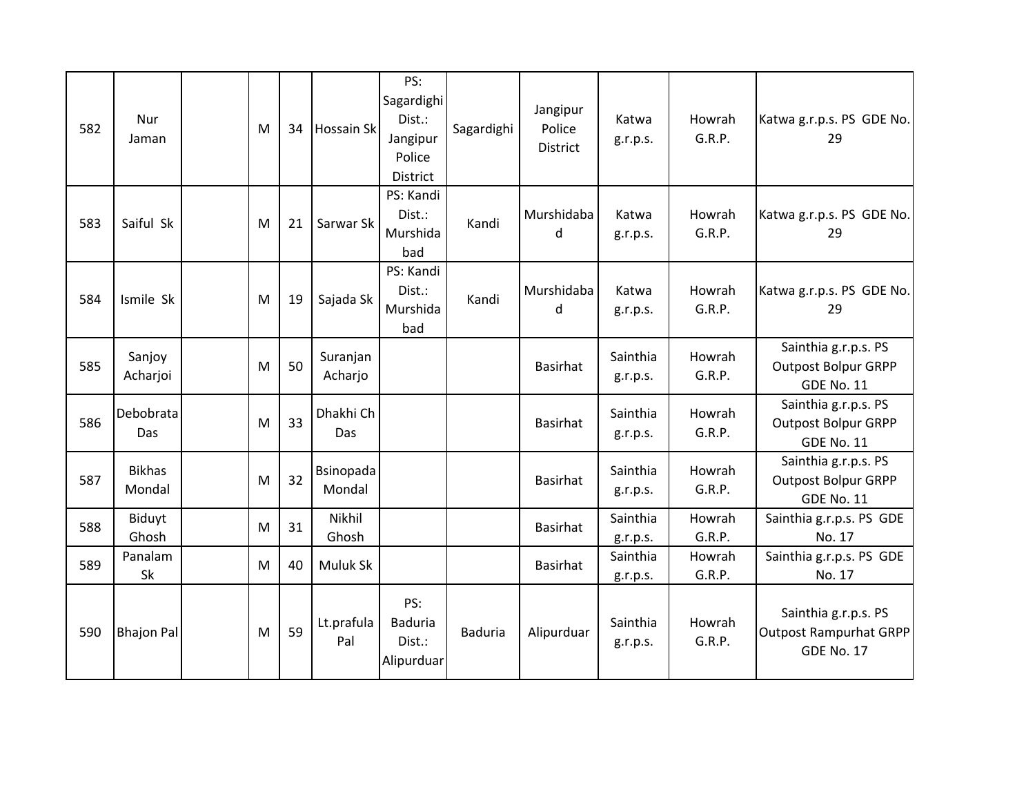| 582 | Nur Jaman | | M | 34 | Hossain Sk | PS: Sagardighi Dist.: Jangipur Police District | Sagardighi | Jangipur Police District | Katwa g.r.p.s. | Howrah G.R.P. | Katwa g.r.p.s. PS GDE No. 29 |
|---|---|---|---|---|---|---|---|---|---|---|---|
| 583 | Saiful Sk | | M | 21 | Sarwar Sk | PS: Kandi Dist.: Murshidabad | Kandi | Murshidabad | Katwa g.r.p.s. | Howrah G.R.P. | Katwa g.r.p.s. PS GDE No. 29 |
| 584 | Ismile Sk | | M | 19 | Sajada Sk | PS: Kandi Dist.: Murshidabad | Kandi | Murshidabad | Katwa g.r.p.s. | Howrah G.R.P. | Katwa g.r.p.s. PS GDE No. 29 |
| 585 | Sanjoy Acharjoi | | M | 50 | Suranjan Acharjo | | | Basirhat | Sainthia g.r.p.s. | Howrah G.R.P. | Sainthia g.r.p.s. PS Outpost Bolpur GRPP GDE No. 11 |
| 586 | Debobrata Das | | M | 33 | Dhakhi Ch Das | | | Basirhat | Sainthia g.r.p.s. | Howrah G.R.P. | Sainthia g.r.p.s. PS Outpost Bolpur GRPP GDE No. 11 |
| 587 | Bikhas Mondal | | M | 32 | Bsinopada Mondal | | | Basirhat | Sainthia g.r.p.s. | Howrah G.R.P. | Sainthia g.r.p.s. PS Outpost Bolpur GRPP GDE No. 11 |
| 588 | Biduyt Ghosh | | M | 31 | Nikhil Ghosh | | | Basirhat | Sainthia g.r.p.s. | Howrah G.R.P. | Sainthia g.r.p.s. PS GDE No. 17 |
| 589 | Panalam Sk | | M | 40 | Muluk Sk | | | Basirhat | Sainthia g.r.p.s. | Howrah G.R.P. | Sainthia g.r.p.s. PS GDE No. 17 |
| 590 | Bhajon Pal | | M | 59 | Lt.prafula Pal | PS: Baduria Dist.: Alipurduar | Baduria | Alipurduar | Sainthia g.r.p.s. | Howrah G.R.P. | Sainthia g.r.p.s. PS Outpost Rampurhat GRPP GDE No. 17 |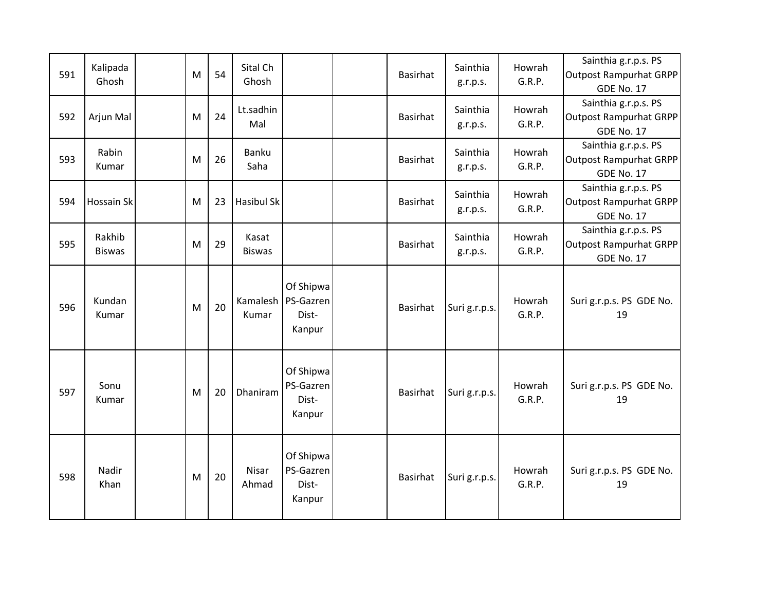| | | | | | | | | | | | |
|---|---|---|---|---|---|---|---|---|---|---|---|
| 591 | Kalipada Ghosh | | M | 54 | Sital Ch Ghosh | | | Basirhat | Sainthia g.r.p.s. | Howrah G.R.P. | Sainthia g.r.p.s. PS Outpost Rampurhat GRPP GDE No. 17 |
| 592 | Arjun Mal | | M | 24 | Lt.sadhin Mal | | | Basirhat | Sainthia g.r.p.s. | Howrah G.R.P. | Sainthia g.r.p.s. PS Outpost Rampurhat GRPP GDE No. 17 |
| 593 | Rabin Kumar | | M | 26 | Banku Saha | | | Basirhat | Sainthia g.r.p.s. | Howrah G.R.P. | Sainthia g.r.p.s. PS Outpost Rampurhat GRPP GDE No. 17 |
| 594 | Hossain Sk | | M | 23 | Hasibul Sk | | | Basirhat | Sainthia g.r.p.s. | Howrah G.R.P. | Sainthia g.r.p.s. PS Outpost Rampurhat GRPP GDE No. 17 |
| 595 | Rakhib Biswas | | M | 29 | Kasat Biswas | | | Basirhat | Sainthia g.r.p.s. | Howrah G.R.P. | Sainthia g.r.p.s. PS Outpost Rampurhat GRPP GDE No. 17 |
| 596 | Kundan Kumar | | M | 20 | Kamalesh Kumar | Of Shipwa PS-Gazren Dist-Kanpur | | Basirhat | Suri g.r.p.s. | Howrah G.R.P. | Suri g.r.p.s. PS GDE No. 19 |
| 597 | Sonu Kumar | | M | 20 | Dhaniram | Of Shipwa PS-Gazren Dist-Kanpur | | Basirhat | Suri g.r.p.s. | Howrah G.R.P. | Suri g.r.p.s. PS GDE No. 19 |
| 598 | Nadir Khan | | M | 20 | Nisar Ahmad | Of Shipwa PS-Gazren Dist-Kanpur | | Basirhat | Suri g.r.p.s. | Howrah G.R.P. | Suri g.r.p.s. PS GDE No. 19 |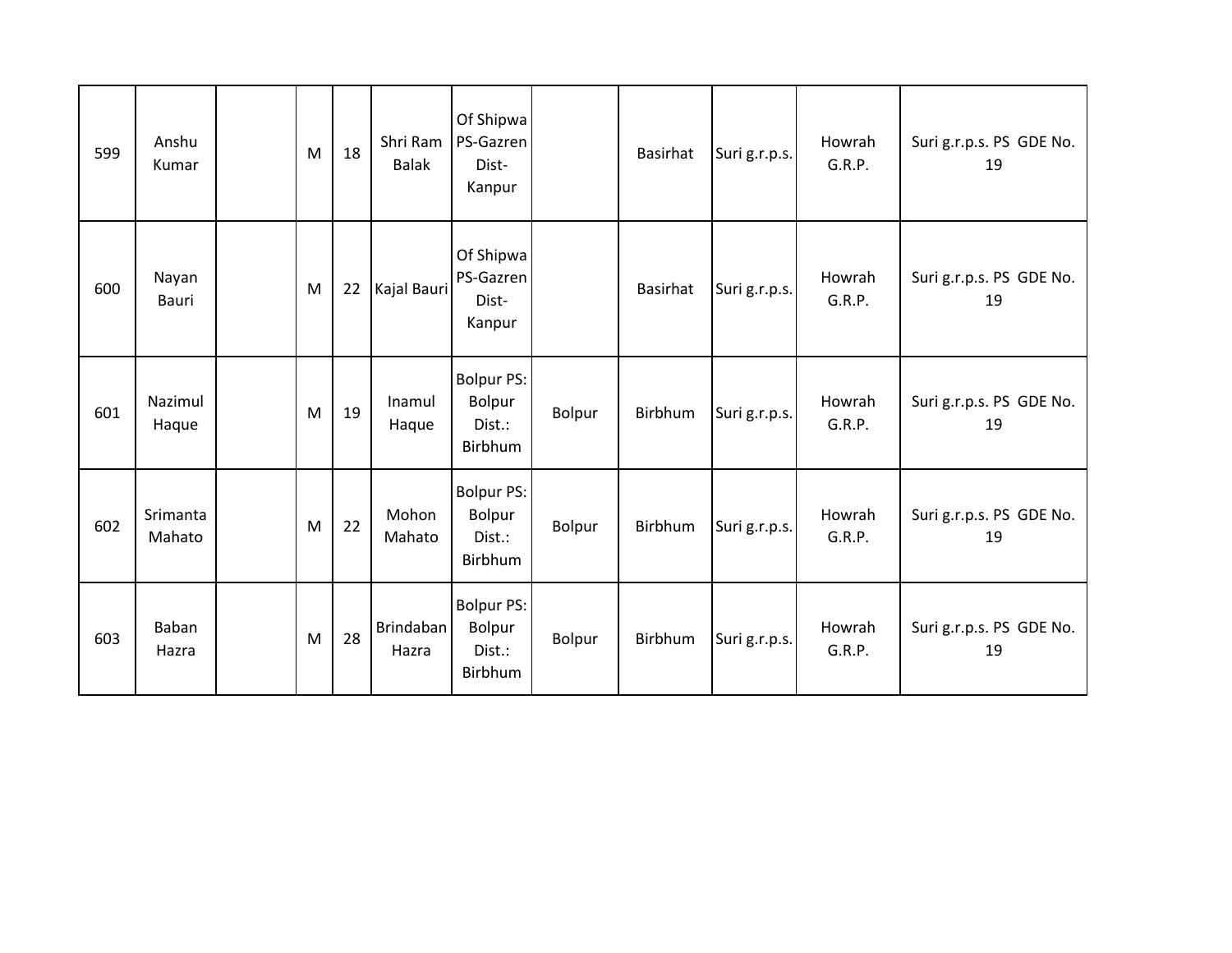| 599 | Anshu Kumar | | M | 18 | Shri Ram Balak | Of Shipwa PS-Gazren Dist-Kanpur | | Basirhat | Suri g.r.p.s. | Howrah G.R.P. | Suri g.r.p.s. PS GDE No. 19 |
|---|---|---|---|---|---|---|---|---|---|---|---|
| 600 | Nayan Bauri | | M | 22 | Kajal Bauri | Of Shipwa PS-Gazren Dist-Kanpur | | Basirhat | Suri g.r.p.s. | Howrah G.R.P. | Suri g.r.p.s. PS GDE No. 19 |
| 601 | Nazimul Haque | | M | 19 | Inamul Haque | Bolpur PS: Bolpur Dist.: Birbhum | Bolpur | Birbhum | Suri g.r.p.s. | Howrah G.R.P. | Suri g.r.p.s. PS GDE No. 19 |
| 602 | Srimanta Mahato | | M | 22 | Mohon Mahato | Bolpur PS: Bolpur Dist.: Birbhum | Bolpur | Birbhum | Suri g.r.p.s. | Howrah G.R.P. | Suri g.r.p.s. PS GDE No. 19 |
| 603 | Baban Hazra | | M | 28 | Brindaban Hazra | Bolpur PS: Bolpur Dist.: Birbhum | Bolpur | Birbhum | Suri g.r.p.s. | Howrah G.R.P. | Suri g.r.p.s. PS GDE No. 19 |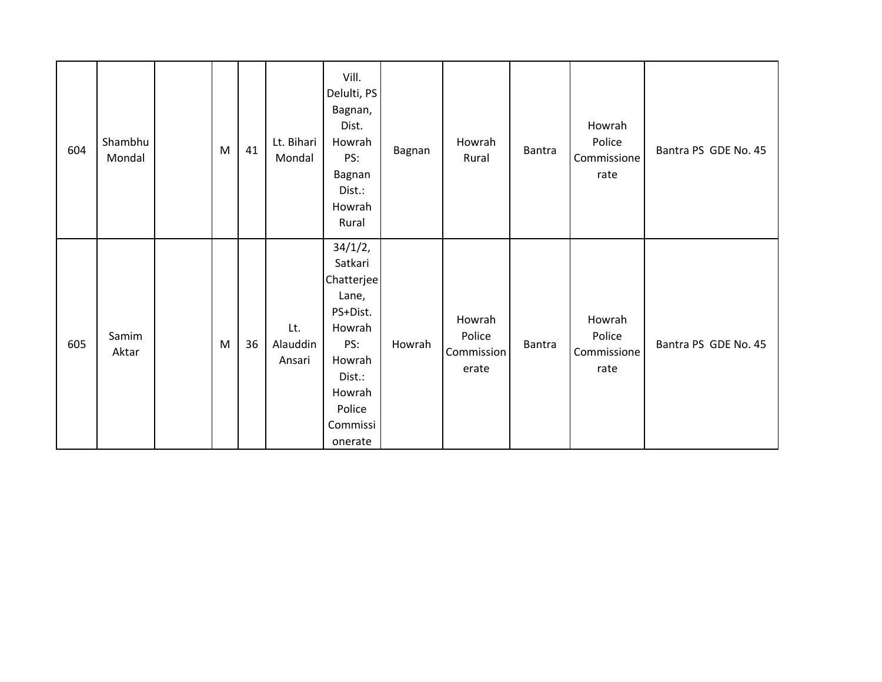| | | | | | | | | | | | |
|---|---|---|---|---|---|---|---|---|---|---|---|
| 604 | Shambhu Mondal | | M | 41 | Lt. Bihari Mondal | Vill. Delulti, PS Bagnan, Dist. Howrah PS: Bagnan Dist.: Howrah Rural | Bagnan | Howrah Rural | Bantra | Howrah Police Commissionerate | Bantra PS GDE No. 45 |
| 605 | Samim Aktar | | M | 36 | Lt. Alauddin Ansari | 34/1/2, Satkari Chatterjee Lane, PS+Dist. Howrah PS: Howrah Dist.: Howrah Police Commissionerate | Howrah | Howrah Police Commissionerate | Bantra | Howrah Police Commissionerate | Bantra PS GDE No. 45 |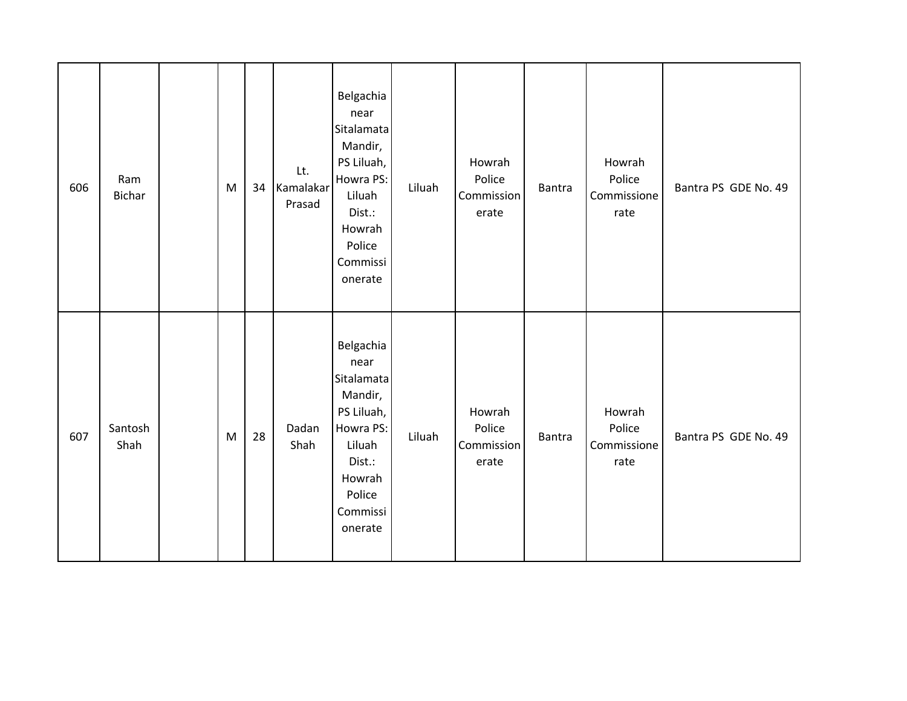| | | | | | | | | | | | |
|---|---|---|---|---|---|---|---|---|---|---|---|
| 606 | Ram Bichar | | M | 34 | Lt. Kamalakar Prasad | Belgachia near Sitalamata Mandir, PS Liluah, Howra PS: Liluah Dist.: Howrah Police Commissionerate | Liluah | Howrah Police Commissionerate | Bantra | Howrah Police Commissionerate | Bantra PS GDE No. 49 |
| 607 | Santosh Shah | | M | 28 | Dadan Shah | Belgachia near Sitalamata Mandir, PS Liluah, Howra PS: Liluah Dist.: Howrah Police Commissionerate | Liluah | Howrah Police Commissionerate | Bantra | Howrah Police Commissionerate | Bantra PS GDE No. 49 |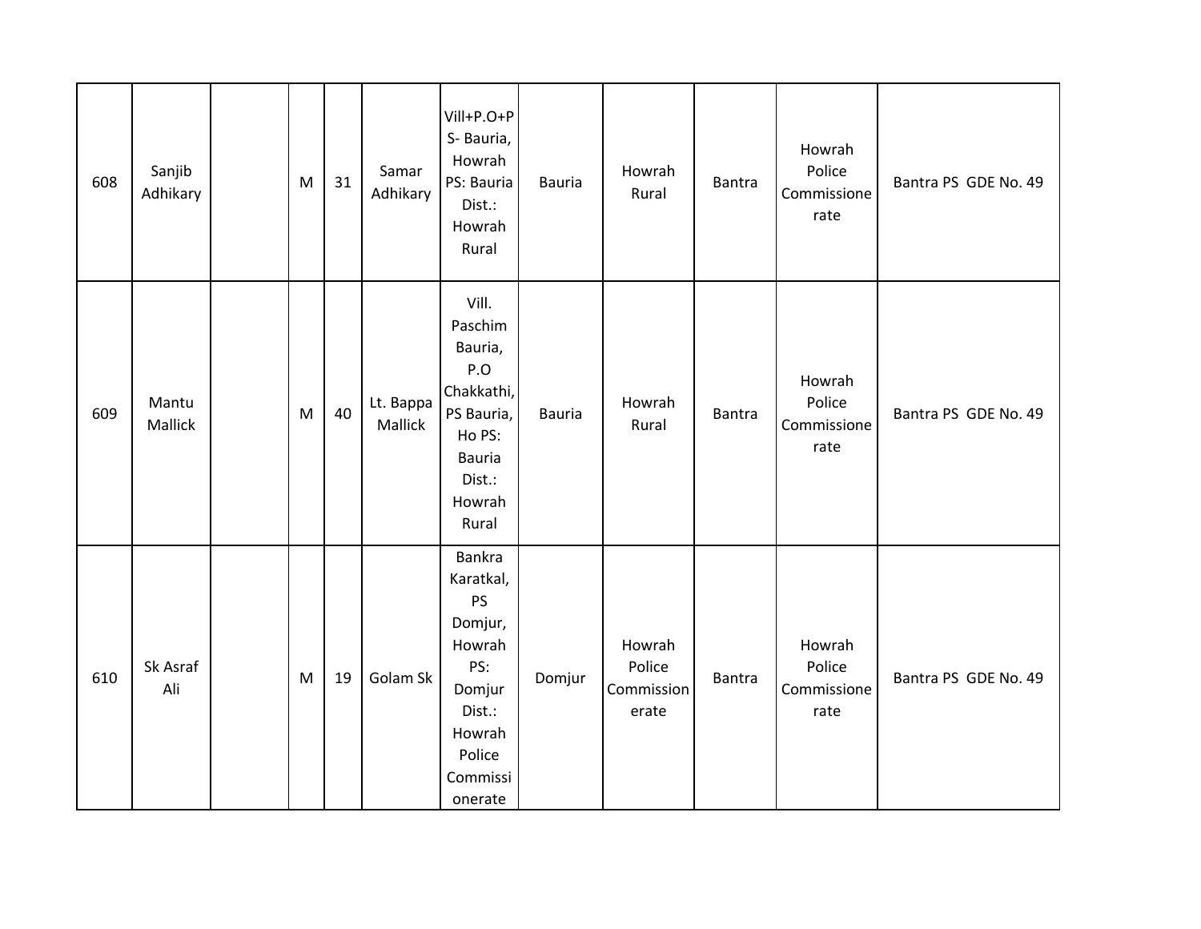| 608 | Sanjib Adhikary | | M | 31 | Samar Adhikary | Vill+P.O+PS- Bauria, Howrah PS: Bauria Dist.: Howrah Rural | Bauria | Howrah Rural | Bantra | Howrah Police Commissionerate | Bantra PS GDE No. 49 |
|---|---|---|---|---|---|---|---|---|---|---|---|
| 609 | Mantu Mallick | | M | 40 | Lt. Bappa Mallick | Vill. Paschim Bauria, P.O Chakkathi, PS Bauria, Ho PS: Bauria Dist.: Howrah Rural | Bauria | Howrah Rural | Bantra | Howrah Police Commissionerate | Bantra PS GDE No. 49 |
| 610 | Sk Asraf Ali | | M | 19 | Golam Sk | Bankra Karatkal, PS Domjur, Howrah PS: Domjur Dist.: Howrah Police Commissionerate | Domjur | Howrah Police Commissionerate | Bantra | Howrah Police Commissionerate | Bantra PS GDE No. 49 |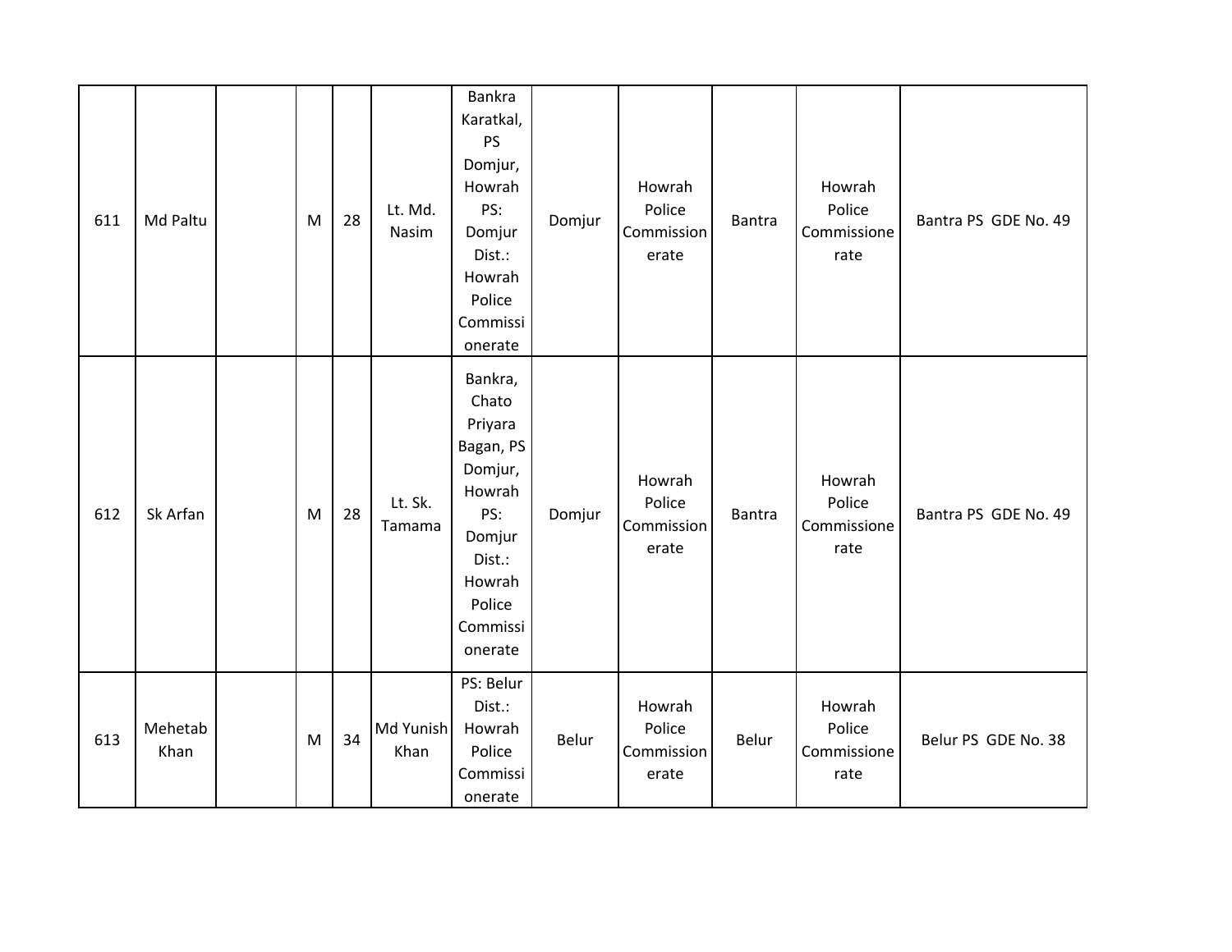| 611 | Md Paltu | | M | 28 | Lt. Md. Nasim | Bankra Karatkal, PS Domjur, Howrah PS: Domjur Dist.: Howrah Police Commissionerate | Domjur | Howrah Police Commissionerate | Bantra | Howrah Police Commissionerate | Bantra PS GDE No. 49 |
|---|---|---|---|---|---|---|---|---|---|---|---|
| 612 | Sk Arfan | | M | 28 | Lt. Sk. Tamama | Bankra, Chato Priyara Bagan, PS Domjur, Howrah PS: Domjur Dist.: Howrah Police Commissionerate | Domjur | Howrah Police Commissionerate | Bantra | Howrah Police Commissionerate | Bantra PS GDE No. 49 |
| 613 | Mehetab Khan | | M | 34 | Md Yunish Khan | PS: Belur Dist.: Howrah Police Commissionerate | Belur | Howrah Police Commissionerate | Belur | Howrah Police Commissionerate | Belur PS GDE No. 38 |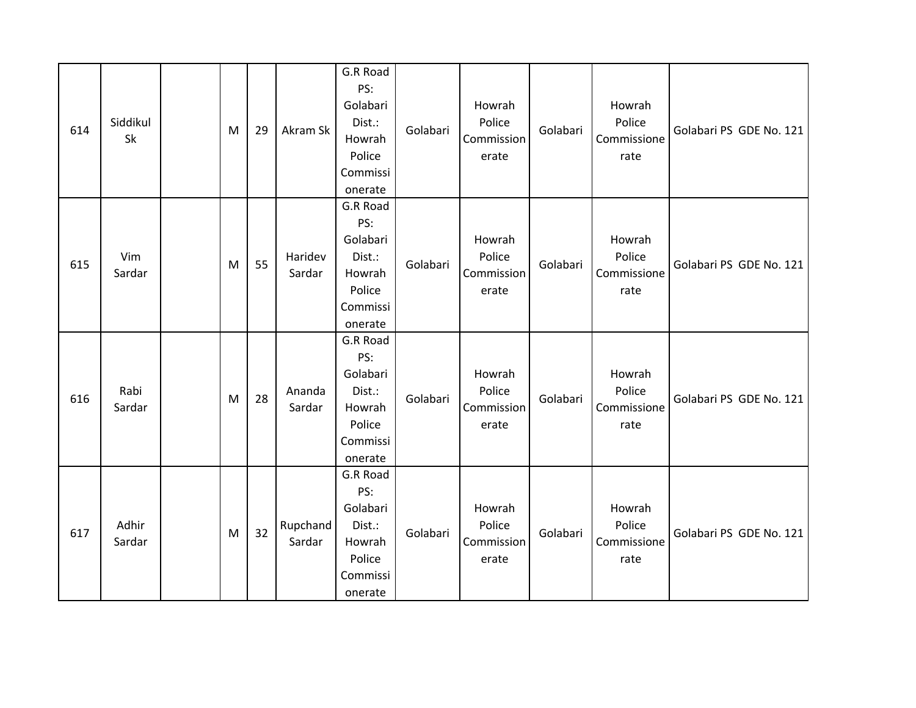| 614 | Siddikul Sk | | M | 29 | Akram Sk | G.R Road PS: Golabari Dist.: Howrah Police Commissionerate | Golabari | Howrah Police Commissionerate | Golabari | Howrah Police Commissionerate | Golabari PS GDE No. 121 |
|---|---|---|---|---|---|---|---|---|---|---|---|
| 615 | Vim Sardar | | M | 55 | Haridev Sardar | G.R Road PS: Golabari Dist.: Howrah Police Commissionerate | Golabari | Howrah Police Commissionerate | Golabari | Howrah Police Commissionerate | Golabari PS GDE No. 121 |
| 616 | Rabi Sardar | | M | 28 | Ananda Sardar | G.R Road PS: Golabari Dist.: Howrah Police Commissionerate | Golabari | Howrah Police Commissionerate | Golabari | Howrah Police Commissionerate | Golabari PS GDE No. 121 |
| 617 | Adhir Sardar | | M | 32 | Rupchand Sardar | G.R Road PS: Golabari Dist.: Howrah Police Commissionerate | Golabari | Howrah Police Commissionerate | Golabari | Howrah Police Commissionerate | Golabari PS GDE No. 121 |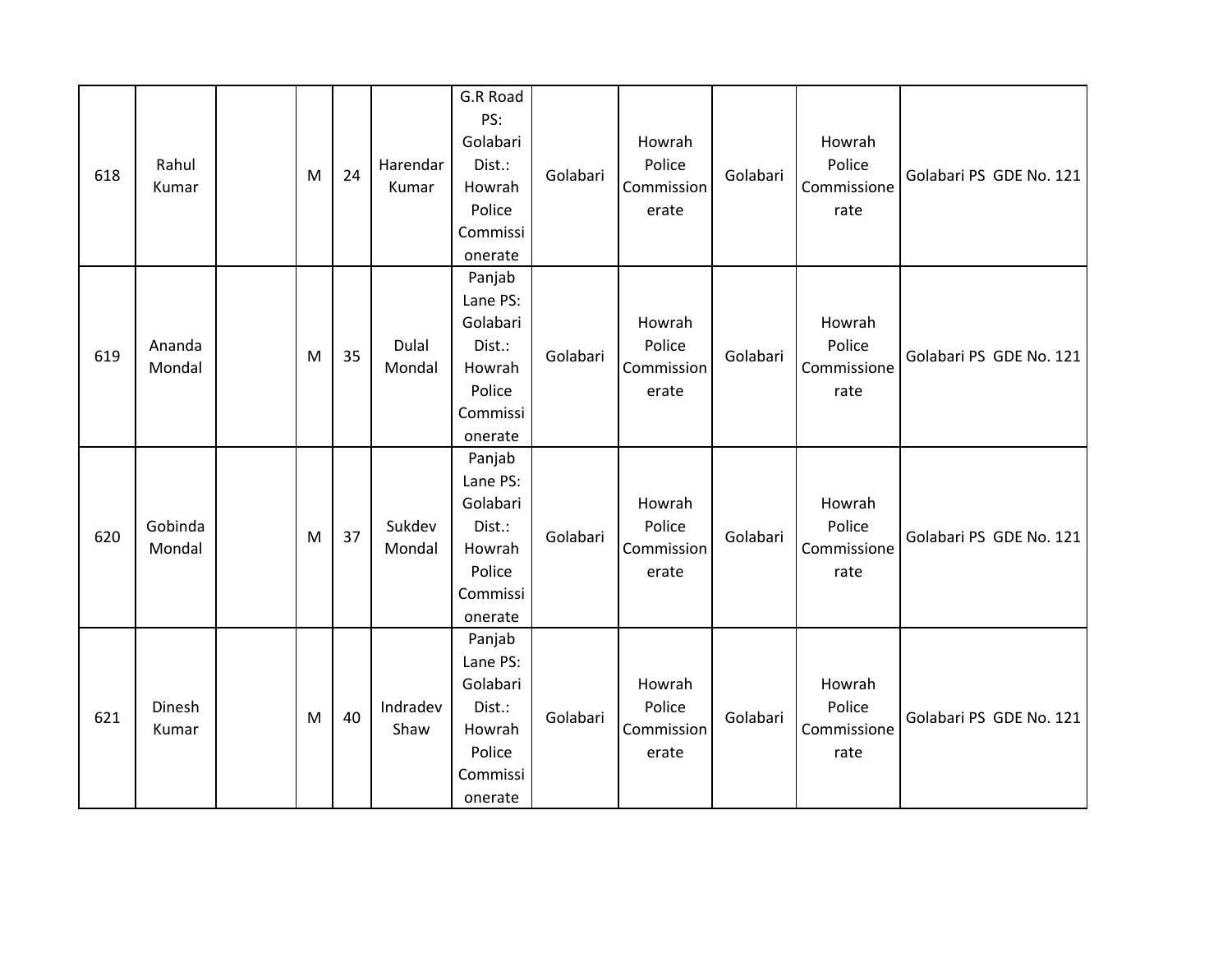| 618 | Rahul Kumar | | M | 24 | Harendar Kumar | G.R Road PS: Golabari Dist.: Howrah Police Commissionerate | Golabari | Howrah Police Commissionerate | Golabari | Howrah Police Commissionerate | Golabari PS GDE No. 121 |
|---|---|---|---|---|---|---|---|---|---|---|---|
| 619 | Ananda Mondal | | M | 35 | Dulal Mondal | Panjab Lane PS: Golabari Dist.: Howrah Police Commissionerate | Golabari | Howrah Police Commissionerate | Golabari | Howrah Police Commissionerate | Golabari PS GDE No. 121 |
| 620 | Gobinda Mondal | | M | 37 | Sukdev Mondal | Panjab Lane PS: Golabari Dist.: Howrah Police Commissionerate | Golabari | Howrah Police Commissionerate | Golabari | Howrah Police Commissionerate | Golabari PS GDE No. 121 |
| 621 | Dinesh Kumar | | M | 40 | Indradev Shaw | Panjab Lane PS: Golabari Dist.: Howrah Police Commissionerate | Golabari | Howrah Police Commissionerate | Golabari | Howrah Police Commissionerate | Golabari PS GDE No. 121 |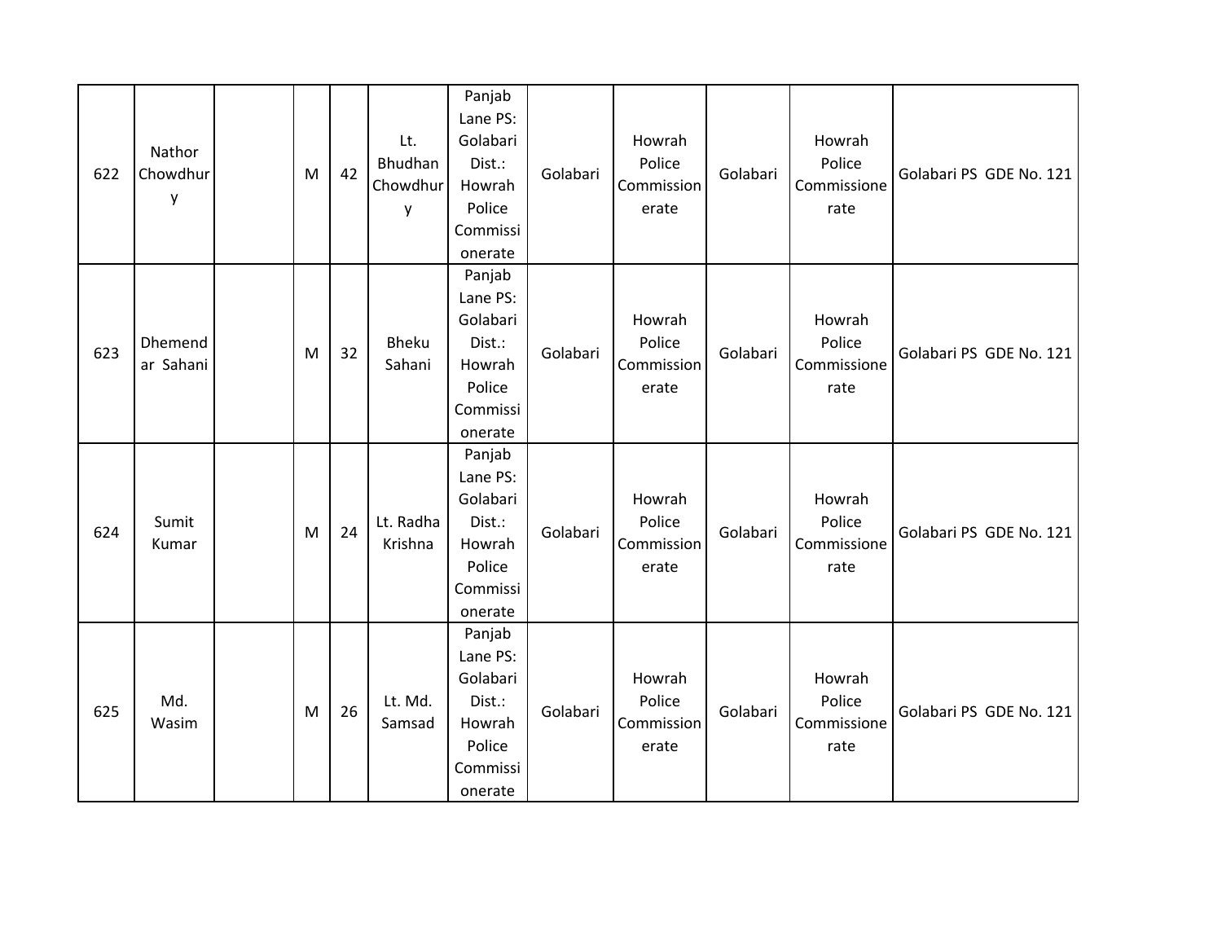| | | | | | | | | | | | |
|---|---|---|---|---|---|---|---|---|---|---|---|
| 622 | Nathor Chowdhury | | M | 42 | Lt. Bhudhan Chowdhury | Panjab Lane PS: Golabari Dist.: Howrah Police Commissionerate | Golabari | Howrah Police Commissionerate | Golabari | Howrah Police Commissionerate | Golabari PS GDE No. 121 |
| 623 | Dhemendar Sahani | | M | 32 | Bheku Sahani | Panjab Lane PS: Golabari Dist.: Howrah Police Commissionerate | Golabari | Howrah Police Commissionerate | Golabari | Howrah Police Commissionerate | Golabari PS GDE No. 121 |
| 624 | Sumit Kumar | | M | 24 | Lt. Radha Krishna | Panjab Lane PS: Golabari Dist.: Howrah Police Commissionerate | Golabari | Howrah Police Commissionerate | Golabari | Howrah Police Commissionerate | Golabari PS GDE No. 121 |
| 625 | Md. Wasim | | M | 26 | Lt. Md. Samsad | Panjab Lane PS: Golabari Dist.: Howrah Police Commissionerate | Golabari | Howrah Police Commissionerate | Golabari | Howrah Police Commissionerate | Golabari PS GDE No. 121 |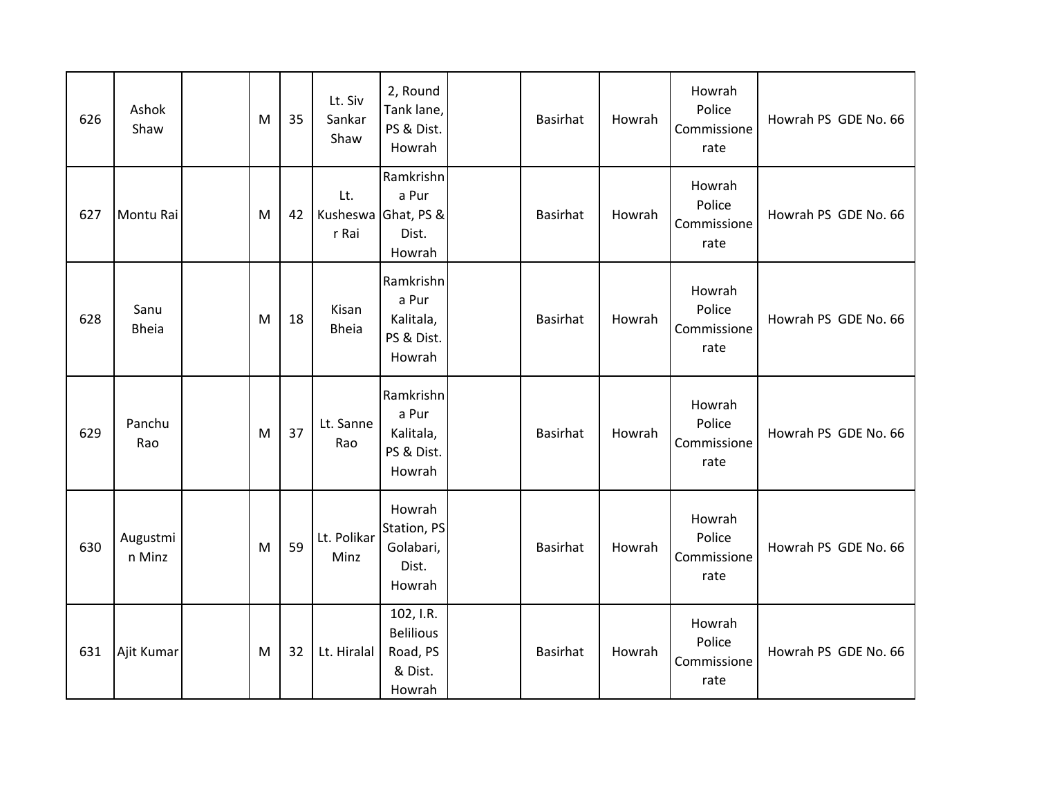| 626 | Ashok Shaw | | M | 35 | Lt. Siv Sankar Shaw | 2, Round Tank lane, PS & Dist. Howrah | | Basirhat | Howrah | Howrah Police Commissionerate | Howrah PS GDE No. 66 |
|---|---|---|---|---|---|---|---|---|---|---|---|
| 627 | Montu Rai | | M | 42 | Lt. Kusheswar Rai | Ramkrishna Pur Ghat, PS & Dist. Howrah | | Basirhat | Howrah | Howrah Police Commissionerate | Howrah PS GDE No. 66 |
| 628 | Sanu Bheia | | M | 18 | Kisan Bheia | Ramkrishna Pur Kalitala, PS & Dist. Howrah | | Basirhat | Howrah | Howrah Police Commissionerate | Howrah PS GDE No. 66 |
| 629 | Panchu Rao | | M | 37 | Lt. Sanne Rao | Ramkrishna Pur Kalitala, PS & Dist. Howrah | | Basirhat | Howrah | Howrah Police Commissionerate | Howrah PS GDE No. 66 |
| 630 | Augustmin Minz | | M | 59 | Lt. Polikar Minz | Howrah Station, PS Golabari, Dist. Howrah | | Basirhat | Howrah | Howrah Police Commissionerate | Howrah PS GDE No. 66 |
| 631 | Ajit Kumar | | M | 32 | Lt. Hiralal | 102, I.R. Belilious Road, PS & Dist. Howrah | | Basirhat | Howrah | Howrah Police Commissionerate | Howrah PS GDE No. 66 |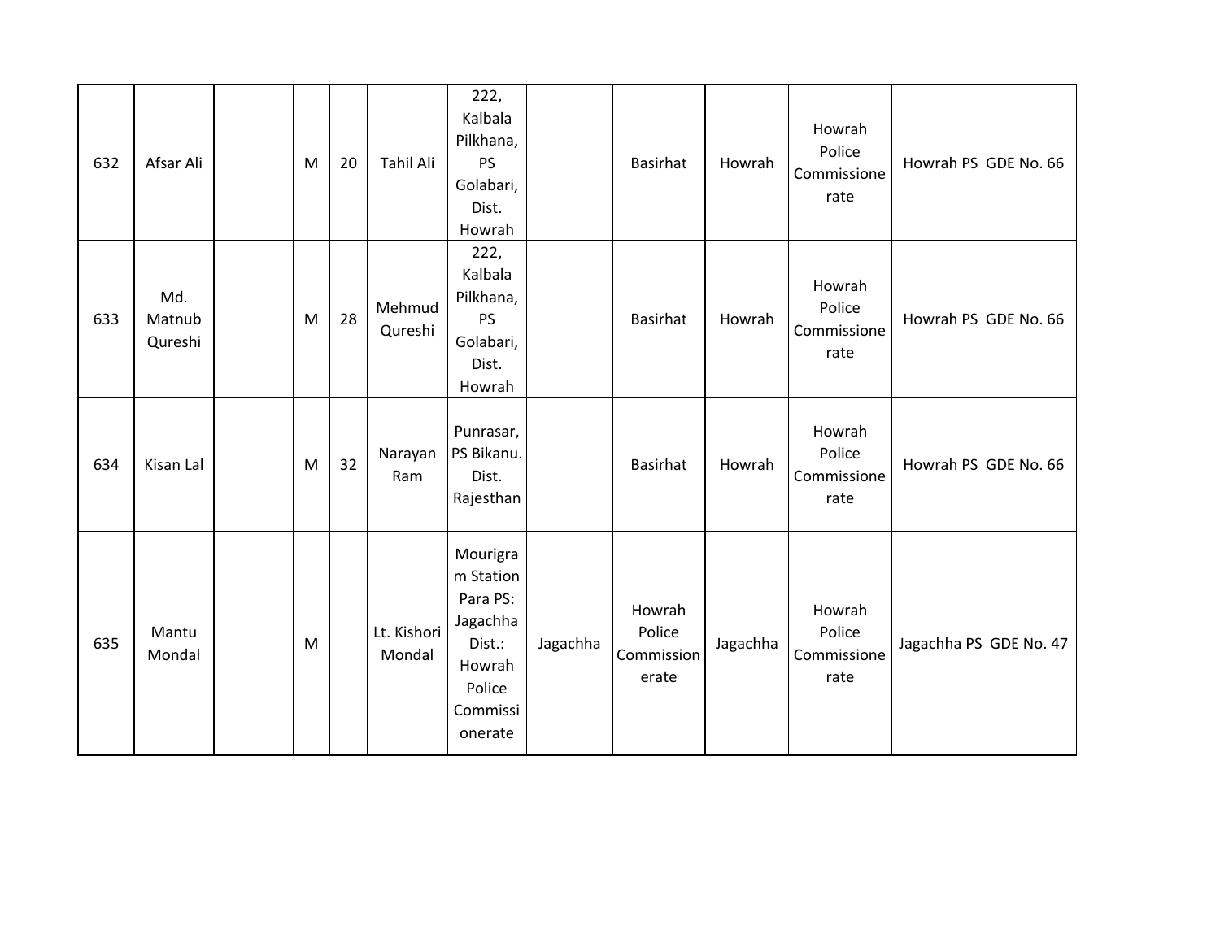| | | | | | | | | | | | |
|---|---|---|---|---|---|---|---|---|---|---|---|
| 632 | Afsar Ali | | M | 20 | Tahil Ali | 222, Kalbala Pilkhana, PS Golabari, Dist. Howrah | | Basirhat | Howrah | Howrah Police Commissionerate | Howrah PS GDE No. 66 |
| 633 | Md. Matnub Qureshi | | M | 28 | Mehmud Qureshi | 222, Kalbala Pilkhana, PS Golabari, Dist. Howrah | | Basirhat | Howrah | Howrah Police Commissionerate | Howrah PS GDE No. 66 |
| 634 | Kisan Lal | | M | 32 | Narayan Ram | Punrasar, PS Bikanu. Dist. Rajesthan | | Basirhat | Howrah | Howrah Police Commissionerate | Howrah PS GDE No. 66 |
| 635 | Mantu Mondal | | M | | Lt. Kishori Mondal | Mourigram Station Para PS: Jagachha Dist.: Howrah Police Commissionerate | Jagachha | Howrah Police Commissionerate | Jagachha | Howrah Police Commissionerate | Jagachha PS GDE No. 47 |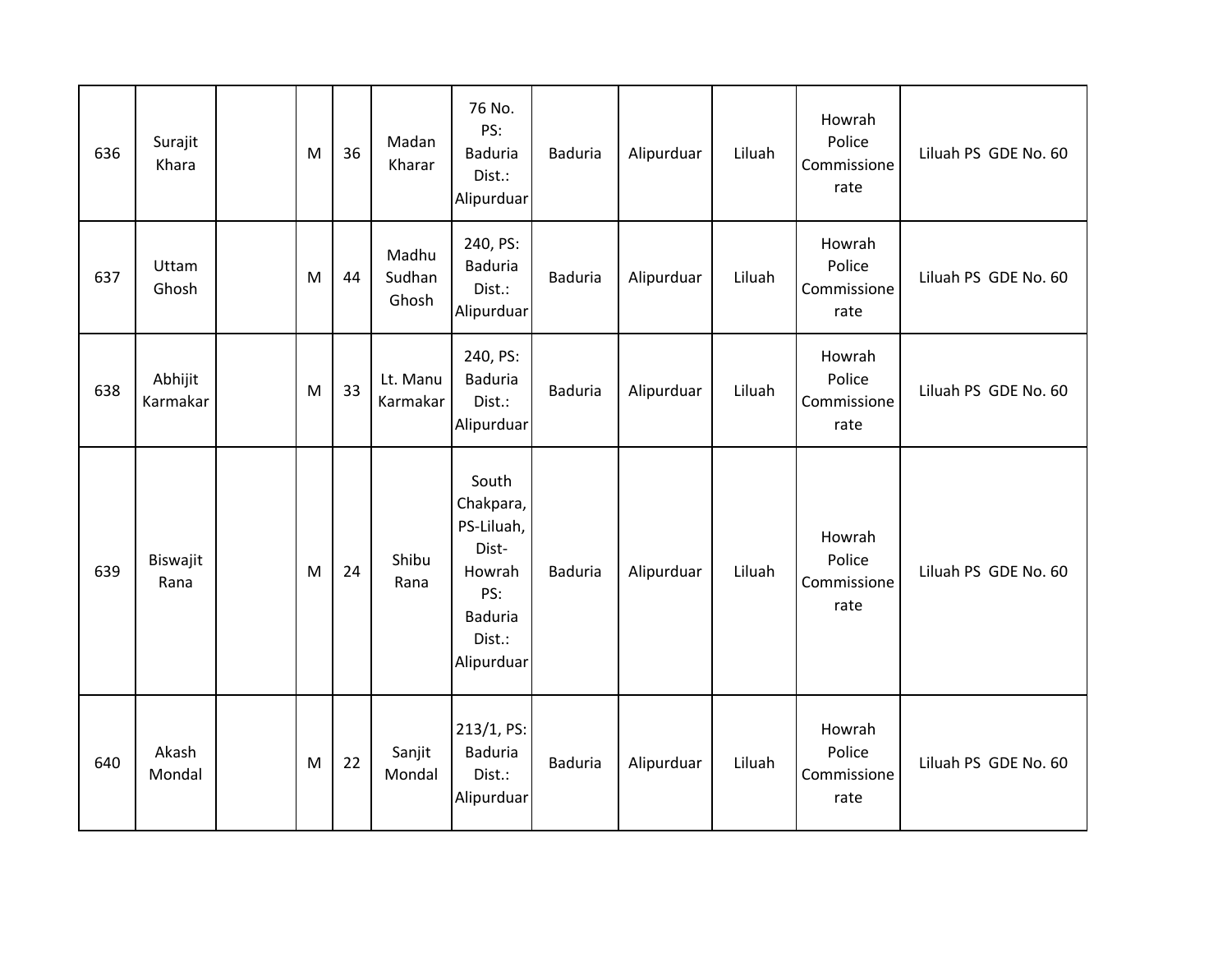| 636 | Surajit Khara | | M | 36 | Madan Kharar | 76 No. PS: Baduria Dist.: Alipurduar | Baduria | Alipurduar | Liluah | Howrah Police Commissionerate | Liluah PS GDE No. 60 |
|---|---|---|---|---|---|---|---|---|---|---|---|
| 637 | Uttam Ghosh | | M | 44 | Madhu Sudhan Ghosh | 240, PS: Baduria Dist.: Alipurduar | Baduria | Alipurduar | Liluah | Howrah Police Commissionerate | Liluah PS GDE No. 60 |
| 638 | Abhijit Karmakar | | M | 33 | Lt. Manu Karmakar | 240, PS: Baduria Dist.: Alipurduar | Baduria | Alipurduar | Liluah | Howrah Police Commissionerate | Liluah PS GDE No. 60 |
| 639 | Biswajit Rana | | M | 24 | Shibu Rana | South Chakpara, PS-Liluah, Dist-Howrah PS: Baduria Dist.: Alipurduar | Baduria | Alipurduar | Liluah | Howrah Police Commissionerate | Liluah PS GDE No. 60 |
| 640 | Akash Mondal | | M | 22 | Sanjit Mondal | 213/1, PS: Baduria Dist.: Alipurduar | Baduria | Alipurduar | Liluah | Howrah Police Commissionerate | Liluah PS GDE No. 60 |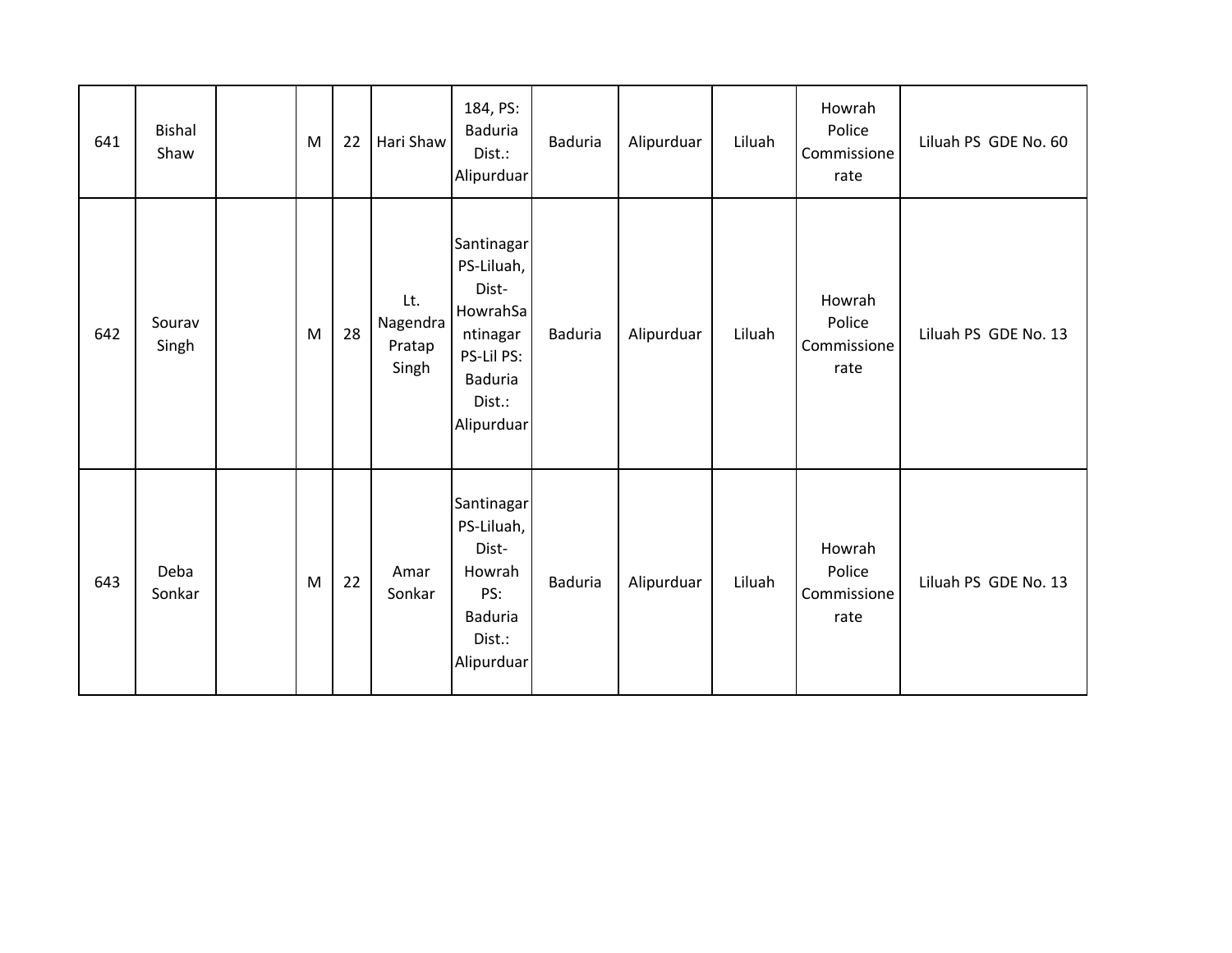| 641 | Bishal Shaw | | M | 22 | Hari Shaw | 184, PS: Baduria Dist.: Alipurduar | Baduria | Alipurduar | Liluah | Howrah Police Commissionerate | Liluah PS GDE No. 60 |
|---|---|---|---|---|---|---|---|---|---|---|---|
| 642 | Sourav Singh | | M | 28 | Lt. Nagendra Pratap Singh | Santinagar PS-Liluah, Dist-HowrahSantinagar PS-Lil PS: Baduria Dist.: Alipurduar | Baduria | Alipurduar | Liluah | Howrah Police Commissionerate | Liluah PS GDE No. 13 |
| 643 | Deba Sonkar | | M | 22 | Amar Sonkar | Santinagar PS-Liluah, Dist-Howrah PS: Baduria Dist.: Alipurduar | Baduria | Alipurduar | Liluah | Howrah Police Commissionerate | Liluah PS GDE No. 13 |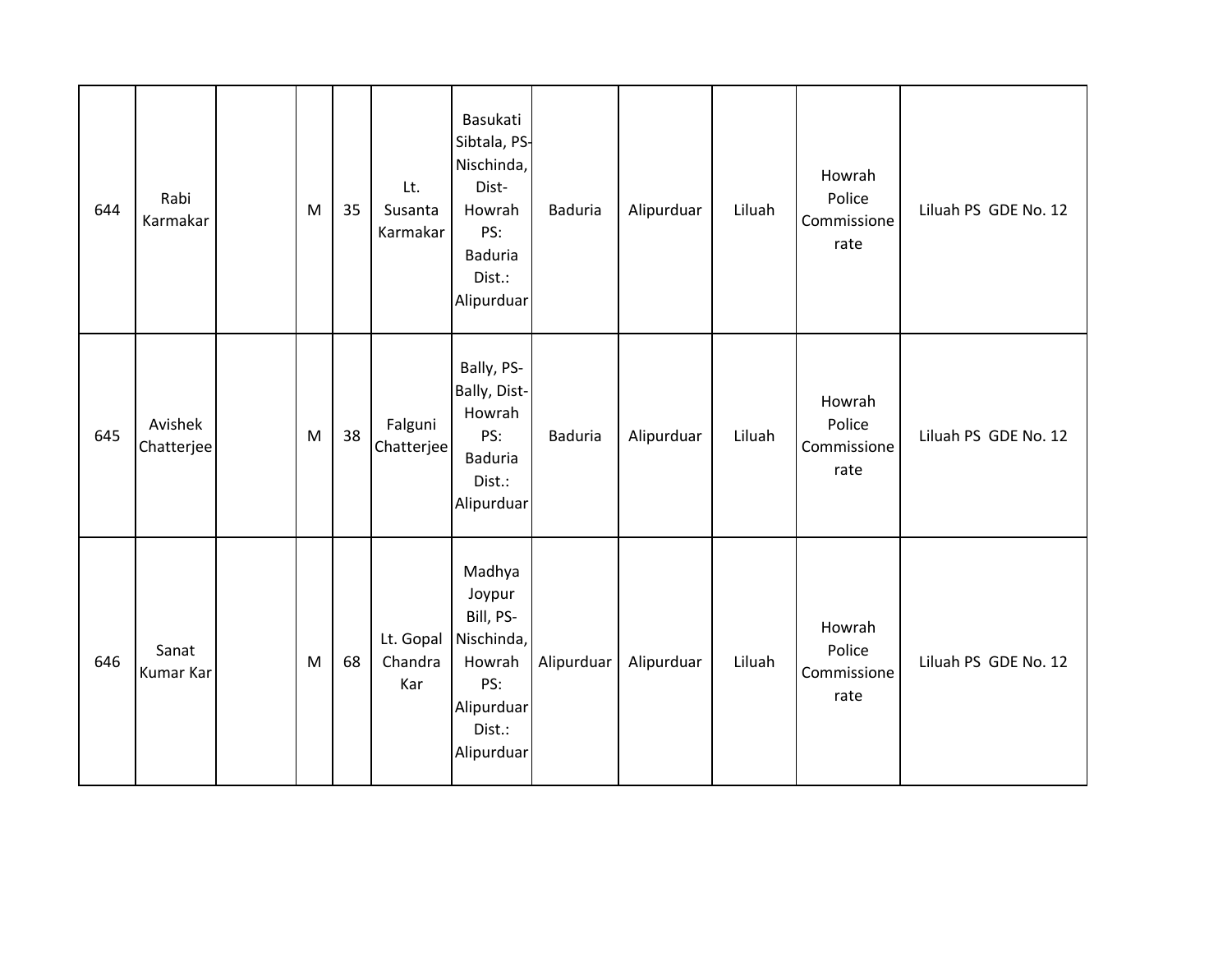| | | | | | | | | | | | |
|---|---|---|---|---|---|---|---|---|---|---|---|
| 644 | Rabi Karmakar | | M | 35 | Lt. Susanta Karmakar | Basukati Sibtala, PS-Nischinda, Dist-Howrah PS: Baduria Dist.: Alipurduar | Baduria | Alipurduar | Liluah | Howrah Police Commissionerate | Liluah PS GDE No. 12 |
| 645 | Avishek Chatterjee | | M | 38 | Falguni Chatterjee | Bally, PS-Bally, Dist-Howrah PS: Baduria Dist.: Alipurduar | Baduria | Alipurduar | Liluah | Howrah Police Commissionerate | Liluah PS GDE No. 12 |
| 646 | Sanat Kumar Kar | | M | 68 | Lt. Gopal Chandra Kar | Madhya Joypur Bill, PS-Nischinda, Howrah PS: Alipurduar Dist.: Alipurduar | Alipurduar | Alipurduar | Liluah | Howrah Police Commissionerate | Liluah PS GDE No. 12 |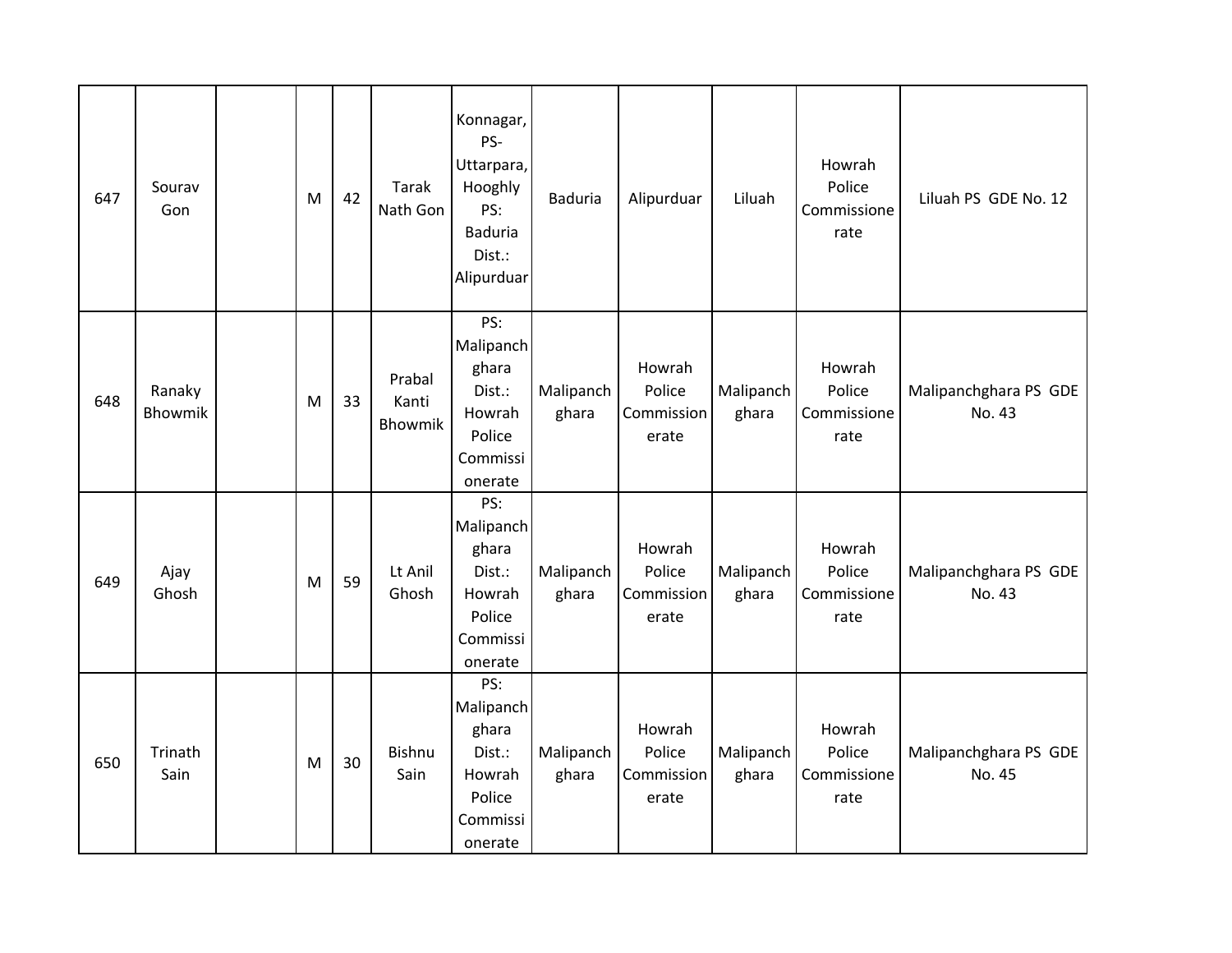| 647 | Sourav Gon | | M | 42 | Tarak Nath Gon | Konnagar, PS- Uttarpara, Hooghly PS: Baduria Dist.: Alipurduar | Baduria | Alipurduar | Liluah | Howrah Police Commissionerate | Liluah PS GDE No. 12 |
|---|---|---|---|---|---|---|---|---|---|---|---|
| 648 | Ranaky Bhowmik | | M | 33 | Prabal Kanti Bhowmik | PS: Malipanchghara Dist.: Howrah Police Commissionerate | Malipanchghara | Howrah Police Commissionerate | Malipanchghara | Howrah Police Commissionerate | Malipanchghara PS GDE No. 43 |
| 649 | Ajay Ghosh | | M | 59 | Lt Anil Ghosh | PS: Malipanchghara Dist.: Howrah Police Commissionerate | Malipanchghara | Howrah Police Commissionerate | Malipanchghara | Howrah Police Commissionerate | Malipanchghara PS GDE No. 43 |
| 650 | Trinath Sain | | M | 30 | Bishnu Sain | PS: Malipanchghara Dist.: Howrah Police Commissionerate | Malipanchghara | Howrah Police Commissionerate | Malipanchghara | Howrah Police Commissionerate | Malipanchghara PS GDE No. 45 |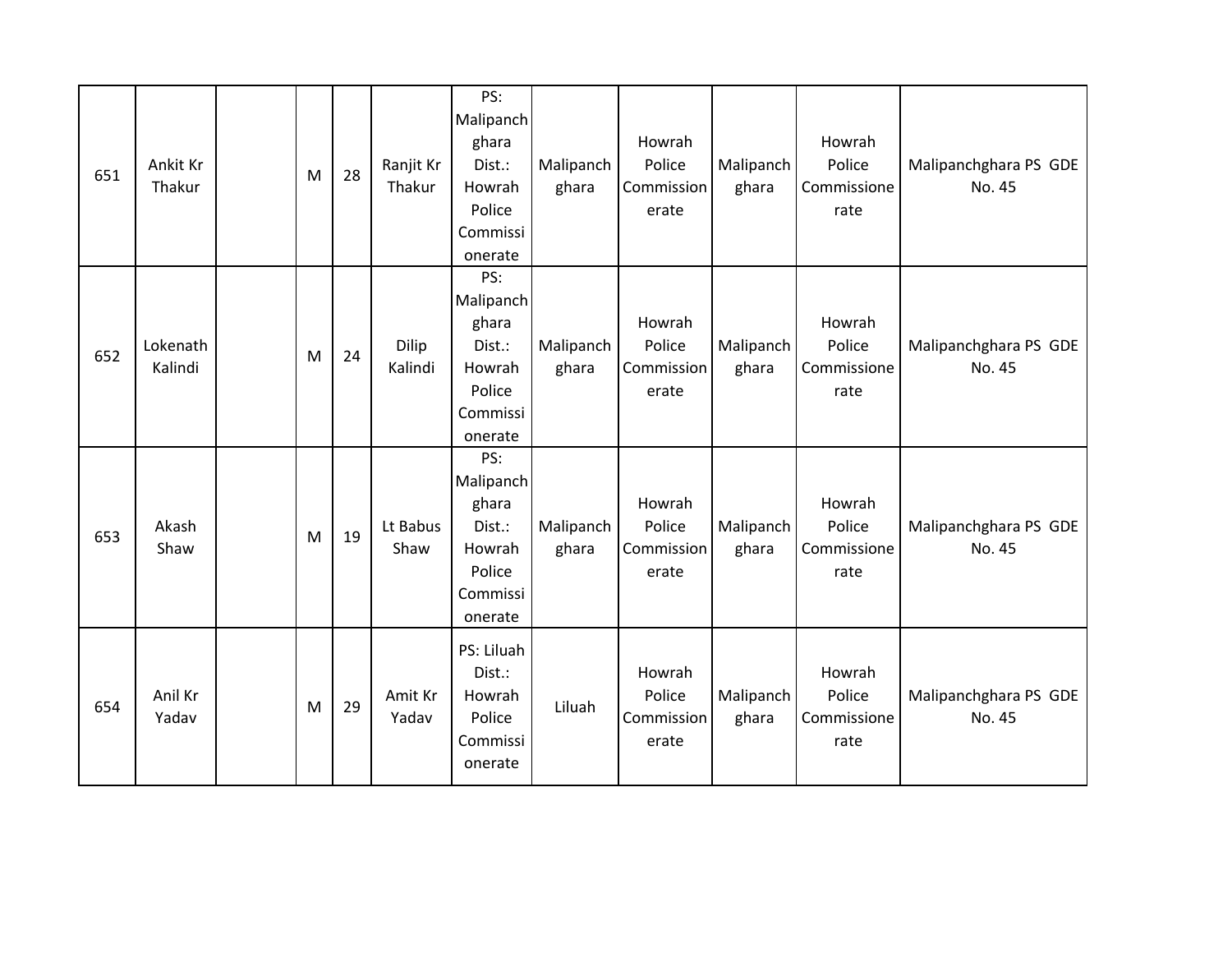| 651 | Ankit Kr Thakur | | M | 28 | Ranjit Kr Thakur | PS: Malipanchghara Dist.: Howrah Police Commissionerate | Malipanchghara | Howrah Police Commissionerate | Malipanchghara | Howrah Police Commissionerate | Malipanchghara PS GDE No. 45 |
|---|---|---|---|---|---|---|---|---|---|---|---|
| 652 | Lokenath Kalindi | | M | 24 | Dilip Kalindi | PS: Malipanchghara Dist.: Howrah Police Commissionerate | Malipanchghara | Howrah Police Commissionerate | Malipanchghara | Howrah Police Commissionerate | Malipanchghara PS GDE No. 45 |
| 653 | Akash Shaw | | M | 19 | Lt Babus Shaw | PS: Malipanchghara Dist.: Howrah Police Commissionerate | Malipanchghara | Howrah Police Commissionerate | Malipanchghara | Howrah Police Commissionerate | Malipanchghara PS GDE No. 45 |
| 654 | Anil Kr Yadav | | M | 29 | Amit Kr Yadav | PS: Liluah Dist.: Howrah Police Commissionerate | Liluah | Howrah Police Commissionerate | Malipanchghara | Howrah Police Commissionerate | Malipanchghara PS GDE No. 45 |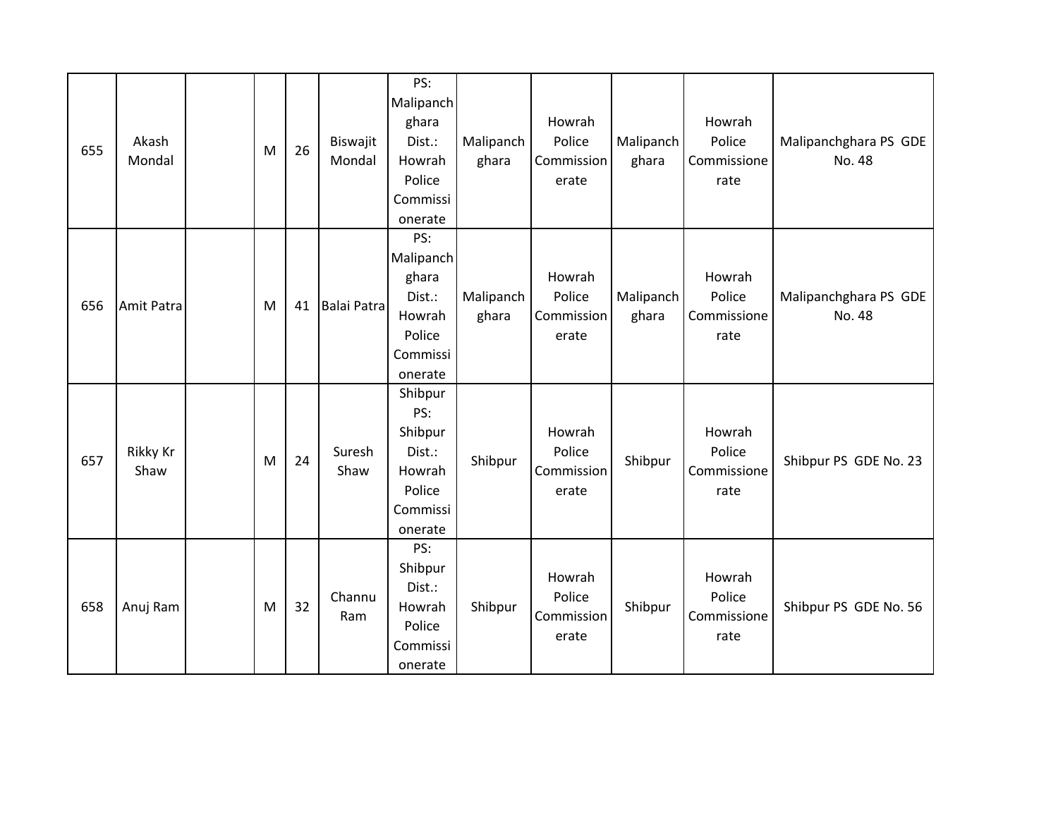| 655 | Akash Mondal | | M | 26 | Biswajit Mondal | PS: Malipanchghara Dist.: Howrah Police Commissionerate | Malipanchghara | Howrah Police Commissionerate | Malipanchghara | Howrah Police Commissionerate | Malipanchghara PS GDE No. 48 |
|---|---|---|---|---|---|---|---|---|---|---|---|
| 656 | Amit Patra | | M | 41 | Balai Patra | PS: Malipanchghara Dist.: Howrah Police Commissionerate | Malipanchghara | Howrah Police Commissionerate | Malipanchghara | Howrah Police Commissionerate | Malipanchghara PS GDE No. 48 |
| 657 | Rikky Kr Shaw | | M | 24 | Suresh Shaw | Shibpur PS: Shibpur Dist.: Howrah Police Commissionerate | Shibpur | Howrah Police Commissionerate | Shibpur | Howrah Police Commissionerate | Shibpur PS GDE No. 23 |
| 658 | Anuj Ram | | M | 32 | Channu Ram | PS: Shibpur Dist.: Howrah Police Commissionerate | Shibpur | Howrah Police Commissionerate | Shibpur | Howrah Police Commissionerate | Shibpur PS GDE No. 56 |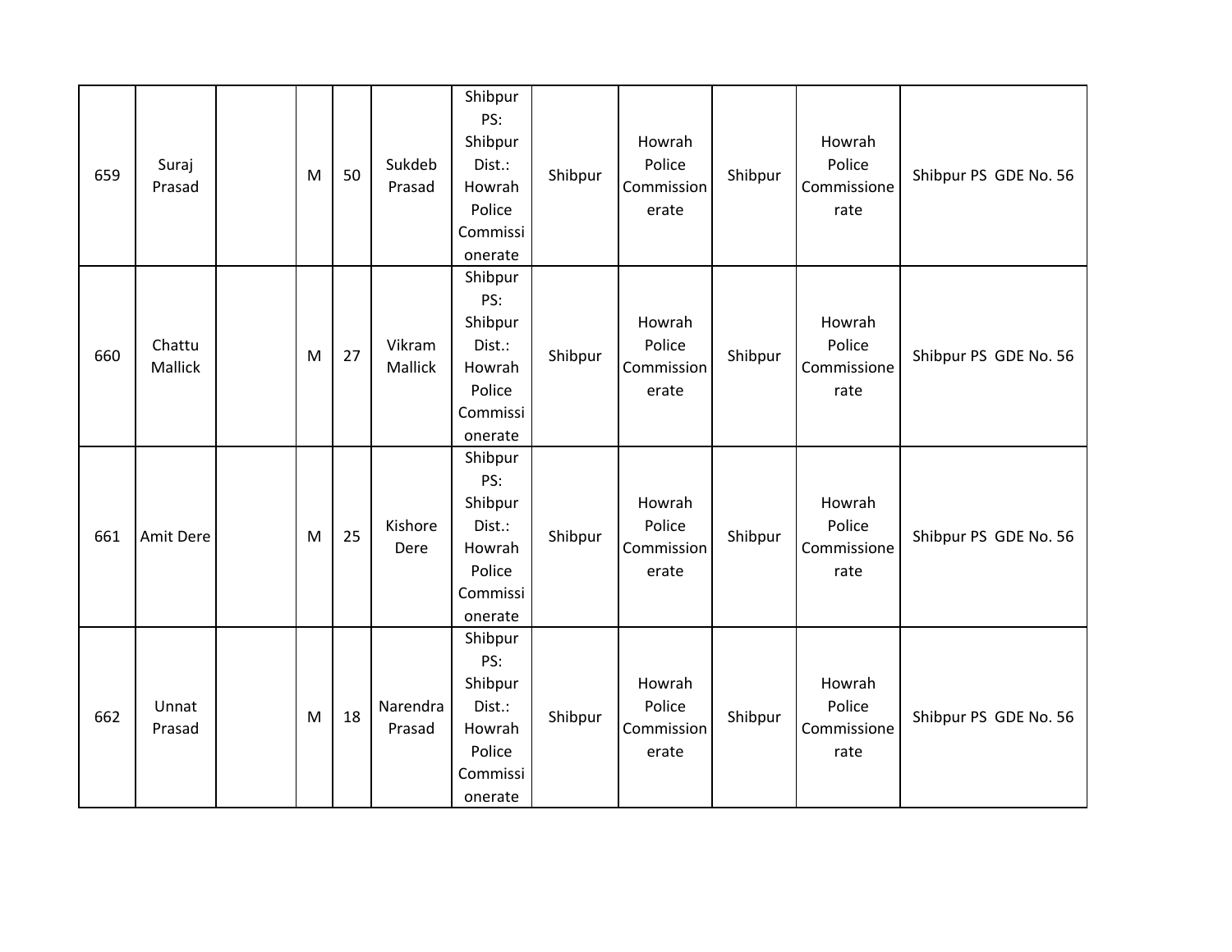| 659 | Suraj Prasad | | M | 50 | Sukdeb Prasad | Shibpur PS: Shibpur Dist.: Howrah Police Commissionerate | Shibpur | Howrah Police Commissionerate | Shibpur | Howrah Police Commissionerate | Shibpur PS GDE No. 56 |
|---|---|---|---|---|---|---|---|---|---|---|---|
| 660 | Chattu Mallick | | M | 27 | Vikram Mallick | Shibpur PS: Shibpur Dist.: Howrah Police Commissionerate | Shibpur | Howrah Police Commissionerate | Shibpur | Howrah Police Commissionerate | Shibpur PS GDE No. 56 |
| 661 | Amit Dere | | M | 25 | Kishore Dere | Shibpur PS: Shibpur Dist.: Howrah Police Commissionerate | Shibpur | Howrah Police Commissionerate | Shibpur | Howrah Police Commissionerate | Shibpur PS GDE No. 56 |
| 662 | Unnat Prasad | | M | 18 | Narendra Prasad | Shibpur PS: Shibpur Dist.: Howrah Police Commissionerate | Shibpur | Howrah Police Commissionerate | Shibpur | Howrah Police Commissionerate | Shibpur PS GDE No. 56 |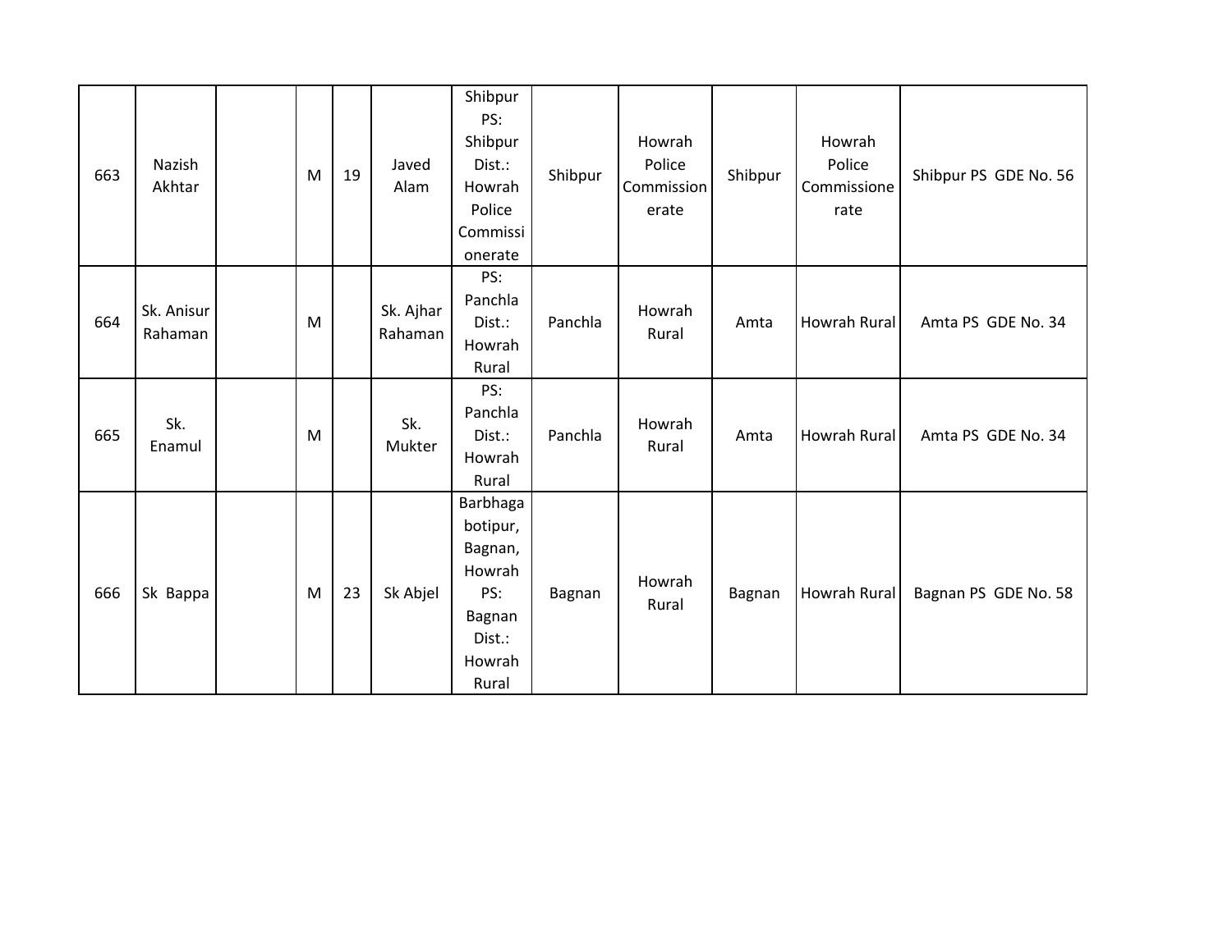| | | | | | | | | | | | |
|---|---|---|---|---|---|---|---|---|---|---|---|
| 663 | Nazish Akhtar | | M | 19 | Javed Alam | Shibpur PS: Shibpur Dist.: Howrah Police Commissionerate | Shibpur | Howrah Police Commissionerate | Shibpur | Howrah Police Commissionerate | Shibpur PS GDE No. 56 |
| 664 | Sk. Anisur Rahaman | | M | | Sk. Ajhar Rahaman | PS: Panchla Dist.: Howrah Rural | Panchla | Howrah Rural | Amta | Howrah Rural | Amta PS GDE No. 34 |
| 665 | Sk. Enamul | | M | | Sk. Mukter | PS: Panchla Dist.: Howrah Rural | Panchla | Howrah Rural | Amta | Howrah Rural | Amta PS GDE No. 34 |
| 666 | Sk Bappa | | M | 23 | Sk Abjel | Barbhagabotipur, Bagnan, Howrah PS: Bagnan Dist.: Howrah Rural | Bagnan | Howrah Rural | Bagnan | Howrah Rural | Bagnan PS GDE No. 58 |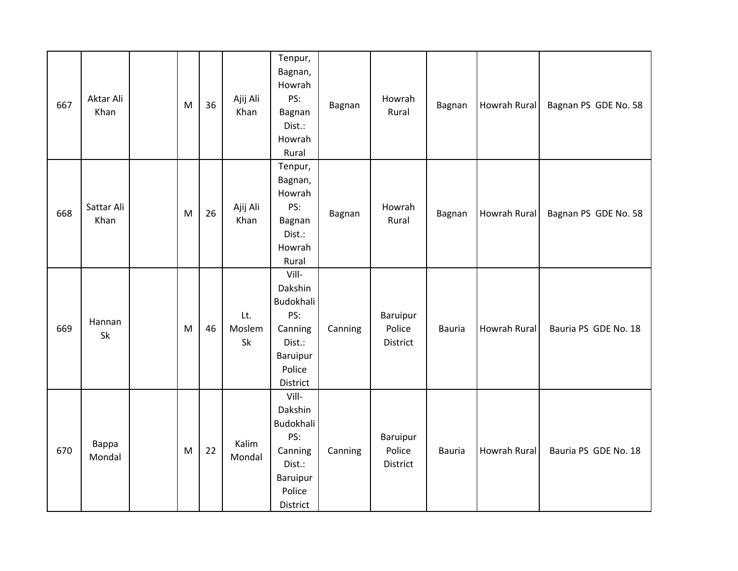| | | | | | | | | | | | |
|---|---|---|---|---|---|---|---|---|---|---|---|
| 667 | Aktar Ali Khan | | M | 36 | Ajij Ali Khan | Tenpur, Bagnan, Howrah PS: Bagnan Dist.: Howrah Rural | Bagnan | Howrah Rural | Bagnan | Howrah Rural | Bagnan PS GDE No. 58 |
| 668 | Sattar Ali Khan | | M | 26 | Ajij Ali Khan | Tenpur, Bagnan, Howrah PS: Bagnan Dist.: Howrah Rural | Bagnan | Howrah Rural | Bagnan | Howrah Rural | Bagnan PS GDE No. 58 |
| 669 | Hannan Sk | | M | 46 | Lt. Moslem Sk | Vill- Dakshin Budokhali PS: Canning Dist.: Baruipur Police District | Canning | Baruipur Police District | Bauria | Howrah Rural | Bauria PS GDE No. 18 |
| 670 | Bappa Mondal | | M | 22 | Kalim Mondal | Vill- Dakshin Budokhali PS: Canning Dist.: Baruipur Police District | Canning | Baruipur Police District | Bauria | Howrah Rural | Bauria PS GDE No. 18 |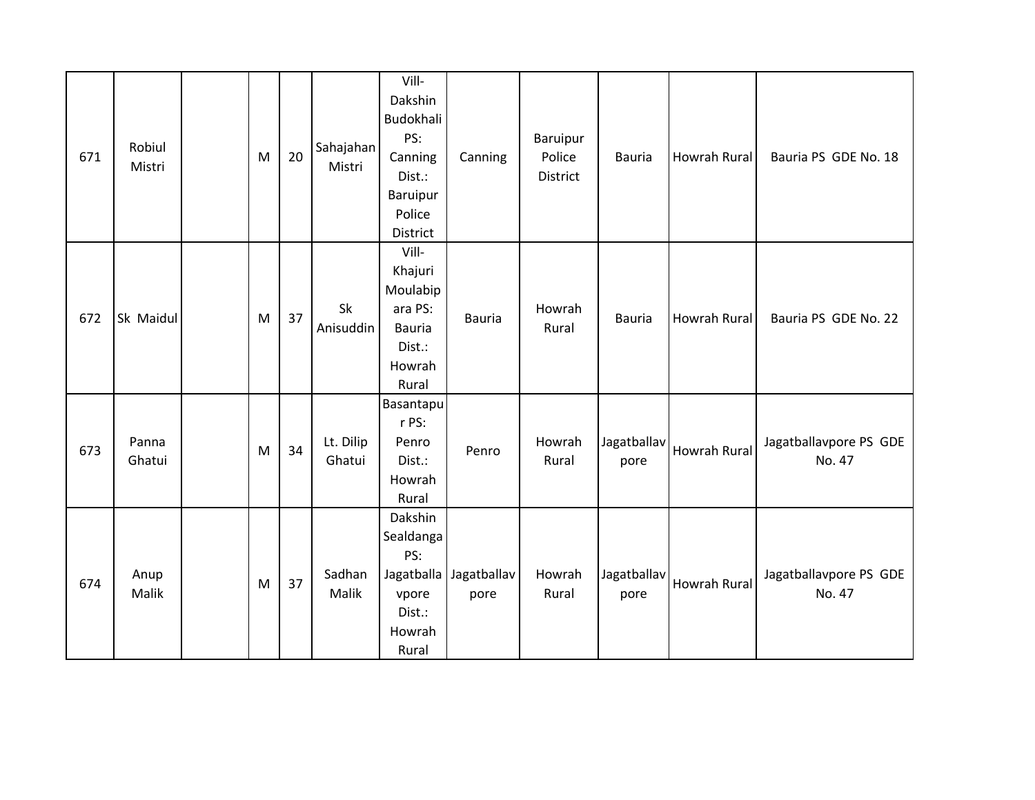| | | | | | | | | | | | |
|---|---|---|---|---|---|---|---|---|---|---|---|
| 671 | Robiul Mistri | | M | 20 | Sahajahan Mistri | Vill- Dakshin Budokhali PS: Canning Dist.: Baruipur Police District | Canning | Baruipur Police District | Bauria | Howrah Rural | Bauria PS GDE No. 18 |
| 672 | Sk Maidul | | M | 37 | Sk Anisuddin | Vill- Khajuri Moulabip ara PS: Bauria Dist.: Howrah Rural | Bauria | Howrah Rural | Bauria | Howrah Rural | Bauria PS GDE No. 22 |
| 673 | Panna Ghatui | | M | 34 | Lt. Dilip Ghatui | Basantapu r PS: Penro Dist.: Howrah Rural | Penro | Howrah Rural | Jagatballav pore | Howrah Rural | Jagatballavpore PS GDE No. 47 |
| 674 | Anup Malik | | M | 37 | Sadhan Malik | Dakshin Sealdanga PS: Jagatballa vpore Dist.: Howrah Rural | Jagatballav pore | Howrah Rural | Jagatballav pore | Howrah Rural | Jagatballavpore PS GDE No. 47 |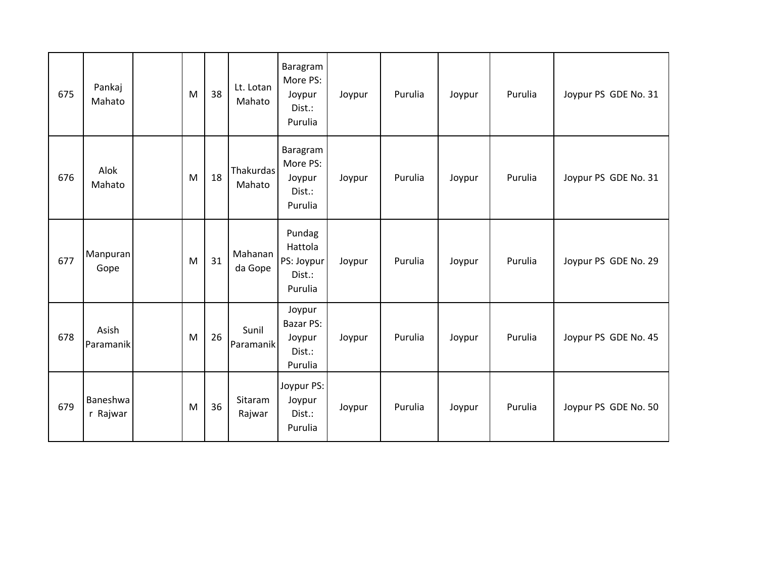| 675 | Pankaj Mahato | | M | 38 | Lt. Lotan Mahato | Baragram More PS: Joypur Dist.: Purulia | Joypur | Purulia | Joypur | Purulia | Joypur PS GDE No. 31 |
|---|---|---|---|---|---|---|---|---|---|---|---|
| 676 | Alok Mahato | | M | 18 | Thakurdas Mahato | Baragram More PS: Joypur Dist.: Purulia | Joypur | Purulia | Joypur | Purulia | Joypur PS GDE No. 31 |
| 677 | Manpuran Gope | | M | 31 | Mahananda Gope | Pundag Hattola PS: Joypur Dist.: Purulia | Joypur | Purulia | Joypur | Purulia | Joypur PS GDE No. 29 |
| 678 | Asish Paramanik | | M | 26 | Sunil Paramanik | Joypur Bazar PS: Joypur Dist.: Purulia | Joypur | Purulia | Joypur | Purulia | Joypur PS GDE No. 45 |
| 679 | Baneshwar Rajwar | | M | 36 | Sitaram Rajwar | Joypur PS: Joypur Dist.: Purulia | Joypur | Purulia | Joypur | Purulia | Joypur PS GDE No. 50 |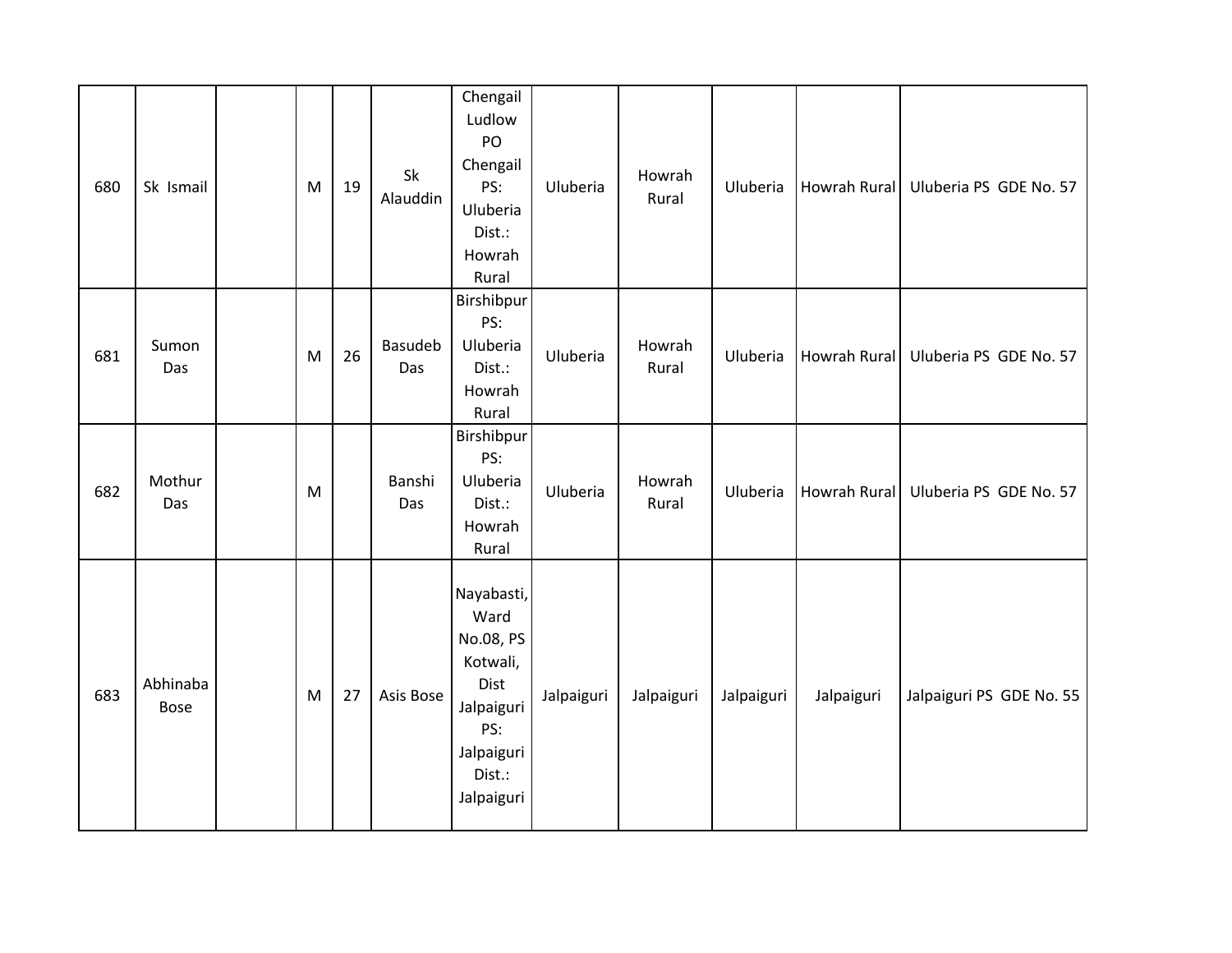| 680 | Sk Ismail | | M | 19 | Sk Alauddin | Chengail Ludlow PO Chengail PS: Uluberia Dist.: Howrah Rural | Uluberia | Howrah Rural | Uluberia | Howrah Rural | Uluberia PS GDE No. 57 |
|---|---|---|---|---|---|---|---|---|---|---|---|
| 681 | Sumon Das | | M | 26 | Basudeb Das | Birshibpur PS: Uluberia Dist.: Howrah Rural | Uluberia | Howrah Rural | Uluberia | Howrah Rural | Uluberia PS GDE No. 57 |
| 682 | Mothur Das | | M | | Banshi Das | Birshibpur PS: Uluberia Dist.: Howrah Rural | Uluberia | Howrah Rural | Uluberia | Howrah Rural | Uluberia PS GDE No. 57 |
| 683 | Abhinaba Bose | | M | 27 | Asis Bose | Nayabasti, Ward No.08, PS Kotwali, Dist Jalpaiguri PS: Jalpaiguri Dist.: Jalpaiguri | Jalpaiguri | Jalpaiguri | Jalpaiguri | Jalpaiguri | Jalpaiguri PS GDE No. 55 |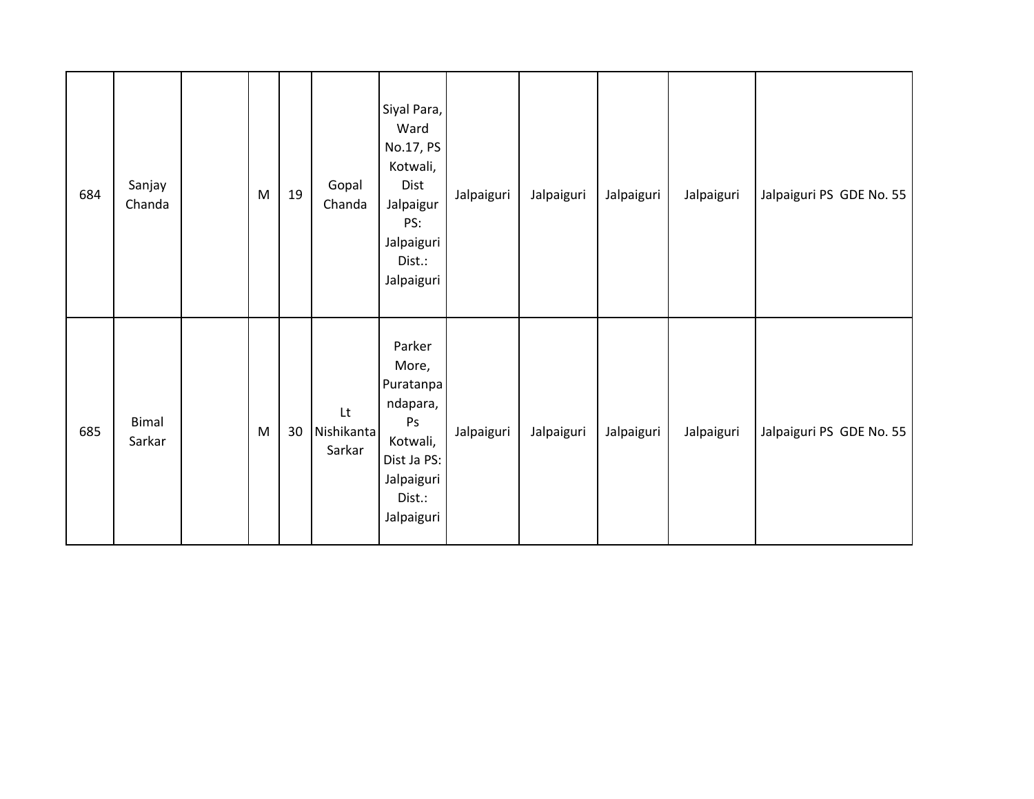| | | | | | | | | | | | |
|---|---|---|---|---|---|---|---|---|---|---|---|
| 684 | Sanjay Chanda | | M | 19 | Gopal Chanda | Siyal Para, Ward No.17, PS Kotwali, Dist Jalpaigur PS: Jalpaiguri Dist.: Jalpaiguri | Jalpaiguri | Jalpaiguri | Jalpaiguri | Jalpaiguri | Jalpaiguri PS GDE No. 55 |
| 685 | Bimal Sarkar | | M | 30 | Lt Nishikanta Sarkar | Parker More, Puratanpandapara, Ps Kotwali, Dist Ja PS: Jalpaiguri Dist.: Jalpaiguri | Jalpaiguri | Jalpaiguri | Jalpaiguri | Jalpaiguri | Jalpaiguri PS GDE No. 55 |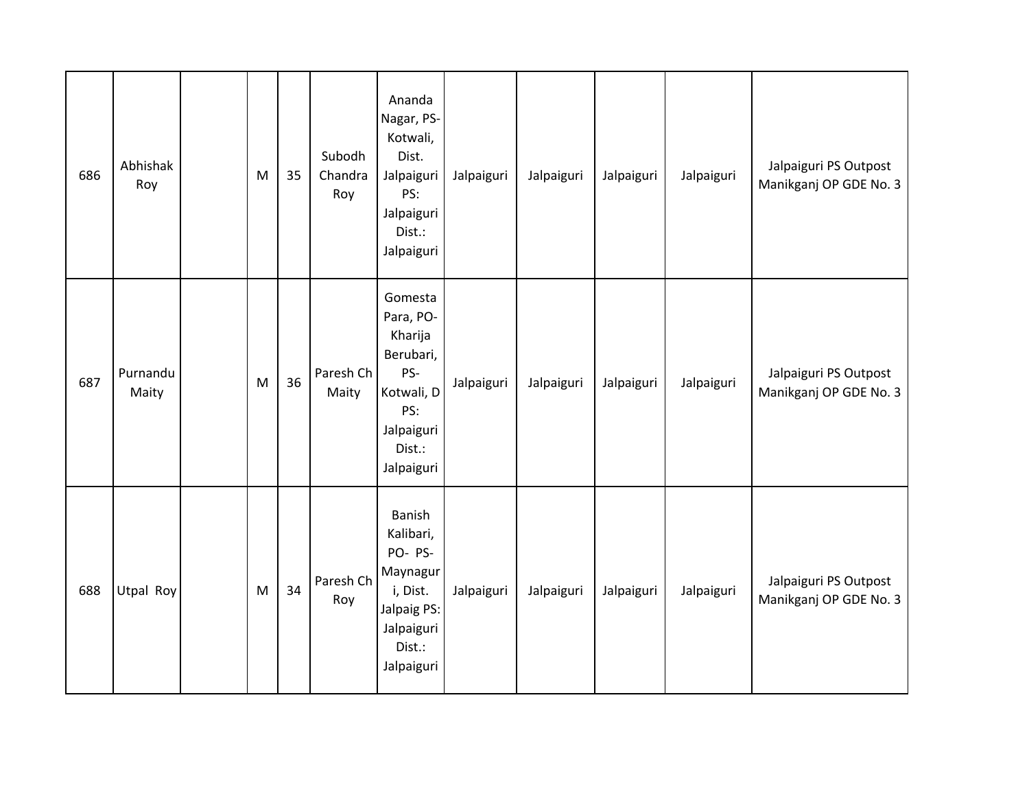| 686 | Abhishak Roy | | M | 35 | Subodh Chandra Roy | Ananda Nagar, PS-Kotwali, Dist. Jalpaiguri PS: Jalpaiguri Dist.: Jalpaiguri | Jalpaiguri | Jalpaiguri | Jalpaiguri | Jalpaiguri | Jalpaiguri PS Outpost Manikganj OP GDE No. 3 |
|---|---|---|---|---|---|---|---|---|---|---|---|
| 687 | Purnandu Maity | | M | 36 | Paresh Ch Maity | Gomesta Para, PO-Kharija Berubari, PS-Kotwali, D PS: Jalpaiguri Dist.: Jalpaiguri | Jalpaiguri | Jalpaiguri | Jalpaiguri | Jalpaiguri | Jalpaiguri PS Outpost Manikganj OP GDE No. 3 |
| 688 | Utpal Roy | | M | 34 | Paresh Ch Roy | Banish Kalibari, PO- PS-Maynaguri, Dist. Jalpaig PS: Jalpaiguri Dist.: Jalpaiguri | Jalpaiguri | Jalpaiguri | Jalpaiguri | Jalpaiguri | Jalpaiguri PS Outpost Manikganj OP GDE No. 3 |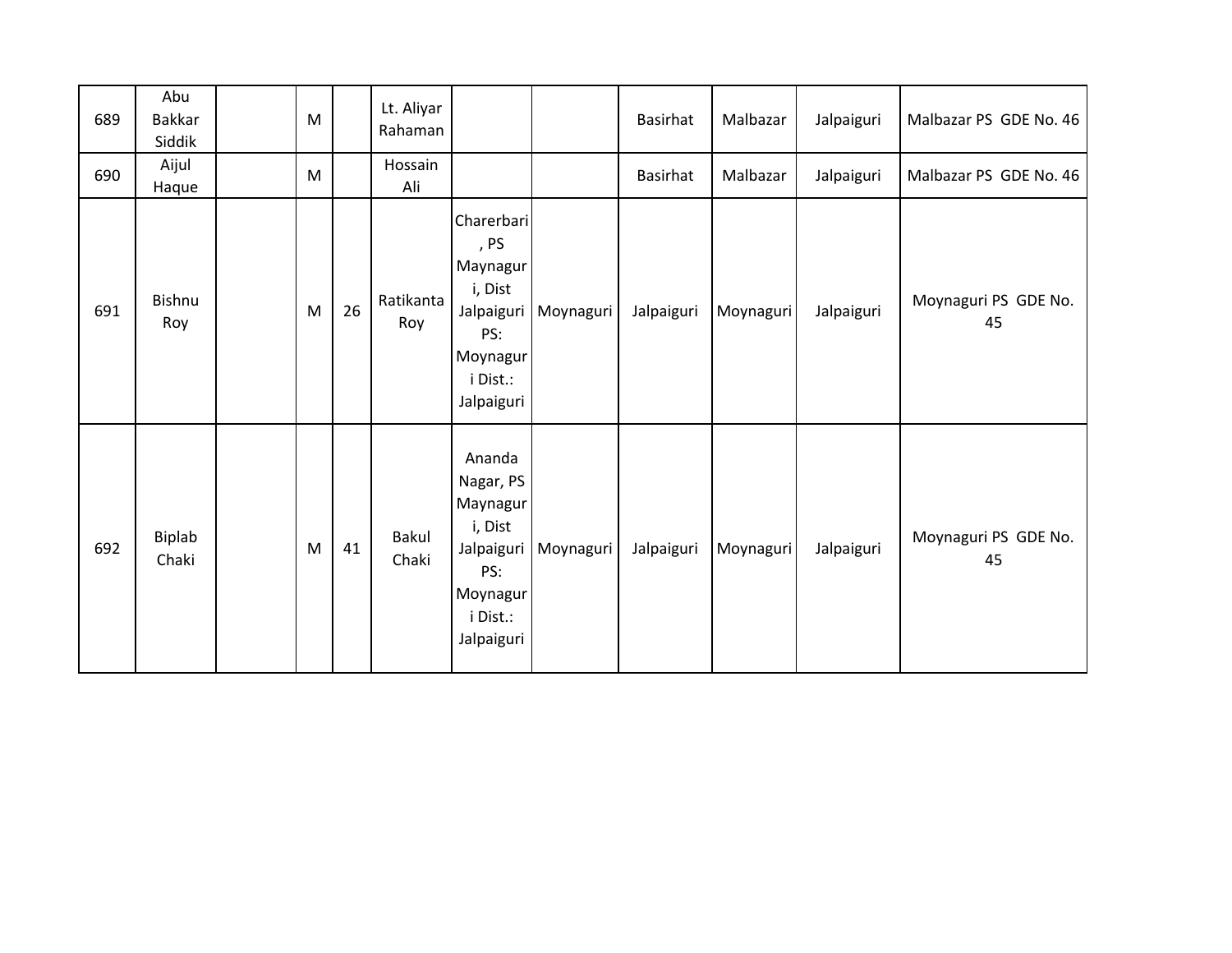| | | | | | | | | | | | |
|---|---|---|---|---|---|---|---|---|---|---|---|
| 689 | Abu Bakkar Siddik | | M | | Lt. Aliyar Rahaman | | | Basirhat | Malbazar | Jalpaiguri | Malbazar PS GDE No. 46 |
| 690 | Aijul Haque | | M | | Hossain Ali | | | Basirhat | Malbazar | Jalpaiguri | Malbazar PS GDE No. 46 |
| 691 | Bishnu Roy | | M | 26 | Ratikanta Roy | Charerbari, PS Maynaguri, Dist Jalpaiguri PS: Moynaguri Dist.: Jalpaiguri | Moynaguri | Jalpaiguri | Moynaguri | Jalpaiguri | Moynaguri PS GDE No. 45 |
| 692 | Biplab Chaki | | M | 41 | Bakul Chaki | Ananda Nagar, PS Maynaguri, Dist Jalpaiguri PS: Moynaguri Dist.: Jalpaiguri | Moynaguri | Jalpaiguri | Moynaguri | Jalpaiguri | Moynaguri PS GDE No. 45 |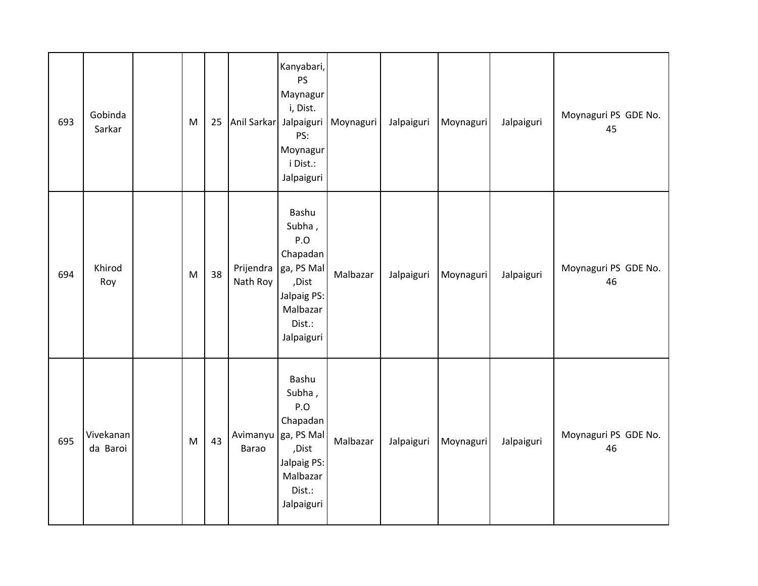| 693 | Gobinda Sarkar | | M | 25 | Anil Sarkar | Kanyabari, PS Maynaguri, Dist. Jalpaiguri PS: Moynaguri Dist.: Jalpaiguri | Moynaguri | Jalpaiguri | Moynaguri | Jalpaiguri | Moynaguri PS GDE No. 45 |
|---|---|---|---|---|---|---|---|---|---|---|---|
| 694 | Khirod Roy | | M | 38 | Prijendra Nath Roy | Bashu Subha , P.O Chapadanga, PS Mal ,Dist Jalpaig PS: Malbazar Dist.: Jalpaiguri | Malbazar | Jalpaiguri | Moynaguri | Jalpaiguri | Moynaguri PS GDE No. 46 |
| 695 | Vivekananda Baroi | | M | 43 | Avimanyu Barao | Bashu Subha , P.O Chapadanga, PS Mal ,Dist Jalpaig PS: Malbazar Dist.: Jalpaiguri | Malbazar | Jalpaiguri | Moynaguri | Jalpaiguri | Moynaguri PS GDE No. 46 |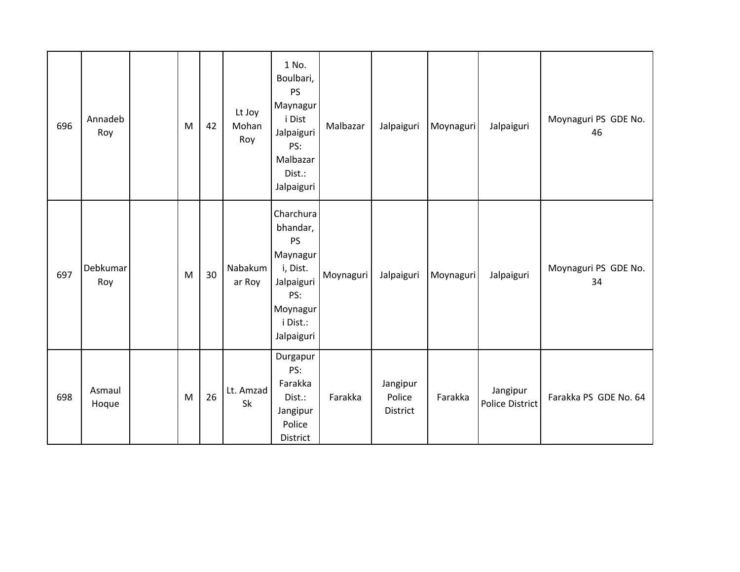| 696 | Annadeb Roy | | M | 42 | Lt Joy Mohan Roy | 1 No. Boulbari, PS Maynaguri Dist Jalpaiguri PS: Malbazar Dist.: Jalpaiguri | Malbazar | Jalpaiguri | Moynaguri | Jalpaiguri | Moynaguri PS GDE No. 46 |
|---|---|---|---|---|---|---|---|---|---|---|---|
| 697 | Debkumar Roy | | M | 30 | Nabakumar Roy | Charchurabhandar, PS Maynaguri, Dist. Jalpaiguri PS: Moynaguri Dist.: Jalpaiguri | Moynaguri | Jalpaiguri | Moynaguri | Jalpaiguri | Moynaguri PS GDE No. 34 |
| 698 | Asmaul Hoque | | M | 26 | Lt. Amzad Sk | Durgapur PS: Farakka Dist.: Jangipur Police District | Farakka | Jangipur Police District | Farakka | Jangipur Police District | Farakka PS GDE No. 64 |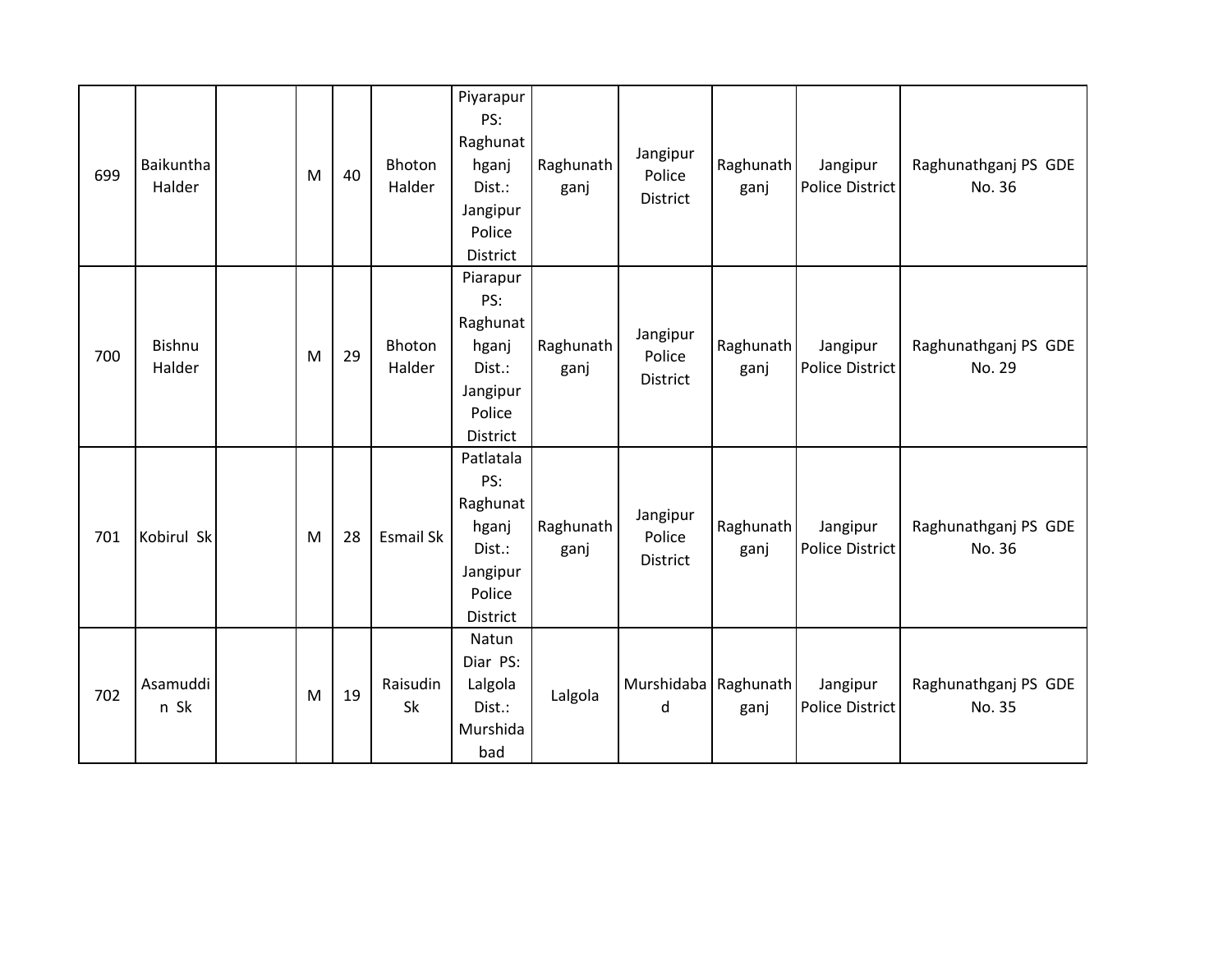| 699 | Baikuntha Halder | | M | 40 | Bhoton Halder | Piyarapur PS: Raghunathganj Dist.: Jangipur Police District | Raghunathganj | Jangipur Police District | Raghunathganj | Jangipur Police District | Raghunathganj PS GDE No. 36 |
|---|---|---|---|---|---|---|---|---|---|---|---|
| 700 | Bishnu Halder | | M | 29 | Bhoton Halder | Piarapur PS: Raghunathganj Dist.: Jangipur Police District | Raghunathganj | Jangipur Police District | Raghunathganj | Jangipur Police District | Raghunathganj PS GDE No. 29 |
| 701 | Kobirul Sk | | M | 28 | Esmail Sk | Patlatala PS: Raghunathganj Dist.: Jangipur Police District | Raghunathganj | Jangipur Police District | Raghunathganj | Jangipur Police District | Raghunathganj PS GDE No. 36 |
| 702 | Asamuddin Sk | | M | 19 | Raisudin Sk | Natun Diar PS: Lalgola Dist.: Murshidabad | Lalgola | Murshidabad | Raghunathganj | Jangipur Police District | Raghunathganj PS GDE No. 35 |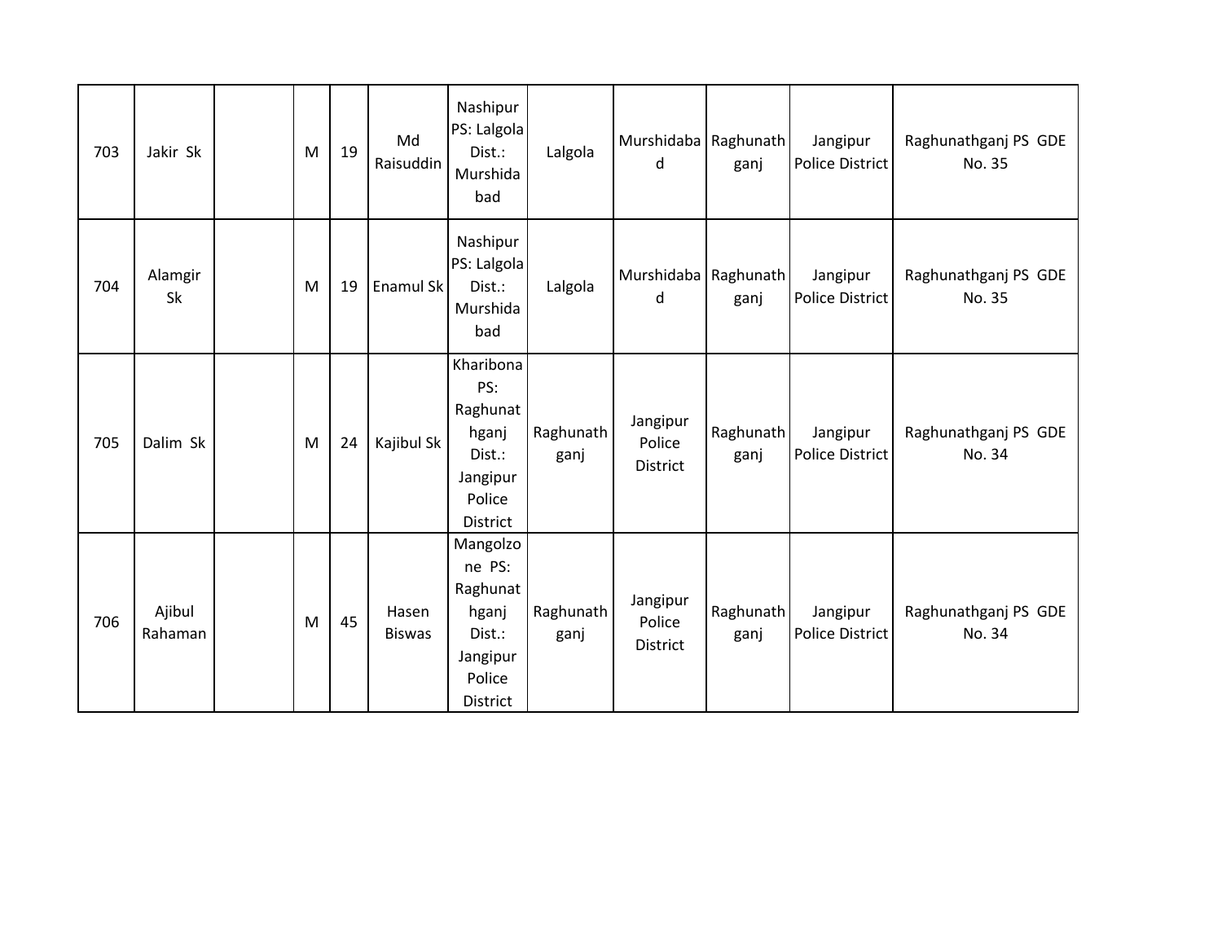| 703 | Jakir Sk | | M | 19 | Md Raisuddin | Nashipur PS: Lalgola Dist.: Murshidabad | Lalgola | Murshidabad | Raghunathganj | Jangipur Police District | Raghunathganj PS GDE No. 35 |
|---|---|---|---|---|---|---|---|---|---|---|---|
| 704 | Alamgir Sk | | M | 19 | Enamul Sk | Nashipur PS: Lalgola Dist.: Murshidabad | Lalgola | Murshidabad | Raghunathganj | Jangipur Police District | Raghunathganj PS GDE No. 35 |
| 705 | Dalim Sk | | M | 24 | Kajibul Sk | Kharibona PS: Raghunathganj Dist.: Jangipur Police District | Raghunathganj | Jangipur Police District | Raghunathganj | Jangipur Police District | Raghunathganj PS GDE No. 34 |
| 706 | Ajibul Rahaman | | M | 45 | Hasen Biswas | Mangolzone PS: Raghunathganj Dist.: Jangipur Police District | Raghunathganj | Jangipur Police District | Raghunathganj | Jangipur Police District | Raghunathganj PS GDE No. 34 |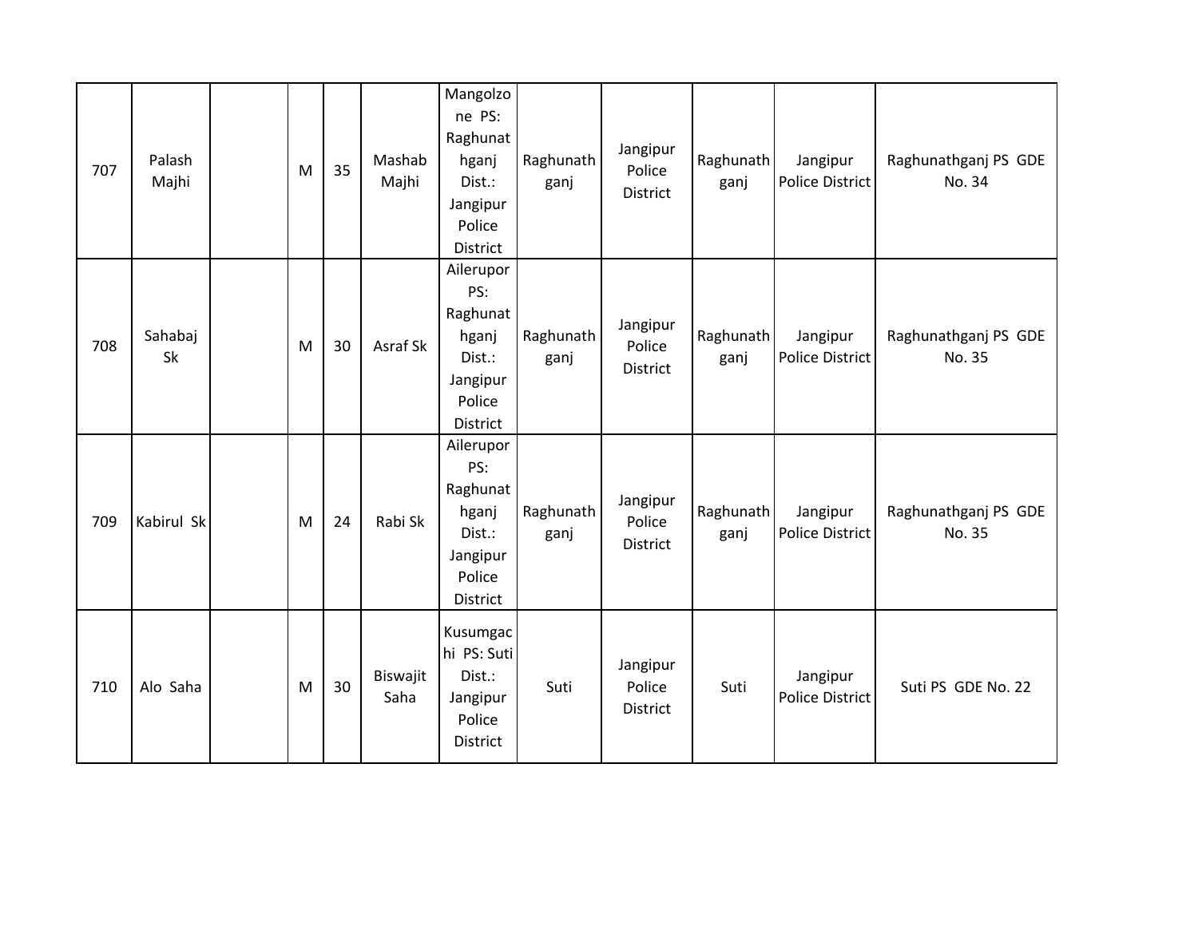| 707 | Palash Majhi | | M | 35 | Mashab Majhi | Mangolzone PS: Raghunathganj Dist.: Jangipur Police District | Raghunathganj | Jangipur Police District | Raghunathganj | Jangipur Police District | Raghunathganj PS GDE No. 34 |
|---|---|---|---|---|---|---|---|---|---|---|---|
| 708 | Sahabaj Sk | | M | 30 | Asraf Sk | Ailerupor PS: Raghunathganj Dist.: Jangipur Police District | Raghunathganj | Jangipur Police District | Raghunathganj | Jangipur Police District | Raghunathganj PS GDE No. 35 |
| 709 | Kabirul Sk | | M | 24 | Rabi Sk | Ailerupor PS: Raghunathganj Dist.: Jangipur Police District | Raghunathganj | Jangipur Police District | Raghunathganj | Jangipur Police District | Raghunathganj PS GDE No. 35 |
| 710 | Alo Saha | | M | 30 | Biswajit Saha | Kusumgachi PS: Suti Dist.: Jangipur Police District | Suti | Jangipur Police District | Suti | Jangipur Police District | Suti PS GDE No. 22 |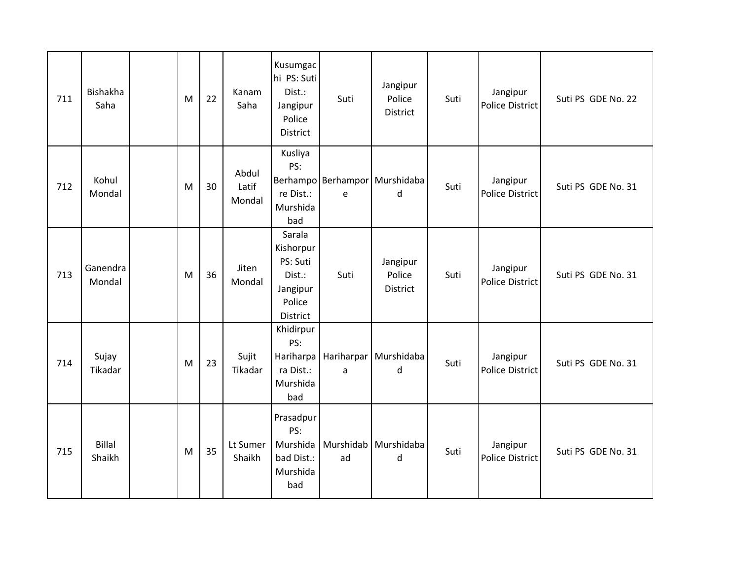| 711 | Bishakha Saha | | M | 22 | Kanam Saha | Kusumgachi PS: Suti Dist.: Jangipur Police District | Suti | Jangipur Police District | Suti | Jangipur Police District | Suti PS GDE No. 22 |
|---|---|---|---|---|---|---|---|---|---|---|---|
| 712 | Kohul Mondal | | M | 30 | Abdul Latif Mondal | Kusliya PS: Berhampore Dist.: Murshidabad | Berhampore | Murshidabad | Suti | Jangipur Police District | Suti PS GDE No. 31 |
| 713 | Ganendra Mondal | | M | 36 | Jiten Mondal | Sarala Kishorpur PS: Suti Dist.: Jangipur Police District | Suti | Jangipur Police District | Suti | Jangipur Police District | Suti PS GDE No. 31 |
| 714 | Sujay Tikadar | | M | 23 | Sujit Tikadar | Khidirpur PS: Hariharpara Dist.: Murshidabad | Hariharpara | Murshidabad | Suti | Jangipur Police District | Suti PS GDE No. 31 |
| 715 | Billal Shaikh | | M | 35 | Lt Sumer Shaikh | Prasadpur PS: Murshidabad Dist.: Murshidabad | Murshidabad | Murshidabad | Suti | Jangipur Police District | Suti PS GDE No. 31 |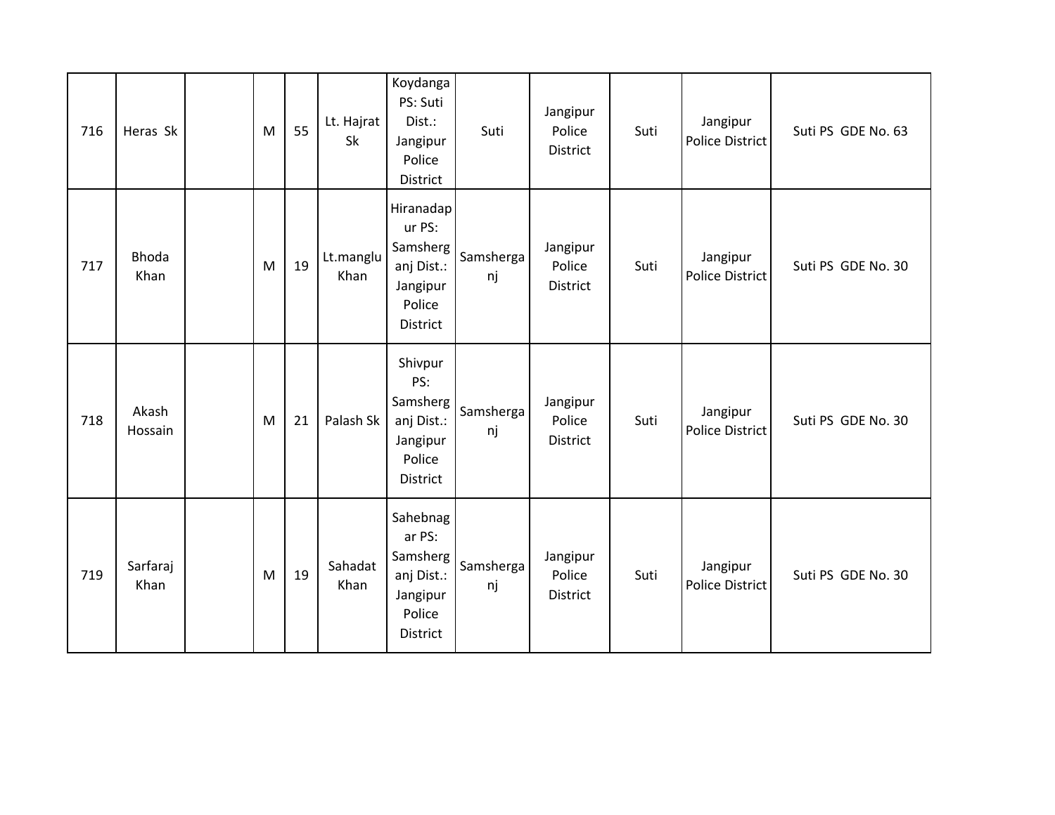| 716 | Heras Sk | | M | 55 | Lt. Hajrat Sk | Koydanga PS: Suti Dist.: Jangipur Police District | Suti | Jangipur Police District | Suti | Jangipur Police District | Suti PS GDE No. 63 |
|---|---|---|---|---|---|---|---|---|---|---|---|
| 717 | Bhoda Khan | | M | 19 | Lt.manglu Khan | Hiranadapur PS: Samsherganj Dist.: Jangipur Police District | Samsherganj | Jangipur Police District | Suti | Jangipur Police District | Suti PS GDE No. 30 |
| 718 | Akash Hossain | | M | 21 | Palash Sk | Shivpur PS: Samsherganj Dist.: Jangipur Police District | Samsherganj | Jangipur Police District | Suti | Jangipur Police District | Suti PS GDE No. 30 |
| 719 | Sarfaraj Khan | | M | 19 | Sahadat Khan | Sahebnagar PS: Samsherganj Dist.: Jangipur Police District | Samsherganj | Jangipur Police District | Suti | Jangipur Police District | Suti PS GDE No. 30 |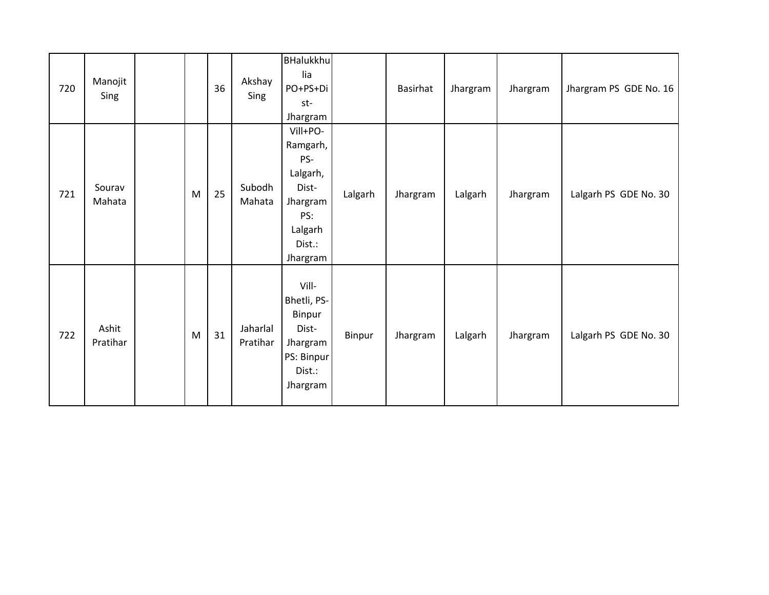| | | | | | | | | | | | |
|---|---|---|---|---|---|---|---|---|---|---|---|
| 720 | Manojit Sing | | | 36 | Akshay Sing | BHalukkhulia PO+PS+Dist-Jhargram | | Basirhat | Jhargram | Jhargram | Jhargram PS GDE No. 16 |
| 721 | Sourav Mahata | | M | 25 | Subodh Mahata | Vill+PO-Ramgarh, PS-Lalgarh, Dist-Jhargram PS: Lalgarh Dist.: Jhargram | Lalgarh | Jhargram | Lalgarh | Jhargram | Lalgarh PS GDE No. 30 |
| 722 | Ashit Pratihar | | M | 31 | Jaharlal Pratihar | Vill-Bhetli, PS-Binpur Dist-Jhargram PS: Binpur Dist.: Jhargram | Binpur | Jhargram | Lalgarh | Jhargram | Lalgarh PS GDE No. 30 |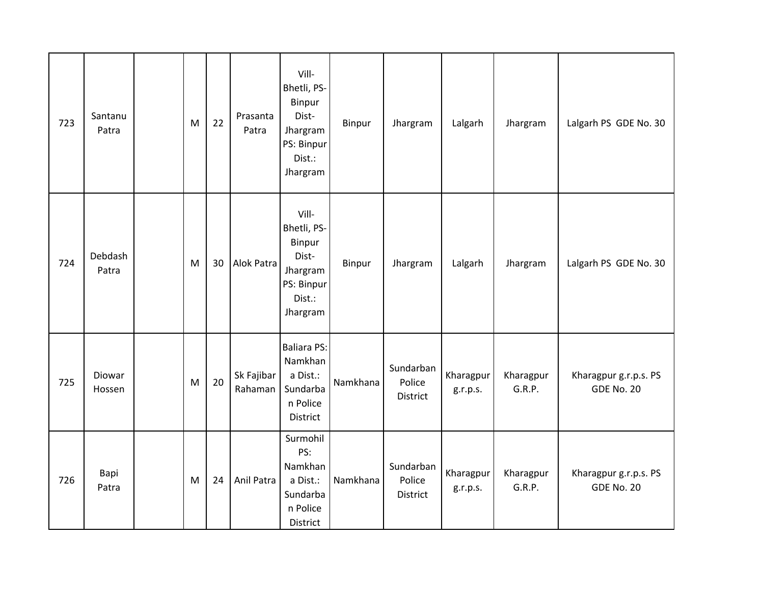| 723 | Santanu Patra | | M | 22 | Prasanta Patra | Vill-Bhetli, PS-Binpur Dist-Jhargram PS: Binpur Dist.: Jhargram | Binpur | Jhargram | Lalgarh | Jhargram | Lalgarh PS GDE No. 30 |
|---|---|---|---|---|---|---|---|---|---|---|---|
| 724 | Debdash Patra | | M | 30 | Alok Patra | Vill-Bhetli, PS-Binpur Dist-Jhargram PS: Binpur Dist.: Jhargram | Binpur | Jhargram | Lalgarh | Jhargram | Lalgarh PS GDE No. 30 |
| 725 | Diowar Hossen | | M | 20 | Sk Fajibar Rahaman | Baliara PS: Namkhana Dist.: Sundarban Police District | Namkhana | Sundarban Police District | Kharagpur g.r.p.s. | Kharagpur G.R.P. | Kharagpur g.r.p.s. PS GDE No. 20 |
| 726 | Bapi Patra | | M | 24 | Anil Patra | Surmohil PS: Namkhana Dist.: Sundarban Police District | Namkhana | Sundarban Police District | Kharagpur g.r.p.s. | Kharagpur G.R.P. | Kharagpur g.r.p.s. PS GDE No. 20 |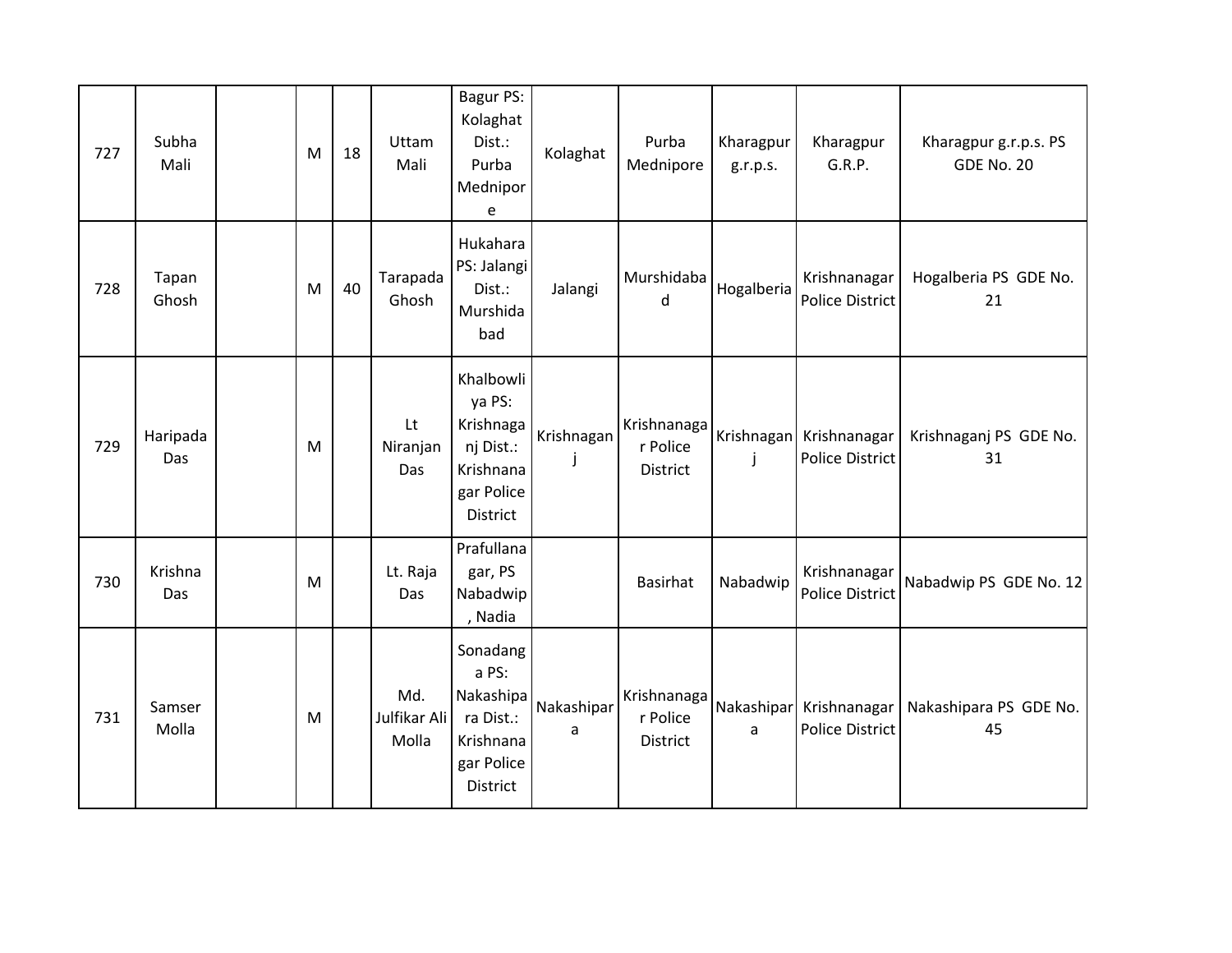| | | | | | | | | | | | |
|---|---|---|---|---|---|---|---|---|---|---|---|
| 727 | Subha Mali | | M | 18 | Uttam Mali | Bagur PS: Kolaghat Dist.: Purba Mednipore | Kolaghat | Purba Mednipore | Kharagpur g.r.p.s. | Kharagpur G.R.P. | Kharagpur g.r.p.s. PS GDE No. 20 |
| 728 | Tapan Ghosh | | M | 40 | Tarapada Ghosh | Hukahara PS: Jalangi Dist.: Murshidabad | Jalangi | Murshidabad | Hogalberia | Krishnanagar Police District | Hogalberia PS GDE No. 21 |
| 729 | Haripada Das | | M | | Lt Niranjan Das | Khalbowliya PS: Krishnaganj Dist.: Krishnanagar Police District | Krishnaganj | Krishnanagar Police District | Krishnaganj | Krishnanagar Police District | Krishnaganj PS GDE No. 31 |
| 730 | Krishna Das | | M | | Lt. Raja Das | Prafullanagar, PS Nabadwip, Nadia | | Basirhat | Nabadwip | Krishnanagar Police District | Nabadwip PS GDE No. 12 |
| 731 | Samser Molla | | M | | Md. Julfikar Ali Molla | Sonadanga PS: Nakashipara Dist.: Krishnanagar Police District | Nakashipara | Krishnanagar Police District | Nakashipara | Krishnanagar Police District | Nakashipara PS GDE No. 45 |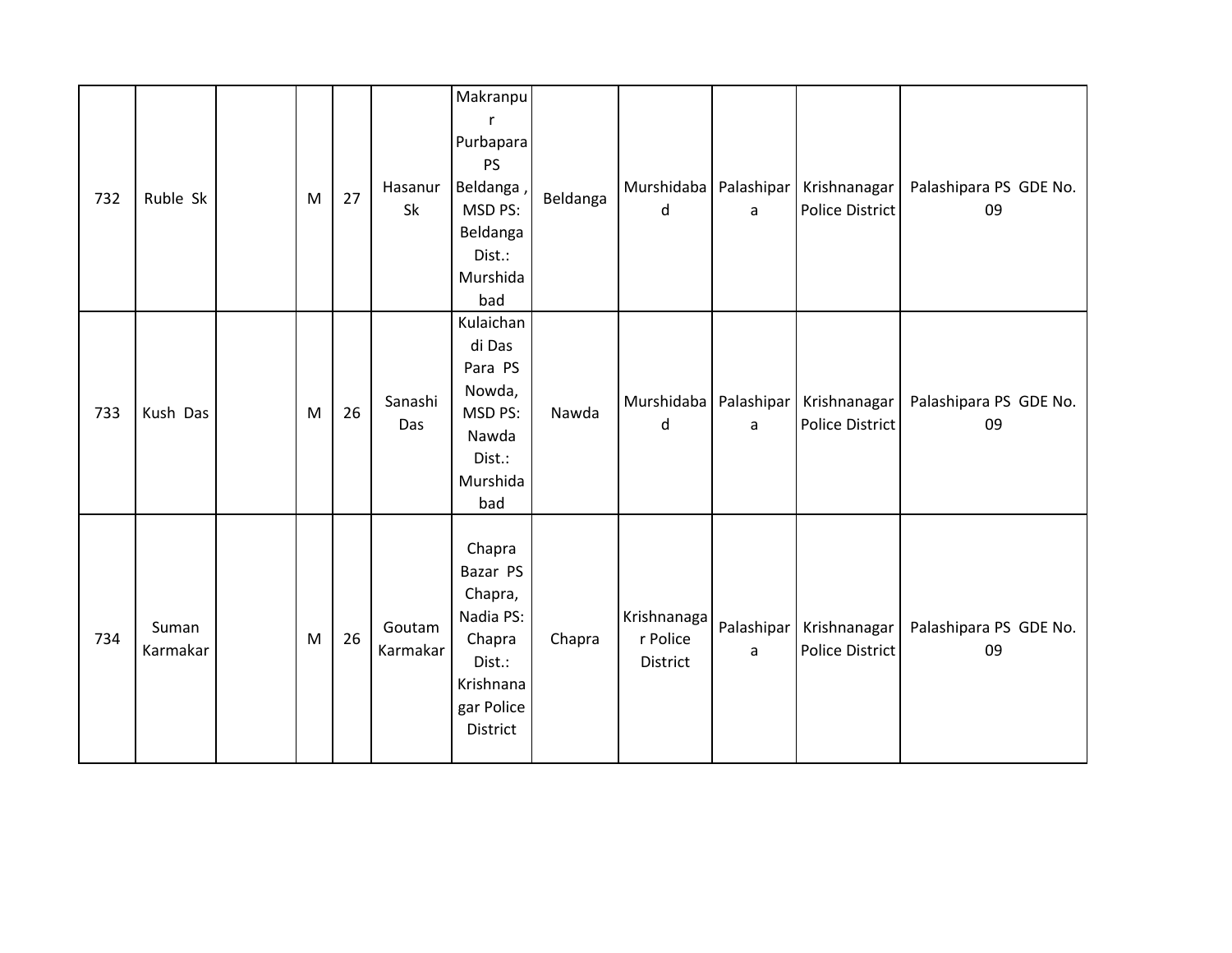| 732 | Ruble Sk | | M | 27 | Hasanur Sk | Makranpur Purbapara PS Beldanga , MSD PS: Beldanga Dist.: Murshidabad | Beldanga | Murshidabad | Palashipara | Krishnanagar Police District | Palashipara PS GDE No. 09 |
|---|---|---|---|---|---|---|---|---|---|---|---|
| 733 | Kush Das | | M | 26 | Sanashi Das | Kulaichandi Das Para PS Nowda, MSD PS: Nawda Dist.: Murshidabad | Nawda | Murshidabad | Palashipara | Krishnanagar Police District | Palashipara PS GDE No. 09 |
| 734 | Suman Karmakar | | M | 26 | Goutam Karmakar | Chapra Bazar PS Chapra, Nadia PS: Chapra Dist.: Krishnanagar Police District | Chapra | Krishnanagar Police District | Palashipara | Krishnanagar Police District | Palashipara PS GDE No. 09 |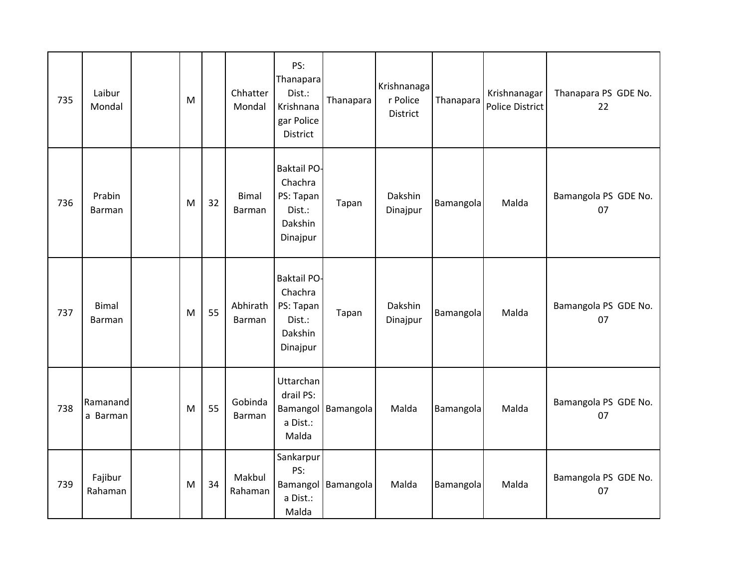| 735 | Laibur Mondal | | M | | Chhatter Mondal | PS: Thanapara Dist.: Krishnanagar Police District | Thanapara | Krishnanagar Police District | Thanapara | Krishnanagar Police District | Thanapara PS GDE No. 22 |
|---|---|---|---|---|---|---|---|---|---|---|---|
| 736 | Prabin Barman | | M | 32 | Bimal Barman | Baktail PO-Chachra PS: Tapan Dist.: Dakshin Dinajpur | Tapan | Dakshin Dinajpur | Bamangola | Malda | Bamangola PS GDE No. 07 |
| 737 | Bimal Barman | | M | 55 | Abhirath Barman | Baktail PO-Chachra PS: Tapan Dist.: Dakshin Dinajpur | Tapan | Dakshin Dinajpur | Bamangola | Malda | Bamangola PS GDE No. 07 |
| 738 | Ramananda Barman | | M | 55 | Gobinda Barman | Uttarchandrail PS: Bamangola Dist.: Malda | Bamangola | Malda | Bamangola | Malda | Bamangola PS GDE No. 07 |
| 739 | Fajibur Rahaman | | M | 34 | Makbul Rahaman | Sankarpur PS: Bamangola Dist.: Malda | Bamangola | Malda | Bamangola | Malda | Bamangola PS GDE No. 07 |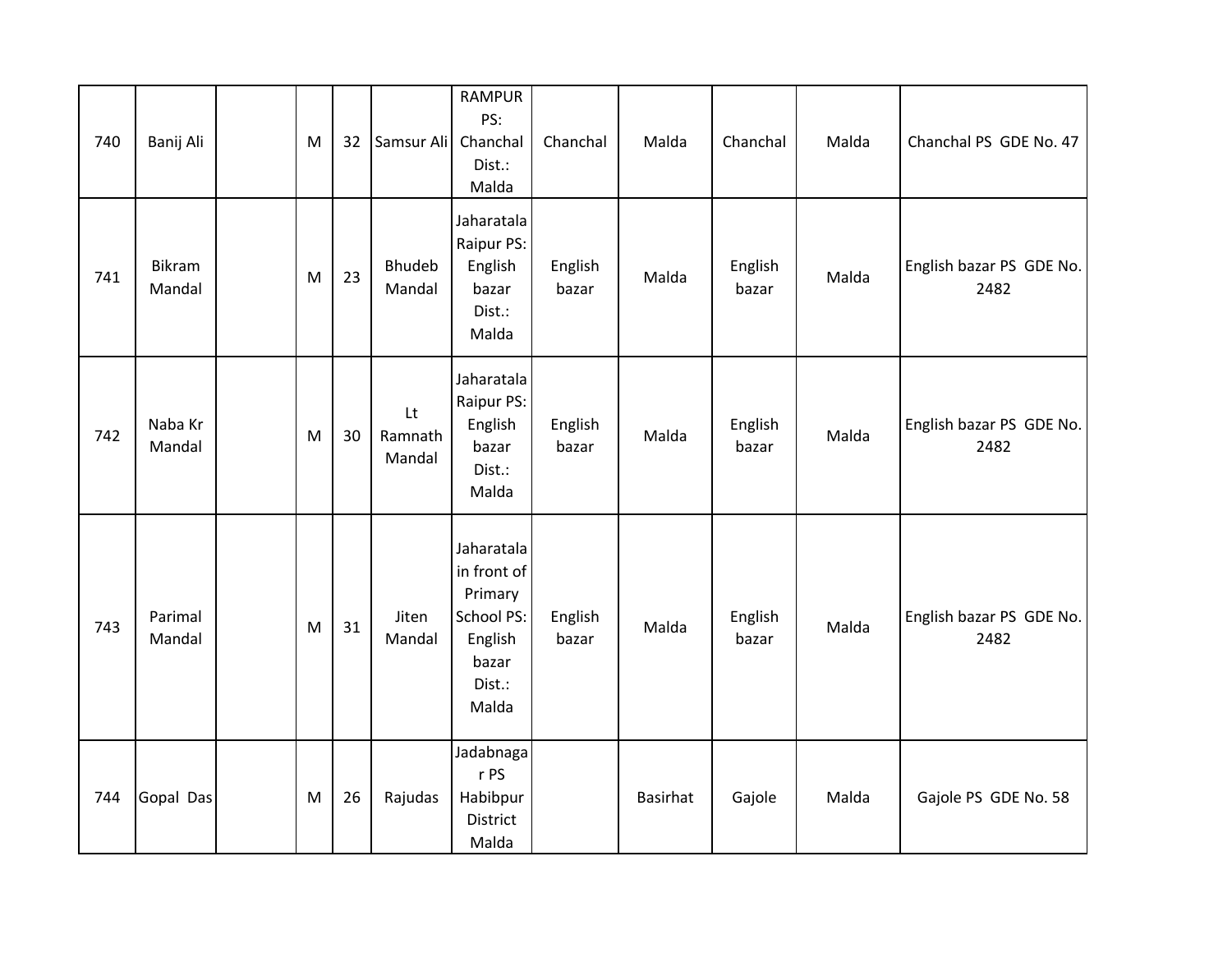| 740 | Banij Ali | | M | 32 | Samsur Ali | RAMPUR PS: Chanchal Dist.: Malda | Chanchal | Malda | Chanchal | Malda | Chanchal PS GDE No. 47 |
|---|---|---|---|---|---|---|---|---|---|---|---|
| 741 | Bikram Mandal | | M | 23 | Bhudeb Mandal | Jaharatala Raipur PS: English bazar Dist.: Malda | English bazar | Malda | English bazar | Malda | English bazar PS GDE No. 2482 |
| 742 | Naba Kr Mandal | | M | 30 | Lt Ramnath Mandal | Jaharatala Raipur PS: English bazar Dist.: Malda | English bazar | Malda | English bazar | Malda | English bazar PS GDE No. 2482 |
| 743 | Parimal Mandal | | M | 31 | Jiten Mandal | Jaharatala in front of Primary School PS: English bazar Dist.: Malda | English bazar | Malda | English bazar | Malda | English bazar PS GDE No. 2482 |
| 744 | Gopal Das | | M | 26 | Rajudas | Jadabnagar PS Habibpur District Malda | | Basirhat | Gajole | Malda | Gajole PS GDE No. 58 |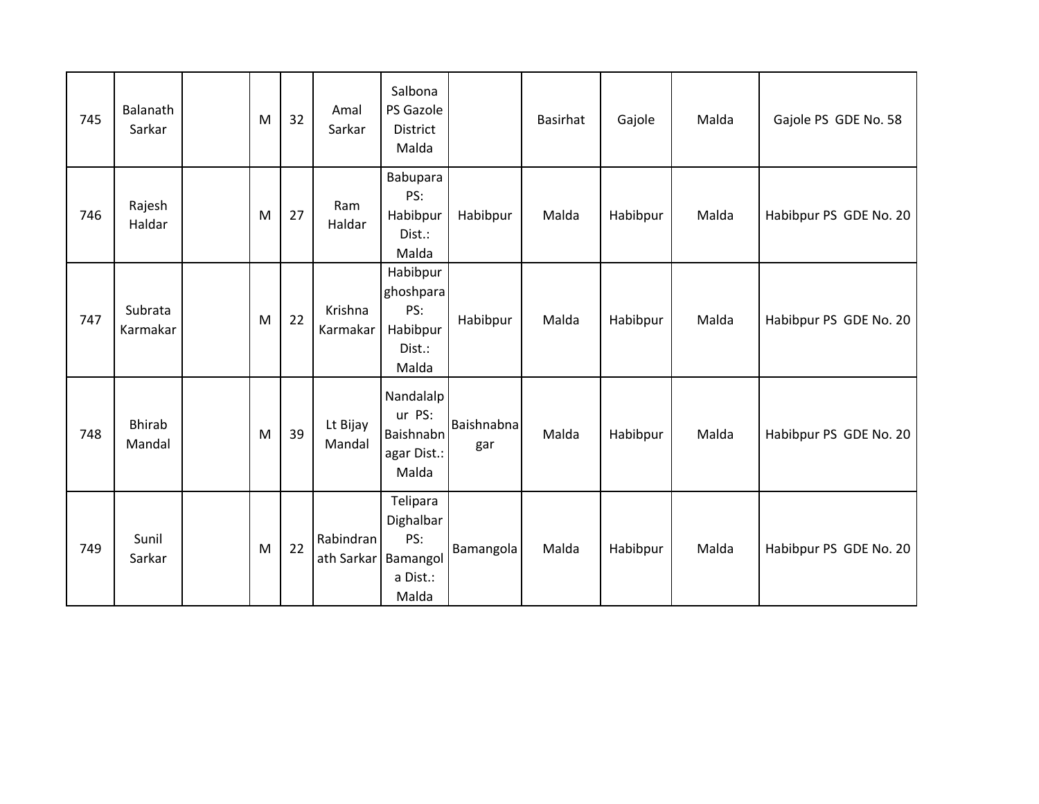| 745 | Balanath Sarkar | | M | 32 | Amal Sarkar | Salbona PS Gazole District Malda | | Basirhat | Gajole | Malda | Gajole PS GDE No. 58 |
|---|---|---|---|---|---|---|---|---|---|---|---|
| 746 | Rajesh Haldar | | M | 27 | Ram Haldar | Babupara PS: Habibpur Dist.: Malda | Habibpur | Malda | Habibpur | Malda | Habibpur PS GDE No. 20 |
| 747 | Subrata Karmakar | | M | 22 | Krishna Karmakar | Habibpur ghoshpara PS: Habibpur Dist.: Malda | Habibpur | Malda | Habibpur | Malda | Habibpur PS GDE No. 20 |
| 748 | Bhirab Mandal | | M | 39 | Lt Bijay Mandal | Nandalalpur PS: Baishnabnagar Dist.: Malda | Baishnabnagar | Malda | Habibpur | Malda | Habibpur PS GDE No. 20 |
| 749 | Sunil Sarkar | | M | 22 | Rabindranath Sarkar | Telipara Dighalbar PS: Bamangola Dist.: Malda | Bamangola | Malda | Habibpur | Malda | Habibpur PS GDE No. 20 |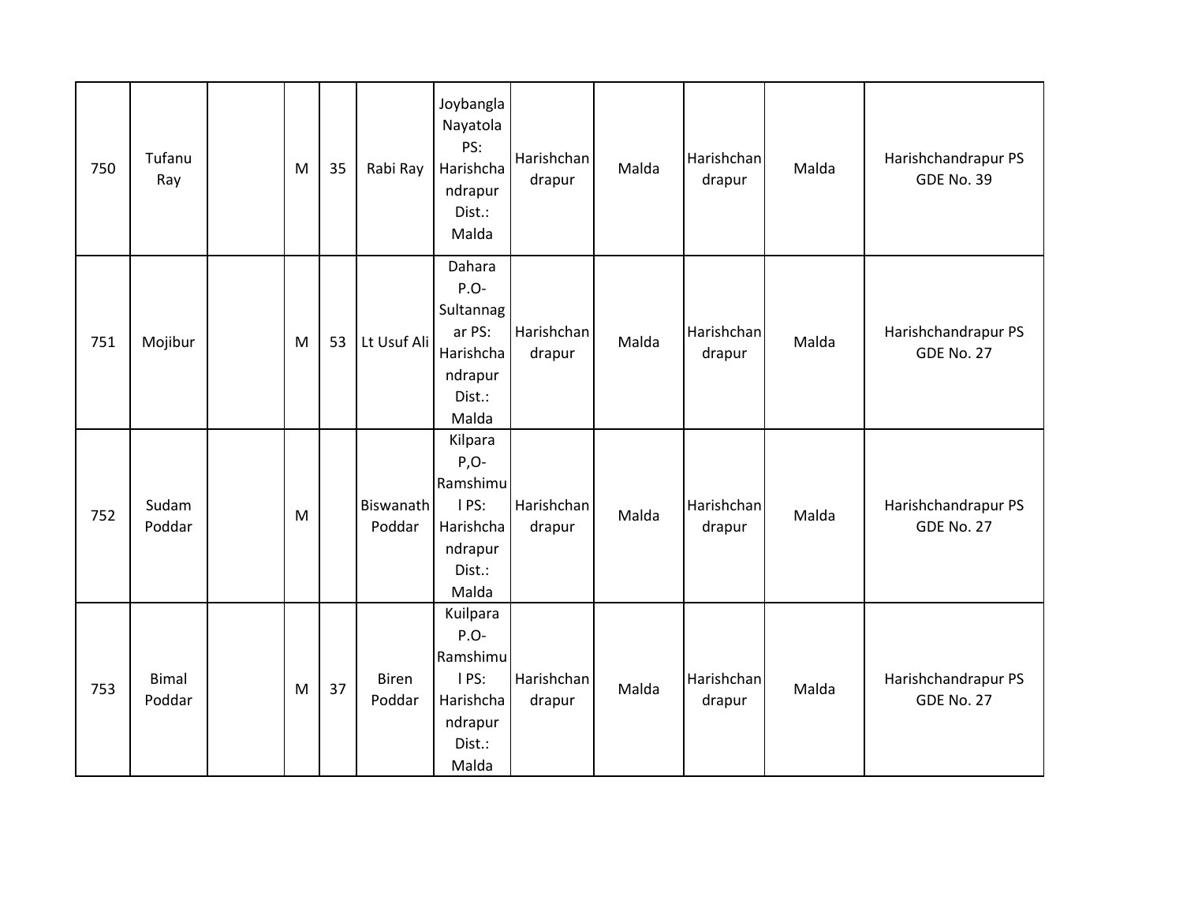| 750 | Tufanu Ray | | M | 35 | Rabi Ray | Joybangla Nayatola PS: Harishchandrapur Dist.: Malda | Harishchandrapur | Malda | Harishchandrapur | Malda | Harishchandrapur PS GDE No. 39 |
|---|---|---|---|---|---|---|---|---|---|---|---|
| 751 | Mojibur | | M | 53 | Lt Usuf Ali | Dahara P.O-Sultannagar PS: Harishchandrapur Dist.: Malda | Harishchandrapur | Malda | Harishchandrapur | Malda | Harishchandrapur PS GDE No. 27 |
| 752 | Sudam Poddar | | M | | Biswanath Poddar | Kilpara P,O-Ramshimul PS: Harishchandrapur Dist.: Malda | Harishchandrapur | Malda | Harishchandrapur | Malda | Harishchandrapur PS GDE No. 27 |
| 753 | Bimal Poddar | | M | 37 | Biren Poddar | Kuilpara P.O-Ramshimul PS: Harishchandrapur Dist.: Malda | Harishchandrapur | Malda | Harishchandrapur | Malda | Harishchandrapur PS GDE No. 27 |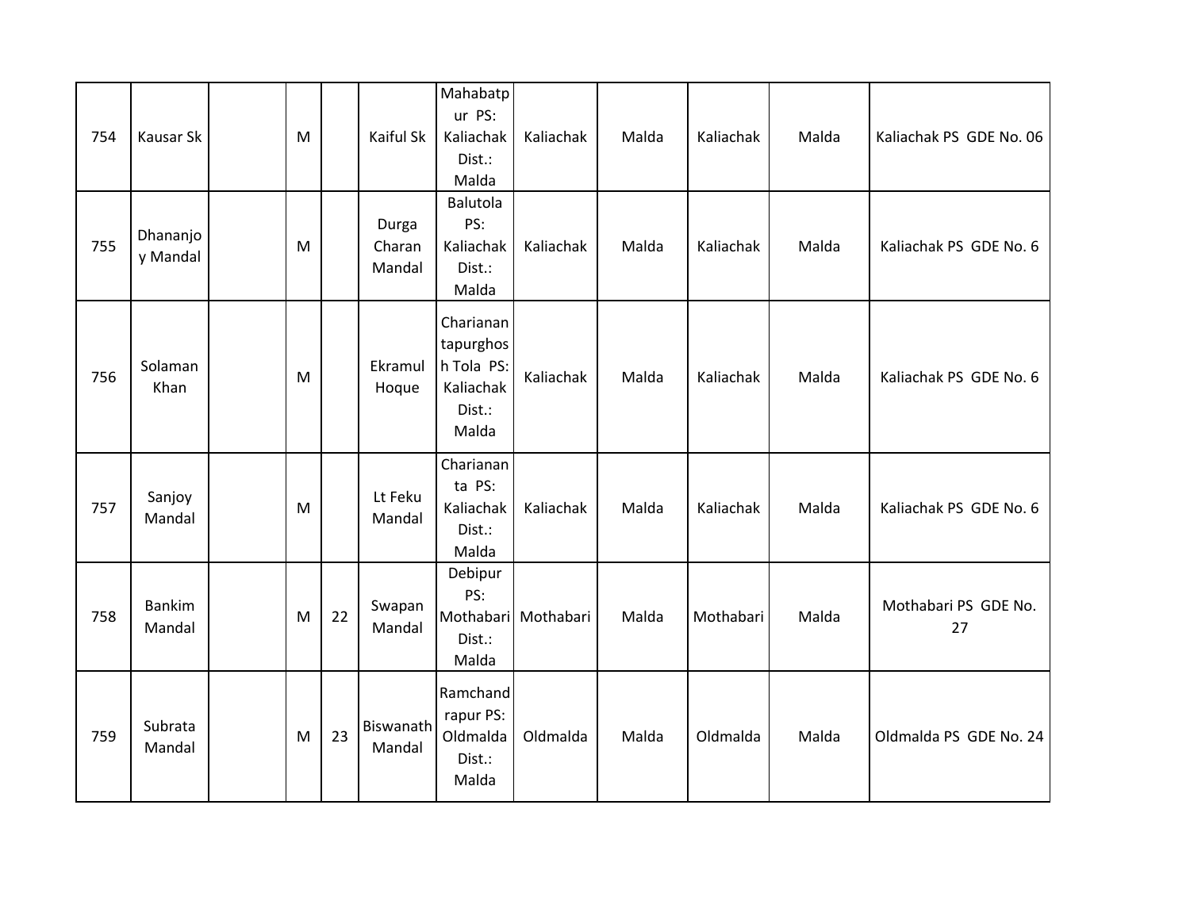| 754 | Kausar Sk | | M | | Kaiful Sk | Mahabatpur PS: Kaliachak Dist.: Malda | Kaliachak | Malda | Kaliachak | Malda | Kaliachak PS GDE No. 06 |
|---|---|---|---|---|---|---|---|---|---|---|---|
| 755 | Dhananjoy Mandal | | M | | Durga Charan Mandal | Balutola PS: Kaliachak Dist.: Malda | Kaliachak | Malda | Kaliachak | Malda | Kaliachak PS GDE No. 6 |
| 756 | Solaman Khan | | M | | Ekramul Hoque | Charianantapurghosh Tola PS: Kaliachak Dist.: Malda | Kaliachak | Malda | Kaliachak | Malda | Kaliachak PS GDE No. 6 |
| 757 | Sanjoy Mandal | | M | | Lt Feku Mandal | Charianantа PS: Kaliachak Dist.: Malda | Kaliachak | Malda | Kaliachak | Malda | Kaliachak PS GDE No. 6 |
| 758 | Bankim Mandal | | M | 22 | Swapan Mandal | Debipur PS: Mothabari Dist.: Malda | Mothabari | Malda | Mothabari | Malda | Mothabari PS GDE No. 27 |
| 759 | Subrata Mandal | | M | 23 | Biswanath Mandal | Ramchandrapur PS: Oldmalda Dist.: Malda | Oldmalda | Malda | Oldmalda | Malda | Oldmalda PS GDE No. 24 |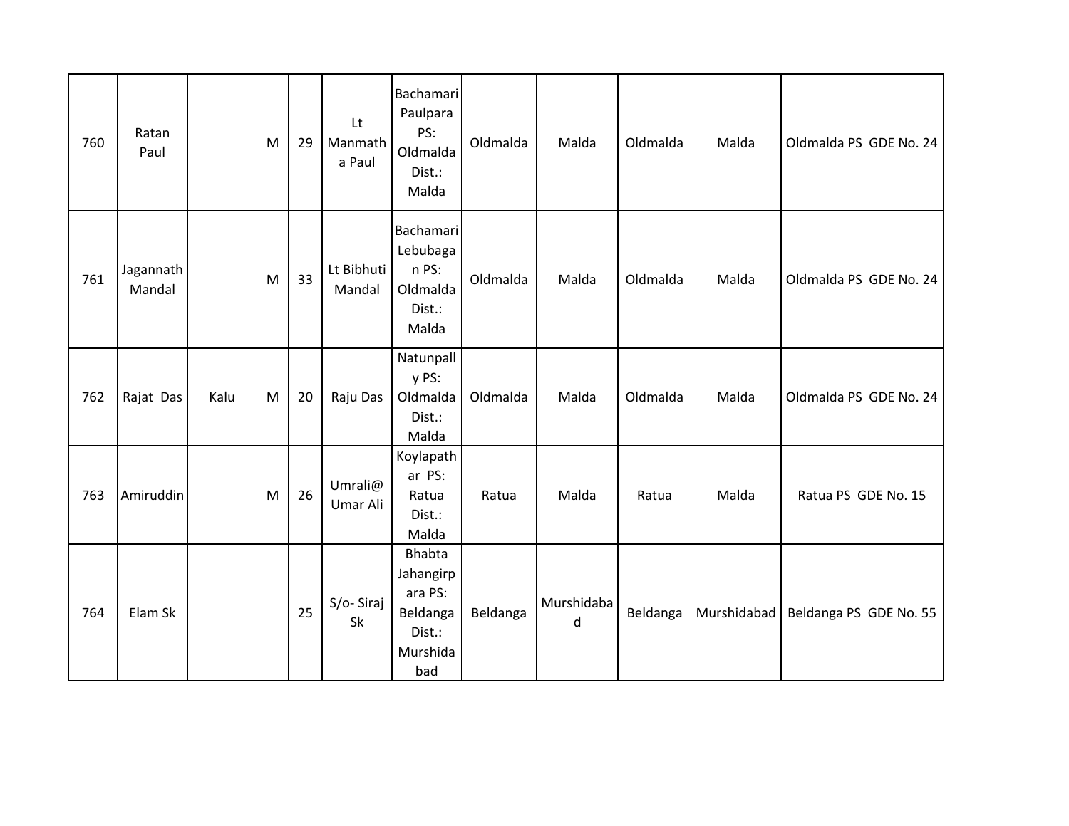| 760 | Ratan Paul | | M | 29 | Lt Manmatha Paul | Bachamari Paulpara PS: Oldmalda Dist.: Malda | Oldmalda | Malda | Oldmalda | Malda | Oldmalda PS GDE No. 24 |
|---|---|---|---|---|---|---|---|---|---|---|---|
| 761 | Jagannath Mandal | | M | 33 | Lt Bibhuti Mandal | Bachamari Lebubagan PS: Oldmalda Dist.: Malda | Oldmalda | Malda | Oldmalda | Malda | Oldmalda PS GDE No. 24 |
| 762 | Rajat Das | Kalu | M | 20 | Raju Das | Natunpally PS: Oldmalda Dist.: Malda | Oldmalda | Malda | Oldmalda | Malda | Oldmalda PS GDE No. 24 |
| 763 | Amiruddin | | M | 26 | Umrali@ Umar Ali | Koylapathar PS: Ratua Dist.: Malda | Ratua | Malda | Ratua | Malda | Ratua PS GDE No. 15 |
| 764 | Elam Sk | | | 25 | S/o- Siraj Sk | Bhabta Jahangirpara PS: Beldanga Dist.: Murshidabad | Beldanga | Murshidabad | Beldanga | Murshidabad | Beldanga PS GDE No. 55 |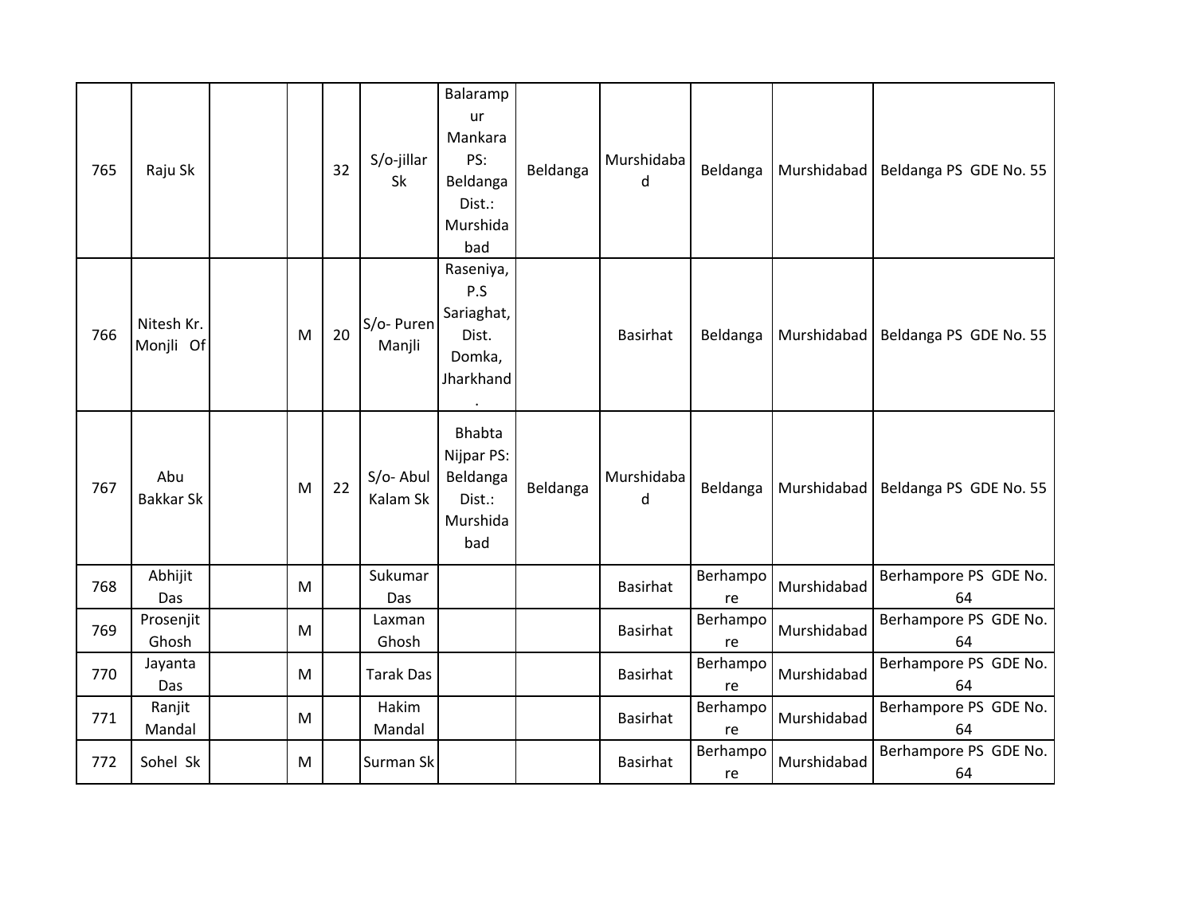| 765 | Raju Sk | | | 32 | S/o-jillar Sk | Balarampur Mankara PS: Beldanga Dist.: Murshidabad | Beldanga | Murshidabad | Beldanga | Murshidabad | Beldanga PS GDE No. 55 |
|---|---|---|---|---|---|---|---|---|---|---|---|
| 766 | Nitesh Kr. Monjli Of | | M | 20 | S/o- Puren Manjli | Raseniya, P.S Sariaghat, Dist. Domka, Jharkhand. | | Basirhat | Beldanga | Murshidabad | Beldanga PS GDE No. 55 |
| 767 | Abu Bakkar Sk | | M | 22 | S/o- Abul Kalam Sk | Bhabta Nijpar PS: Beldanga Dist.: Murshidabad | Beldanga | Murshidabad | Beldanga | Murshidabad | Beldanga PS GDE No. 55 |
| 768 | Abhijit Das | | M | | Sukumar Das | | | Basirhat | Berhampore | Murshidabad | Berhampore PS GDE No. 64 |
| 769 | Prosenjit Ghosh | | M | | Laxman Ghosh | | | Basirhat | Berhampore | Murshidabad | Berhampore PS GDE No. 64 |
| 770 | Jayanta Das | | M | | Tarak Das | | | Basirhat | Berhampore | Murshidabad | Berhampore PS GDE No. 64 |
| 771 | Ranjit Mandal | | M | | Hakim Mandal | | | Basirhat | Berhampore | Murshidabad | Berhampore PS GDE No. 64 |
| 772 | Sohel Sk | | M | | Surman Sk | | | Basirhat | Berhampore | Murshidabad | Berhampore PS GDE No. 64 |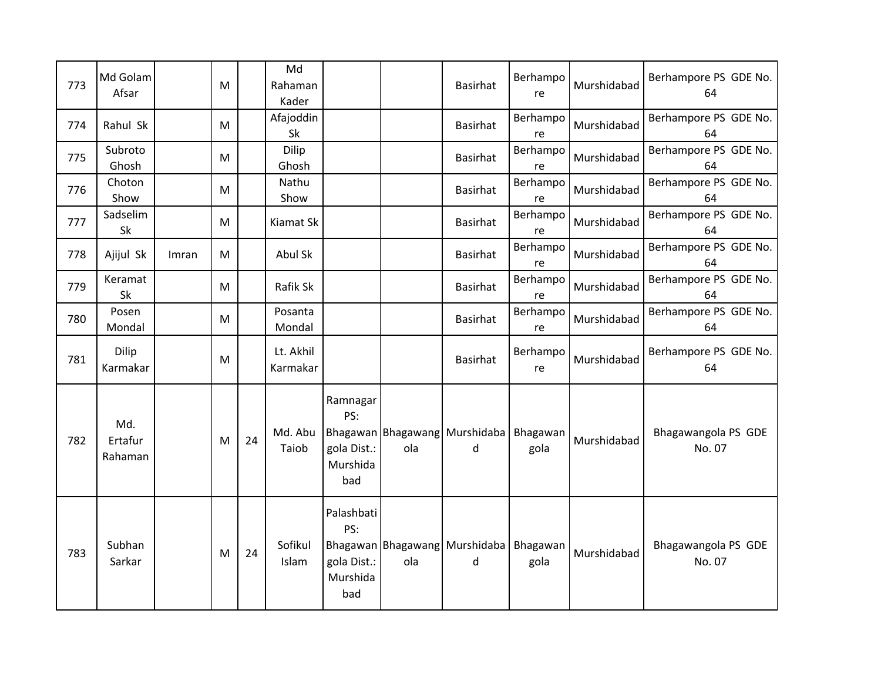| | | | | | | | | | | | |
|---|---|---|---|---|---|---|---|---|---|---|---|
| 773 | Md Golam Afsar | | M | | Md Rahaman Kader | | | Basirhat | Berhampore | Murshidabad | Berhampore PS GDE No. 64 |
| 774 | Rahul Sk | | M | | Afajoddin Sk | | | Basirhat | Berhampore | Murshidabad | Berhampore PS GDE No. 64 |
| 775 | Subroto Ghosh | | M | | Dilip Ghosh | | | Basirhat | Berhampore | Murshidabad | Berhampore PS GDE No. 64 |
| 776 | Choton Show | | M | | Nathu Show | | | Basirhat | Berhampore | Murshidabad | Berhampore PS GDE No. 64 |
| 777 | Sadselim Sk | | M | | Kiamat Sk | | | Basirhat | Berhampore | Murshidabad | Berhampore PS GDE No. 64 |
| 778 | Ajijul Sk | Imran | M | | Abul Sk | | | Basirhat | Berhampore | Murshidabad | Berhampore PS GDE No. 64 |
| 779 | Keramat Sk | | M | | Rafik Sk | | | Basirhat | Berhampore | Murshidabad | Berhampore PS GDE No. 64 |
| 780 | Posen Mondal | | M | | Posanta Mondal | | | Basirhat | Berhampore | Murshidabad | Berhampore PS GDE No. 64 |
| 781 | Dilip Karmakar | | M | | Lt. Akhil Karmakar | | | Basirhat | Berhampore | Murshidabad | Berhampore PS GDE No. 64 |
| 782 | Md. Ertafur Rahaman | | M | 24 | Md. Abu Taiob | Ramnagar PS: Bhagawangola Dist.: Murshidabad | Bhagawangola | Murshidabad | Bhagawangola | Murshidabad | Bhagawangola PS GDE No. 07 |
| 783 | Subhan Sarkar | | M | 24 | Sofikul Islam | Palashbati PS: Bhagawangola Dist.: Murshidabad | Bhagawangola | Murshidabad | Bhagawangola | Murshidabad | Bhagawangola PS GDE No. 07 |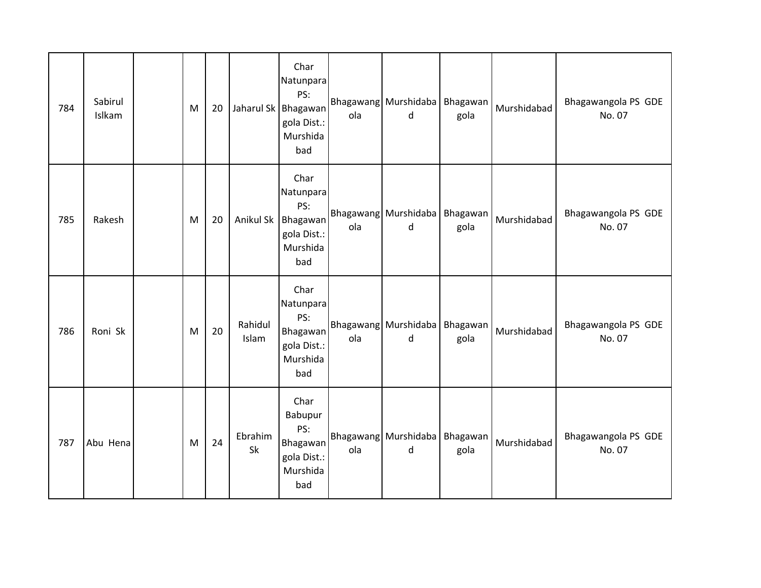| 784 | Sabirul Islkam | | M | 20 | Jaharul Sk | Char Natunpara PS: Bhagawangola Dist.: Murshidabad | Bhagawangola | Murshidabad | Bhagawangola | Murshidabad | Bhagawangola PS GDE No. 07 |
|---|---|---|---|---|---|---|---|---|---|---|---|
| 785 | Rakesh | | M | 20 | Anikul Sk | Char Natunpara PS: Bhagawangola Dist.: Murshidabad | Bhagawangola | Murshidabad | Bhagawangola | Murshidabad | Bhagawangola PS GDE No. 07 |
| 786 | Roni Sk | | M | 20 | Rahidul Islam | Char Natunpara PS: Bhagawangola Dist.: Murshidabad | Bhagawangola | Murshidabad | Bhagawangola | Murshidabad | Bhagawangola PS GDE No. 07 |
| 787 | Abu Hena | | M | 24 | Ebrahim Sk | Char Babupur PS: Bhagawangola Dist.: Murshidabad | Bhagawangola | Murshidabad | Bhagawangola | Murshidabad | Bhagawangola PS GDE No. 07 |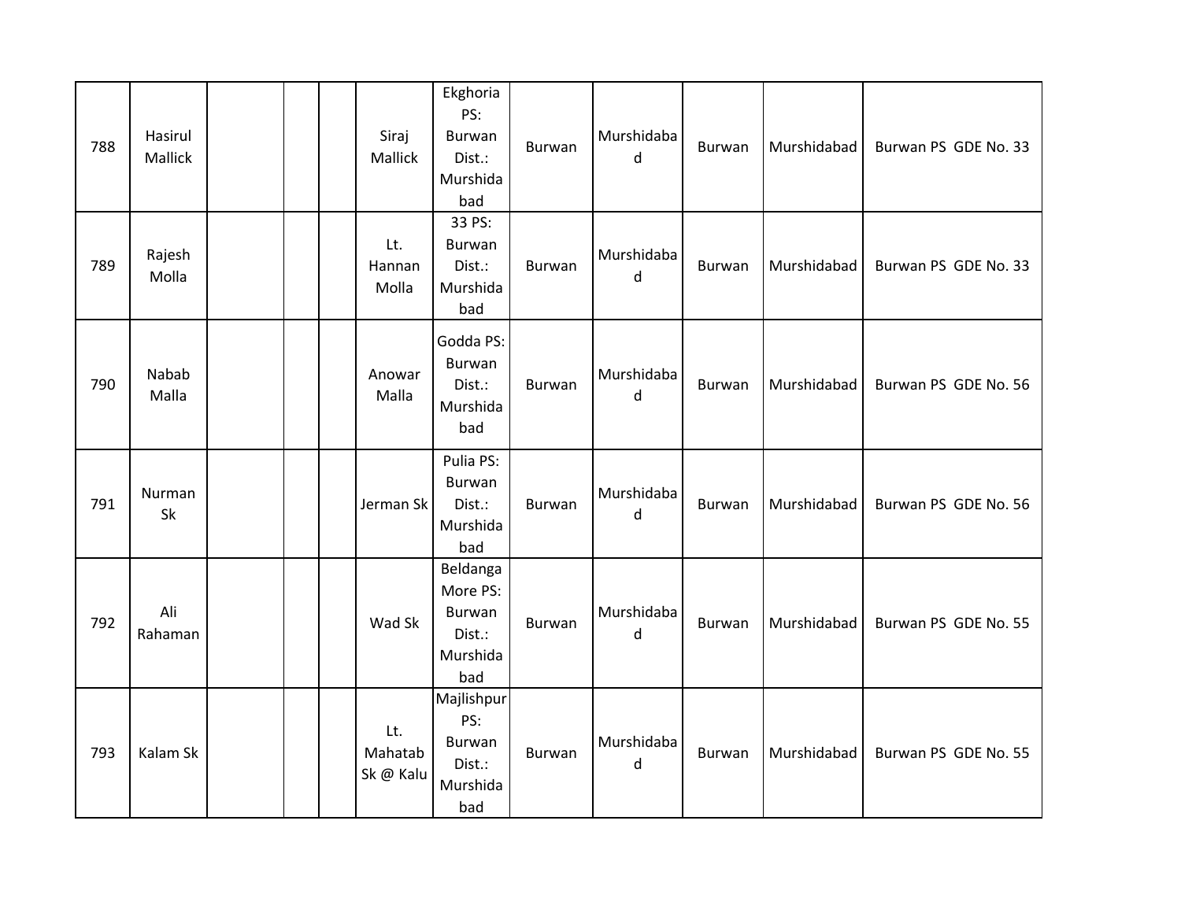| 788 | Hasirul Mallick | | | | Siraj Mallick | Ekghoria PS: Burwan Dist.: Murshidabad | Burwan | Murshidabad | Burwan | Murshidabad | Burwan PS GDE No. 33 |
|---|---|---|---|---|---|---|---|---|---|---|---|
| 789 | Rajesh Molla | | | | Lt. Hannan Molla | 33 PS: Burwan Dist.: Murshidabad | Burwan | Murshidabad | Burwan | Murshidabad | Burwan PS GDE No. 33 |
| 790 | Nabab Malla | | | | Anowar Malla | Godda PS: Burwan Dist.: Murshidabad | Burwan | Murshidabad | Burwan | Murshidabad | Burwan PS GDE No. 56 |
| 791 | Nurman Sk | | | | Jerman Sk | Pulia PS: Burwan Dist.: Murshidabad | Burwan | Murshidabad | Burwan | Murshidabad | Burwan PS GDE No. 56 |
| 792 | Ali Rahaman | | | | Wad Sk | Beldanga More PS: Burwan Dist.: Murshidabad | Burwan | Murshidabad | Burwan | Murshidabad | Burwan PS GDE No. 55 |
| 793 | Kalam Sk | | | | Lt. Mahatab Sk @ Kalu | Majlishpur PS: Burwan Dist.: Murshidabad | Burwan | Murshidabad | Burwan | Murshidabad | Burwan PS GDE No. 55 |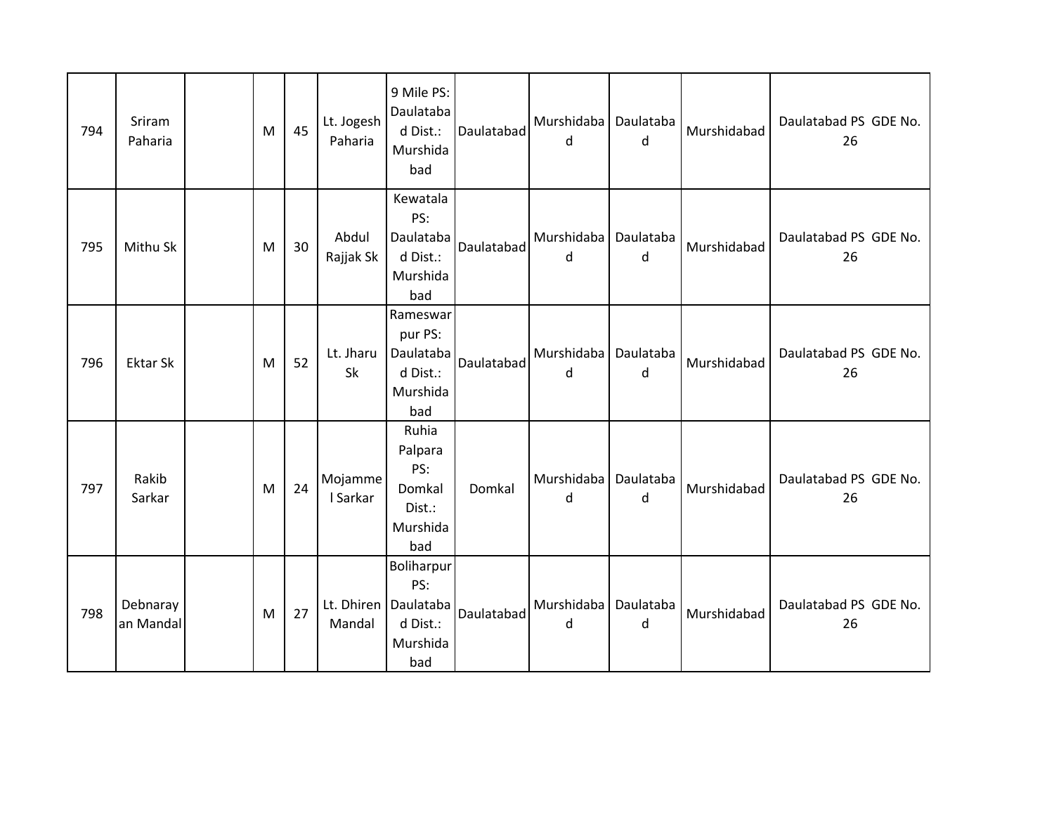| | | | | | | | | | | | |
|---|---|---|---|---|---|---|---|---|---|---|---|
| 794 | Sriram Paharia | | M | 45 | Lt. Jogesh Paharia | 9 Mile PS: Daulatabad Dist.: Murshidabad | Daulatabad | Murshidabad | Daulatabad | Murshidabad | Daulatabad PS GDE No. 26 |
| 795 | Mithu Sk | | M | 30 | Abdul Rajjak Sk | Kewatala PS: Daulatabad Dist.: Murshidabad | Daulatabad | Murshidabad | Daulatabad | Murshidabad | Daulatabad PS GDE No. 26 |
| 796 | Ektar Sk | | M | 52 | Lt. Jharu Sk | Rameswarpur PS: Daulatabad Dist.: Murshidabad | Daulatabad | Murshidabad | Daulatabad | Murshidabad | Daulatabad PS GDE No. 26 |
| 797 | Rakib Sarkar | | M | 24 | Mojammel Sarkar | Ruhia Palpara PS: Domkal Dist.: Murshidabad | Domkal | Murshidabad | Daulatabad | Murshidabad | Daulatabad PS GDE No. 26 |
| 798 | Debnarayan Mandal | | M | 27 | Lt. Dhiren Mandal | Boliharpur PS: Daulatabad Dist.: Murshidabad | Daulatabad | Murshidabad | Daulatabad | Murshidabad | Daulatabad PS GDE No. 26 |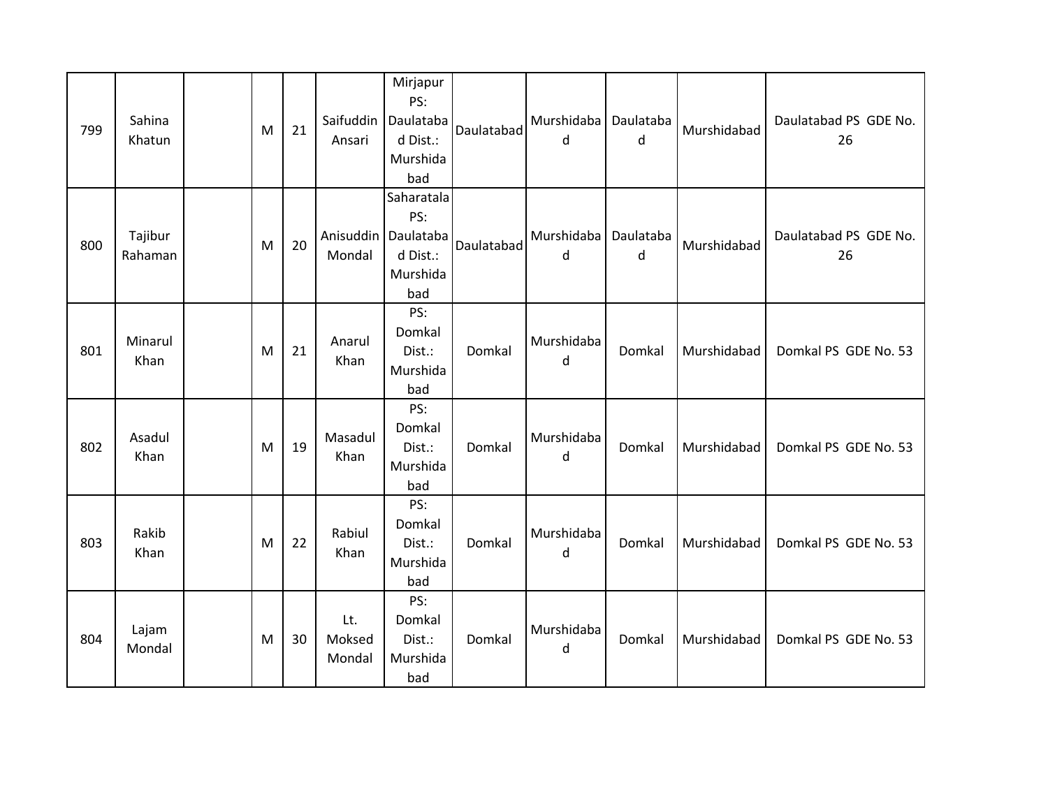| 799 | Sahina Khatun | | M | 21 | Saifuddin Ansari | Mirjapur PS: Daulatabad Dist.: Murshidabad | Daulatabad | Murshidabad | Daulatabad | Murshidabad | Daulatabad PS GDE No. 26 |
|---|---|---|---|---|---|---|---|---|---|---|---|
| 800 | Tajibur Rahaman | | M | 20 | Anisuddin Mondal | Saharatala PS: Daulatabad Dist.: Murshidabad | Daulatabad | Murshidabad | Daulatabad | Murshidabad | Daulatabad PS GDE No. 26 |
| 801 | Minarul Khan | | M | 21 | Anarul Khan | PS: Domkal Dist.: Murshidabad | Domkal | Murshidabad | Domkal | Murshidabad | Domkal PS GDE No. 53 |
| 802 | Asadul Khan | | M | 19 | Masadul Khan | PS: Domkal Dist.: Murshidabad | Domkal | Murshidabad | Domkal | Murshidabad | Domkal PS GDE No. 53 |
| 803 | Rakib Khan | | M | 22 | Rabiul Khan | PS: Domkal Dist.: Murshidabad | Domkal | Murshidabad | Domkal | Murshidabad | Domkal PS GDE No. 53 |
| 804 | Lajam Mondal | | M | 30 | Lt. Moksed Mondal | PS: Domkal Dist.: Murshidabad | Domkal | Murshidabad | Domkal | Murshidabad | Domkal PS GDE No. 53 |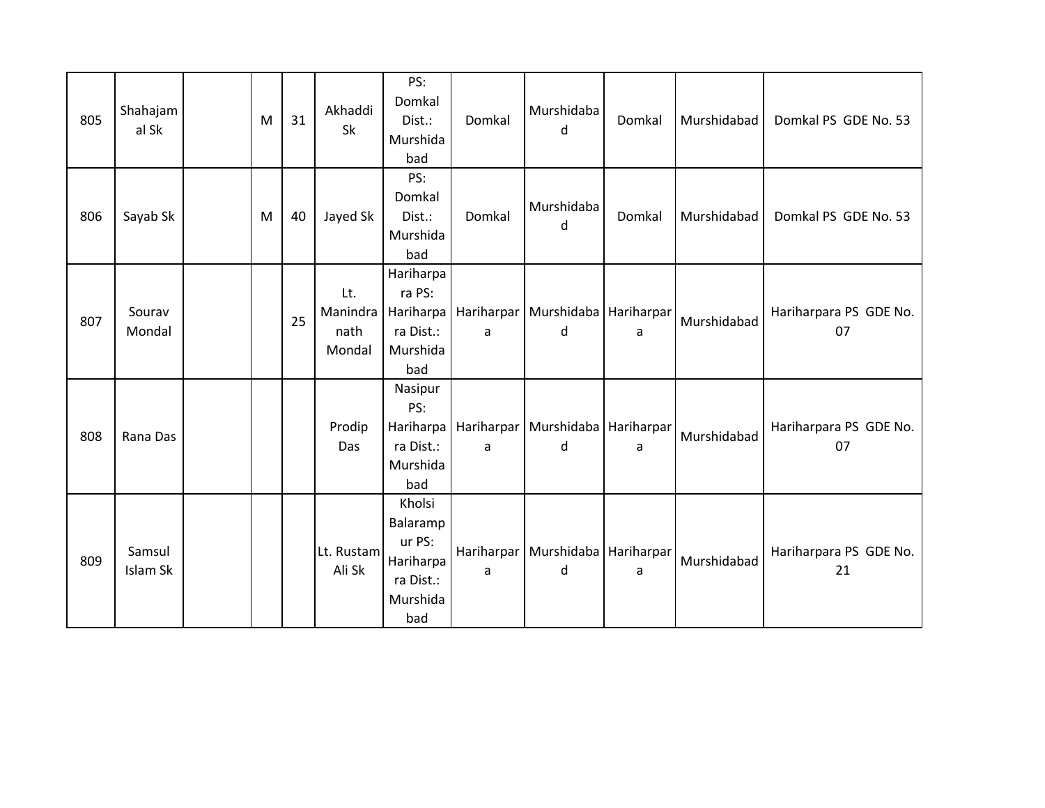| 805 | Shahajamal Sk | | M | 31 | Akhaddi Sk | PS: Domkal Dist.: Murshidabad | Domkal | Murshidabad | Domkal | Murshidabad | Domkal PS GDE No. 53 |
|---|---|---|---|---|---|---|---|---|---|---|---|
| 806 | Sayab Sk | | M | 40 | Jayed Sk | PS: Domkal Dist.: Murshidabad | Domkal | Murshidabad | Domkal | Murshidabad | Domkal PS GDE No. 53 |
| 807 | Sourav Mondal | | | 25 | Lt. Manindranath Mondal | Hariharpara PS: Hariharpara Dist.: Murshidabad | Hariharpara | Murshidabad | Hariharpara | Murshidabad | Hariharpara PS GDE No. 07 |
| 808 | Rana Das | | | | Prodip Das | Nasipur PS: Hariharpara Dist.: Murshidabad | Hariharpara | Murshidabad | Hariharpara | Murshidabad | Hariharpara PS GDE No. 07 |
| 809 | Samsul Islam Sk | | | | Lt. Rustam Ali Sk | Kholsi Balarampur PS: Hariharpara Dist.: Murshidabad | Hariharpara | Murshidabad | Hariharpara | Murshidabad | Hariharpara PS GDE No. 21 |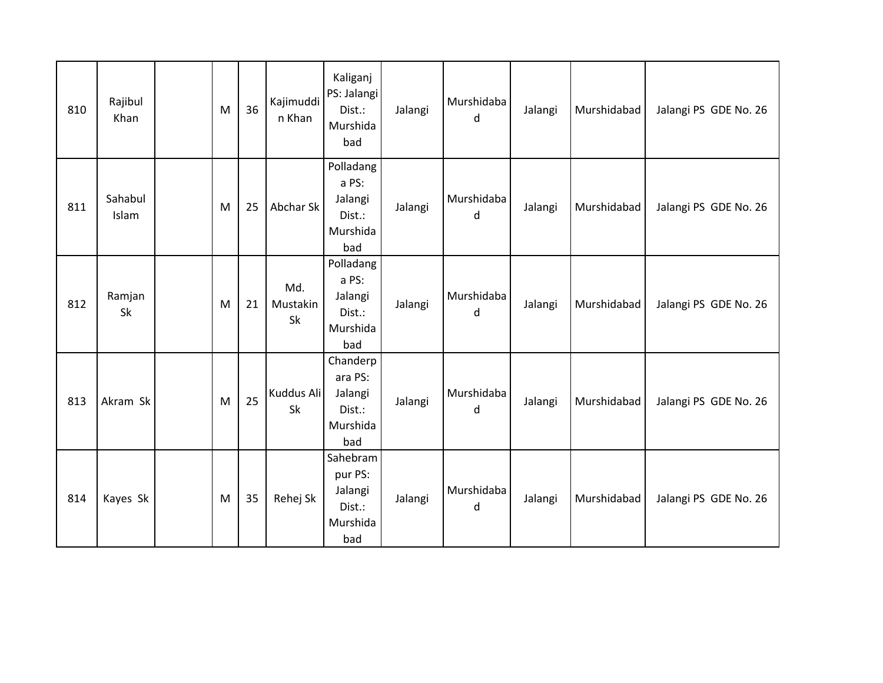| 810 | Rajibul Khan | | M | 36 | Kajimuddin Khan | Kaliganj PS: Jalangi Dist.: Murshidabad | Jalangi | Murshidabad | Jalangi | Murshidabad | Jalangi PS GDE No. 26 |
|---|---|---|---|---|---|---|---|---|---|---|---|
| 811 | Sahabul Islam | | M | 25 | Abchar Sk | Polladanga PS: Jalangi Dist.: Murshidabad | Jalangi | Murshidabad | Jalangi | Murshidabad | Jalangi PS GDE No. 26 |
| 812 | Ramjan Sk | | M | 21 | Md. Mustakin Sk | Polladanga PS: Jalangi Dist.: Murshidabad | Jalangi | Murshidabad | Jalangi | Murshidabad | Jalangi PS GDE No. 26 |
| 813 | Akram Sk | | M | 25 | Kuddus Ali Sk | Chanderpara PS: Jalangi Dist.: Murshidabad | Jalangi | Murshidabad | Jalangi | Murshidabad | Jalangi PS GDE No. 26 |
| 814 | Kayes Sk | | M | 35 | Rehej Sk | Sahebrampur PS: Jalangi Dist.: Murshidabad | Jalangi | Murshidabad | Jalangi | Murshidabad | Jalangi PS GDE No. 26 |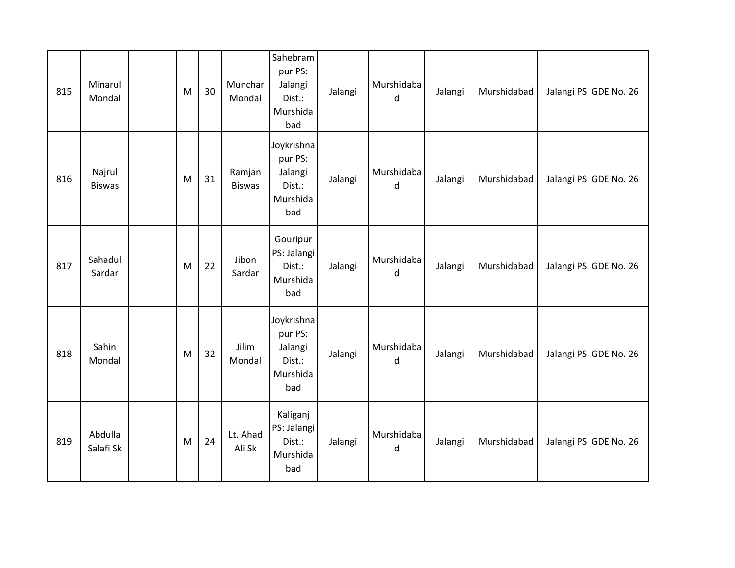| 815 | Minarul Mondal | | M | 30 | Munchar Mondal | Sahebrampur PS: Jalangi Dist.: Murshidabad | Jalangi | Murshidabad | Jalangi | Murshidabad | Jalangi PS GDE No. 26 |
|---|---|---|---|---|---|---|---|---|---|---|---|
| 816 | Najrul Biswas | | M | 31 | Ramjan Biswas | Joykrishnapur PS: Jalangi Dist.: Murshidabad | Jalangi | Murshidabad | Jalangi | Murshidabad | Jalangi PS GDE No. 26 |
| 817 | Sahadul Sardar | | M | 22 | Jibon Sardar | Gouripur PS: Jalangi Dist.: Murshidabad | Jalangi | Murshidabad | Jalangi | Murshidabad | Jalangi PS GDE No. 26 |
| 818 | Sahin Mondal | | M | 32 | Jilim Mondal | Joykrishnapur PS: Jalangi Dist.: Murshidabad | Jalangi | Murshidabad | Jalangi | Murshidabad | Jalangi PS GDE No. 26 |
| 819 | Abdulla Salafi Sk | | M | 24 | Lt. Ahad Ali Sk | Kaliganj PS: Jalangi Dist.: Murshidabad | Jalangi | Murshidabad | Jalangi | Murshidabad | Jalangi PS GDE No. 26 |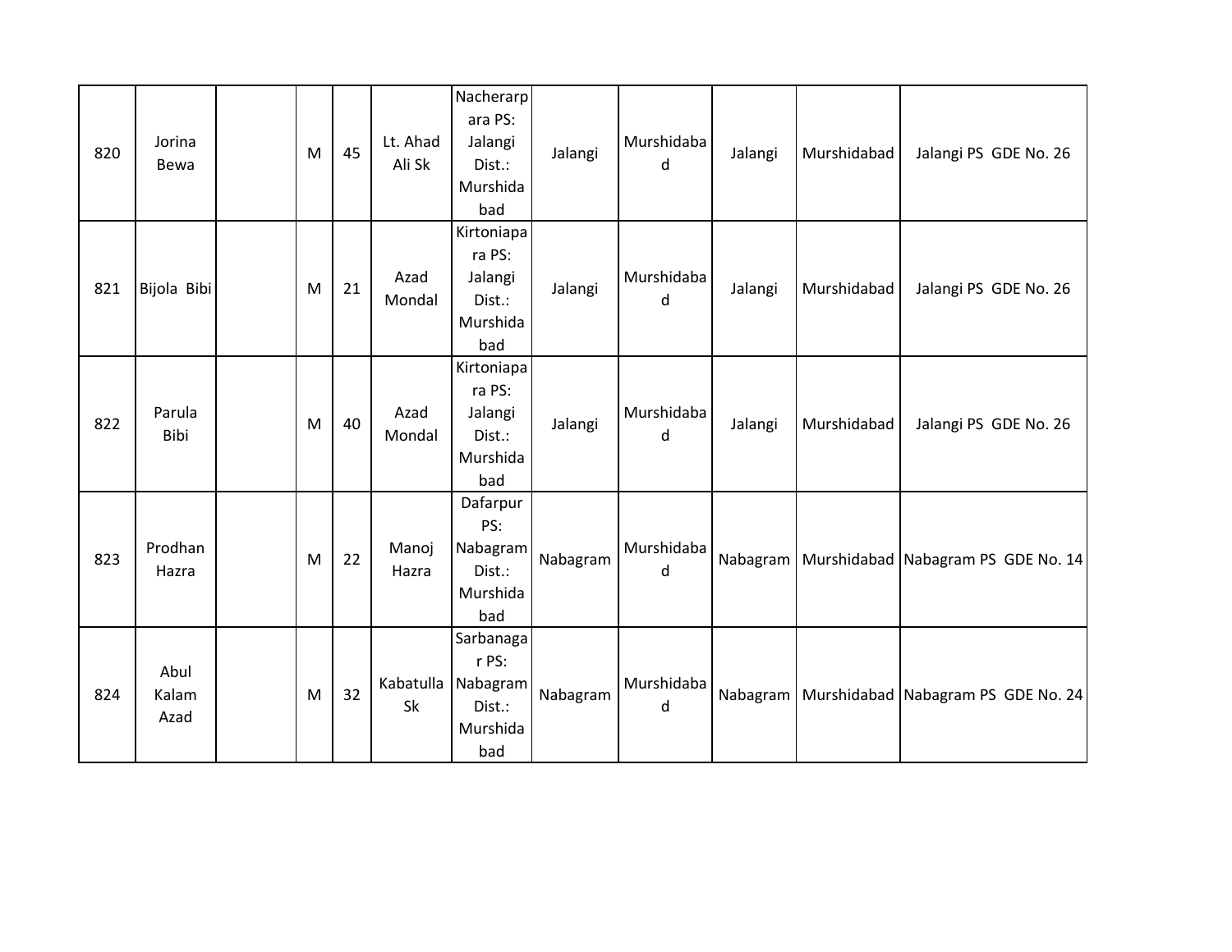| 820 | Jorina Bewa | | M | 45 | Lt. Ahad Ali Sk | Nacherarpara PS: Jalangi Dist.: Murshidabad | Jalangi | Murshidabad | Jalangi | Murshidabad | Jalangi PS GDE No. 26 |
|---|---|---|---|---|---|---|---|---|---|---|---|
| 821 | Bijola Bibi | | M | 21 | Azad Mondal | Kirtoniapara PS: Jalangi Dist.: Murshidabad | Jalangi | Murshidabad | Jalangi | Murshidabad | Jalangi PS GDE No. 26 |
| 822 | Parula Bibi | | M | 40 | Azad Mondal | Kirtoniapara PS: Jalangi Dist.: Murshidabad | Jalangi | Murshidabad | Jalangi | Murshidabad | Jalangi PS GDE No. 26 |
| 823 | Prodhan Hazra | | M | 22 | Manoj Hazra | Dafarpur PS: Nabagram Dist.: Murshidabad | Nabagram | Murshidabad | Nabagram | Murshidabad | Nabagram PS GDE No. 14 |
| 824 | Abul Kalam Azad | | M | 32 | Kabatulla Sk | Sarbanagar PS: Nabagram Dist.: Murshidabad | Nabagram | Murshidabad | Nabagram | Murshidabad | Nabagram PS GDE No. 24 |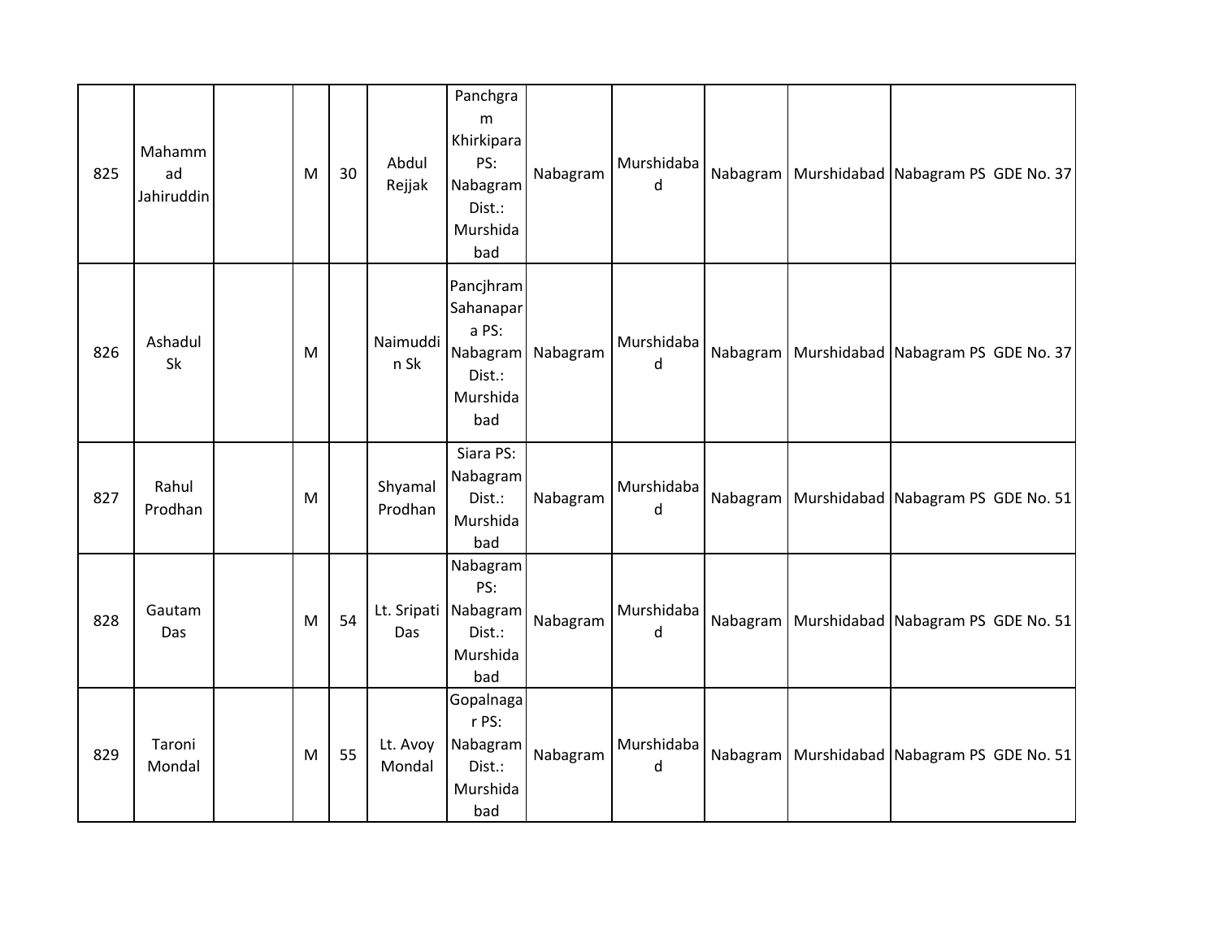| | | | | | | | | | | | |
|---|---|---|---|---|---|---|---|---|---|---|---|
| 825 | Mahammad Jahiruddin | | M | 30 | Abdul Rejjak | Panchgram Khirkipara PS: Nabagram Dist.: Murshidabad | Nabagram | Murshidabad | Nabagram | Murshidabad | Nabagram PS GDE No. 37 |
| 826 | Ashadul Sk | | M | | Naimuddin Sk | Pancjhram Sahanapara PS: Nabagram Dist.: Murshidabad | Nabagram | Murshidabad | Nabagram | Murshidabad | Nabagram PS GDE No. 37 |
| 827 | Rahul Prodhan | | M | | Shyamal Prodhan | Siara PS: Nabagram Dist.: Murshidabad | Nabagram | Murshidabad | Nabagram | Murshidabad | Nabagram PS GDE No. 51 |
| 828 | Gautam Das | | M | 54 | Lt. Sripati Das | Nabagram PS: Nabagram Dist.: Murshidabad | Nabagram | Murshidabad | Nabagram | Murshidabad | Nabagram PS GDE No. 51 |
| 829 | Taroni Mondal | | M | 55 | Lt. Avoy Mondal | Gopalnagar PS: Nabagram Dist.: Murshidabad | Nabagram | Murshidabad | Nabagram | Murshidabad | Nabagram PS GDE No. 51 |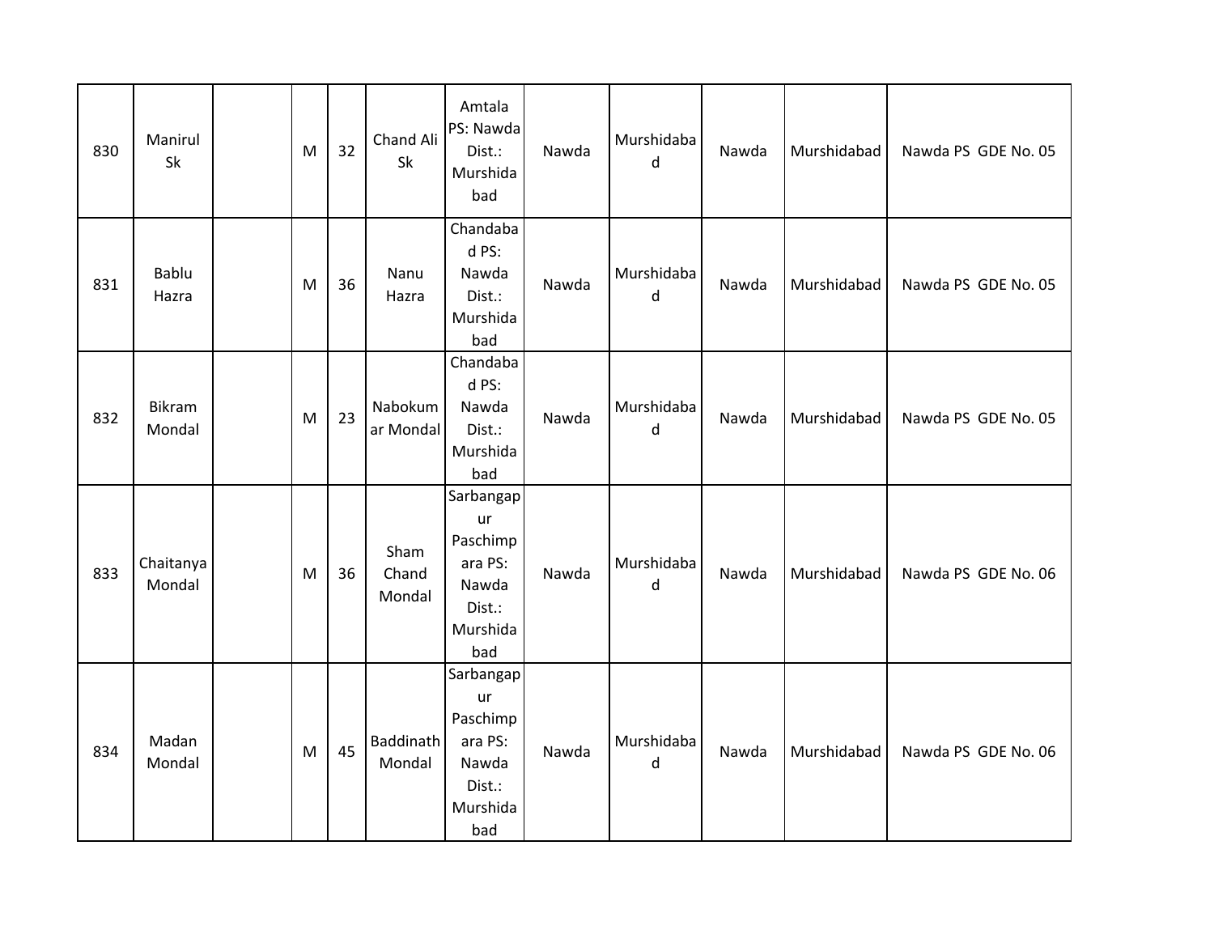| 830 | Manirul Sk | | M | 32 | Chand Ali Sk | Amtala PS: Nawda Dist.: Murshidabad | Nawda | Murshidabad | Nawda | Murshidabad | Nawda PS GDE No. 05 |
|---|---|---|---|---|---|---|---|---|---|---|---|
| 831 | Bablu Hazra | | M | 36 | Nanu Hazra | Chandabad PS: Nawda Dist.: Murshidabad | Nawda | Murshidabad | Nawda | Murshidabad | Nawda PS GDE No. 05 |
| 832 | Bikram Mondal | | M | 23 | Nabokumar Mondal | Chandabad PS: Nawda Dist.: Murshidabad | Nawda | Murshidabad | Nawda | Murshidabad | Nawda PS GDE No. 05 |
| 833 | Chaitanya Mondal | | M | 36 | Sham Chand Mondal | Sarbangapur Paschimpara PS: Nawda Dist.: Murshidabad | Nawda | Murshidabad | Nawda | Murshidabad | Nawda PS GDE No. 06 |
| 834 | Madan Mondal | | M | 45 | Baddinath Mondal | Sarbangapur Paschimpara PS: Nawda Dist.: Murshidabad | Nawda | Murshidabad | Nawda | Murshidabad | Nawda PS GDE No. 06 |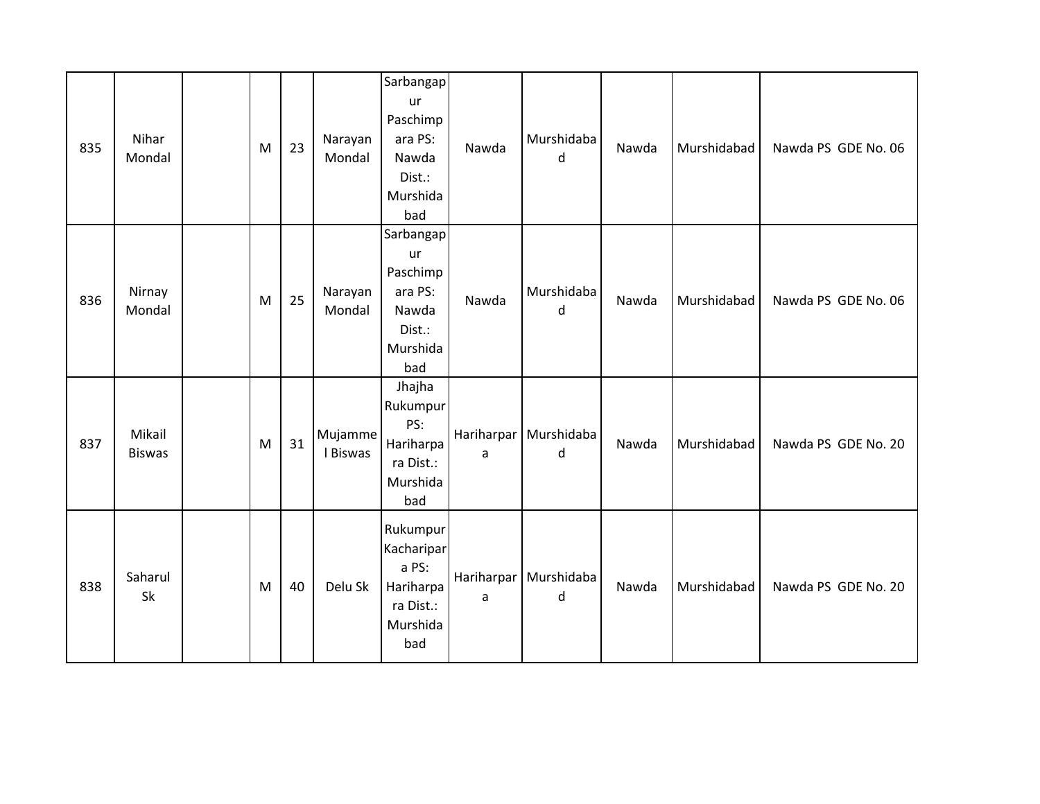| 835 | Nihar Mondal | | M | 23 | Narayan Mondal | Sarbangapur Paschimpara PS: Nawda Dist.: Murshidabad | Nawda | Murshidabad | Nawda | Murshidabad | Nawda PS GDE No. 06 |
|---|---|---|---|---|---|---|---|---|---|---|---|
| 836 | Nirnay Mondal | | M | 25 | Narayan Mondal | Sarbangapur Paschimpara PS: Nawda Dist.: Murshidabad | Nawda | Murshidabad | Nawda | Murshidabad | Nawda PS GDE No. 06 |
| 837 | Mikail Biswas | | M | 31 | Mujammel Biswas | Jhajha Rukumpur PS: Hariharpara Dist.: Murshidabad | Hariharpara | Murshidabad | Nawda | Murshidabad | Nawda PS GDE No. 20 |
| 838 | Saharul Sk | | M | 40 | Delu Sk | Rukumpur Kacharipara PS: Hariharpara Dist.: Murshidabad | Hariharpara | Murshidabad | Nawda | Murshidabad | Nawda PS GDE No. 20 |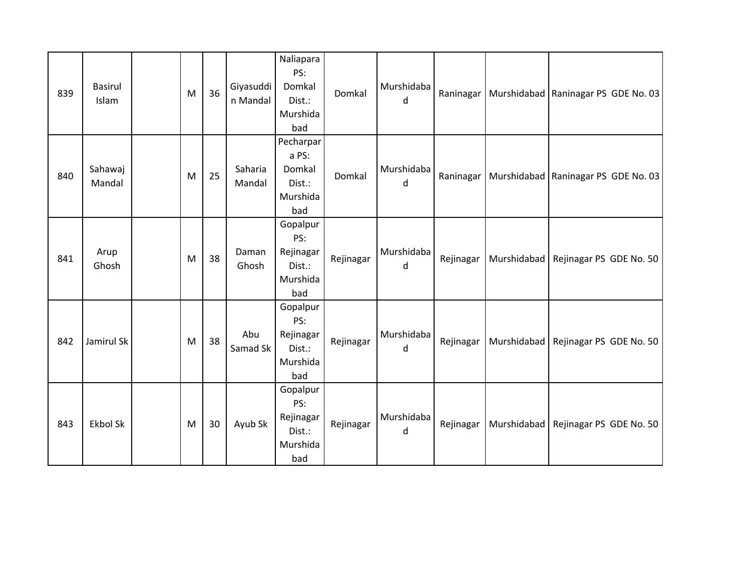| 839 | Basirul Islam | | M | 36 | Giyasuddin Mandal | Naliapara PS: Domkal Dist.: Murshidabad | Domkal | Murshidabad | Raninagar | Murshidabad | Raninagar PS GDE No. 03 |
|---|---|---|---|---|---|---|---|---|---|---|---|
| 840 | Sahawaj Mandal | | M | 25 | Saharia Mandal | Pecharpara PS: Domkal Dist.: Murshidabad | Domkal | Murshidabad | Raninagar | Murshidabad | Raninagar PS GDE No. 03 |
| 841 | Arup Ghosh | | M | 38 | Daman Ghosh | Gopalpur PS: Rejinagar Dist.: Murshidabad | Rejinagar | Murshidabad | Rejinagar | Murshidabad | Rejinagar PS GDE No. 50 |
| 842 | Jamirul Sk | | M | 38 | Abu Samad Sk | Gopalpur PS: Rejinagar Dist.: Murshidabad | Rejinagar | Murshidabad | Rejinagar | Murshidabad | Rejinagar PS GDE No. 50 |
| 843 | Ekbol Sk | | M | 30 | Ayub Sk | Gopalpur PS: Rejinagar Dist.: Murshidabad | Rejinagar | Murshidabad | Rejinagar | Murshidabad | Rejinagar PS GDE No. 50 |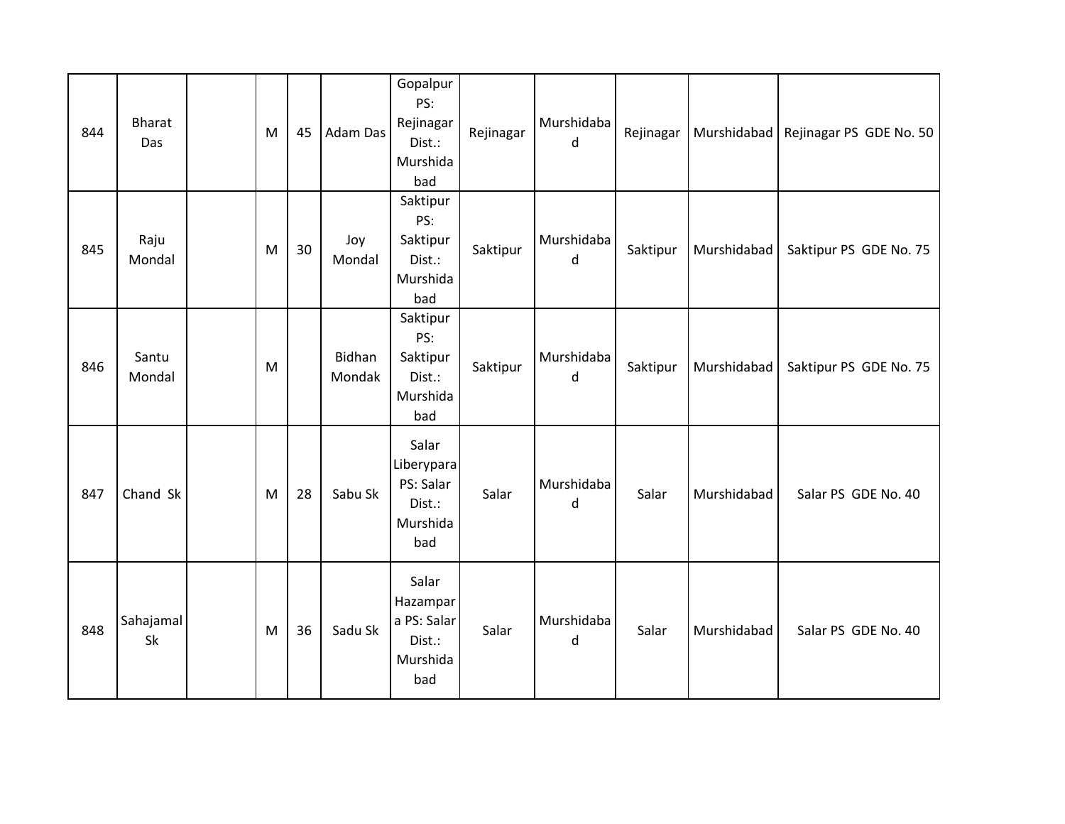| 844 | Bharat Das | | M | 45 | Adam Das | Gopalpur PS: Rejinagar Dist.: Murshidabad | Rejinagar | Murshidabad | Rejinagar | Murshidabad | Rejinagar PS GDE No. 50 |
|---|---|---|---|---|---|---|---|---|---|---|---|
| 845 | Raju Mondal | | M | 30 | Joy Mondal | Saktipur PS: Saktipur Dist.: Murshidabad | Saktipur | Murshidabad | Saktipur | Murshidabad | Saktipur PS GDE No. 75 |
| 846 | Santu Mondal | | M | | Bidhan Mondak | Saktipur PS: Saktipur Dist.: Murshidabad | Saktipur | Murshidabad | Saktipur | Murshidabad | Saktipur PS GDE No. 75 |
| 847 | Chand Sk | | M | 28 | Sabu Sk | Salar Liberypara PS: Salar Dist.: Murshidabad | Salar | Murshidabad | Salar | Murshidabad | Salar PS GDE No. 40 |
| 848 | Sahajamal Sk | | M | 36 | Sadu Sk | Salar Hazampara PS: Salar Dist.: Murshidabad | Salar | Murshidabad | Salar | Murshidabad | Salar PS GDE No. 40 |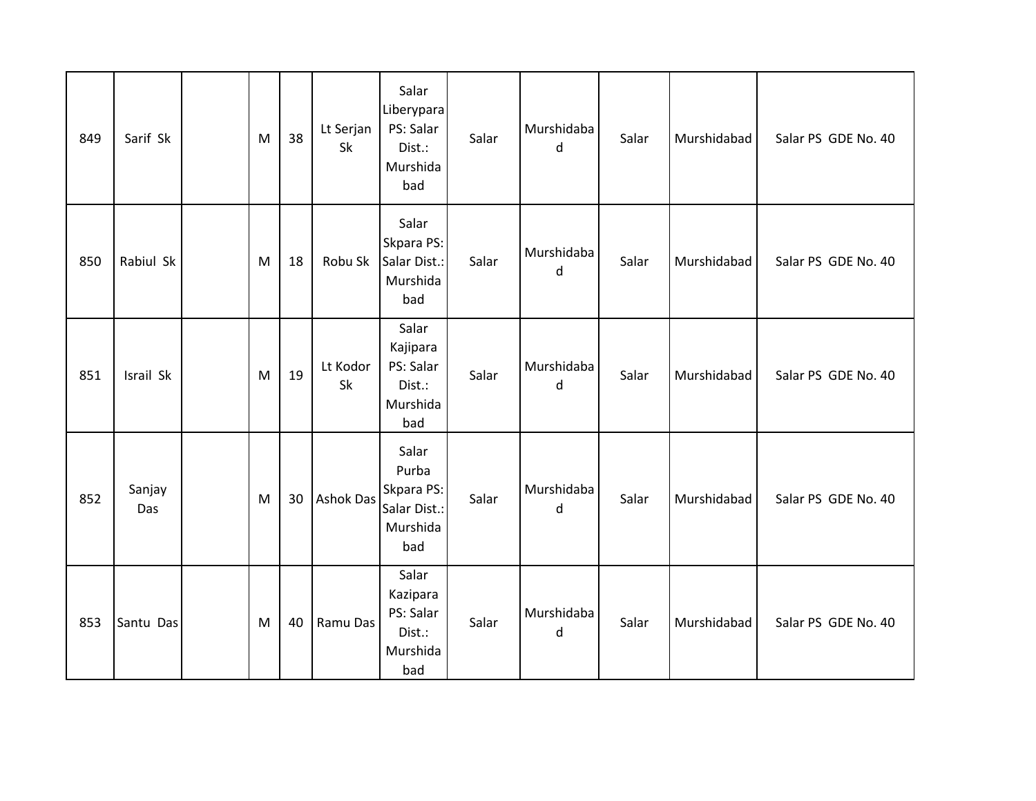| 849 | Sarif Sk | | M | 38 | Lt Serjan Sk | Salar Liberypara PS: Salar Dist.: Murshidabad | Salar | Murshidabad | Salar | Murshidabad | Salar PS GDE No. 40 |
|---|---|---|---|---|---|---|---|---|---|---|---|
| 850 | Rabiul Sk | | M | 18 | Robu Sk | Salar Skpara PS: Salar Dist.: Murshidabad | Salar | Murshidabad | Salar | Murshidabad | Salar PS GDE No. 40 |
| 851 | Israil Sk | | M | 19 | Lt Kodor Sk | Salar Kajipara PS: Salar Dist.: Murshidabad | Salar | Murshidabad | Salar | Murshidabad | Salar PS GDE No. 40 |
| 852 | Sanjay Das | | M | 30 | Ashok Das | Salar Purba Skpara PS: Salar Dist.: Murshidabad | Salar | Murshidabad | Salar | Murshidabad | Salar PS GDE No. 40 |
| 853 | Santu Das | | M | 40 | Ramu Das | Salar Kazipara PS: Salar Dist.: Murshidabad | Salar | Murshidabad | Salar | Murshidabad | Salar PS GDE No. 40 |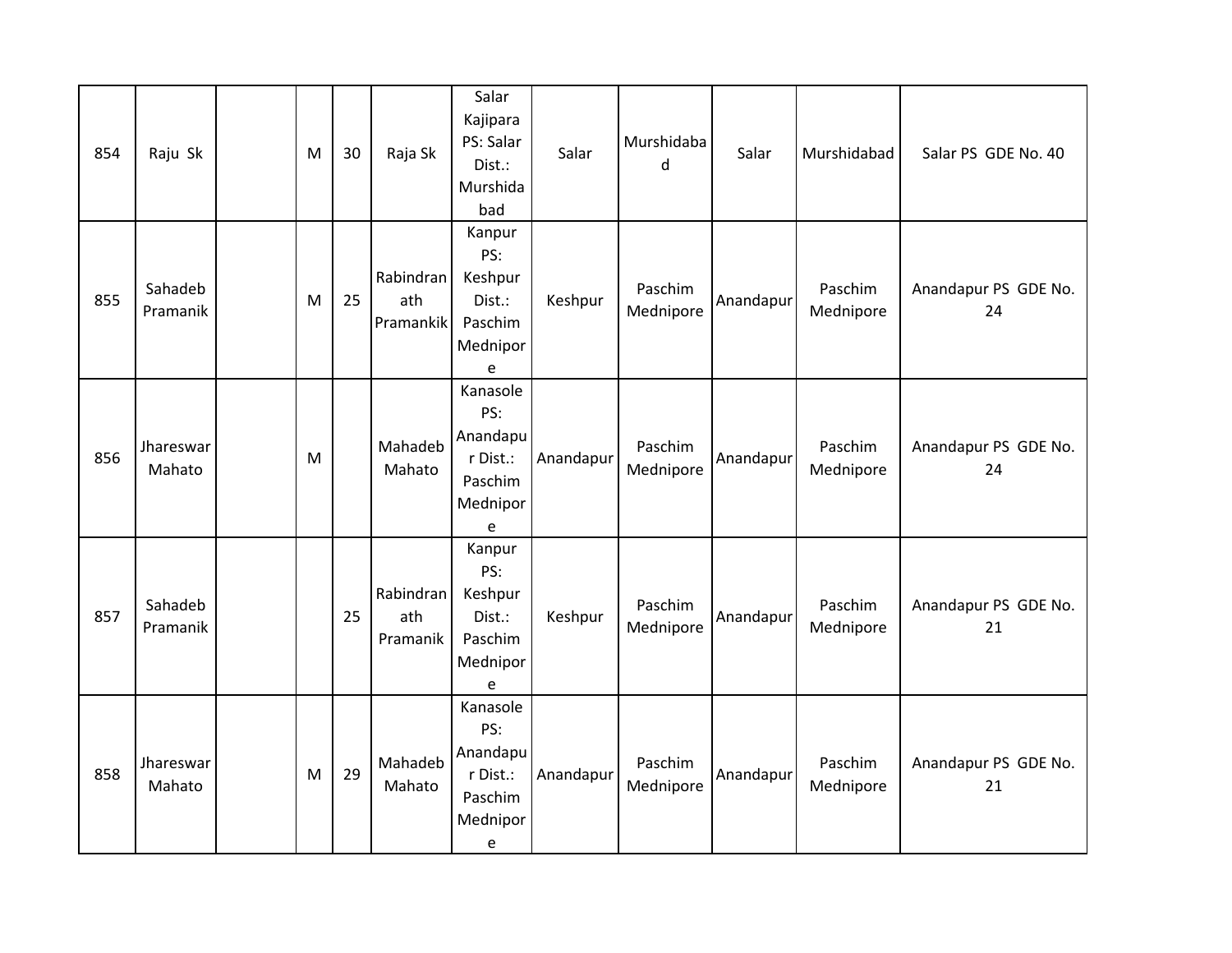| 854 | Raju Sk | | M | 30 | Raja Sk | Salar Kajipara PS: Salar Dist.: Murshidabad | Salar | Murshidabad | Salar | Murshidabad | Salar PS GDE No. 40 |
|---|---|---|---|---|---|---|---|---|---|---|---|
| 855 | Sahadeb Pramanik | | M | 25 | Rabindranath Pramankik | Kanpur PS: Keshpur Dist.: Paschim Mednipore | Keshpur | Paschim Mednipore | Anandapur | Paschim Mednipore | Anandapur PS GDE No. 24 |
| 856 | Jhareswar Mahato | | M | | Mahadeb Mahato | Kanasole PS: Anandapur Dist.: Paschim Mednipore | Anandapur | Paschim Mednipore | Anandapur | Paschim Mednipore | Anandapur PS GDE No. 24 |
| 857 | Sahadeb Pramanik | | | 25 | Rabindranath Pramanik | Kanpur PS: Keshpur Dist.: Paschim Mednipore | Keshpur | Paschim Mednipore | Anandapur | Paschim Mednipore | Anandapur PS GDE No. 21 |
| 858 | Jhareswar Mahato | | M | 29 | Mahadeb Mahato | Kanasole PS: Anandapur Dist.: Paschim Mednipore | Anandapur | Paschim Mednipore | Anandapur | Paschim Mednipore | Anandapur PS GDE No. 21 |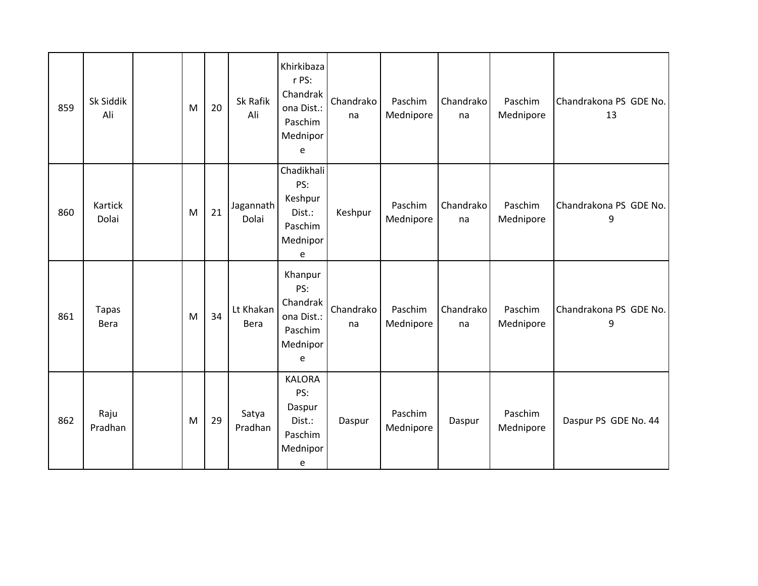| | | | | | | | | | | | |
|---|---|---|---|---|---|---|---|---|---|---|---|
| 859 | Sk Siddik Ali | | M | 20 | Sk Rafik Ali | Khirkibazar PS: Chandrakona Dist.: Paschim Mednipore | Chandrakona | Paschim Mednipore | Chandrakona | Paschim Mednipore | Chandrakona PS GDE No. 13 |
| 860 | Kartick Dolai | | M | 21 | Jagannath Dolai | Chadikhali PS: Keshpur Dist.: Paschim Mednipore | Keshpur | Paschim Mednipore | Chandrakona | Paschim Mednipore | Chandrakona PS GDE No. 9 |
| 861 | Tapas Bera | | M | 34 | Lt Khakan Bera | Khanpur PS: Chandrakona Dist.: Paschim Mednipore | Chandrakona | Paschim Mednipore | Chandrakona | Paschim Mednipore | Chandrakona PS GDE No. 9 |
| 862 | Raju Pradhan | | M | 29 | Satya Pradhan | KALORA PS: Daspur Dist.: Paschim Mednipore | Daspur | Paschim Mednipore | Daspur | Paschim Mednipore | Daspur PS GDE No. 44 |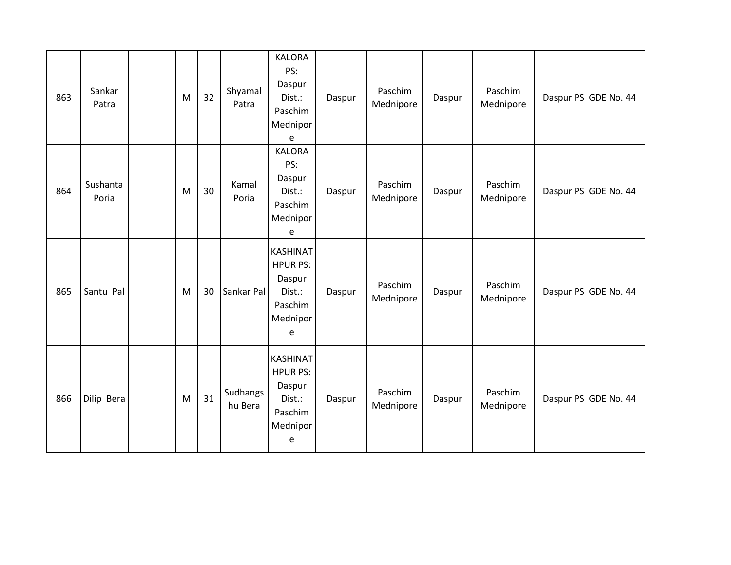| | | | | | | | | | | | |
|---|---|---|---|---|---|---|---|---|---|---|---|
| 863 | Sankar Patra | | M | 32 | Shyamal Patra | KALORA PS: Daspur Dist.: Paschim Mednipore | Daspur | Paschim Mednipore | Daspur | Paschim Mednipore | Daspur PS GDE No. 44 |
| 864 | Sushanta Poria | | M | 30 | Kamal Poria | KALORA PS: Daspur Dist.: Paschim Mednipore | Daspur | Paschim Mednipore | Daspur | Paschim Mednipore | Daspur PS GDE No. 44 |
| 865 | Santu Pal | | M | 30 | Sankar Pal | KASHINATHPUR PS: Daspur Dist.: Paschim Mednipore | Daspur | Paschim Mednipore | Daspur | Paschim Mednipore | Daspur PS GDE No. 44 |
| 866 | Dilip Bera | | M | 31 | Sudhangshu Bera | KASHINATHPUR PS: Daspur Dist.: Paschim Mednipore | Daspur | Paschim Mednipore | Daspur | Paschim Mednipore | Daspur PS GDE No. 44 |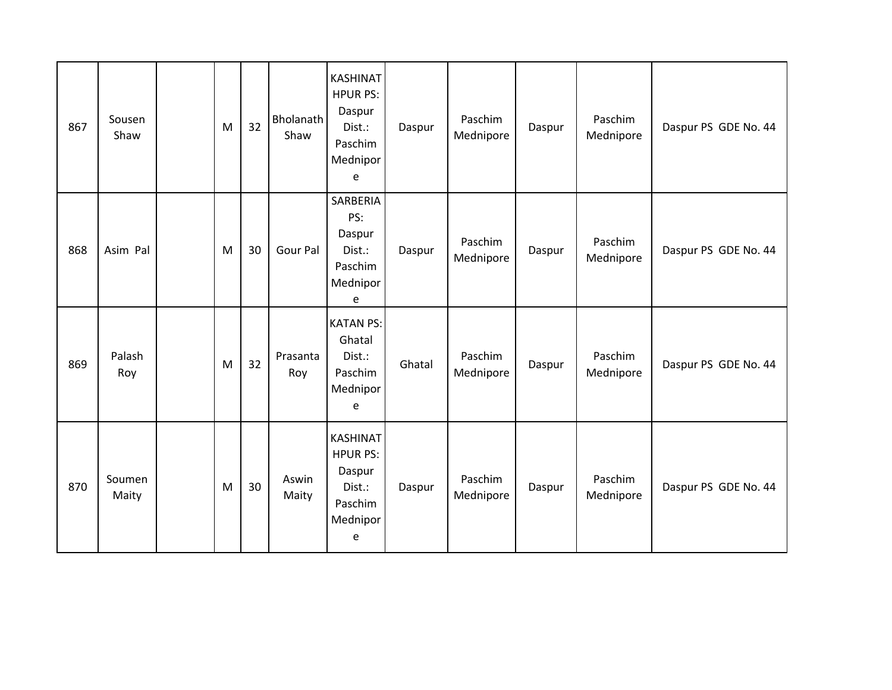| | | | | | | | | | | | |
|---|---|---|---|---|---|---|---|---|---|---|---|
| 867 | Sousen Shaw | | M | 32 | Bholanath Shaw | KASHINATHPUR PS: Daspur Dist.: Paschim Mednipore | Daspur | Paschim Mednipore | Daspur | Paschim Mednipore | Daspur PS GDE No. 44 |
| 868 | Asim Pal | | M | 30 | Gour Pal | SARBERIA PS: Daspur Dist.: Paschim Mednipore | Daspur | Paschim Mednipore | Daspur | Paschim Mednipore | Daspur PS GDE No. 44 |
| 869 | Palash Roy | | M | 32 | Prasanta Roy | KATAN PS: Ghatal Dist.: Paschim Mednipore | Ghatal | Paschim Mednipore | Daspur | Paschim Mednipore | Daspur PS GDE No. 44 |
| 870 | Soumen Maity | | M | 30 | Aswin Maity | KASHINATHPUR PS: Daspur Dist.: Paschim Mednipore | Daspur | Paschim Mednipore | Daspur | Paschim Mednipore | Daspur PS GDE No. 44 |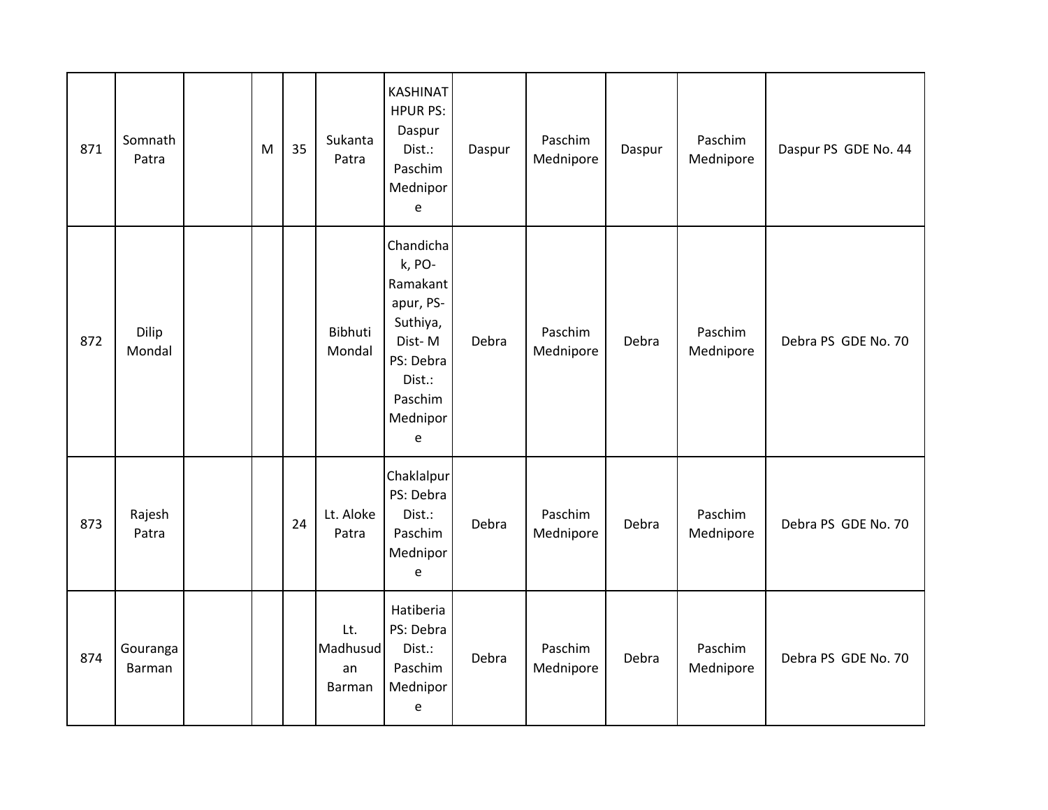| 871 | Somnath Patra | | M | 35 | Sukanta Patra | KASHINATHPUR PS: Daspur Dist.: Paschim Mednipore | Daspur | Paschim Mednipore | Daspur | Paschim Mednipore | Daspur PS GDE No. 44 |
|---|---|---|---|---|---|---|---|---|---|---|---|
| 872 | Dilip Mondal | | | | Bibhuti Mondal | Chandichak, PO-Ramakantapur, PS-Suthiya, Dist- M PS: Debra Dist.: Paschim Mednipore | Debra | Paschim Mednipore | Debra | Paschim Mednipore | Debra PS GDE No. 70 |
| 873 | Rajesh Patra | | | 24 | Lt. Aloke Patra | Chaklalpur PS: Debra Dist.: Paschim Mednipore | Debra | Paschim Mednipore | Debra | Paschim Mednipore | Debra PS GDE No. 70 |
| 874 | Gouranga Barman | | | | Lt. Madhusudan Barman | Hatiberia PS: Debra Dist.: Paschim Mednipore | Debra | Paschim Mednipore | Debra | Paschim Mednipore | Debra PS GDE No. 70 |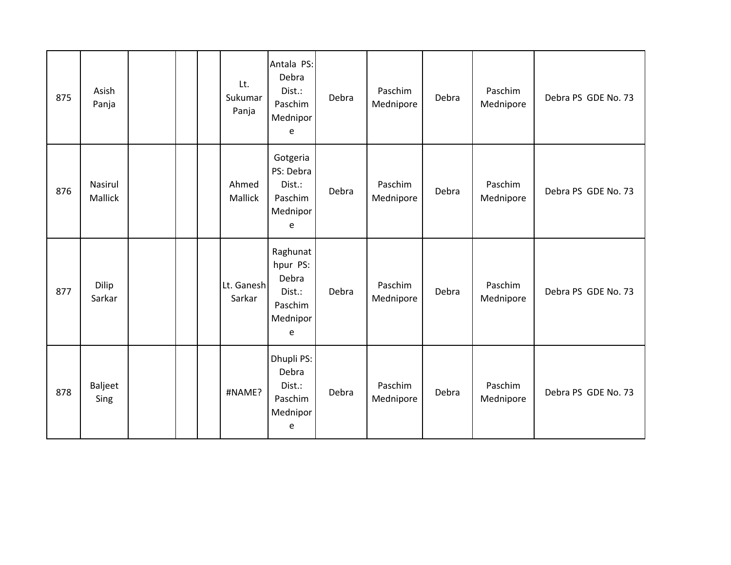| | | | | | | | | | | | | |
|---|---|---|---|---|---|---|---|---|---|---|---|---|
| 875 | Asish Panja | | | | Lt. Sukumar Panja | Antala PS: Debra Dist.: Paschim Mednipore | Debra | Paschim Mednipore | Debra | Paschim Mednipore | Debra PS GDE No. 73 |
| 876 | Nasirul Mallick | | | | Ahmed Mallick | Gotgeria PS: Debra Dist.: Paschim Mednipore | Debra | Paschim Mednipore | Debra | Paschim Mednipore | Debra PS GDE No. 73 |
| 877 | Dilip Sarkar | | | | Lt. Ganesh Sarkar | Raghunathpur PS: Debra Dist.: Paschim Mednipore | Debra | Paschim Mednipore | Debra | Paschim Mednipore | Debra PS GDE No. 73 |
| 878 | Baljeet Sing | | | | #NAME? | Dhupli PS: Debra Dist.: Paschim Mednipore | Debra | Paschim Mednipore | Debra | Paschim Mednipore | Debra PS GDE No. 73 |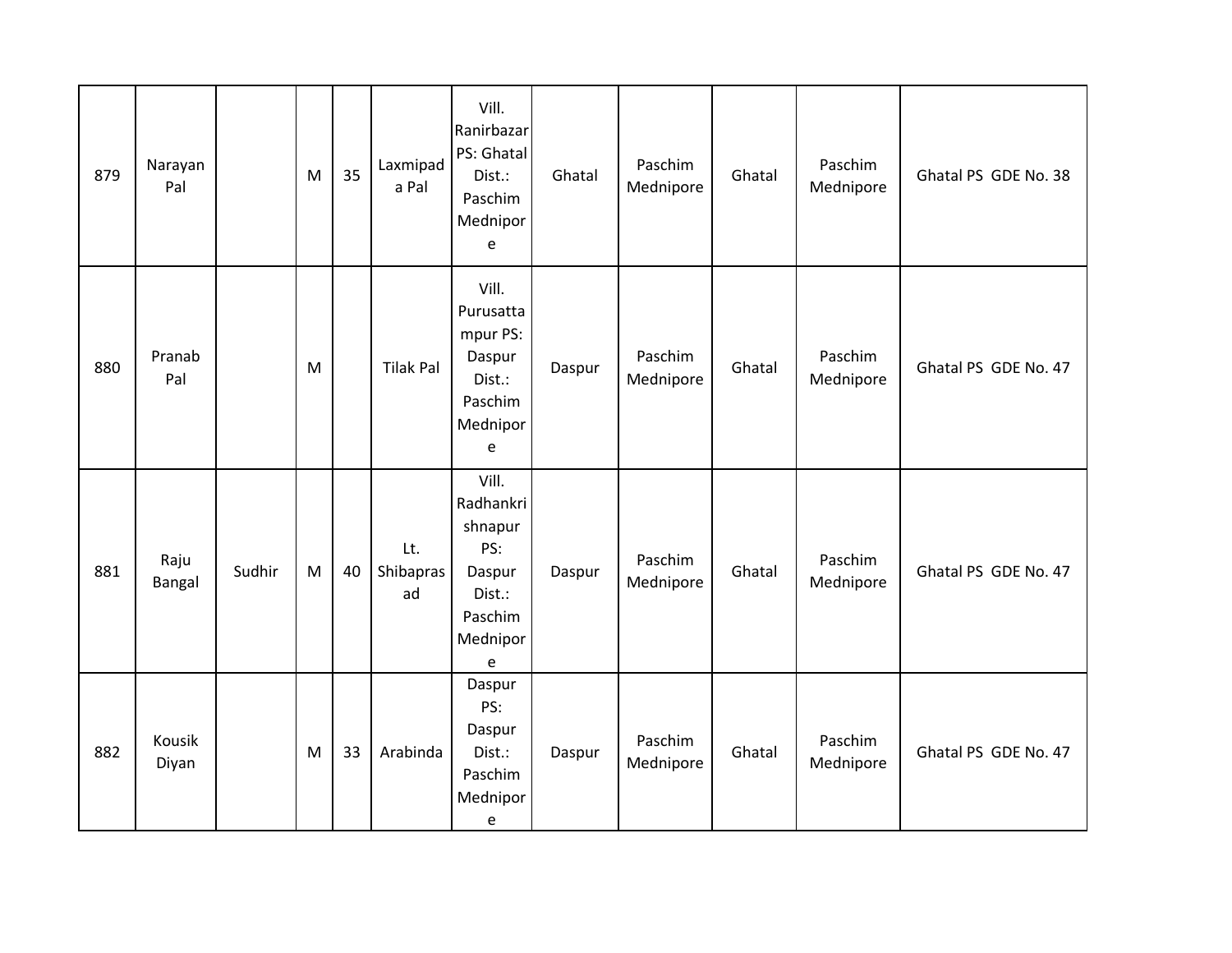| 879 | Narayan Pal | | M | 35 | Laxmipada Pal | Vill. Ranirbazar PS: Ghatal Dist.: Paschim Mednipore | Ghatal | Paschim Mednipore | Ghatal | Paschim Mednipore | Ghatal PS GDE No. 38 |
|---|---|---|---|---|---|---|---|---|---|---|---|
| 880 | Pranab Pal | | M | | Tilak Pal | Vill. Purusattampur PS: Daspur Dist.: Paschim Mednipore | Daspur | Paschim Mednipore | Ghatal | Paschim Mednipore | Ghatal PS GDE No. 47 |
| 881 | Raju Bangal | Sudhir | M | 40 | Lt. Shibaprasad | Vill. Radhankrishnapur PS: Daspur Dist.: Paschim Mednipore | Daspur | Paschim Mednipore | Ghatal | Paschim Mednipore | Ghatal PS GDE No. 47 |
| 882 | Kousik Diyan | | M | 33 | Arabinda | Daspur PS: Daspur Dist.: Paschim Mednipore | Daspur | Paschim Mednipore | Ghatal | Paschim Mednipore | Ghatal PS GDE No. 47 |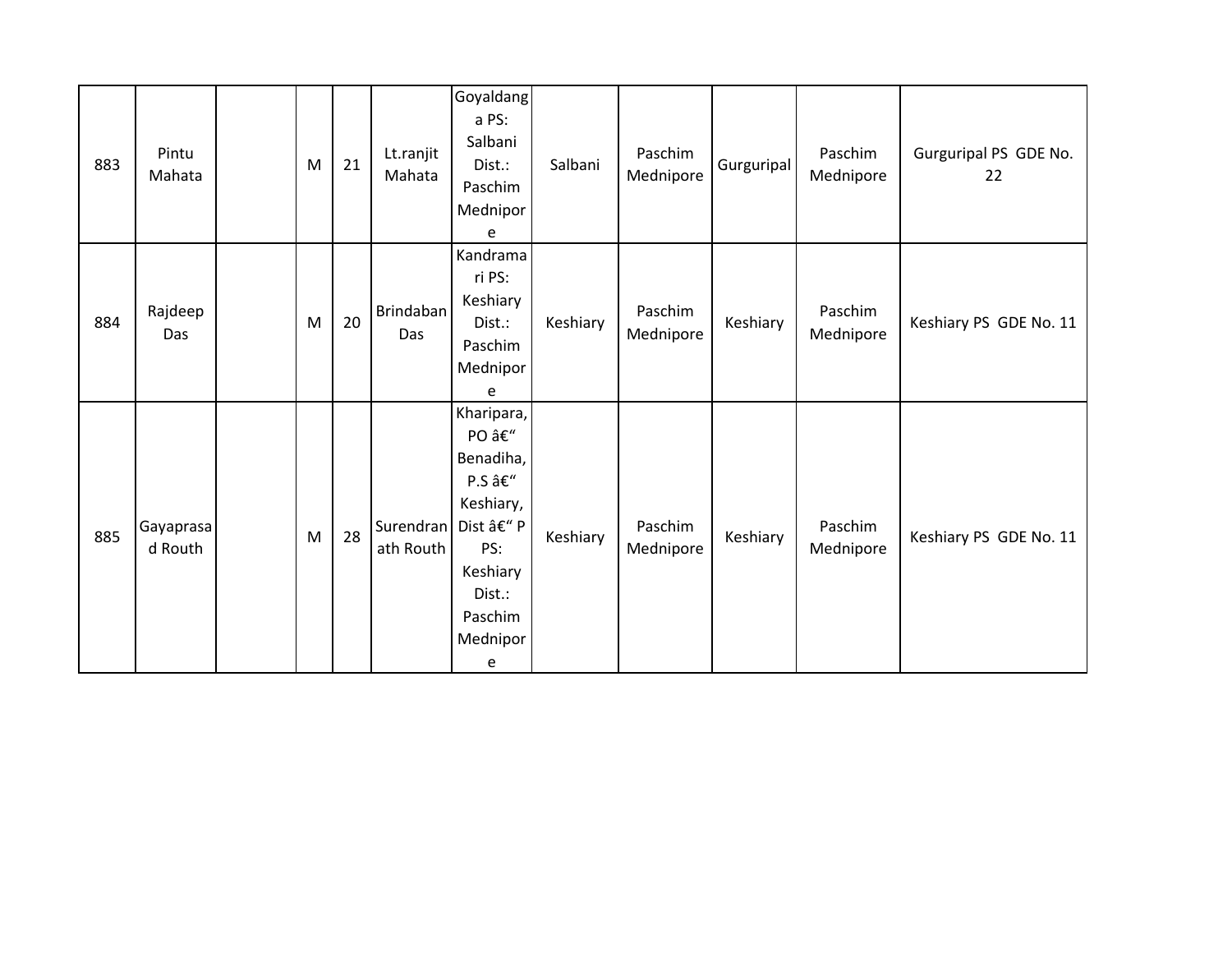| 883 | Pintu Mahata | | M | 21 | Lt.ranjit Mahata | Goyaldanga PS: Salbani Dist.: Paschim Mednipore | Salbani | Paschim Mednipore | Gurguripal | Paschim Mednipore | Gurguripal PS GDE No. 22 |
|---|---|---|---|---|---|---|---|---|---|---|---|
| 884 | Rajdeep Das | | M | 20 | Brindaban Das | Kandramari PS: Keshiary Dist.: Paschim Mednipore | Keshiary | Paschim Mednipore | Keshiary | Paschim Mednipore | Keshiary PS GDE No. 11 |
| 885 | Gayaprasad Routh | | M | 28 | Surendranath Routh | Kharipara, PO â€“ Benadiha, P.S â€“ Keshiary, Dist â€“ P PS: Keshiary Dist.: Paschim Mednipore | Keshiary | Paschim Mednipore | Keshiary | Paschim Mednipore | Keshiary PS GDE No. 11 |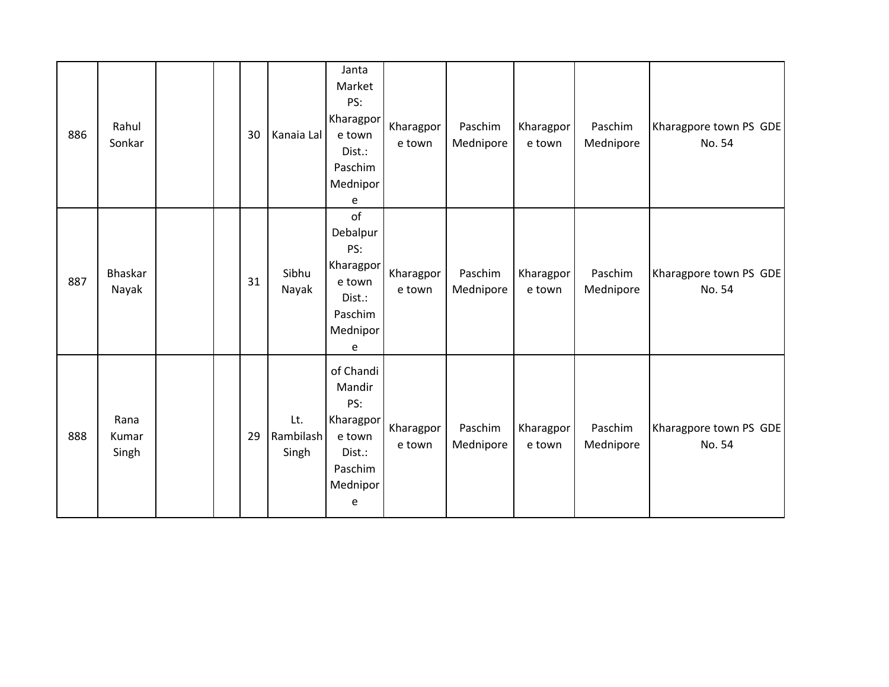| 886 | Rahul Sonkar | | | 30 | Kanaia Lal | Janta Market PS: Kharagpore town Dist.: Paschim Mednipore | Kharagpore town | Paschim Mednipore | Kharagpore town | Paschim Mednipore | Kharagpore town PS GDE No. 54 |
|---|---|---|---|---|---|---|---|---|---|---|---|
| 887 | Bhaskar Nayak | | | 31 | Sibhu Nayak | of Debalpur PS: Kharagpore town Dist.: Paschim Mednipore | Kharagpore town | Paschim Mednipore | Kharagpore town | Paschim Mednipore | Kharagpore town PS GDE No. 54 |
| 888 | Rana Kumar Singh | | | 29 | Lt. Rambilash Singh | of Chandi Mandir PS: Kharagpore town Dist.: Paschim Mednipore | Kharagpore town | Paschim Mednipore | Kharagpore town | Paschim Mednipore | Kharagpore town PS GDE No. 54 |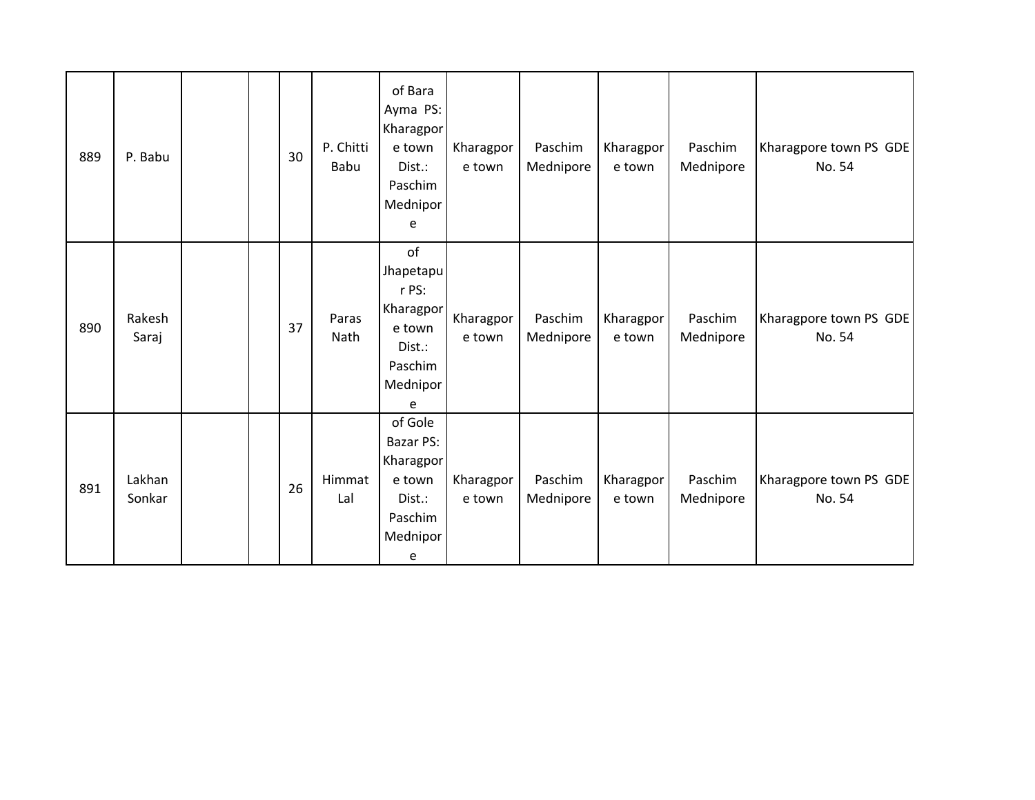| | | | | | | | | | | | |
|---|---|---|---|---|---|---|---|---|---|---|---|
| 889 | P. Babu | | | 30 | P. Chitti Babu | of Bara Ayma PS: Kharagpore town Dist.: Paschim Mednipore | Kharagpore town | Paschim Mednipore | Kharagpore town | Paschim Mednipore | Kharagpore town PS GDE No. 54 |
| 890 | Rakesh Saraj | | | 37 | Paras Nath | of Jhapetapur PS: Kharagpore town Dist.: Paschim Mednipore | Kharagpore town | Paschim Mednipore | Kharagpore town | Paschim Mednipore | Kharagpore town PS GDE No. 54 |
| 891 | Lakhan Sonkar | | | 26 | Himmat Lal | of Gole Bazar PS: Kharagpore town Dist.: Paschim Mednipore | Kharagpore town | Paschim Mednipore | Kharagpore town | Paschim Mednipore | Kharagpore town PS GDE No. 54 |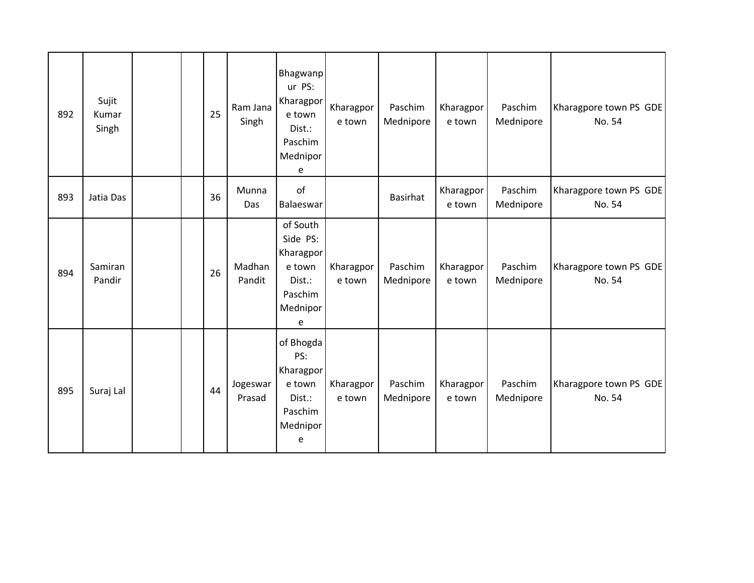| | | | | | | | | | | | |
|---|---|---|---|---|---|---|---|---|---|---|---|
| 892 | Sujit Kumar Singh | | | 25 | Ram Jana Singh | Bhagwanpur PS: Kharagpore town Dist.: Paschim Mednipore | Kharagpore town | Paschim Mednipore | Kharagpore town | Paschim Mednipore | Kharagpore town PS GDE No. 54 |
| 893 | Jatia Das | | | 36 | Munna Das | of Balaeswar | | Basirhat | Kharagpore town | Paschim Mednipore | Kharagpore town PS GDE No. 54 |
| 894 | Samiran Pandir | | | 26 | Madhan Pandit | of South Side PS: Kharagpore town Dist.: Paschim Mednipore | Kharagpore town | Paschim Mednipore | Kharagpore town | Paschim Mednipore | Kharagpore town PS GDE No. 54 |
| 895 | Suraj Lal | | | 44 | Jogeswar Prasad | of Bhogda PS: Kharagpore town Dist.: Paschim Mednipore | Kharagpore town | Paschim Mednipore | Kharagpore town | Paschim Mednipore | Kharagpore town PS GDE No. 54 |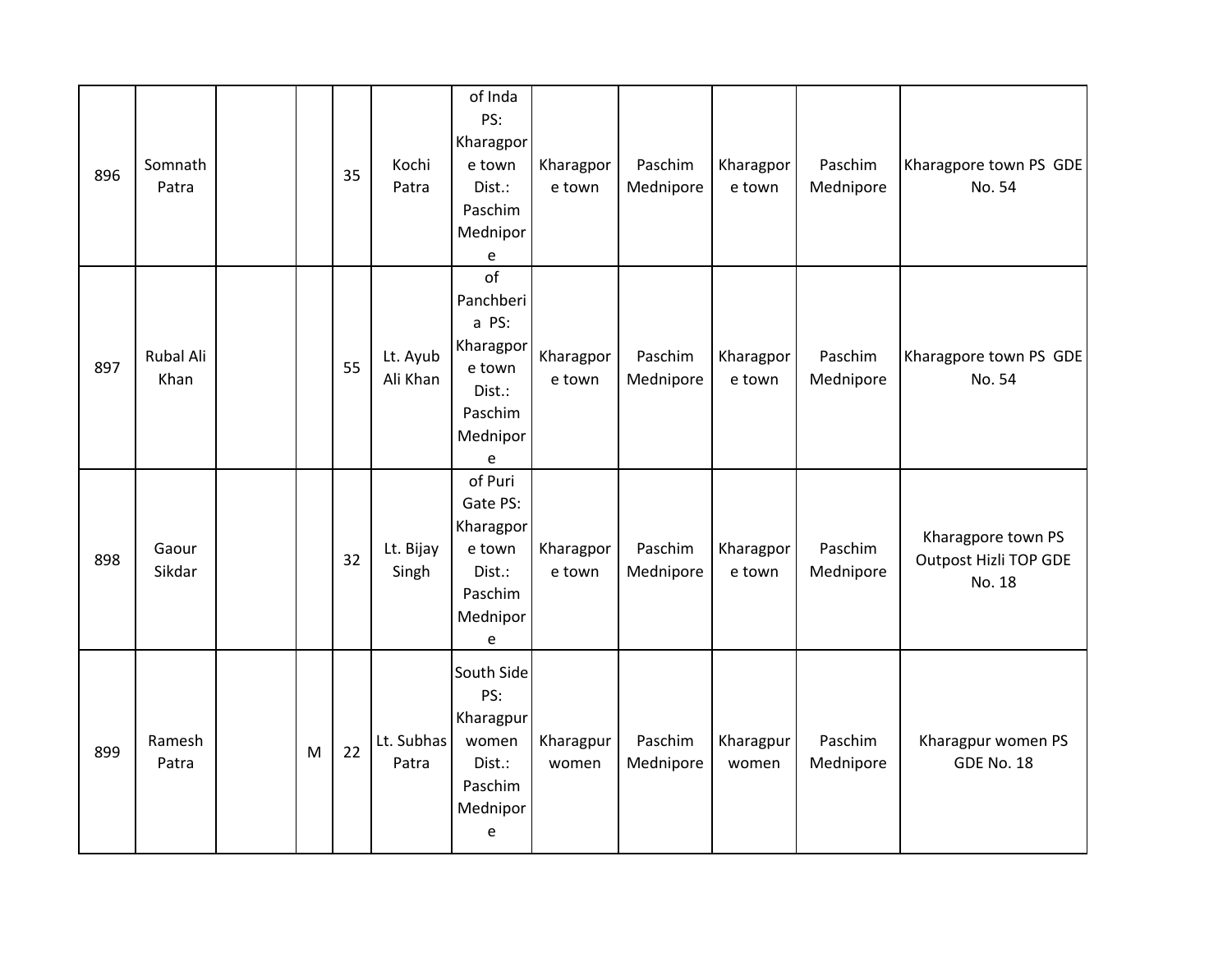| | | | | | | | | | | | |
|---|---|---|---|---|---|---|---|---|---|---|---|
| 896 | Somnath Patra | | | 35 | Kochi Patra | of Inda PS: Kharagpore town Dist.: Paschim Mednipore | Kharagpore town | Paschim Mednipore | Kharagpore town | Paschim Mednipore | Kharagpore town PS GDE No. 54 |
| 897 | Rubal Ali Khan | | | 55 | Lt. Ayub Ali Khan | of Panchberia PS: Kharagpore town Dist.: Paschim Mednipore | Kharagpore town | Paschim Mednipore | Kharagpore town | Paschim Mednipore | Kharagpore town PS GDE No. 54 |
| 898 | Gaour Sikdar | | | 32 | Lt. Bijay Singh | of Puri Gate PS: Kharagpore town Dist.: Paschim Mednipore | Kharagpore town | Paschim Mednipore | Kharagpore town | Paschim Mednipore | Kharagpore town PS Outpost Hizli TOP GDE No. 18 |
| 899 | Ramesh Patra | | M | 22 | Lt. Subhas Patra | South Side PS: Kharagpur women Dist.: Paschim Mednipore | Kharagpur women | Paschim Mednipore | Kharagpur women | Paschim Mednipore | Kharagpur women PS GDE No. 18 |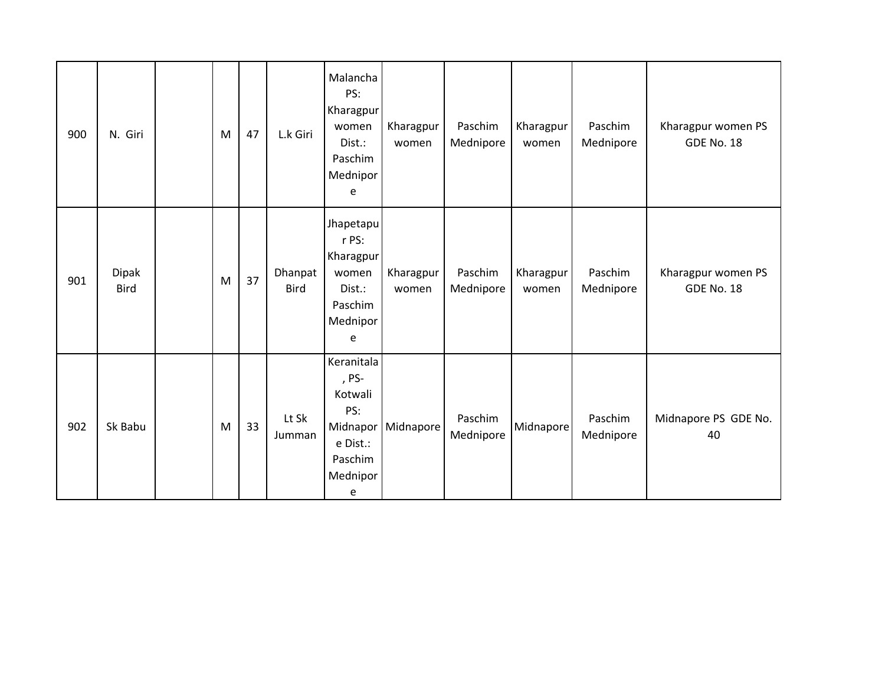| 900 | N. Giri | | M | 47 | L.k Giri | Malancha PS: Kharagpur women Dist.: Paschim Mednipore | Kharagpur women | Paschim Mednipore | Kharagpur women | Paschim Mednipore | Kharagpur women PS GDE No. 18 |
|---|---|---|---|---|---|---|---|---|---|---|---|
| 901 | Dipak Bird | | M | 37 | Dhanpat Bird | Jhapetapur PS: Kharagpur women Dist.: Paschim Mednipore | Kharagpur women | Paschim Mednipore | Kharagpur women | Paschim Mednipore | Kharagpur women PS GDE No. 18 |
| 902 | Sk Babu | | M | 33 | Lt Sk Jumman | Keranitala, PS- Kotwali PS: Midnapore Dist.: Paschim Mednipore | Midnapore | Paschim Mednipore | Midnapore | Paschim Mednipore | Midnapore PS GDE No. 40 |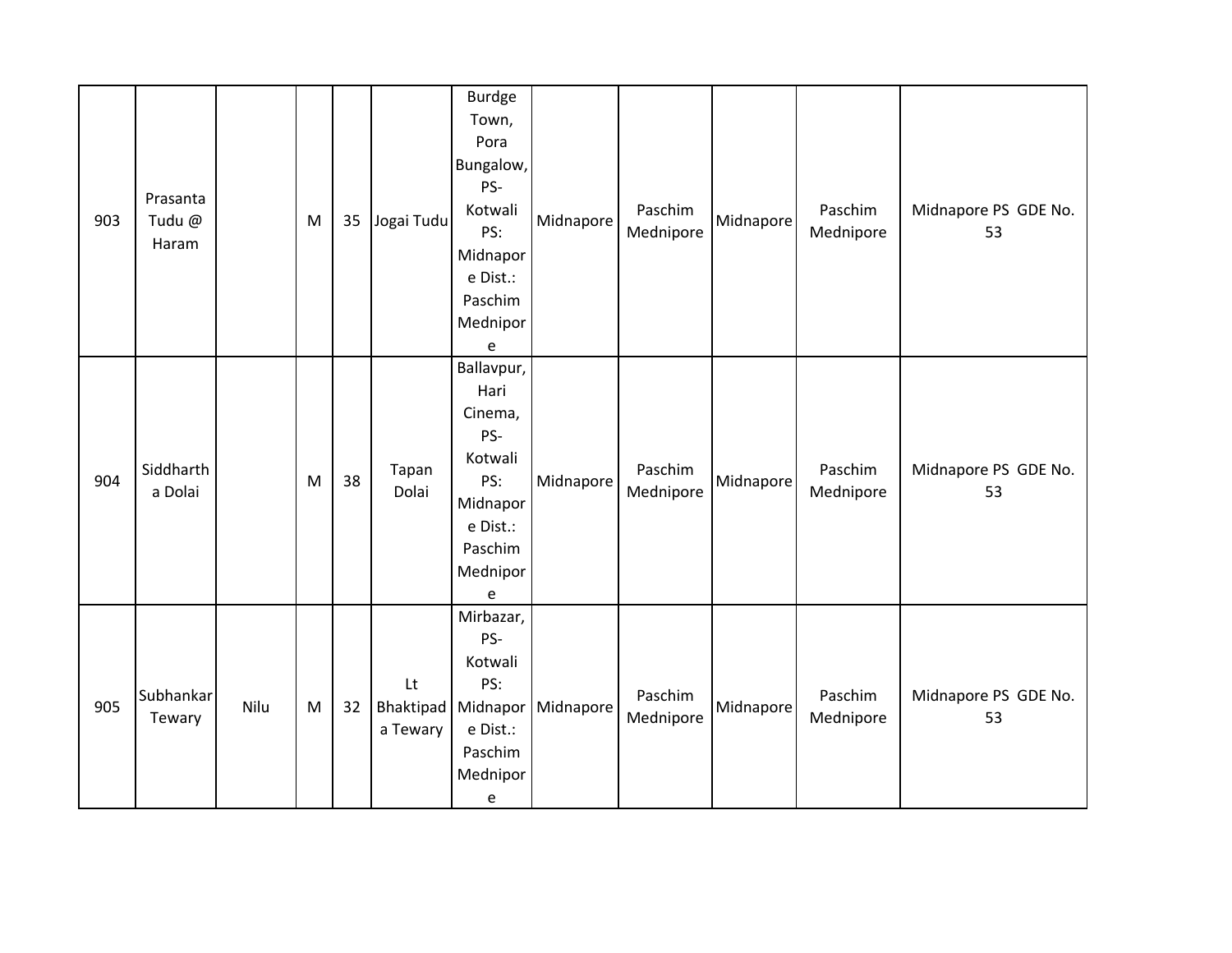| | | | | | | | | | | | |
|---|---|---|---|---|---|---|---|---|---|---|---|
| 903 | Prasanta Tudu @ Haram | | M | 35 | Jogai Tudu | Burdge Town, Pora Bungalow, PS- Kotwali PS: Midnapore Dist.: Paschim Mednipore | Midnapore | Paschim Mednipore | Midnapore | Paschim Mednipore | Midnapore PS GDE No. 53 |
| 904 | Siddhartha Dolai | | M | 38 | Tapan Dolai | Ballavpur, Hari Cinema, PS- Kotwali PS: Midnapore Dist.: Paschim Mednipore | Midnapore | Paschim Mednipore | Midnapore | Paschim Mednipore | Midnapore PS GDE No. 53 |
| 905 | Subhankar Tewary | Nilu | M | 32 | Lt Bhaktipada Tewary | Mirbazar, PS- Kotwali PS: Midnapore Dist.: Paschim Mednipore | Midnapore | Paschim Mednipore | Midnapore | Paschim Mednipore | Midnapore PS GDE No. 53 |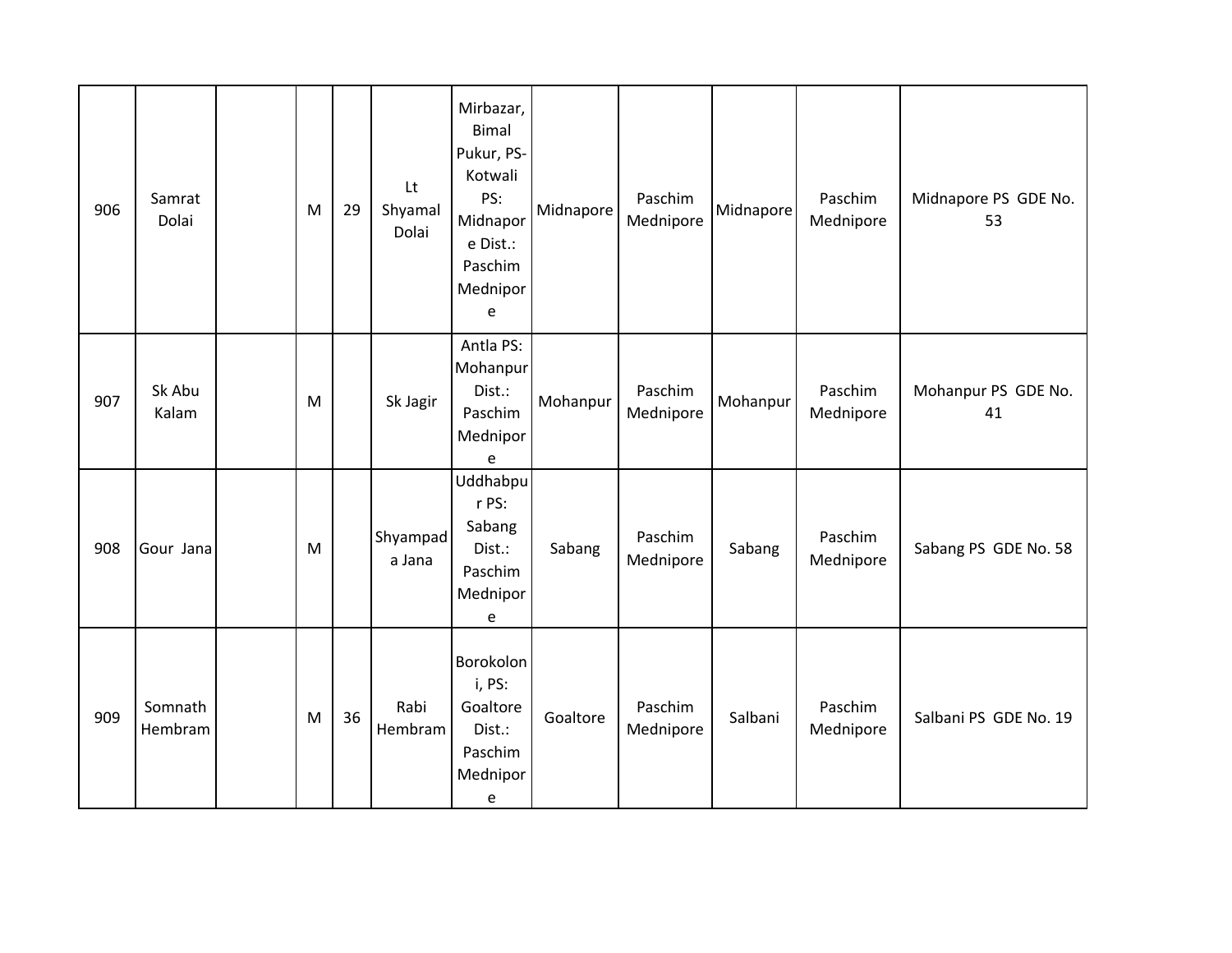| | | | | | | | | | | | |
|---|---|---|---|---|---|---|---|---|---|---|---|
| 906 | Samrat Dolai | | M | 29 | Lt Shyamal Dolai | Mirbazar, Bimal Pukur, PS-Kotwali PS: Midnapore Dist.: Paschim Mednipore | Midnapore | Paschim Mednipore | Midnapore | Paschim Mednipore | Midnapore PS GDE No. 53 |
| 907 | Sk Abu Kalam | | M | | Sk Jagir | Antla PS: Mohanpur Dist.: Paschim Mednipore | Mohanpur | Paschim Mednipore | Mohanpur | Paschim Mednipore | Mohanpur PS GDE No. 41 |
| 908 | Gour Jana | | M | | Shyampada Jana | Uddhabpur PS: Sabang Dist.: Paschim Mednipore | Sabang | Paschim Mednipore | Sabang | Paschim Mednipore | Sabang PS GDE No. 58 |
| 909 | Somnath Hembram | | M | 36 | Rabi Hembram | Borokoloni, PS: Goaltore Dist.: Paschim Mednipore | Goaltore | Paschim Mednipore | Salbani | Paschim Mednipore | Salbani PS GDE No. 19 |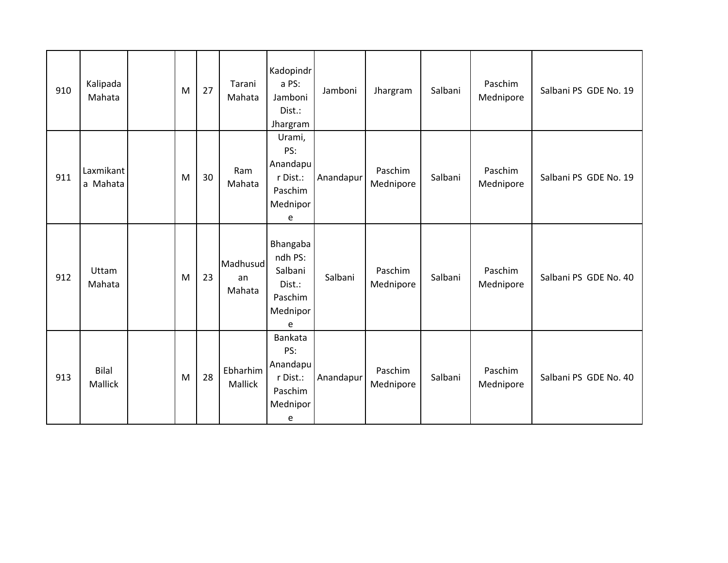| 910 | Kalipada Mahata | | M | 27 | Tarani Mahata | Kadopindra PS: Jamboni Dist.: Jhargram | Jamboni | Jhargram | Salbani | Paschim Mednipore | Salbani PS GDE No. 19 |
|---|---|---|---|---|---|---|---|---|---|---|---|
| 911 | Laxmikanta Mahata | | M | 30 | Ram Mahata | Urami, PS: Anandapur Dist.: Paschim Mednipore | Anandapur | Paschim Mednipore | Salbani | Paschim Mednipore | Salbani PS GDE No. 19 |
| 912 | Uttam Mahata | | M | 23 | Madhusudan Mahata | Bhangabandh PS: Salbani Dist.: Paschim Mednipore | Salbani | Paschim Mednipore | Salbani | Paschim Mednipore | Salbani PS GDE No. 40 |
| 913 | Bilal Mallick | | M | 28 | Ebharhim Mallick | Bankata PS: Anandapur Dist.: Paschim Mednipore | Anandapur | Paschim Mednipore | Salbani | Paschim Mednipore | Salbani PS GDE No. 40 |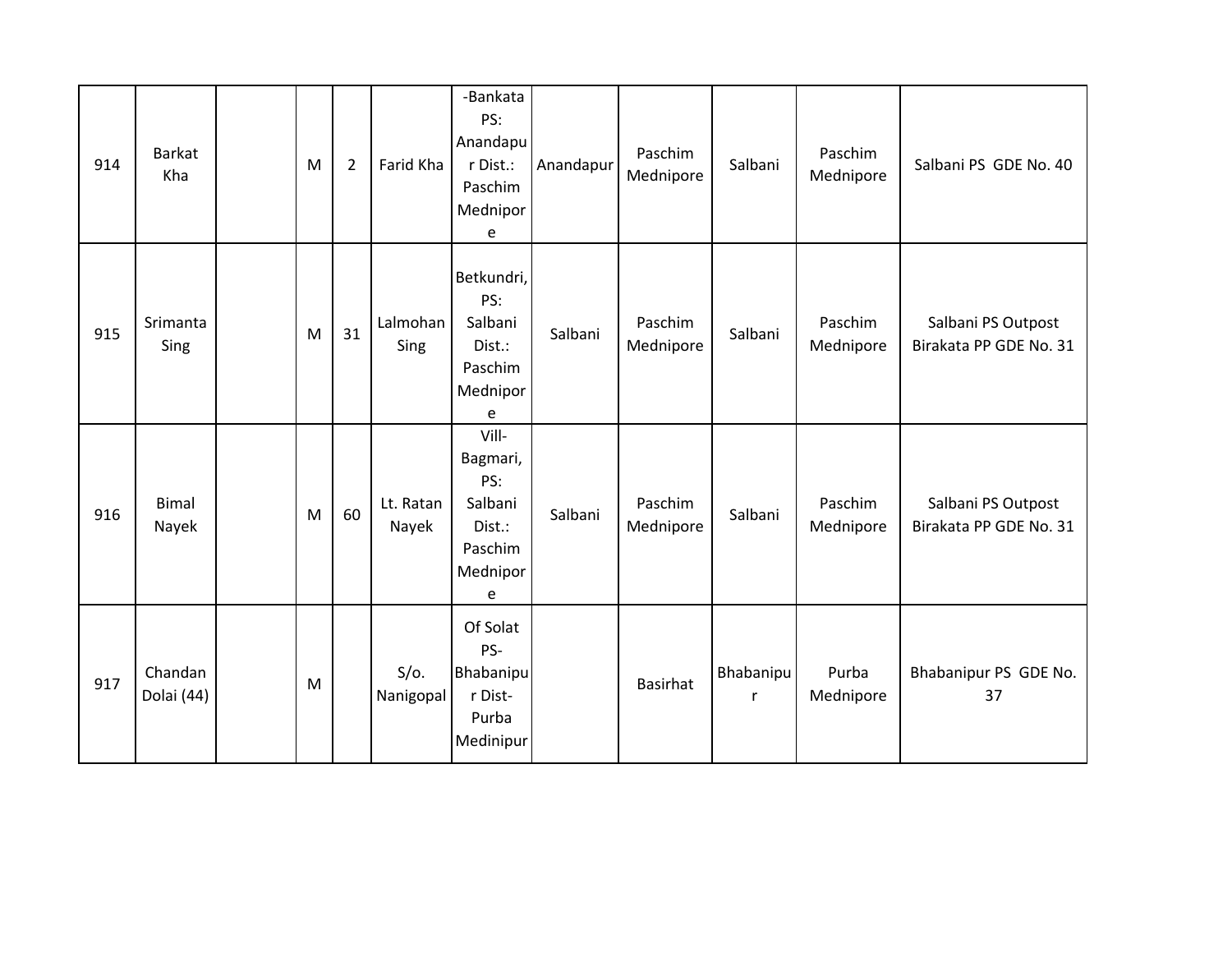| 914 | Barkat Kha | | M | 2 | Farid Kha | -Bankata PS: Anandapur Dist.: Paschim Mednipore | Anandapur | Paschim Mednipore | Salbani | Paschim Mednipore | Salbani PS GDE No. 40 |
|---|---|---|---|---|---|---|---|---|---|---|---|
| 915 | Srimanta Sing | | M | 31 | Lalmohan Sing | Betkundri, PS: Salbani Dist.: Paschim Mednipore | Salbani | Paschim Mednipore | Salbani | Paschim Mednipore | Salbani PS Outpost Birakata PP GDE No. 31 |
| 916 | Bimal Nayek | | M | 60 | Lt. Ratan Nayek | Vill-Bagmari, PS: Salbani Dist.: Paschim Mednipore | Salbani | Paschim Mednipore | Salbani | Paschim Mednipore | Salbani PS Outpost Birakata PP GDE No. 31 |
| 917 | Chandan Dolai (44) | | M | | S/o. Nanigopal | Of Solat PS-Bhabanipur Dist-Purba Medinipur | | Basirhat | Bhabanipur | Purba Mednipore | Bhabanipur PS GDE No. 37 |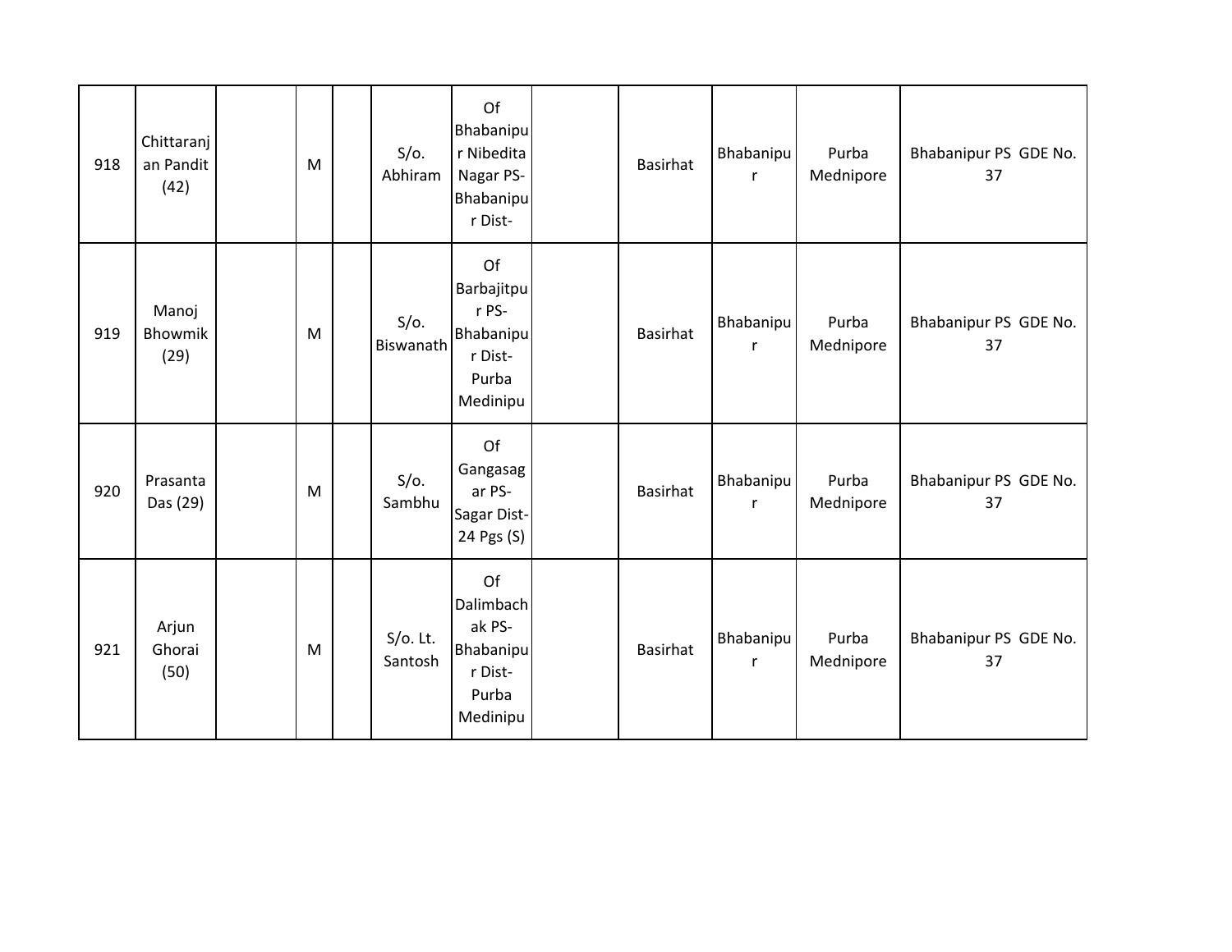| 918 | Chittaranjan Pandit (42) | | M | | S/o. Abhiram | Of Bhabanipur Nibedita Nagar PS-Bhabanipur Dist- | | Basirhat | Bhabanipur | Purba Mednipore | Bhabanipur PS GDE No. 37 |
|---|---|---|---|---|---|---|---|---|---|---|---|
| 919 | Manoj Bhowmik (29) | | M | | S/o. Biswanath | Of Barbajitpur PS-Bhabanipur Dist-Purba Medinipu | | Basirhat | Bhabanipur | Purba Mednipore | Bhabanipur PS GDE No. 37 |
| 920 | Prasanta Das (29) | | M | | S/o. Sambhu | Of Gangasagar PS-Sagar Dist-24 Pgs (S) | | Basirhat | Bhabanipur | Purba Mednipore | Bhabanipur PS GDE No. 37 |
| 921 | Arjun Ghorai (50) | | M | | S/o. Lt. Santosh | Of Dalimbachak PS-Bhabanipur Dist-Purba Medinipu | | Basirhat | Bhabanipur | Purba Mednipore | Bhabanipur PS GDE No. 37 |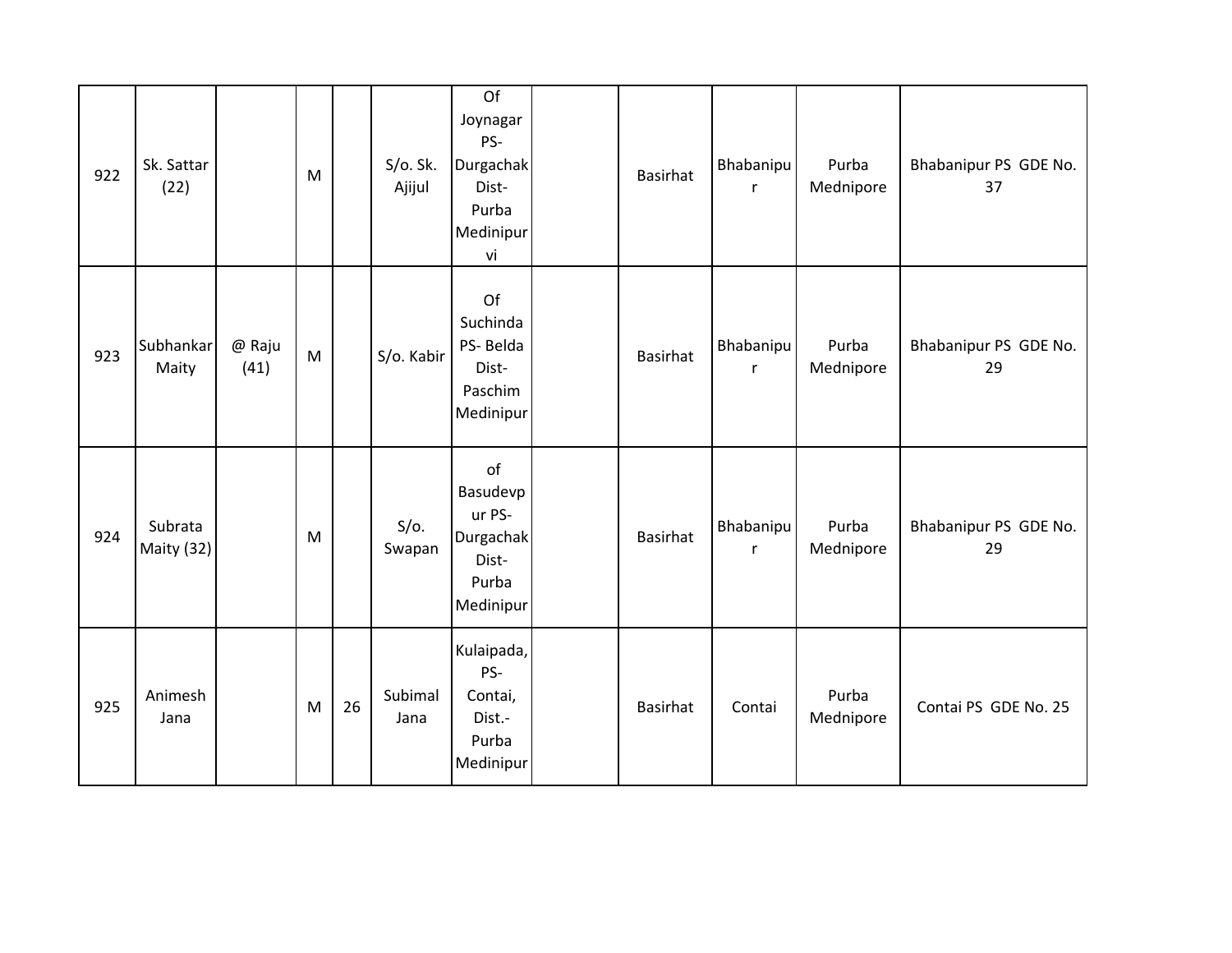| 922 | Sk. Sattar (22) | | M | | S/o. Sk. Ajijul | Of Joynagar PS- Durgachak Dist- Purba Medinipur vi | | Basirhat | Bhabanipur | Purba Mednipore | Bhabanipur PS GDE No. 37 |
|---|---|---|---|---|---|---|---|---|---|---|---|
| 923 | Subhankar Maity | @ Raju (41) | M | | S/o. Kabir | Of Suchinda PS- Belda Dist- Paschim Medinipur | | Basirhat | Bhabanipur | Purba Mednipore | Bhabanipur PS GDE No. 29 |
| 924 | Subrata Maity (32) | | M | | S/o. Swapan | of Basudevpur PS- Durgachak Dist- Purba Medinipur | | Basirhat | Bhabanipur | Purba Mednipore | Bhabanipur PS GDE No. 29 |
| 925 | Animesh Jana | | M | 26 | Subimal Jana | Kulaipada, PS- Contai, Dist.- Purba Medinipur | | Basirhat | Contai | Purba Mednipore | Contai PS GDE No. 25 |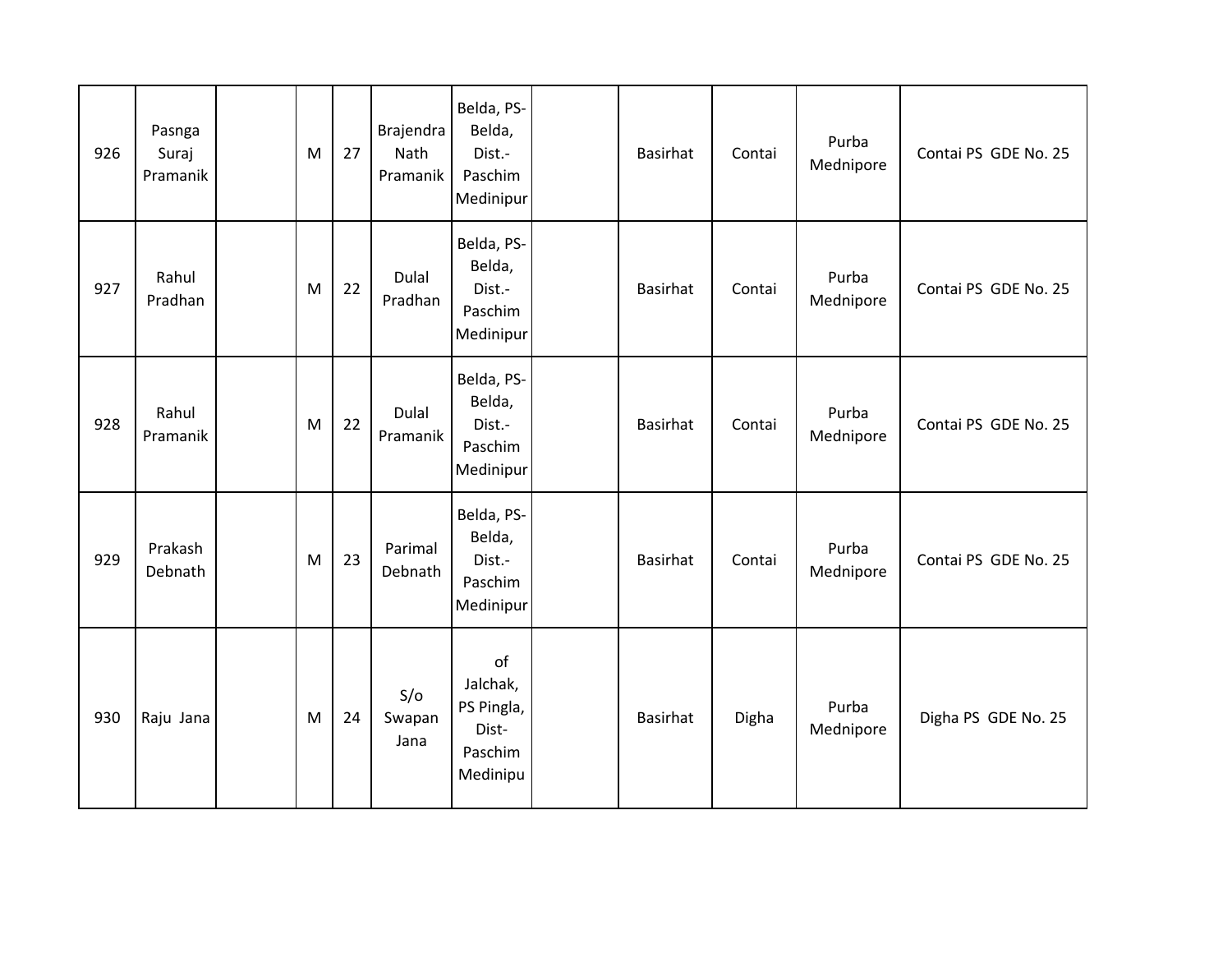| 926 | Pasnga Suraj Pramanik | | M | 27 | Brajendra Nath Pramanik | Belda, PS-Belda, Dist.-Paschim Medinipur | | Basirhat | Contai | Purba Mednipore | Contai PS GDE No. 25 |
|---|---|---|---|---|---|---|---|---|---|---|---|
| 927 | Rahul Pradhan | | M | 22 | Dulal Pradhan | Belda, PS-Belda, Dist.-Paschim Medinipur | | Basirhat | Contai | Purba Mednipore | Contai PS GDE No. 25 |
| 928 | Rahul Pramanik | | M | 22 | Dulal Pramanik | Belda, PS-Belda, Dist.-Paschim Medinipur | | Basirhat | Contai | Purba Mednipore | Contai PS GDE No. 25 |
| 929 | Prakash Debnath | | M | 23 | Parimal Debnath | Belda, PS-Belda, Dist.-Paschim Medinipur | | Basirhat | Contai | Purba Mednipore | Contai PS GDE No. 25 |
| 930 | Raju Jana | | M | 24 | S/o Swapan Jana | of Jalchak, PS Pingla, Dist-Paschim Medinipu | | Basirhat | Digha | Purba Mednipore | Digha PS GDE No. 25 |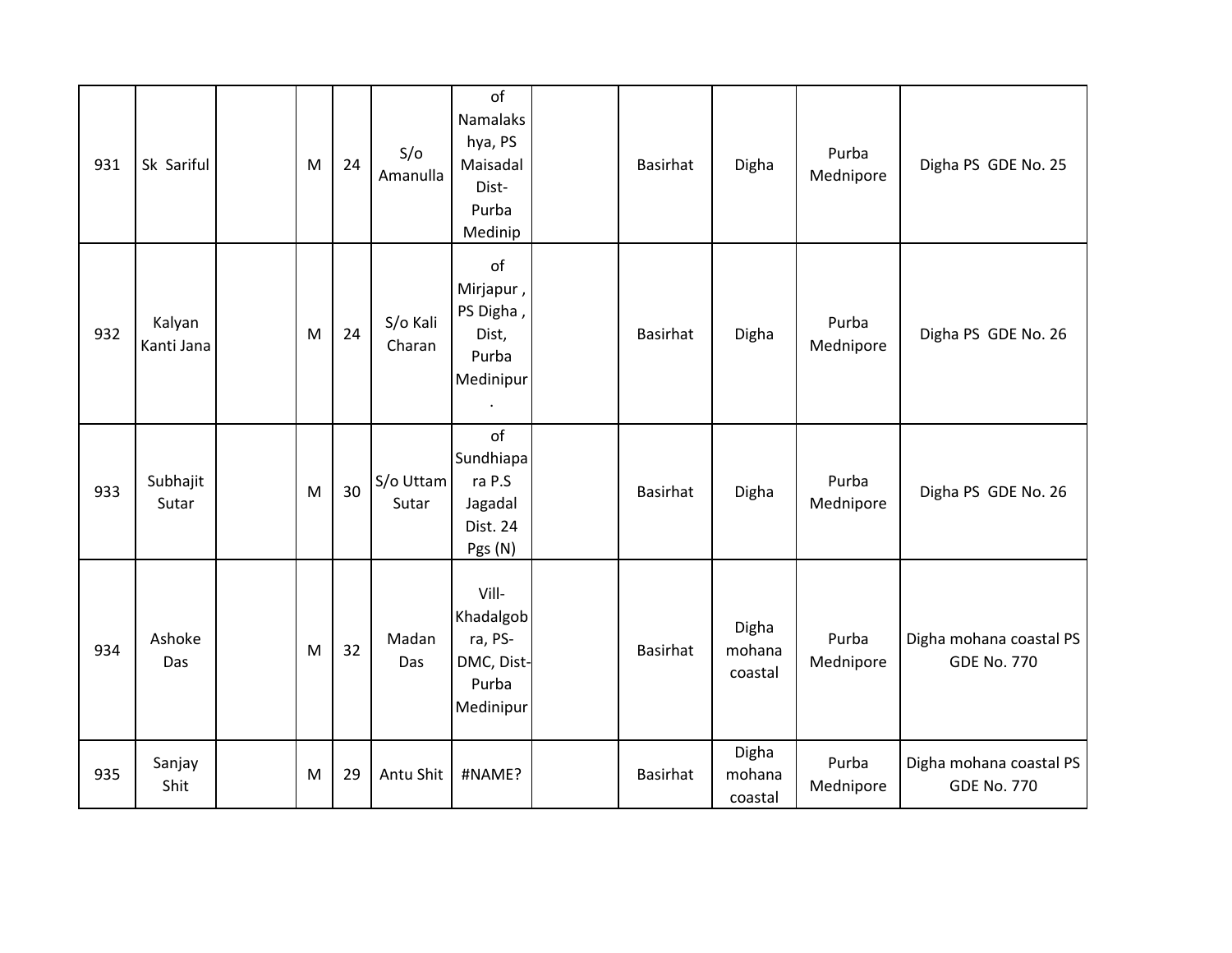| 931 | Sk Sariful | | M | 24 | S/o Amanulla | of Namalakshya, PS Maisadal Dist- Purba Medinip | | Basirhat | Digha | Purba Mednipore | Digha PS GDE No. 25 |
|---|---|---|---|---|---|---|---|---|---|---|---|
| 932 | Kalyan Kanti Jana | | M | 24 | S/o Kali Charan | of Mirjapur , PS Digha , Dist, Purba Medinipur . | | Basirhat | Digha | Purba Mednipore | Digha PS GDE No. 26 |
| 933 | Subhajit Sutar | | M | 30 | S/o Uttam Sutar | of Sundhiapara P.S Jagadal Dist. 24 Pgs (N) | | Basirhat | Digha | Purba Mednipore | Digha PS GDE No. 26 |
| 934 | Ashoke Das | | M | 32 | Madan Das | Vill- Khadalgobra, PS- DMC, Dist- Purba Medinipur | | Basirhat | Digha mohana coastal | Purba Mednipore | Digha mohana coastal PS GDE No. 770 |
| 935 | Sanjay Shit | | M | 29 | Antu Shit | #NAME? | | Basirhat | Digha mohana coastal | Purba Mednipore | Digha mohana coastal PS GDE No. 770 |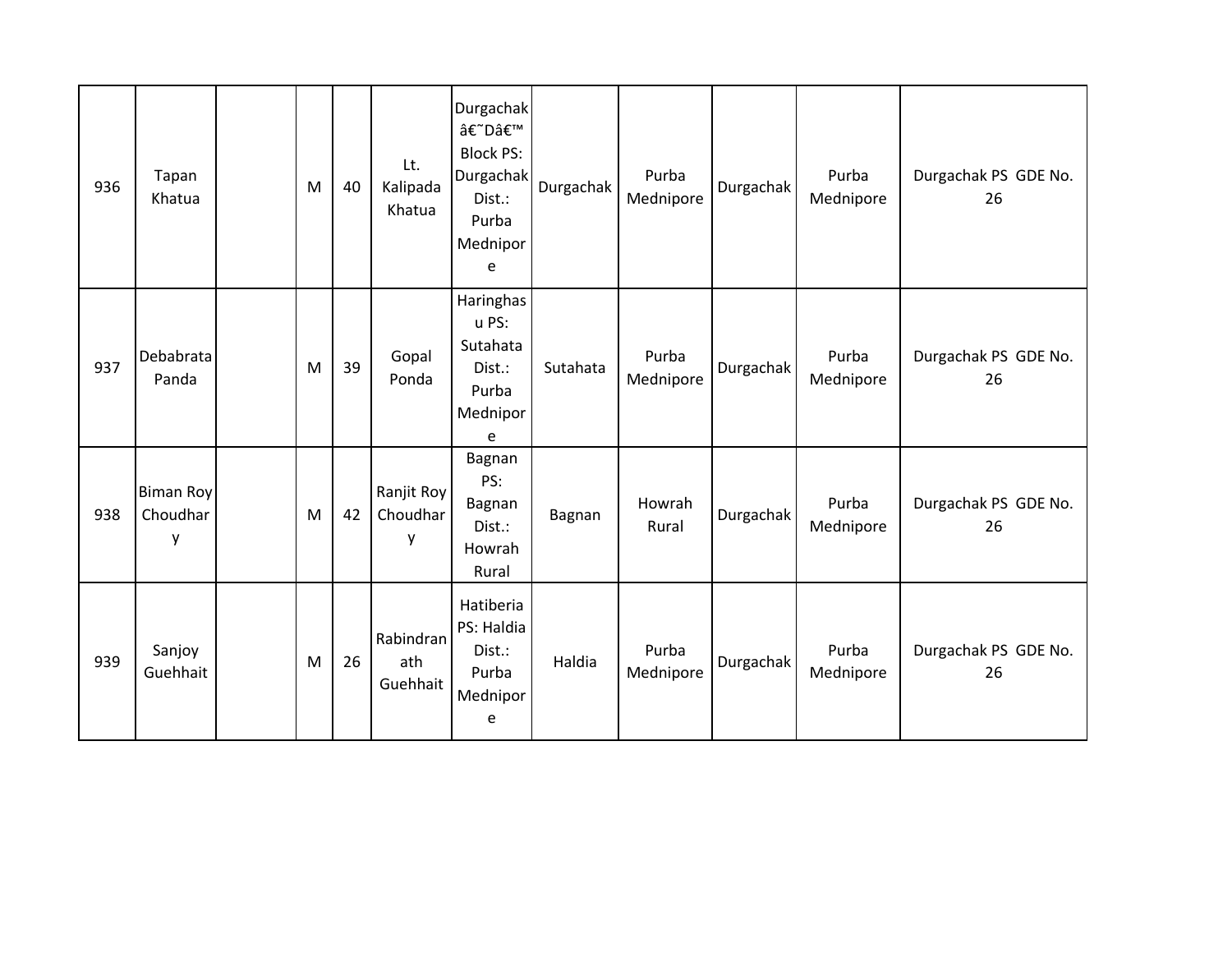| 936 | Tapan Khatua | | M | 40 | Lt. Kalipada Khatua | Durgachak â€˜Dâ€™ Block PS: Durgachak Dist.: Purba Mednipore | Durgachak | Purba Mednipore | Durgachak | Purba Mednipore | Durgachak PS GDE No. 26 |
|---|---|---|---|---|---|---|---|---|---|---|---|
| 937 | Debabrata Panda | | M | 39 | Gopal Ponda | Haringhasu PS: Sutahata Dist.: Purba Mednipore | Sutahata | Purba Mednipore | Durgachak | Purba Mednipore | Durgachak PS GDE No. 26 |
| 938 | Biman Roy Choudhary | | M | 42 | Ranjit Roy Choudhary | Bagnan PS: Bagnan Dist.: Howrah Rural | Bagnan | Howrah Rural | Durgachak | Purba Mednipore | Durgachak PS GDE No. 26 |
| 939 | Sanjoy Guehhait | | M | 26 | Rabindranath Guehhait | Hatiberia PS: Haldia Dist.: Purba Mednipore | Haldia | Purba Mednipore | Durgachak | Purba Mednipore | Durgachak PS GDE No. 26 |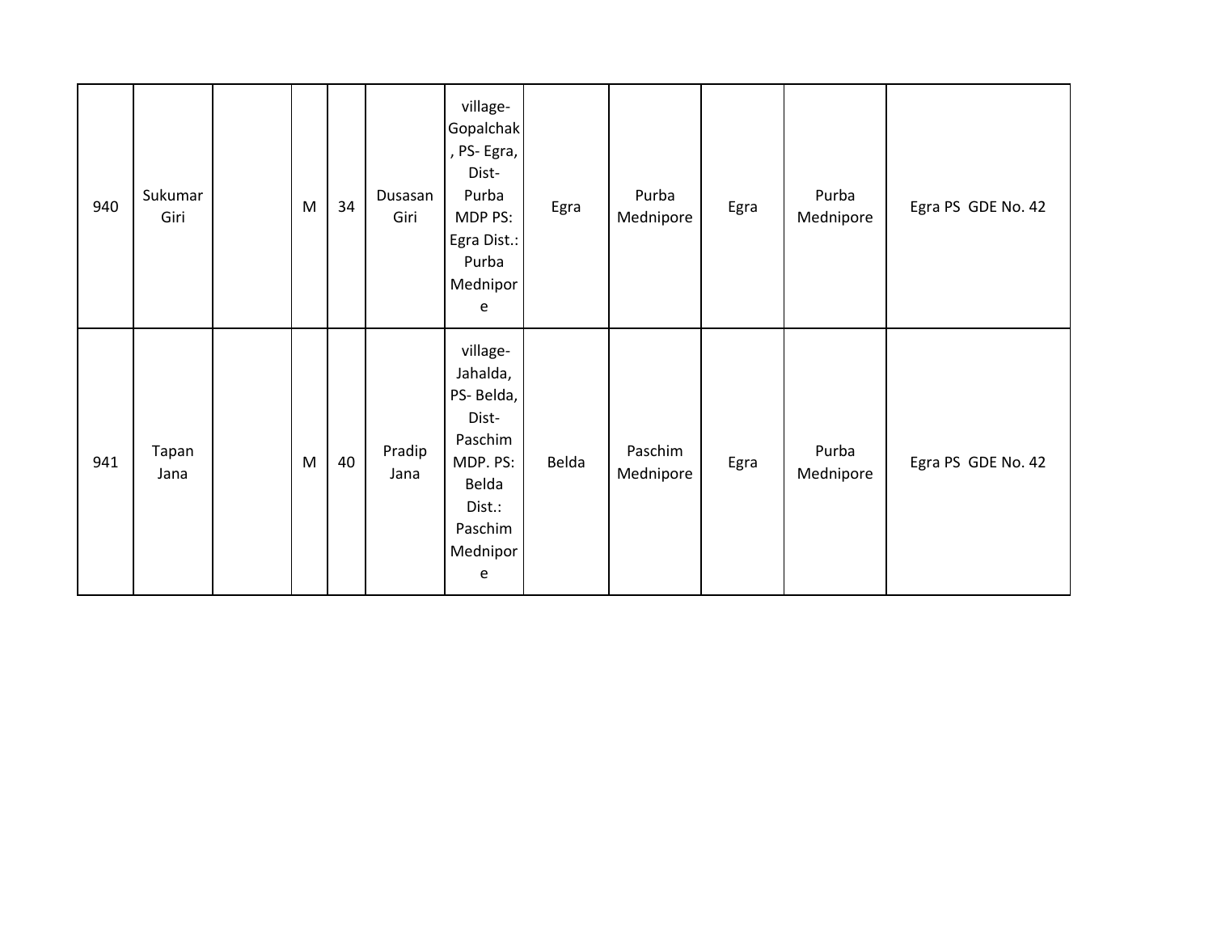| | | | | | | | | | | | |
|---|---|---|---|---|---|---|---|---|---|---|---|
| 940 | Sukumar Giri | | M | 34 | Dusasan Giri | village-Gopalchak, PS- Egra, Dist-Purba MDP PS: Egra Dist.: Purba Mednipore | Egra | Purba Mednipore | Egra | Purba Mednipore | Egra PS GDE No. 42 |
| 941 | Tapan Jana | | M | 40 | Pradip Jana | village-Jahalda, PS- Belda, Dist-Paschim MDP. PS: Belda Dist.: Paschim Mednipore | Belda | Paschim Mednipore | Egra | Purba Mednipore | Egra PS GDE No. 42 |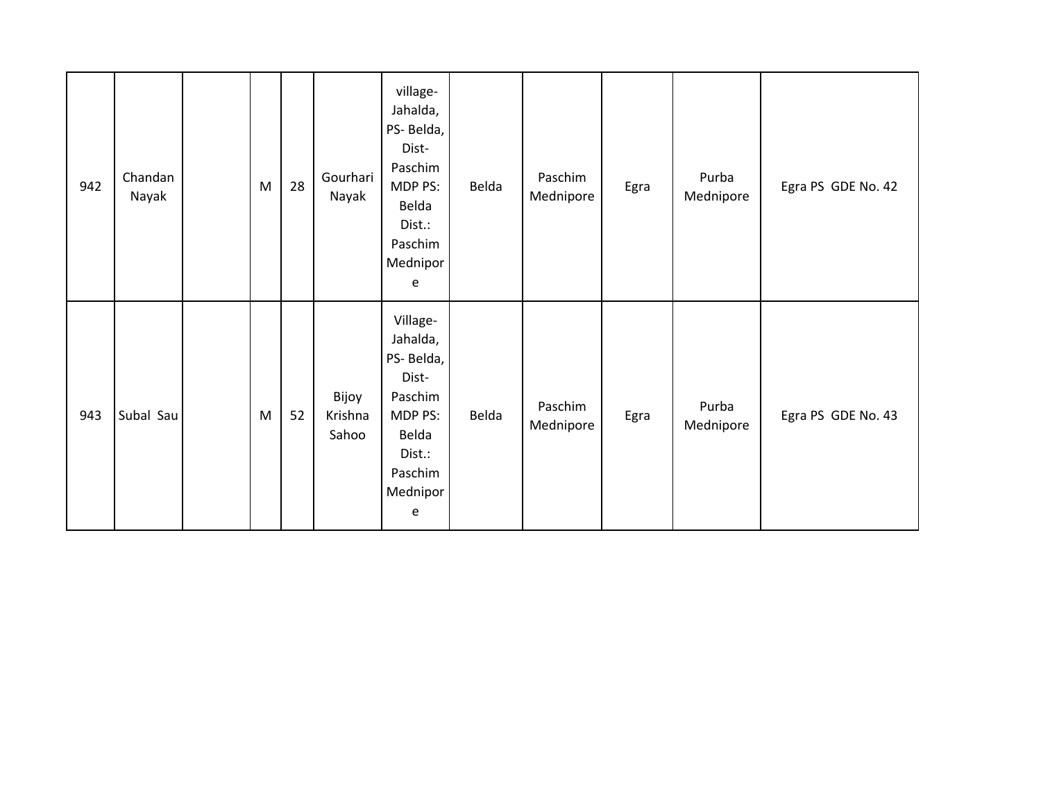| | | | | | | | | | | | |
|---|---|---|---|---|---|---|---|---|---|---|---|
| 942 | Chandan Nayak | | M | 28 | Gourhari Nayak | village-Jahalda, PS- Belda, Dist-Paschim MDP PS: Belda Dist.: Paschim Mednipore | Belda | Paschim Mednipore | Egra | Purba Mednipore | Egra PS GDE No. 42 |
| 943 | Subal Sau | | M | 52 | Bijoy Krishna Sahoo | Village-Jahalda, PS- Belda, Dist-Paschim MDP PS: Belda Dist.: Paschim Mednipore | Belda | Paschim Mednipore | Egra | Purba Mednipore | Egra PS GDE No. 43 |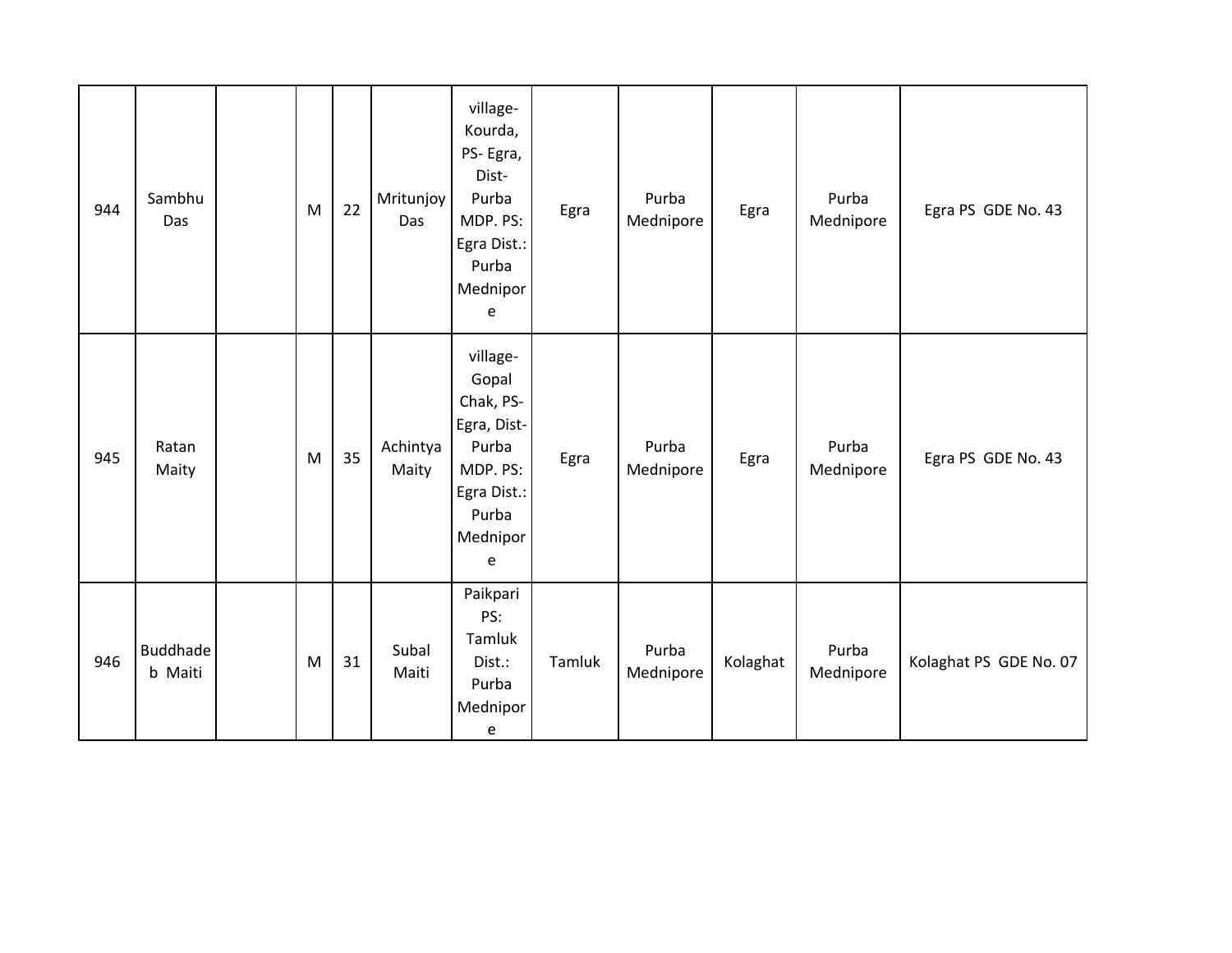| 944 | Sambhu Das | | M | 22 | Mritunjoy Das | village- Kourda, PS- Egra, Dist- Purba MDP. PS: Egra Dist.: Purba Mednipore | Egra | Purba Mednipore | Egra | Purba Mednipore | Egra PS GDE No. 43 |
|---|---|---|---|---|---|---|---|---|---|---|---|
| 945 | Ratan Maity | | M | 35 | Achintya Maity | village- Gopal Chak, PS- Egra, Dist- Purba MDP. PS: Egra Dist.: Purba Mednipore | Egra | Purba Mednipore | Egra | Purba Mednipore | Egra PS GDE No. 43 |
| 946 | Buddhadeb Maiti | | M | 31 | Subal Maiti | Paikpari PS: Tamluk Dist.: Purba Mednipore | Tamluk | Purba Mednipore | Kolaghat | Purba Mednipore | Kolaghat PS GDE No. 07 |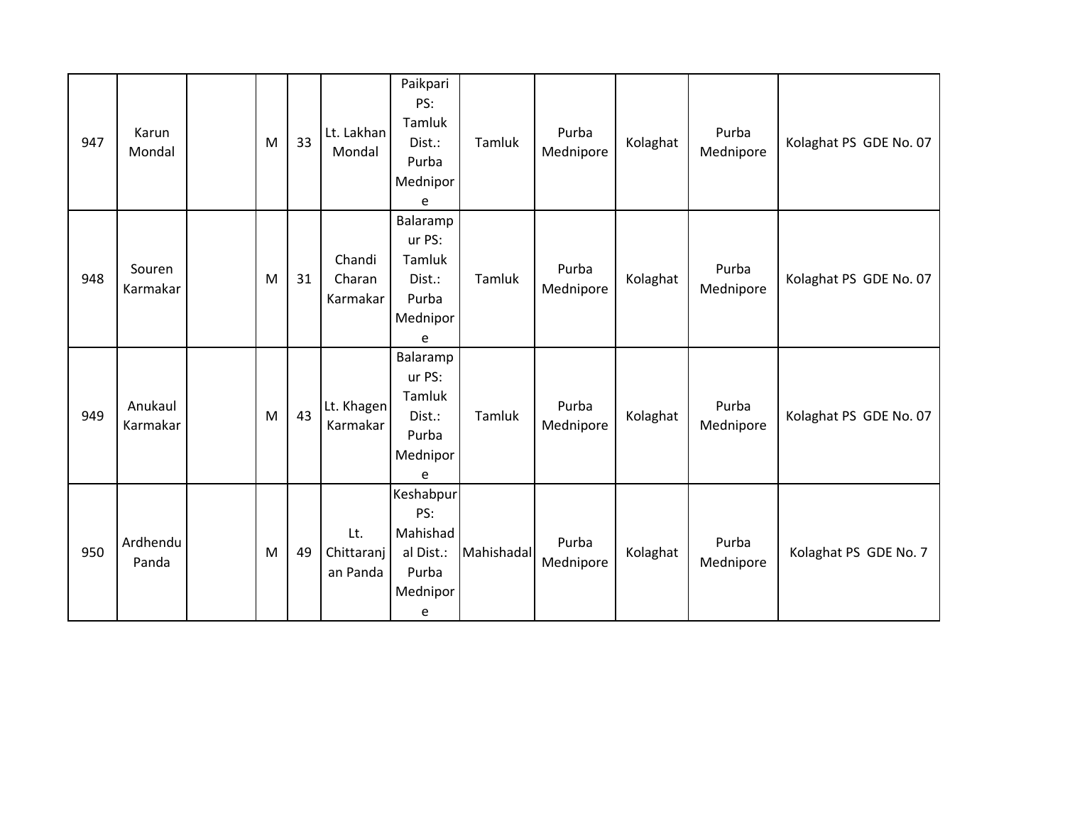| 947 | Karun Mondal | | M | 33 | Lt. Lakhan Mondal | Paikpari PS: Tamluk Dist.: Purba Mednipore | Tamluk | Purba Mednipore | Kolaghat | Purba Mednipore | Kolaghat PS GDE No. 07 |
|---|---|---|---|---|---|---|---|---|---|---|---|
| 948 | Souren Karmakar | | M | 31 | Chandi Charan Karmakar | Balarampur PS: Tamluk Dist.: Purba Mednipore | Tamluk | Purba Mednipore | Kolaghat | Purba Mednipore | Kolaghat PS GDE No. 07 |
| 949 | Anukaul Karmakar | | M | 43 | Lt. Khagen Karmakar | Balarampur PS: Tamluk Dist.: Purba Mednipore | Tamluk | Purba Mednipore | Kolaghat | Purba Mednipore | Kolaghat PS GDE No. 07 |
| 950 | Ardhendu Panda | | M | 49 | Lt. Chittaranjan Panda | Keshabpur PS: Mahishadal Dist.: Purba Mednipore | Mahishadal | Purba Mednipore | Kolaghat | Purba Mednipore | Kolaghat PS GDE No. 7 |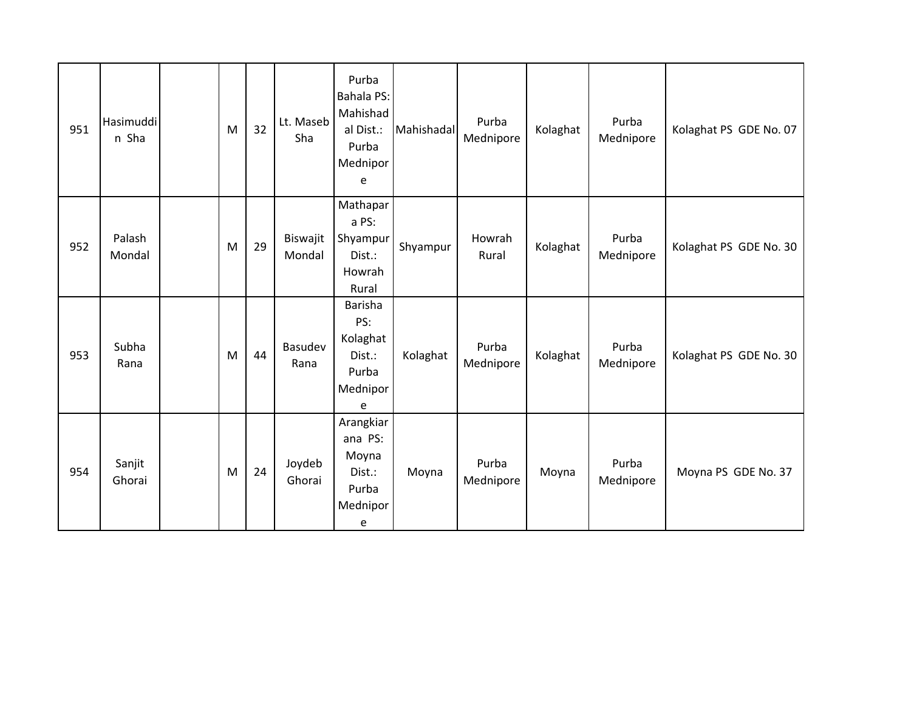| 951 | Hasimuddin Sha | | M | 32 | Lt. Maseb Sha | Purba Bahala PS: Mahishadal Dist.: Purba Mednipore | Mahishadal | Purba Mednipore | Kolaghat | Purba Mednipore | Kolaghat PS GDE No. 07 |
|---|---|---|---|---|---|---|---|---|---|---|---|
| 952 | Palash Mondal | | M | 29 | Biswajit Mondal | Mathapara PS: Shyampur Dist.: Howrah Rural | Shyampur | Howrah Rural | Kolaghat | Purba Mednipore | Kolaghat PS GDE No. 30 |
| 953 | Subha Rana | | M | 44 | Basudev Rana | Barisha PS: Kolaghat Dist.: Purba Mednipore | Kolaghat | Purba Mednipore | Kolaghat | Purba Mednipore | Kolaghat PS GDE No. 30 |
| 954 | Sanjit Ghorai | | M | 24 | Joydeb Ghorai | Arangkiarana PS: Moyna Dist.: Purba Mednipore | Moyna | Purba Mednipore | Moyna | Purba Mednipore | Moyna PS GDE No. 37 |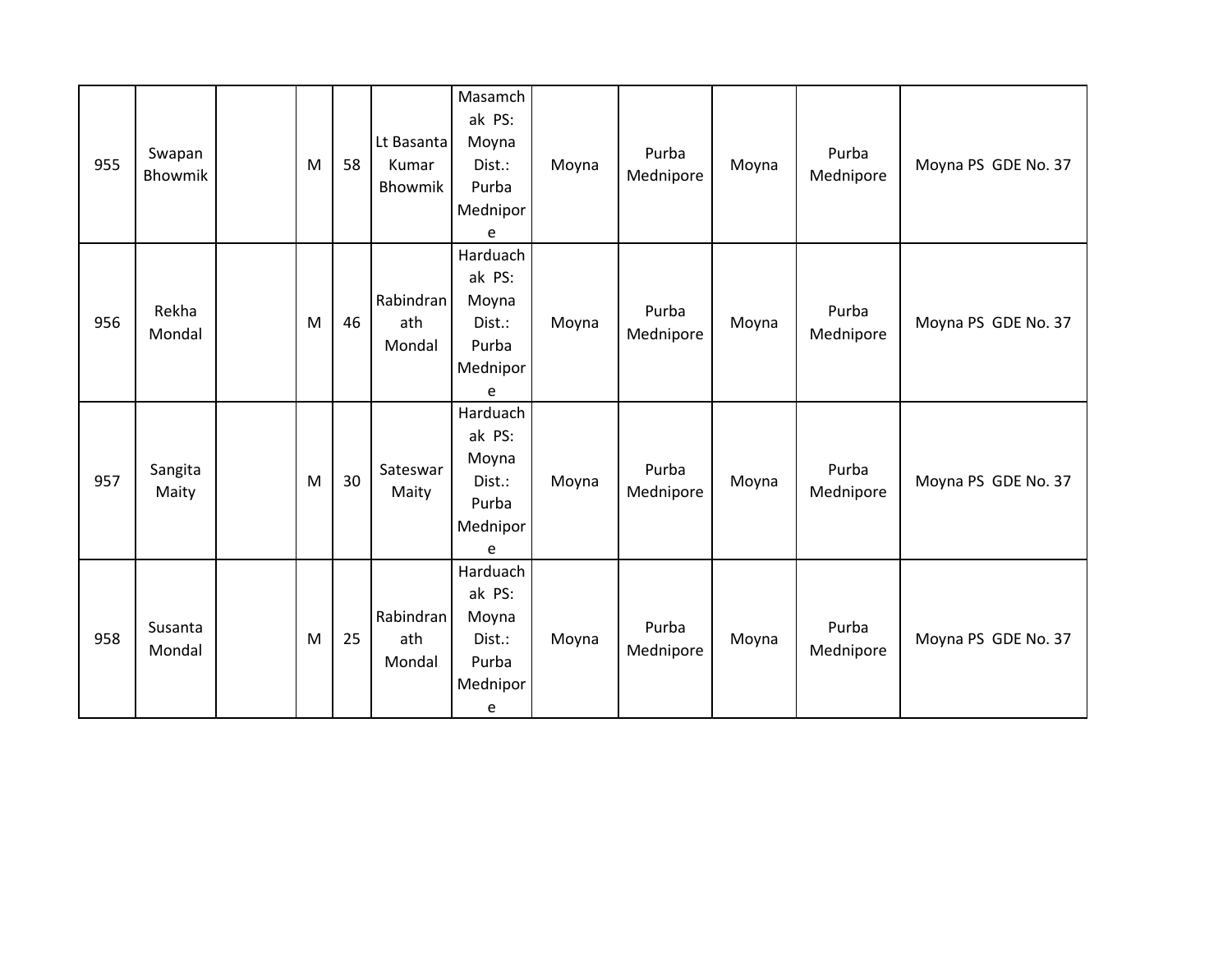| 955 | Swapan Bhowmik | | M | 58 | Lt Basanta Kumar Bhowmik | Masamchak PS: Moyna Dist.: Purba Mednipore | Moyna | Purba Mednipore | Moyna | Purba Mednipore | Moyna PS GDE No. 37 |
|---|---|---|---|---|---|---|---|---|---|---|---|
| 956 | Rekha Mondal | | M | 46 | Rabindranath Mondal | Harduachak PS: Moyna Dist.: Purba Mednipore | Moyna | Purba Mednipore | Moyna | Purba Mednipore | Moyna PS GDE No. 37 |
| 957 | Sangita Maity | | M | 30 | Sateswar Maity | Harduachak PS: Moyna Dist.: Purba Mednipore | Moyna | Purba Mednipore | Moyna | Purba Mednipore | Moyna PS GDE No. 37 |
| 958 | Susanta Mondal | | M | 25 | Rabindranath Mondal | Harduachak PS: Moyna Dist.: Purba Mednipore | Moyna | Purba Mednipore | Moyna | Purba Mednipore | Moyna PS GDE No. 37 |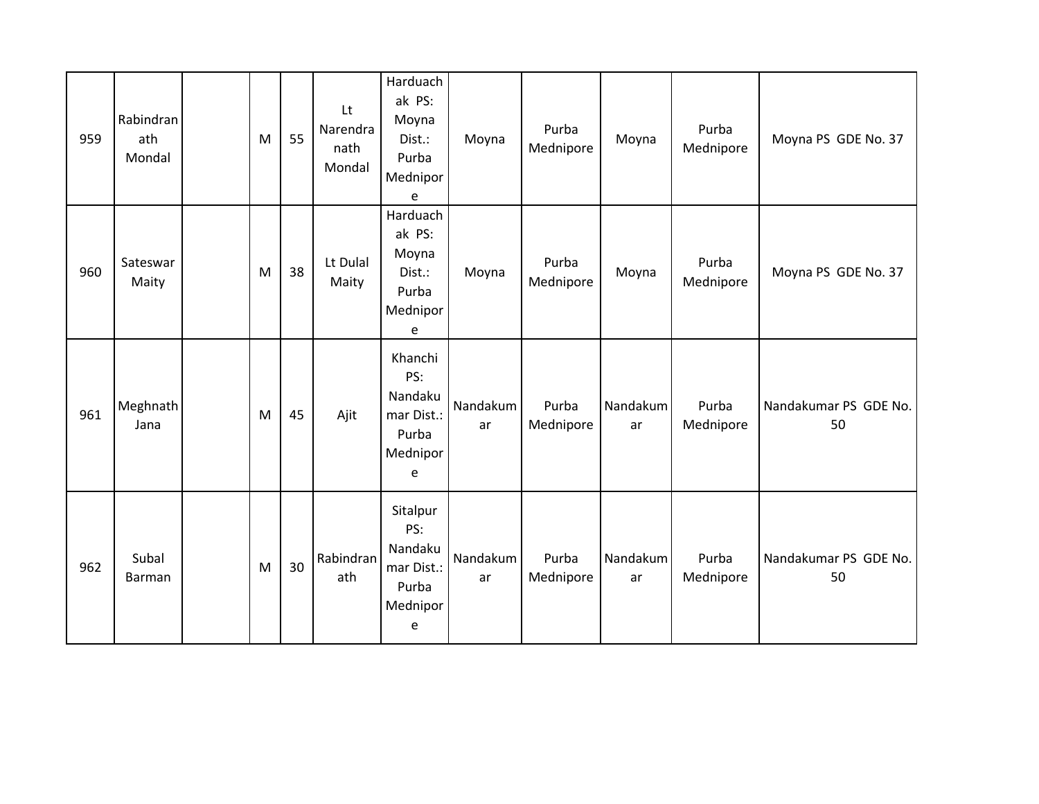| | | | | | | | | | | | |
|---|---|---|---|---|---|---|---|---|---|---|---|
| 959 | Rabindranath Mondal | | M | 55 | Lt Narendranath Mondal | Harduachak PS: Moyna Dist.: Purba Mednipore | Moyna | Purba Mednipore | Moyna | Purba Mednipore | Moyna PS GDE No. 37 |
| 960 | Sateswar Maity | | M | 38 | Lt Dulal Maity | Harduachak PS: Moyna Dist.: Purba Mednipore | Moyna | Purba Mednipore | Moyna | Purba Mednipore | Moyna PS GDE No. 37 |
| 961 | Meghnath Jana | | M | 45 | Ajit | Khanchi PS: Nandakumar Dist.: Purba Mednipore | Nandakumar | Purba Mednipore | Nandakumar | Purba Mednipore | Nandakumar PS GDE No. 50 |
| 962 | Subal Barman | | M | 30 | Rabindranath | Sitalpur PS: Nandakumar Dist.: Purba Mednipore | Nandakumar | Purba Mednipore | Nandakumar | Purba Mednipore | Nandakumar PS GDE No. 50 |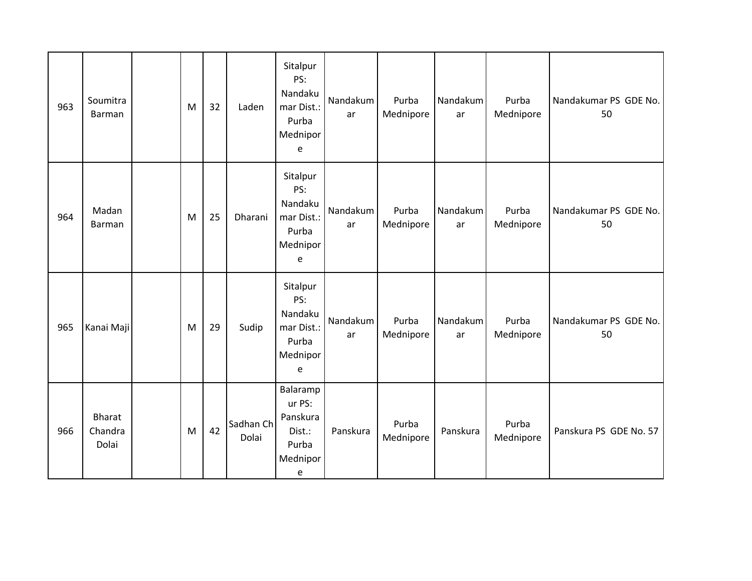| | | | | | | | | | | | |
|---|---|---|---|---|---|---|---|---|---|---|---|
| 963 | Soumitra Barman | | M | 32 | Laden | Sitalpur PS: Nandakumar Dist.: Purba Mednipore | Nandakumar | Purba Mednipore | Nandakumar | Purba Mednipore | Nandakumar PS GDE No. 50 |
| 964 | Madan Barman | | M | 25 | Dharani | Sitalpur PS: Nandakumar Dist.: Purba Mednipore | Nandakumar | Purba Mednipore | Nandakumar | Purba Mednipore | Nandakumar PS GDE No. 50 |
| 965 | Kanai Maji | | M | 29 | Sudip | Sitalpur PS: Nandakumar Dist.: Purba Mednipore | Nandakumar | Purba Mednipore | Nandakumar | Purba Mednipore | Nandakumar PS GDE No. 50 |
| 966 | Bharat Chandra Dolai | | M | 42 | Sadhan Ch Dolai | Balarampur PS: Panskura Dist.: Purba Mednipore | Panskura | Purba Mednipore | Panskura | Purba Mednipore | Panskura PS GDE No. 57 |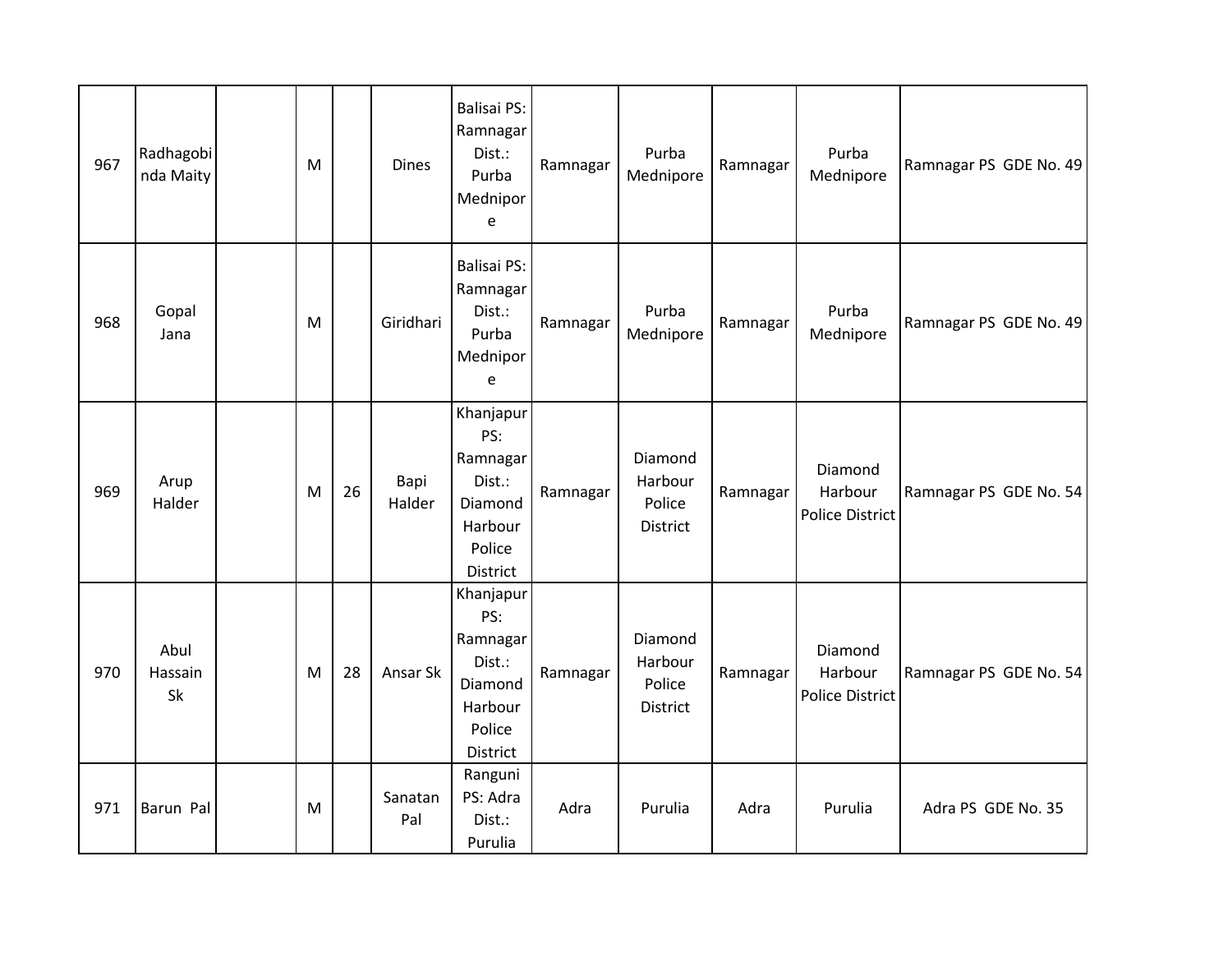| | | | | | | | | | | | |
|---|---|---|---|---|---|---|---|---|---|---|---|
| 967 | Radhagobinda Maity | | M | | Dines | Balisai PS: Ramnagar Dist.: Purba Mednipore | Ramnagar | Purba Mednipore | Ramnagar | Purba Mednipore | Ramnagar PS GDE No. 49 |
| 968 | Gopal Jana | | M | | Giridhari | Balisai PS: Ramnagar Dist.: Purba Mednipore | Ramnagar | Purba Mednipore | Ramnagar | Purba Mednipore | Ramnagar PS GDE No. 49 |
| 969 | Arup Halder | | M | 26 | Bapi Halder | Khanjapur PS: Ramnagar Dist.: Diamond Harbour Police District | Ramnagar | Diamond Harbour Police District | Ramnagar | Diamond Harbour Police District | Ramnagar PS GDE No. 54 |
| 970 | Abul Hassain Sk | | M | 28 | Ansar Sk | Khanjapur PS: Ramnagar Dist.: Diamond Harbour Police District | Ramnagar | Diamond Harbour Police District | Ramnagar | Diamond Harbour Police District | Ramnagar PS GDE No. 54 |
| 971 | Barun Pal | | M | | Sanatan Pal | Ranguni PS: Adra Dist.: Purulia | Adra | Purulia | Adra | Purulia | Adra PS GDE No. 35 |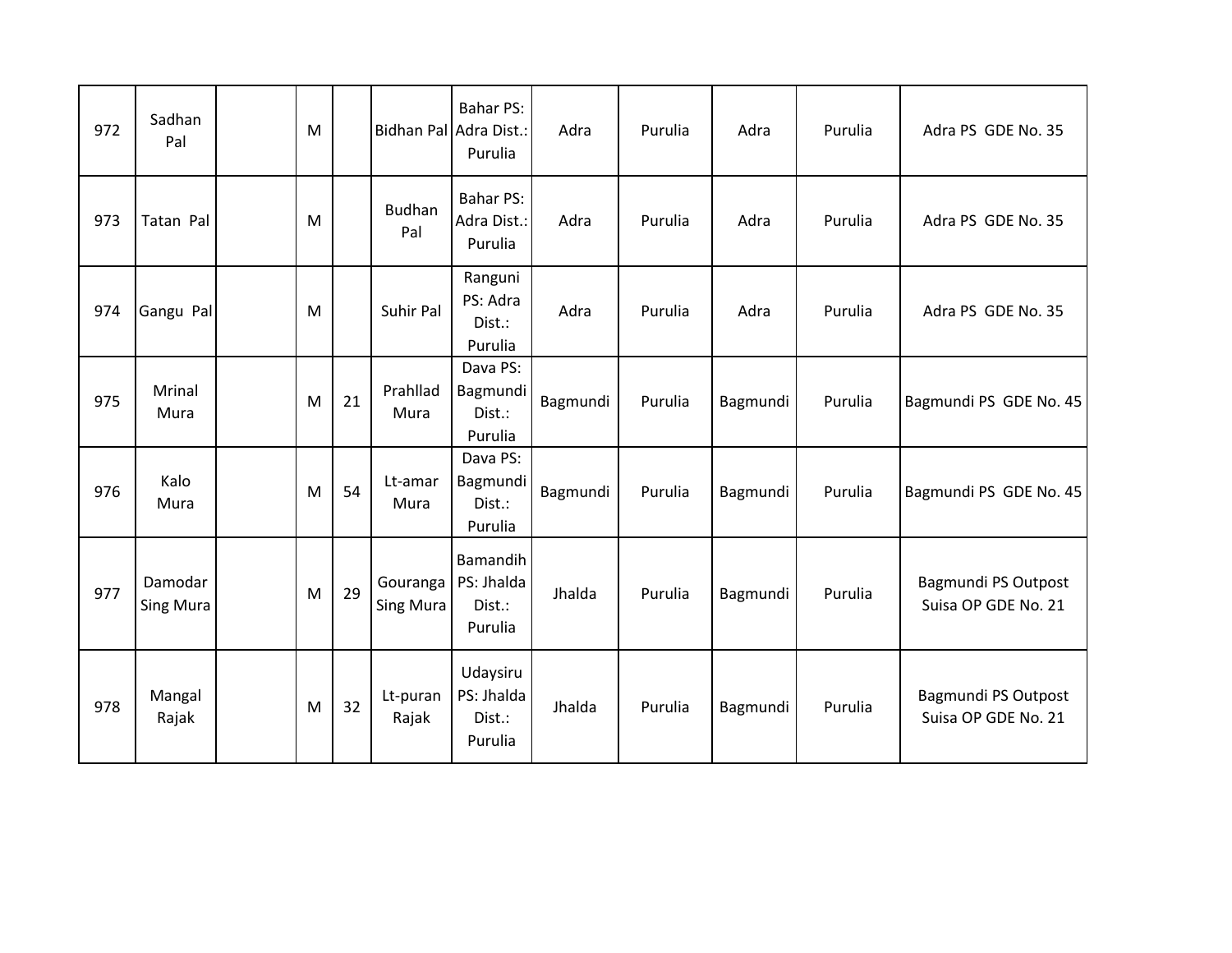| 972 | Sadhan Pal | | M | | Bidhan Pal | Bahar PS: Adra Dist.: Purulia | Adra | Purulia | Adra | Purulia | Adra PS GDE No. 35 |
|---|---|---|---|---|---|---|---|---|---|---|---|
| 973 | Tatan Pal | | M | | Budhan Pal | Bahar PS: Adra Dist.: Purulia | Adra | Purulia | Adra | Purulia | Adra PS GDE No. 35 |
| 974 | Gangu Pal | | M | | Suhir Pal | Ranguni PS: Adra Dist.: Purulia | Adra | Purulia | Adra | Purulia | Adra PS GDE No. 35 |
| 975 | Mrinal Mura | | M | 21 | Prahllad Mura | Dava PS: Bagmundi Dist.: Purulia | Bagmundi | Purulia | Bagmundi | Purulia | Bagmundi PS GDE No. 45 |
| 976 | Kalo Mura | | M | 54 | Lt-amar Mura | Dava PS: Bagmundi Dist.: Purulia | Bagmundi | Purulia | Bagmundi | Purulia | Bagmundi PS GDE No. 45 |
| 977 | Damodar Sing Mura | | M | 29 | Gouranga Sing Mura | Bamandih PS: Jhalda Dist.: Purulia | Jhalda | Purulia | Bagmundi | Purulia | Bagmundi PS Outpost Suisa OP GDE No. 21 |
| 978 | Mangal Rajak | | M | 32 | Lt-puran Rajak | Udaysiru PS: Jhalda Dist.: Purulia | Jhalda | Purulia | Bagmundi | Purulia | Bagmundi PS Outpost Suisa OP GDE No. 21 |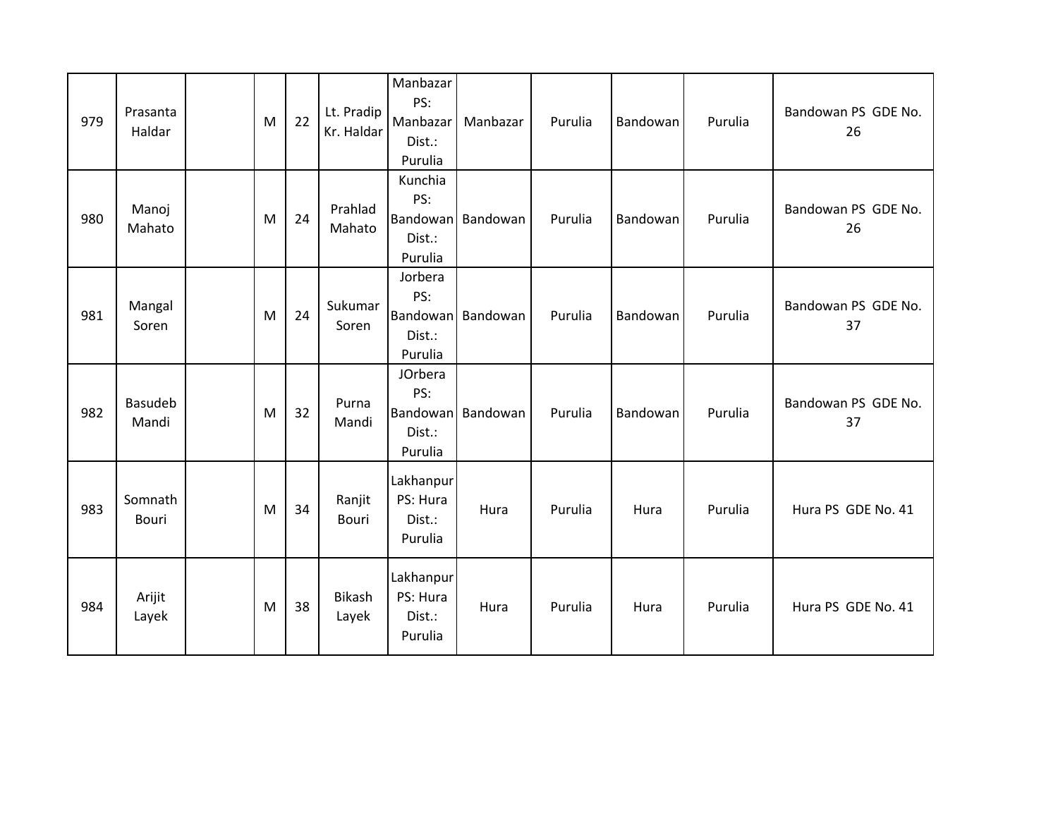| | | | | | | | | | | | |
|---|---|---|---|---|---|---|---|---|---|---|---|
| 979 | Prasanta Haldar | | M | 22 | Lt. Pradip Kr. Haldar | Manbazar PS: Manbazar Dist.: Purulia | Manbazar | Purulia | Bandowan | Purulia | Bandowan PS GDE No. 26 |
| 980 | Manoj Mahato | | M | 24 | Prahlad Mahato | Kunchia PS: Bandowan Dist.: Purulia | Bandowan | Purulia | Bandowan | Purulia | Bandowan PS GDE No. 26 |
| 981 | Mangal Soren | | M | 24 | Sukumar Soren | Jorbera PS: Bandowan Dist.: Purulia | Bandowan | Purulia | Bandowan | Purulia | Bandowan PS GDE No. 37 |
| 982 | Basudeb Mandi | | M | 32 | Purna Mandi | JOrbera PS: Bandowan Dist.: Purulia | Bandowan | Purulia | Bandowan | Purulia | Bandowan PS GDE No. 37 |
| 983 | Somnath Bouri | | M | 34 | Ranjit Bouri | Lakhanpur PS: Hura Dist.: Purulia | Hura | Purulia | Hura | Purulia | Hura PS GDE No. 41 |
| 984 | Arijit Layek | | M | 38 | Bikash Layek | Lakhanpur PS: Hura Dist.: Purulia | Hura | Purulia | Hura | Purulia | Hura PS GDE No. 41 |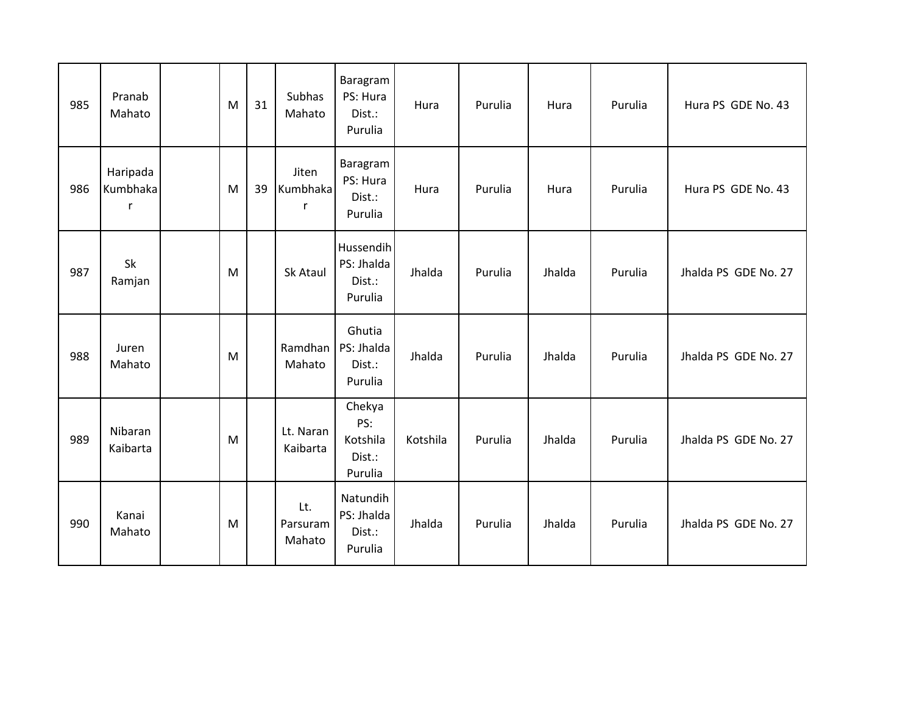| | | | | | | | | | | | |
|---|---|---|---|---|---|---|---|---|---|---|---|
| 985 | Pranab Mahato | | M | 31 | Subhas Mahato | Baragram PS: Hura Dist.: Purulia | Hura | Purulia | Hura | Purulia | Hura PS GDE No. 43 |
| 986 | Haripada Kumbhakar | | M | 39 | Jiten Kumbhakar | Baragram PS: Hura Dist.: Purulia | Hura | Purulia | Hura | Purulia | Hura PS GDE No. 43 |
| 987 | Sk Ramjan | | M | | Sk Ataul | Hussendih PS: Jhalda Dist.: Purulia | Jhalda | Purulia | Jhalda | Purulia | Jhalda PS GDE No. 27 |
| 988 | Juren Mahato | | M | | Ramdhan Mahato | Ghutia PS: Jhalda Dist.: Purulia | Jhalda | Purulia | Jhalda | Purulia | Jhalda PS GDE No. 27 |
| 989 | Nibaran Kaibarta | | M | | Lt. Naran Kaibarta | Chekya PS: Kotshila Dist.: Purulia | Kotshila | Purulia | Jhalda | Purulia | Jhalda PS GDE No. 27 |
| 990 | Kanai Mahato | | M | | Lt. Parsuram Mahato | Natundih PS: Jhalda Dist.: Purulia | Jhalda | Purulia | Jhalda | Purulia | Jhalda PS GDE No. 27 |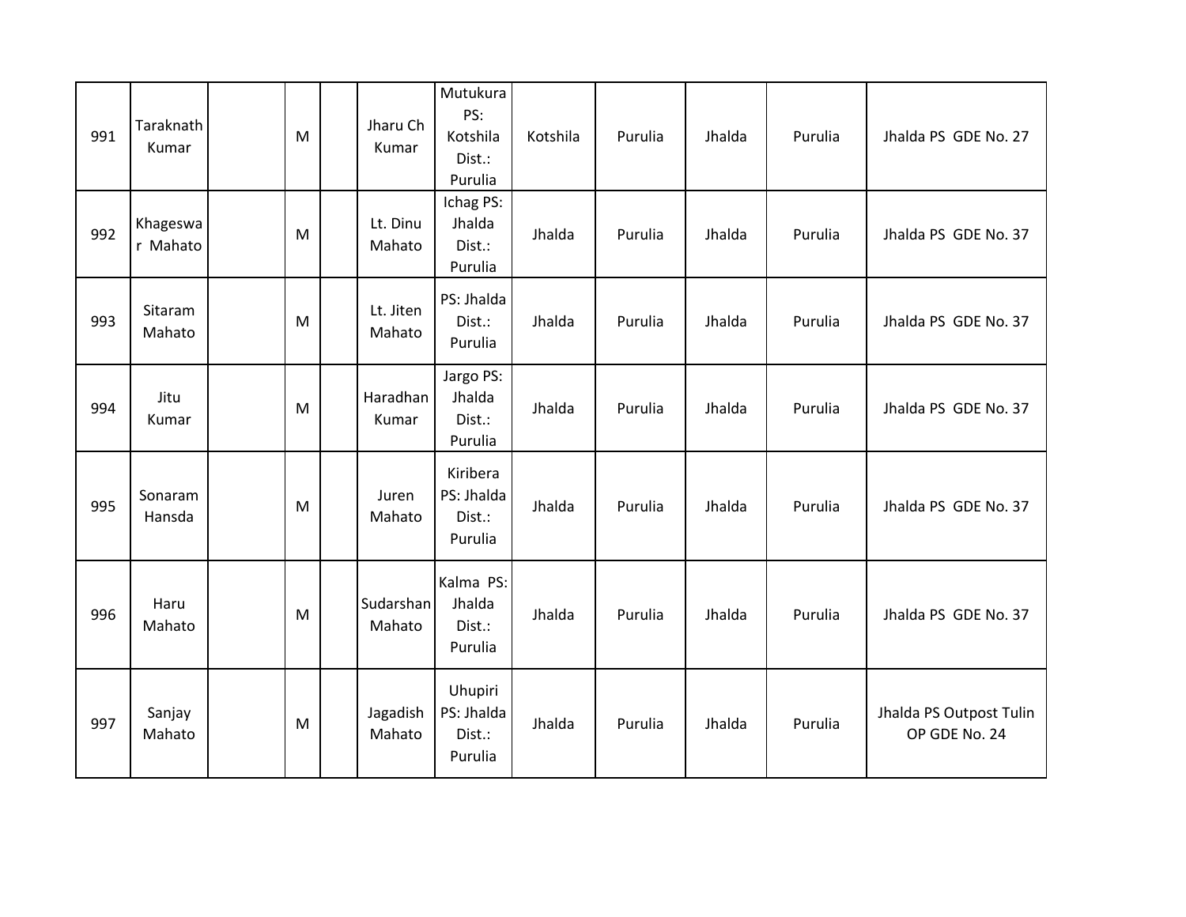| 991 | Taraknath Kumar | | M | | Jharu Ch Kumar | Mutukura PS: Kotshila Dist.: Purulia | Kotshila | Purulia | Jhalda | Purulia | Jhalda PS GDE No. 27 |
|---|---|---|---|---|---|---|---|---|---|---|---|
| 992 | Khageswar Mahato | | M | | Lt. Dinu Mahato | Ichag PS: Jhalda Dist.: Purulia | Jhalda | Purulia | Jhalda | Purulia | Jhalda PS GDE No. 37 |
| 993 | Sitaram Mahato | | M | | Lt. Jiten Mahato | PS: Jhalda Dist.: Purulia | Jhalda | Purulia | Jhalda | Purulia | Jhalda PS GDE No. 37 |
| 994 | Jitu Kumar | | M | | Haradhan Kumar | Jargo PS: Jhalda Dist.: Purulia | Jhalda | Purulia | Jhalda | Purulia | Jhalda PS GDE No. 37 |
| 995 | Sonaram Hansda | | M | | Juren Mahato | Kiribera PS: Jhalda Dist.: Purulia | Jhalda | Purulia | Jhalda | Purulia | Jhalda PS GDE No. 37 |
| 996 | Haru Mahato | | M | | Sudarshan Mahato | Kalma PS: Jhalda Dist.: Purulia | Jhalda | Purulia | Jhalda | Purulia | Jhalda PS GDE No. 37 |
| 997 | Sanjay Mahato | | M | | Jagadish Mahato | Uhupiri PS: Jhalda Dist.: Purulia | Jhalda | Purulia | Jhalda | Purulia | Jhalda PS Outpost Tulin OP GDE No. 24 |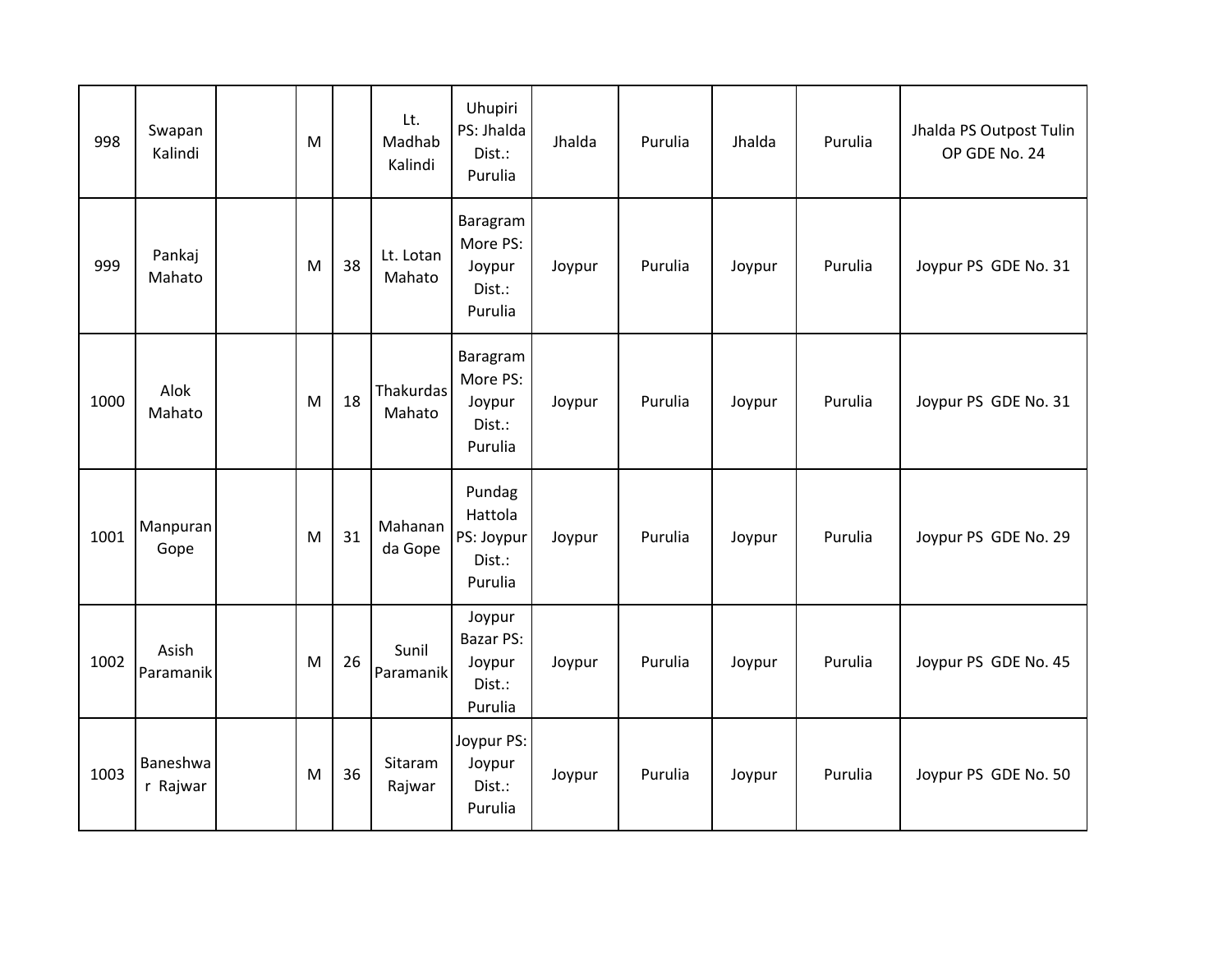| 998 | Swapan Kalindi | | M | | Lt. Madhab Kalindi | Uhupiri PS: Jhalda Dist.: Purulia | Jhalda | Purulia | Jhalda | Purulia | Jhalda PS Outpost Tulin OP GDE No. 24 |
|---|---|---|---|---|---|---|---|---|---|---|---|
| 999 | Pankaj Mahato | | M | 38 | Lt. Lotan Mahato | Baragram More PS: Joypur Dist.: Purulia | Joypur | Purulia | Joypur | Purulia | Joypur PS GDE No. 31 |
| 1000 | Alok Mahato | | M | 18 | Thakurdas Mahato | Baragram More PS: Joypur Dist.: Purulia | Joypur | Purulia | Joypur | Purulia | Joypur PS GDE No. 31 |
| 1001 | Manpuran Gope | | M | 31 | Mahananda Gope | Pundag Hattola PS: Joypur Dist.: Purulia | Joypur | Purulia | Joypur | Purulia | Joypur PS GDE No. 29 |
| 1002 | Asish Paramanik | | M | 26 | Sunil Paramanik | Joypur Bazar PS: Joypur Dist.: Purulia | Joypur | Purulia | Joypur | Purulia | Joypur PS GDE No. 45 |
| 1003 | Baneshwar Rajwar | | M | 36 | Sitaram Rajwar | Joypur PS: Joypur Dist.: Purulia | Joypur | Purulia | Joypur | Purulia | Joypur PS GDE No. 50 |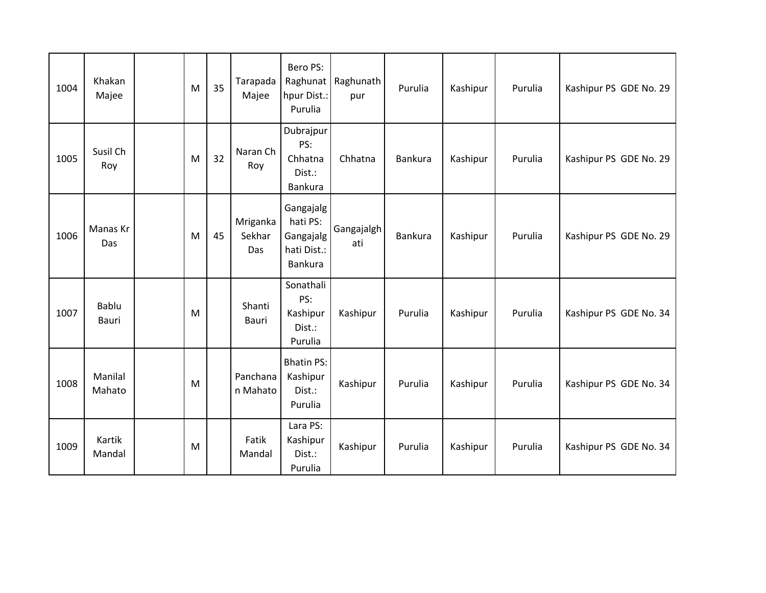| | | | | | | | | | | | |
|---|---|---|---|---|---|---|---|---|---|---|---|
| 1004 | Khakan Majee | | M | 35 | Tarapada Majee | Bero PS: Raghunathpur Dist.: Purulia | Raghunathpur | Purulia | Kashipur | Purulia | Kashipur PS GDE No. 29 |
| 1005 | Susil Ch Roy | | M | 32 | Naran Ch Roy | Dubrajpur PS: Chhatna Dist.: Bankura | Chhatna | Bankura | Kashipur | Purulia | Kashipur PS GDE No. 29 |
| 1006 | Manas Kr Das | | M | 45 | Mriganka Sekhar Das | Gangajalghati PS: Gangajalghati Dist.: Bankura | Gangajalghati | Bankura | Kashipur | Purulia | Kashipur PS GDE No. 29 |
| 1007 | Bablu Bauri | | M | | Shanti Bauri | Sonathali PS: Kashipur Dist.: Purulia | Kashipur | Purulia | Kashipur | Purulia | Kashipur PS GDE No. 34 |
| 1008 | Manilal Mahato | | M | | Panchanan Mahato | Bhatin PS: Kashipur Dist.: Purulia | Kashipur | Purulia | Kashipur | Purulia | Kashipur PS GDE No. 34 |
| 1009 | Kartik Mandal | | M | | Fatik Mandal | Lara PS: Kashipur Dist.: Purulia | Kashipur | Purulia | Kashipur | Purulia | Kashipur PS GDE No. 34 |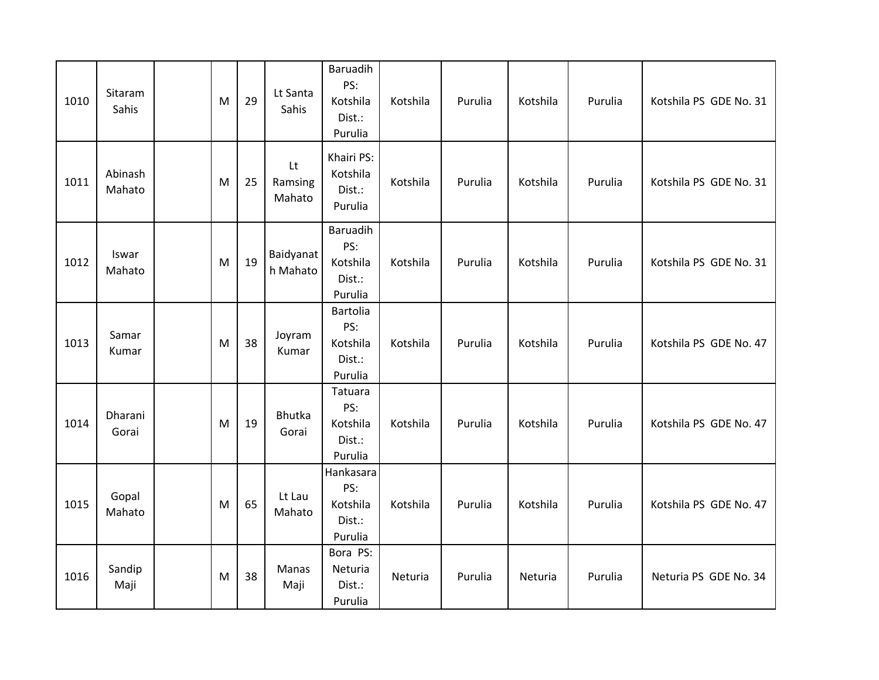| 1010 | Sitaram Sahis | | M | 29 | Lt Santa Sahis | Baruadih PS: Kotshila Dist.: Purulia | Kotshila | Purulia | Kotshila | Purulia | Kotshila PS GDE No. 31 |
|---|---|---|---|---|---|---|---|---|---|---|---|
| 1011 | Abinash Mahato | | M | 25 | Lt Ramsing Mahato | Khairi PS: Kotshila Dist.: Purulia | Kotshila | Purulia | Kotshila | Purulia | Kotshila PS GDE No. 31 |
| 1012 | Iswar Mahato | | M | 19 | Baidyanath Mahato | Baruadih PS: Kotshila Dist.: Purulia | Kotshila | Purulia | Kotshila | Purulia | Kotshila PS GDE No. 31 |
| 1013 | Samar Kumar | | M | 38 | Joyram Kumar | Bartolia PS: Kotshila Dist.: Purulia | Kotshila | Purulia | Kotshila | Purulia | Kotshila PS GDE No. 47 |
| 1014 | Dharani Gorai | | M | 19 | Bhutka Gorai | Tatuara PS: Kotshila Dist.: Purulia | Kotshila | Purulia | Kotshila | Purulia | Kotshila PS GDE No. 47 |
| 1015 | Gopal Mahato | | M | 65 | Lt Lau Mahato | Hankasara PS: Kotshila Dist.: Purulia | Kotshila | Purulia | Kotshila | Purulia | Kotshila PS GDE No. 47 |
| 1016 | Sandip Maji | | M | 38 | Manas Maji | Bora PS: Neturia Dist.: Purulia | Neturia | Purulia | Neturia | Purulia | Neturia PS GDE No. 34 |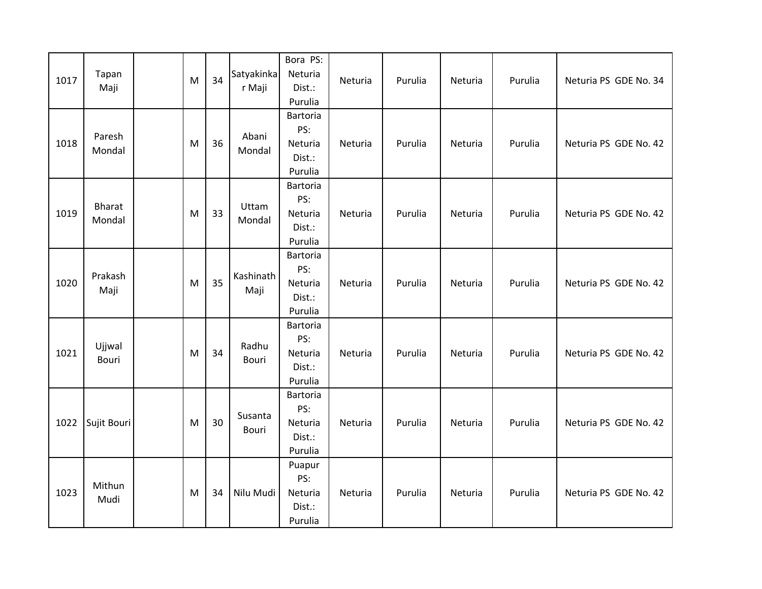| 1017 | Tapan Maji | | M | 34 | Satyakinkar Maji | Bora PS: Neturia Dist.: Purulia | Neturia | Purulia | Neturia | Purulia | Neturia PS GDE No. 34 |
|---|---|---|---|---|---|---|---|---|---|---|---|
| 1018 | Paresh Mondal | | M | 36 | Abani Mondal | Bartoria PS: Neturia Dist.: Purulia | Neturia | Purulia | Neturia | Purulia | Neturia PS GDE No. 42 |
| 1019 | Bharat Mondal | | M | 33 | Uttam Mondal | Bartoria PS: Neturia Dist.: Purulia | Neturia | Purulia | Neturia | Purulia | Neturia PS GDE No. 42 |
| 1020 | Prakash Maji | | M | 35 | Kashinath Maji | Bartoria PS: Neturia Dist.: Purulia | Neturia | Purulia | Neturia | Purulia | Neturia PS GDE No. 42 |
| 1021 | Ujjwal Bouri | | M | 34 | Radhu Bouri | Bartoria PS: Neturia Dist.: Purulia | Neturia | Purulia | Neturia | Purulia | Neturia PS GDE No. 42 |
| 1022 | Sujit Bouri | | M | 30 | Susanta Bouri | Bartoria PS: Neturia Dist.: Purulia | Neturia | Purulia | Neturia | Purulia | Neturia PS GDE No. 42 |
| 1023 | Mithun Mudi | | M | 34 | Nilu Mudi | Puapur PS: Neturia Dist.: Purulia | Neturia | Purulia | Neturia | Purulia | Neturia PS GDE No. 42 |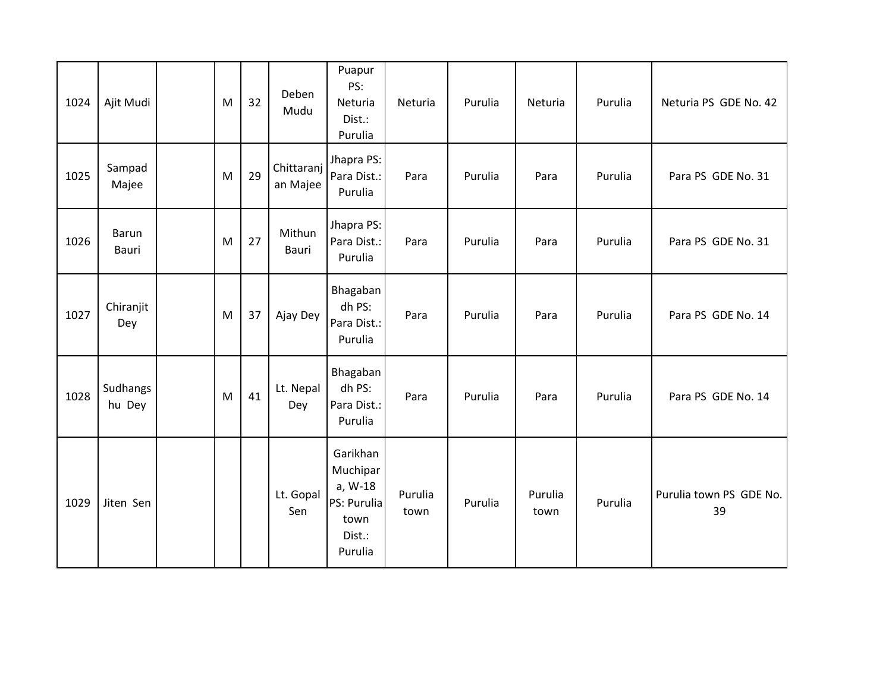| | | | | | | | | | | | |
|---|---|---|---|---|---|---|---|---|---|---|---|
| 1024 | Ajit Mudi | | M | 32 | Deben Mudu | Puapur PS: Neturia Dist.: Purulia | Neturia | Purulia | Neturia | Purulia | Neturia PS GDE No. 42 |
| 1025 | Sampad Majee | | M | 29 | Chittaranjan Majee | Jhapra PS: Para Dist.: Purulia | Para | Purulia | Para | Purulia | Para PS GDE No. 31 |
| 1026 | Barun Bauri | | M | 27 | Mithun Bauri | Jhapra PS: Para Dist.: Purulia | Para | Purulia | Para | Purulia | Para PS GDE No. 31 |
| 1027 | Chiranjit Dey | | M | 37 | Ajay Dey | Bhagabandh PS: Para Dist.: Purulia | Para | Purulia | Para | Purulia | Para PS GDE No. 14 |
| 1028 | Sudhangshu Dey | | M | 41 | Lt. Nepal Dey | Bhagabandh PS: Para Dist.: Purulia | Para | Purulia | Para | Purulia | Para PS GDE No. 14 |
| 1029 | Jiten Sen | | | | Lt. Gopal Sen | Garikhan Muchipara, W-18 PS: Purulia town Dist.: Purulia | Purulia town | Purulia | Purulia town | Purulia | Purulia town PS GDE No. 39 |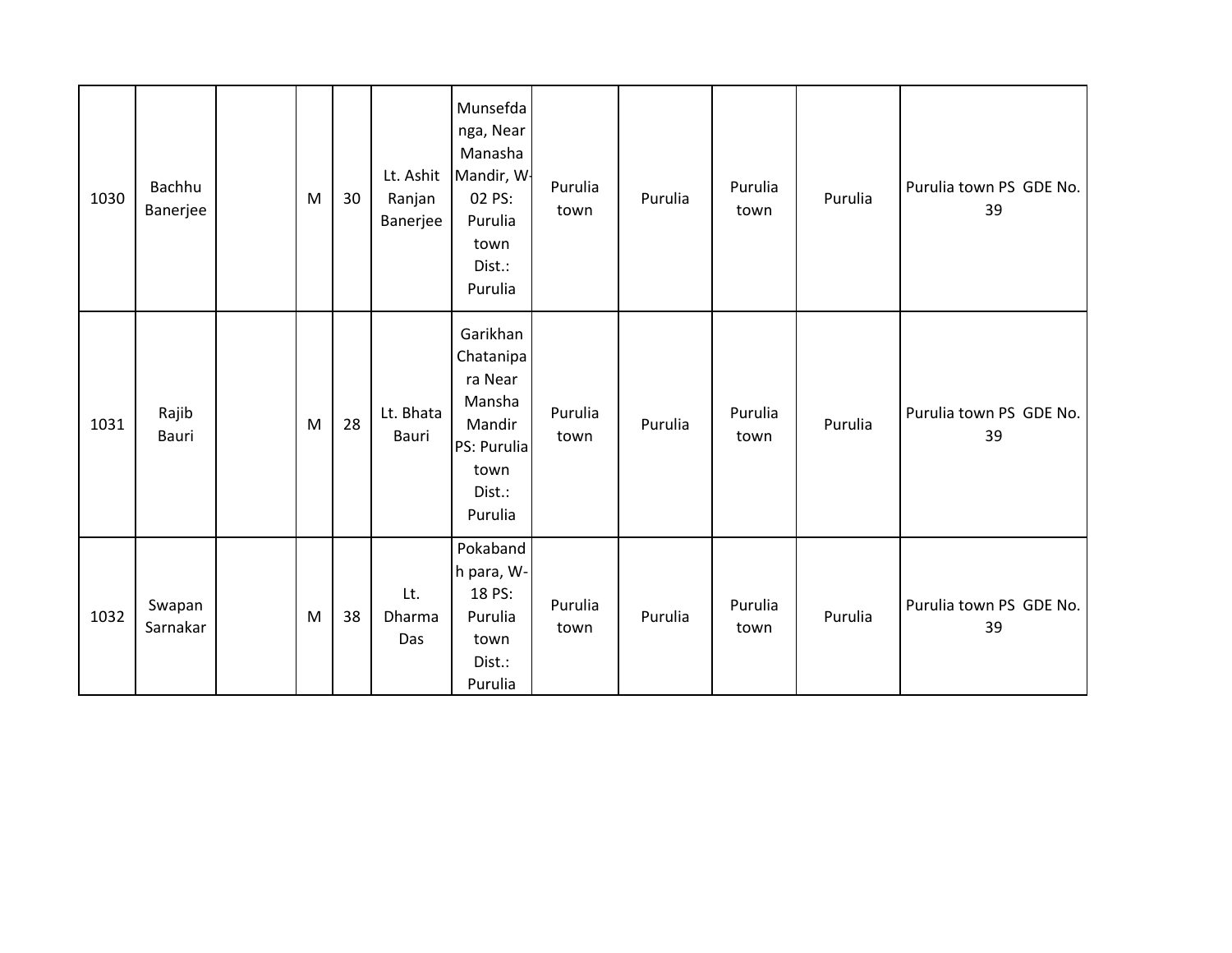| 1030 | Bachhu Banerjee | | M | 30 | Lt. Ashit Ranjan Banerjee | Munsefdanga, Near Manasha Mandir, W-02 PS: Purulia town Dist.: Purulia | Purulia town | Purulia | Purulia town | Purulia | Purulia town PS GDE No. 39 |
|---|---|---|---|---|---|---|---|---|---|---|---|
| 1031 | Rajib Bauri | | M | 28 | Lt. Bhata Bauri | Garikhan Chatanipara Near Mansha Mandir PS: Purulia town Dist.: Purulia | Purulia town | Purulia | Purulia town | Purulia | Purulia town PS GDE No. 39 |
| 1032 | Swapan Sarnakar | | M | 38 | Lt. Dharma Das | Pokabandh para, W-18 PS: Purulia town Dist.: Purulia | Purulia town | Purulia | Purulia town | Purulia | Purulia town PS GDE No. 39 |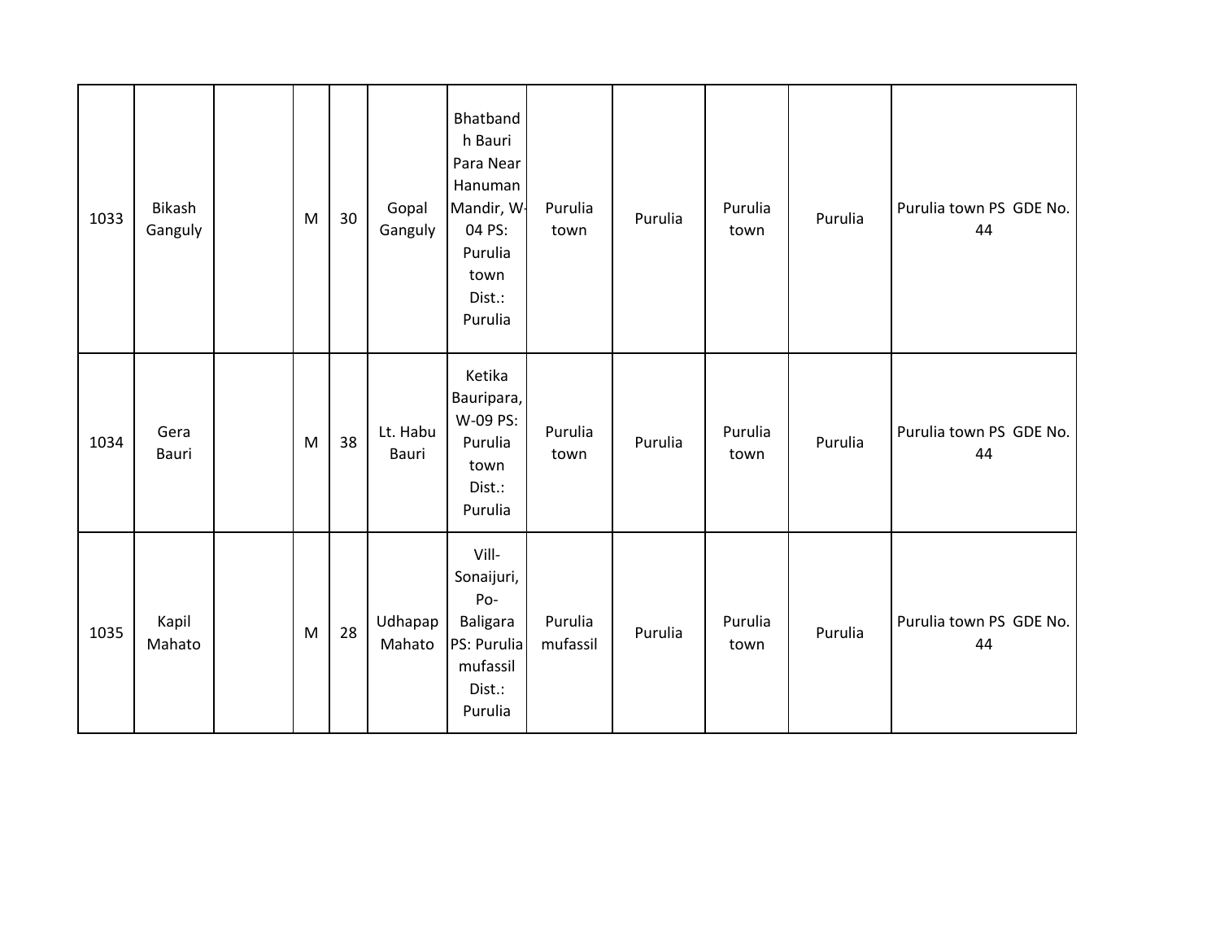| 1033 | Bikash Ganguly | | M | 30 | Gopal Ganguly | Bhatbandh Bauri Para Near Hanuman Mandir, W-04 PS: Purulia town Dist.: Purulia | Purulia town | Purulia | Purulia town | Purulia | Purulia town PS GDE No. 44 |
|---|---|---|---|---|---|---|---|---|---|---|---|
| 1034 | Gera Bauri | | M | 38 | Lt. Habu Bauri | Ketika Bauripara, W-09 PS: Purulia town Dist.: Purulia | Purulia town | Purulia | Purulia town | Purulia | Purulia town PS GDE No. 44 |
| 1035 | Kapil Mahato | | M | 28 | Udhapap Mahato | Vill- Sonaijuri, Po- Baligara PS: Purulia mufassil Dist.: Purulia | Purulia mufassil | Purulia | Purulia town | Purulia | Purulia town PS GDE No. 44 |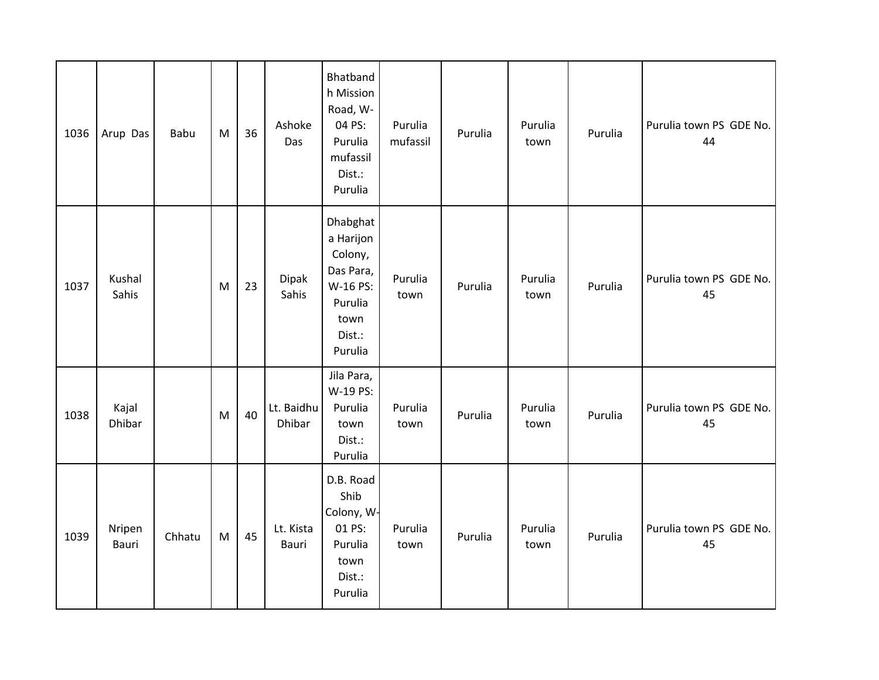| | | | | | | | | | | | |
|---|---|---|---|---|---|---|---|---|---|---|---|
| 1036 | Arup Das | Babu | M | 36 | Ashoke Das | Bhatbandh Mission Road, W-04 PS: Purulia mufassil Dist.: Purulia | Purulia mufassil | Purulia | Purulia town | Purulia | Purulia town PS GDE No. 44 |
| 1037 | Kushal Sahis | | M | 23 | Dipak Sahis | Dhabghata Harijon Colony, Das Para, W-16 PS: Purulia town Dist.: Purulia | Purulia town | Purulia | Purulia town | Purulia | Purulia town PS GDE No. 45 |
| 1038 | Kajal Dhibar | | M | 40 | Lt. Baidhu Dhibar | Jila Para, W-19 PS: Purulia town Dist.: Purulia | Purulia town | Purulia | Purulia town | Purulia | Purulia town PS GDE No. 45 |
| 1039 | Nripen Bauri | Chhatu | M | 45 | Lt. Kista Bauri | D.B. Road Shib Colony, W-01 PS: Purulia town Dist.: Purulia | Purulia town | Purulia | Purulia town | Purulia | Purulia town PS GDE No. 45 |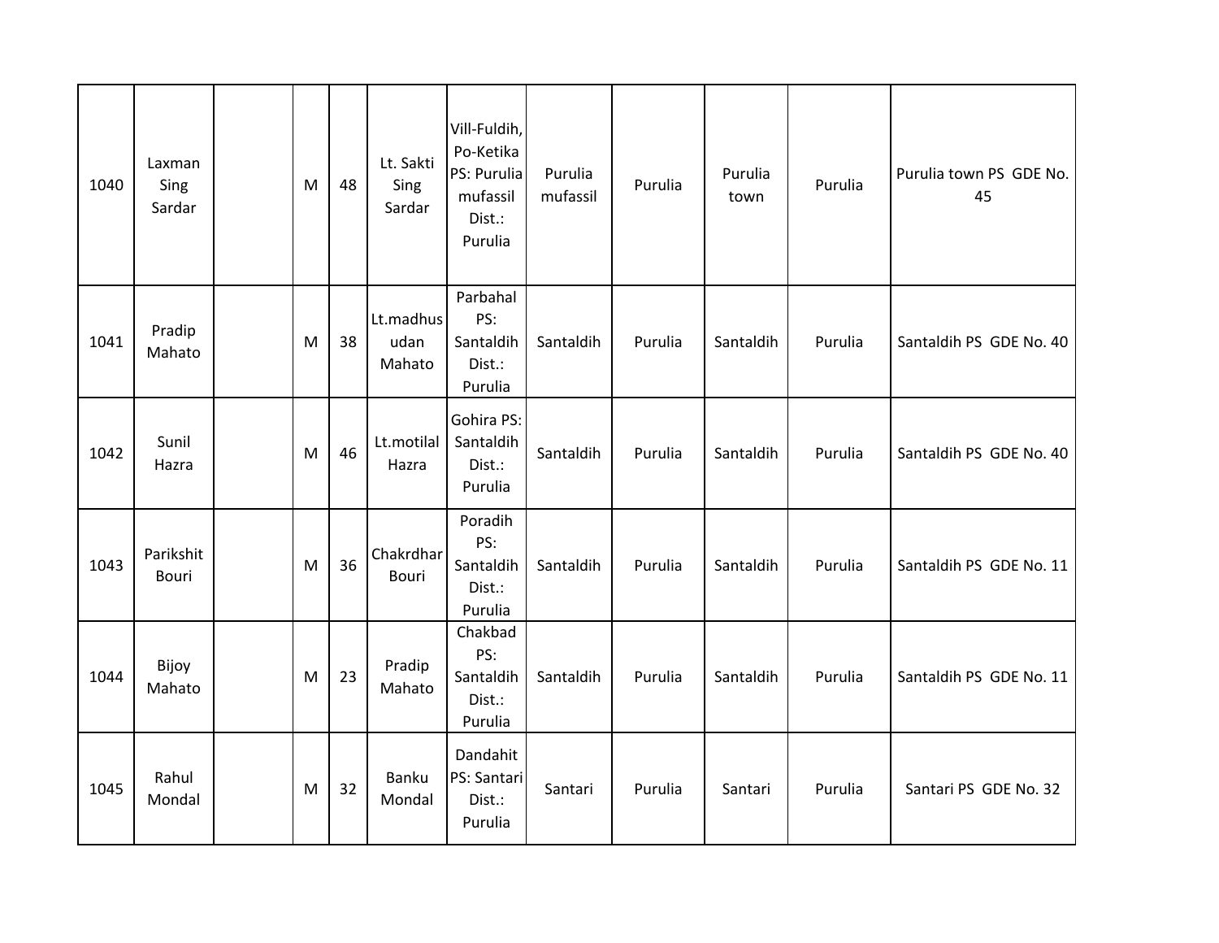| | | | | | | | | | | | |
|---|---|---|---|---|---|---|---|---|---|---|---|
| 1040 | Laxman Sing Sardar | | M | 48 | Lt. Sakti Sing Sardar | Vill-Fuldih, Po-Ketika PS: Purulia mufassil Dist.: Purulia | Purulia mufassil | Purulia | Purulia town | Purulia | Purulia town PS GDE No. 45 |
| 1041 | Pradip Mahato | | M | 38 | Lt.madhusudan Mahato | Parbahal PS: Santaldih Dist.: Purulia | Santaldih | Purulia | Santaldih | Purulia | Santaldih PS GDE No. 40 |
| 1042 | Sunil Hazra | | M | 46 | Lt.motilal Hazra | Gohira PS: Santaldih Dist.: Purulia | Santaldih | Purulia | Santaldih | Purulia | Santaldih PS GDE No. 40 |
| 1043 | Parikshit Bouri | | M | 36 | Chakrdhar Bouri | Poradih PS: Santaldih Dist.: Purulia | Santaldih | Purulia | Santaldih | Purulia | Santaldih PS GDE No. 11 |
| 1044 | Bijoy Mahato | | M | 23 | Pradip Mahato | Chakbad PS: Santaldih Dist.: Purulia | Santaldih | Purulia | Santaldih | Purulia | Santaldih PS GDE No. 11 |
| 1045 | Rahul Mondal | | M | 32 | Banku Mondal | Dandahit PS: Santari Dist.: Purulia | Santari | Purulia | Santari | Purulia | Santari PS GDE No. 32 |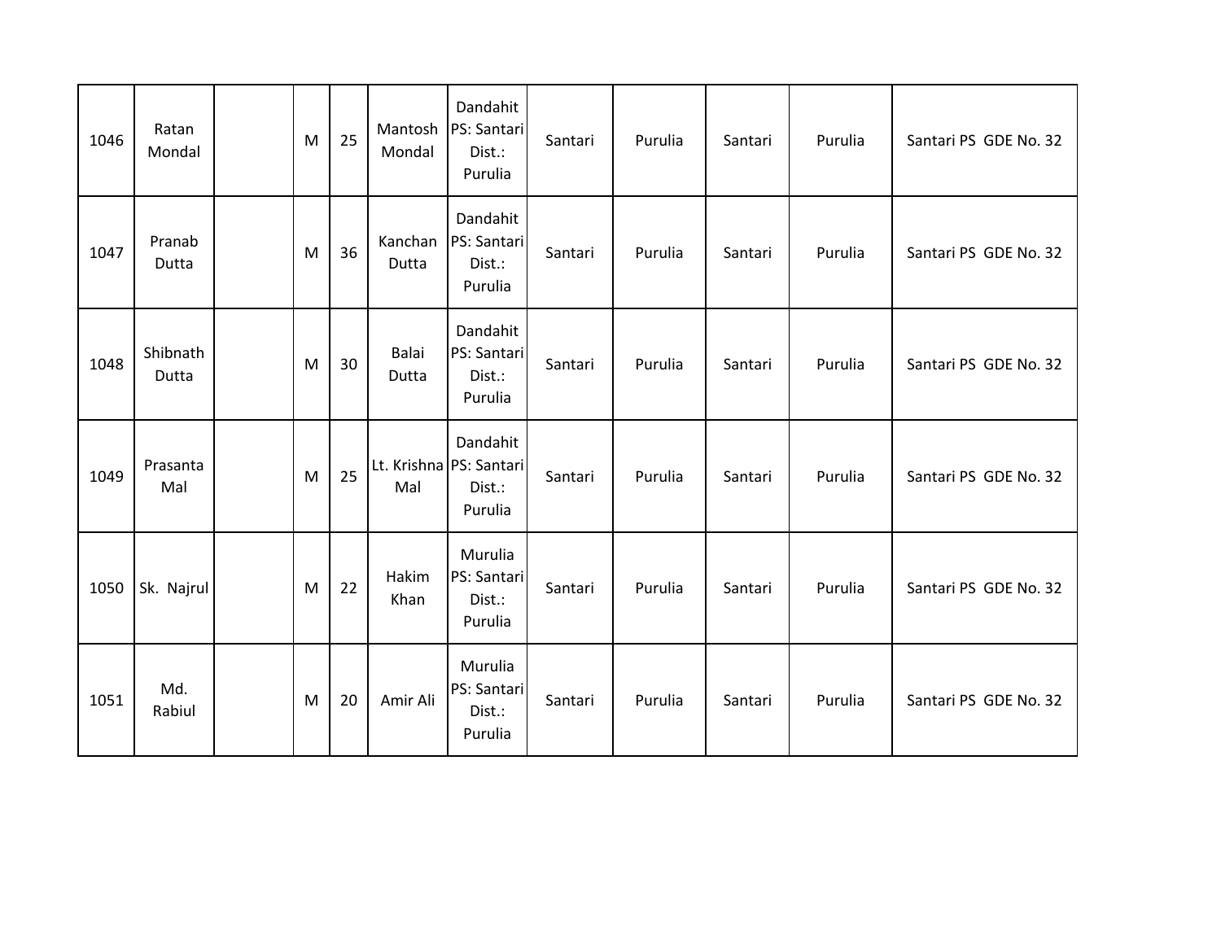| 1046 | Ratan Mondal | | M | 25 | Mantosh Mondal | Dandahit PS: Santari Dist.: Purulia | Santari | Purulia | Santari | Purulia | Santari PS GDE No. 32 |
|---|---|---|---|---|---|---|---|---|---|---|---|
| 1047 | Pranab Dutta | | M | 36 | Kanchan Dutta | Dandahit PS: Santari Dist.: Purulia | Santari | Purulia | Santari | Purulia | Santari PS GDE No. 32 |
| 1048 | Shibnath Dutta | | M | 30 | Balai Dutta | Dandahit PS: Santari Dist.: Purulia | Santari | Purulia | Santari | Purulia | Santari PS GDE No. 32 |
| 1049 | Prasanta Mal | | M | 25 | Lt. Krishna Mal | Dandahit PS: Santari Dist.: Purulia | Santari | Purulia | Santari | Purulia | Santari PS GDE No. 32 |
| 1050 | Sk. Najrul | | M | 22 | Hakim Khan | Murulia PS: Santari Dist.: Purulia | Santari | Purulia | Santari | Purulia | Santari PS GDE No. 32 |
| 1051 | Md. Rabiul | | M | 20 | Amir Ali | Murulia PS: Santari Dist.: Purulia | Santari | Purulia | Santari | Purulia | Santari PS GDE No. 32 |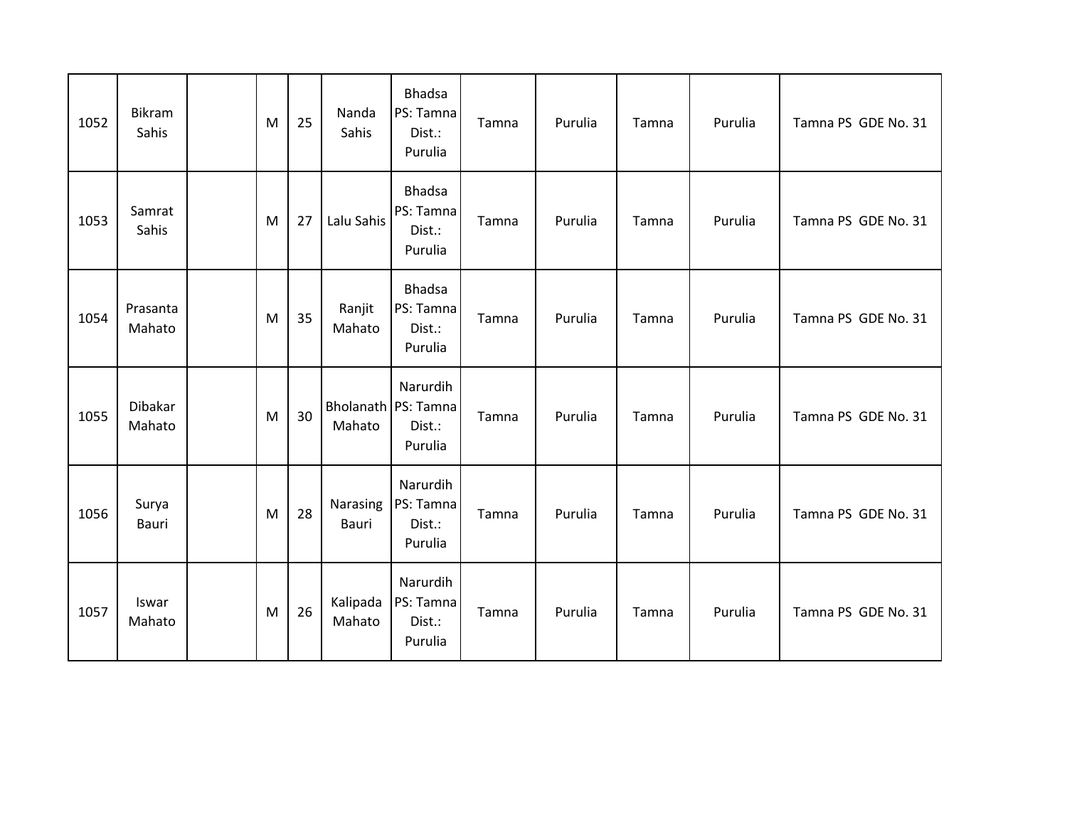| | | | | | | | | | | | |
|---|---|---|---|---|---|---|---|---|---|---|---|
| 1052 | Bikram Sahis | | M | 25 | Nanda Sahis | Bhadsa PS: Tamna Dist.: Purulia | Tamna | Purulia | Tamna | Purulia | Tamna PS GDE No. 31 |
| 1053 | Samrat Sahis | | M | 27 | Lalu Sahis | Bhadsa PS: Tamna Dist.: Purulia | Tamna | Purulia | Tamna | Purulia | Tamna PS GDE No. 31 |
| 1054 | Prasanta Mahato | | M | 35 | Ranjit Mahato | Bhadsa PS: Tamna Dist.: Purulia | Tamna | Purulia | Tamna | Purulia | Tamna PS GDE No. 31 |
| 1055 | Dibakar Mahato | | M | 30 | Bholanath Mahato | Narurdih PS: Tamna Dist.: Purulia | Tamna | Purulia | Tamna | Purulia | Tamna PS GDE No. 31 |
| 1056 | Surya Bauri | | M | 28 | Narasing Bauri | Narurdih PS: Tamna Dist.: Purulia | Tamna | Purulia | Tamna | Purulia | Tamna PS GDE No. 31 |
| 1057 | Iswar Mahato | | M | 26 | Kalipada Mahato | Narurdih PS: Tamna Dist.: Purulia | Tamna | Purulia | Tamna | Purulia | Tamna PS GDE No. 31 |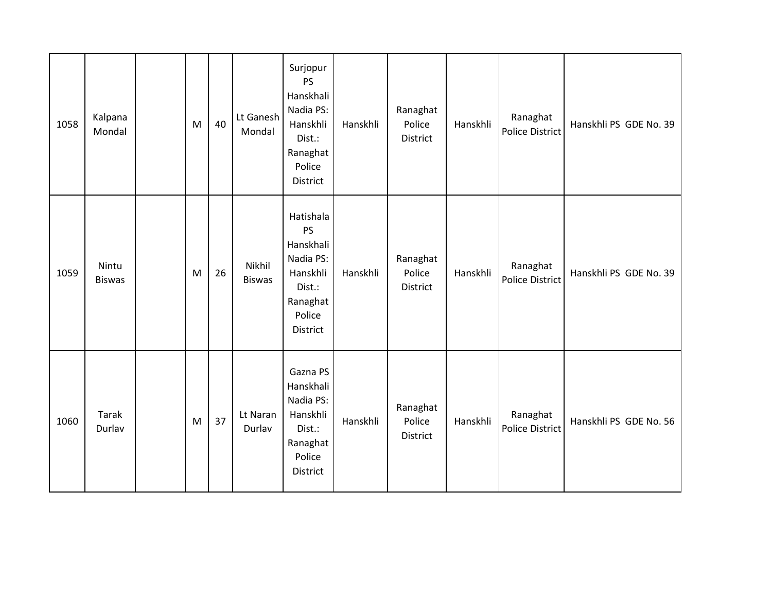| | | | | | | | | | | | |
|---|---|---|---|---|---|---|---|---|---|---|---|
| 1058 | Kalpana Mondal | | M | 40 | Lt Ganesh Mondal | Surjopur PS Hanskhali Nadia PS: Hanskhli Dist.: Ranaghat Police District | Hanskhli | Ranaghat Police District | Hanskhli | Ranaghat Police District | Hanskhli PS GDE No. 39 |
| 1059 | Nintu Biswas | | M | 26 | Nikhil Biswas | Hatishala PS Hanskhali Nadia PS: Hanskhli Dist.: Ranaghat Police District | Hanskhli | Ranaghat Police District | Hanskhli | Ranaghat Police District | Hanskhli PS GDE No. 39 |
| 1060 | Tarak Durlav | | M | 37 | Lt Naran Durlav | Gazna PS Hanskhali Nadia PS: Hanskhli Dist.: Ranaghat Police District | Hanskhli | Ranaghat Police District | Hanskhli | Ranaghat Police District | Hanskhli PS GDE No. 56 |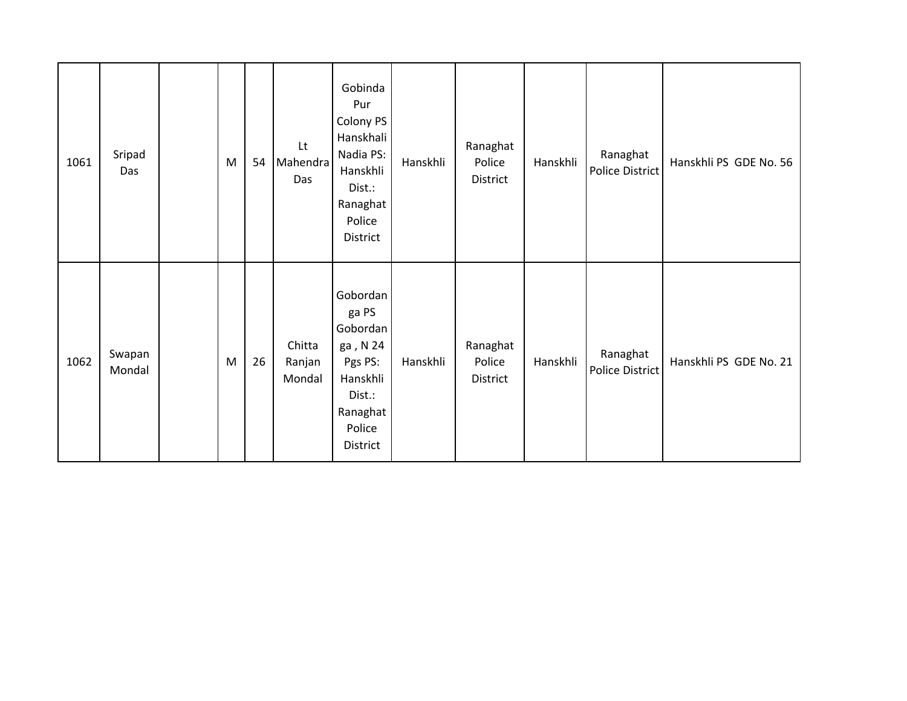| | | | | | | | | | | | |
|---|---|---|---|---|---|---|---|---|---|---|---|
| 1061 | Sripad Das | | M | 54 | Lt Mahendra Das | Gobinda Pur Colony PS Hanskhali Nadia PS: Hanskhli Dist.: Ranaghat Police District | Hanskhli | Ranaghat Police District | Hanskhli | Ranaghat Police District | Hanskhli PS GDE No. 56 |
| 1062 | Swapan Mondal | | M | 26 | Chitta Ranjan Mondal | Gobordanga PS Gobordanga , N 24 Pgs PS: Hanskhli Dist.: Ranaghat Police District | Hanskhli | Ranaghat Police District | Hanskhli | Ranaghat Police District | Hanskhli PS GDE No. 21 |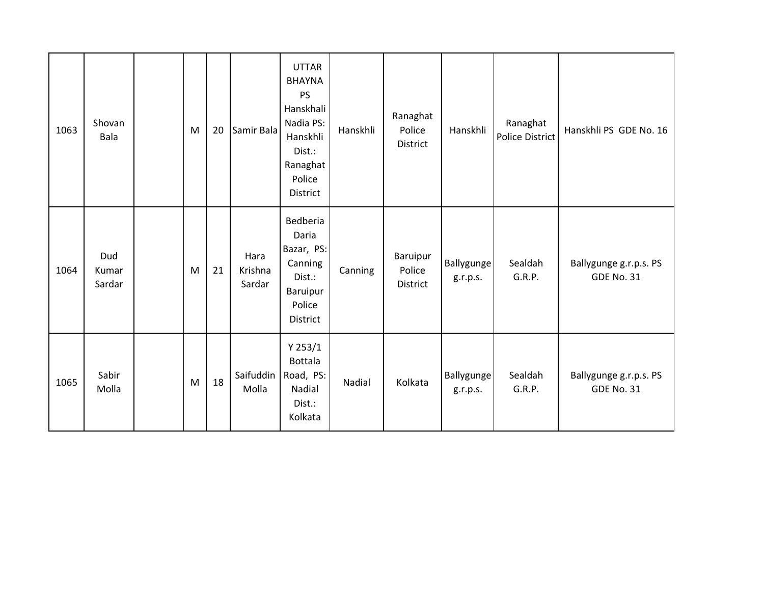| | | | | | | | | | | | |
|---|---|---|---|---|---|---|---|---|---|---|---|
| 1063 | Shovan Bala | | M | 20 | Samir Bala | UTTAR BHAYNA PS Hanskhali Nadia PS: Hanskhli Dist.: Ranaghat Police District | Hanskhli | Ranaghat Police District | Hanskhli | Ranaghat Police District | Hanskhli PS GDE No. 16 |
| 1064 | Dud Kumar Sardar | | M | 21 | Hara Krishna Sardar | Bedberia Daria Bazar, PS: Canning Dist.: Baruipur Police District | Canning | Baruipur Police District | Ballygunge g.r.p.s. | Sealdah G.R.P. | Ballygunge g.r.p.s. PS GDE No. 31 |
| 1065 | Sabir Molla | | M | 18 | Saifuddin Molla | Y 253/1 Bottala Road, PS: Nadial Dist.: Kolkata | Nadial | Kolkata | Ballygunge g.r.p.s. | Sealdah G.R.P. | Ballygunge g.r.p.s. PS GDE No. 31 |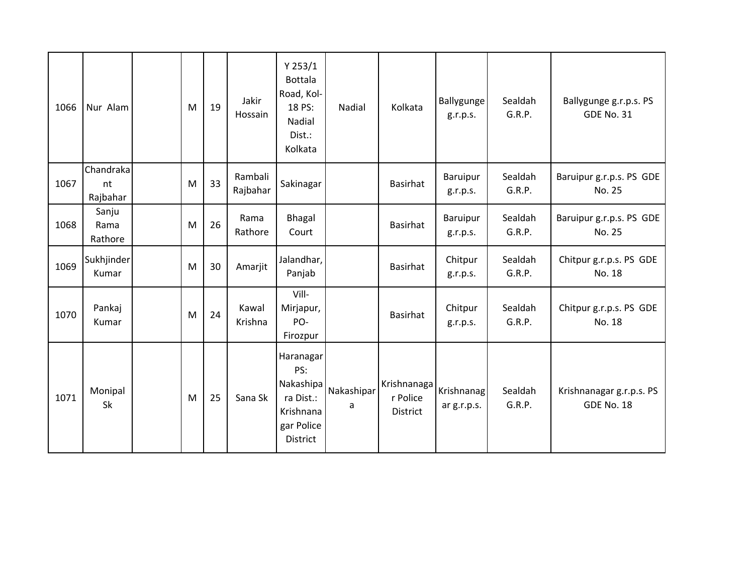| | | | | | | | | | | | |
|---|---|---|---|---|---|---|---|---|---|---|---|
| 1066 | Nur Alam | | M | 19 | Jakir Hossain | Y 253/1 Bottala Road, Kol-18 PS: Nadial Dist.: Kolkata | Nadial | Kolkata | Ballygunge g.r.p.s. | Sealdah G.R.P. | Ballygunge g.r.p.s. PS GDE No. 31 |
| 1067 | Chandrakant Rajbahar | | M | 33 | Rambali Rajbahar | Sakinagar | | Basirhat | Baruipur g.r.p.s. | Sealdah G.R.P. | Baruipur g.r.p.s. PS GDE No. 25 |
| 1068 | Sanju Rama Rathore | | M | 26 | Rama Rathore | Bhagal Court | | Basirhat | Baruipur g.r.p.s. | Sealdah G.R.P. | Baruipur g.r.p.s. PS GDE No. 25 |
| 1069 | Sukhjinder Kumar | | M | 30 | Amarjit | Jalandhar, Panjab | | Basirhat | Chitpur g.r.p.s. | Sealdah G.R.P. | Chitpur g.r.p.s. PS GDE No. 18 |
| 1070 | Pankaj Kumar | | M | 24 | Kawal Krishna | Vill-Mirjapur, PO-Firozpur | | Basirhat | Chitpur g.r.p.s. | Sealdah G.R.P. | Chitpur g.r.p.s. PS GDE No. 18 |
| 1071 | Monipal Sk | | M | 25 | Sana Sk | Haranagar PS: Nakashipara Dist.: Krishnanagar Police District | Nakashipara | Krishnanagar Police District | Krishnanagar g.r.p.s. | Sealdah G.R.P. | Krishnanagar g.r.p.s. PS GDE No. 18 |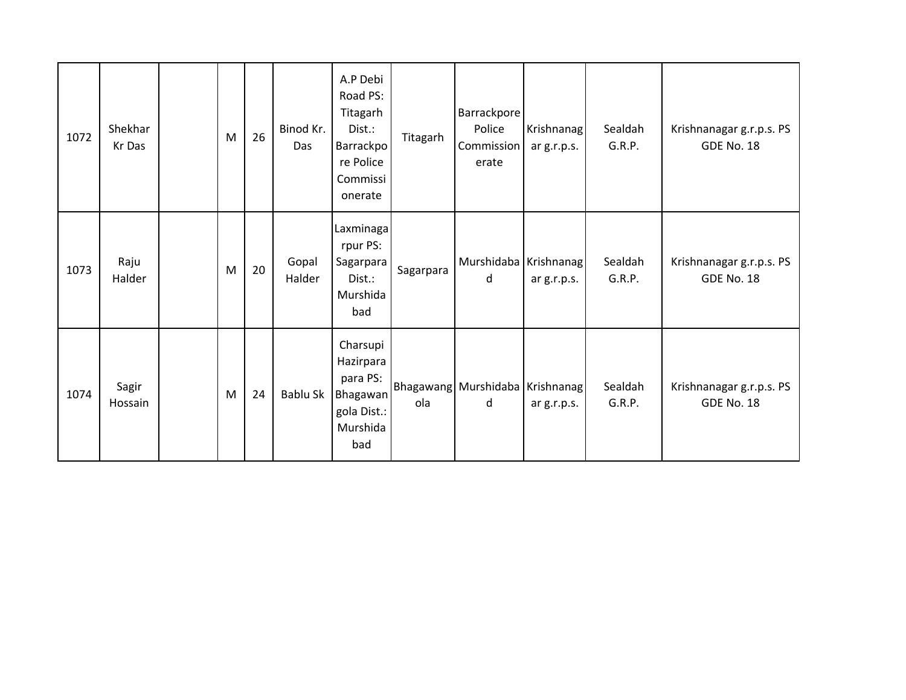| | | | | | | | | | | | |
|---|---|---|---|---|---|---|---|---|---|---|---|
| 1072 | Shekhar Kr Das | | M | 26 | Binod Kr. Das | A.P Debi Road PS: Titagarh Dist.: Barrackpore Police Commissionerate | Titagarh | Barrackpore Police Commissionerate | Krishnanagar g.r.p.s. | Sealdah G.R.P. | Krishnanagar g.r.p.s. PS GDE No. 18 |
| 1073 | Raju Halder | | M | 20 | Gopal Halder | Laxminagarpur PS: Sagarpara Dist.: Murshidabad | Sagarpara | Murshidabad | Krishnanagar g.r.p.s. | Sealdah G.R.P. | Krishnanagar g.r.p.s. PS GDE No. 18 |
| 1074 | Sagir Hossain | | M | 24 | Bablu Sk | Charsupi Hazirpara para PS: Bhagawangola Dist.: Murshidabad | Bhagawangola | Murshidabad | Krishnanagar g.r.p.s. | Sealdah G.R.P. | Krishnanagar g.r.p.s. PS GDE No. 18 |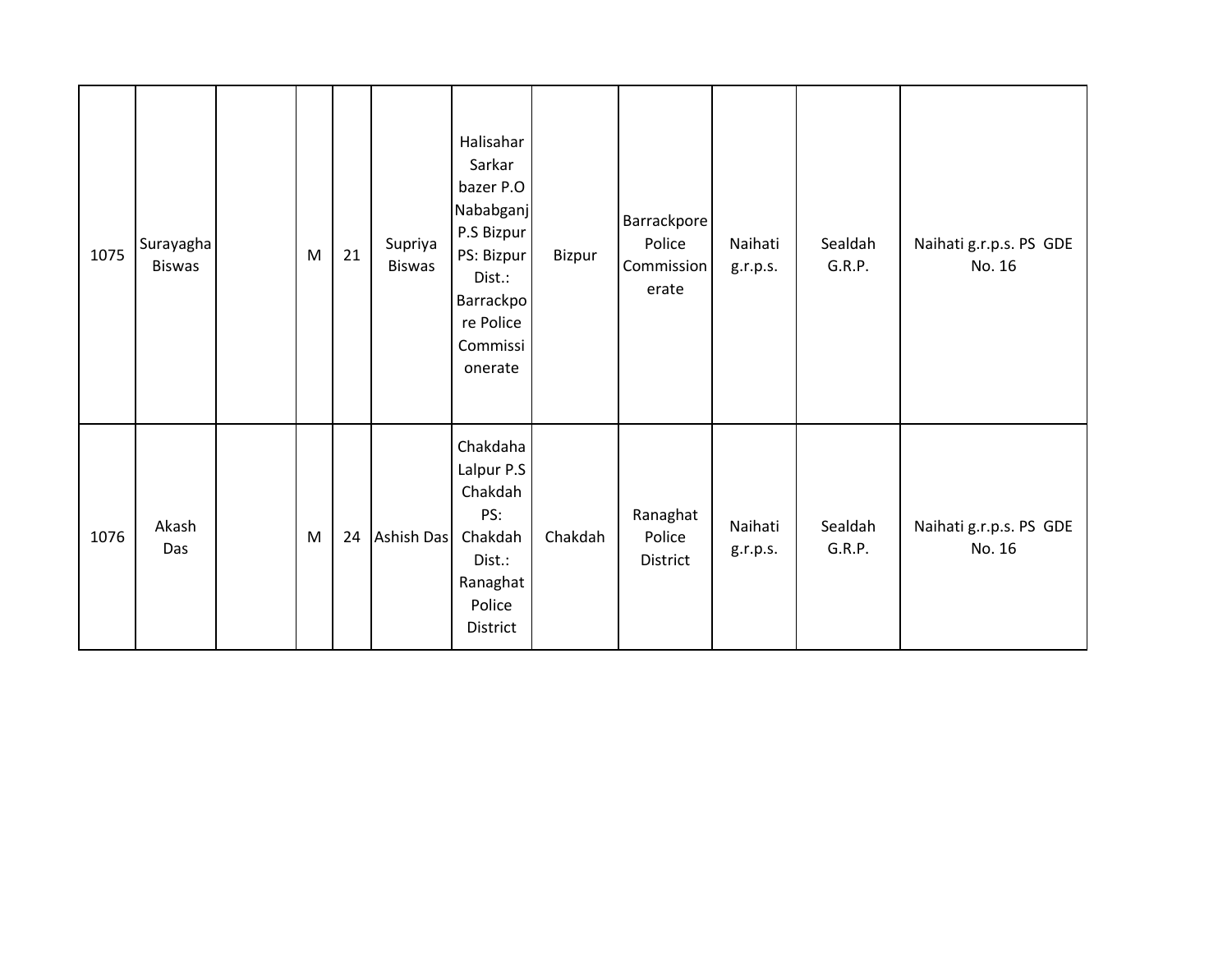| | | | | | | | | | | | |
|---|---|---|---|---|---|---|---|---|---|---|---|
| 1075 | Surayagha Biswas | | M | 21 | Supriya Biswas | Halisahar Sarkar bazer P.O Nababganj P.S Bizpur PS: Bizpur Dist.: Barrackpore Police Commissionerate | Bizpur | Barrackpore Police Commissionerate | Naihati g.r.p.s. | Sealdah G.R.P. | Naihati g.r.p.s. PS GDE No. 16 |
| 1076 | Akash Das | | M | 24 | Ashish Das | Chakdaha Lalpur P.S Chakdah PS: Chakdah Dist.: Ranaghat Police District | Chakdah | Ranaghat Police District | Naihati g.r.p.s. | Sealdah G.R.P. | Naihati g.r.p.s. PS GDE No. 16 |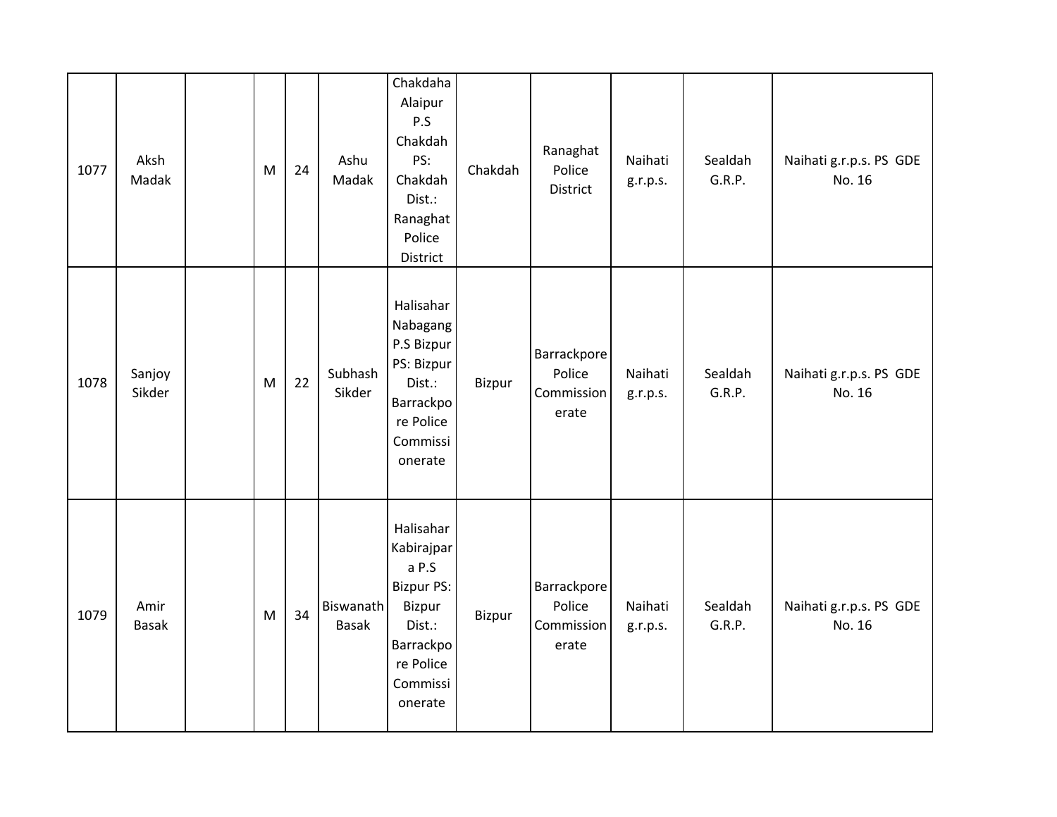| 1077 | Aksh Madak | | M | 24 | Ashu Madak | Chakdaha Alaipur P.S Chakdah PS: Chakdah Dist.: Ranaghat Police District | Chakdah | Ranaghat Police District | Naihati g.r.p.s. | Sealdah G.R.P. | Naihati g.r.p.s. PS GDE No. 16 |
|---|---|---|---|---|---|---|---|---|---|---|---|
| 1078 | Sanjoy Sikder | | M | 22 | Subhash Sikder | Halisahar Nabagang P.S Bizpur PS: Bizpur Dist.: Barrackpore Police Commissionerate | Bizpur | Barrackpore Police Commissionerate | Naihati g.r.p.s. | Sealdah G.R.P. | Naihati g.r.p.s. PS GDE No. 16 |
| 1079 | Amir Basak | | M | 34 | Biswanath Basak | Halisahar Kabirajpara P.S Bizpur PS: Bizpur Dist.: Barrackpore Police Commissionerate | Bizpur | Barrackpore Police Commissionerate | Naihati g.r.p.s. | Sealdah G.R.P. | Naihati g.r.p.s. PS GDE No. 16 |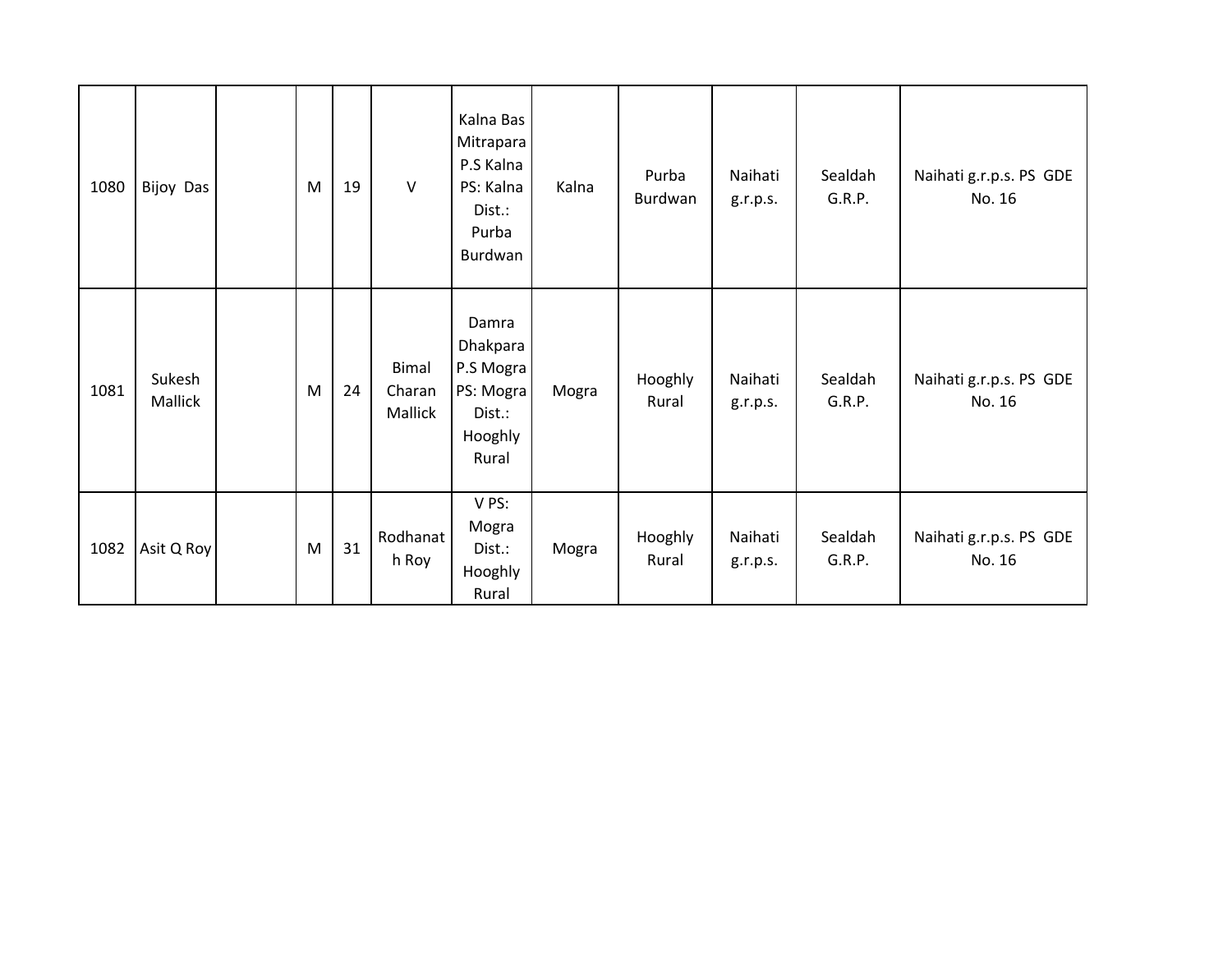| 1080 | Bijoy Das | | M | 19 | V | Kalna Bas Mitrapara P.S Kalna PS: Kalna Dist.: Purba Burdwan | Kalna | Purba Burdwan | Naihati g.r.p.s. | Sealdah G.R.P. | Naihati g.r.p.s. PS GDE No. 16 |
|---|---|---|---|---|---|---|---|---|---|---|---|
| 1081 | Sukesh Mallick | | M | 24 | Bimal Charan Mallick | Damra Dhakpara P.S Mogra PS: Mogra Dist.: Hooghly Rural | Mogra | Hooghly Rural | Naihati g.r.p.s. | Sealdah G.R.P. | Naihati g.r.p.s. PS GDE No. 16 |
| 1082 | Asit Q Roy | | M | 31 | Rodhanath Roy | V PS: Mogra Dist.: Hooghly Rural | Mogra | Hooghly Rural | Naihati g.r.p.s. | Sealdah G.R.P. | Naihati g.r.p.s. PS GDE No. 16 |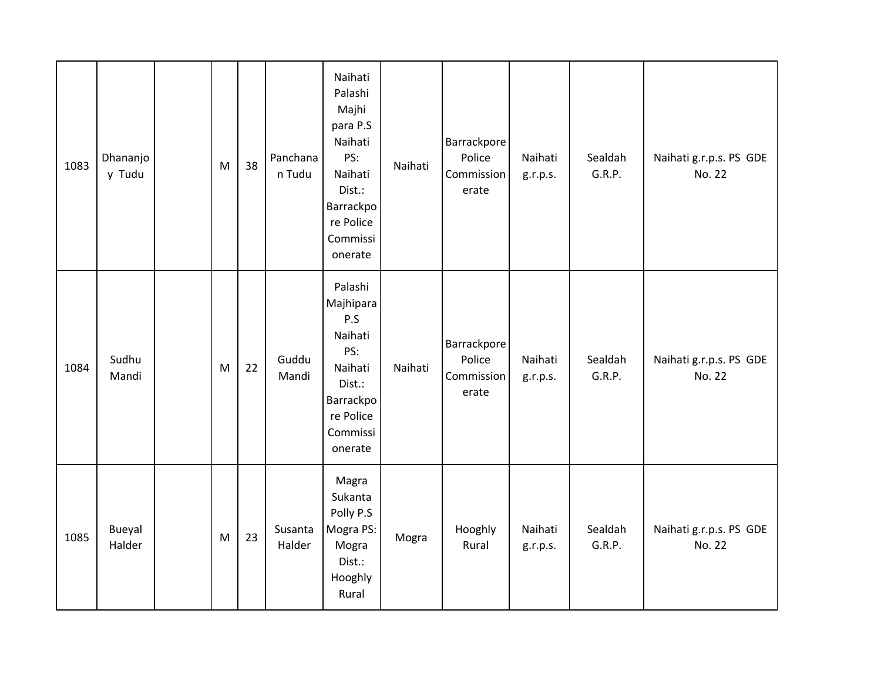| 1083 | Dhananjoy Tudu | | M | 38 | Panchanan Tudu | Naihati Palashi Majhi para P.S Naihati PS: Naihati Dist.: Barrackpore Police Commissionerate | Naihati | Barrackpore Police Commissionerate | Naihati g.r.p.s. | Sealdah G.R.P. | Naihati g.r.p.s. PS GDE No. 22 |
|---|---|---|---|---|---|---|---|---|---|---|---|
| 1084 | Sudhu Mandi | | M | 22 | Guddu Mandi | Palashi Majhipara P.S Naihati PS: Naihati Dist.: Barrackpore Police Commissionerate | Naihati | Barrackpore Police Commissionerate | Naihati g.r.p.s. | Sealdah G.R.P. | Naihati g.r.p.s. PS GDE No. 22 |
| 1085 | Bueyal Halder | | M | 23 | Susanta Halder | Magra Sukanta Polly P.S Mogra PS: Mogra Dist.: Hooghly Rural | Mogra | Hooghly Rural | Naihati g.r.p.s. | Sealdah G.R.P. | Naihati g.r.p.s. PS GDE No. 22 |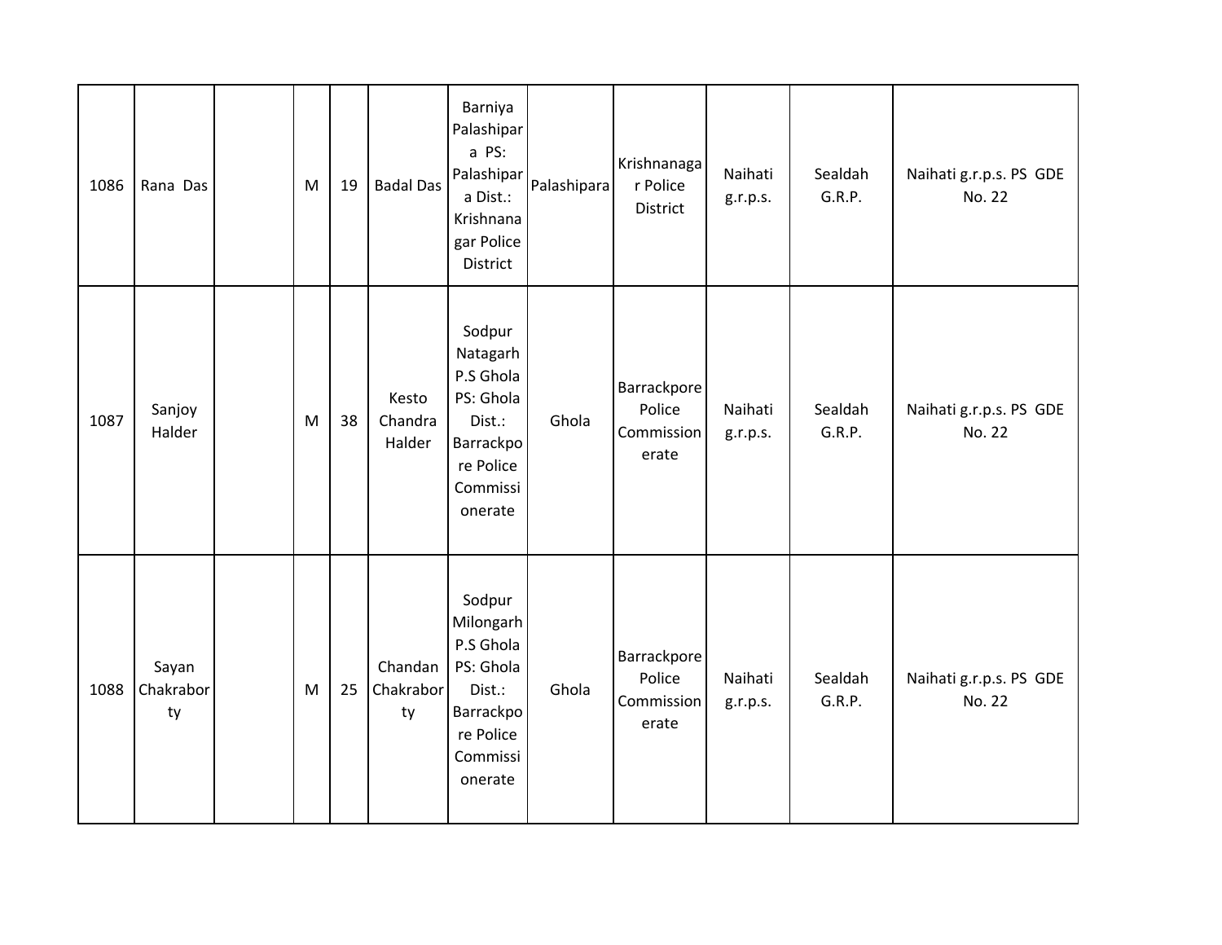| | | | | | | | | | | | |
|---|---|---|---|---|---|---|---|---|---|---|---|
| 1086 | Rana Das | | M | 19 | Badal Das | Barniya Palashipara PS: Palashipara Dist.: Krishnanagar Police District | Palashipara | Krishnanagar Police District | Naihati g.r.p.s. | Sealdah G.R.P. | Naihati g.r.p.s. PS GDE No. 22 |
| 1087 | Sanjoy Halder | | M | 38 | Kesto Chandra Halder | Sodpur Natagarh P.S Ghola PS: Ghola Dist.: Barrackpore Police Commissionerate | Ghola | Barrackpore Police Commissionerate | Naihati g.r.p.s. | Sealdah G.R.P. | Naihati g.r.p.s. PS GDE No. 22 |
| 1088 | Sayan Chakraborty | | M | 25 | Chandan Chakraborty | Sodpur Milongarh P.S Ghola PS: Ghola Dist.: Barrackpore Police Commissionerate | Ghola | Barrackpore Police Commissionerate | Naihati g.r.p.s. | Sealdah G.R.P. | Naihati g.r.p.s. PS GDE No. 22 |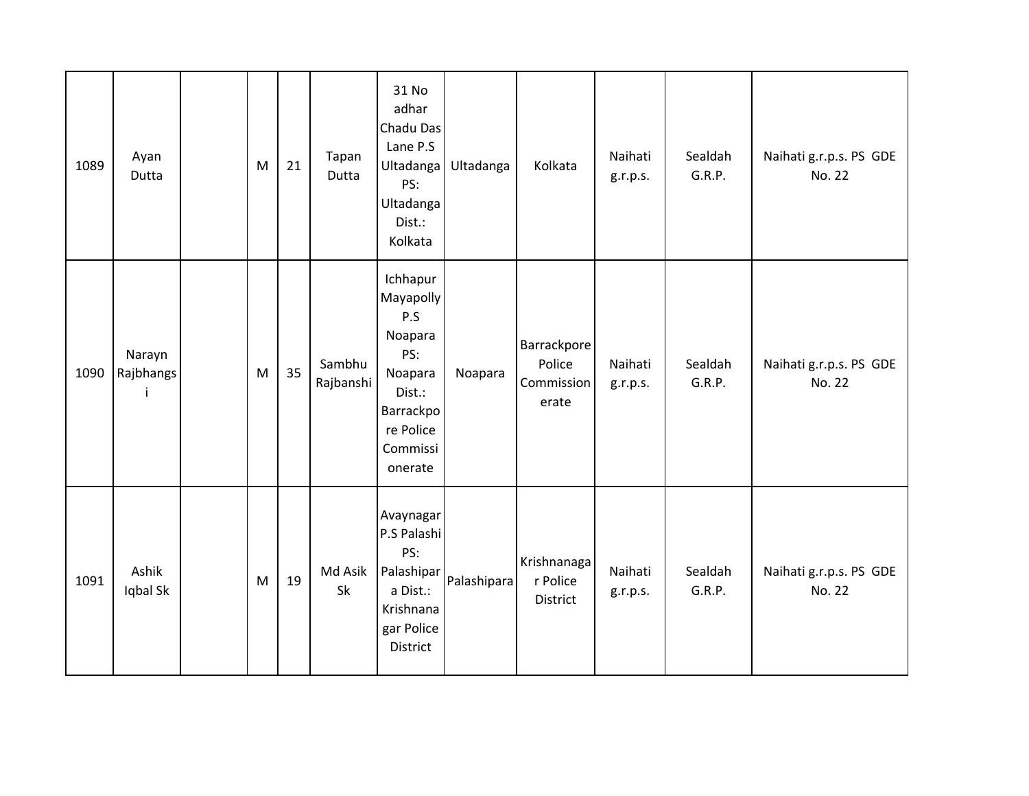| 1089 | Ayan Dutta | | M | 21 | Tapan Dutta | 31 No adhar Chadu Das Lane P.S Ultadanga PS: Ultadanga Dist.: Kolkata | Ultadanga | Kolkata | Naihati g.r.p.s. | Sealdah G.R.P. | Naihati g.r.p.s. PS GDE No. 22 |
|---|---|---|---|---|---|---|---|---|---|---|---|
| 1090 | Narayn Rajbhangsi | | M | 35 | Sambhu Rajbanshi | Ichhapur Mayapolly P.S Noapara PS: Noapara Dist.: Barrackpore Police Commissionerate | Noapara | Barrackpore Police Commissionerate | Naihati g.r.p.s. | Sealdah G.R.P. | Naihati g.r.p.s. PS GDE No. 22 |
| 1091 | Ashik Iqbal Sk | | M | 19 | Md Asik Sk | Avaynagar P.S Palashi PS: Palashipara Dist.: Krishnanagar Police District | Palashipara | Krishnanagar Police District | Naihati g.r.p.s. | Sealdah G.R.P. | Naihati g.r.p.s. PS GDE No. 22 |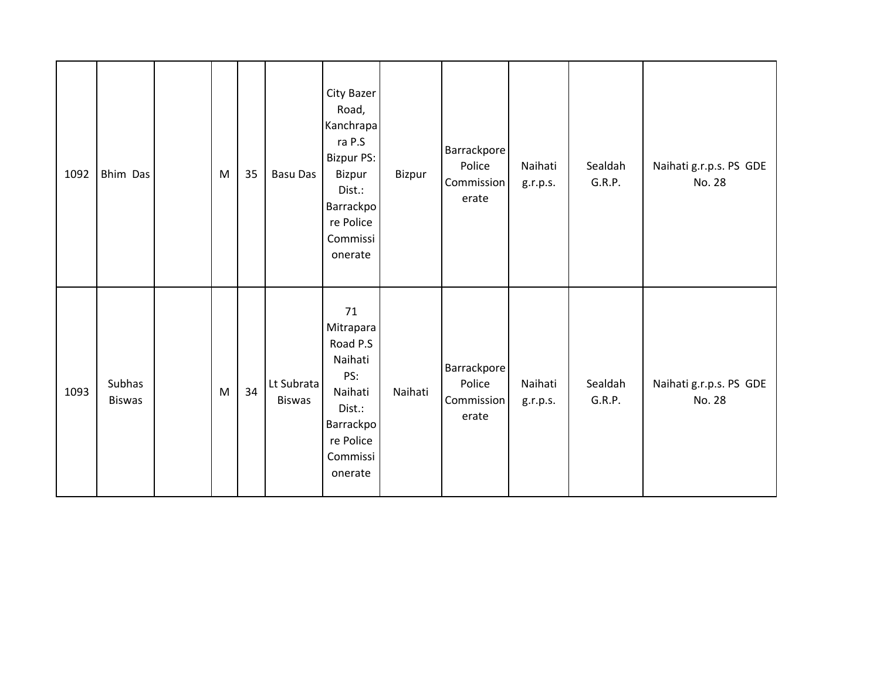| | | | | | | | | | | | |
|---|---|---|---|---|---|---|---|---|---|---|---|
| 1092 | Bhim Das | | M | 35 | Basu Das | City Bazer Road, Kanchrapara P.S Bizpur PS: Bizpur Dist.: Barrackpore Police Commissionerate | Bizpur | Barrackpore Police Commissionerate | Naihati g.r.p.s. | Sealdah G.R.P. | Naihati g.r.p.s. PS GDE No. 28 |
| 1093 | Subhas Biswas | | M | 34 | Lt Subrata Biswas | 71 Mitrapara Road P.S Naihati PS: Naihati Dist.: Barrackpore Police Commissionerate | Naihati | Barrackpore Police Commissionerate | Naihati g.r.p.s. | Sealdah G.R.P. | Naihati g.r.p.s. PS GDE No. 28 |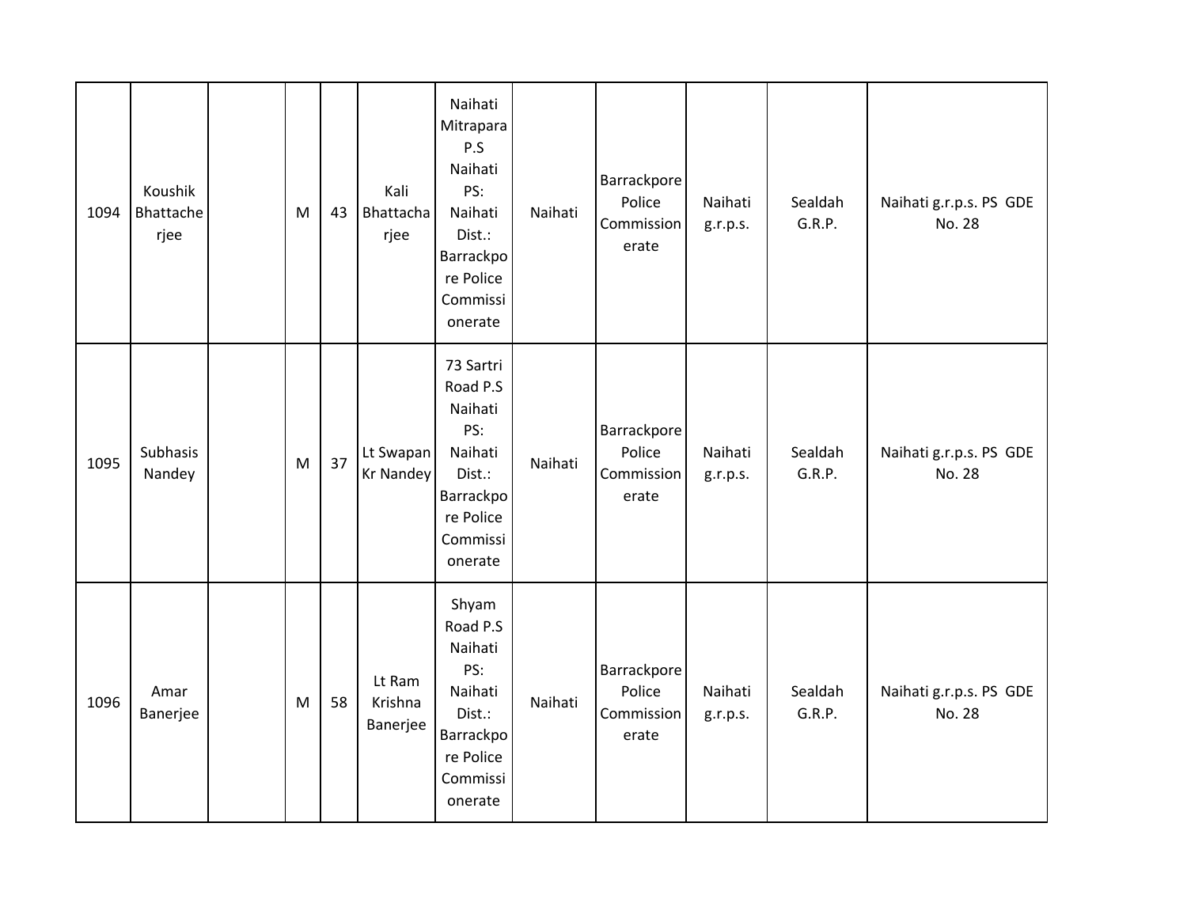| 1094 | Koushik Bhattacherjee | | M | 43 | Kali Bhattacharjee | Naihati Mitrapara P.S Naihati PS: Naihati Dist.: Barrackpore Police Commissionerate | Naihati | Barrackpore Police Commissionerate | Naihati g.r.p.s. | Sealdah G.R.P. | Naihati g.r.p.s. PS GDE No. 28 |
|---|---|---|---|---|---|---|---|---|---|---|---|
| 1095 | Subhasis Nandey | | M | 37 | Lt Swapan Kr Nandey | 73 Sartri Road P.S Naihati PS: Naihati Dist.: Barrackpore Police Commissionerate | Naihati | Barrackpore Police Commissionerate | Naihati g.r.p.s. | Sealdah G.R.P. | Naihati g.r.p.s. PS GDE No. 28 |
| 1096 | Amar Banerjee | | M | 58 | Lt Ram Krishna Banerjee | Shyam Road P.S Naihati PS: Naihati Dist.: Barrackpore Police Commissionerate | Naihati | Barrackpore Police Commissionerate | Naihati g.r.p.s. | Sealdah G.R.P. | Naihati g.r.p.s. PS GDE No. 28 |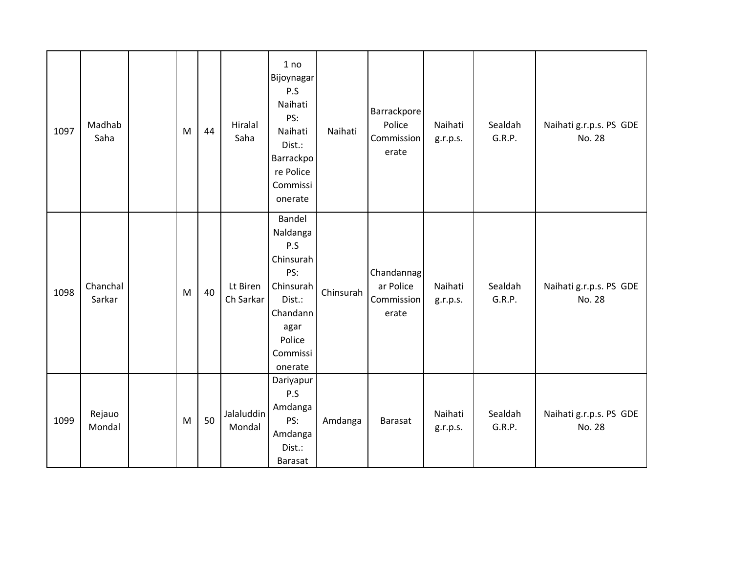| | | | | | | | | | | | |
|---|---|---|---|---|---|---|---|---|---|---|---|
| 1097 | Madhab Saha | | M | 44 | Hiralal Saha | 1 no Bijoynagar P.S Naihati PS: Naihati Dist.: Barrackpore Police Commissionerate | Naihati | Barrackpore Police Commissionerate | Naihati g.r.p.s. | Sealdah G.R.P. | Naihati g.r.p.s. PS GDE No. 28 |
| 1098 | Chanchal Sarkar | | M | 40 | Lt Biren Ch Sarkar | Bandel Naldanga P.S Chinsurah PS: Chinsurah Dist.: Chandannagar Police Commissionerate | Chinsurah | Chandannagar Police Commissionerate | Naihati g.r.p.s. | Sealdah G.R.P. | Naihati g.r.p.s. PS GDE No. 28 |
| 1099 | Rejauo Mondal | | M | 50 | Jalaluddin Mondal | Dariyapur P.S Amdanga PS: Amdanga Dist.: Barasat | Amdanga | Barasat | Naihati g.r.p.s. | Sealdah G.R.P. | Naihati g.r.p.s. PS GDE No. 28 |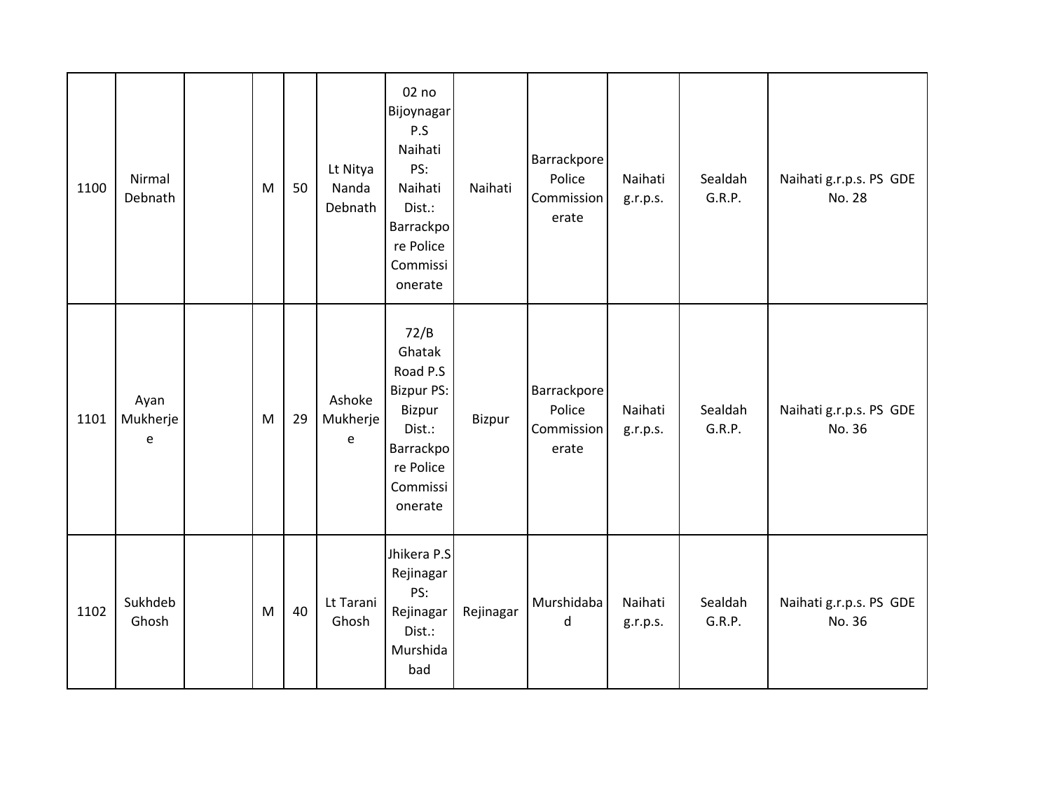| | | | | | | | | | | | |
|---|---|---|---|---|---|---|---|---|---|---|---|
| 1100 | Nirmal Debnath | | M | 50 | Lt Nitya Nanda Debnath | 02 no Bijoynagar P.S Naihati PS: Naihati Dist.: Barrackpore Police Commissionerate | Naihati | Barrackpore Police Commissionerate | Naihati g.r.p.s. | Sealdah G.R.P. | Naihati g.r.p.s. PS GDE No. 28 |
| 1101 | Ayan Mukherjee | | M | 29 | Ashoke Mukherjee | 72/B Ghatak Road P.S Bizpur PS: Bizpur Dist.: Barrackpore Police Commissionerate | Bizpur | Barrackpore Police Commissionerate | Naihati g.r.p.s. | Sealdah G.R.P. | Naihati g.r.p.s. PS GDE No. 36 |
| 1102 | Sukhdeb Ghosh | | M | 40 | Lt Tarani Ghosh | Jhikera P.S Rejinagar PS: Rejinagar Dist.: Murshidabad | Rejinagar | Murshidabad | Naihati g.r.p.s. | Sealdah G.R.P. | Naihati g.r.p.s. PS GDE No. 36 |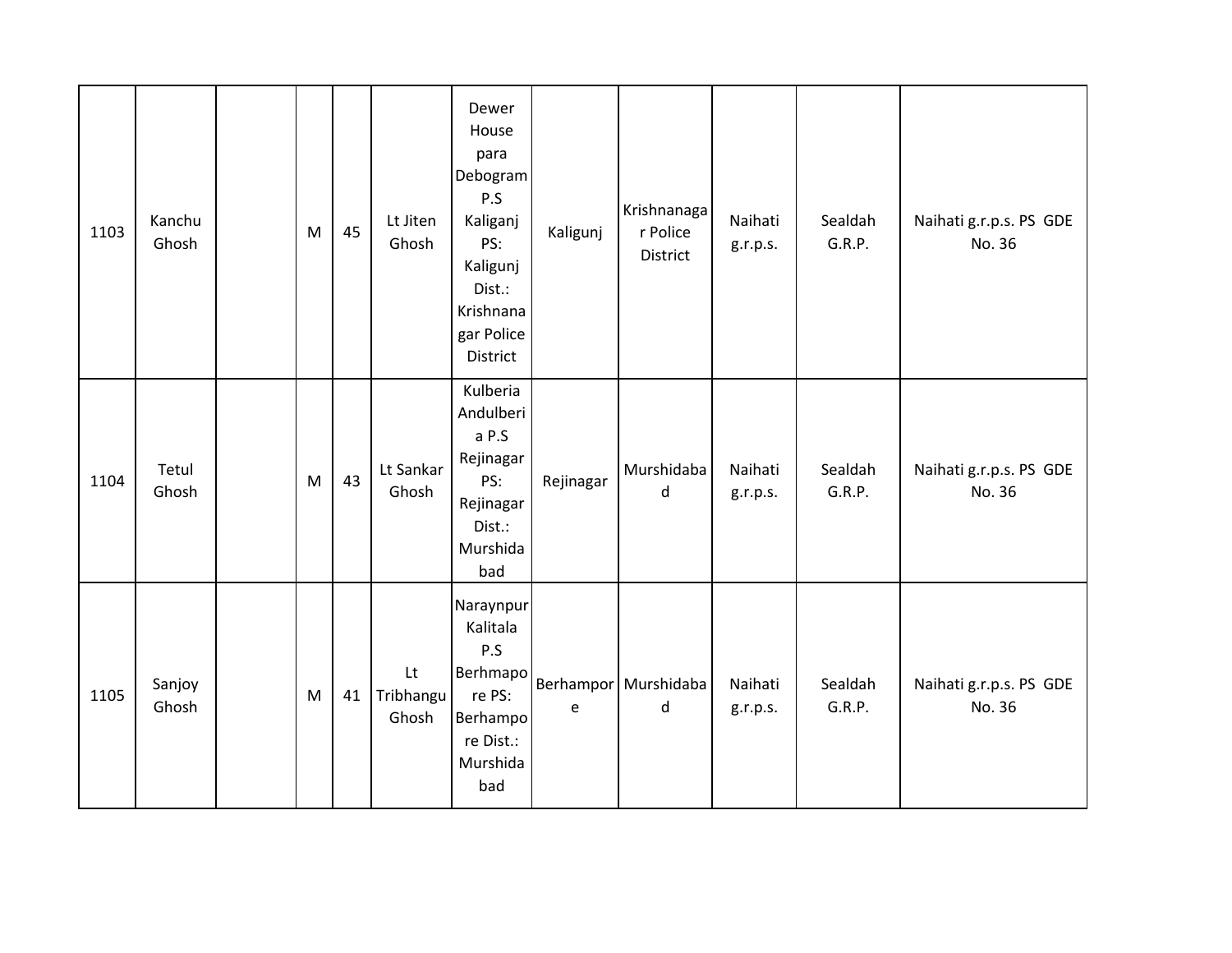| 1103 | Kanchu Ghosh | | M | 45 | Lt Jiten Ghosh | Dewer House para Debogram P.S Kaliganj PS: Kaligunj Dist.: Krishnanagar Police District | Kaligunj | Krishnanagar Police District | Naihati g.r.p.s. | Sealdah G.R.P. | Naihati g.r.p.s. PS GDE No. 36 |
|---|---|---|---|---|---|---|---|---|---|---|---|
| 1104 | Tetul Ghosh | | M | 43 | Lt Sankar Ghosh | Kulberia Andulberia P.S Rejinagar PS: Rejinagar Dist.: Murshidabad | Rejinagar | Murshidabad | Naihati g.r.p.s. | Sealdah G.R.P. | Naihati g.r.p.s. PS GDE No. 36 |
| 1105 | Sanjoy Ghosh | | M | 41 | Lt Tribhangu Ghosh | Naraynpur Kalitala P.S Berhmapore PS: Berhampore Dist.: Murshidabad | Berhampore | Murshidabad | Naihati g.r.p.s. | Sealdah G.R.P. | Naihati g.r.p.s. PS GDE No. 36 |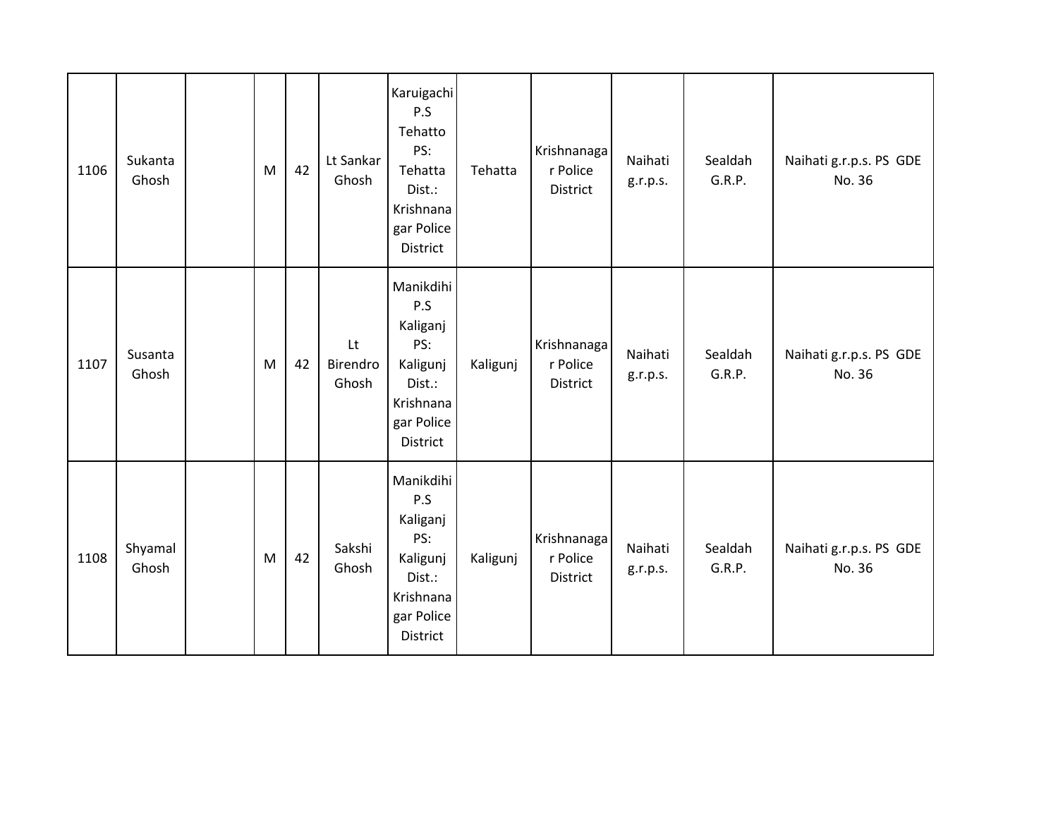| 1106 | Sukanta Ghosh | | M | 42 | Lt Sankar Ghosh | Karuigachi P.S Tehatto PS: Tehatta Dist.: Krishnanagar Police District | Tehatta | Krishnanagar Police District | Naihati g.r.p.s. | Sealdah G.R.P. | Naihati g.r.p.s. PS GDE No. 36 |
|---|---|---|---|---|---|---|---|---|---|---|---|
| 1107 | Susanta Ghosh | | M | 42 | Lt Birendro Ghosh | Manikdihi P.S Kaliganj PS: Kaligunj Dist.: Krishnanagar Police District | Kaligunj | Krishnanagar Police District | Naihati g.r.p.s. | Sealdah G.R.P. | Naihati g.r.p.s. PS GDE No. 36 |
| 1108 | Shyamal Ghosh | | M | 42 | Sakshi Ghosh | Manikdihi P.S Kaliganj PS: Kaligunj Dist.: Krishnanagar Police District | Kaligunj | Krishnanagar Police District | Naihati g.r.p.s. | Sealdah G.R.P. | Naihati g.r.p.s. PS GDE No. 36 |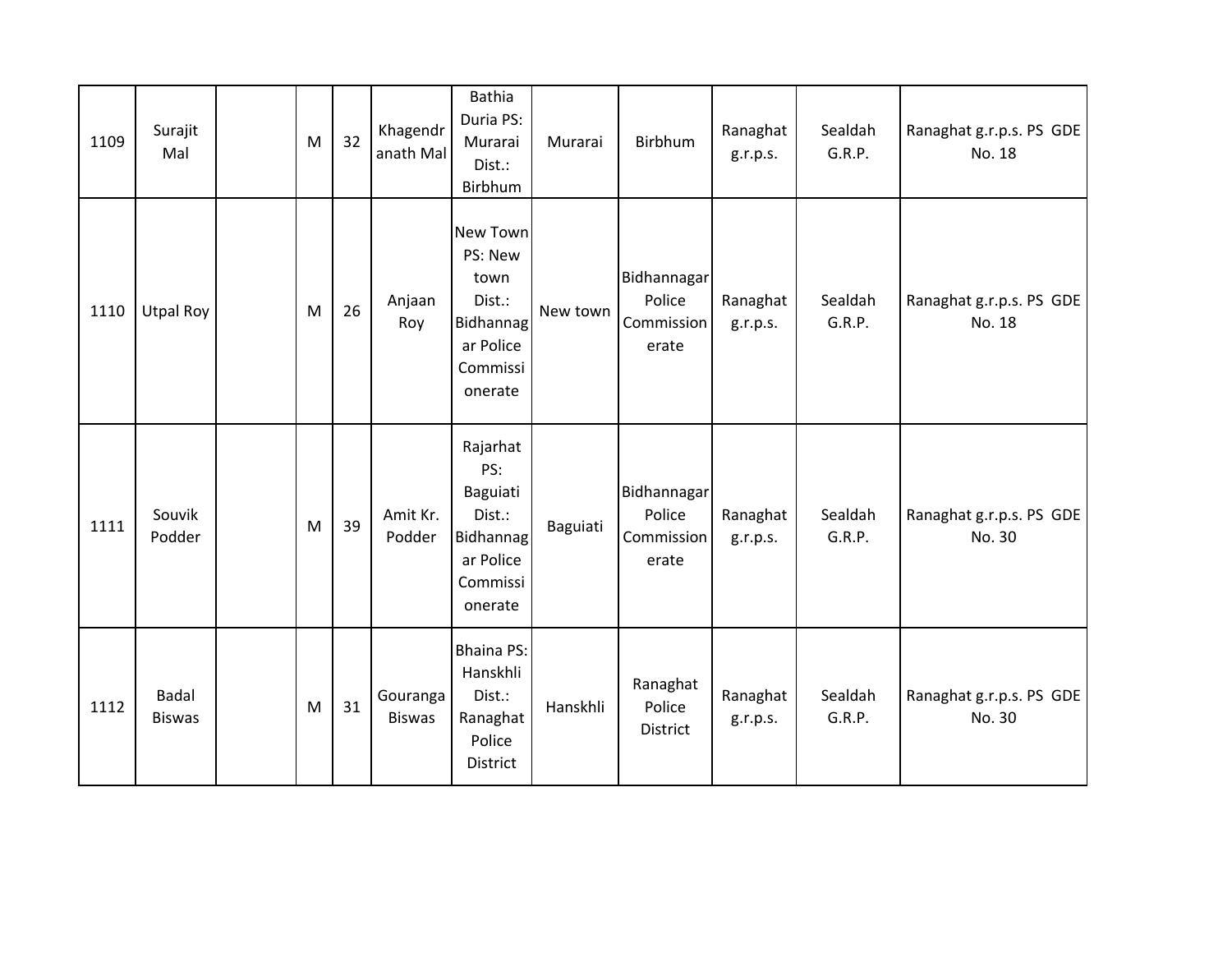| | | | | | | | | | | | |
|---|---|---|---|---|---|---|---|---|---|---|---|
| 1109 | Surajit Mal | | M | 32 | Khagendranath Mal | Bathia Duria PS: Murarai Dist.: Birbhum | Murarai | Birbhum | Ranaghat g.r.p.s. | Sealdah G.R.P. | Ranaghat g.r.p.s. PS GDE No. 18 |
| 1110 | Utpal Roy | | M | 26 | Anjaan Roy | New Town PS: New town Dist.: Bidhannagar Police Commissionerate | New town | Bidhannagar Police Commissionerate | Ranaghat g.r.p.s. | Sealdah G.R.P. | Ranaghat g.r.p.s. PS GDE No. 18 |
| 1111 | Souvik Podder | | M | 39 | Amit Kr. Podder | Rajarhat PS: Baguiati Dist.: Bidhannagar Police Commissionerate | Baguiati | Bidhannagar Police Commissionerate | Ranaghat g.r.p.s. | Sealdah G.R.P. | Ranaghat g.r.p.s. PS GDE No. 30 |
| 1112 | Badal Biswas | | M | 31 | Gouranga Biswas | Bhaina PS: Hanskhli Dist.: Ranaghat Police District | Hanskhli | Ranaghat Police District | Ranaghat g.r.p.s. | Sealdah G.R.P. | Ranaghat g.r.p.s. PS GDE No. 30 |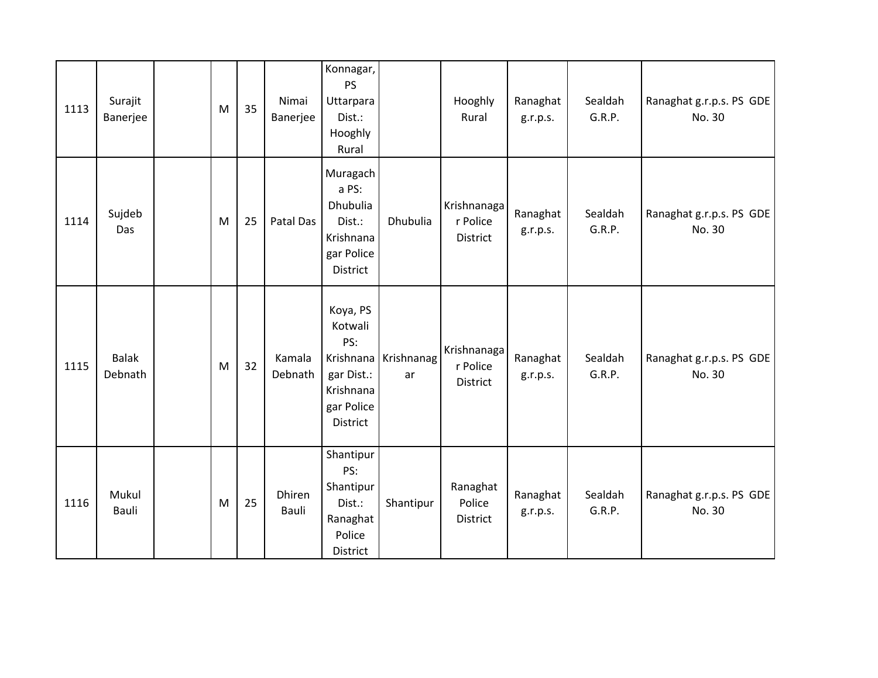| 1113 | Surajit Banerjee | | M | 35 | Nimai Banerjee | Konnagar, PS Uttarpara Dist.: Hooghly Rural | | Hooghly Rural | Ranaghat g.r.p.s. | Sealdah G.R.P. | Ranaghat g.r.p.s. PS GDE No. 30 |
|---|---|---|---|---|---|---|---|---|---|---|---|
| 1114 | Sujdeb Das | | M | 25 | Patal Das | Muragacha PS: Dhubulia Dist.: Krishnanagar Police District | Dhubulia | Krishnanagar Police District | Ranaghat g.r.p.s. | Sealdah G.R.P. | Ranaghat g.r.p.s. PS GDE No. 30 |
| 1115 | Balak Debnath | | M | 32 | Kamala Debnath | Koya, PS Kotwali PS: Krishnanagar Dist.: Krishnanagar Police District | Krishnanagar | Krishnanagar Police District | Ranaghat g.r.p.s. | Sealdah G.R.P. | Ranaghat g.r.p.s. PS GDE No. 30 |
| 1116 | Mukul Bauli | | M | 25 | Dhiren Bauli | Shantipur PS: Shantipur Dist.: Ranaghat Police District | Shantipur | Ranaghat Police District | Ranaghat g.r.p.s. | Sealdah G.R.P. | Ranaghat g.r.p.s. PS GDE No. 30 |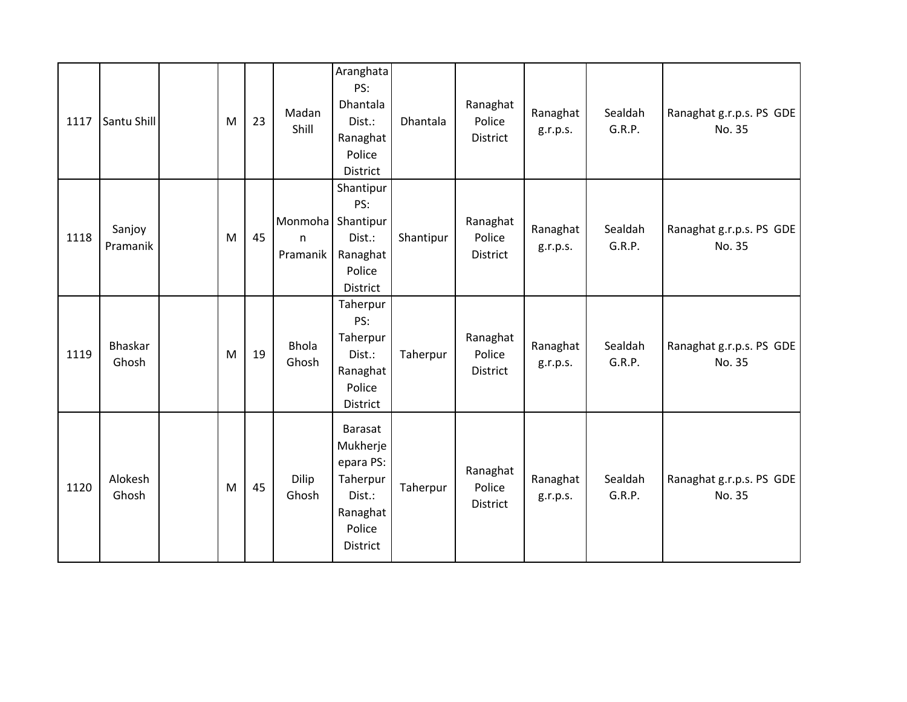| | | | | | | | | | | | |
|---|---|---|---|---|---|---|---|---|---|---|---|
| 1117 | Santu Shill | | M | 23 | Madan Shill | Aranghata PS: Dhantala Dist.: Ranaghat Police District | Dhantala | Ranaghat Police District | Ranaghat g.r.p.s. | Sealdah G.R.P. | Ranaghat g.r.p.s. PS GDE No. 35 |
| 1118 | Sanjoy Pramanik | | M | 45 | Monmohan Pramanik | Shantipur PS: Shantipur Dist.: Ranaghat Police District | Shantipur | Ranaghat Police District | Ranaghat g.r.p.s. | Sealdah G.R.P. | Ranaghat g.r.p.s. PS GDE No. 35 |
| 1119 | Bhaskar Ghosh | | M | 19 | Bhola Ghosh | Taherpur PS: Taherpur Dist.: Ranaghat Police District | Taherpur | Ranaghat Police District | Ranaghat g.r.p.s. | Sealdah G.R.P. | Ranaghat g.r.p.s. PS GDE No. 35 |
| 1120 | Alokesh Ghosh | | M | 45 | Dilip Ghosh | Barasat Mukherjepara PS: Taherpur Dist.: Ranaghat Police District | Taherpur | Ranaghat Police District | Ranaghat g.r.p.s. | Sealdah G.R.P. | Ranaghat g.r.p.s. PS GDE No. 35 |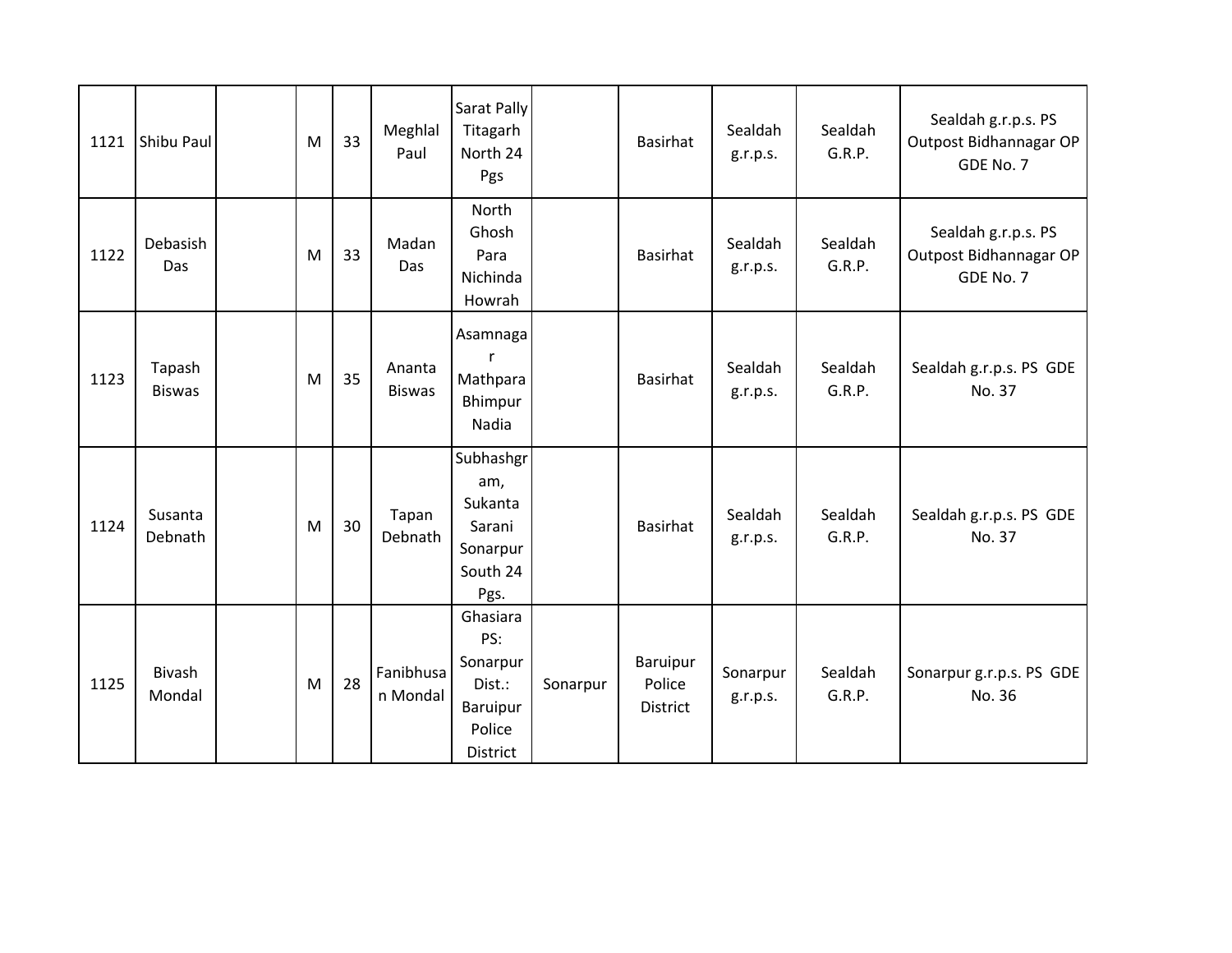| | | | | | | | | | | | |
|---|---|---|---|---|---|---|---|---|---|---|---|
| 1121 | Shibu Paul | | M | 33 | Meghlal Paul | Sarat Pally Titagarh North 24 Pgs | | Basirhat | Sealdah g.r.p.s. | Sealdah G.R.P. | Sealdah g.r.p.s. PS Outpost Bidhannagar OP GDE No. 7 |
| 1122 | Debasish Das | | M | 33 | Madan Das | North Ghosh Para Nichinda Howrah | | Basirhat | Sealdah g.r.p.s. | Sealdah G.R.P. | Sealdah g.r.p.s. PS Outpost Bidhannagar OP GDE No. 7 |
| 1123 | Tapash Biswas | | M | 35 | Ananta Biswas | Asamnagar Mathpara Bhimpur Nadia | | Basirhat | Sealdah g.r.p.s. | Sealdah G.R.P. | Sealdah g.r.p.s. PS GDE No. 37 |
| 1124 | Susanta Debnath | | M | 30 | Tapan Debnath | Subhashgram, Sukanta Sarani Sonarpur South 24 Pgs. | | Basirhat | Sealdah g.r.p.s. | Sealdah G.R.P. | Sealdah g.r.p.s. PS GDE No. 37 |
| 1125 | Bivash Mondal | | M | 28 | Fanibhusan Mondal | Ghasiara PS: Sonarpur Dist.: Baruipur Police District | Sonarpur | Baruipur Police District | Sonarpur g.r.p.s. | Sealdah G.R.P. | Sonarpur g.r.p.s. PS GDE No. 36 |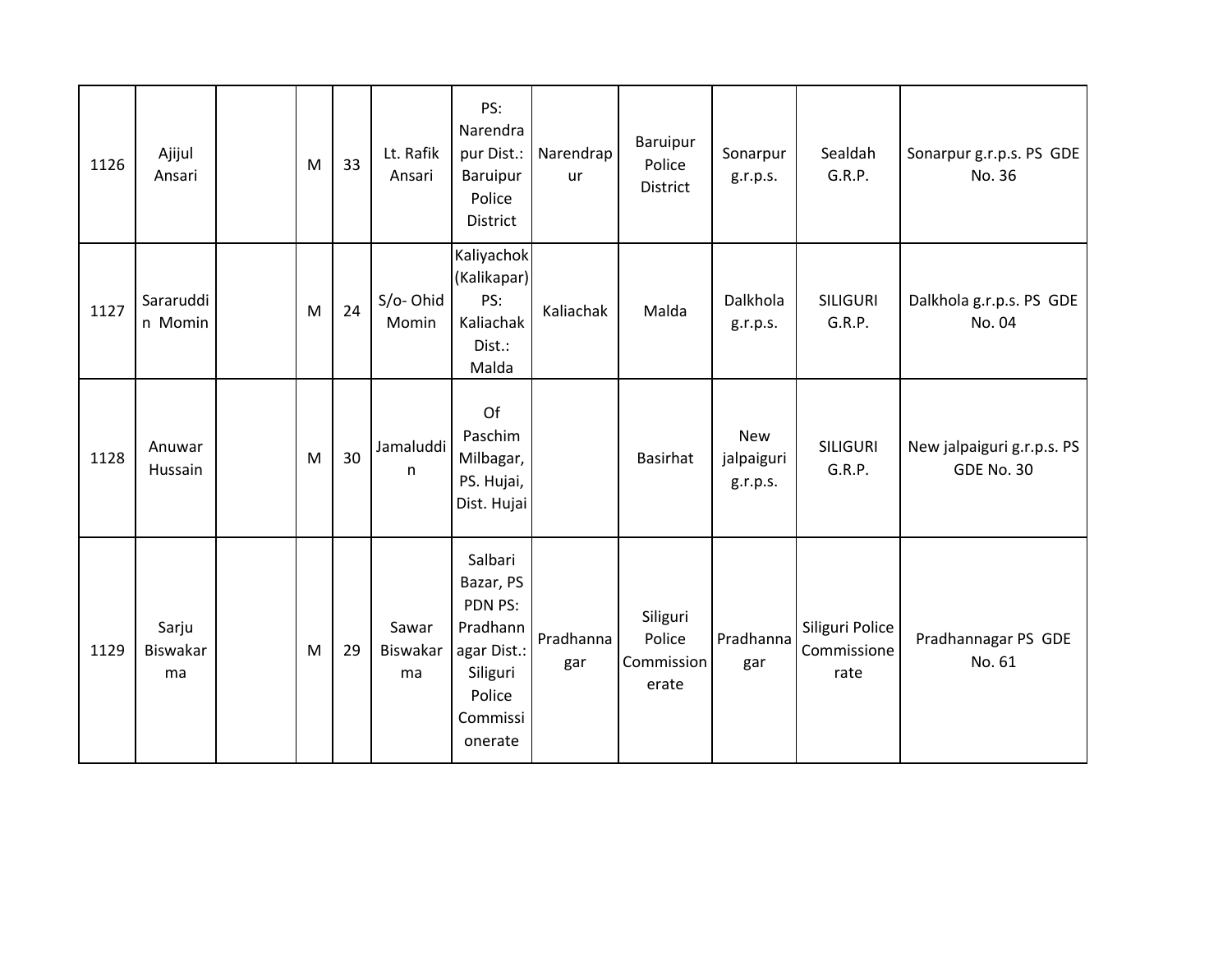| 1126 | Ajijul Ansari | | M | 33 | Lt. Rafik Ansari | PS: Narendrapur Dist.: Baruipur Police District | Narendrapur | Baruipur Police District | Sonarpur g.r.p.s. | Sealdah G.R.P. | Sonarpur g.r.p.s. PS GDE No. 36 |
|---|---|---|---|---|---|---|---|---|---|---|---|
| 1127 | Sararuddin Momin | | M | 24 | S/o- Ohid Momin | Kaliyachok (Kalikapar) PS: Kaliachak Dist.: Malda | Kaliachak | Malda | Dalkhola g.r.p.s. | SILIGURI G.R.P. | Dalkhola g.r.p.s. PS GDE No. 04 |
| 1128 | Anuwar Hussain | | M | 30 | Jamaluddin | Of Paschim Milbagar, PS. Hujai, Dist. Hujai | | Basirhat | New jalpaiguri g.r.p.s. | SILIGURI G.R.P. | New jalpaiguri g.r.p.s. PS GDE No. 30 |
| 1129 | Sarju Biswakarma | | M | 29 | Sawar Biswakarma | Salbari Bazar, PS PDN PS: Pradhannagar Dist.: Siliguri Police Commissionerate | Pradhannagar | Siliguri Police Commissionerate | Pradhannagar | Siliguri Police Commissionerate | Pradhannagar PS GDE No. 61 |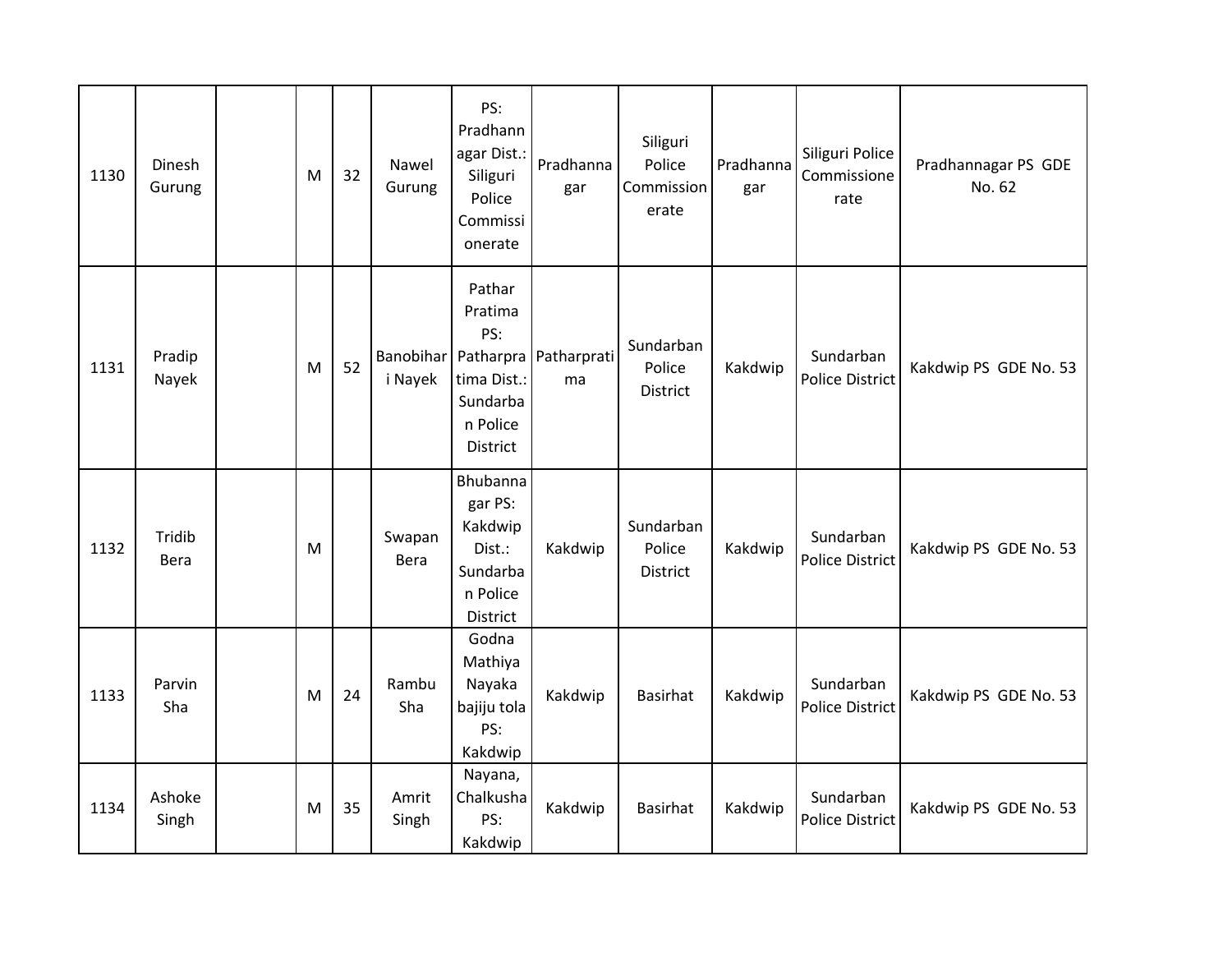| | | | | | | | | | | | |
|---|---|---|---|---|---|---|---|---|---|---|---|
| 1130 | Dinesh Gurung | | M | 32 | Nawel Gurung | PS: Pradhannagar Dist.: Siliguri Police Commissionerate | Pradhannagar | Siliguri Police Commissionerate | Pradhannagar | Siliguri Police Commissionerate | Pradhannagar PS GDE No. 62 |
| 1131 | Pradip Nayek | | M | 52 | Banobihari Nayek | Pathar Pratima PS: Patharpratima Dist.: Sundarban Police District | Patharpratima | Sundarban Police District | Kakdwip | Sundarban Police District | Kakdwip PS GDE No. 53 |
| 1132 | Tridib Bera | | M | | Swapan Bera | Bhubannagar PS: Kakdwip Dist.: Sundarban Police District | Kakdwip | Sundarban Police District | Kakdwip | Sundarban Police District | Kakdwip PS GDE No. 53 |
| 1133 | Parvin Sha | | M | 24 | Rambu Sha | Godna Mathiya Nayaka bajiju tola PS: Kakdwip | Kakdwip | Basirhat | Kakdwip | Sundarban Police District | Kakdwip PS GDE No. 53 |
| 1134 | Ashoke Singh | | M | 35 | Amrit Singh | Nayana, Chalkusha PS: Kakdwip | Kakdwip | Basirhat | Kakdwip | Sundarban Police District | Kakdwip PS GDE No. 53 |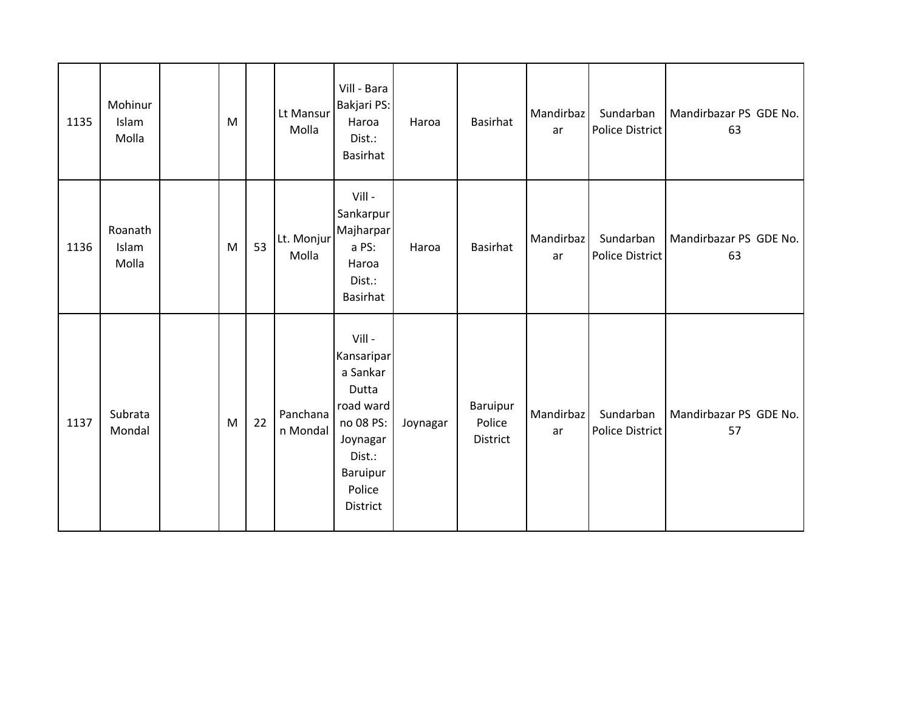| 1135 | Mohinur Islam Molla | | M | | Lt Mansur Molla | Vill - Bara Bakjari PS: Haroa Dist.: Basirhat | Haroa | Basirhat | Mandirbazar | Sundarban Police District | Mandirbazar PS GDE No. 63 |
|---|---|---|---|---|---|---|---|---|---|---|---|
| 1136 | Roanath Islam Molla | | M | 53 | Lt. Monjur Molla | Vill - Sankarpur Majharpara PS: Haroa Dist.: Basirhat | Haroa | Basirhat | Mandirbazar | Sundarban Police District | Mandirbazar PS GDE No. 63 |
| 1137 | Subrata Mondal | | M | 22 | Panchanan Mondal | Vill - Kansaripara Sankar Dutta road ward no 08 PS: Joynagar Dist.: Baruipur Police District | Joynagar | Baruipur Police District | Mandirbazar | Sundarban Police District | Mandirbazar PS GDE No. 57 |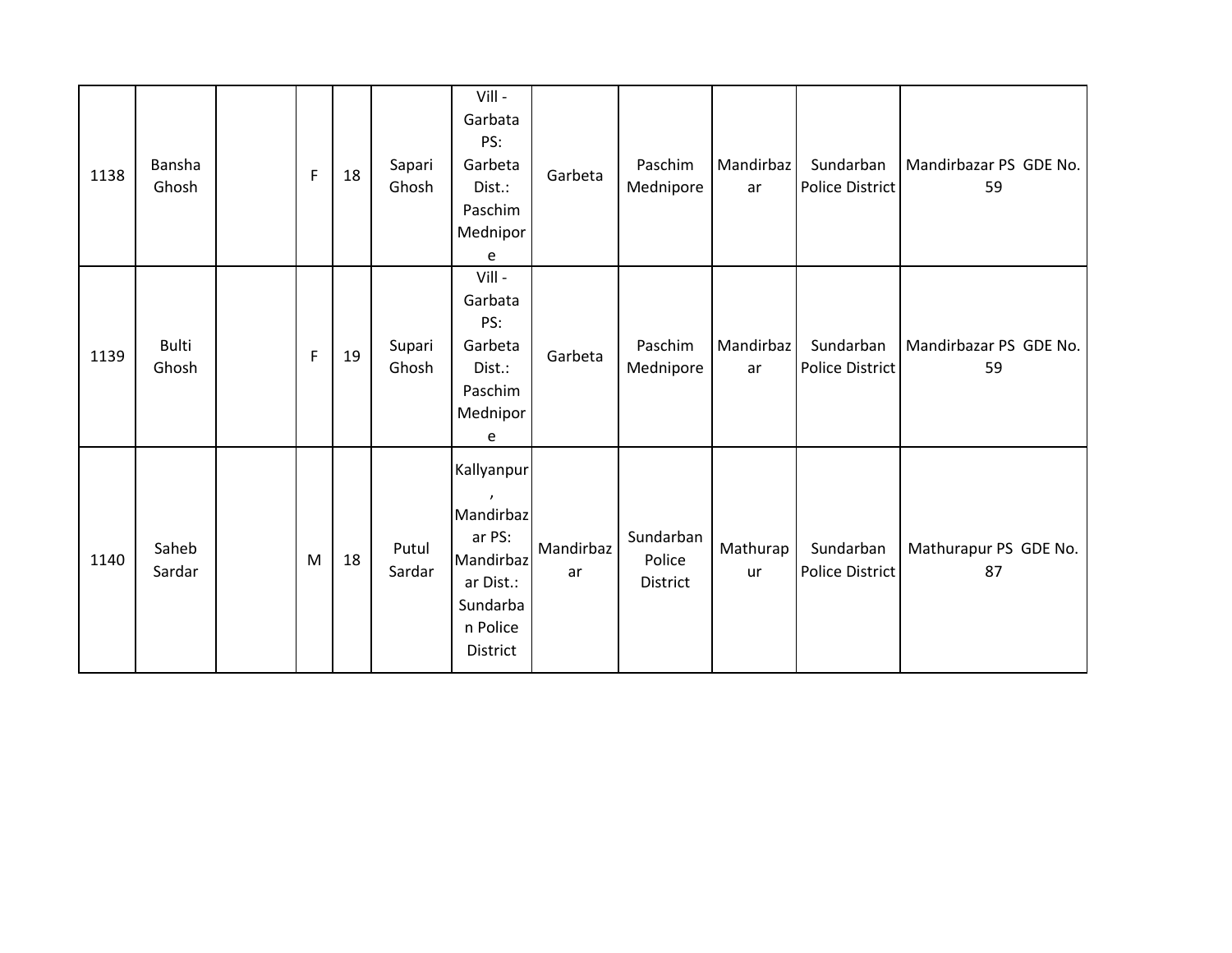| | | | | | | | | | | | |
|---|---|---|---|---|---|---|---|---|---|---|---|
| 1138 | Bansha Ghosh | | F | 18 | Sapari Ghosh | Vill - Garbata PS: Garbeta Dist.: Paschim Mednipore | Garbeta | Paschim Mednipore | Mandirbazar | Sundarban Police District | Mandirbazar PS GDE No. 59 |
| 1139 | Bulti Ghosh | | F | 19 | Supari Ghosh | Vill - Garbata PS: Garbeta Dist.: Paschim Mednipore | Garbeta | Paschim Mednipore | Mandirbazar | Sundarban Police District | Mandirbazar PS GDE No. 59 |
| 1140 | Saheb Sardar | | M | 18 | Putul Sardar | Kallyanpur, Mandirbazar PS: Mandirbazar Dist.: Sundarban Police District | Mandirbazar | Sundarban Police District | Mathurapur | Sundarban Police District | Mathurapur PS GDE No. 87 |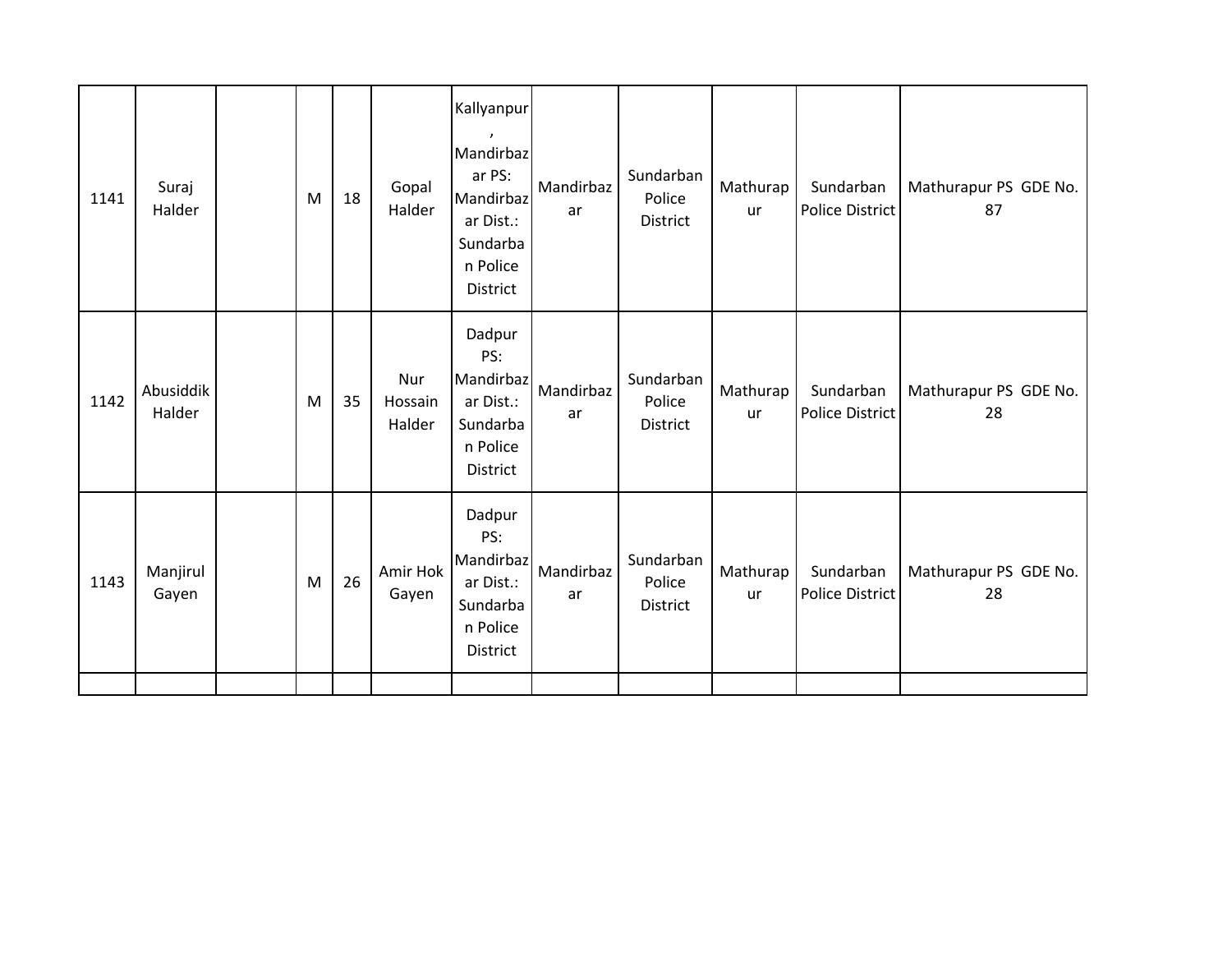| | | | | | | | | | | | |
|---|---|---|---|---|---|---|---|---|---|---|---|
| 1141 | Suraj Halder | | M | 18 | Gopal Halder | Kallyanpur , Mandirbazar PS: Mandirbazar Dist.: Sundarban Police District | Mandirbazar | Sundarban Police District | Mathurapur | Sundarban Police District | Mathurapur PS GDE No. 87 |
| 1142 | Abusiddik Halder | | M | 35 | Nur Hossain Halder | Dadpur PS: Mandirbazar Dist.: Sundarban Police District | Mandirbazar | Sundarban Police District | Mathurapur | Sundarban Police District | Mathurapur PS GDE No. 28 |
| 1143 | Manjirul Gayen | | M | 26 | Amir Hok Gayen | Dadpur PS: Mandirbazar Dist.: Sundarban Police District | Mandirbazar | Sundarban Police District | Mathurapur | Sundarban Police District | Mathurapur PS GDE No. 28 |
| | | | | | | | | | | | |